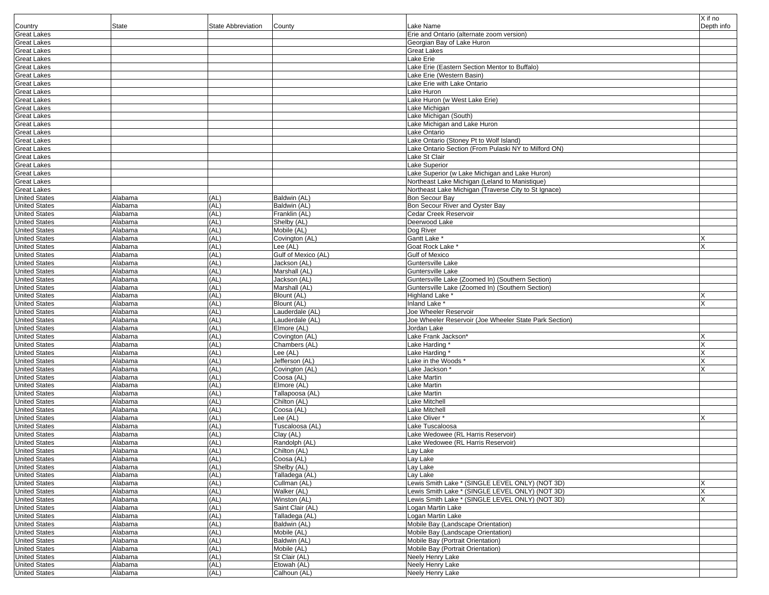| Country | State | State Abbreviation | County | Lake Name | X if no Depth info |
|---|---|---|---|---|---|
| Great Lakes | | | | Erie and Ontario (alternate zoom version) | |
| Great Lakes | | | | Georgian Bay of Lake Huron | |
| Great Lakes | | | | Great Lakes | |
| Great Lakes | | | | Lake Erie | |
| Great Lakes | | | | Lake Erie (Eastern Section Mentor to Buffalo) | |
| Great Lakes | | | | Lake Erie (Western Basin) | |
| Great Lakes | | | | Lake Erie with Lake Ontario | |
| Great Lakes | | | | Lake Huron | |
| Great Lakes | | | | Lake Huron (w West Lake Erie) | |
| Great Lakes | | | | Lake Michigan | |
| Great Lakes | | | | Lake Michigan (South) | |
| Great Lakes | | | | Lake Michigan and Lake Huron | |
| Great Lakes | | | | Lake Ontario | |
| Great Lakes | | | | Lake Ontario (Stoney Pt to Wolf Island) | |
| Great Lakes | | | | Lake Ontario Section (From Pulaski NY to Milford ON) | |
| Great Lakes | | | | Lake St Clair | |
| Great Lakes | | | | Lake Superior | |
| Great Lakes | | | | Lake Superior (w Lake Michigan and Lake Huron) | |
| Great Lakes | | | | Northeast Lake Michigan (Leland to Manistique) | |
| Great Lakes | | | | Northeast Lake Michigan (Traverse City to St Ignace) | |
| United States | Alabama | (AL) | Baldwin (AL) | Bon Secour Bay | |
| United States | Alabama | (AL) | Baldwin (AL) | Bon Secour River and Oyster Bay | |
| United States | Alabama | (AL) | Franklin (AL) | Cedar Creek Reservoir | |
| United States | Alabama | (AL) | Shelby (AL) | Deerwood Lake | |
| United States | Alabama | (AL) | Mobile (AL) | Dog River | |
| United States | Alabama | (AL) | Covington (AL) | Gantt Lake * | X |
| United States | Alabama | (AL) | Lee (AL) | Goat Rock Lake * | X |
| United States | Alabama | (AL) | Gulf of Mexico (AL) | Gulf of Mexico | |
| United States | Alabama | (AL) | Jackson (AL) | Guntersville Lake | |
| United States | Alabama | (AL) | Marshall (AL) | Guntersville Lake | |
| United States | Alabama | (AL) | Jackson (AL) | Guntersville Lake (Zoomed In) (Southern Section) | |
| United States | Alabama | (AL) | Marshall (AL) | Guntersville Lake (Zoomed In) (Southern Section) | |
| United States | Alabama | (AL) | Blount (AL) | Highland Lake * | X |
| United States | Alabama | (AL) | Blount (AL) | Inland Lake * | X |
| United States | Alabama | (AL) | Lauderdale (AL) | Joe Wheeler Reservoir | |
| United States | Alabama | (AL) | Lauderdale (AL) | Joe Wheeler Reservoir (Joe Wheeler State Park Section) | |
| United States | Alabama | (AL) | Elmore (AL) | Jordan Lake | |
| United States | Alabama | (AL) | Covington (AL) | Lake Frank Jackson* | X |
| United States | Alabama | (AL) | Chambers (AL) | Lake Harding * | X |
| United States | Alabama | (AL) | Lee (AL) | Lake Harding * | X |
| United States | Alabama | (AL) | Jefferson (AL) | Lake in the Woods * | X |
| United States | Alabama | (AL) | Covington (AL) | Lake Jackson * | X |
| United States | Alabama | (AL) | Coosa (AL) | Lake Martin | |
| United States | Alabama | (AL) | Elmore (AL) | Lake Martin | |
| United States | Alabama | (AL) | Tallapoosa (AL) | Lake Martin | |
| United States | Alabama | (AL) | Chilton (AL) | Lake Mitchell | |
| United States | Alabama | (AL) | Coosa (AL) | Lake Mitchell | |
| United States | Alabama | (AL) | Lee (AL) | Lake Oliver * | X |
| United States | Alabama | (AL) | Tuscaloosa (AL) | Lake Tuscaloosa | |
| United States | Alabama | (AL) | Clay (AL) | Lake Wedowee (RL Harris Reservoir) | |
| United States | Alabama | (AL) | Randolph (AL) | Lake Wedowee (RL Harris Reservoir) | |
| United States | Alabama | (AL) | Chilton (AL) | Lay Lake | |
| United States | Alabama | (AL) | Coosa (AL) | Lay Lake | |
| United States | Alabama | (AL) | Shelby (AL) | Lay Lake | |
| United States | Alabama | (AL) | Talladega (AL) | Lay Lake | |
| United States | Alabama | (AL) | Cullman (AL) | Lewis Smith Lake * (SINGLE LEVEL ONLY) (NOT 3D) | X |
| United States | Alabama | (AL) | Walker (AL) | Lewis Smith Lake * (SINGLE LEVEL ONLY) (NOT 3D) | X |
| United States | Alabama | (AL) | Winston (AL) | Lewis Smith Lake * (SINGLE LEVEL ONLY) (NOT 3D) | X |
| United States | Alabama | (AL) | Saint Clair (AL) | Logan Martin Lake | |
| United States | Alabama | (AL) | Talladega (AL) | Logan Martin Lake | |
| United States | Alabama | (AL) | Baldwin (AL) | Mobile Bay (Landscape Orientation) | |
| United States | Alabama | (AL) | Mobile (AL) | Mobile Bay (Landscape Orientation) | |
| United States | Alabama | (AL) | Baldwin (AL) | Mobile Bay (Portrait Orientation) | |
| United States | Alabama | (AL) | Mobile (AL) | Mobile Bay (Portrait Orientation) | |
| United States | Alabama | (AL) | St Clair (AL) | Neely Henry Lake | |
| United States | Alabama | (AL) | Etowah (AL) | Neely Henry Lake | |
| United States | Alabama | (AL) | Calhoun (AL) | Neely Henry Lake | |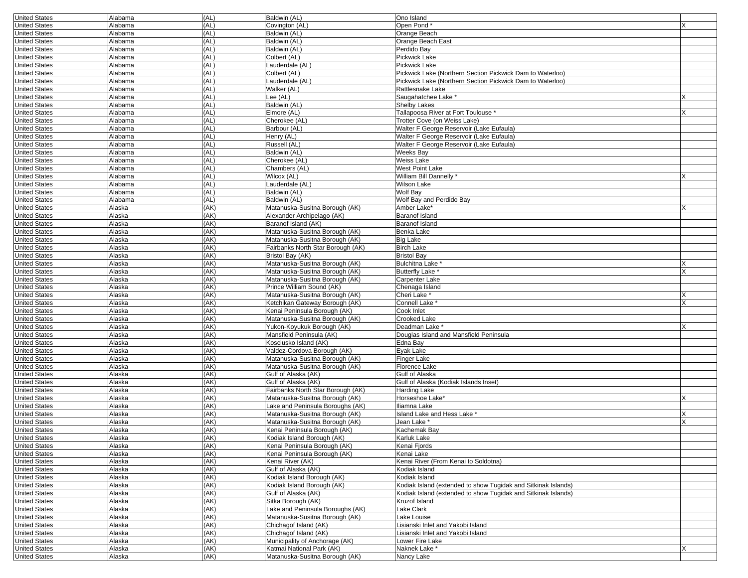| | | | | | |
|---|---|---|---|---|---|
| United States | Alabama | (AL) | Baldwin (AL) | Ono Island | |
| United States | Alabama | (AL) | Covington (AL) | Open Pond * | X |
| United States | Alabama | (AL) | Baldwin (AL) | Orange Beach | |
| United States | Alabama | (AL) | Baldwin (AL) | Orange Beach East | |
| United States | Alabama | (AL) | Baldwin (AL) | Perdido Bay | |
| United States | Alabama | (AL) | Colbert (AL) | Pickwick Lake | |
| United States | Alabama | (AL) | Lauderdale (AL) | Pickwick Lake | |
| United States | Alabama | (AL) | Colbert (AL) | Pickwick Lake (Northern Section Pickwick Dam to Waterloo) | |
| United States | Alabama | (AL) | Lauderdale (AL) | Pickwick Lake (Northern Section Pickwick Dam to Waterloo) | |
| United States | Alabama | (AL) | Walker (AL) | Rattlesnake Lake | |
| United States | Alabama | (AL) | Lee (AL) | Saugahatchee Lake * | X |
| United States | Alabama | (AL) | Baldwin (AL) | Shelby Lakes | |
| United States | Alabama | (AL) | Elmore (AL) | Tallapoosa River at Fort Toulouse * | X |
| United States | Alabama | (AL) | Cherokee (AL) | Trotter Cove (on Weiss Lake) | |
| United States | Alabama | (AL) | Barbour (AL) | Walter F George Reservoir (Lake Eufaula) | |
| United States | Alabama | (AL) | Henry (AL) | Walter F George Reservoir (Lake Eufaula) | |
| United States | Alabama | (AL) | Russell (AL) | Walter F George Reservoir (Lake Eufaula) | |
| United States | Alabama | (AL) | Baldwin (AL) | Weeks Bay | |
| United States | Alabama | (AL) | Cherokee (AL) | Weiss Lake | |
| United States | Alabama | (AL) | Chambers (AL) | West Point Lake | |
| United States | Alabama | (AL) | Wilcox (AL) | William Bill Dannelly * | X |
| United States | Alabama | (AL) | Lauderdale (AL) | Wilson Lake | |
| United States | Alabama | (AL) | Baldwin (AL) | Wolf Bay | |
| United States | Alabama | (AL) | Baldwin (AL) | Wolf Bay and Perdido Bay | |
| United States | Alaska | (AK) | Matanuska-Susitna Borough (AK) | Amber Lake* | X |
| United States | Alaska | (AK) | Alexander Archipelago (AK) | Baranof Island | |
| United States | Alaska | (AK) | Baranof Island (AK) | Baranof Island | |
| United States | Alaska | (AK) | Matanuska-Susitna Borough (AK) | Benka Lake | |
| United States | Alaska | (AK) | Matanuska-Susitna Borough (AK) | Big Lake | |
| United States | Alaska | (AK) | Fairbanks North Star Borough (AK) | Birch Lake | |
| United States | Alaska | (AK) | Bristol Bay (AK) | Bristol Bay | |
| United States | Alaska | (AK) | Matanuska-Susitna Borough (AK) | Bulchitna Lake * | X |
| United States | Alaska | (AK) | Matanuska-Susitna Borough (AK) | Butterfly Lake * | X |
| United States | Alaska | (AK) | Matanuska-Susitna Borough (AK) | Carpenter Lake | |
| United States | Alaska | (AK) | Prince William Sound (AK) | Chenaga Island | |
| United States | Alaska | (AK) | Matanuska-Susitna Borough (AK) | Cheri Lake * | X |
| United States | Alaska | (AK) | Ketchikan Gateway Borough (AK) | Connell Lake * | X |
| United States | Alaska | (AK) | Kenai Peninsula Borough (AK) | Cook Inlet | |
| United States | Alaska | (AK) | Matanuska-Susitna Borough (AK) | Crooked Lake | |
| United States | Alaska | (AK) | Yukon-Koyukuk Borough (AK) | Deadman Lake * | X |
| United States | Alaska | (AK) | Mansfield Peninsula (AK) | Douglas Island and Mansfield Peninsula | |
| United States | Alaska | (AK) | Kosciusko Island (AK) | Edna Bay | |
| United States | Alaska | (AK) | Valdez-Cordova Borough (AK) | Eyak Lake | |
| United States | Alaska | (AK) | Matanuska-Susitna Borough (AK) | Finger Lake | |
| United States | Alaska | (AK) | Matanuska-Susitna Borough (AK) | Florence Lake | |
| United States | Alaska | (AK) | Gulf of Alaska (AK) | Gulf of Alaska | |
| United States | Alaska | (AK) | Gulf of Alaska (AK) | Gulf of Alaska (Kodiak Islands Inset) | |
| United States | Alaska | (AK) | Fairbanks North Star Borough (AK) | Harding Lake | |
| United States | Alaska | (AK) | Matanuska-Susitna Borough (AK) | Horseshoe Lake* | X |
| United States | Alaska | (AK) | Lake and Peninsula Boroughs (AK) | Iliamna Lake | |
| United States | Alaska | (AK) | Matanuska-Susitna Borough (AK) | Island Lake and Hess Lake * | X |
| United States | Alaska | (AK) | Matanuska-Susitna Borough (AK) | Jean Lake * | X |
| United States | Alaska | (AK) | Kenai Peninsula Borough (AK) | Kachemak Bay | |
| United States | Alaska | (AK) | Kodiak Island Borough (AK) | Karluk Lake | |
| United States | Alaska | (AK) | Kenai Peninsula Borough (AK) | Kenai Fjords | |
| United States | Alaska | (AK) | Kenai Peninsula Borough (AK) | Kenai Lake | |
| United States | Alaska | (AK) | Kenai River (AK) | Kenai River (From Kenai to Soldotna) | |
| United States | Alaska | (AK) | Gulf of Alaska (AK) | Kodiak Island | |
| United States | Alaska | (AK) | Kodiak Island Borough (AK) | Kodiak Island | |
| United States | Alaska | (AK) | Kodiak Island Borough (AK) | Kodiak Island (extended to show Tugidak and Sitkinak Islands) | |
| United States | Alaska | (AK) | Gulf of Alaska (AK) | Kodiak Island (extended to show Tugidak and Sitkinak Islands) | |
| United States | Alaska | (AK) | Sitka Borough (AK) | Kruzof Island | |
| United States | Alaska | (AK) | Lake and Peninsula Boroughs (AK) | Lake Clark | |
| United States | Alaska | (AK) | Matanuska-Susitna Borough (AK) | Lake Louise | |
| United States | Alaska | (AK) | Chichagof Island (AK) | Lisianski Inlet and Yakobi Island | |
| United States | Alaska | (AK) | Chichagof Island (AK) | Lisianski Inlet and Yakobi Island | |
| United States | Alaska | (AK) | Municipality of Anchorage (AK) | Lower Fire Lake | |
| United States | Alaska | (AK) | Katmai National Park (AK) | Naknek Lake * | X |
| United States | Alaska | (AK) | Matanuska-Susitna Borough (AK) | Nancy Lake | |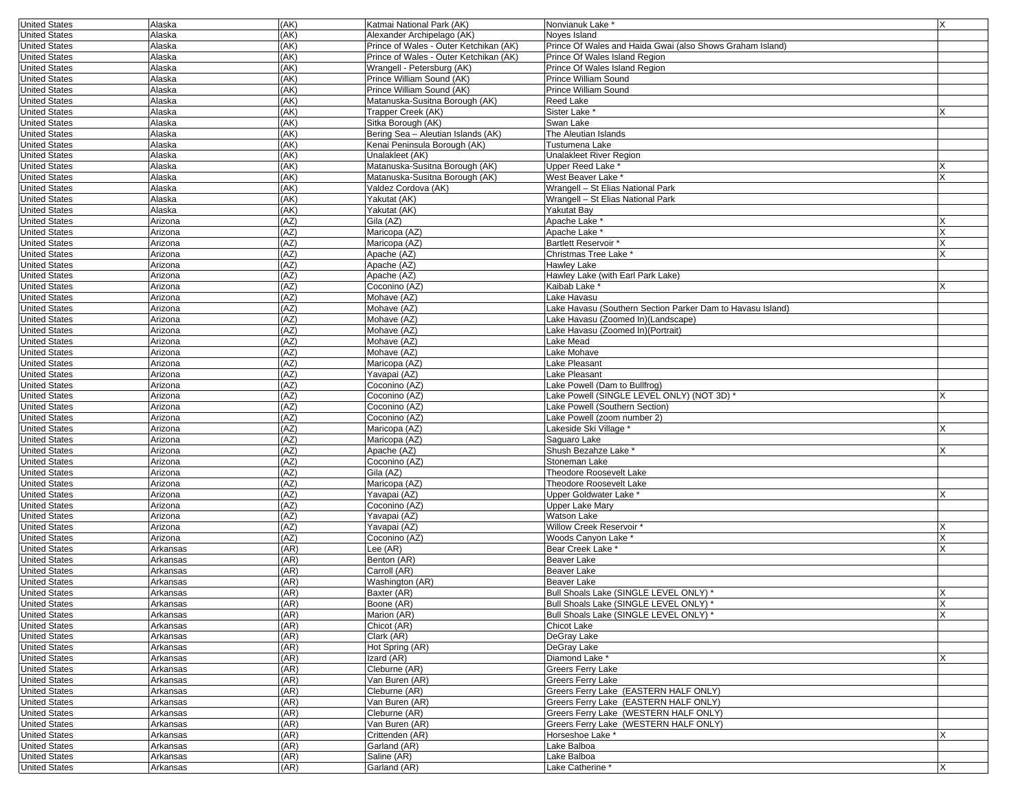| | | | | | |
|---|---|---|---|---|---|
| United States | Alaska | (AK) | Katmai National Park (AK) | Nonvianuk Lake * | X |
| United States | Alaska | (AK) | Alexander Archipelago (AK) | Noyes Island | |
| United States | Alaska | (AK) | Prince of Wales - Outer Ketchikan (AK) | Prince Of Wales and Haida Gwai (also Shows Graham Island) | |
| United States | Alaska | (AK) | Prince of Wales - Outer Ketchikan (AK) | Prince Of Wales Island Region | |
| United States | Alaska | (AK) | Wrangell - Petersburg (AK) | Prince Of Wales Island Region | |
| United States | Alaska | (AK) | Prince William Sound (AK) | Prince William Sound | |
| United States | Alaska | (AK) | Prince William Sound (AK) | Prince William Sound | |
| United States | Alaska | (AK) | Matanuska-Susitna Borough (AK) | Reed Lake | |
| United States | Alaska | (AK) | Trapper Creek (AK) | Sister Lake * | X |
| United States | Alaska | (AK) | Sitka Borough (AK) | Swan Lake | |
| United States | Alaska | (AK) | Bering Sea – Aleutian Islands (AK) | The Aleutian Islands | |
| United States | Alaska | (AK) | Kenai Peninsula Borough (AK) | Tustumena Lake | |
| United States | Alaska | (AK) | Unalakleet (AK) | Unalakleet River Region | |
| United States | Alaska | (AK) | Matanuska-Susitna Borough (AK) | Upper Reed Lake * | X |
| United States | Alaska | (AK) | Matanuska-Susitna Borough (AK) | West Beaver Lake * | X |
| United States | Alaska | (AK) | Valdez Cordova (AK) | Wrangell – St Elias National Park | |
| United States | Alaska | (AK) | Yakutat (AK) | Wrangell – St Elias National Park | |
| United States | Alaska | (AK) | Yakutat (AK) | Yakutat Bay | |
| United States | Arizona | (AZ) | Gila (AZ) | Apache Lake * | X |
| United States | Arizona | (AZ) | Maricopa (AZ) | Apache Lake * | X |
| United States | Arizona | (AZ) | Maricopa (AZ) | Bartlett Reservoir * | X |
| United States | Arizona | (AZ) | Apache (AZ) | Christmas Tree Lake * | X |
| United States | Arizona | (AZ) | Apache (AZ) | Hawley Lake | |
| United States | Arizona | (AZ) | Apache (AZ) | Hawley Lake (with Earl Park Lake) | |
| United States | Arizona | (AZ) | Coconino (AZ) | Kaibab Lake * | X |
| United States | Arizona | (AZ) | Mohave (AZ) | Lake Havasu | |
| United States | Arizona | (AZ) | Mohave (AZ) | Lake Havasu (Southern Section Parker Dam to Havasu Island) | |
| United States | Arizona | (AZ) | Mohave (AZ) | Lake Havasu (Zoomed In)(Landscape) | |
| United States | Arizona | (AZ) | Mohave (AZ) | Lake Havasu (Zoomed In)(Portrait) | |
| United States | Arizona | (AZ) | Mohave (AZ) | Lake Mead | |
| United States | Arizona | (AZ) | Mohave (AZ) | Lake Mohave | |
| United States | Arizona | (AZ) | Maricopa (AZ) | Lake Pleasant | |
| United States | Arizona | (AZ) | Yavapai (AZ) | Lake Pleasant | |
| United States | Arizona | (AZ) | Coconino (AZ) | Lake Powell (Dam to Bullfrog) | |
| United States | Arizona | (AZ) | Coconino (AZ) | Lake Powell (SINGLE LEVEL ONLY) (NOT 3D) * | X |
| United States | Arizona | (AZ) | Coconino (AZ) | Lake Powell (Southern Section) | |
| United States | Arizona | (AZ) | Coconino (AZ) | Lake Powell (zoom number 2) | |
| United States | Arizona | (AZ) | Maricopa (AZ) | Lakeside Ski Village * | X |
| United States | Arizona | (AZ) | Maricopa (AZ) | Saguaro Lake | |
| United States | Arizona | (AZ) | Apache (AZ) | Shush Bezahze Lake * | X |
| United States | Arizona | (AZ) | Coconino (AZ) | Stoneman Lake | |
| United States | Arizona | (AZ) | Gila (AZ) | Theodore Roosevelt Lake | |
| United States | Arizona | (AZ) | Maricopa (AZ) | Theodore Roosevelt Lake | |
| United States | Arizona | (AZ) | Yavapai (AZ) | Upper Goldwater Lake * | X |
| United States | Arizona | (AZ) | Coconino (AZ) | Upper Lake Mary | |
| United States | Arizona | (AZ) | Yavapai (AZ) | Watson Lake | |
| United States | Arizona | (AZ) | Yavapai (AZ) | Willow Creek Reservoir * | X |
| United States | Arizona | (AZ) | Coconino (AZ) | Woods Canyon Lake * | X |
| United States | Arkansas | (AR) | Lee (AR) | Bear Creek Lake * | X |
| United States | Arkansas | (AR) | Benton (AR) | Beaver Lake | |
| United States | Arkansas | (AR) | Carroll (AR) | Beaver Lake | |
| United States | Arkansas | (AR) | Washington (AR) | Beaver Lake | |
| United States | Arkansas | (AR) | Baxter (AR) | Bull Shoals Lake (SINGLE LEVEL ONLY) * | X |
| United States | Arkansas | (AR) | Boone (AR) | Bull Shoals Lake (SINGLE LEVEL ONLY) * | X |
| United States | Arkansas | (AR) | Marion (AR) | Bull Shoals Lake (SINGLE LEVEL ONLY) * | X |
| United States | Arkansas | (AR) | Chicot (AR) | Chicot Lake | |
| United States | Arkansas | (AR) | Clark (AR) | DeGray Lake | |
| United States | Arkansas | (AR) | Hot Spring (AR) | DeGray Lake | |
| United States | Arkansas | (AR) | Izard (AR) | Diamond Lake * | X |
| United States | Arkansas | (AR) | Cleburne (AR) | Greers Ferry Lake | |
| United States | Arkansas | (AR) | Van Buren (AR) | Greers Ferry Lake | |
| United States | Arkansas | (AR) | Cleburne (AR) | Greers Ferry Lake (EASTERN HALF ONLY) | |
| United States | Arkansas | (AR) | Van Buren (AR) | Greers Ferry Lake (EASTERN HALF ONLY) | |
| United States | Arkansas | (AR) | Cleburne (AR) | Greers Ferry Lake (WESTERN HALF ONLY) | |
| United States | Arkansas | (AR) | Van Buren (AR) | Greers Ferry Lake (WESTERN HALF ONLY) | |
| United States | Arkansas | (AR) | Crittenden (AR) | Horseshoe Lake * | X |
| United States | Arkansas | (AR) | Garland (AR) | Lake Balboa | |
| United States | Arkansas | (AR) | Saline (AR) | Lake Balboa | |
| United States | Arkansas | (AR) | Garland (AR) | Lake Catherine * | X |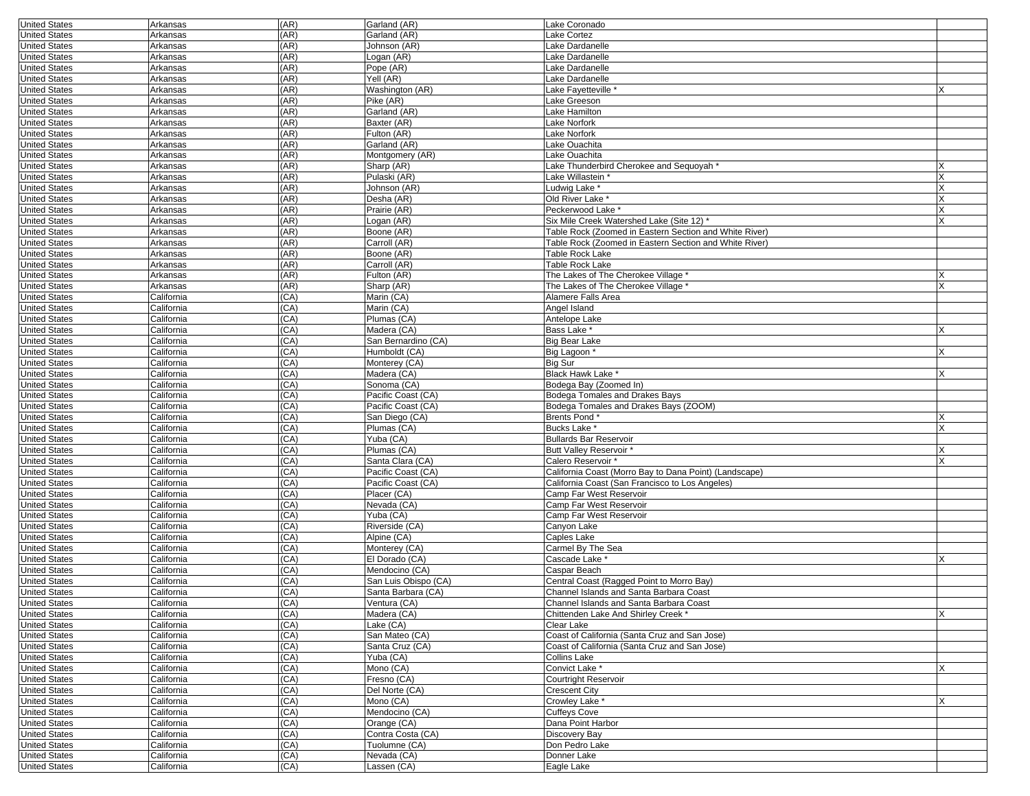| | | | | | |
|---|---|---|---|---|---|
| United States | Arkansas | (AR) | Garland (AR) | Lake Coronado | |
| United States | Arkansas | (AR) | Garland (AR) | Lake Cortez | |
| United States | Arkansas | (AR) | Johnson (AR) | Lake Dardanelle | |
| United States | Arkansas | (AR) | Logan (AR) | Lake Dardanelle | |
| United States | Arkansas | (AR) | Pope (AR) | Lake Dardanelle | |
| United States | Arkansas | (AR) | Yell (AR) | Lake Dardanelle | |
| United States | Arkansas | (AR) | Washington (AR) | Lake Fayetteville * | X |
| United States | Arkansas | (AR) | Pike (AR) | Lake Greeson | |
| United States | Arkansas | (AR) | Garland (AR) | Lake Hamilton | |
| United States | Arkansas | (AR) | Baxter (AR) | Lake Norfork | |
| United States | Arkansas | (AR) | Fulton (AR) | Lake Norfork | |
| United States | Arkansas | (AR) | Garland (AR) | Lake Ouachita | |
| United States | Arkansas | (AR) | Montgomery (AR) | Lake Ouachita | |
| United States | Arkansas | (AR) | Sharp (AR) | Lake Thunderbird Cherokee and Sequoyah * | X |
| United States | Arkansas | (AR) | Pulaski (AR) | Lake Willastein * | X |
| United States | Arkansas | (AR) | Johnson (AR) | Ludwig Lake * | X |
| United States | Arkansas | (AR) | Desha (AR) | Old River Lake * | X |
| United States | Arkansas | (AR) | Prairie (AR) | Peckerwood Lake * | X |
| United States | Arkansas | (AR) | Logan (AR) | Six Mile Creek Watershed Lake (Site 12) * | X |
| United States | Arkansas | (AR) | Boone (AR) | Table Rock (Zoomed in Eastern Section and White River) | |
| United States | Arkansas | (AR) | Carroll (AR) | Table Rock (Zoomed in Eastern Section and White River) | |
| United States | Arkansas | (AR) | Boone (AR) | Table Rock Lake | |
| United States | Arkansas | (AR) | Carroll (AR) | Table Rock Lake | |
| United States | Arkansas | (AR) | Fulton (AR) | The Lakes of The Cherokee Village * | X |
| United States | Arkansas | (AR) | Sharp (AR) | The Lakes of The Cherokee Village * | X |
| United States | California | (CA) | Marin (CA) | Alamere Falls Area | |
| United States | California | (CA) | Marin (CA) | Angel Island | |
| United States | California | (CA) | Plumas (CA) | Antelope Lake | |
| United States | California | (CA) | Madera (CA) | Bass Lake * | X |
| United States | California | (CA) | San Bernardino (CA) | Big Bear Lake | |
| United States | California | (CA) | Humboldt (CA) | Big Lagoon * | X |
| United States | California | (CA) | Monterey (CA) | Big Sur | |
| United States | California | (CA) | Madera (CA) | Black Hawk Lake * | X |
| United States | California | (CA) | Sonoma (CA) | Bodega Bay (Zoomed In) | |
| United States | California | (CA) | Pacific Coast (CA) | Bodega Tomales and Drakes Bays | |
| United States | California | (CA) | Pacific Coast (CA) | Bodega Tomales and Drakes Bays (ZOOM) | |
| United States | California | (CA) | San Diego (CA) | Brents Pond * | X |
| United States | California | (CA) | Plumas (CA) | Bucks Lake * | X |
| United States | California | (CA) | Yuba (CA) | Bullards Bar Reservoir | |
| United States | California | (CA) | Plumas (CA) | Butt Valley Reservoir * | X |
| United States | California | (CA) | Santa Clara (CA) | Calero Reservoir * | X |
| United States | California | (CA) | Pacific Coast (CA) | California Coast (Morro Bay to Dana Point) (Landscape) | |
| United States | California | (CA) | Pacific Coast (CA) | California Coast (San Francisco to Los Angeles) | |
| United States | California | (CA) | Placer (CA) | Camp Far West Reservoir | |
| United States | California | (CA) | Nevada (CA) | Camp Far West Reservoir | |
| United States | California | (CA) | Yuba (CA) | Camp Far West Reservoir | |
| United States | California | (CA) | Riverside (CA) | Canyon Lake | |
| United States | California | (CA) | Alpine (CA) | Caples Lake | |
| United States | California | (CA) | Monterey (CA) | Carmel By The Sea | |
| United States | California | (CA) | El Dorado (CA) | Cascade Lake * | X |
| United States | California | (CA) | Mendocino (CA) | Caspar Beach | |
| United States | California | (CA) | San Luis Obispo (CA) | Central Coast (Ragged Point to Morro Bay) | |
| United States | California | (CA) | Santa Barbara (CA) | Channel Islands and Santa Barbara Coast | |
| United States | California | (CA) | Ventura (CA) | Channel Islands and Santa Barbara Coast | |
| United States | California | (CA) | Madera (CA) | Chittenden Lake And Shirley Creek * | X |
| United States | California | (CA) | Lake (CA) | Clear Lake | |
| United States | California | (CA) | San Mateo (CA) | Coast of California (Santa Cruz and San Jose) | |
| United States | California | (CA) | Santa Cruz (CA) | Coast of California (Santa Cruz and San Jose) | |
| United States | California | (CA) | Yuba (CA) | Collins Lake | |
| United States | California | (CA) | Mono (CA) | Convict Lake * | X |
| United States | California | (CA) | Fresno (CA) | Courtright Reservoir | |
| United States | California | (CA) | Del Norte (CA) | Crescent City | |
| United States | California | (CA) | Mono (CA) | Crowley Lake * | X |
| United States | California | (CA) | Mendocino (CA) | Cuffeys Cove | |
| United States | California | (CA) | Orange (CA) | Dana Point Harbor | |
| United States | California | (CA) | Contra Costa (CA) | Discovery Bay | |
| United States | California | (CA) | Tuolumne (CA) | Don Pedro Lake | |
| United States | California | (CA) | Nevada (CA) | Donner Lake | |
| United States | California | (CA) | Lassen (CA) | Eagle Lake | |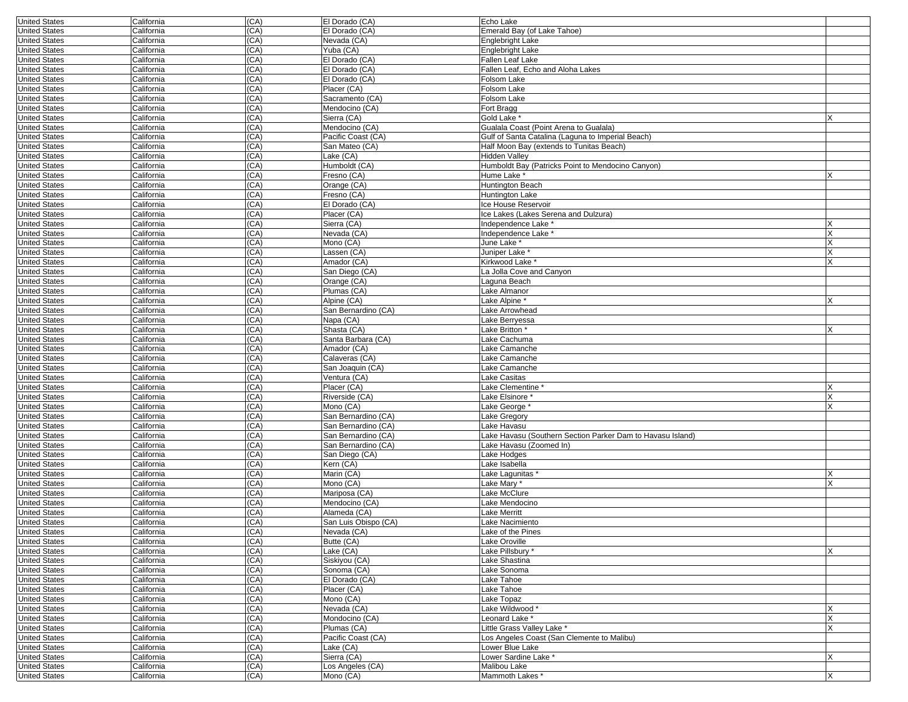| | | | | | |
|---|---|---|---|---|---|
| United States | California | (CA) | El Dorado (CA) | Echo Lake | |
| United States | California | (CA) | El Dorado (CA) | Emerald Bay (of Lake Tahoe) | |
| United States | California | (CA) | Nevada (CA) | Englebright Lake | |
| United States | California | (CA) | Yuba (CA) | Englebright Lake | |
| United States | California | (CA) | El Dorado (CA) | Fallen Leaf Lake | |
| United States | California | (CA) | El Dorado (CA) | Fallen Leaf, Echo and Aloha Lakes | |
| United States | California | (CA) | El Dorado (CA) | Folsom Lake | |
| United States | California | (CA) | Placer (CA) | Folsom Lake | |
| United States | California | (CA) | Sacramento (CA) | Folsom Lake | |
| United States | California | (CA) | Mendocino (CA) | Fort Bragg | |
| United States | California | (CA) | Sierra (CA) | Gold Lake * | X |
| United States | California | (CA) | Mendocino (CA) | Gualala Coast (Point Arena to Gualala) | |
| United States | California | (CA) | Pacific Coast (CA) | Gulf of Santa Catalina (Laguna to Imperial Beach) | |
| United States | California | (CA) | San Mateo (CA) | Half Moon Bay (extends to Tunitas Beach) | |
| United States | California | (CA) | Lake (CA) | Hidden Valley | |
| United States | California | (CA) | Humboldt (CA) | Humboldt Bay (Patricks Point to Mendocino Canyon) | |
| United States | California | (CA) | Fresno (CA) | Hume Lake * | X |
| United States | California | (CA) | Orange (CA) | Huntington Beach | |
| United States | California | (CA) | Fresno (CA) | Huntington Lake | |
| United States | California | (CA) | El Dorado (CA) | Ice House Reservoir | |
| United States | California | (CA) | Placer (CA) | Ice Lakes (Lakes Serena and Dulzura) | |
| United States | California | (CA) | Sierra (CA) | Independence Lake * | X |
| United States | California | (CA) | Nevada (CA) | Independence Lake * | X |
| United States | California | (CA) | Mono (CA) | June Lake * | X |
| United States | California | (CA) | Lassen (CA) | Juniper Lake * | X |
| United States | California | (CA) | Amador (CA) | Kirkwood Lake * | X |
| United States | California | (CA) | San Diego (CA) | La Jolla Cove and Canyon | |
| United States | California | (CA) | Orange (CA) | Laguna Beach | |
| United States | California | (CA) | Plumas (CA) | Lake Almanor | |
| United States | California | (CA) | Alpine (CA) | Lake Alpine * | X |
| United States | California | (CA) | San Bernardino (CA) | Lake Arrowhead | |
| United States | California | (CA) | Napa (CA) | Lake Berryessa | |
| United States | California | (CA) | Shasta (CA) | Lake Britton * | X |
| United States | California | (CA) | Santa Barbara (CA) | Lake Cachuma | |
| United States | California | (CA) | Amador (CA) | Lake Camanche | |
| United States | California | (CA) | Calaveras (CA) | Lake Camanche | |
| United States | California | (CA) | San Joaquin (CA) | Lake Camanche | |
| United States | California | (CA) | Ventura (CA) | Lake Casitas | |
| United States | California | (CA) | Placer (CA) | Lake Clementine * | X |
| United States | California | (CA) | Riverside (CA) | Lake Elsinore * | X |
| United States | California | (CA) | Mono (CA) | Lake George * | X |
| United States | California | (CA) | San Bernardino (CA) | Lake Gregory | |
| United States | California | (CA) | San Bernardino (CA) | Lake Havasu | |
| United States | California | (CA) | San Bernardino (CA) | Lake Havasu (Southern Section Parker Dam to Havasu Island) | |
| United States | California | (CA) | San Bernardino (CA) | Lake Havasu (Zoomed In) | |
| United States | California | (CA) | San Diego (CA) | Lake Hodges | |
| United States | California | (CA) | Kern (CA) | Lake Isabella | |
| United States | California | (CA) | Marin (CA) | Lake Lagunitas * | X |
| United States | California | (CA) | Mono (CA) | Lake Mary * | X |
| United States | California | (CA) | Mariposa (CA) | Lake McClure | |
| United States | California | (CA) | Mendocino (CA) | Lake Mendocino | |
| United States | California | (CA) | Alameda (CA) | Lake Merritt | |
| United States | California | (CA) | San Luis Obispo (CA) | Lake Nacimiento | |
| United States | California | (CA) | Nevada (CA) | Lake of the Pines | |
| United States | California | (CA) | Butte (CA) | Lake Oroville | |
| United States | California | (CA) | Lake (CA) | Lake Pillsbury * | X |
| United States | California | (CA) | Siskiyou (CA) | Lake Shastina | |
| United States | California | (CA) | Sonoma (CA) | Lake Sonoma | |
| United States | California | (CA) | El Dorado (CA) | Lake Tahoe | |
| United States | California | (CA) | Placer (CA) | Lake Tahoe | |
| United States | California | (CA) | Mono (CA) | Lake Topaz | |
| United States | California | (CA) | Nevada (CA) | Lake Wildwood * | X |
| United States | California | (CA) | Mondocino (CA) | Leonard Lake * | X |
| United States | California | (CA) | Plumas (CA) | Little Grass Valley Lake * | X |
| United States | California | (CA) | Pacific Coast (CA) | Los Angeles Coast (San Clemente to Malibu) | |
| United States | California | (CA) | Lake (CA) | Lower Blue Lake | |
| United States | California | (CA) | Sierra (CA) | Lower Sardine Lake * | X |
| United States | California | (CA) | Los Angeles (CA) | Malibou Lake | |
| United States | California | (CA) | Mono (CA) | Mammoth Lakes * | X |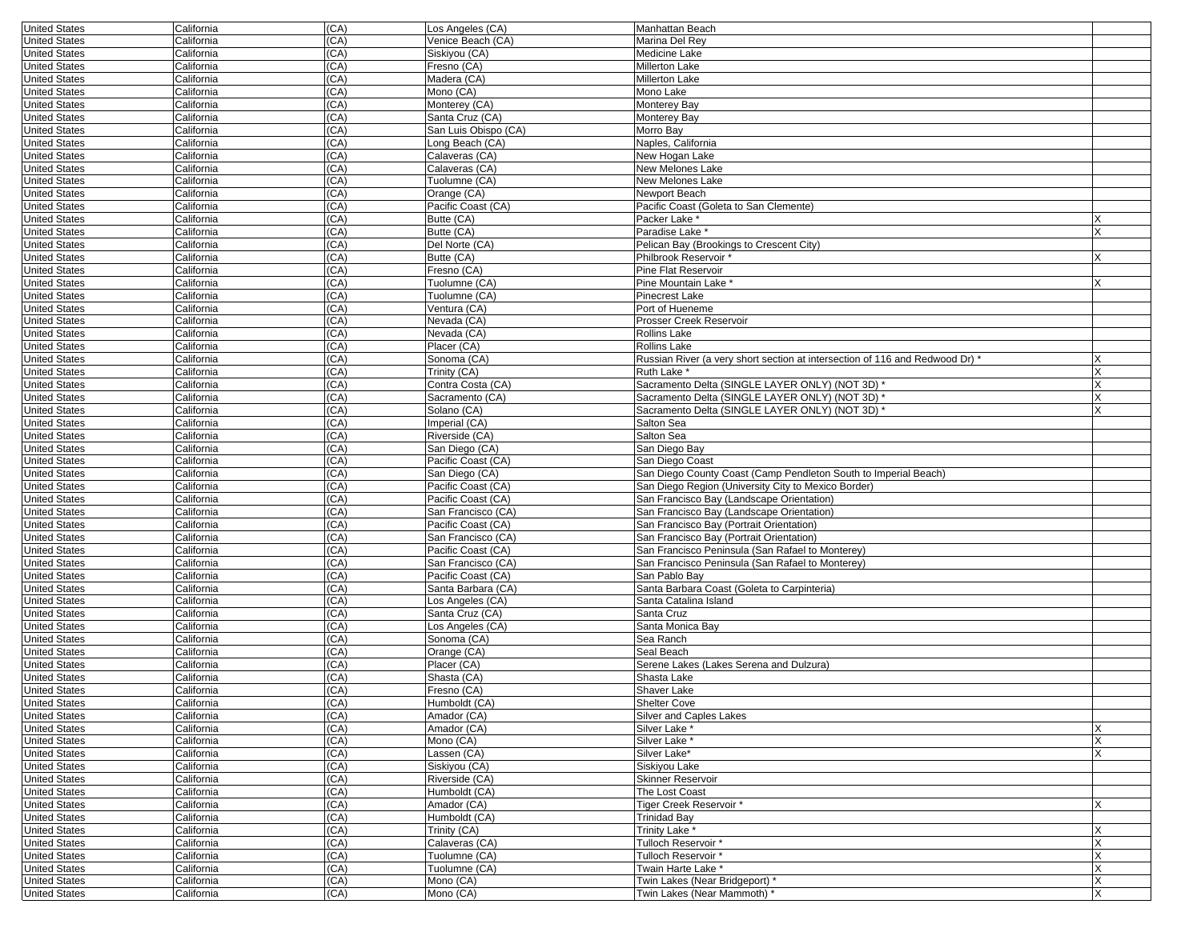| United States | California | (CA) | Los Angeles (CA) | Manhattan Beach | |
|---|---|---|---|---|---|
| United States | California | (CA) | Venice Beach (CA) | Marina Del Rey | |
| United States | California | (CA) | Siskiyou (CA) | Medicine Lake | |
| United States | California | (CA) | Fresno (CA) | Millerton Lake | |
| United States | California | (CA) | Madera (CA) | Millerton Lake | |
| United States | California | (CA) | Mono (CA) | Mono Lake | |
| United States | California | (CA) | Monterey (CA) | Monterey Bay | |
| United States | California | (CA) | Santa Cruz (CA) | Monterey Bay | |
| United States | California | (CA) | San Luis Obispo (CA) | Morro Bay | |
| United States | California | (CA) | Long Beach (CA) | Naples, California | |
| United States | California | (CA) | Calaveras (CA) | New Hogan Lake | |
| United States | California | (CA) | Calaveras (CA) | New Melones Lake | |
| United States | California | (CA) | Tuolumne (CA) | New Melones Lake | |
| United States | California | (CA) | Orange (CA) | Newport Beach | |
| United States | California | (CA) | Pacific Coast (CA) | Pacific Coast (Goleta to San Clemente) | |
| United States | California | (CA) | Butte (CA) | Packer Lake * | X |
| United States | California | (CA) | Butte (CA) | Paradise Lake * | X |
| United States | California | (CA) | Del Norte (CA) | Pelican Bay (Brookings to Crescent City) | |
| United States | California | (CA) | Butte (CA) | Philbrook Reservoir * | X |
| United States | California | (CA) | Fresno (CA) | Pine Flat Reservoir | |
| United States | California | (CA) | Tuolumne (CA) | Pine Mountain Lake * | X |
| United States | California | (CA) | Tuolumne (CA) | Pinecrest Lake | |
| United States | California | (CA) | Ventura (CA) | Port of Hueneme | |
| United States | California | (CA) | Nevada (CA) | Prosser Creek Reservoir | |
| United States | California | (CA) | Nevada (CA) | Rollins Lake | |
| United States | California | (CA) | Placer (CA) | Rollins Lake | |
| United States | California | (CA) | Sonoma (CA) | Russian River (a very short section at intersection of 116 and Redwood Dr) * | X |
| United States | California | (CA) | Trinity (CA) | Ruth Lake * | X |
| United States | California | (CA) | Contra Costa (CA) | Sacramento Delta (SINGLE LAYER ONLY) (NOT 3D) * | X |
| United States | California | (CA) | Sacramento (CA) | Sacramento Delta (SINGLE LAYER ONLY) (NOT 3D) * | X |
| United States | California | (CA) | Solano (CA) | Sacramento Delta (SINGLE LAYER ONLY) (NOT 3D) * | X |
| United States | California | (CA) | Imperial (CA) | Salton Sea | |
| United States | California | (CA) | Riverside (CA) | Salton Sea | |
| United States | California | (CA) | San Diego (CA) | San Diego Bay | |
| United States | California | (CA) | Pacific Coast (CA) | San Diego Coast | |
| United States | California | (CA) | San Diego (CA) | San Diego County Coast (Camp Pendleton South to Imperial Beach) | |
| United States | California | (CA) | Pacific Coast (CA) | San Diego Region (University City to Mexico Border) | |
| United States | California | (CA) | Pacific Coast (CA) | San Francisco Bay (Landscape Orientation) | |
| United States | California | (CA) | San Francisco (CA) | San Francisco Bay (Landscape Orientation) | |
| United States | California | (CA) | Pacific Coast (CA) | San Francisco Bay (Portrait Orientation) | |
| United States | California | (CA) | San Francisco (CA) | San Francisco Bay (Portrait Orientation) | |
| United States | California | (CA) | Pacific Coast (CA) | San Francisco Peninsula (San Rafael to Monterey) | |
| United States | California | (CA) | San Francisco (CA) | San Francisco Peninsula (San Rafael to Monterey) | |
| United States | California | (CA) | Pacific Coast (CA) | San Pablo Bay | |
| United States | California | (CA) | Santa Barbara (CA) | Santa Barbara Coast (Goleta to Carpinteria) | |
| United States | California | (CA) | Los Angeles (CA) | Santa Catalina Island | |
| United States | California | (CA) | Santa Cruz (CA) | Santa Cruz | |
| United States | California | (CA) | Los Angeles (CA) | Santa Monica Bay | |
| United States | California | (CA) | Sonoma (CA) | Sea Ranch | |
| United States | California | (CA) | Orange (CA) | Seal Beach | |
| United States | California | (CA) | Placer (CA) | Serene Lakes (Lakes Serena and Dulzura) | |
| United States | California | (CA) | Shasta (CA) | Shasta Lake | |
| United States | California | (CA) | Fresno (CA) | Shaver Lake | |
| United States | California | (CA) | Humboldt (CA) | Shelter Cove | |
| United States | California | (CA) | Amador (CA) | Silver and Caples Lakes | |
| United States | California | (CA) | Amador (CA) | Silver Lake * | X |
| United States | California | (CA) | Mono (CA) | Silver Lake * | X |
| United States | California | (CA) | Lassen (CA) | Silver Lake* | X |
| United States | California | (CA) | Siskiyou (CA) | Siskiyou Lake | |
| United States | California | (CA) | Riverside (CA) | Skinner Reservoir | |
| United States | California | (CA) | Humboldt (CA) | The Lost Coast | |
| United States | California | (CA) | Amador (CA) | Tiger Creek Reservoir * | X |
| United States | California | (CA) | Humboldt (CA) | Trinidad Bay | |
| United States | California | (CA) | Trinity (CA) | Trinity Lake * | X |
| United States | California | (CA) | Calaveras (CA) | Tulloch Reservoir * | X |
| United States | California | (CA) | Tuolumne (CA) | Tulloch Reservoir * | X |
| United States | California | (CA) | Tuolumne (CA) | Twain Harte Lake * | X |
| United States | California | (CA) | Mono (CA) | Twin Lakes (Near Bridgeport) * | X |
| United States | California | (CA) | Mono (CA) | Twin Lakes (Near Mammoth) * | X |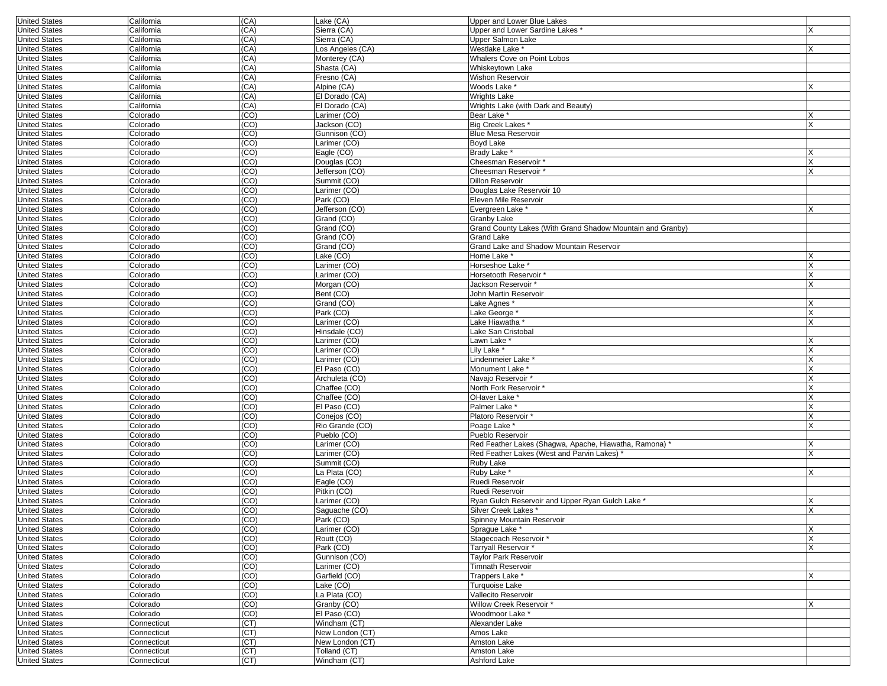| | | | | | |
|---|---|---|---|---|---|
| United States | California | (CA) | Lake (CA) | Upper and Lower Blue Lakes | |
| United States | California | (CA) | Sierra (CA) | Upper and Lower Sardine Lakes * | X |
| United States | California | (CA) | Sierra (CA) | Upper Salmon Lake | |
| United States | California | (CA) | Los Angeles (CA) | Westlake Lake * | X |
| United States | California | (CA) | Monterey (CA) | Whalers Cove on Point Lobos | |
| United States | California | (CA) | Shasta (CA) | Whiskeytown Lake | |
| United States | California | (CA) | Fresno (CA) | Wishon Reservoir | |
| United States | California | (CA) | Alpine (CA) | Woods Lake * | X |
| United States | California | (CA) | El Dorado (CA) | Wrights Lake | |
| United States | California | (CA) | El Dorado (CA) | Wrights Lake (with Dark and Beauty) | |
| United States | Colorado | (CO) | Larimer (CO) | Bear Lake * | X |
| United States | Colorado | (CO) | Jackson (CO) | Big Creek Lakes * | X |
| United States | Colorado | (CO) | Gunnison (CO) | Blue Mesa Reservoir | |
| United States | Colorado | (CO) | Larimer (CO) | Boyd Lake | |
| United States | Colorado | (CO) | Eagle (CO) | Brady Lake * | X |
| United States | Colorado | (CO) | Douglas (CO) | Cheesman Reservoir * | X |
| United States | Colorado | (CO) | Jefferson (CO) | Cheesman Reservoir * | X |
| United States | Colorado | (CO) | Summit (CO) | Dillon Reservoir | |
| United States | Colorado | (CO) | Larimer (CO) | Douglas Lake Reservoir 10 | |
| United States | Colorado | (CO) | Park (CO) | Eleven Mile Reservoir | |
| United States | Colorado | (CO) | Jefferson (CO) | Evergreen Lake * | X |
| United States | Colorado | (CO) | Grand (CO) | Granby Lake | |
| United States | Colorado | (CO) | Grand (CO) | Grand County Lakes (With Grand Shadow Mountain and Granby) | |
| United States | Colorado | (CO) | Grand (CO) | Grand Lake | |
| United States | Colorado | (CO) | Grand (CO) | Grand Lake and Shadow Mountain Reservoir | |
| United States | Colorado | (CO) | Lake (CO) | Home Lake * | X |
| United States | Colorado | (CO) | Larimer (CO) | Horseshoe Lake * | X |
| United States | Colorado | (CO) | Larimer (CO) | Horsetooth Reservoir * | X |
| United States | Colorado | (CO) | Morgan (CO) | Jackson Reservoir * | X |
| United States | Colorado | (CO) | Bent (CO) | John Martin Reservoir | |
| United States | Colorado | (CO) | Grand (CO) | Lake Agnes * | X |
| United States | Colorado | (CO) | Park (CO) | Lake George * | X |
| United States | Colorado | (CO) | Larimer (CO) | Lake Hiawatha * | X |
| United States | Colorado | (CO) | Hinsdale (CO) | Lake San Cristobal | |
| United States | Colorado | (CO) | Larimer (CO) | Lawn Lake * | X |
| United States | Colorado | (CO) | Larimer (CO) | Lily Lake * | X |
| United States | Colorado | (CO) | Larimer (CO) | Lindenmeier Lake * | X |
| United States | Colorado | (CO) | El Paso (CO) | Monument Lake * | X |
| United States | Colorado | (CO) | Archuleta (CO) | Navajo Reservoir * | X |
| United States | Colorado | (CO) | Chaffee (CO) | North Fork Reservoir * | X |
| United States | Colorado | (CO) | Chaffee (CO) | OHaver Lake * | X |
| United States | Colorado | (CO) | El Paso (CO) | Palmer Lake * | X |
| United States | Colorado | (CO) | Conejos (CO) | Platoro Reservoir * | X |
| United States | Colorado | (CO) | Rio Grande (CO) | Poage Lake * | X |
| United States | Colorado | (CO) | Pueblo (CO) | Pueblo Reservoir | |
| United States | Colorado | (CO) | Larimer (CO) | Red Feather Lakes (Shagwa, Apache, Hiawatha, Ramona) * | X |
| United States | Colorado | (CO) | Larimer (CO) | Red Feather Lakes (West and Parvin Lakes) * | X |
| United States | Colorado | (CO) | Summit (CO) | Ruby Lake | |
| United States | Colorado | (CO) | La Plata (CO) | Ruby Lake * | X |
| United States | Colorado | (CO) | Eagle (CO) | Ruedi Reservoir | |
| United States | Colorado | (CO) | Pitkin (CO) | Ruedi Reservoir | |
| United States | Colorado | (CO) | Larimer (CO) | Ryan Gulch Reservoir and Upper Ryan Gulch Lake * | X |
| United States | Colorado | (CO) | Saguache (CO) | Silver Creek Lakes * | X |
| United States | Colorado | (CO) | Park (CO) | Spinney Mountain Reservoir | |
| United States | Colorado | (CO) | Larimer (CO) | Sprague Lake * | X |
| United States | Colorado | (CO) | Routt (CO) | Stagecoach Reservoir * | X |
| United States | Colorado | (CO) | Park (CO) | Tarryall Reservoir * | X |
| United States | Colorado | (CO) | Gunnison (CO) | Taylor Park Reservoir | |
| United States | Colorado | (CO) | Larimer (CO) | Timnath Reservoir | |
| United States | Colorado | (CO) | Garfield (CO) | Trappers Lake * | X |
| United States | Colorado | (CO) | Lake (CO) | Turquoise Lake | |
| United States | Colorado | (CO) | La Plata (CO) | Vallecito Reservoir | |
| United States | Colorado | (CO) | Granby (CO) | Willow Creek Reservoir * | X |
| United States | Colorado | (CO) | El Paso (CO) | Woodmoor Lake * | |
| United States | Connecticut | (CT) | Windham (CT) | Alexander Lake | |
| United States | Connecticut | (CT) | New London (CT) | Amos Lake | |
| United States | Connecticut | (CT) | New London (CT) | Amston Lake | |
| United States | Connecticut | (CT) | Tolland (CT) | Amston Lake | |
| United States | Connecticut | (CT) | Windham (CT) | Ashford Lake | |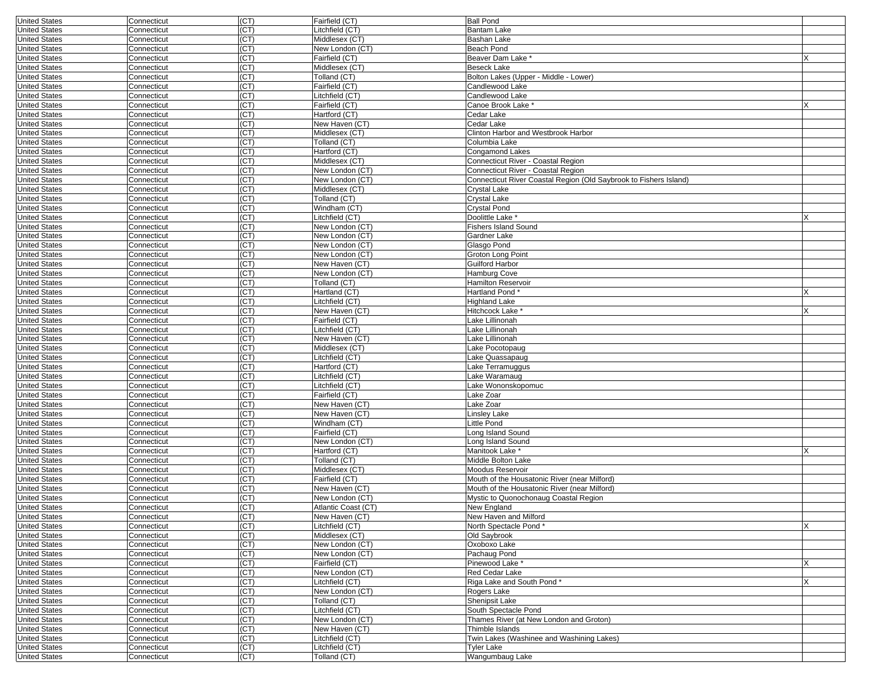| | | | | | |
|---|---|---|---|---|---|
| United States | Connecticut | (CT) | Fairfield (CT) | Ball Pond | |
| United States | Connecticut | (CT) | Litchfield (CT) | Bantam Lake | |
| United States | Connecticut | (CT) | Middlesex (CT) | Bashan Lake | |
| United States | Connecticut | (CT) | New London (CT) | Beach Pond | |
| United States | Connecticut | (CT) | Fairfield (CT) | Beaver Dam Lake * | X |
| United States | Connecticut | (CT) | Middlesex (CT) | Beseck Lake | |
| United States | Connecticut | (CT) | Tolland (CT) | Bolton Lakes (Upper - Middle - Lower) | |
| United States | Connecticut | (CT) | Fairfield (CT) | Candlewood Lake | |
| United States | Connecticut | (CT) | Litchfield (CT) | Candlewood Lake | |
| United States | Connecticut | (CT) | Fairfield (CT) | Canoe Brook Lake * | X |
| United States | Connecticut | (CT) | Hartford (CT) | Cedar Lake | |
| United States | Connecticut | (CT) | New Haven (CT) | Cedar Lake | |
| United States | Connecticut | (CT) | Middlesex (CT) | Clinton Harbor and Westbrook Harbor | |
| United States | Connecticut | (CT) | Tolland (CT) | Columbia Lake | |
| United States | Connecticut | (CT) | Hartford (CT) | Congamond Lakes | |
| United States | Connecticut | (CT) | Middlesex (CT) | Connecticut River - Coastal Region | |
| United States | Connecticut | (CT) | New London (CT) | Connecticut River - Coastal Region | |
| United States | Connecticut | (CT) | New London (CT) | Connecticut River Coastal Region (Old Saybrook to Fishers Island) | |
| United States | Connecticut | (CT) | Middlesex (CT) | Crystal Lake | |
| United States | Connecticut | (CT) | Tolland (CT) | Crystal Lake | |
| United States | Connecticut | (CT) | Windham (CT) | Crystal Pond | |
| United States | Connecticut | (CT) | Litchfield (CT) | Doolittle Lake * | X |
| United States | Connecticut | (CT) | New London (CT) | Fishers Island Sound | |
| United States | Connecticut | (CT) | New London (CT) | Gardner Lake | |
| United States | Connecticut | (CT) | New London (CT) | Glasgo Pond | |
| United States | Connecticut | (CT) | New London (CT) | Groton Long Point | |
| United States | Connecticut | (CT) | New Haven (CT) | Guilford Harbor | |
| United States | Connecticut | (CT) | New London (CT) | Hamburg Cove | |
| United States | Connecticut | (CT) | Tolland (CT) | Hamilton Reservoir | |
| United States | Connecticut | (CT) | Hartland (CT) | Hartland Pond * | X |
| United States | Connecticut | (CT) | Litchfield (CT) | Highland Lake | |
| United States | Connecticut | (CT) | New Haven (CT) | Hitchcock Lake * | X |
| United States | Connecticut | (CT) | Fairfield (CT) | Lake Lillinonah | |
| United States | Connecticut | (CT) | Litchfield (CT) | Lake Lillinonah | |
| United States | Connecticut | (CT) | New Haven (CT) | Lake Lillinonah | |
| United States | Connecticut | (CT) | Middlesex (CT) | Lake Pocotopaug | |
| United States | Connecticut | (CT) | Litchfield (CT) | Lake Quassapaug | |
| United States | Connecticut | (CT) | Hartford (CT) | Lake Terramuggus | |
| United States | Connecticut | (CT) | Litchfield (CT) | Lake Waramaug | |
| United States | Connecticut | (CT) | Litchfield (CT) | Lake Wononskopomuc | |
| United States | Connecticut | (CT) | Fairfield (CT) | Lake Zoar | |
| United States | Connecticut | (CT) | New Haven (CT) | Lake Zoar | |
| United States | Connecticut | (CT) | New Haven (CT) | Linsley Lake | |
| United States | Connecticut | (CT) | Windham (CT) | Little Pond | |
| United States | Connecticut | (CT) | Fairfield (CT) | Long Island Sound | |
| United States | Connecticut | (CT) | New London (CT) | Long Island Sound | |
| United States | Connecticut | (CT) | Hartford (CT) | Manitook Lake * | X |
| United States | Connecticut | (CT) | Tolland (CT) | Middle Bolton Lake | |
| United States | Connecticut | (CT) | Middlesex (CT) | Moodus Reservoir | |
| United States | Connecticut | (CT) | Fairfield (CT) | Mouth of the Housatonic River (near Milford) | |
| United States | Connecticut | (CT) | New Haven (CT) | Mouth of the Housatonic River (near Milford) | |
| United States | Connecticut | (CT) | New London (CT) | Mystic to Quonochonaug Coastal Region | |
| United States | Connecticut | (CT) | Atlantic Coast (CT) | New England | |
| United States | Connecticut | (CT) | New Haven (CT) | New Haven and Milford | |
| United States | Connecticut | (CT) | Litchfield (CT) | North Spectacle Pond * | X |
| United States | Connecticut | (CT) | Middlesex (CT) | Old Saybrook | |
| United States | Connecticut | (CT) | New London (CT) | Oxoboxo Lake | |
| United States | Connecticut | (CT) | New London (CT) | Pachaug Pond | |
| United States | Connecticut | (CT) | Fairfield (CT) | Pinewood Lake * | X |
| United States | Connecticut | (CT) | New London (CT) | Red Cedar Lake | |
| United States | Connecticut | (CT) | Litchfield (CT) | Riga Lake and South Pond * | X |
| United States | Connecticut | (CT) | New London (CT) | Rogers Lake | |
| United States | Connecticut | (CT) | Tolland (CT) | Shenipsit Lake | |
| United States | Connecticut | (CT) | Litchfield (CT) | South Spectacle Pond | |
| United States | Connecticut | (CT) | New London (CT) | Thames River (at New London and Groton) | |
| United States | Connecticut | (CT) | New Haven (CT) | Thimble Islands | |
| United States | Connecticut | (CT) | Litchfield (CT) | Twin Lakes (Washinee and Washining Lakes) | |
| United States | Connecticut | (CT) | Litchfield (CT) | Tyler Lake | |
| United States | Connecticut | (CT) | Tolland (CT) | Wangumbaug Lake | |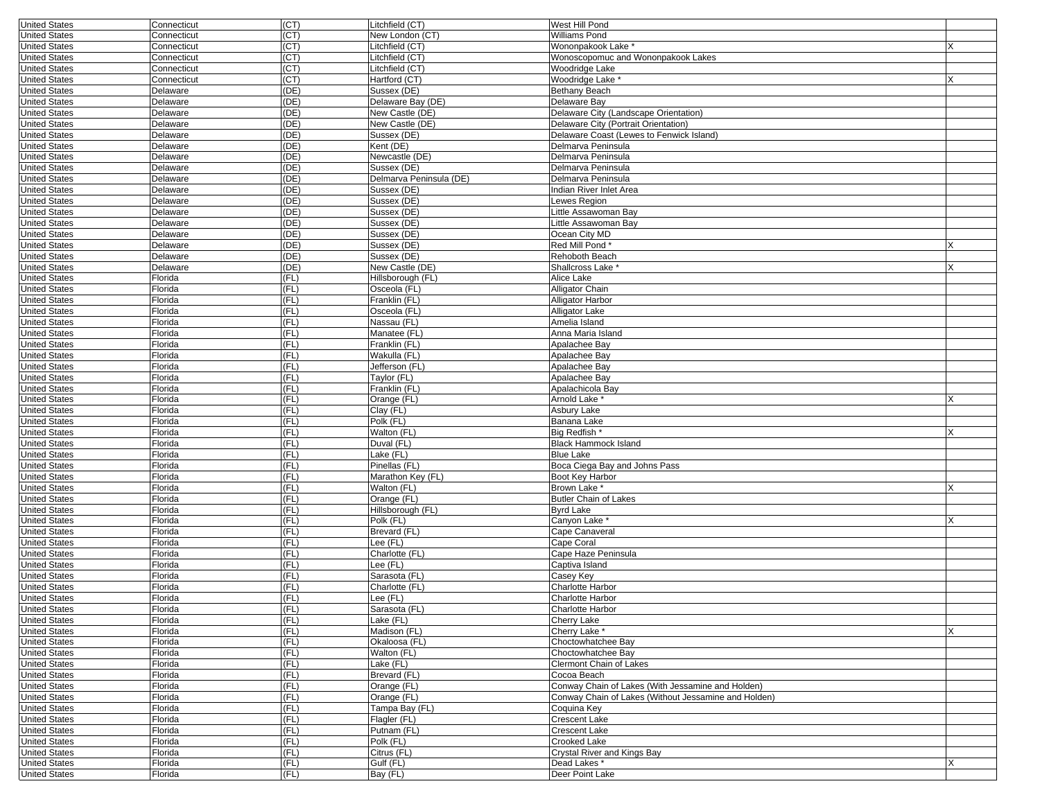| | | | | | |
|---|---|---|---|---|---|
| United States | Connecticut | (CT) | Litchfield (CT) | West Hill Pond | |
| United States | Connecticut | (CT) | New London (CT) | Williams Pond | |
| United States | Connecticut | (CT) | Litchfield (CT) | Wononpakook Lake * | X |
| United States | Connecticut | (CT) | Litchfield (CT) | Wonoscopomuc and Wononpakook Lakes | |
| United States | Connecticut | (CT) | Litchfield (CT) | Woodridge Lake | |
| United States | Connecticut | (CT) | Hartford (CT) | Woodridge Lake * | X |
| United States | Delaware | (DE) | Sussex (DE) | Bethany Beach | |
| United States | Delaware | (DE) | Delaware Bay (DE) | Delaware Bay | |
| United States | Delaware | (DE) | New Castle (DE) | Delaware City (Landscape Orientation) | |
| United States | Delaware | (DE) | New Castle (DE) | Delaware City (Portrait Orientation) | |
| United States | Delaware | (DE) | Sussex (DE) | Delaware Coast (Lewes to Fenwick Island) | |
| United States | Delaware | (DE) | Kent (DE) | Delmarva Peninsula | |
| United States | Delaware | (DE) | Newcastle (DE) | Delmarva Peninsula | |
| United States | Delaware | (DE) | Sussex (DE) | Delmarva Peninsula | |
| United States | Delaware | (DE) | Delmarva Peninsula (DE) | Delmarva Peninsula | |
| United States | Delaware | (DE) | Sussex (DE) | Indian River Inlet Area | |
| United States | Delaware | (DE) | Sussex (DE) | Lewes Region | |
| United States | Delaware | (DE) | Sussex (DE) | Little Assawoman Bay | |
| United States | Delaware | (DE) | Sussex (DE) | Little Assawoman Bay | |
| United States | Delaware | (DE) | Sussex (DE) | Ocean City MD | |
| United States | Delaware | (DE) | Sussex (DE) | Red Mill Pond * | X |
| United States | Delaware | (DE) | Sussex (DE) | Rehoboth Beach | |
| United States | Delaware | (DE) | New Castle (DE) | Shallcross Lake * | X |
| United States | Florida | (FL) | Hillsborough (FL) | Alice Lake | |
| United States | Florida | (FL) | Osceola (FL) | Alligator Chain | |
| United States | Florida | (FL) | Franklin (FL) | Alligator Harbor | |
| United States | Florida | (FL) | Osceola (FL) | Alligator Lake | |
| United States | Florida | (FL) | Nassau (FL) | Amelia Island | |
| United States | Florida | (FL) | Manatee (FL) | Anna Maria Island | |
| United States | Florida | (FL) | Franklin (FL) | Apalachee Bay | |
| United States | Florida | (FL) | Wakulla (FL) | Apalachee Bay | |
| United States | Florida | (FL) | Jefferson (FL) | Apalachee Bay | |
| United States | Florida | (FL) | Taylor (FL) | Apalachee Bay | |
| United States | Florida | (FL) | Franklin (FL) | Apalachicola Bay | |
| United States | Florida | (FL) | Orange (FL) | Arnold Lake * | X |
| United States | Florida | (FL) | Clay (FL) | Asbury Lake | |
| United States | Florida | (FL) | Polk (FL) | Banana Lake | |
| United States | Florida | (FL) | Walton (FL) | Big Redfish * | X |
| United States | Florida | (FL) | Duval (FL) | Black Hammock Island | |
| United States | Florida | (FL) | Lake (FL) | Blue Lake | |
| United States | Florida | (FL) | Pinellas (FL) | Boca Ciega Bay and Johns Pass | |
| United States | Florida | (FL) | Marathon Key (FL) | Boot Key Harbor | |
| United States | Florida | (FL) | Walton (FL) | Brown Lake * | X |
| United States | Florida | (FL) | Orange (FL) | Butler Chain of Lakes | |
| United States | Florida | (FL) | Hillsborough (FL) | Byrd Lake | |
| United States | Florida | (FL) | Polk (FL) | Canyon Lake * | X |
| United States | Florida | (FL) | Brevard (FL) | Cape Canaveral | |
| United States | Florida | (FL) | Lee (FL) | Cape Coral | |
| United States | Florida | (FL) | Charlotte (FL) | Cape Haze Peninsula | |
| United States | Florida | (FL) | Lee (FL) | Captiva Island | |
| United States | Florida | (FL) | Sarasota (FL) | Casey Key | |
| United States | Florida | (FL) | Charlotte (FL) | Charlotte Harbor | |
| United States | Florida | (FL) | Lee (FL) | Charlotte Harbor | |
| United States | Florida | (FL) | Sarasota (FL) | Charlotte Harbor | |
| United States | Florida | (FL) | Lake (FL) | Cherry Lake | |
| United States | Florida | (FL) | Madison (FL) | Cherry Lake * | X |
| United States | Florida | (FL) | Okaloosa (FL) | Choctowhatchee Bay | |
| United States | Florida | (FL) | Walton (FL) | Choctowhatchee Bay | |
| United States | Florida | (FL) | Lake (FL) | Clermont Chain of Lakes | |
| United States | Florida | (FL) | Brevard (FL) | Cocoa Beach | |
| United States | Florida | (FL) | Orange (FL) | Conway Chain of Lakes (With Jessamine and Holden) | |
| United States | Florida | (FL) | Orange (FL) | Conway Chain of Lakes (Without Jessamine and Holden) | |
| United States | Florida | (FL) | Tampa Bay (FL) | Coquina Key | |
| United States | Florida | (FL) | Flagler (FL) | Crescent Lake | |
| United States | Florida | (FL) | Putnam (FL) | Crescent Lake | |
| United States | Florida | (FL) | Polk (FL) | Crooked Lake | |
| United States | Florida | (FL) | Citrus (FL) | Crystal River and Kings Bay | |
| United States | Florida | (FL) | Gulf (FL) | Dead Lakes * | X |
| United States | Florida | (FL) | Bay (FL) | Deer Point Lake | |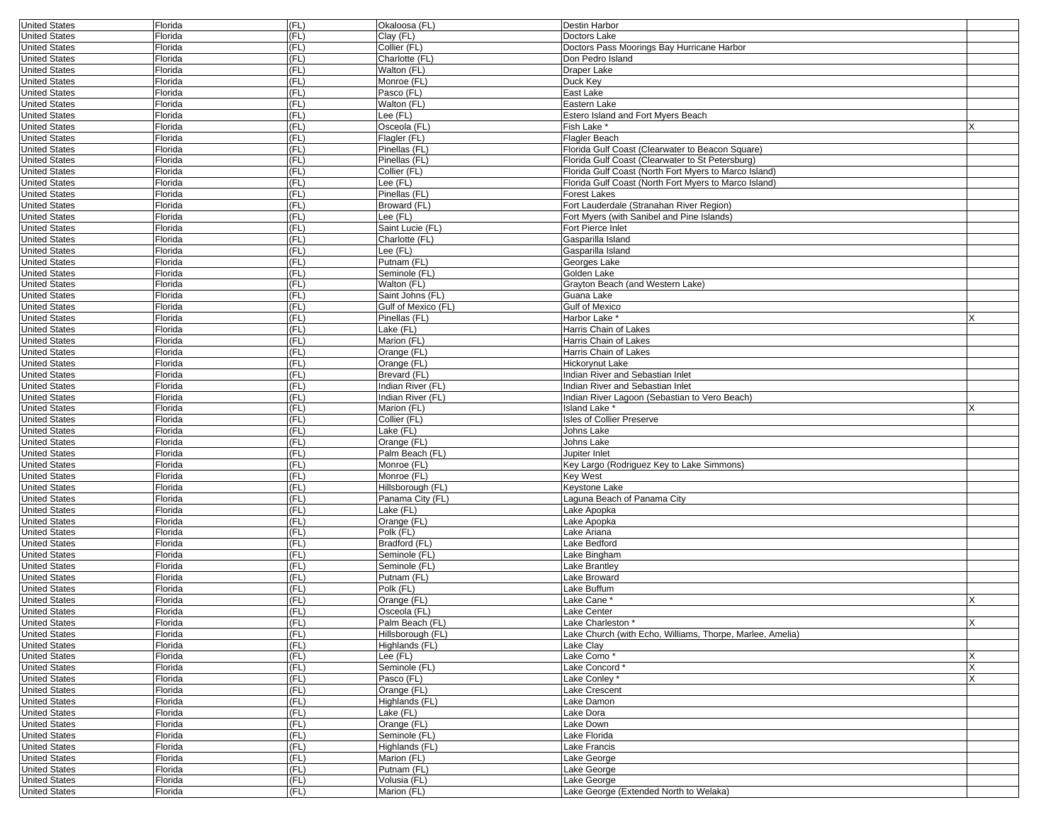| | | | | | |
|---|---|---|---|---|---|
| United States | Florida | (FL) | Okaloosa (FL) | Destin Harbor | |
| United States | Florida | (FL) | Clay (FL) | Doctors Lake | |
| United States | Florida | (FL) | Collier (FL) | Doctors Pass Moorings Bay Hurricane Harbor | |
| United States | Florida | (FL) | Charlotte (FL) | Don Pedro Island | |
| United States | Florida | (FL) | Walton (FL) | Draper Lake | |
| United States | Florida | (FL) | Monroe (FL) | Duck Key | |
| United States | Florida | (FL) | Pasco (FL) | East Lake | |
| United States | Florida | (FL) | Walton (FL) | Eastern Lake | |
| United States | Florida | (FL) | Lee (FL) | Estero Island and Fort Myers Beach | |
| United States | Florida | (FL) | Osceola (FL) | Fish Lake * | X |
| United States | Florida | (FL) | Flagler (FL) | Flagler Beach | |
| United States | Florida | (FL) | Pinellas (FL) | Florida Gulf Coast (Clearwater to Beacon Square) | |
| United States | Florida | (FL) | Pinellas (FL) | Florida Gulf Coast (Clearwater to St Petersburg) | |
| United States | Florida | (FL) | Collier (FL) | Florida Gulf Coast (North Fort Myers to Marco Island) | |
| United States | Florida | (FL) | Lee (FL) | Florida Gulf Coast (North Fort Myers to Marco Island) | |
| United States | Florida | (FL) | Pinellas (FL) | Forest Lakes | |
| United States | Florida | (FL) | Broward (FL) | Fort Lauderdale (Stranahan River Region) | |
| United States | Florida | (FL) | Lee (FL) | Fort Myers (with Sanibel and Pine Islands) | |
| United States | Florida | (FL) | Saint Lucie (FL) | Fort Pierce Inlet | |
| United States | Florida | (FL) | Charlotte (FL) | Gasparilla Island | |
| United States | Florida | (FL) | Lee (FL) | Gasparilla Island | |
| United States | Florida | (FL) | Putnam (FL) | Georges Lake | |
| United States | Florida | (FL) | Seminole (FL) | Golden Lake | |
| United States | Florida | (FL) | Walton (FL) | Grayton Beach (and Western Lake) | |
| United States | Florida | (FL) | Saint Johns (FL) | Guana Lake | |
| United States | Florida | (FL) | Gulf of Mexico (FL) | Gulf of Mexico | |
| United States | Florida | (FL) | Pinellas (FL) | Harbor Lake * | X |
| United States | Florida | (FL) | Lake (FL) | Harris Chain of Lakes | |
| United States | Florida | (FL) | Marion (FL) | Harris Chain of Lakes | |
| United States | Florida | (FL) | Orange (FL) | Harris Chain of Lakes | |
| United States | Florida | (FL) | Orange (FL) | Hickorynut Lake | |
| United States | Florida | (FL) | Brevard (FL) | Indian River and Sebastian Inlet | |
| United States | Florida | (FL) | Indian River (FL) | Indian River and Sebastian Inlet | |
| United States | Florida | (FL) | Indian River (FL) | Indian River Lagoon (Sebastian to Vero Beach) | |
| United States | Florida | (FL) | Marion (FL) | Island Lake * | X |
| United States | Florida | (FL) | Collier (FL) | Isles of Collier Preserve | |
| United States | Florida | (FL) | Lake (FL) | Johns Lake | |
| United States | Florida | (FL) | Orange (FL) | Johns Lake | |
| United States | Florida | (FL) | Palm Beach (FL) | Jupiter Inlet | |
| United States | Florida | (FL) | Monroe (FL) | Key Largo (Rodriguez Key to Lake Simmons) | |
| United States | Florida | (FL) | Monroe (FL) | Key West | |
| United States | Florida | (FL) | Hillsborough (FL) | Keystone Lake | |
| United States | Florida | (FL) | Panama City (FL) | Laguna Beach of Panama City | |
| United States | Florida | (FL) | Lake (FL) | Lake Apopka | |
| United States | Florida | (FL) | Orange (FL) | Lake Apopka | |
| United States | Florida | (FL) | Polk (FL) | Lake Ariana | |
| United States | Florida | (FL) | Bradford (FL) | Lake Bedford | |
| United States | Florida | (FL) | Seminole (FL) | Lake Bingham | |
| United States | Florida | (FL) | Seminole (FL) | Lake Brantley | |
| United States | Florida | (FL) | Putnam (FL) | Lake Broward | |
| United States | Florida | (FL) | Polk (FL) | Lake Buffum | |
| United States | Florida | (FL) | Orange (FL) | Lake Cane * | X |
| United States | Florida | (FL) | Osceola (FL) | Lake Center | |
| United States | Florida | (FL) | Palm Beach (FL) | Lake Charleston * | X |
| United States | Florida | (FL) | Hillsborough (FL) | Lake Church (with Echo, Williams, Thorpe, Marlee, Amelia) | |
| United States | Florida | (FL) | Highlands (FL) | Lake Clay | |
| United States | Florida | (FL) | Lee (FL) | Lake Como * | X |
| United States | Florida | (FL) | Seminole (FL) | Lake Concord * | X |
| United States | Florida | (FL) | Pasco (FL) | Lake Conley * | X |
| United States | Florida | (FL) | Orange (FL) | Lake Crescent | |
| United States | Florida | (FL) | Highlands (FL) | Lake Damon | |
| United States | Florida | (FL) | Lake (FL) | Lake Dora | |
| United States | Florida | (FL) | Orange (FL) | Lake Down | |
| United States | Florida | (FL) | Seminole (FL) | Lake Florida | |
| United States | Florida | (FL) | Highlands (FL) | Lake Francis | |
| United States | Florida | (FL) | Marion (FL) | Lake George | |
| United States | Florida | (FL) | Putnam (FL) | Lake George | |
| United States | Florida | (FL) | Volusia (FL) | Lake George | |
| United States | Florida | (FL) | Marion (FL) | Lake George (Extended North to Welaka) | |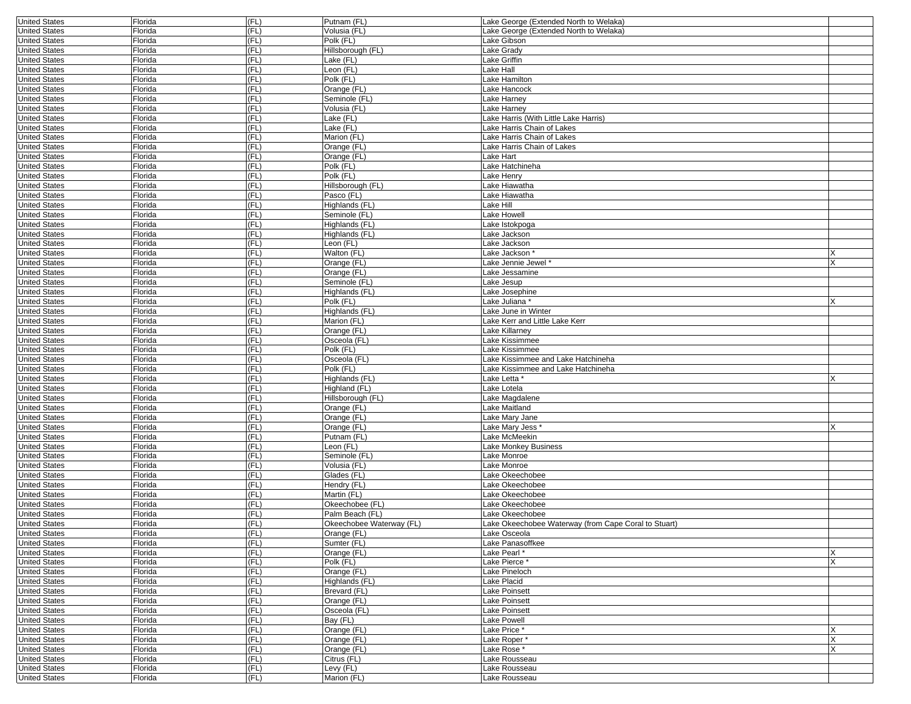| | | | | | |
|---|---|---|---|---|---|
| United States | Florida | (FL) | Putnam (FL) | Lake George (Extended North to Welaka) | |
| United States | Florida | (FL) | Volusia (FL) | Lake George (Extended North to Welaka) | |
| United States | Florida | (FL) | Polk (FL) | Lake Gibson | |
| United States | Florida | (FL) | Hillsborough (FL) | Lake Grady | |
| United States | Florida | (FL) | Lake (FL) | Lake Griffin | |
| United States | Florida | (FL) | Leon (FL) | Lake Hall | |
| United States | Florida | (FL) | Polk (FL) | Lake Hamilton | |
| United States | Florida | (FL) | Orange (FL) | Lake Hancock | |
| United States | Florida | (FL) | Seminole (FL) | Lake Harney | |
| United States | Florida | (FL) | Volusia (FL) | Lake Harney | |
| United States | Florida | (FL) | Lake (FL) | Lake Harris (With Little Lake Harris) | |
| United States | Florida | (FL) | Lake (FL) | Lake Harris Chain of Lakes | |
| United States | Florida | (FL) | Marion (FL) | Lake Harris Chain of Lakes | |
| United States | Florida | (FL) | Orange (FL) | Lake Harris Chain of Lakes | |
| United States | Florida | (FL) | Orange (FL) | Lake Hart | |
| United States | Florida | (FL) | Polk (FL) | Lake Hatchineha | |
| United States | Florida | (FL) | Polk (FL) | Lake Henry | |
| United States | Florida | (FL) | Hillsborough (FL) | Lake Hiawatha | |
| United States | Florida | (FL) | Pasco (FL) | Lake Hiawatha | |
| United States | Florida | (FL) | Highlands (FL) | Lake Hill | |
| United States | Florida | (FL) | Seminole (FL) | Lake Howell | |
| United States | Florida | (FL) | Highlands (FL) | Lake Istokpoga | |
| United States | Florida | (FL) | Highlands (FL) | Lake Jackson | |
| United States | Florida | (FL) | Leon (FL) | Lake Jackson | |
| United States | Florida | (FL) | Walton (FL) | Lake Jackson * | X |
| United States | Florida | (FL) | Orange (FL) | Lake Jennie Jewel * | X |
| United States | Florida | (FL) | Orange (FL) | Lake Jessamine | |
| United States | Florida | (FL) | Seminole (FL) | Lake Jesup | |
| United States | Florida | (FL) | Highlands (FL) | Lake Josephine | |
| United States | Florida | (FL) | Polk (FL) | Lake Juliana * | X |
| United States | Florida | (FL) | Highlands (FL) | Lake June in Winter | |
| United States | Florida | (FL) | Marion (FL) | Lake Kerr and Little Lake Kerr | |
| United States | Florida | (FL) | Orange (FL) | Lake Killarney | |
| United States | Florida | (FL) | Osceola (FL) | Lake Kissimmee | |
| United States | Florida | (FL) | Polk (FL) | Lake Kissimmee | |
| United States | Florida | (FL) | Osceola (FL) | Lake Kissimmee and Lake Hatchineha | |
| United States | Florida | (FL) | Polk (FL) | Lake Kissimmee and Lake Hatchineha | |
| United States | Florida | (FL) | Highlands (FL) | Lake Letta * | X |
| United States | Florida | (FL) | Highland (FL) | Lake Lotela | |
| United States | Florida | (FL) | Hillsborough (FL) | Lake Magdalene | |
| United States | Florida | (FL) | Orange (FL) | Lake Maitland | |
| United States | Florida | (FL) | Orange (FL) | Lake Mary Jane | |
| United States | Florida | (FL) | Orange (FL) | Lake Mary Jess * | X |
| United States | Florida | (FL) | Putnam (FL) | Lake McMeekin | |
| United States | Florida | (FL) | Leon (FL) | Lake Monkey Business | |
| United States | Florida | (FL) | Seminole (FL) | Lake Monroe | |
| United States | Florida | (FL) | Volusia (FL) | Lake Monroe | |
| United States | Florida | (FL) | Glades (FL) | Lake Okeechobee | |
| United States | Florida | (FL) | Hendry (FL) | Lake Okeechobee | |
| United States | Florida | (FL) | Martin (FL) | Lake Okeechobee | |
| United States | Florida | (FL) | Okeechobee (FL) | Lake Okeechobee | |
| United States | Florida | (FL) | Palm Beach (FL) | Lake Okeechobee | |
| United States | Florida | (FL) | Okeechobee Waterway (FL) | Lake Okeechobee Waterway (from Cape Coral to Stuart) | |
| United States | Florida | (FL) | Orange (FL) | Lake Osceola | |
| United States | Florida | (FL) | Sumter (FL) | Lake Panasoffkee | |
| United States | Florida | (FL) | Orange (FL) | Lake Pearl * | X |
| United States | Florida | (FL) | Polk (FL) | Lake Pierce * | X |
| United States | Florida | (FL) | Orange (FL) | Lake Pineloch | |
| United States | Florida | (FL) | Highlands (FL) | Lake Placid | |
| United States | Florida | (FL) | Brevard (FL) | Lake Poinsett | |
| United States | Florida | (FL) | Orange (FL) | Lake Poinsett | |
| United States | Florida | (FL) | Osceola (FL) | Lake Poinsett | |
| United States | Florida | (FL) | Bay (FL) | Lake Powell | |
| United States | Florida | (FL) | Orange (FL) | Lake Price * | X |
| United States | Florida | (FL) | Orange (FL) | Lake Roper * | X |
| United States | Florida | (FL) | Orange (FL) | Lake Rose * | X |
| United States | Florida | (FL) | Citrus (FL) | Lake Rousseau | |
| United States | Florida | (FL) | Levy (FL) | Lake Rousseau | |
| United States | Florida | (FL) | Marion (FL) | Lake Rousseau | |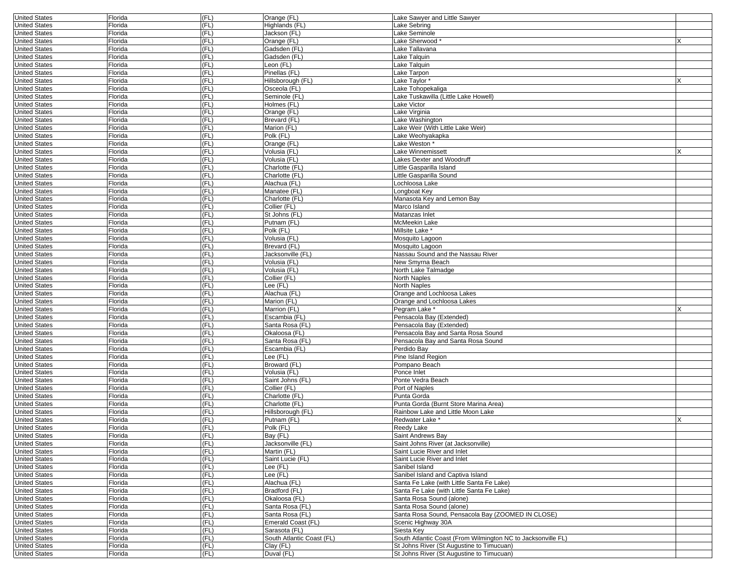| United States | Florida | (FL) | Orange (FL) | Lake Sawyer and Little Sawyer | |
|---|---|---|---|---|---|
| United States | Florida | (FL) | Highlands (FL) | Lake Sebring | |
| United States | Florida | (FL) | Jackson (FL) | Lake Seminole | |
| United States | Florida | (FL) | Orange (FL) | Lake Sherwood * | X |
| United States | Florida | (FL) | Gadsden (FL) | Lake Tallavana | |
| United States | Florida | (FL) | Gadsden (FL) | Lake Talquin | |
| United States | Florida | (FL) | Leon (FL) | Lake Talquin | |
| United States | Florida | (FL) | Pinellas (FL) | Lake Tarpon | |
| United States | Florida | (FL) | Hillsborough (FL) | Lake Taylor * | X |
| United States | Florida | (FL) | Osceola (FL) | Lake Tohopekaliga | |
| United States | Florida | (FL) | Seminole (FL) | Lake Tuskawilla (Little Lake Howell) | |
| United States | Florida | (FL) | Holmes (FL) | Lake Victor | |
| United States | Florida | (FL) | Orange (FL) | Lake Virginia | |
| United States | Florida | (FL) | Brevard (FL) | Lake Washington | |
| United States | Florida | (FL) | Marion (FL) | Lake Weir (With Little Lake Weir) | |
| United States | Florida | (FL) | Polk (FL) | Lake Weohyakapka | |
| United States | Florida | (FL) | Orange (FL) | Lake Weston * | |
| United States | Florida | (FL) | Volusia (FL) | Lake Winnemissett | X |
| United States | Florida | (FL) | Volusia (FL) | Lakes Dexter and Woodruff | |
| United States | Florida | (FL) | Charlotte (FL) | Little Gasparilla Island | |
| United States | Florida | (FL) | Charlotte (FL) | Little Gasparilla Sound | |
| United States | Florida | (FL) | Alachua (FL) | Lochloosa Lake | |
| United States | Florida | (FL) | Manatee (FL) | Longboat Key | |
| United States | Florida | (FL) | Charlotte (FL) | Manasota Key and Lemon Bay | |
| United States | Florida | (FL) | Collier (FL) | Marco Island | |
| United States | Florida | (FL) | St Johns (FL) | Matanzas Inlet | |
| United States | Florida | (FL) | Putnam (FL) | McMeekin Lake | |
| United States | Florida | (FL) | Polk (FL) | Millsite Lake * | |
| United States | Florida | (FL) | Volusia (FL) | Mosquito Lagoon | |
| United States | Florida | (FL) | Brevard (FL) | Mosquito Lagoon | |
| United States | Florida | (FL) | Jacksonville (FL) | Nassau Sound and the Nassau River | |
| United States | Florida | (FL) | Volusia (FL) | New Smyrna Beach | |
| United States | Florida | (FL) | Volusia (FL) | North Lake Talmadge | |
| United States | Florida | (FL) | Collier (FL) | North Naples | |
| United States | Florida | (FL) | Lee (FL) | North Naples | |
| United States | Florida | (FL) | Alachua (FL) | Orange and Lochloosa Lakes | |
| United States | Florida | (FL) | Marion (FL) | Orange and Lochloosa Lakes | |
| United States | Florida | (FL) | Marrion (FL) | Pegram Lake * | X |
| United States | Florida | (FL) | Escambia (FL) | Pensacola Bay (Extended) | |
| United States | Florida | (FL) | Santa Rosa (FL) | Pensacola Bay (Extended) | |
| United States | Florida | (FL) | Okaloosa (FL) | Pensacola Bay and Santa Rosa Sound | |
| United States | Florida | (FL) | Santa Rosa (FL) | Pensacola Bay and Santa Rosa Sound | |
| United States | Florida | (FL) | Escambia (FL) | Perdido Bay | |
| United States | Florida | (FL) | Lee (FL) | Pine Island Region | |
| United States | Florida | (FL) | Broward (FL) | Pompano Beach | |
| United States | Florida | (FL) | Volusia (FL) | Ponce Inlet | |
| United States | Florida | (FL) | Saint Johns (FL) | Ponte Vedra Beach | |
| United States | Florida | (FL) | Collier (FL) | Port of Naples | |
| United States | Florida | (FL) | Charlotte (FL) | Punta Gorda | |
| United States | Florida | (FL) | Charlotte (FL) | Punta Gorda (Burnt Store Marina Area) | |
| United States | Florida | (FL) | Hillsborough (FL) | Rainbow Lake and Little Moon Lake | |
| United States | Florida | (FL) | Putnam (FL) | Redwater Lake * | X |
| United States | Florida | (FL) | Polk (FL) | Reedy Lake | |
| United States | Florida | (FL) | Bay (FL) | Saint Andrews Bay | |
| United States | Florida | (FL) | Jacksonville (FL) | Saint Johns River (at Jacksonville) | |
| United States | Florida | (FL) | Martin (FL) | Saint Lucie River and Inlet | |
| United States | Florida | (FL) | Saint Lucie (FL) | Saint Lucie River and Inlet | |
| United States | Florida | (FL) | Lee (FL) | Sanibel Island | |
| United States | Florida | (FL) | Lee (FL) | Sanibel Island and Captiva Island | |
| United States | Florida | (FL) | Alachua (FL) | Santa Fe Lake (with Little Santa Fe Lake) | |
| United States | Florida | (FL) | Bradford (FL) | Santa Fe Lake (with Little Santa Fe Lake) | |
| United States | Florida | (FL) | Okaloosa (FL) | Santa Rosa Sound (alone) | |
| United States | Florida | (FL) | Santa Rosa (FL) | Santa Rosa Sound (alone) | |
| United States | Florida | (FL) | Santa Rosa (FL) | Santa Rosa Sound, Pensacola Bay (ZOOMED IN CLOSE) | |
| United States | Florida | (FL) | Emerald Coast (FL) | Scenic Highway 30A | |
| United States | Florida | (FL) | Sarasota (FL) | Siesta Key | |
| United States | Florida | (FL) | South Atlantic Coast (FL) | South Atlantic Coast (From Wilmington NC to Jacksonville FL) | |
| United States | Florida | (FL) | Clay (FL) | St Johns River (St Augustine to Timucuan) | |
| United States | Florida | (FL) | Duval (FL) | St Johns River (St Augustine to Timucuan) | |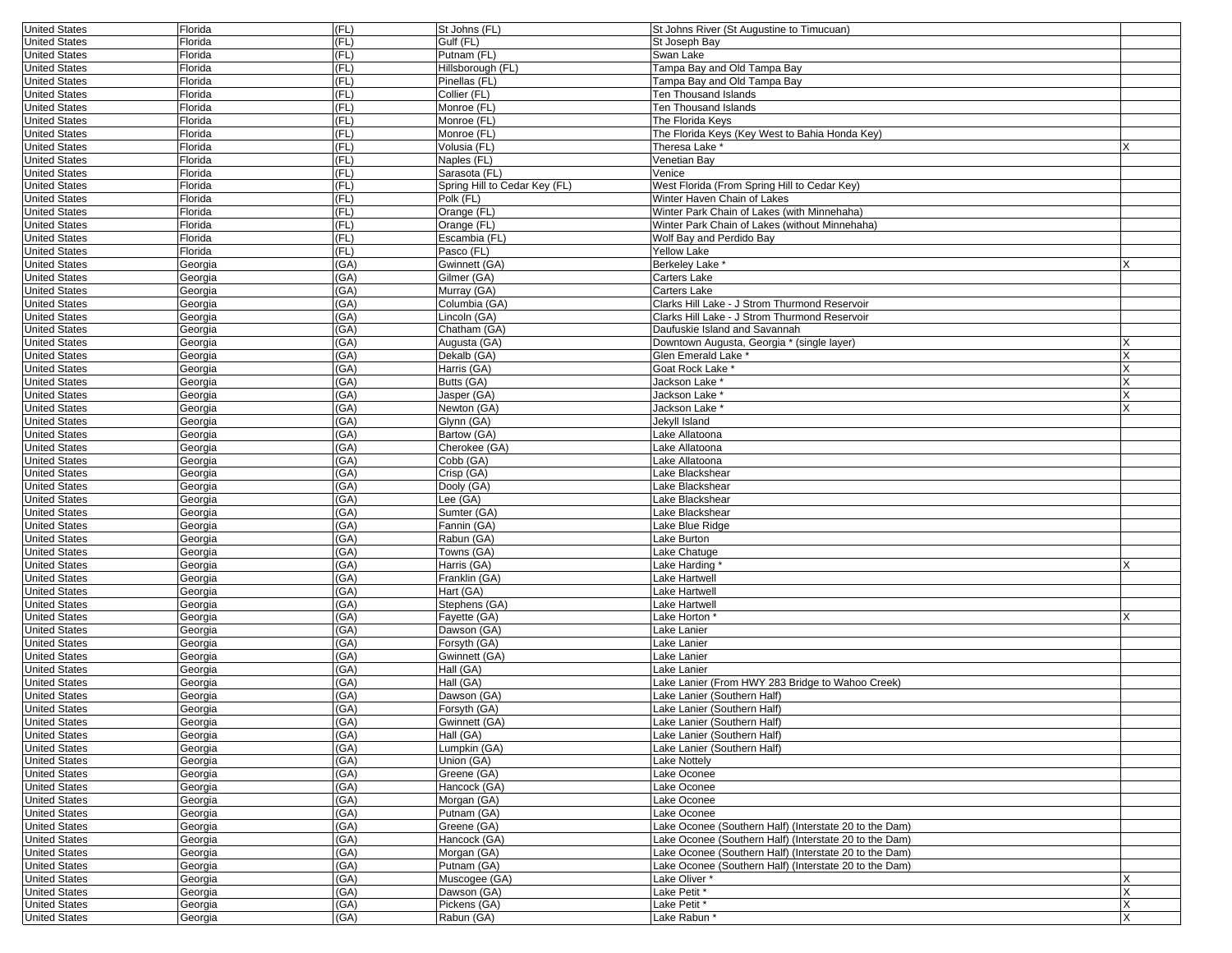| | | | | | |
|---|---|---|---|---|---|
| United States | Florida | (FL) | St Johns (FL) | St Johns River (St Augustine to Timucuan) | |
| United States | Florida | (FL) | Gulf (FL) | St Joseph Bay | |
| United States | Florida | (FL) | Putnam (FL) | Swan Lake | |
| United States | Florida | (FL) | Hillsborough (FL) | Tampa Bay and Old Tampa Bay | |
| United States | Florida | (FL) | Pinellas (FL) | Tampa Bay and Old Tampa Bay | |
| United States | Florida | (FL) | Collier (FL) | Ten Thousand Islands | |
| United States | Florida | (FL) | Monroe (FL) | Ten Thousand Islands | |
| United States | Florida | (FL) | Monroe (FL) | The Florida Keys | |
| United States | Florida | (FL) | Monroe (FL) | The Florida Keys (Key West to Bahia Honda Key) | |
| United States | Florida | (FL) | Volusia (FL) | Theresa Lake * | X |
| United States | Florida | (FL) | Naples (FL) | Venetian Bay | |
| United States | Florida | (FL) | Sarasota (FL) | Venice | |
| United States | Florida | (FL) | Spring Hill to Cedar Key (FL) | West Florida (From Spring Hill to Cedar Key) | |
| United States | Florida | (FL) | Polk (FL) | Winter Haven Chain of Lakes | |
| United States | Florida | (FL) | Orange (FL) | Winter Park Chain of Lakes (with Minnehaha) | |
| United States | Florida | (FL) | Orange (FL) | Winter Park Chain of Lakes (without Minnehaha) | |
| United States | Florida | (FL) | Escambia (FL) | Wolf Bay and Perdido Bay | |
| United States | Florida | (FL) | Pasco (FL) | Yellow Lake | |
| United States | Georgia | (GA) | Gwinnett (GA) | Berkeley Lake * | X |
| United States | Georgia | (GA) | Gilmer (GA) | Carters Lake | |
| United States | Georgia | (GA) | Murray (GA) | Carters Lake | |
| United States | Georgia | (GA) | Columbia (GA) | Clarks Hill Lake - J Strom Thurmond Reservoir | |
| United States | Georgia | (GA) | Lincoln (GA) | Clarks Hill Lake - J Strom Thurmond Reservoir | |
| United States | Georgia | (GA) | Chatham (GA) | Daufuskie Island and Savannah | |
| United States | Georgia | (GA) | Augusta (GA) | Downtown Augusta, Georgia * (single layer) | X |
| United States | Georgia | (GA) | Dekalb (GA) | Glen Emerald Lake * | X |
| United States | Georgia | (GA) | Harris (GA) | Goat Rock Lake * | X |
| United States | Georgia | (GA) | Butts (GA) | Jackson Lake * | X |
| United States | Georgia | (GA) | Jasper (GA) | Jackson Lake * | X |
| United States | Georgia | (GA) | Newton (GA) | Jackson Lake * | X |
| United States | Georgia | (GA) | Glynn (GA) | Jekyll Island | |
| United States | Georgia | (GA) | Bartow (GA) | Lake Allatoona | |
| United States | Georgia | (GA) | Cherokee (GA) | Lake Allatoona | |
| United States | Georgia | (GA) | Cobb (GA) | Lake Allatoona | |
| United States | Georgia | (GA) | Crisp (GA) | Lake Blackshear | |
| United States | Georgia | (GA) | Dooly (GA) | Lake Blackshear | |
| United States | Georgia | (GA) | Lee (GA) | Lake Blackshear | |
| United States | Georgia | (GA) | Sumter (GA) | Lake Blackshear | |
| United States | Georgia | (GA) | Fannin (GA) | Lake Blue Ridge | |
| United States | Georgia | (GA) | Rabun (GA) | Lake Burton | |
| United States | Georgia | (GA) | Towns (GA) | Lake Chatuge | |
| United States | Georgia | (GA) | Harris (GA) | Lake Harding * | X |
| United States | Georgia | (GA) | Franklin (GA) | Lake Hartwell | |
| United States | Georgia | (GA) | Hart (GA) | Lake Hartwell | |
| United States | Georgia | (GA) | Stephens (GA) | Lake Hartwell | |
| United States | Georgia | (GA) | Fayette (GA) | Lake Horton * | X |
| United States | Georgia | (GA) | Dawson (GA) | Lake Lanier | |
| United States | Georgia | (GA) | Forsyth (GA) | Lake Lanier | |
| United States | Georgia | (GA) | Gwinnett (GA) | Lake Lanier | |
| United States | Georgia | (GA) | Hall (GA) | Lake Lanier | |
| United States | Georgia | (GA) | Hall (GA) | Lake Lanier (From HWY 283 Bridge to Wahoo Creek) | |
| United States | Georgia | (GA) | Dawson (GA) | Lake Lanier (Southern Half) | |
| United States | Georgia | (GA) | Forsyth (GA) | Lake Lanier (Southern Half) | |
| United States | Georgia | (GA) | Gwinnett (GA) | Lake Lanier (Southern Half) | |
| United States | Georgia | (GA) | Hall (GA) | Lake Lanier (Southern Half) | |
| United States | Georgia | (GA) | Lumpkin (GA) | Lake Lanier (Southern Half) | |
| United States | Georgia | (GA) | Union (GA) | Lake Nottely | |
| United States | Georgia | (GA) | Greene (GA) | Lake Oconee | |
| United States | Georgia | (GA) | Hancock (GA) | Lake Oconee | |
| United States | Georgia | (GA) | Morgan (GA) | Lake Oconee | |
| United States | Georgia | (GA) | Putnam (GA) | Lake Oconee | |
| United States | Georgia | (GA) | Greene (GA) | Lake Oconee (Southern Half) (Interstate 20 to the Dam) | |
| United States | Georgia | (GA) | Hancock (GA) | Lake Oconee (Southern Half) (Interstate 20 to the Dam) | |
| United States | Georgia | (GA) | Morgan (GA) | Lake Oconee (Southern Half) (Interstate 20 to the Dam) | |
| United States | Georgia | (GA) | Putnam (GA) | Lake Oconee (Southern Half) (Interstate 20 to the Dam) | |
| United States | Georgia | (GA) | Muscogee (GA) | Lake Oliver * | X |
| United States | Georgia | (GA) | Dawson (GA) | Lake Petit * | X |
| United States | Georgia | (GA) | Pickens (GA) | Lake Petit * | X |
| United States | Georgia | (GA) | Rabun (GA) | Lake Rabun * | X |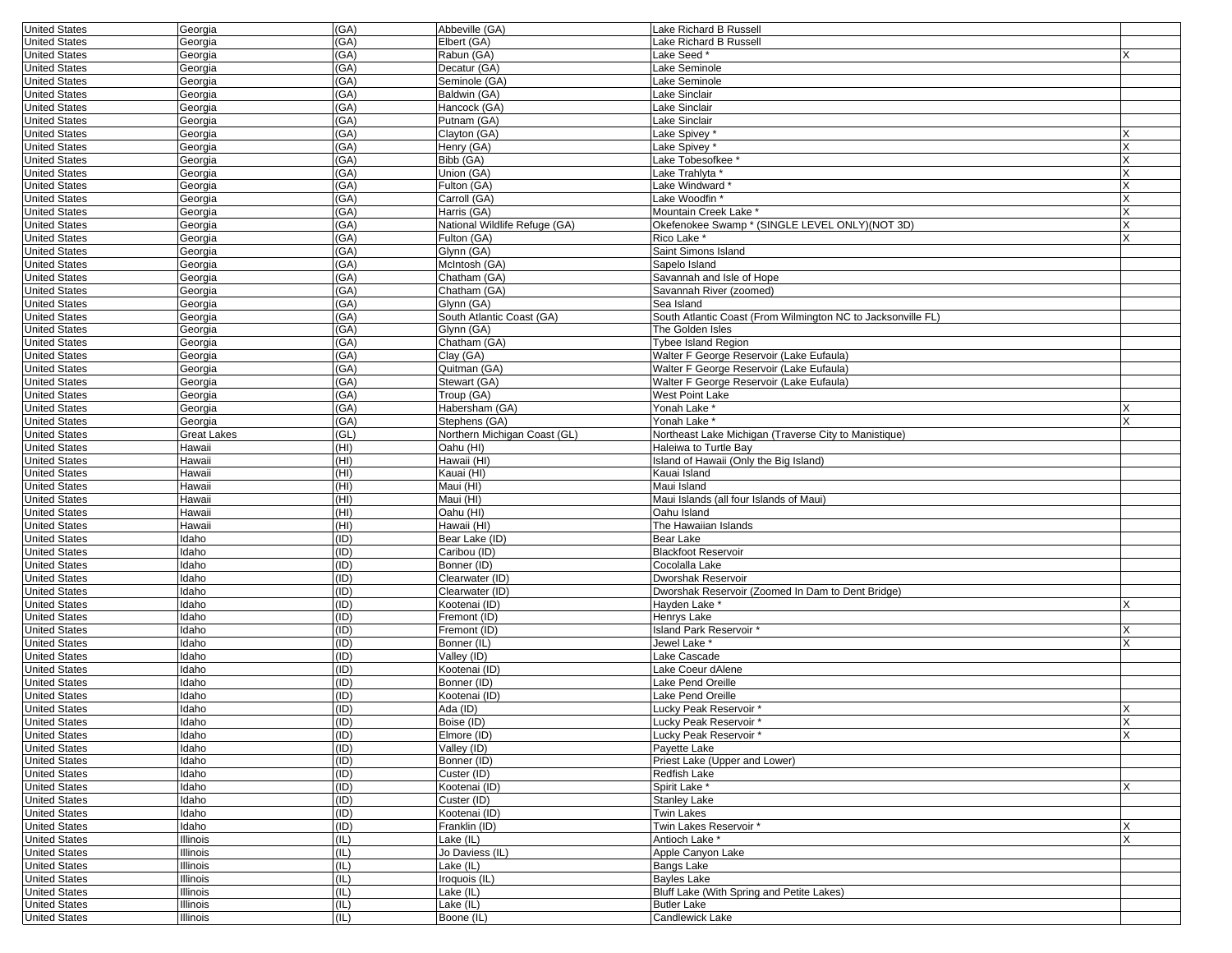| United States | Georgia | (GA) | Abbeville (GA) | Lake Richard B Russell | |
|---|---|---|---|---|---|
| United States | Georgia | (GA) | Elbert (GA) | Lake Richard B Russell | |
| United States | Georgia | (GA) | Rabun (GA) | Lake Seed * | X |
| United States | Georgia | (GA) | Decatur (GA) | Lake Seminole | |
| United States | Georgia | (GA) | Seminole (GA) | Lake Seminole | |
| United States | Georgia | (GA) | Baldwin (GA) | Lake Sinclair | |
| United States | Georgia | (GA) | Hancock (GA) | Lake Sinclair | |
| United States | Georgia | (GA) | Putnam (GA) | Lake Sinclair | |
| United States | Georgia | (GA) | Clayton (GA) | Lake Spivey * | X |
| United States | Georgia | (GA) | Henry (GA) | Lake Spivey * | X |
| United States | Georgia | (GA) | Bibb (GA) | Lake Tobesofkee * | X |
| United States | Georgia | (GA) | Union (GA) | Lake Trahlyta * | X |
| United States | Georgia | (GA) | Fulton (GA) | Lake Windward * | X |
| United States | Georgia | (GA) | Carroll (GA) | Lake Woodfin * | X |
| United States | Georgia | (GA) | Harris (GA) | Mountain Creek Lake * | X |
| United States | Georgia | (GA) | National Wildlife Refuge (GA) | Okefenokee Swamp * (SINGLE LEVEL ONLY)(NOT 3D) | X |
| United States | Georgia | (GA) | Fulton (GA) | Rico Lake * | X |
| United States | Georgia | (GA) | Glynn (GA) | Saint Simons Island | |
| United States | Georgia | (GA) | McIntosh (GA) | Sapelo Island | |
| United States | Georgia | (GA) | Chatham (GA) | Savannah and Isle of Hope | |
| United States | Georgia | (GA) | Chatham (GA) | Savannah River (zoomed) | |
| United States | Georgia | (GA) | Glynn (GA) | Sea Island | |
| United States | Georgia | (GA) | South Atlantic Coast (GA) | South Atlantic Coast (From Wilmington NC to Jacksonville FL) | |
| United States | Georgia | (GA) | Glynn (GA) | The Golden Isles | |
| United States | Georgia | (GA) | Chatham (GA) | Tybee Island Region | |
| United States | Georgia | (GA) | Clay (GA) | Walter F George Reservoir (Lake Eufaula) | |
| United States | Georgia | (GA) | Quitman (GA) | Walter F George Reservoir (Lake Eufaula) | |
| United States | Georgia | (GA) | Stewart (GA) | Walter F George Reservoir (Lake Eufaula) | |
| United States | Georgia | (GA) | Troup (GA) | West Point Lake | |
| United States | Georgia | (GA) | Habersham (GA) | Yonah Lake * | X |
| United States | Georgia | (GA) | Stephens (GA) | Yonah Lake * | X |
| United States | Great Lakes | (GL) | Northern Michigan Coast (GL) | Northeast Lake Michigan (Traverse City to Manistique) | |
| United States | Hawaii | (HI) | Oahu (HI) | Haleiwa to Turtle Bay | |
| United States | Hawaii | (HI) | Hawaii (HI) | Island of Hawaii (Only the Big Island) | |
| United States | Hawaii | (HI) | Kauai (HI) | Kauai Island | |
| United States | Hawaii | (HI) | Maui (HI) | Maui Island | |
| United States | Hawaii | (HI) | Maui (HI) | Maui Islands (all four Islands of Maui) | |
| United States | Hawaii | (HI) | Oahu (HI) | Oahu Island | |
| United States | Hawaii | (HI) | Hawaii (HI) | The Hawaiian Islands | |
| United States | Idaho | (ID) | Bear Lake (ID) | Bear Lake | |
| United States | Idaho | (ID) | Caribou (ID) | Blackfoot Reservoir | |
| United States | Idaho | (ID) | Bonner (ID) | Cocolalla Lake | |
| United States | Idaho | (ID) | Clearwater (ID) | Dworshak Reservoir | |
| United States | Idaho | (ID) | Clearwater (ID) | Dworshak Reservoir (Zoomed In Dam to Dent Bridge) | |
| United States | Idaho | (ID) | Kootenai (ID) | Hayden Lake * | X |
| United States | Idaho | (ID) | Fremont (ID) | Henrys Lake | |
| United States | Idaho | (ID) | Fremont (ID) | Island Park Reservoir * | X |
| United States | Idaho | (ID) | Bonner (IL) | Jewel Lake * | X |
| United States | Idaho | (ID) | Valley (ID) | Lake Cascade | |
| United States | Idaho | (ID) | Kootenai (ID) | Lake Coeur dAlene | |
| United States | Idaho | (ID) | Bonner (ID) | Lake Pend Oreille | |
| United States | Idaho | (ID) | Kootenai (ID) | Lake Pend Oreille | |
| United States | Idaho | (ID) | Ada (ID) | Lucky Peak Reservoir * | X |
| United States | Idaho | (ID) | Boise (ID) | Lucky Peak Reservoir * | X |
| United States | Idaho | (ID) | Elmore (ID) | Lucky Peak Reservoir * | X |
| United States | Idaho | (ID) | Valley (ID) | Payette Lake | |
| United States | Idaho | (ID) | Bonner (ID) | Priest Lake (Upper and Lower) | |
| United States | Idaho | (ID) | Custer (ID) | Redfish Lake | |
| United States | Idaho | (ID) | Kootenai (ID) | Spirit Lake * | X |
| United States | Idaho | (ID) | Custer (ID) | Stanley Lake | |
| United States | Idaho | (ID) | Kootenai (ID) | Twin Lakes | |
| United States | Idaho | (ID) | Franklin (ID) | Twin Lakes Reservoir * | X |
| United States | Illinois | (IL) | Lake (IL) | Antioch Lake * | X |
| United States | Illinois | (IL) | Jo Daviess (IL) | Apple Canyon Lake | |
| United States | Illinois | (IL) | Lake (IL) | Bangs Lake | |
| United States | Illinois | (IL) | Iroquois (IL) | Bayles Lake | |
| United States | Illinois | (IL) | Lake (IL) | Bluff Lake (With Spring and Petite Lakes) | |
| United States | Illinois | (IL) | Lake (IL) | Butler Lake | |
| United States | Illinois | (IL) | Boone (IL) | Candlewick Lake | |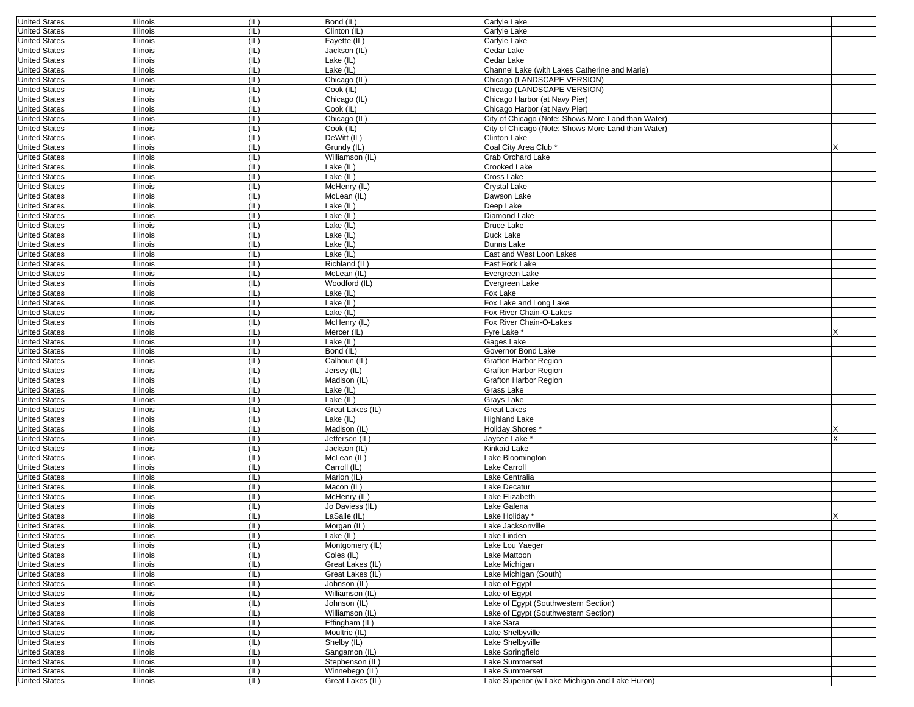| | | | | | |
|---|---|---|---|---|---|
| United States | Illinois | (IL) | Bond (IL) | Carlyle Lake | |
| United States | Illinois | (IL) | Clinton (IL) | Carlyle Lake | |
| United States | Illinois | (IL) | Fayette (IL) | Carlyle Lake | |
| United States | Illinois | (IL) | Jackson (IL) | Cedar Lake | |
| United States | Illinois | (IL) | Lake (IL) | Cedar Lake | |
| United States | Illinois | (IL) | Lake (IL) | Channel Lake (with Lakes Catherine and Marie) | |
| United States | Illinois | (IL) | Chicago (IL) | Chicago (LANDSCAPE VERSION) | |
| United States | Illinois | (IL) | Cook (IL) | Chicago (LANDSCAPE VERSION) | |
| United States | Illinois | (IL) | Chicago (IL) | Chicago Harbor (at Navy Pier) | |
| United States | Illinois | (IL) | Cook (IL) | Chicago Harbor (at Navy Pier) | |
| United States | Illinois | (IL) | Chicago (IL) | City of Chicago (Note: Shows More Land than Water) | |
| United States | Illinois | (IL) | Cook (IL) | City of Chicago (Note: Shows More Land than Water) | |
| United States | Illinois | (IL) | DeWitt (IL) | Clinton Lake | |
| United States | Illinois | (IL) | Grundy (IL) | Coal City Area Club * | X |
| United States | Illinois | (IL) | Williamson (IL) | Crab Orchard Lake | |
| United States | Illinois | (IL) | Lake (IL) | Crooked Lake | |
| United States | Illinois | (IL) | Lake (IL) | Cross Lake | |
| United States | Illinois | (IL) | McHenry (IL) | Crystal Lake | |
| United States | Illinois | (IL) | McLean (IL) | Dawson Lake | |
| United States | Illinois | (IL) | Lake (IL) | Deep Lake | |
| United States | Illinois | (IL) | Lake (IL) | Diamond Lake | |
| United States | Illinois | (IL) | Lake (IL) | Druce Lake | |
| United States | Illinois | (IL) | Lake (IL) | Duck Lake | |
| United States | Illinois | (IL) | Lake (IL) | Dunns Lake | |
| United States | Illinois | (IL) | Lake (IL) | East and West Loon Lakes | |
| United States | Illinois | (IL) | Richland (IL) | East Fork Lake | |
| United States | Illinois | (IL) | McLean (IL) | Evergreen Lake | |
| United States | Illinois | (IL) | Woodford (IL) | Evergreen Lake | |
| United States | Illinois | (IL) | Lake (IL) | Fox Lake | |
| United States | Illinois | (IL) | Lake (IL) | Fox Lake and Long Lake | |
| United States | Illinois | (IL) | Lake (IL) | Fox River Chain-O-Lakes | |
| United States | Illinois | (IL) | McHenry (IL) | Fox River Chain-O-Lakes | |
| United States | Illinois | (IL) | Mercer (IL) | Fyre Lake * | X |
| United States | Illinois | (IL) | Lake (IL) | Gages Lake | |
| United States | Illinois | (IL) | Bond (IL) | Governor Bond Lake | |
| United States | Illinois | (IL) | Calhoun (IL) | Grafton Harbor Region | |
| United States | Illinois | (IL) | Jersey (IL) | Grafton Harbor Region | |
| United States | Illinois | (IL) | Madison (IL) | Grafton Harbor Region | |
| United States | Illinois | (IL) | Lake (IL) | Grass Lake | |
| United States | Illinois | (IL) | Lake (IL) | Grays Lake | |
| United States | Illinois | (IL) | Great Lakes (IL) | Great Lakes | |
| United States | Illinois | (IL) | Lake (IL) | Highland Lake | |
| United States | Illinois | (IL) | Madison (IL) | Holiday Shores * | X |
| United States | Illinois | (IL) | Jefferson (IL) | Jaycee Lake * | X |
| United States | Illinois | (IL) | Jackson (IL) | Kinkaid Lake | |
| United States | Illinois | (IL) | McLean (IL) | Lake Bloomington | |
| United States | Illinois | (IL) | Carroll (IL) | Lake Carroll | |
| United States | Illinois | (IL) | Marion (IL) | Lake Centralia | |
| United States | Illinois | (IL) | Macon (IL) | Lake Decatur | |
| United States | Illinois | (IL) | McHenry (IL) | Lake Elizabeth | |
| United States | Illinois | (IL) | Jo Daviess (IL) | Lake Galena | |
| United States | Illinois | (IL) | LaSalle (IL) | Lake Holiday * | X |
| United States | Illinois | (IL) | Morgan (IL) | Lake Jacksonville | |
| United States | Illinois | (IL) | Lake (IL) | Lake Linden | |
| United States | Illinois | (IL) | Montgomery (IL) | Lake Lou Yaeger | |
| United States | Illinois | (IL) | Coles (IL) | Lake Mattoon | |
| United States | Illinois | (IL) | Great Lakes (IL) | Lake Michigan | |
| United States | Illinois | (IL) | Great Lakes (IL) | Lake Michigan (South) | |
| United States | Illinois | (IL) | Johnson (IL) | Lake of Egypt | |
| United States | Illinois | (IL) | Williamson (IL) | Lake of Egypt | |
| United States | Illinois | (IL) | Johnson (IL) | Lake of Egypt (Southwestern Section) | |
| United States | Illinois | (IL) | Williamson (IL) | Lake of Egypt (Southwestern Section) | |
| United States | Illinois | (IL) | Effingham (IL) | Lake Sara | |
| United States | Illinois | (IL) | Moultrie (IL) | Lake Shelbyville | |
| United States | Illinois | (IL) | Shelby (IL) | Lake Shelbyville | |
| United States | Illinois | (IL) | Sangamon (IL) | Lake Springfield | |
| United States | Illinois | (IL) | Stephenson (IL) | Lake Summerset | |
| United States | Illinois | (IL) | Winnebego (IL) | Lake Summerset | |
| United States | Illinois | (IL) | Great Lakes (IL) | Lake Superior (w Lake Michigan and Lake Huron) | |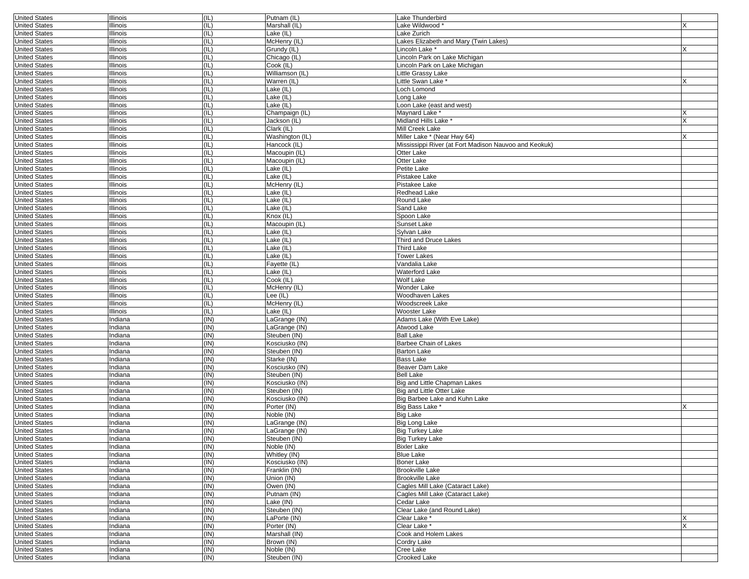| | | | | | |
|---|---|---|---|---|---|
| United States | Illinois | (IL) | Putnam (IL) | Lake Thunderbird | |
| United States | Illinois | (IL) | Marshall (IL) | Lake Wildwood * | X |
| United States | Illinois | (IL) | Lake (IL) | Lake Zurich | |
| United States | Illinois | (IL) | McHenry (IL) | Lakes Elizabeth and Mary (Twin Lakes) | |
| United States | Illinois | (IL) | Grundy (IL) | Lincoln Lake * | X |
| United States | Illinois | (IL) | Chicago (IL) | Lincoln Park on Lake Michigan | |
| United States | Illinois | (IL) | Cook (IL) | Lincoln Park on Lake Michigan | |
| United States | Illinois | (IL) | Williamson (IL) | Little Grassy Lake | |
| United States | Illinois | (IL) | Warren (IL) | Little Swan Lake * | X |
| United States | Illinois | (IL) | Lake (IL) | Loch Lomond | |
| United States | Illinois | (IL) | Lake (IL) | Long Lake | |
| United States | Illinois | (IL) | Lake (IL) | Loon Lake (east and west) | |
| United States | Illinois | (IL) | Champaign (IL) | Maynard Lake * | X |
| United States | Illinois | (IL) | Jackson (IL) | Midland Hills Lake * | X |
| United States | Illinois | (IL) | Clark (IL) | Mill Creek Lake | |
| United States | Illinois | (IL) | Washington (IL) | Miller Lake * (Near Hwy 64) | X |
| United States | Illinois | (IL) | Hancock (IL) | Mississippi River (at Fort Madison Nauvoo and Keokuk) | |
| United States | Illinois | (IL) | Macoupin (IL) | Otter Lake | |
| United States | Illinois | (IL) | Macoupin (IL) | Otter Lake | |
| United States | Illinois | (IL) | Lake (IL) | Petite Lake | |
| United States | Illinois | (IL) | Lake (IL) | Pistakee Lake | |
| United States | Illinois | (IL) | McHenry (IL) | Pistakee Lake | |
| United States | Illinois | (IL) | Lake (IL) | Redhead Lake | |
| United States | Illinois | (IL) | Lake (IL) | Round Lake | |
| United States | Illinois | (IL) | Lake (IL) | Sand Lake | |
| United States | Illinois | (IL) | Knox (IL) | Spoon Lake | |
| United States | Illinois | (IL) | Macoupin (IL) | Sunset Lake | |
| United States | Illinois | (IL) | Lake (IL) | Sylvan Lake | |
| United States | Illinois | (IL) | Lake (IL) | Third and Druce Lakes | |
| United States | Illinois | (IL) | Lake (IL) | Third Lake | |
| United States | Illinois | (IL) | Lake (IL) | Tower Lakes | |
| United States | Illinois | (IL) | Fayette (IL) | Vandalia Lake | |
| United States | Illinois | (IL) | Lake (IL) | Waterford Lake | |
| United States | Illinois | (IL) | Cook (IL) | Wolf Lake | |
| United States | Illinois | (IL) | McHenry (IL) | Wonder Lake | |
| United States | Illinois | (IL) | Lee (IL) | Woodhaven Lakes | |
| United States | Illinois | (IL) | McHenry (IL) | Woodscreek Lake | |
| United States | Illinois | (IL) | Lake (IL) | Wooster Lake | |
| United States | Indiana | (IN) | LaGrange (IN) | Adams Lake (With Eve Lake) | |
| United States | Indiana | (IN) | LaGrange (IN) | Atwood Lake | |
| United States | Indiana | (IN) | Steuben (IN) | Ball Lake | |
| United States | Indiana | (IN) | Kosciusko (IN) | Barbee Chain of Lakes | |
| United States | Indiana | (IN) | Steuben (IN) | Barton Lake | |
| United States | Indiana | (IN) | Starke (IN) | Bass Lake | |
| United States | Indiana | (IN) | Kosciusko (IN) | Beaver Dam Lake | |
| United States | Indiana | (IN) | Steuben (IN) | Bell Lake | |
| United States | Indiana | (IN) | Kosciusko (IN) | Big and Little Chapman Lakes | |
| United States | Indiana | (IN) | Steuben (IN) | Big and Little Otter Lake | |
| United States | Indiana | (IN) | Kosciusko (IN) | Big Barbee Lake and Kuhn Lake | |
| United States | Indiana | (IN) | Porter (IN) | Big Bass Lake * | X |
| United States | Indiana | (IN) | Noble (IN) | Big Lake | |
| United States | Indiana | (IN) | LaGrange (IN) | Big Long Lake | |
| United States | Indiana | (IN) | LaGrange (IN) | Big Turkey Lake | |
| United States | Indiana | (IN) | Steuben (IN) | Big Turkey Lake | |
| United States | Indiana | (IN) | Noble (IN) | Bixler Lake | |
| United States | Indiana | (IN) | Whitley (IN) | Blue Lake | |
| United States | Indiana | (IN) | Kosciusko (IN) | Boner Lake | |
| United States | Indiana | (IN) | Franklin (IN) | Brookville Lake | |
| United States | Indiana | (IN) | Union (IN) | Brookville Lake | |
| United States | Indiana | (IN) | Owen (IN) | Cagles Mill Lake (Cataract Lake) | |
| United States | Indiana | (IN) | Putnam (IN) | Cagles Mill Lake (Cataract Lake) | |
| United States | Indiana | (IN) | Lake (IN) | Cedar Lake | |
| United States | Indiana | (IN) | Steuben (IN) | Clear Lake (and Round Lake) | |
| United States | Indiana | (IN) | LaPorte (IN) | Clear Lake * | X |
| United States | Indiana | (IN) | Porter (IN) | Clear Lake * | X |
| United States | Indiana | (IN) | Marshall (IN) | Cook and Holem Lakes | |
| United States | Indiana | (IN) | Brown (IN) | Cordry Lake | |
| United States | Indiana | (IN) | Noble (IN) | Cree Lake | |
| United States | Indiana | (IN) | Steuben (IN) | Crooked Lake | |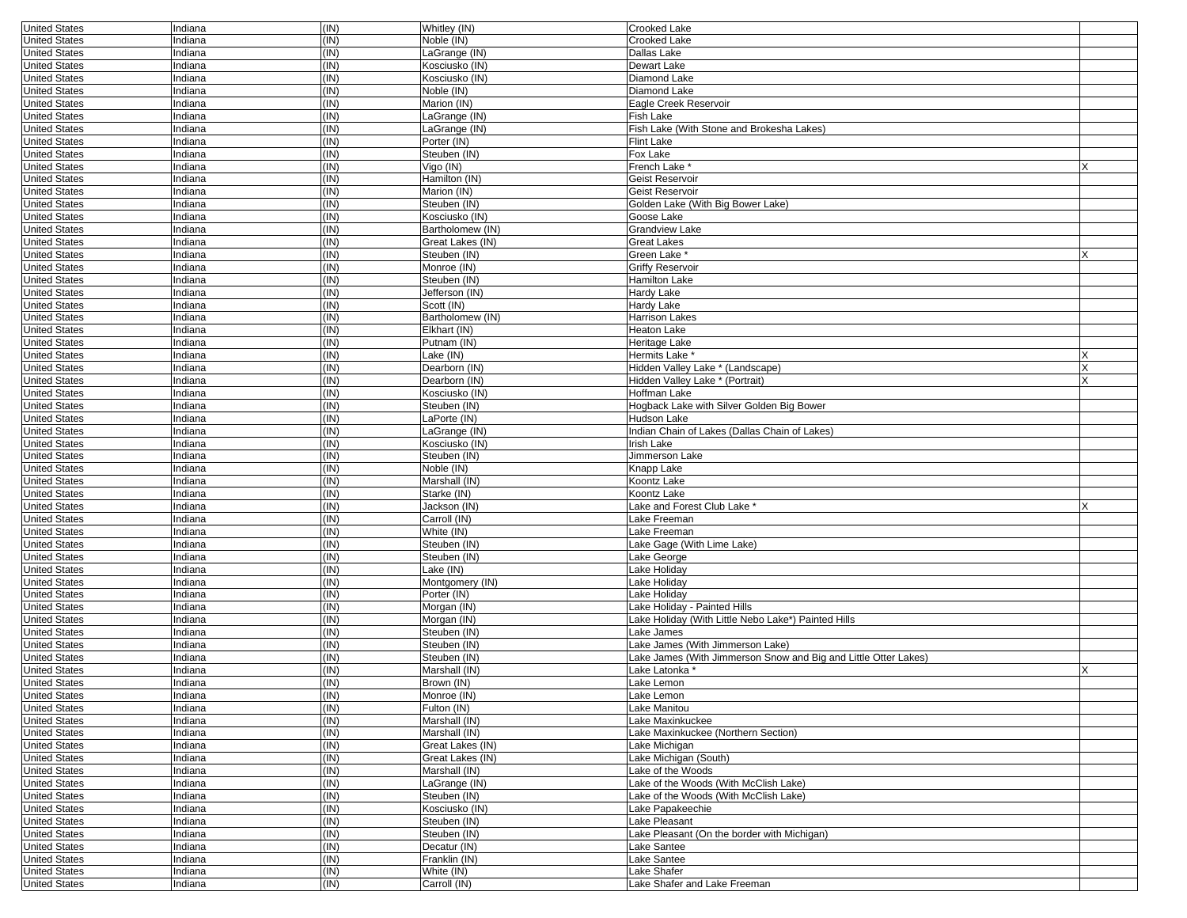| | | | | | |
|---|---|---|---|---|---|
| United States | Indiana | (IN) | Whitley (IN) | Crooked Lake | |
| United States | Indiana | (IN) | Noble (IN) | Crooked Lake | |
| United States | Indiana | (IN) | LaGrange (IN) | Dallas Lake | |
| United States | Indiana | (IN) | Kosciusko (IN) | Dewart Lake | |
| United States | Indiana | (IN) | Kosciusko (IN) | Diamond Lake | |
| United States | Indiana | (IN) | Noble (IN) | Diamond Lake | |
| United States | Indiana | (IN) | Marion (IN) | Eagle Creek Reservoir | |
| United States | Indiana | (IN) | LaGrange (IN) | Fish Lake | |
| United States | Indiana | (IN) | LaGrange (IN) | Fish Lake (With Stone and Brokesha Lakes) | |
| United States | Indiana | (IN) | Porter (IN) | Flint Lake | |
| United States | Indiana | (IN) | Steuben (IN) | Fox Lake | |
| United States | Indiana | (IN) | Vigo (IN) | French Lake * | X |
| United States | Indiana | (IN) | Hamilton (IN) | Geist Reservoir | |
| United States | Indiana | (IN) | Marion (IN) | Geist Reservoir | |
| United States | Indiana | (IN) | Steuben (IN) | Golden Lake (With Big Bower Lake) | |
| United States | Indiana | (IN) | Kosciusko (IN) | Goose Lake | |
| United States | Indiana | (IN) | Bartholomew (IN) | Grandview Lake | |
| United States | Indiana | (IN) | Great Lakes (IN) | Great Lakes | |
| United States | Indiana | (IN) | Steuben (IN) | Green Lake * | X |
| United States | Indiana | (IN) | Monroe (IN) | Griffy Reservoir | |
| United States | Indiana | (IN) | Steuben (IN) | Hamilton Lake | |
| United States | Indiana | (IN) | Jefferson (IN) | Hardy Lake | |
| United States | Indiana | (IN) | Scott (IN) | Hardy Lake | |
| United States | Indiana | (IN) | Bartholomew (IN) | Harrison Lakes | |
| United States | Indiana | (IN) | Elkhart (IN) | Heaton Lake | |
| United States | Indiana | (IN) | Putnam (IN) | Heritage Lake | |
| United States | Indiana | (IN) | Lake (IN) | Hermits Lake * | X |
| United States | Indiana | (IN) | Dearborn (IN) | Hidden Valley Lake * (Landscape) | X |
| United States | Indiana | (IN) | Dearborn (IN) | Hidden Valley Lake * (Portrait) | X |
| United States | Indiana | (IN) | Kosciusko (IN) | Hoffman Lake | |
| United States | Indiana | (IN) | Steuben (IN) | Hogback Lake with Silver Golden Big Bower | |
| United States | Indiana | (IN) | LaPorte (IN) | Hudson Lake | |
| United States | Indiana | (IN) | LaGrange (IN) | Indian Chain of Lakes (Dallas Chain of Lakes) | |
| United States | Indiana | (IN) | Kosciusko (IN) | Irish Lake | |
| United States | Indiana | (IN) | Steuben (IN) | Jimmerson Lake | |
| United States | Indiana | (IN) | Noble (IN) | Knapp Lake | |
| United States | Indiana | (IN) | Marshall (IN) | Koontz Lake | |
| United States | Indiana | (IN) | Starke (IN) | Koontz Lake | |
| United States | Indiana | (IN) | Jackson (IN) | Lake and Forest Club Lake * | X |
| United States | Indiana | (IN) | Carroll (IN) | Lake Freeman | |
| United States | Indiana | (IN) | White (IN) | Lake Freeman | |
| United States | Indiana | (IN) | Steuben (IN) | Lake Gage (With Lime Lake) | |
| United States | Indiana | (IN) | Steuben (IN) | Lake George | |
| United States | Indiana | (IN) | Lake (IN) | Lake Holiday | |
| United States | Indiana | (IN) | Montgomery (IN) | Lake Holiday | |
| United States | Indiana | (IN) | Porter (IN) | Lake Holiday | |
| United States | Indiana | (IN) | Morgan (IN) | Lake Holiday - Painted Hills | |
| United States | Indiana | (IN) | Morgan (IN) | Lake Holiday (With Little Nebo Lake*) Painted Hills | |
| United States | Indiana | (IN) | Steuben (IN) | Lake James | |
| United States | Indiana | (IN) | Steuben (IN) | Lake James (With Jimmerson Lake) | |
| United States | Indiana | (IN) | Steuben (IN) | Lake James (With Jimmerson Snow and Big and Little Otter Lakes) | |
| United States | Indiana | (IN) | Marshall (IN) | Lake Latonka * | X |
| United States | Indiana | (IN) | Brown (IN) | Lake Lemon | |
| United States | Indiana | (IN) | Monroe (IN) | Lake Lemon | |
| United States | Indiana | (IN) | Fulton (IN) | Lake Manitou | |
| United States | Indiana | (IN) | Marshall (IN) | Lake Maxinkuckee | |
| United States | Indiana | (IN) | Marshall (IN) | Lake Maxinkuckee (Northern Section) | |
| United States | Indiana | (IN) | Great Lakes (IN) | Lake Michigan | |
| United States | Indiana | (IN) | Great Lakes (IN) | Lake Michigan (South) | |
| United States | Indiana | (IN) | Marshall (IN) | Lake of the Woods | |
| United States | Indiana | (IN) | LaGrange (IN) | Lake of the Woods (With McClish Lake) | |
| United States | Indiana | (IN) | Steuben (IN) | Lake of the Woods (With McClish Lake) | |
| United States | Indiana | (IN) | Kosciusko (IN) | Lake Papakeechie | |
| United States | Indiana | (IN) | Steuben (IN) | Lake Pleasant | |
| United States | Indiana | (IN) | Steuben (IN) | Lake Pleasant (On the border with Michigan) | |
| United States | Indiana | (IN) | Decatur (IN) | Lake Santee | |
| United States | Indiana | (IN) | Franklin (IN) | Lake Santee | |
| United States | Indiana | (IN) | White (IN) | Lake Shafer | |
| United States | Indiana | (IN) | Carroll (IN) | Lake Shafer and Lake Freeman | |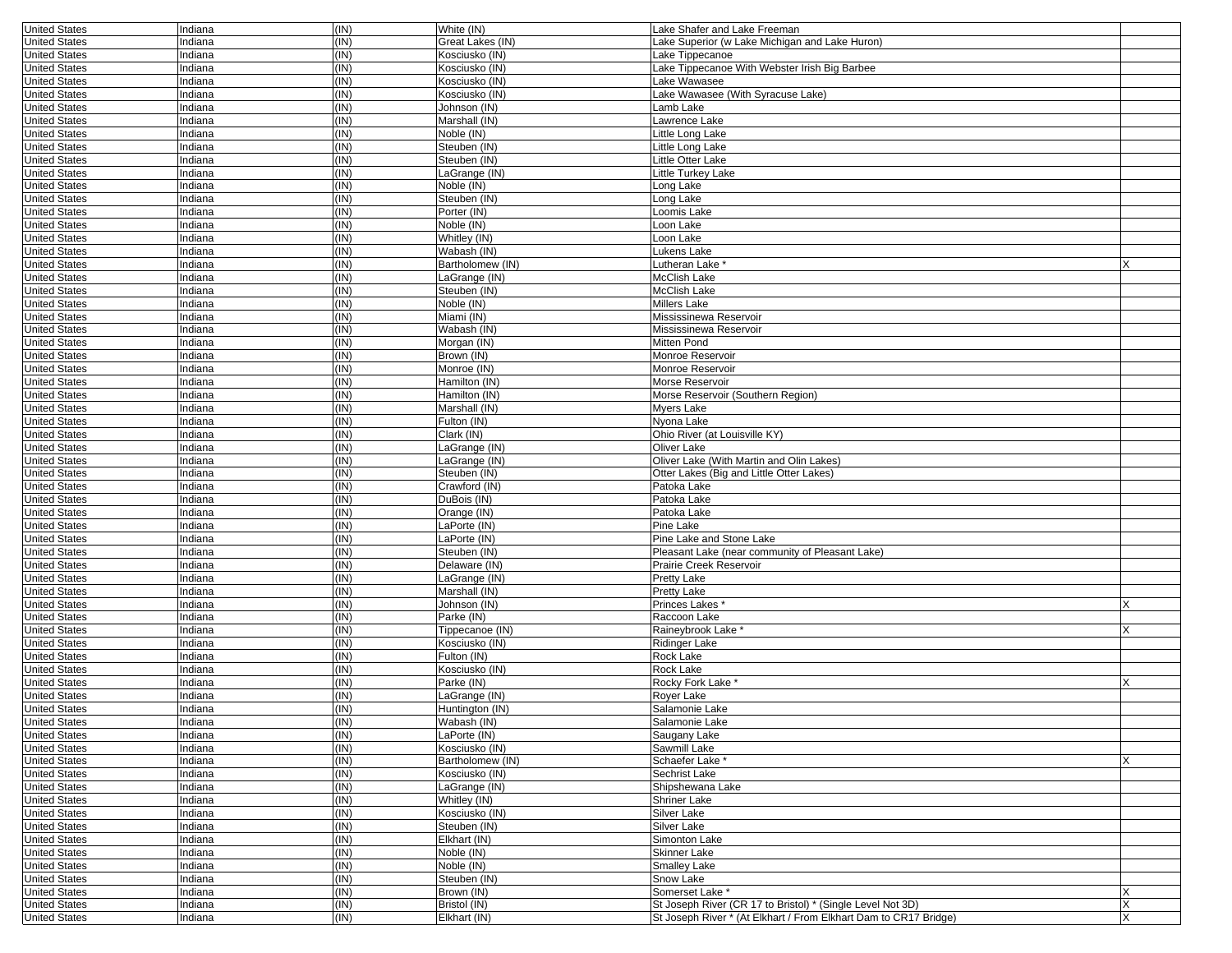| | | | | | |
|---|---|---|---|---|---|
| United States | Indiana | (IN) | White (IN) | Lake Shafer and Lake Freeman | |
| United States | Indiana | (IN) | Great Lakes (IN) | Lake Superior (w Lake Michigan and Lake Huron) | |
| United States | Indiana | (IN) | Kosciusko (IN) | Lake Tippecanoe | |
| United States | Indiana | (IN) | Kosciusko (IN) | Lake Tippecanoe With Webster Irish Big Barbee | |
| United States | Indiana | (IN) | Kosciusko (IN) | Lake Wawasee | |
| United States | Indiana | (IN) | Kosciusko (IN) | Lake Wawasee (With Syracuse Lake) | |
| United States | Indiana | (IN) | Johnson (IN) | Lamb Lake | |
| United States | Indiana | (IN) | Marshall (IN) | Lawrence Lake | |
| United States | Indiana | (IN) | Noble (IN) | Little Long Lake | |
| United States | Indiana | (IN) | Steuben (IN) | Little Long Lake | |
| United States | Indiana | (IN) | Steuben (IN) | Little Otter Lake | |
| United States | Indiana | (IN) | LaGrange (IN) | Little Turkey Lake | |
| United States | Indiana | (IN) | Noble (IN) | Long Lake | |
| United States | Indiana | (IN) | Steuben (IN) | Long Lake | |
| United States | Indiana | (IN) | Porter (IN) | Loomis Lake | |
| United States | Indiana | (IN) | Noble (IN) | Loon Lake | |
| United States | Indiana | (IN) | Whitley (IN) | Loon Lake | |
| United States | Indiana | (IN) | Wabash (IN) | Lukens Lake | |
| United States | Indiana | (IN) | Bartholomew (IN) | Lutheran Lake * | X |
| United States | Indiana | (IN) | LaGrange (IN) | McClish Lake | |
| United States | Indiana | (IN) | Steuben (IN) | McClish Lake | |
| United States | Indiana | (IN) | Noble (IN) | Millers Lake | |
| United States | Indiana | (IN) | Miami (IN) | Mississinewa Reservoir | |
| United States | Indiana | (IN) | Wabash (IN) | Mississinewa Reservoir | |
| United States | Indiana | (IN) | Morgan (IN) | Mitten Pond | |
| United States | Indiana | (IN) | Brown (IN) | Monroe Reservoir | |
| United States | Indiana | (IN) | Monroe (IN) | Monroe Reservoir | |
| United States | Indiana | (IN) | Hamilton (IN) | Morse Reservoir | |
| United States | Indiana | (IN) | Hamilton (IN) | Morse Reservoir (Southern Region) | |
| United States | Indiana | (IN) | Marshall (IN) | Myers Lake | |
| United States | Indiana | (IN) | Fulton (IN) | Nyona Lake | |
| United States | Indiana | (IN) | Clark (IN) | Ohio River (at Louisville KY) | |
| United States | Indiana | (IN) | LaGrange (IN) | Oliver Lake | |
| United States | Indiana | (IN) | LaGrange (IN) | Oliver Lake (With Martin and Olin Lakes) | |
| United States | Indiana | (IN) | Steuben (IN) | Otter Lakes (Big and Little Otter Lakes) | |
| United States | Indiana | (IN) | Crawford (IN) | Patoka Lake | |
| United States | Indiana | (IN) | DuBois (IN) | Patoka Lake | |
| United States | Indiana | (IN) | Orange (IN) | Patoka Lake | |
| United States | Indiana | (IN) | LaPorte (IN) | Pine Lake | |
| United States | Indiana | (IN) | LaPorte (IN) | Pine Lake and Stone Lake | |
| United States | Indiana | (IN) | Steuben (IN) | Pleasant Lake (near community of Pleasant Lake) | |
| United States | Indiana | (IN) | Delaware (IN) | Prairie Creek Reservoir | |
| United States | Indiana | (IN) | LaGrange (IN) | Pretty Lake | |
| United States | Indiana | (IN) | Marshall (IN) | Pretty Lake | |
| United States | Indiana | (IN) | Johnson (IN) | Princes Lakes * | X |
| United States | Indiana | (IN) | Parke (IN) | Raccoon Lake | |
| United States | Indiana | (IN) | Tippecanoe (IN) | Raineybrook Lake * | X |
| United States | Indiana | (IN) | Kosciusko (IN) | Ridinger Lake | |
| United States | Indiana | (IN) | Fulton (IN) | Rock Lake | |
| United States | Indiana | (IN) | Kosciusko (IN) | Rock Lake | |
| United States | Indiana | (IN) | Parke (IN) | Rocky Fork Lake * | X |
| United States | Indiana | (IN) | LaGrange (IN) | Royer Lake | |
| United States | Indiana | (IN) | Huntington (IN) | Salamonie Lake | |
| United States | Indiana | (IN) | Wabash (IN) | Salamonie Lake | |
| United States | Indiana | (IN) | LaPorte (IN) | Saugany Lake | |
| United States | Indiana | (IN) | Kosciusko (IN) | Sawmill Lake | |
| United States | Indiana | (IN) | Bartholomew (IN) | Schaefer Lake * | X |
| United States | Indiana | (IN) | Kosciusko (IN) | Sechrist Lake | |
| United States | Indiana | (IN) | LaGrange (IN) | Shipshewana Lake | |
| United States | Indiana | (IN) | Whitley (IN) | Shriner Lake | |
| United States | Indiana | (IN) | Kosciusko (IN) | Silver Lake | |
| United States | Indiana | (IN) | Steuben (IN) | Silver Lake | |
| United States | Indiana | (IN) | Elkhart (IN) | Simonton Lake | |
| United States | Indiana | (IN) | Noble (IN) | Skinner Lake | |
| United States | Indiana | (IN) | Noble (IN) | Smalley Lake | |
| United States | Indiana | (IN) | Steuben (IN) | Snow Lake | |
| United States | Indiana | (IN) | Brown (IN) | Somerset Lake * | X |
| United States | Indiana | (IN) | Bristol (IN) | St Joseph River (CR 17 to Bristol) * (Single Level Not 3D) | X |
| United States | Indiana | (IN) | Elkhart (IN) | St Joseph River * (At Elkhart / From Elkhart Dam to CR17 Bridge) | X |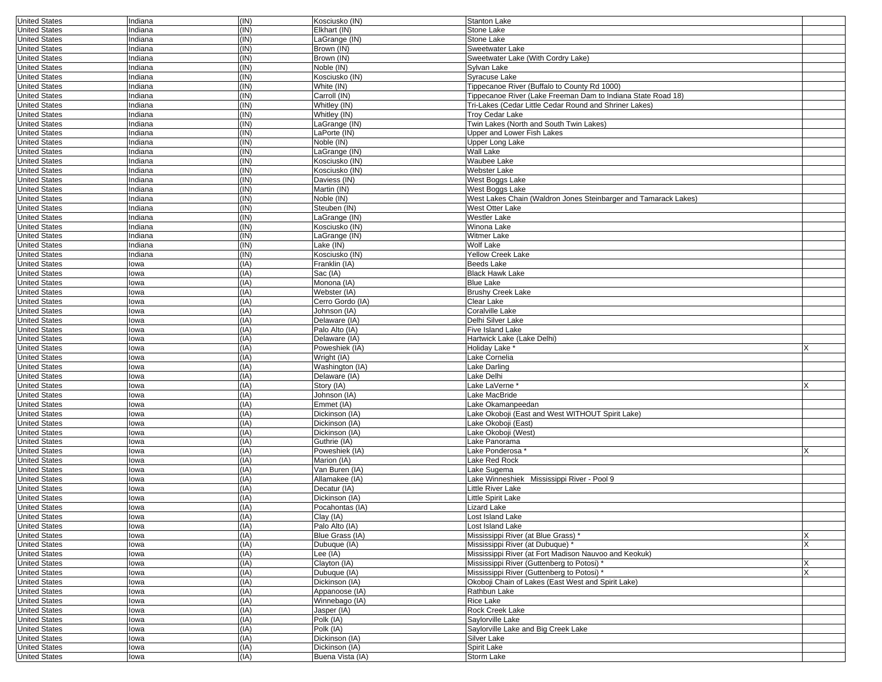| | | | | | |
|---|---|---|---|---|---|
| United States | Indiana | (IN) | Kosciusko (IN) | Stanton Lake | |
| United States | Indiana | (IN) | Elkhart (IN) | Stone Lake | |
| United States | Indiana | (IN) | LaGrange (IN) | Stone Lake | |
| United States | Indiana | (IN) | Brown (IN) | Sweetwater Lake | |
| United States | Indiana | (IN) | Brown (IN) | Sweetwater Lake (With Cordry Lake) | |
| United States | Indiana | (IN) | Noble (IN) | Sylvan Lake | |
| United States | Indiana | (IN) | Kosciusko (IN) | Syracuse Lake | |
| United States | Indiana | (IN) | White (IN) | Tippecanoe River (Buffalo to County Rd 1000) | |
| United States | Indiana | (IN) | Carroll (IN) | Tippecanoe River (Lake Freeman Dam to Indiana State Road 18) | |
| United States | Indiana | (IN) | Whitley (IN) | Tri-Lakes (Cedar Little Cedar Round and Shriner Lakes) | |
| United States | Indiana | (IN) | Whitley (IN) | Troy Cedar Lake | |
| United States | Indiana | (IN) | LaGrange (IN) | Twin Lakes (North and South Twin Lakes) | |
| United States | Indiana | (IN) | LaPorte (IN) | Upper and Lower Fish Lakes | |
| United States | Indiana | (IN) | Noble (IN) | Upper Long Lake | |
| United States | Indiana | (IN) | LaGrange (IN) | Wall Lake | |
| United States | Indiana | (IN) | Kosciusko (IN) | Waubee Lake | |
| United States | Indiana | (IN) | Kosciusko (IN) | Webster Lake | |
| United States | Indiana | (IN) | Daviess (IN) | West Boggs Lake | |
| United States | Indiana | (IN) | Martin (IN) | West Boggs Lake | |
| United States | Indiana | (IN) | Noble (IN) | West Lakes Chain (Waldron Jones Steinbarger and Tamarack Lakes) | |
| United States | Indiana | (IN) | Steuben (IN) | West Otter Lake | |
| United States | Indiana | (IN) | LaGrange (IN) | Westler Lake | |
| United States | Indiana | (IN) | Kosciusko (IN) | Winona Lake | |
| United States | Indiana | (IN) | LaGrange (IN) | Witmer Lake | |
| United States | Indiana | (IN) | Lake (IN) | Wolf Lake | |
| United States | Indiana | (IN) | Kosciusko (IN) | Yellow Creek Lake | |
| United States | Iowa | (IA) | Franklin (IA) | Beeds Lake | |
| United States | Iowa | (IA) | Sac (IA) | Black Hawk Lake | |
| United States | Iowa | (IA) | Monona (IA) | Blue Lake | |
| United States | Iowa | (IA) | Webster (IA) | Brushy Creek Lake | |
| United States | Iowa | (IA) | Cerro Gordo (IA) | Clear Lake | |
| United States | Iowa | (IA) | Johnson (IA) | Coralville Lake | |
| United States | Iowa | (IA) | Delaware (IA) | Delhi Silver Lake | |
| United States | Iowa | (IA) | Palo Alto (IA) | Five Island Lake | |
| United States | Iowa | (IA) | Delaware (IA) | Hartwick Lake (Lake Delhi) | |
| United States | Iowa | (IA) | Poweshiek (IA) | Holiday Lake * | X |
| United States | Iowa | (IA) | Wright (IA) | Lake Cornelia | |
| United States | Iowa | (IA) | Washington (IA) | Lake Darling | |
| United States | Iowa | (IA) | Delaware (IA) | Lake Delhi | |
| United States | Iowa | (IA) | Story (IA) | Lake LaVerne * | X |
| United States | Iowa | (IA) | Johnson (IA) | Lake MacBride | |
| United States | Iowa | (IA) | Emmet (IA) | Lake Okamanpeedan | |
| United States | Iowa | (IA) | Dickinson (IA) | Lake Okoboji (East and West WITHOUT Spirit Lake) | |
| United States | Iowa | (IA) | Dickinson (IA) | Lake Okoboji (East) | |
| United States | Iowa | (IA) | Dickinson (IA) | Lake Okoboji (West) | |
| United States | Iowa | (IA) | Guthrie (IA) | Lake Panorama | |
| United States | Iowa | (IA) | Poweshiek (IA) | Lake Ponderosa * | X |
| United States | Iowa | (IA) | Marion (IA) | Lake Red Rock | |
| United States | Iowa | (IA) | Van Buren (IA) | Lake Sugema | |
| United States | Iowa | (IA) | Allamakee (IA) | Lake Winneshiek   Mississippi River - Pool 9 | |
| United States | Iowa | (IA) | Decatur (IA) | Little River Lake | |
| United States | Iowa | (IA) | Dickinson (IA) | Little Spirit Lake | |
| United States | Iowa | (IA) | Pocahontas (IA) | Lizard Lake | |
| United States | Iowa | (IA) | Clay (IA) | Lost Island Lake | |
| United States | Iowa | (IA) | Palo Alto (IA) | Lost Island Lake | |
| United States | Iowa | (IA) | Blue Grass (IA) | Mississippi River (at Blue Grass) * | X |
| United States | Iowa | (IA) | Dubuque (IA) | Mississippi River (at Dubuque) * | X |
| United States | Iowa | (IA) | Lee (IA) | Mississippi River (at Fort Madison Nauvoo and Keokuk) | |
| United States | Iowa | (IA) | Clayton (IA) | Mississippi River (Guttenberg to Potosi) * | X |
| United States | Iowa | (IA) | Dubuque (IA) | Mississippi River (Guttenberg to Potosi) * | X |
| United States | Iowa | (IA) | Dickinson (IA) | Okoboji Chain of Lakes (East West and Spirit Lake) | |
| United States | Iowa | (IA) | Appanoose (IA) | Rathbun Lake | |
| United States | Iowa | (IA) | Winnebago (IA) | Rice Lake | |
| United States | Iowa | (IA) | Jasper (IA) | Rock Creek Lake | |
| United States | Iowa | (IA) | Polk (IA) | Saylorville Lake | |
| United States | Iowa | (IA) | Polk (IA) | Saylorville Lake and Big Creek Lake | |
| United States | Iowa | (IA) | Dickinson (IA) | Silver Lake | |
| United States | Iowa | (IA) | Dickinson (IA) | Spirit Lake | |
| United States | Iowa | (IA) | Buena Vista (IA) | Storm Lake | |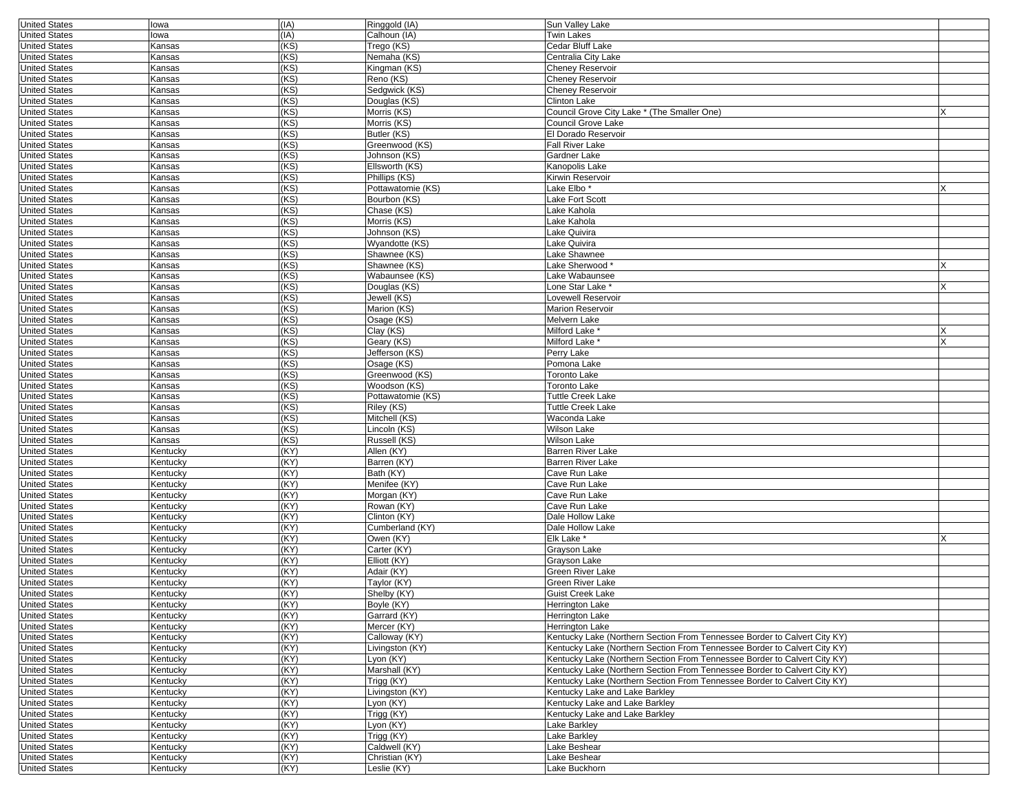| | | | | | |
|---|---|---|---|---|---|
| United States | Iowa | (IA) | Ringgold (IA) | Sun Valley Lake | |
| United States | Iowa | (IA) | Calhoun (IA) | Twin Lakes | |
| United States | Kansas | (KS) | Trego (KS) | Cedar Bluff Lake | |
| United States | Kansas | (KS) | Nemaha (KS) | Centralia City Lake | |
| United States | Kansas | (KS) | Kingman (KS) | Cheney Reservoir | |
| United States | Kansas | (KS) | Reno (KS) | Cheney Reservoir | |
| United States | Kansas | (KS) | Sedgwick (KS) | Cheney Reservoir | |
| United States | Kansas | (KS) | Douglas (KS) | Clinton Lake | |
| United States | Kansas | (KS) | Morris (KS) | Council Grove City Lake * (The Smaller One) | X |
| United States | Kansas | (KS) | Morris (KS) | Council Grove Lake | |
| United States | Kansas | (KS) | Butler (KS) | El Dorado Reservoir | |
| United States | Kansas | (KS) | Greenwood (KS) | Fall River Lake | |
| United States | Kansas | (KS) | Johnson (KS) | Gardner Lake | |
| United States | Kansas | (KS) | Ellsworth (KS) | Kanopolis Lake | |
| United States | Kansas | (KS) | Phillips (KS) | Kirwin Reservoir | |
| United States | Kansas | (KS) | Pottawatomie (KS) | Lake Elbo * | X |
| United States | Kansas | (KS) | Bourbon (KS) | Lake Fort Scott | |
| United States | Kansas | (KS) | Chase (KS) | Lake Kahola | |
| United States | Kansas | (KS) | Morris (KS) | Lake Kahola | |
| United States | Kansas | (KS) | Johnson (KS) | Lake Quivira | |
| United States | Kansas | (KS) | Wyandotte (KS) | Lake Quivira | |
| United States | Kansas | (KS) | Shawnee (KS) | Lake Shawnee | |
| United States | Kansas | (KS) | Shawnee (KS) | Lake Sherwood * | X |
| United States | Kansas | (KS) | Wabaunsee (KS) | Lake Wabaunsee | |
| United States | Kansas | (KS) | Douglas (KS) | Lone Star Lake * | X |
| United States | Kansas | (KS) | Jewell (KS) | Lovewell Reservoir | |
| United States | Kansas | (KS) | Marion (KS) | Marion Reservoir | |
| United States | Kansas | (KS) | Osage (KS) | Melvern Lake | |
| United States | Kansas | (KS) | Clay (KS) | Milford Lake * | X |
| United States | Kansas | (KS) | Geary (KS) | Milford Lake * | X |
| United States | Kansas | (KS) | Jefferson (KS) | Perry Lake | |
| United States | Kansas | (KS) | Osage (KS) | Pomona Lake | |
| United States | Kansas | (KS) | Greenwood (KS) | Toronto Lake | |
| United States | Kansas | (KS) | Woodson (KS) | Toronto Lake | |
| United States | Kansas | (KS) | Pottawatomie (KS) | Tuttle Creek Lake | |
| United States | Kansas | (KS) | Riley (KS) | Tuttle Creek Lake | |
| United States | Kansas | (KS) | Mitchell (KS) | Waconda Lake | |
| United States | Kansas | (KS) | Lincoln (KS) | Wilson Lake | |
| United States | Kansas | (KS) | Russell (KS) | Wilson Lake | |
| United States | Kentucky | (KY) | Allen (KY) | Barren River Lake | |
| United States | Kentucky | (KY) | Barren (KY) | Barren River Lake | |
| United States | Kentucky | (KY) | Bath (KY) | Cave Run Lake | |
| United States | Kentucky | (KY) | Menifee (KY) | Cave Run Lake | |
| United States | Kentucky | (KY) | Morgan (KY) | Cave Run Lake | |
| United States | Kentucky | (KY) | Rowan (KY) | Cave Run Lake | |
| United States | Kentucky | (KY) | Clinton (KY) | Dale Hollow Lake | |
| United States | Kentucky | (KY) | Cumberland (KY) | Dale Hollow Lake | |
| United States | Kentucky | (KY) | Owen (KY) | Elk Lake * | X |
| United States | Kentucky | (KY) | Carter (KY) | Grayson Lake | |
| United States | Kentucky | (KY) | Elliott (KY) | Grayson Lake | |
| United States | Kentucky | (KY) | Adair (KY) | Green River Lake | |
| United States | Kentucky | (KY) | Taylor (KY) | Green River Lake | |
| United States | Kentucky | (KY) | Shelby (KY) | Guist Creek Lake | |
| United States | Kentucky | (KY) | Boyle (KY) | Herrington Lake | |
| United States | Kentucky | (KY) | Garrard (KY) | Herrington Lake | |
| United States | Kentucky | (KY) | Mercer (KY) | Herrington Lake | |
| United States | Kentucky | (KY) | Calloway (KY) | Kentucky Lake (Northern Section From Tennessee Border to Calvert City KY) | |
| United States | Kentucky | (KY) | Livingston (KY) | Kentucky Lake (Northern Section From Tennessee Border to Calvert City KY) | |
| United States | Kentucky | (KY) | Lyon (KY) | Kentucky Lake (Northern Section From Tennessee Border to Calvert City KY) | |
| United States | Kentucky | (KY) | Marshall (KY) | Kentucky Lake (Northern Section From Tennessee Border to Calvert City KY) | |
| United States | Kentucky | (KY) | Trigg (KY) | Kentucky Lake (Northern Section From Tennessee Border to Calvert City KY) | |
| United States | Kentucky | (KY) | Livingston (KY) | Kentucky Lake and Lake Barkley | |
| United States | Kentucky | (KY) | Lyon (KY) | Kentucky Lake and Lake Barkley | |
| United States | Kentucky | (KY) | Trigg (KY) | Kentucky Lake and Lake Barkley | |
| United States | Kentucky | (KY) | Lyon (KY) | Lake Barkley | |
| United States | Kentucky | (KY) | Trigg (KY) | Lake Barkley | |
| United States | Kentucky | (KY) | Caldwell (KY) | Lake Beshear | |
| United States | Kentucky | (KY) | Christian (KY) | Lake Beshear | |
| United States | Kentucky | (KY) | Leslie (KY) | Lake Buckhorn | |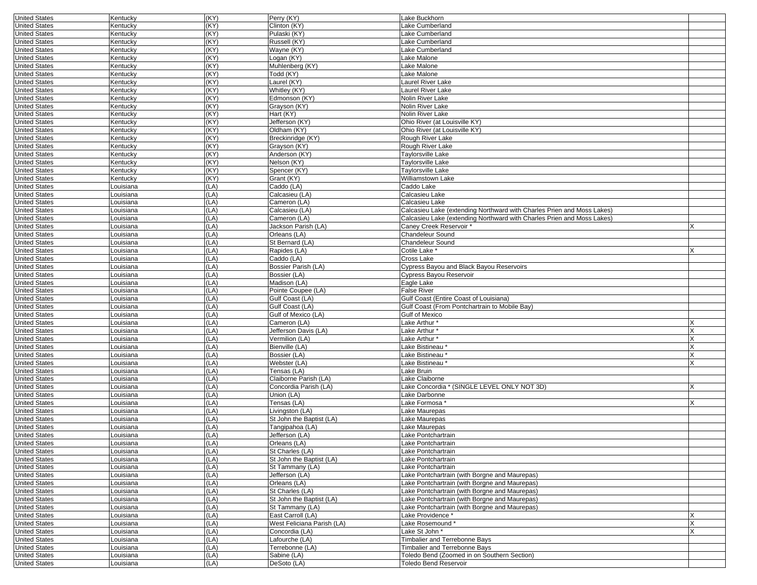| | | | | | |
|---|---|---|---|---|---|
| United States | Kentucky | (KY) | Perry (KY) | Lake Buckhorn | |
| United States | Kentucky | (KY) | Clinton (KY) | Lake Cumberland | |
| United States | Kentucky | (KY) | Pulaski (KY) | Lake Cumberland | |
| United States | Kentucky | (KY) | Russell (KY) | Lake Cumberland | |
| United States | Kentucky | (KY) | Wayne (KY) | Lake Cumberland | |
| United States | Kentucky | (KY) | Logan (KY) | Lake Malone | |
| United States | Kentucky | (KY) | Muhlenberg (KY) | Lake Malone | |
| United States | Kentucky | (KY) | Todd (KY) | Lake Malone | |
| United States | Kentucky | (KY) | Laurel (KY) | Laurel River Lake | |
| United States | Kentucky | (KY) | Whitley (KY) | Laurel River Lake | |
| United States | Kentucky | (KY) | Edmonson (KY) | Nolin River Lake | |
| United States | Kentucky | (KY) | Grayson (KY) | Nolin River Lake | |
| United States | Kentucky | (KY) | Hart (KY) | Nolin River Lake | |
| United States | Kentucky | (KY) | Jefferson (KY) | Ohio River (at Louisville KY) | |
| United States | Kentucky | (KY) | Oldham (KY) | Ohio River (at Louisville KY) | |
| United States | Kentucky | (KY) | Breckinridge (KY) | Rough River Lake | |
| United States | Kentucky | (KY) | Grayson (KY) | Rough River Lake | |
| United States | Kentucky | (KY) | Anderson (KY) | Taylorsville Lake | |
| United States | Kentucky | (KY) | Nelson (KY) | Taylorsville Lake | |
| United States | Kentucky | (KY) | Spencer (KY) | Taylorsville Lake | |
| United States | Kentucky | (KY) | Grant (KY) | Williamstown Lake | |
| United States | Louisiana | (LA) | Caddo (LA) | Caddo Lake | |
| United States | Louisiana | (LA) | Calcasieu (LA) | Calcasieu Lake | |
| United States | Louisiana | (LA) | Cameron (LA) | Calcasieu Lake | |
| United States | Louisiana | (LA) | Calcasieu (LA) | Calcasieu Lake (extending Northward with Charles Prien and Moss Lakes) | |
| United States | Louisiana | (LA) | Cameron (LA) | Calcasieu Lake (extending Northward with Charles Prien and Moss Lakes) | |
| United States | Louisiana | (LA) | Jackson Parish (LA) | Caney Creek Reservoir * | X |
| United States | Louisiana | (LA) | Orleans (LA) | Chandeleur Sound | |
| United States | Louisiana | (LA) | St Bernard (LA) | Chandeleur Sound | |
| United States | Louisiana | (LA) | Rapides (LA) | Cotile Lake * | X |
| United States | Louisiana | (LA) | Caddo (LA) | Cross Lake | |
| United States | Louisiana | (LA) | Bossier Parish (LA) | Cypress Bayou and Black Bayou Reservoirs | |
| United States | Louisiana | (LA) | Bossier (LA) | Cypress Bayou Reservoir | |
| United States | Louisiana | (LA) | Madison (LA) | Eagle Lake | |
| United States | Louisiana | (LA) | Pointe Coupee (LA) | False River | |
| United States | Louisiana | (LA) | Gulf Coast (LA) | Gulf Coast (Entire Coast of Louisiana) | |
| United States | Louisiana | (LA) | Gulf Coast (LA) | Gulf Coast (From Pontchartrain to Mobile Bay) | |
| United States | Louisiana | (LA) | Gulf of Mexico (LA) | Gulf of Mexico | |
| United States | Louisiana | (LA) | Cameron (LA) | Lake Arthur * | X |
| United States | Louisiana | (LA) | Jefferson Davis (LA) | Lake Arthur * | X |
| United States | Louisiana | (LA) | Vermilion (LA) | Lake Arthur * | X |
| United States | Louisiana | (LA) | Bienville (LA) | Lake Bistineau * | X |
| United States | Louisiana | (LA) | Bossier (LA) | Lake Bistineau * | X |
| United States | Louisiana | (LA) | Webster (LA) | Lake Bistineau * | X |
| United States | Louisiana | (LA) | Tensas (LA) | Lake Bruin | |
| United States | Louisiana | (LA) | Claiborne Parish (LA) | Lake Claiborne | |
| United States | Louisiana | (LA) | Concordia Parish (LA) | Lake Concordia * (SINGLE LEVEL ONLY NOT 3D) | X |
| United States | Louisiana | (LA) | Union (LA) | Lake Darbonne | |
| United States | Louisiana | (LA) | Tensas (LA) | Lake Formosa * | X |
| United States | Louisiana | (LA) | Livingston (LA) | Lake Maurepas | |
| United States | Louisiana | (LA) | St John the Baptist (LA) | Lake Maurepas | |
| United States | Louisiana | (LA) | Tangipahoa (LA) | Lake Maurepas | |
| United States | Louisiana | (LA) | Jefferson (LA) | Lake Pontchartrain | |
| United States | Louisiana | (LA) | Orleans (LA) | Lake Pontchartrain | |
| United States | Louisiana | (LA) | St Charles (LA) | Lake Pontchartrain | |
| United States | Louisiana | (LA) | St John the Baptist (LA) | Lake Pontchartrain | |
| United States | Louisiana | (LA) | St Tammany (LA) | Lake Pontchartrain | |
| United States | Louisiana | (LA) | Jefferson (LA) | Lake Pontchartrain (with Borgne and Maurepas) | |
| United States | Louisiana | (LA) | Orleans (LA) | Lake Pontchartrain (with Borgne and Maurepas) | |
| United States | Louisiana | (LA) | St Charles (LA) | Lake Pontchartrain (with Borgne and Maurepas) | |
| United States | Louisiana | (LA) | St John the Baptist (LA) | Lake Pontchartrain (with Borgne and Maurepas) | |
| United States | Louisiana | (LA) | St Tammany (LA) | Lake Pontchartrain (with Borgne and Maurepas) | |
| United States | Louisiana | (LA) | East Carroll (LA) | Lake Providence * | X |
| United States | Louisiana | (LA) | West Feliciana Parish (LA) | Lake Rosemound * | X |
| United States | Louisiana | (LA) | Concordia (LA) | Lake St John * | X |
| United States | Louisiana | (LA) | Lafourche (LA) | Timbalier and Terrebonne Bays | |
| United States | Louisiana | (LA) | Terrebonne (LA) | Timbalier and Terrebonne Bays | |
| United States | Louisiana | (LA) | Sabine (LA) | Toledo Bend (Zoomed in on Southern Section) | |
| United States | Louisiana | (LA) | DeSoto (LA) | Toledo Bend Reservoir | |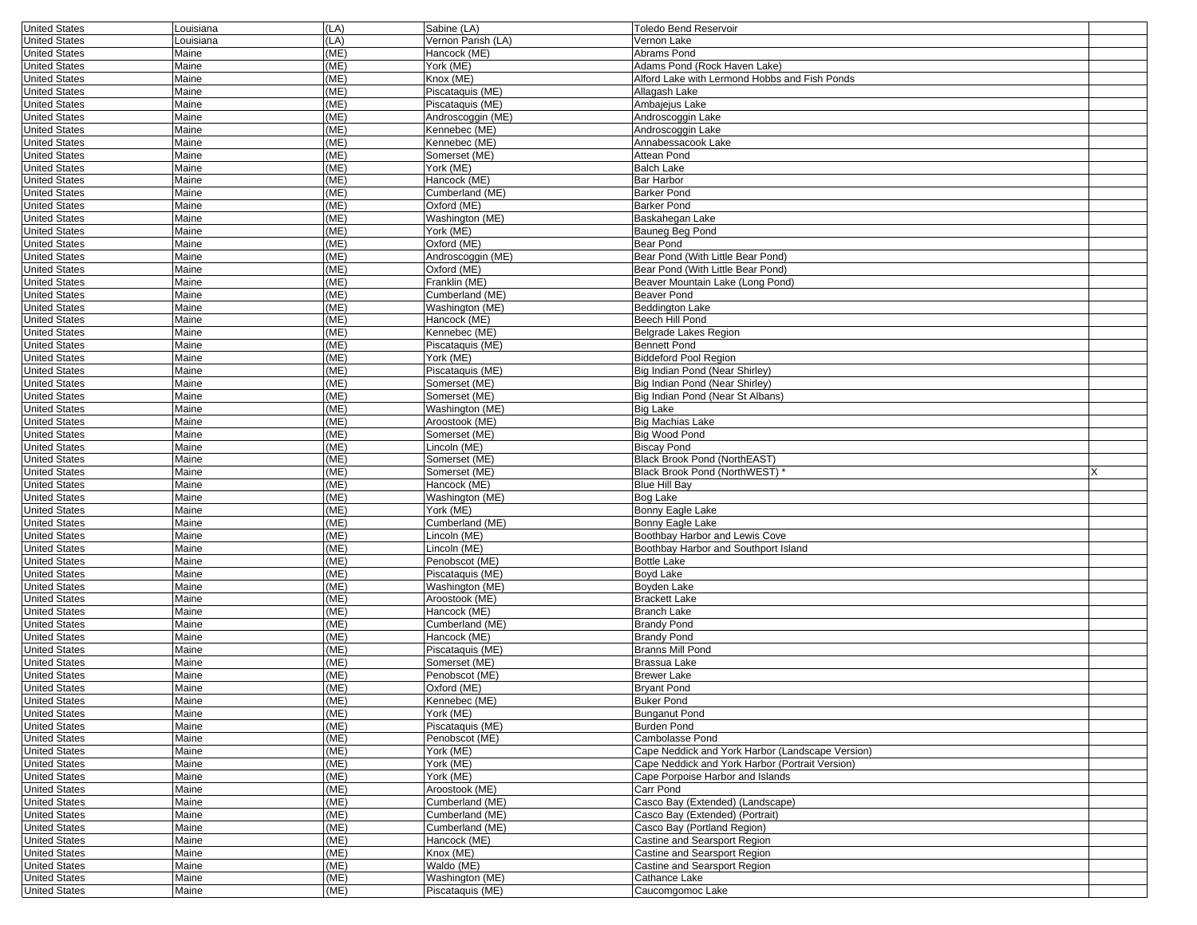| | | | | | |
|---|---|---|---|---|---|
| United States | Louisiana | (LA) | Sabine (LA) | Toledo Bend Reservoir | |
| United States | Louisiana | (LA) | Vernon Parish (LA) | Vernon Lake | |
| United States | Maine | (ME) | Hancock (ME) | Abrams Pond | |
| United States | Maine | (ME) | York (ME) | Adams Pond (Rock Haven Lake) | |
| United States | Maine | (ME) | Knox (ME) | Alford Lake with Lermond Hobbs and Fish Ponds | |
| United States | Maine | (ME) | Piscataquis (ME) | Allagash Lake | |
| United States | Maine | (ME) | Piscataquis (ME) | Ambajejus Lake | |
| United States | Maine | (ME) | Androscoggin (ME) | Androscoggin Lake | |
| United States | Maine | (ME) | Kennebec (ME) | Androscoggin Lake | |
| United States | Maine | (ME) | Kennebec (ME) | Annabessacook Lake | |
| United States | Maine | (ME) | Somerset (ME) | Attean Pond | |
| United States | Maine | (ME) | York (ME) | Balch Lake | |
| United States | Maine | (ME) | Hancock (ME) | Bar Harbor | |
| United States | Maine | (ME) | Cumberland (ME) | Barker Pond | |
| United States | Maine | (ME) | Oxford (ME) | Barker Pond | |
| United States | Maine | (ME) | Washington (ME) | Baskahegan Lake | |
| United States | Maine | (ME) | York (ME) | Bauneg Beg Pond | |
| United States | Maine | (ME) | Oxford (ME) | Bear Pond | |
| United States | Maine | (ME) | Androscoggin (ME) | Bear Pond (With Little Bear Pond) | |
| United States | Maine | (ME) | Oxford (ME) | Bear Pond (With Little Bear Pond) | |
| United States | Maine | (ME) | Franklin (ME) | Beaver Mountain Lake (Long Pond) | |
| United States | Maine | (ME) | Cumberland (ME) | Beaver Pond | |
| United States | Maine | (ME) | Washington (ME) | Beddington Lake | |
| United States | Maine | (ME) | Hancock (ME) | Beech Hill Pond | |
| United States | Maine | (ME) | Kennebec (ME) | Belgrade Lakes Region | |
| United States | Maine | (ME) | Piscataquis (ME) | Bennett Pond | |
| United States | Maine | (ME) | York (ME) | Biddeford Pool Region | |
| United States | Maine | (ME) | Piscataquis (ME) | Big Indian Pond (Near Shirley) | |
| United States | Maine | (ME) | Somerset (ME) | Big Indian Pond (Near Shirley) | |
| United States | Maine | (ME) | Somerset (ME) | Big Indian Pond (Near St Albans) | |
| United States | Maine | (ME) | Washington (ME) | Big Lake | |
| United States | Maine | (ME) | Aroostook (ME) | Big Machias Lake | |
| United States | Maine | (ME) | Somerset (ME) | Big Wood Pond | |
| United States | Maine | (ME) | Lincoln (ME) | Biscay Pond | |
| United States | Maine | (ME) | Somerset (ME) | Black Brook Pond (NorthEAST) | |
| United States | Maine | (ME) | Somerset (ME) | Black Brook Pond (NorthWEST) * | X |
| United States | Maine | (ME) | Hancock (ME) | Blue Hill Bay | |
| United States | Maine | (ME) | Washington (ME) | Bog Lake | |
| United States | Maine | (ME) | York (ME) | Bonny Eagle Lake | |
| United States | Maine | (ME) | Cumberland (ME) | Bonny Eagle Lake | |
| United States | Maine | (ME) | Lincoln (ME) | Boothbay Harbor and Lewis Cove | |
| United States | Maine | (ME) | Lincoln (ME) | Boothbay Harbor and Southport Island | |
| United States | Maine | (ME) | Penobscot (ME) | Bottle Lake | |
| United States | Maine | (ME) | Piscataquis (ME) | Boyd Lake | |
| United States | Maine | (ME) | Washington (ME) | Boyden Lake | |
| United States | Maine | (ME) | Aroostook (ME) | Brackett Lake | |
| United States | Maine | (ME) | Hancock (ME) | Branch Lake | |
| United States | Maine | (ME) | Cumberland (ME) | Brandy Pond | |
| United States | Maine | (ME) | Hancock (ME) | Brandy Pond | |
| United States | Maine | (ME) | Piscataquis (ME) | Branns Mill Pond | |
| United States | Maine | (ME) | Somerset (ME) | Brassua Lake | |
| United States | Maine | (ME) | Penobscot (ME) | Brewer Lake | |
| United States | Maine | (ME) | Oxford (ME) | Bryant Pond | |
| United States | Maine | (ME) | Kennebec (ME) | Buker Pond | |
| United States | Maine | (ME) | York (ME) | Bunganut Pond | |
| United States | Maine | (ME) | Piscataquis (ME) | Burden Pond | |
| United States | Maine | (ME) | Penobscot (ME) | Cambolasse Pond | |
| United States | Maine | (ME) | York (ME) | Cape Neddick and York Harbor (Landscape Version) | |
| United States | Maine | (ME) | York (ME) | Cape Neddick and York Harbor (Portrait Version) | |
| United States | Maine | (ME) | York (ME) | Cape Porpoise Harbor and Islands | |
| United States | Maine | (ME) | Aroostook (ME) | Carr Pond | |
| United States | Maine | (ME) | Cumberland (ME) | Casco Bay (Extended) (Landscape) | |
| United States | Maine | (ME) | Cumberland (ME) | Casco Bay (Extended) (Portrait) | |
| United States | Maine | (ME) | Cumberland (ME) | Casco Bay (Portland Region) | |
| United States | Maine | (ME) | Hancock (ME) | Castine and Searsport Region | |
| United States | Maine | (ME) | Knox (ME) | Castine and Searsport Region | |
| United States | Maine | (ME) | Waldo (ME) | Castine and Searsport Region | |
| United States | Maine | (ME) | Washington (ME) | Cathance Lake | |
| United States | Maine | (ME) | Piscataquis (ME) | Caucomgomoc Lake | |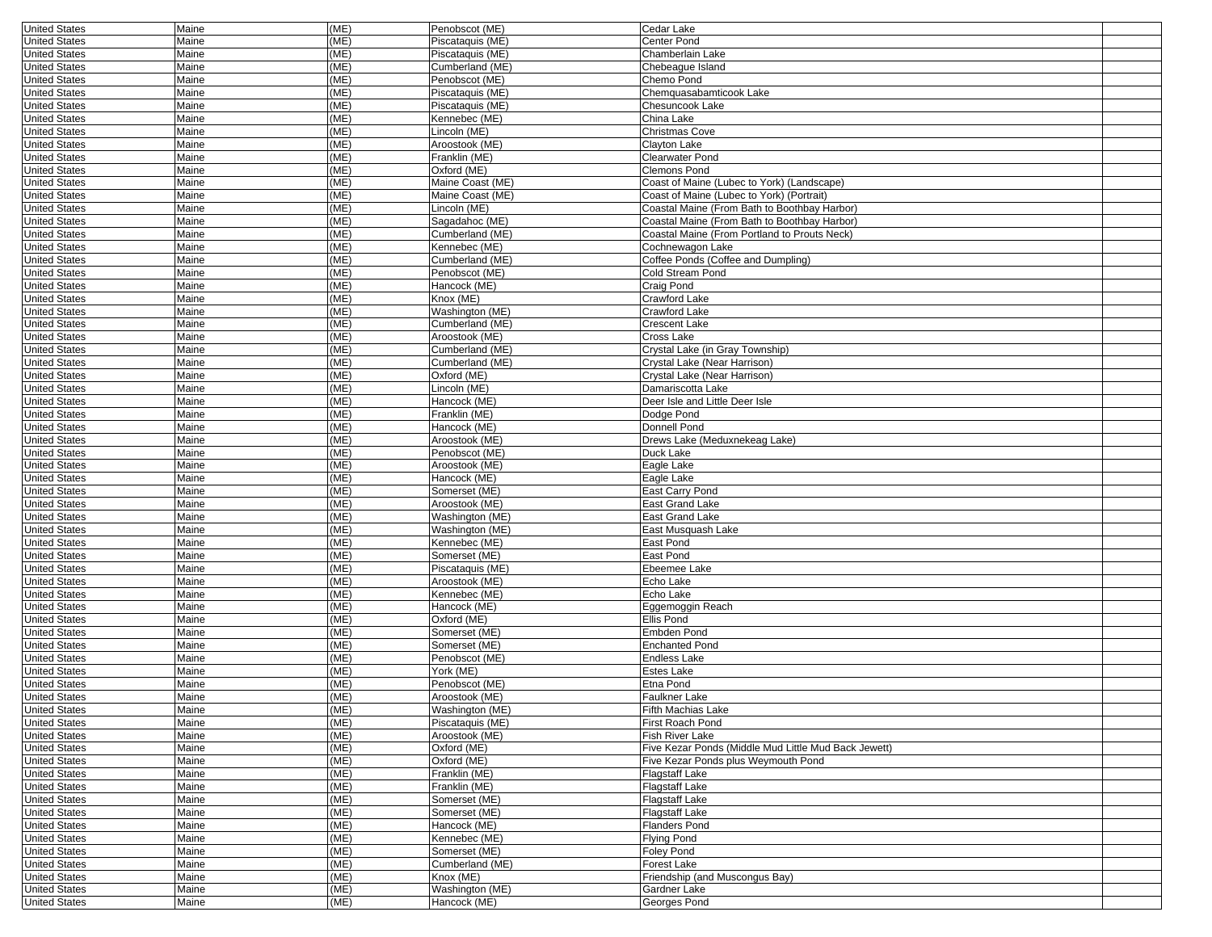| United States | Maine | (ME) | Penobscot (ME) | Cedar Lake | |
|---|---|---|---|---|---|
| United States | Maine | (ME) | Piscataquis (ME) | Center Pond | |
| United States | Maine | (ME) | Piscataquis (ME) | Chamberlain Lake | |
| United States | Maine | (ME) | Cumberland (ME) | Chebeague Island | |
| United States | Maine | (ME) | Penobscot (ME) | Chemo Pond | |
| United States | Maine | (ME) | Piscataquis (ME) | Chemquasabamticook Lake | |
| United States | Maine | (ME) | Piscataquis (ME) | Chesuncook Lake | |
| United States | Maine | (ME) | Kennebec (ME) | China Lake | |
| United States | Maine | (ME) | Lincoln (ME) | Christmas Cove | |
| United States | Maine | (ME) | Aroostook (ME) | Clayton Lake | |
| United States | Maine | (ME) | Franklin (ME) | Clearwater Pond | |
| United States | Maine | (ME) | Oxford (ME) | Clemons Pond | |
| United States | Maine | (ME) | Maine Coast (ME) | Coast of Maine (Lubec to York) (Landscape) | |
| United States | Maine | (ME) | Maine Coast (ME) | Coast of Maine (Lubec to York) (Portrait) | |
| United States | Maine | (ME) | Lincoln (ME) | Coastal Maine (From Bath to Boothbay Harbor) | |
| United States | Maine | (ME) | Sagadahoc (ME) | Coastal Maine (From Bath to Boothbay Harbor) | |
| United States | Maine | (ME) | Cumberland (ME) | Coastal Maine (From Portland to Prouts Neck) | |
| United States | Maine | (ME) | Kennebec (ME) | Cochnewagon Lake | |
| United States | Maine | (ME) | Cumberland (ME) | Coffee Ponds (Coffee and Dumpling) | |
| United States | Maine | (ME) | Penobscot (ME) | Cold Stream Pond | |
| United States | Maine | (ME) | Hancock (ME) | Craig Pond | |
| United States | Maine | (ME) | Knox (ME) | Crawford Lake | |
| United States | Maine | (ME) | Washington (ME) | Crawford Lake | |
| United States | Maine | (ME) | Cumberland (ME) | Crescent Lake | |
| United States | Maine | (ME) | Aroostook (ME) | Cross Lake | |
| United States | Maine | (ME) | Cumberland (ME) | Crystal Lake (in Gray Township) | |
| United States | Maine | (ME) | Cumberland (ME) | Crystal Lake (Near Harrison) | |
| United States | Maine | (ME) | Oxford (ME) | Crystal Lake (Near Harrison) | |
| United States | Maine | (ME) | Lincoln (ME) | Damariscotta Lake | |
| United States | Maine | (ME) | Hancock (ME) | Deer Isle and Little Deer Isle | |
| United States | Maine | (ME) | Franklin (ME) | Dodge Pond | |
| United States | Maine | (ME) | Hancock (ME) | Donnell Pond | |
| United States | Maine | (ME) | Aroostook (ME) | Drews Lake (Meduxnekeag Lake) | |
| United States | Maine | (ME) | Penobscot (ME) | Duck Lake | |
| United States | Maine | (ME) | Aroostook (ME) | Eagle Lake | |
| United States | Maine | (ME) | Hancock (ME) | Eagle Lake | |
| United States | Maine | (ME) | Somerset (ME) | East Carry Pond | |
| United States | Maine | (ME) | Aroostook (ME) | East Grand Lake | |
| United States | Maine | (ME) | Washington (ME) | East Grand Lake | |
| United States | Maine | (ME) | Washington (ME) | East Musquash Lake | |
| United States | Maine | (ME) | Kennebec (ME) | East Pond | |
| United States | Maine | (ME) | Somerset (ME) | East Pond | |
| United States | Maine | (ME) | Piscataquis (ME) | Ebeemee Lake | |
| United States | Maine | (ME) | Aroostook (ME) | Echo Lake | |
| United States | Maine | (ME) | Kennebec (ME) | Echo Lake | |
| United States | Maine | (ME) | Hancock (ME) | Eggemoggin Reach | |
| United States | Maine | (ME) | Oxford (ME) | Ellis Pond | |
| United States | Maine | (ME) | Somerset (ME) | Embden Pond | |
| United States | Maine | (ME) | Somerset (ME) | Enchanted Pond | |
| United States | Maine | (ME) | Penobscot (ME) | Endless Lake | |
| United States | Maine | (ME) | York (ME) | Estes Lake | |
| United States | Maine | (ME) | Penobscot (ME) | Etna Pond | |
| United States | Maine | (ME) | Aroostook (ME) | Faulkner Lake | |
| United States | Maine | (ME) | Washington (ME) | Fifth Machias Lake | |
| United States | Maine | (ME) | Piscataquis (ME) | First Roach Pond | |
| United States | Maine | (ME) | Aroostook (ME) | Fish River Lake | |
| United States | Maine | (ME) | Oxford (ME) | Five Kezar Ponds (Middle Mud Little Mud Back Jewett) | |
| United States | Maine | (ME) | Oxford (ME) | Five Kezar Ponds plus Weymouth Pond | |
| United States | Maine | (ME) | Franklin (ME) | Flagstaff Lake | |
| United States | Maine | (ME) | Franklin (ME) | Flagstaff Lake | |
| United States | Maine | (ME) | Somerset (ME) | Flagstaff Lake | |
| United States | Maine | (ME) | Somerset (ME) | Flagstaff Lake | |
| United States | Maine | (ME) | Hancock (ME) | Flanders Pond | |
| United States | Maine | (ME) | Kennebec (ME) | Flying Pond | |
| United States | Maine | (ME) | Somerset (ME) | Foley Pond | |
| United States | Maine | (ME) | Cumberland (ME) | Forest Lake | |
| United States | Maine | (ME) | Knox (ME) | Friendship (and Muscongus Bay) | |
| United States | Maine | (ME) | Washington (ME) | Gardner Lake | |
| United States | Maine | (ME) | Hancock (ME) | Georges Pond | |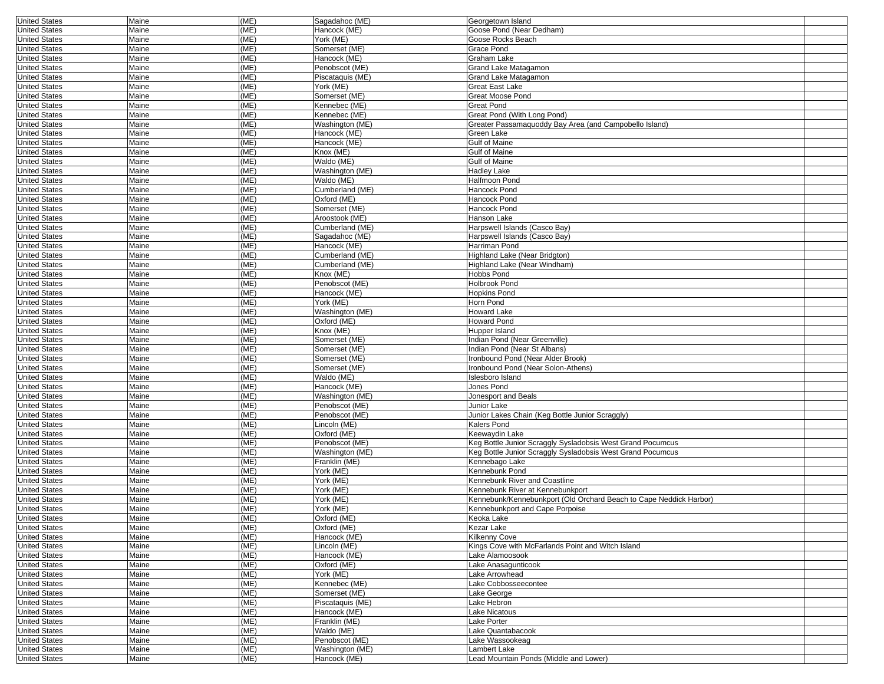| | | | | | |
|---|---|---|---|---|---|
| United States | Maine | (ME) | Sagadahoc (ME) | Georgetown Island | |
| United States | Maine | (ME) | Hancock (ME) | Goose Pond (Near Dedham) | |
| United States | Maine | (ME) | York (ME) | Goose Rocks Beach | |
| United States | Maine | (ME) | Somerset (ME) | Grace Pond | |
| United States | Maine | (ME) | Hancock (ME) | Graham Lake | |
| United States | Maine | (ME) | Penobscot (ME) | Grand Lake Matagamon | |
| United States | Maine | (ME) | Piscataquis (ME) | Grand Lake Matagamon | |
| United States | Maine | (ME) | York (ME) | Great East Lake | |
| United States | Maine | (ME) | Somerset (ME) | Great Moose Pond | |
| United States | Maine | (ME) | Kennebec (ME) | Great Pond | |
| United States | Maine | (ME) | Kennebec (ME) | Great Pond (With Long Pond) | |
| United States | Maine | (ME) | Washington (ME) | Greater Passamaquoddy Bay Area (and Campobello Island) | |
| United States | Maine | (ME) | Hancock (ME) | Green Lake | |
| United States | Maine | (ME) | Hancock (ME) | Gulf of Maine | |
| United States | Maine | (ME) | Knox (ME) | Gulf of Maine | |
| United States | Maine | (ME) | Waldo (ME) | Gulf of Maine | |
| United States | Maine | (ME) | Washington (ME) | Hadley Lake | |
| United States | Maine | (ME) | Waldo (ME) | Halfmoon Pond | |
| United States | Maine | (ME) | Cumberland (ME) | Hancock Pond | |
| United States | Maine | (ME) | Oxford (ME) | Hancock Pond | |
| United States | Maine | (ME) | Somerset (ME) | Hancock Pond | |
| United States | Maine | (ME) | Aroostook (ME) | Hanson Lake | |
| United States | Maine | (ME) | Cumberland (ME) | Harpswell Islands (Casco Bay) | |
| United States | Maine | (ME) | Sagadahoc (ME) | Harpswell Islands (Casco Bay) | |
| United States | Maine | (ME) | Hancock (ME) | Harriman Pond | |
| United States | Maine | (ME) | Cumberland (ME) | Highland Lake (Near Bridgton) | |
| United States | Maine | (ME) | Cumberland (ME) | Highland Lake (Near Windham) | |
| United States | Maine | (ME) | Knox (ME) | Hobbs Pond | |
| United States | Maine | (ME) | Penobscot (ME) | Holbrook Pond | |
| United States | Maine | (ME) | Hancock (ME) | Hopkins Pond | |
| United States | Maine | (ME) | York (ME) | Horn Pond | |
| United States | Maine | (ME) | Washington (ME) | Howard Lake | |
| United States | Maine | (ME) | Oxford (ME) | Howard Pond | |
| United States | Maine | (ME) | Knox (ME) | Hupper Island | |
| United States | Maine | (ME) | Somerset (ME) | Indian Pond (Near Greenville) | |
| United States | Maine | (ME) | Somerset (ME) | Indian Pond (Near St Albans) | |
| United States | Maine | (ME) | Somerset (ME) | Ironbound Pond (Near Alder Brook) | |
| United States | Maine | (ME) | Somerset (ME) | Ironbound Pond (Near Solon-Athens) | |
| United States | Maine | (ME) | Waldo (ME) | Islesboro Island | |
| United States | Maine | (ME) | Hancock (ME) | Jones Pond | |
| United States | Maine | (ME) | Washington (ME) | Jonesport and Beals | |
| United States | Maine | (ME) | Penobscot (ME) | Junior Lake | |
| United States | Maine | (ME) | Penobscot (ME) | Junior Lakes Chain (Keg Bottle Junior Scraggly) | |
| United States | Maine | (ME) | Lincoln (ME) | Kalers Pond | |
| United States | Maine | (ME) | Oxford (ME) | Keewaydin Lake | |
| United States | Maine | (ME) | Penobscot (ME) | Keg Bottle Junior Scraggly Sysladobsis West Grand Pocumcus | |
| United States | Maine | (ME) | Washington (ME) | Keg Bottle Junior Scraggly Sysladobsis West Grand Pocumcus | |
| United States | Maine | (ME) | Franklin (ME) | Kennebago Lake | |
| United States | Maine | (ME) | York (ME) | Kennebunk Pond | |
| United States | Maine | (ME) | York (ME) | Kennebunk River and Coastline | |
| United States | Maine | (ME) | York (ME) | Kennebunk River at Kennebunkport | |
| United States | Maine | (ME) | York (ME) | Kennebunk/Kennebunkport (Old Orchard Beach to Cape Neddick Harbor) | |
| United States | Maine | (ME) | York (ME) | Kennebunkport and Cape Porpoise | |
| United States | Maine | (ME) | Oxford (ME) | Keoka Lake | |
| United States | Maine | (ME) | Oxford (ME) | Kezar Lake | |
| United States | Maine | (ME) | Hancock (ME) | Kilkenny Cove | |
| United States | Maine | (ME) | Lincoln (ME) | Kings Cove with McFarlands Point and Witch Island | |
| United States | Maine | (ME) | Hancock (ME) | Lake Alamoosook | |
| United States | Maine | (ME) | Oxford (ME) | Lake Anasagunticook | |
| United States | Maine | (ME) | York (ME) | Lake Arrowhead | |
| United States | Maine | (ME) | Kennebec (ME) | Lake Cobbosseecontee | |
| United States | Maine | (ME) | Somerset (ME) | Lake George | |
| United States | Maine | (ME) | Piscataquis (ME) | Lake Hebron | |
| United States | Maine | (ME) | Hancock (ME) | Lake Nicatous | |
| United States | Maine | (ME) | Franklin (ME) | Lake Porter | |
| United States | Maine | (ME) | Waldo (ME) | Lake Quantabacook | |
| United States | Maine | (ME) | Penobscot (ME) | Lake Wassookeag | |
| United States | Maine | (ME) | Washington (ME) | Lambert Lake | |
| United States | Maine | (ME) | Hancock (ME) | Lead Mountain Ponds (Middle and Lower) | |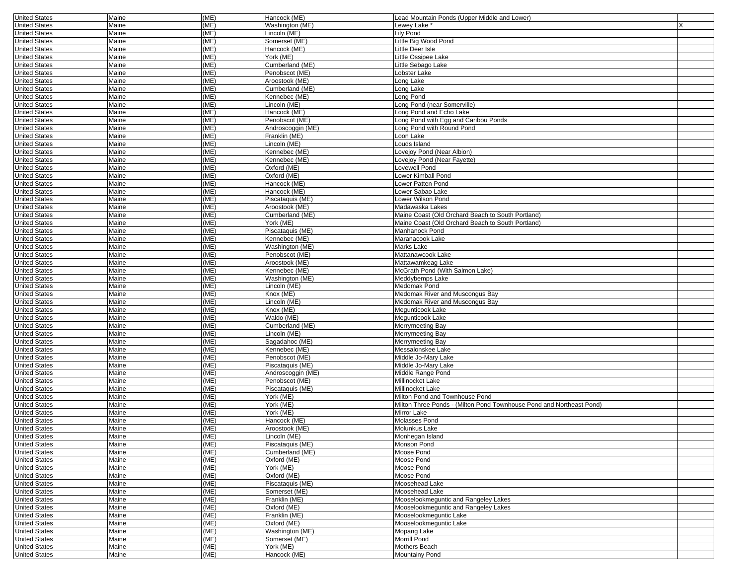| | | | | | |
|---|---|---|---|---|---|
| United States | Maine | (ME) | Hancock (ME) | Lead Mountain Ponds (Upper Middle and Lower) | |
| United States | Maine | (ME) | Washington (ME) | Lewey Lake * | X |
| United States | Maine | (ME) | Lincoln (ME) | Lily Pond | |
| United States | Maine | (ME) | Somerset (ME) | Little Big Wood Pond | |
| United States | Maine | (ME) | Hancock (ME) | Little Deer Isle | |
| United States | Maine | (ME) | York (ME) | Little Ossipee Lake | |
| United States | Maine | (ME) | Cumberland (ME) | Little Sebago Lake | |
| United States | Maine | (ME) | Penobscot (ME) | Lobster Lake | |
| United States | Maine | (ME) | Aroostook (ME) | Long Lake | |
| United States | Maine | (ME) | Cumberland (ME) | Long Lake | |
| United States | Maine | (ME) | Kennebec (ME) | Long Pond | |
| United States | Maine | (ME) | Lincoln (ME) | Long Pond (near Somerville) | |
| United States | Maine | (ME) | Hancock (ME) | Long Pond and Echo Lake | |
| United States | Maine | (ME) | Penobscot (ME) | Long Pond with Egg and Caribou Ponds | |
| United States | Maine | (ME) | Androscoggin (ME) | Long Pond with Round Pond | |
| United States | Maine | (ME) | Franklin (ME) | Loon Lake | |
| United States | Maine | (ME) | Lincoln (ME) | Louds Island | |
| United States | Maine | (ME) | Kennebec (ME) | Lovejoy Pond (Near Albion) | |
| United States | Maine | (ME) | Kennebec (ME) | Lovejoy Pond (Near Fayette) | |
| United States | Maine | (ME) | Oxford (ME) | Lovewell Pond | |
| United States | Maine | (ME) | Oxford (ME) | Lower Kimball Pond | |
| United States | Maine | (ME) | Hancock (ME) | Lower Patten Pond | |
| United States | Maine | (ME) | Hancock (ME) | Lower Sabao Lake | |
| United States | Maine | (ME) | Piscataquis (ME) | Lower Wilson Pond | |
| United States | Maine | (ME) | Aroostook (ME) | Madawaska Lakes | |
| United States | Maine | (ME) | Cumberland (ME) | Maine Coast (Old Orchard Beach to South Portland) | |
| United States | Maine | (ME) | York (ME) | Maine Coast (Old Orchard Beach to South Portland) | |
| United States | Maine | (ME) | Piscataquis (ME) | Manhanock Pond | |
| United States | Maine | (ME) | Kennebec (ME) | Maranacook Lake | |
| United States | Maine | (ME) | Washington (ME) | Marks Lake | |
| United States | Maine | (ME) | Penobscot (ME) | Mattanawcook Lake | |
| United States | Maine | (ME) | Aroostook (ME) | Mattawamkeag Lake | |
| United States | Maine | (ME) | Kennebec (ME) | McGrath Pond (With Salmon Lake) | |
| United States | Maine | (ME) | Washington (ME) | Meddybemps Lake | |
| United States | Maine | (ME) | Lincoln (ME) | Medomak Pond | |
| United States | Maine | (ME) | Knox (ME) | Medomak River and Muscongus Bay | |
| United States | Maine | (ME) | Lincoln (ME) | Medomak River and Muscongus Bay | |
| United States | Maine | (ME) | Knox (ME) | Megunticook Lake | |
| United States | Maine | (ME) | Waldo (ME) | Megunticook Lake | |
| United States | Maine | (ME) | Cumberland (ME) | Merrymeeting Bay | |
| United States | Maine | (ME) | Lincoln (ME) | Merrymeeting Bay | |
| United States | Maine | (ME) | Sagadahoc (ME) | Merrymeeting Bay | |
| United States | Maine | (ME) | Kennebec (ME) | Messalonskee Lake | |
| United States | Maine | (ME) | Penobscot (ME) | Middle Jo-Mary Lake | |
| United States | Maine | (ME) | Piscataquis (ME) | Middle Jo-Mary Lake | |
| United States | Maine | (ME) | Androscoggin (ME) | Middle Range Pond | |
| United States | Maine | (ME) | Penobscot (ME) | Millinocket Lake | |
| United States | Maine | (ME) | Piscataquis (ME) | Millinocket Lake | |
| United States | Maine | (ME) | York (ME) | Milton Pond and Townhouse Pond | |
| United States | Maine | (ME) | York (ME) | Milton Three Ponds - (Milton Pond Townhouse Pond and Northeast Pond) | |
| United States | Maine | (ME) | York (ME) | Mirror Lake | |
| United States | Maine | (ME) | Hancock (ME) | Molasses Pond | |
| United States | Maine | (ME) | Aroostook (ME) | Molunkus Lake | |
| United States | Maine | (ME) | Lincoln (ME) | Monhegan Island | |
| United States | Maine | (ME) | Piscataquis (ME) | Monson Pond | |
| United States | Maine | (ME) | Cumberland (ME) | Moose Pond | |
| United States | Maine | (ME) | Oxford (ME) | Moose Pond | |
| United States | Maine | (ME) | York (ME) | Moose Pond | |
| United States | Maine | (ME) | Oxford (ME) | Moose Pond | |
| United States | Maine | (ME) | Piscataquis (ME) | Moosehead Lake | |
| United States | Maine | (ME) | Somerset (ME) | Moosehead Lake | |
| United States | Maine | (ME) | Franklin (ME) | Mooselookmeguntic and Rangeley Lakes | |
| United States | Maine | (ME) | Oxford (ME) | Mooselookmeguntic and Rangeley Lakes | |
| United States | Maine | (ME) | Franklin (ME) | Mooselookmeguntic Lake | |
| United States | Maine | (ME) | Oxford (ME) | Mooselookmeguntic Lake | |
| United States | Maine | (ME) | Washington (ME) | Mopang Lake | |
| United States | Maine | (ME) | Somerset (ME) | Morrill Pond | |
| United States | Maine | (ME) | York (ME) | Mothers Beach | |
| United States | Maine | (ME) | Hancock (ME) | Mountainy Pond | |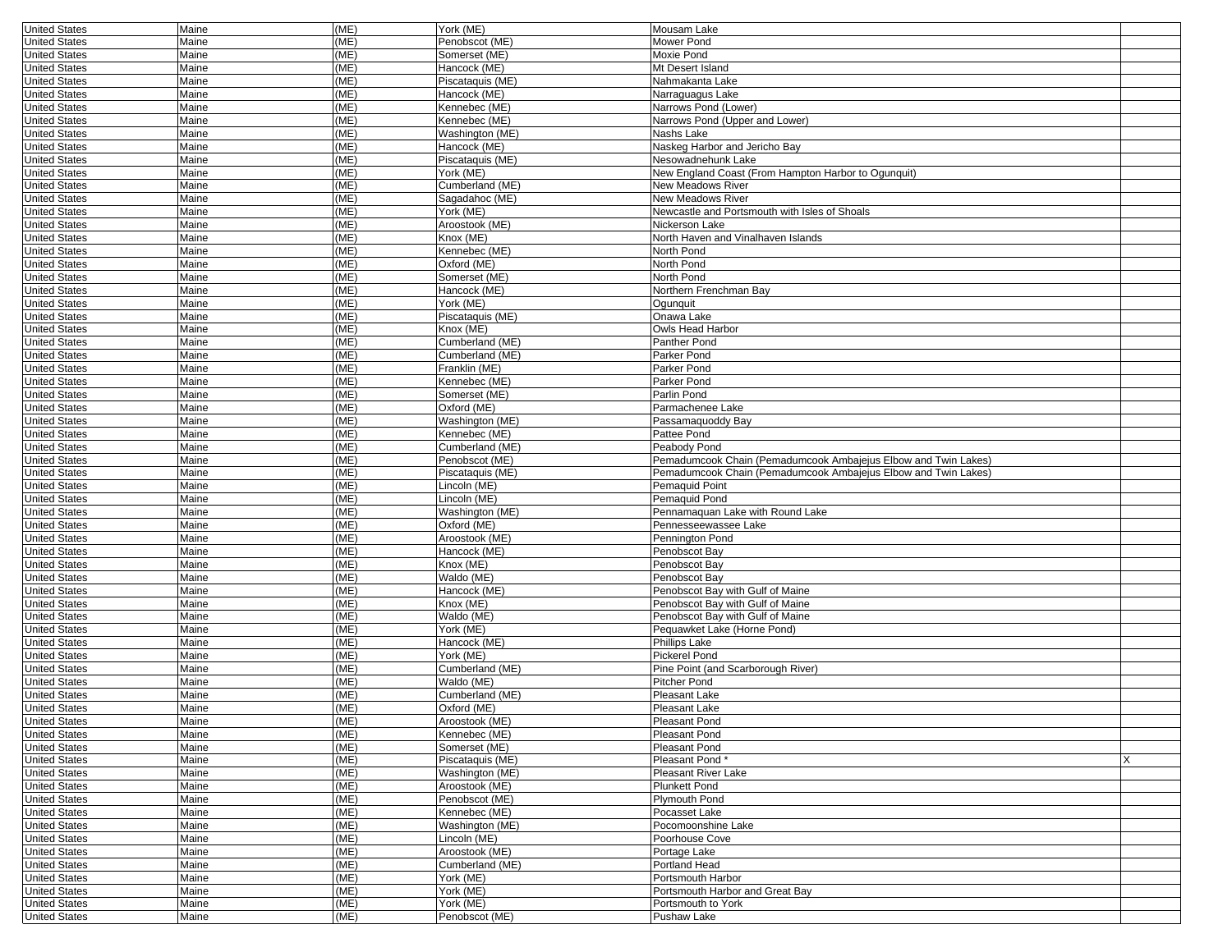| United States | Maine | (ME) | York (ME) | Mousam Lake | |
|---|---|---|---|---|---|
| United States | Maine | (ME) | Penobscot (ME) | Mower Pond | |
| United States | Maine | (ME) | Somerset (ME) | Moxie Pond | |
| United States | Maine | (ME) | Hancock (ME) | Mt Desert Island | |
| United States | Maine | (ME) | Piscataquis (ME) | Nahmakanta Lake | |
| United States | Maine | (ME) | Hancock (ME) | Narraguagus Lake | |
| United States | Maine | (ME) | Kennebec (ME) | Narrows Pond (Lower) | |
| United States | Maine | (ME) | Kennebec (ME) | Narrows Pond (Upper and Lower) | |
| United States | Maine | (ME) | Washington (ME) | Nashs Lake | |
| United States | Maine | (ME) | Hancock (ME) | Naskeg Harbor and Jericho Bay | |
| United States | Maine | (ME) | Piscataquis (ME) | Nesowadnehunk Lake | |
| United States | Maine | (ME) | York (ME) | New England Coast (From Hampton Harbor to Ogunquit) | |
| United States | Maine | (ME) | Cumberland (ME) | New Meadows River | |
| United States | Maine | (ME) | Sagadahoc (ME) | New Meadows River | |
| United States | Maine | (ME) | York (ME) | Newcastle and Portsmouth with Isles of Shoals | |
| United States | Maine | (ME) | Aroostook (ME) | Nickerson Lake | |
| United States | Maine | (ME) | Knox (ME) | North Haven and Vinalhaven Islands | |
| United States | Maine | (ME) | Kennebec (ME) | North Pond | |
| United States | Maine | (ME) | Oxford (ME) | North Pond | |
| United States | Maine | (ME) | Somerset (ME) | North Pond | |
| United States | Maine | (ME) | Hancock (ME) | Northern Frenchman Bay | |
| United States | Maine | (ME) | York (ME) | Ogunquit | |
| United States | Maine | (ME) | Piscataquis (ME) | Onawa Lake | |
| United States | Maine | (ME) | Knox (ME) | Owls Head Harbor | |
| United States | Maine | (ME) | Cumberland (ME) | Panther Pond | |
| United States | Maine | (ME) | Cumberland (ME) | Parker Pond | |
| United States | Maine | (ME) | Franklin (ME) | Parker Pond | |
| United States | Maine | (ME) | Kennebec (ME) | Parker Pond | |
| United States | Maine | (ME) | Somerset (ME) | Parlin Pond | |
| United States | Maine | (ME) | Oxford (ME) | Parmachenee Lake | |
| United States | Maine | (ME) | Washington (ME) | Passamaquoddy Bay | |
| United States | Maine | (ME) | Kennebec (ME) | Pattee Pond | |
| United States | Maine | (ME) | Cumberland (ME) | Peabody Pond | |
| United States | Maine | (ME) | Penobscot (ME) | Pemadumcook Chain (Pemadumcook Ambajejus Elbow and Twin Lakes) | |
| United States | Maine | (ME) | Piscataquis (ME) | Pemadumcook Chain (Pemadumcook Ambajejus Elbow and Twin Lakes) | |
| United States | Maine | (ME) | Lincoln (ME) | Pemaquid Point | |
| United States | Maine | (ME) | Lincoln (ME) | Pemaquid Pond | |
| United States | Maine | (ME) | Washington (ME) | Pennamaquan Lake with Round Lake | |
| United States | Maine | (ME) | Oxford (ME) | Pennesseewassee Lake | |
| United States | Maine | (ME) | Aroostook (ME) | Pennington Pond | |
| United States | Maine | (ME) | Hancock (ME) | Penobscot Bay | |
| United States | Maine | (ME) | Knox (ME) | Penobscot Bay | |
| United States | Maine | (ME) | Waldo (ME) | Penobscot Bay | |
| United States | Maine | (ME) | Hancock (ME) | Penobscot Bay with Gulf of Maine | |
| United States | Maine | (ME) | Knox (ME) | Penobscot Bay with Gulf of Maine | |
| United States | Maine | (ME) | Waldo (ME) | Penobscot Bay with Gulf of Maine | |
| United States | Maine | (ME) | York (ME) | Pequawket Lake (Horne Pond) | |
| United States | Maine | (ME) | Hancock (ME) | Phillips Lake | |
| United States | Maine | (ME) | York (ME) | Pickerel Pond | |
| United States | Maine | (ME) | Cumberland (ME) | Pine Point (and Scarborough River) | |
| United States | Maine | (ME) | Waldo (ME) | Pitcher Pond | |
| United States | Maine | (ME) | Cumberland (ME) | Pleasant Lake | |
| United States | Maine | (ME) | Oxford (ME) | Pleasant Lake | |
| United States | Maine | (ME) | Aroostook (ME) | Pleasant Pond | |
| United States | Maine | (ME) | Kennebec (ME) | Pleasant Pond | |
| United States | Maine | (ME) | Somerset (ME) | Pleasant Pond | |
| United States | Maine | (ME) | Piscataquis (ME) | Pleasant Pond * | X |
| United States | Maine | (ME) | Washington (ME) | Pleasant River Lake | |
| United States | Maine | (ME) | Aroostook (ME) | Plunkett Pond | |
| United States | Maine | (ME) | Penobscot (ME) | Plymouth Pond | |
| United States | Maine | (ME) | Kennebec (ME) | Pocasset Lake | |
| United States | Maine | (ME) | Washington (ME) | Pocomoonshine Lake | |
| United States | Maine | (ME) | Lincoln (ME) | Poorhouse Cove | |
| United States | Maine | (ME) | Aroostook (ME) | Portage Lake | |
| United States | Maine | (ME) | Cumberland (ME) | Portland Head | |
| United States | Maine | (ME) | York (ME) | Portsmouth Harbor | |
| United States | Maine | (ME) | York (ME) | Portsmouth Harbor and Great Bay | |
| United States | Maine | (ME) | York (ME) | Portsmouth to York | |
| United States | Maine | (ME) | Penobscot (ME) | Pushaw Lake | |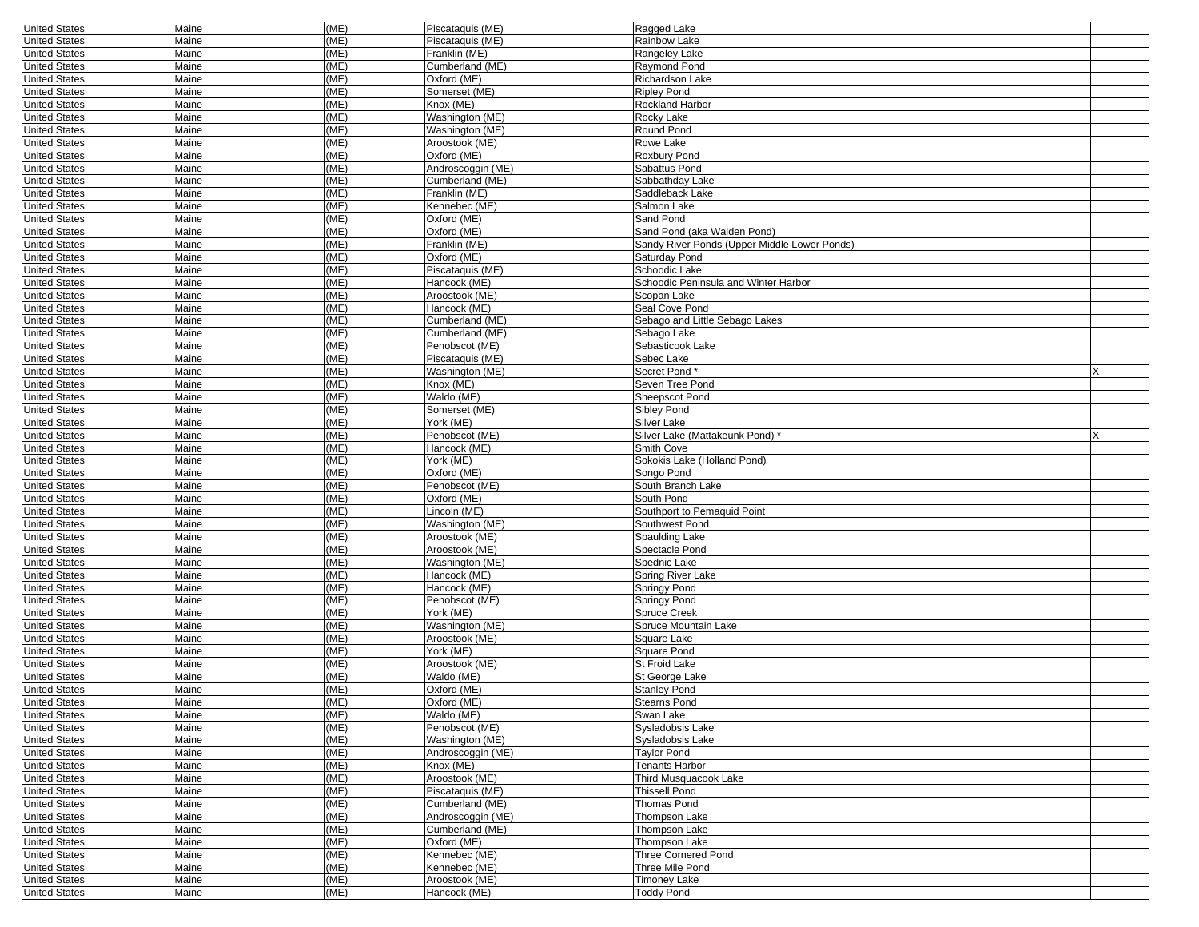| | | | | | |
|---|---|---|---|---|---|
| United States | Maine | (ME) | Piscataquis (ME) | Ragged Lake | |
| United States | Maine | (ME) | Piscataquis (ME) | Rainbow Lake | |
| United States | Maine | (ME) | Franklin (ME) | Rangeley Lake | |
| United States | Maine | (ME) | Cumberland (ME) | Raymond Pond | |
| United States | Maine | (ME) | Oxford (ME) | Richardson Lake | |
| United States | Maine | (ME) | Somerset (ME) | Ripley Pond | |
| United States | Maine | (ME) | Knox (ME) | Rockland Harbor | |
| United States | Maine | (ME) | Washington (ME) | Rocky Lake | |
| United States | Maine | (ME) | Washington (ME) | Round Pond | |
| United States | Maine | (ME) | Aroostook (ME) | Rowe Lake | |
| United States | Maine | (ME) | Oxford (ME) | Roxbury Pond | |
| United States | Maine | (ME) | Androscoggin (ME) | Sabattus Pond | |
| United States | Maine | (ME) | Cumberland (ME) | Sabbathday Lake | |
| United States | Maine | (ME) | Franklin (ME) | Saddleback Lake | |
| United States | Maine | (ME) | Kennebec (ME) | Salmon Lake | |
| United States | Maine | (ME) | Oxford (ME) | Sand Pond | |
| United States | Maine | (ME) | Oxford (ME) | Sand Pond (aka Walden Pond) | |
| United States | Maine | (ME) | Franklin (ME) | Sandy River Ponds (Upper Middle Lower Ponds) | |
| United States | Maine | (ME) | Oxford (ME) | Saturday Pond | |
| United States | Maine | (ME) | Piscataquis (ME) | Schoodic Lake | |
| United States | Maine | (ME) | Hancock (ME) | Schoodic Peninsula and Winter Harbor | |
| United States | Maine | (ME) | Aroostook (ME) | Scopan Lake | |
| United States | Maine | (ME) | Hancock (ME) | Seal Cove Pond | |
| United States | Maine | (ME) | Cumberland (ME) | Sebago and Little Sebago Lakes | |
| United States | Maine | (ME) | Cumberland (ME) | Sebago Lake | |
| United States | Maine | (ME) | Penobscot (ME) | Sebasticook Lake | |
| United States | Maine | (ME) | Piscataquis (ME) | Sebec Lake | |
| United States | Maine | (ME) | Washington (ME) | Secret Pond * | X |
| United States | Maine | (ME) | Knox (ME) | Seven Tree Pond | |
| United States | Maine | (ME) | Waldo (ME) | Sheepscot Pond | |
| United States | Maine | (ME) | Somerset (ME) | Sibley Pond | |
| United States | Maine | (ME) | York (ME) | Silver Lake | |
| United States | Maine | (ME) | Penobscot (ME) | Silver Lake (Mattakeunk Pond) * | X |
| United States | Maine | (ME) | Hancock (ME) | Smith Cove | |
| United States | Maine | (ME) | York (ME) | Sokokis Lake (Holland Pond) | |
| United States | Maine | (ME) | Oxford (ME) | Songo Pond | |
| United States | Maine | (ME) | Penobscot (ME) | South Branch Lake | |
| United States | Maine | (ME) | Oxford (ME) | South Pond | |
| United States | Maine | (ME) | Lincoln (ME) | Southport to Pemaquid Point | |
| United States | Maine | (ME) | Washington (ME) | Southwest Pond | |
| United States | Maine | (ME) | Aroostook (ME) | Spaulding Lake | |
| United States | Maine | (ME) | Aroostook (ME) | Spectacle Pond | |
| United States | Maine | (ME) | Washington (ME) | Spednic Lake | |
| United States | Maine | (ME) | Hancock (ME) | Spring River Lake | |
| United States | Maine | (ME) | Hancock (ME) | Springy Pond | |
| United States | Maine | (ME) | Penobscot (ME) | Springy Pond | |
| United States | Maine | (ME) | York (ME) | Spruce Creek | |
| United States | Maine | (ME) | Washington (ME) | Spruce Mountain Lake | |
| United States | Maine | (ME) | Aroostook (ME) | Square Lake | |
| United States | Maine | (ME) | York (ME) | Square Pond | |
| United States | Maine | (ME) | Aroostook (ME) | St Froid Lake | |
| United States | Maine | (ME) | Waldo (ME) | St George Lake | |
| United States | Maine | (ME) | Oxford (ME) | Stanley Pond | |
| United States | Maine | (ME) | Oxford (ME) | Stearns Pond | |
| United States | Maine | (ME) | Waldo (ME) | Swan Lake | |
| United States | Maine | (ME) | Penobscot (ME) | Sysladobsis Lake | |
| United States | Maine | (ME) | Washington (ME) | Sysladobsis Lake | |
| United States | Maine | (ME) | Androscoggin (ME) | Taylor Pond | |
| United States | Maine | (ME) | Knox (ME) | Tenants Harbor | |
| United States | Maine | (ME) | Aroostook (ME) | Third Musquacook Lake | |
| United States | Maine | (ME) | Piscataquis (ME) | Thissell Pond | |
| United States | Maine | (ME) | Cumberland (ME) | Thomas Pond | |
| United States | Maine | (ME) | Androscoggin (ME) | Thompson Lake | |
| United States | Maine | (ME) | Cumberland (ME) | Thompson Lake | |
| United States | Maine | (ME) | Oxford (ME) | Thompson Lake | |
| United States | Maine | (ME) | Kennebec (ME) | Three Cornered Pond | |
| United States | Maine | (ME) | Kennebec (ME) | Three Mile Pond | |
| United States | Maine | (ME) | Aroostook (ME) | Timoney Lake | |
| United States | Maine | (ME) | Hancock (ME) | Toddy Pond | |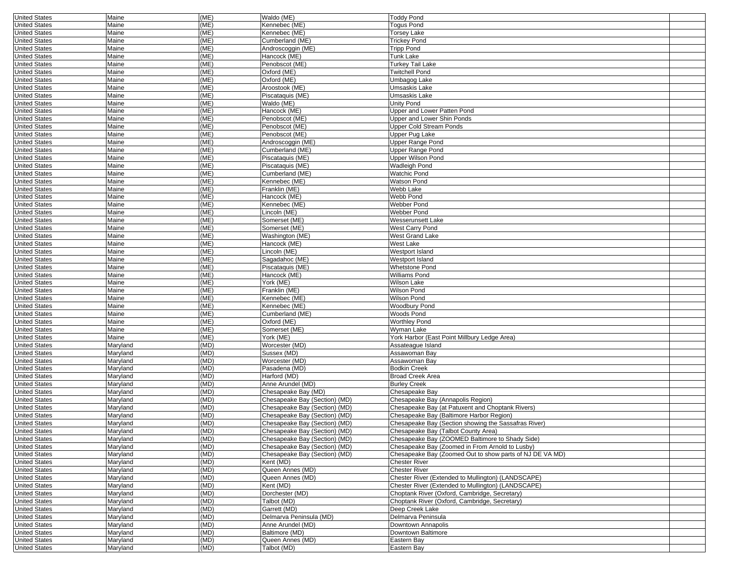| United States | Maine | (ME) | Waldo (ME) | Toddy Pond | |
|---|---|---|---|---|---|
| United States | Maine | (ME) | Kennebec (ME) | Togus Pond | |
| United States | Maine | (ME) | Kennebec (ME) | Torsey Lake | |
| United States | Maine | (ME) | Cumberland (ME) | Trickey Pond | |
| United States | Maine | (ME) | Androscoggin (ME) | Tripp Pond | |
| United States | Maine | (ME) | Hancock (ME) | Tunk Lake | |
| United States | Maine | (ME) | Penobscot (ME) | Turkey Tail Lake | |
| United States | Maine | (ME) | Oxford (ME) | Twitchell Pond | |
| United States | Maine | (ME) | Oxford (ME) | Umbagog Lake | |
| United States | Maine | (ME) | Aroostook (ME) | Umsaskis Lake | |
| United States | Maine | (ME) | Piscataquis (ME) | Umsaskis Lake | |
| United States | Maine | (ME) | Waldo (ME) | Unity Pond | |
| United States | Maine | (ME) | Hancock (ME) | Upper and Lower Patten Pond | |
| United States | Maine | (ME) | Penobscot (ME) | Upper and Lower Shin Ponds | |
| United States | Maine | (ME) | Penobscot (ME) | Upper Cold Stream Ponds | |
| United States | Maine | (ME) | Penobscot (ME) | Upper Pug Lake | |
| United States | Maine | (ME) | Androscoggin (ME) | Upper Range Pond | |
| United States | Maine | (ME) | Cumberland (ME) | Upper Range Pond | |
| United States | Maine | (ME) | Piscataquis (ME) | Upper Wilson Pond | |
| United States | Maine | (ME) | Piscataquis (ME) | Wadleigh Pond | |
| United States | Maine | (ME) | Cumberland (ME) | Watchic Pond | |
| United States | Maine | (ME) | Kennebec (ME) | Watson Pond | |
| United States | Maine | (ME) | Franklin (ME) | Webb Lake | |
| United States | Maine | (ME) | Hancock (ME) | Webb Pond | |
| United States | Maine | (ME) | Kennebec (ME) | Webber Pond | |
| United States | Maine | (ME) | Lincoln (ME) | Webber Pond | |
| United States | Maine | (ME) | Somerset (ME) | Wesserunsett Lake | |
| United States | Maine | (ME) | Somerset (ME) | West Carry Pond | |
| United States | Maine | (ME) | Washington (ME) | West Grand Lake | |
| United States | Maine | (ME) | Hancock (ME) | West Lake | |
| United States | Maine | (ME) | Lincoln (ME) | Westport Island | |
| United States | Maine | (ME) | Sagadahoc (ME) | Westport Island | |
| United States | Maine | (ME) | Piscataquis (ME) | Whetstone Pond | |
| United States | Maine | (ME) | Hancock (ME) | Williams Pond | |
| United States | Maine | (ME) | York (ME) | Wilson Lake | |
| United States | Maine | (ME) | Franklin (ME) | Wilson Pond | |
| United States | Maine | (ME) | Kennebec (ME) | Wilson Pond | |
| United States | Maine | (ME) | Kennebec (ME) | Woodbury Pond | |
| United States | Maine | (ME) | Cumberland (ME) | Woods Pond | |
| United States | Maine | (ME) | Oxford (ME) | Worthley Pond | |
| United States | Maine | (ME) | Somerset (ME) | Wyman Lake | |
| United States | Maine | (ME) | York (ME) | York Harbor (East Point Millbury Ledge Area) | |
| United States | Maryland | (MD) | Worcester (MD) | Assateague Island | |
| United States | Maryland | (MD) | Sussex (MD) | Assawoman Bay | |
| United States | Maryland | (MD) | Worcester (MD) | Assawoman Bay | |
| United States | Maryland | (MD) | Pasadena (MD) | Bodkin Creek | |
| United States | Maryland | (MD) | Harford (MD) | Broad Creek Area | |
| United States | Maryland | (MD) | Anne Arundel (MD) | Burley Creek | |
| United States | Maryland | (MD) | Chesapeake Bay (MD) | Chesapeake Bay | |
| United States | Maryland | (MD) | Chesapeake Bay (Section) (MD) | Chesapeake Bay (Annapolis Region) | |
| United States | Maryland | (MD) | Chesapeake Bay (Section) (MD) | Chesapeake Bay (at Patuxent and Choptank Rivers) | |
| United States | Maryland | (MD) | Chesapeake Bay (Section) (MD) | Chesapeake Bay (Baltimore Harbor Region) | |
| United States | Maryland | (MD) | Chesapeake Bay (Section) (MD) | Chesapeake Bay (Section showing the Sassafras River) | |
| United States | Maryland | (MD) | Chesapeake Bay (Section) (MD) | Chesapeake Bay (Talbot County Area) | |
| United States | Maryland | (MD) | Chesapeake Bay (Section) (MD) | Chesapeake Bay (ZOOMED Baltimore to Shady Side) | |
| United States | Maryland | (MD) | Chesapeake Bay (Section) (MD) | Chesapeake Bay (Zoomed in From Arnold to Lusby) | |
| United States | Maryland | (MD) | Chesapeake Bay (Section) (MD) | Chesapeake Bay (Zoomed Out to show parts of NJ DE VA MD) | |
| United States | Maryland | (MD) | Kent (MD) | Chester River | |
| United States | Maryland | (MD) | Queen Annes (MD) | Chester River | |
| United States | Maryland | (MD) | Queen Annes (MD) | Chester River (Extended to Mullington) (LANDSCAPE) | |
| United States | Maryland | (MD) | Kent (MD) | Chester River (Extended to Mullington) (LANDSCAPE) | |
| United States | Maryland | (MD) | Dorchester (MD) | Choptank River (Oxford, Cambridge, Secretary) | |
| United States | Maryland | (MD) | Talbot (MD) | Choptank River (Oxford, Cambridge, Secretary) | |
| United States | Maryland | (MD) | Garrett (MD) | Deep Creek Lake | |
| United States | Maryland | (MD) | Delmarva Peninsula (MD) | Delmarva Peninsula | |
| United States | Maryland | (MD) | Anne Arundel (MD) | Downtown Annapolis | |
| United States | Maryland | (MD) | Baltimore (MD) | Downtown Baltimore | |
| United States | Maryland | (MD) | Queen Annes (MD) | Eastern Bay | |
| United States | Maryland | (MD) | Talbot (MD) | Eastern Bay | |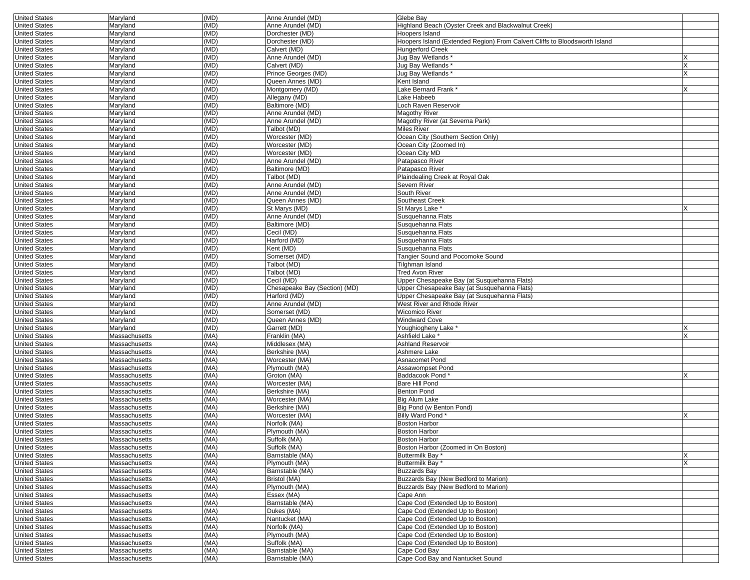| | | | | | |
|---|---|---|---|---|---|
| United States | Maryland | (MD) | Anne Arundel (MD) | Glebe Bay | |
| United States | Maryland | (MD) | Anne Arundel (MD) | Highland Beach (Oyster Creek and Blackwalnut Creek) | |
| United States | Maryland | (MD) | Dorchester (MD) | Hoopers Island | |
| United States | Maryland | (MD) | Dorchester (MD) | Hoopers Island (Extended Region) From Calvert Cliffs to Bloodsworth Island | |
| United States | Maryland | (MD) | Calvert (MD) | Hungerford Creek | |
| United States | Maryland | (MD) | Anne Arundel (MD) | Jug Bay Wetlands * | X |
| United States | Maryland | (MD) | Calvert (MD) | Jug Bay Wetlands * | X |
| United States | Maryland | (MD) | Prince Georges (MD) | Jug Bay Wetlands * | X |
| United States | Maryland | (MD) | Queen Annes (MD) | Kent Island | |
| United States | Maryland | (MD) | Montgomery (MD) | Lake Bernard Frank * | X |
| United States | Maryland | (MD) | Allegany (MD) | Lake Habeeb | |
| United States | Maryland | (MD) | Baltimore (MD) | Loch Raven Reservoir | |
| United States | Maryland | (MD) | Anne Arundel (MD) | Magothy River | |
| United States | Maryland | (MD) | Anne Arundel (MD) | Magothy River (at Severna Park) | |
| United States | Maryland | (MD) | Talbot (MD) | Miles River | |
| United States | Maryland | (MD) | Worcester (MD) | Ocean City (Southern Section Only) | |
| United States | Maryland | (MD) | Worcester (MD) | Ocean City (Zoomed In) | |
| United States | Maryland | (MD) | Worcester (MD) | Ocean City MD | |
| United States | Maryland | (MD) | Anne Arundel (MD) | Patapasco River | |
| United States | Maryland | (MD) | Baltimore (MD) | Patapasco River | |
| United States | Maryland | (MD) | Talbot (MD) | Plaindealing Creek at Royal Oak | |
| United States | Maryland | (MD) | Anne Arundel (MD) | Severn River | |
| United States | Maryland | (MD) | Anne Arundel (MD) | South River | |
| United States | Maryland | (MD) | Queen Annes (MD) | Southeast Creek | |
| United States | Maryland | (MD) | St Marys (MD) | St Marys Lake * | X |
| United States | Maryland | (MD) | Anne Arundel (MD) | Susquehanna Flats | |
| United States | Maryland | (MD) | Baltimore (MD) | Susquehanna Flats | |
| United States | Maryland | (MD) | Cecil (MD) | Susquehanna Flats | |
| United States | Maryland | (MD) | Harford (MD) | Susquehanna Flats | |
| United States | Maryland | (MD) | Kent (MD) | Susquehanna Flats | |
| United States | Maryland | (MD) | Somerset (MD) | Tangier Sound and Pocomoke Sound | |
| United States | Maryland | (MD) | Talbot (MD) | Tilghman Island | |
| United States | Maryland | (MD) | Talbot (MD) | Tred Avon River | |
| United States | Maryland | (MD) | Cecil (MD) | Upper Chesapeake Bay (at Susquehanna Flats) | |
| United States | Maryland | (MD) | Chesapeake Bay (Section) (MD) | Upper Chesapeake Bay (at Susquehanna Flats) | |
| United States | Maryland | (MD) | Harford (MD) | Upper Chesapeake Bay (at Susquehanna Flats) | |
| United States | Maryland | (MD) | Anne Arundel (MD) | West River and Rhode River | |
| United States | Maryland | (MD) | Somerset (MD) | Wicomico River | |
| United States | Maryland | (MD) | Queen Annes (MD) | Windward Cove | |
| United States | Maryland | (MD) | Garrett (MD) | Youghiogheny Lake * | X |
| United States | Massachusetts | (MA) | Franklin (MA) | Ashfield Lake * | X |
| United States | Massachusetts | (MA) | Middlesex (MA) | Ashland Reservoir | |
| United States | Massachusetts | (MA) | Berkshire (MA) | Ashmere Lake | |
| United States | Massachusetts | (MA) | Worcester (MA) | Asnacomet Pond | |
| United States | Massachusetts | (MA) | Plymouth (MA) | Assawompset Pond | |
| United States | Massachusetts | (MA) | Groton (MA) | Baddacook Pond * | X |
| United States | Massachusetts | (MA) | Worcester (MA) | Bare Hill Pond | |
| United States | Massachusetts | (MA) | Berkshire (MA) | Benton Pond | |
| United States | Massachusetts | (MA) | Worcester (MA) | Big Alum Lake | |
| United States | Massachusetts | (MA) | Berkshire (MA) | Big Pond (w Benton Pond) | |
| United States | Massachusetts | (MA) | Worcester (MA) | Billy Ward Pond * | X |
| United States | Massachusetts | (MA) | Norfolk (MA) | Boston Harbor | |
| United States | Massachusetts | (MA) | Plymouth (MA) | Boston Harbor | |
| United States | Massachusetts | (MA) | Suffolk (MA) | Boston Harbor | |
| United States | Massachusetts | (MA) | Suffolk (MA) | Boston Harbor (Zoomed in On Boston) | |
| United States | Massachusetts | (MA) | Barnstable (MA) | Buttermilk Bay * | X |
| United States | Massachusetts | (MA) | Plymouth (MA) | Buttermilk Bay * | X |
| United States | Massachusetts | (MA) | Barnstable (MA) | Buzzards Bay | |
| United States | Massachusetts | (MA) | Bristol (MA) | Buzzards Bay (New Bedford to Marion) | |
| United States | Massachusetts | (MA) | Plymouth (MA) | Buzzards Bay (New Bedford to Marion) | |
| United States | Massachusetts | (MA) | Essex (MA) | Cape Ann | |
| United States | Massachusetts | (MA) | Barnstable (MA) | Cape Cod (Extended Up to Boston) | |
| United States | Massachusetts | (MA) | Dukes (MA) | Cape Cod (Extended Up to Boston) | |
| United States | Massachusetts | (MA) | Nantucket (MA) | Cape Cod (Extended Up to Boston) | |
| United States | Massachusetts | (MA) | Norfolk (MA) | Cape Cod (Extended Up to Boston) | |
| United States | Massachusetts | (MA) | Plymouth (MA) | Cape Cod (Extended Up to Boston) | |
| United States | Massachusetts | (MA) | Suffolk (MA) | Cape Cod (Extended Up to Boston) | |
| United States | Massachusetts | (MA) | Barnstable (MA) | Cape Cod Bay | |
| United States | Massachusetts | (MA) | Barnstable (MA) | Cape Cod Bay and Nantucket Sound | |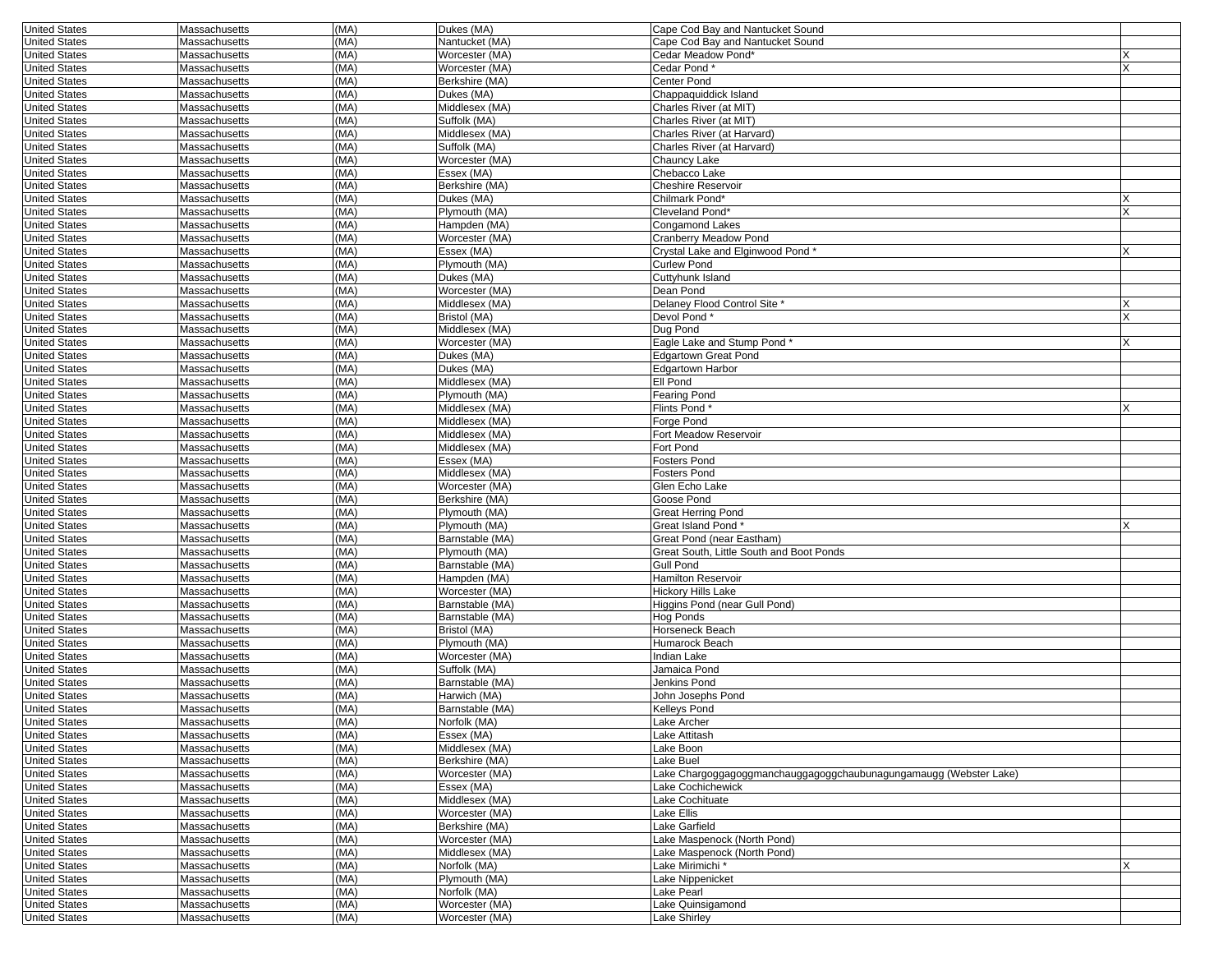| | | | | | |
|---|---|---|---|---|---|
| United States | Massachusetts | (MA) | Dukes (MA) | Cape Cod Bay and Nantucket Sound | |
| United States | Massachusetts | (MA) | Nantucket (MA) | Cape Cod Bay and Nantucket Sound | |
| United States | Massachusetts | (MA) | Worcester (MA) | Cedar Meadow Pond* | X |
| United States | Massachusetts | (MA) | Worcester (MA) | Cedar Pond * | X |
| United States | Massachusetts | (MA) | Berkshire (MA) | Center Pond | |
| United States | Massachusetts | (MA) | Dukes (MA) | Chappaquiddick Island | |
| United States | Massachusetts | (MA) | Middlesex (MA) | Charles River (at MIT) | |
| United States | Massachusetts | (MA) | Suffolk (MA) | Charles River (at MIT) | |
| United States | Massachusetts | (MA) | Middlesex (MA) | Charles River (at Harvard) | |
| United States | Massachusetts | (MA) | Suffolk (MA) | Charles River (at Harvard) | |
| United States | Massachusetts | (MA) | Worcester (MA) | Chauncy Lake | |
| United States | Massachusetts | (MA) | Essex (MA) | Chebacco Lake | |
| United States | Massachusetts | (MA) | Berkshire (MA) | Cheshire Reservoir | |
| United States | Massachusetts | (MA) | Dukes (MA) | Chilmark Pond* | X |
| United States | Massachusetts | (MA) | Plymouth (MA) | Cleveland Pond* | X |
| United States | Massachusetts | (MA) | Hampden (MA) | Congamond Lakes | |
| United States | Massachusetts | (MA) | Worcester (MA) | Cranberry Meadow Pond | |
| United States | Massachusetts | (MA) | Essex (MA) | Crystal Lake and Elginwood Pond * | X |
| United States | Massachusetts | (MA) | Plymouth (MA) | Curlew Pond | |
| United States | Massachusetts | (MA) | Dukes (MA) | Cuttyhunk Island | |
| United States | Massachusetts | (MA) | Worcester (MA) | Dean Pond | |
| United States | Massachusetts | (MA) | Middlesex (MA) | Delaney Flood Control Site * | X |
| United States | Massachusetts | (MA) | Bristol (MA) | Devol Pond * | X |
| United States | Massachusetts | (MA) | Middlesex (MA) | Dug Pond | |
| United States | Massachusetts | (MA) | Worcester (MA) | Eagle Lake and Stump Pond * | X |
| United States | Massachusetts | (MA) | Dukes (MA) | Edgartown Great Pond | |
| United States | Massachusetts | (MA) | Dukes (MA) | Edgartown Harbor | |
| United States | Massachusetts | (MA) | Middlesex (MA) | Ell Pond | |
| United States | Massachusetts | (MA) | Plymouth (MA) | Fearing Pond | |
| United States | Massachusetts | (MA) | Middlesex (MA) | Flints Pond * | X |
| United States | Massachusetts | (MA) | Middlesex (MA) | Forge Pond | |
| United States | Massachusetts | (MA) | Middlesex (MA) | Fort Meadow Reservoir | |
| United States | Massachusetts | (MA) | Middlesex (MA) | Fort Pond | |
| United States | Massachusetts | (MA) | Essex (MA) | Fosters Pond | |
| United States | Massachusetts | (MA) | Middlesex (MA) | Fosters Pond | |
| United States | Massachusetts | (MA) | Worcester (MA) | Glen Echo Lake | |
| United States | Massachusetts | (MA) | Berkshire (MA) | Goose Pond | |
| United States | Massachusetts | (MA) | Plymouth (MA) | Great Herring Pond | |
| United States | Massachusetts | (MA) | Plymouth (MA) | Great Island Pond * | X |
| United States | Massachusetts | (MA) | Barnstable (MA) | Great Pond (near Eastham) | |
| United States | Massachusetts | (MA) | Plymouth (MA) | Great South, Little South and Boot Ponds | |
| United States | Massachusetts | (MA) | Barnstable (MA) | Gull Pond | |
| United States | Massachusetts | (MA) | Hampden (MA) | Hamilton Reservoir | |
| United States | Massachusetts | (MA) | Worcester (MA) | Hickory Hills Lake | |
| United States | Massachusetts | (MA) | Barnstable (MA) | Higgins Pond (near Gull Pond) | |
| United States | Massachusetts | (MA) | Barnstable (MA) | Hog Ponds | |
| United States | Massachusetts | (MA) | Bristol (MA) | Horseneck Beach | |
| United States | Massachusetts | (MA) | Plymouth (MA) | Humarock Beach | |
| United States | Massachusetts | (MA) | Worcester (MA) | Indian Lake | |
| United States | Massachusetts | (MA) | Suffolk (MA) | Jamaica Pond | |
| United States | Massachusetts | (MA) | Barnstable (MA) | Jenkins Pond | |
| United States | Massachusetts | (MA) | Harwich (MA) | John Josephs Pond | |
| United States | Massachusetts | (MA) | Barnstable (MA) | Kelleys Pond | |
| United States | Massachusetts | (MA) | Norfolk (MA) | Lake Archer | |
| United States | Massachusetts | (MA) | Essex (MA) | Lake Attitash | |
| United States | Massachusetts | (MA) | Middlesex (MA) | Lake Boon | |
| United States | Massachusetts | (MA) | Berkshire (MA) | Lake Buel | |
| United States | Massachusetts | (MA) | Worcester (MA) | Lake Chargoggagoggmanchauggagoggchaubunagungamaugg (Webster Lake) | |
| United States | Massachusetts | (MA) | Essex (MA) | Lake Cochichewick | |
| United States | Massachusetts | (MA) | Middlesex (MA) | Lake Cochituate | |
| United States | Massachusetts | (MA) | Worcester (MA) | Lake Ellis | |
| United States | Massachusetts | (MA) | Berkshire (MA) | Lake Garfield | |
| United States | Massachusetts | (MA) | Worcester (MA) | Lake Maspenock (North Pond) | |
| United States | Massachusetts | (MA) | Middlesex (MA) | Lake Maspenock (North Pond) | |
| United States | Massachusetts | (MA) | Norfolk (MA) | Lake Mirimichi * | X |
| United States | Massachusetts | (MA) | Plymouth (MA) | Lake Nippenicket | |
| United States | Massachusetts | (MA) | Norfolk (MA) | Lake Pearl | |
| United States | Massachusetts | (MA) | Worcester (MA) | Lake Quinsigamond | |
| United States | Massachusetts | (MA) | Worcester (MA) | Lake Shirley | |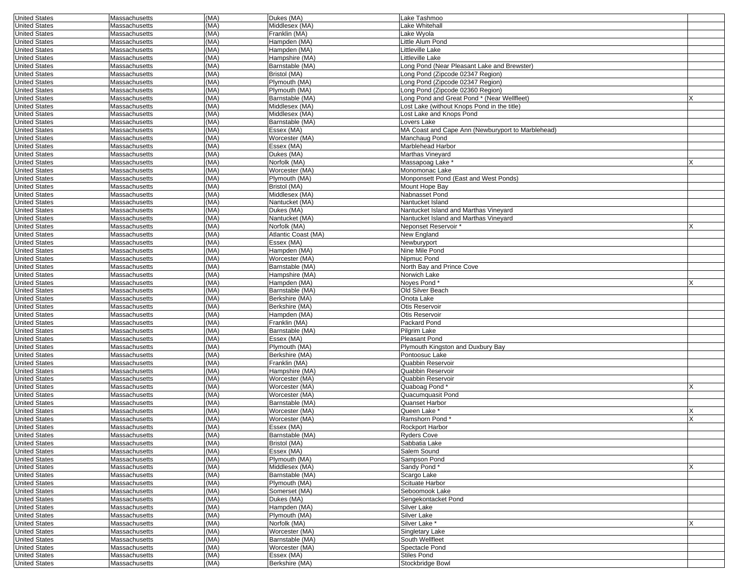| United States | Massachusetts | (MA) | Dukes (MA) | Lake Tashmoo | |
|---|---|---|---|---|---|
| United States | Massachusetts | (MA) | Middlesex (MA) | Lake Whitehall | |
| United States | Massachusetts | (MA) | Franklin (MA) | Lake Wyola | |
| United States | Massachusetts | (MA) | Hampden (MA) | Little Alum Pond | |
| United States | Massachusetts | (MA) | Hampden (MA) | Littleville Lake | |
| United States | Massachusetts | (MA) | Hampshire (MA) | Littleville Lake | |
| United States | Massachusetts | (MA) | Barnstable (MA) | Long Pond (Near Pleasant Lake and Brewster) | |
| United States | Massachusetts | (MA) | Bristol (MA) | Long Pond (Zipcode 02347 Region) | |
| United States | Massachusetts | (MA) | Plymouth (MA) | Long Pond (Zipcode 02347 Region) | |
| United States | Massachusetts | (MA) | Plymouth (MA) | Long Pond (Zipcode 02360 Region) | |
| United States | Massachusetts | (MA) | Barnstable (MA) | Long Pond and Great Pond * (Near Wellfleet) | X |
| United States | Massachusetts | (MA) | Middlesex (MA) | Lost Lake (without Knops Pond in the title) | |
| United States | Massachusetts | (MA) | Middlesex (MA) | Lost Lake and Knops Pond | |
| United States | Massachusetts | (MA) | Barnstable (MA) | Lovers Lake | |
| United States | Massachusetts | (MA) | Essex (MA) | MA Coast and Cape Ann (Newburyport to Marblehead) | |
| United States | Massachusetts | (MA) | Worcester (MA) | Manchaug Pond | |
| United States | Massachusetts | (MA) | Essex (MA) | Marblehead Harbor | |
| United States | Massachusetts | (MA) | Dukes (MA) | Marthas Vineyard | |
| United States | Massachusetts | (MA) | Norfolk (MA) | Massapoag Lake * | X |
| United States | Massachusetts | (MA) | Worcester (MA) | Monomonac Lake | |
| United States | Massachusetts | (MA) | Plymouth (MA) | Monponsett Pond (East and West Ponds) | |
| United States | Massachusetts | (MA) | Bristol (MA) | Mount Hope Bay | |
| United States | Massachusetts | (MA) | Middlesex (MA) | Nabnasset Pond | |
| United States | Massachusetts | (MA) | Nantucket (MA) | Nantucket Island | |
| United States | Massachusetts | (MA) | Dukes (MA) | Nantucket Island and Marthas Vineyard | |
| United States | Massachusetts | (MA) | Nantucket (MA) | Nantucket Island and Marthas Vineyard | |
| United States | Massachusetts | (MA) | Norfolk (MA) | Neponset Reservoir * | X |
| United States | Massachusetts | (MA) | Atlantic Coast (MA) | New England | |
| United States | Massachusetts | (MA) | Essex (MA) | Newburyport | |
| United States | Massachusetts | (MA) | Hampden (MA) | Nine Mile Pond | |
| United States | Massachusetts | (MA) | Worcester (MA) | Nipmuc Pond | |
| United States | Massachusetts | (MA) | Barnstable (MA) | North Bay and Prince Cove | |
| United States | Massachusetts | (MA) | Hampshire (MA) | Norwich Lake | |
| United States | Massachusetts | (MA) | Hampden (MA) | Noyes Pond * | X |
| United States | Massachusetts | (MA) | Barnstable (MA) | Old Silver Beach | |
| United States | Massachusetts | (MA) | Berkshire (MA) | Onota Lake | |
| United States | Massachusetts | (MA) | Berkshire (MA) | Otis Reservoir | |
| United States | Massachusetts | (MA) | Hampden (MA) | Otis Reservoir | |
| United States | Massachusetts | (MA) | Franklin (MA) | Packard Pond | |
| United States | Massachusetts | (MA) | Barnstable (MA) | Pilgrim Lake | |
| United States | Massachusetts | (MA) | Essex (MA) | Pleasant Pond | |
| United States | Massachusetts | (MA) | Plymouth (MA) | Plymouth Kingston and Duxbury Bay | |
| United States | Massachusetts | (MA) | Berkshire (MA) | Pontoosuc Lake | |
| United States | Massachusetts | (MA) | Franklin (MA) | Quabbin Reservoir | |
| United States | Massachusetts | (MA) | Hampshire (MA) | Quabbin Reservoir | |
| United States | Massachusetts | (MA) | Worcester (MA) | Quabbin Reservoir | |
| United States | Massachusetts | (MA) | Worcester (MA) | Quaboag Pond * | X |
| United States | Massachusetts | (MA) | Worcester (MA) | Quacumquasit Pond | |
| United States | Massachusetts | (MA) | Barnstable (MA) | Quanset Harbor | |
| United States | Massachusetts | (MA) | Worcester (MA) | Queen Lake * | X |
| United States | Massachusetts | (MA) | Worcester (MA) | Ramshorn Pond * | X |
| United States | Massachusetts | (MA) | Essex (MA) | Rockport Harbor | |
| United States | Massachusetts | (MA) | Barnstable (MA) | Ryders Cove | |
| United States | Massachusetts | (MA) | Bristol (MA) | Sabbatia Lake | |
| United States | Massachusetts | (MA) | Essex (MA) | Salem Sound | |
| United States | Massachusetts | (MA) | Plymouth (MA) | Sampson Pond | |
| United States | Massachusetts | (MA) | Middlesex (MA) | Sandy Pond * | X |
| United States | Massachusetts | (MA) | Barnstable (MA) | Scargo Lake | |
| United States | Massachusetts | (MA) | Plymouth (MA) | Scituate Harbor | |
| United States | Massachusetts | (MA) | Somerset (MA) | Seboomook Lake | |
| United States | Massachusetts | (MA) | Dukes (MA) | Sengekontacket Pond | |
| United States | Massachusetts | (MA) | Hampden (MA) | Silver Lake | |
| United States | Massachusetts | (MA) | Plymouth (MA) | Silver Lake | |
| United States | Massachusetts | (MA) | Norfolk (MA) | Silver Lake * | X |
| United States | Massachusetts | (MA) | Worcester (MA) | Singletary Lake | |
| United States | Massachusetts | (MA) | Barnstable (MA) | South Wellfleet | |
| United States | Massachusetts | (MA) | Worcester (MA) | Spectacle Pond | |
| United States | Massachusetts | (MA) | Essex (MA) | Stiles Pond | |
| United States | Massachusetts | (MA) | Berkshire (MA) | Stockbridge Bowl | |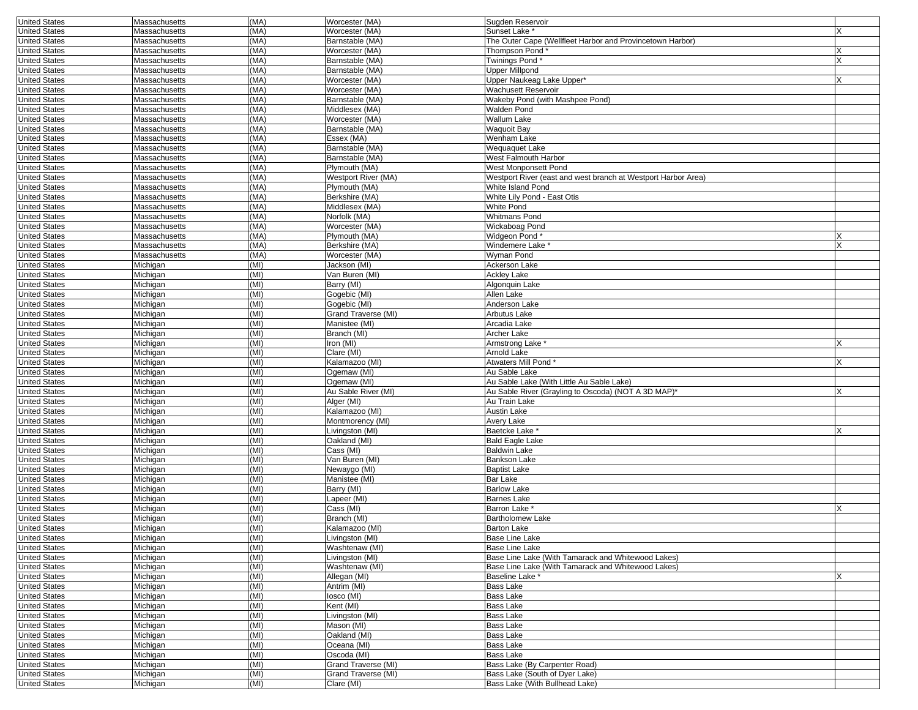| | | | | | |
|---|---|---|---|---|---|
| United States | Massachusetts | (MA) | Worcester (MA) | Sugden Reservoir | |
| United States | Massachusetts | (MA) | Worcester (MA) | Sunset Lake * | X |
| United States | Massachusetts | (MA) | Barnstable (MA) | The Outer Cape (Wellfleet Harbor and Provincetown Harbor) | |
| United States | Massachusetts | (MA) | Worcester (MA) | Thompson Pond * | X |
| United States | Massachusetts | (MA) | Barnstable (MA) | Twinings Pond * | X |
| United States | Massachusetts | (MA) | Barnstable (MA) | Upper Millpond | |
| United States | Massachusetts | (MA) | Worcester (MA) | Upper Naukeag Lake Upper* | X |
| United States | Massachusetts | (MA) | Worcester (MA) | Wachusett Reservoir | |
| United States | Massachusetts | (MA) | Barnstable (MA) | Wakeby Pond (with Mashpee Pond) | |
| United States | Massachusetts | (MA) | Middlesex (MA) | Walden Pond | |
| United States | Massachusetts | (MA) | Worcester (MA) | Wallum Lake | |
| United States | Massachusetts | (MA) | Barnstable (MA) | Waquoit Bay | |
| United States | Massachusetts | (MA) | Essex (MA) | Wenham Lake | |
| United States | Massachusetts | (MA) | Barnstable (MA) | Wequaquet Lake | |
| United States | Massachusetts | (MA) | Barnstable (MA) | West Falmouth Harbor | |
| United States | Massachusetts | (MA) | Plymouth (MA) | West Monponsett Pond | |
| United States | Massachusetts | (MA) | Westport River (MA) | Westport River (east and west branch at Westport Harbor Area) | |
| United States | Massachusetts | (MA) | Plymouth (MA) | White Island Pond | |
| United States | Massachusetts | (MA) | Berkshire (MA) | White Lily Pond - East Otis | |
| United States | Massachusetts | (MA) | Middlesex (MA) | White Pond | |
| United States | Massachusetts | (MA) | Norfolk (MA) | Whitmans Pond | |
| United States | Massachusetts | (MA) | Worcester (MA) | Wickaboag Pond | |
| United States | Massachusetts | (MA) | Plymouth (MA) | Widgeon Pond * | X |
| United States | Massachusetts | (MA) | Berkshire (MA) | Windemere Lake * | X |
| United States | Massachusetts | (MA) | Worcester (MA) | Wyman Pond | |
| United States | Michigan | (MI) | Jackson (MI) | Ackerson Lake | |
| United States | Michigan | (MI) | Van Buren (MI) | Ackley Lake | |
| United States | Michigan | (MI) | Barry (MI) | Algonquin Lake | |
| United States | Michigan | (MI) | Gogebic (MI) | Allen Lake | |
| United States | Michigan | (MI) | Gogebic (MI) | Anderson Lake | |
| United States | Michigan | (MI) | Grand Traverse (MI) | Arbutus Lake | |
| United States | Michigan | (MI) | Manistee (MI) | Arcadia Lake | |
| United States | Michigan | (MI) | Branch (MI) | Archer Lake | |
| United States | Michigan | (MI) | Iron (MI) | Armstrong Lake * | X |
| United States | Michigan | (MI) | Clare (MI) | Arnold Lake | |
| United States | Michigan | (MI) | Kalamazoo (MI) | Atwaters Mill Pond * | X |
| United States | Michigan | (MI) | Ogemaw (MI) | Au Sable Lake | |
| United States | Michigan | (MI) | Ogemaw (MI) | Au Sable Lake (With Little Au Sable Lake) | |
| United States | Michigan | (MI) | Au Sable River (MI) | Au Sable River (Grayling to Oscoda) (NOT A 3D MAP)* | X |
| United States | Michigan | (MI) | Alger (MI) | Au Train Lake | |
| United States | Michigan | (MI) | Kalamazoo (MI) | Austin Lake | |
| United States | Michigan | (MI) | Montmorency (MI) | Avery Lake | |
| United States | Michigan | (MI) | Livingston (MI) | Baetcke Lake * | X |
| United States | Michigan | (MI) | Oakland (MI) | Bald Eagle Lake | |
| United States | Michigan | (MI) | Cass (MI) | Baldwin Lake | |
| United States | Michigan | (MI) | Van Buren (MI) | Bankson Lake | |
| United States | Michigan | (MI) | Newaygo (MI) | Baptist Lake | |
| United States | Michigan | (MI) | Manistee (MI) | Bar Lake | |
| United States | Michigan | (MI) | Barry (MI) | Barlow Lake | |
| United States | Michigan | (MI) | Lapeer (MI) | Barnes Lake | |
| United States | Michigan | (MI) | Cass (MI) | Barron Lake * | X |
| United States | Michigan | (MI) | Branch (MI) | Bartholomew Lake | |
| United States | Michigan | (MI) | Kalamazoo (MI) | Barton Lake | |
| United States | Michigan | (MI) | Livingston (MI) | Base Line Lake | |
| United States | Michigan | (MI) | Washtenaw (MI) | Base Line Lake | |
| United States | Michigan | (MI) | Livingston (MI) | Base Line Lake (With Tamarack and Whitewood Lakes) | |
| United States | Michigan | (MI) | Washtenaw (MI) | Base Line Lake (With Tamarack and Whitewood Lakes) | |
| United States | Michigan | (MI) | Allegan (MI) | Baseline Lake * | X |
| United States | Michigan | (MI) | Antrim (MI) | Bass Lake | |
| United States | Michigan | (MI) | Iosco (MI) | Bass Lake | |
| United States | Michigan | (MI) | Kent (MI) | Bass Lake | |
| United States | Michigan | (MI) | Livingston (MI) | Bass Lake | |
| United States | Michigan | (MI) | Mason (MI) | Bass Lake | |
| United States | Michigan | (MI) | Oakland (MI) | Bass Lake | |
| United States | Michigan | (MI) | Oceana (MI) | Bass Lake | |
| United States | Michigan | (MI) | Oscoda (MI) | Bass Lake | |
| United States | Michigan | (MI) | Grand Traverse (MI) | Bass Lake (By Carpenter Road) | |
| United States | Michigan | (MI) | Grand Traverse (MI) | Bass Lake (South of Dyer Lake) | |
| United States | Michigan | (MI) | Clare (MI) | Bass Lake (With Bullhead Lake) | |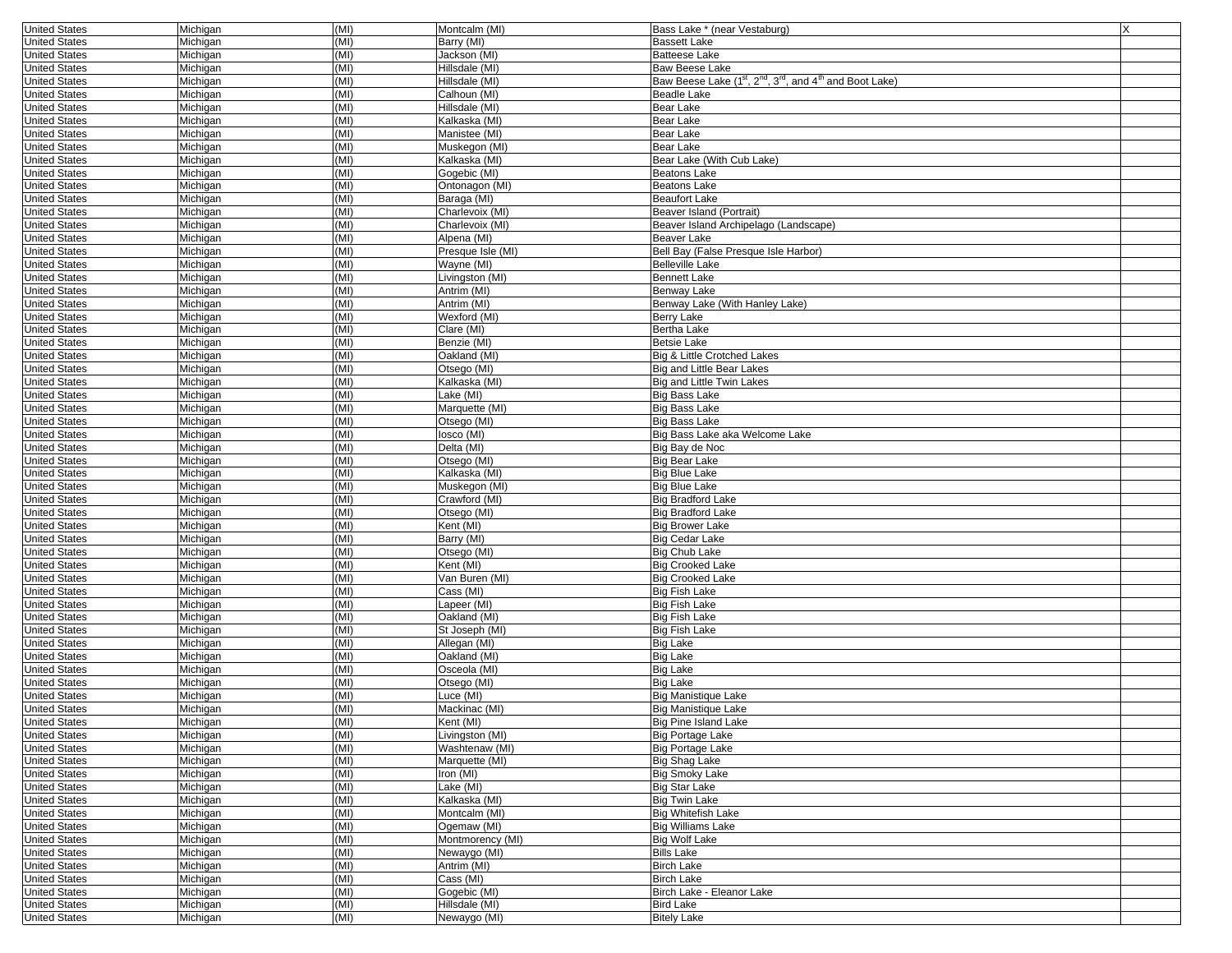| United States | Michigan | (MI) | Montcalm (MI) | Bass Lake * (near Vestaburg) | X |
|---|---|---|---|---|---|
| United States | Michigan | (MI) | Barry (MI) | Bassett Lake | |
| United States | Michigan | (MI) | Jackson (MI) | Batteese Lake | |
| United States | Michigan | (MI) | Hillsdale (MI) | Baw Beese Lake | |
| United States | Michigan | (MI) | Hillsdale (MI) | Baw Beese Lake (1st, 2nd, 3rd, and 4th and Boot Lake) | |
| United States | Michigan | (MI) | Calhoun (MI) | Beadle Lake | |
| United States | Michigan | (MI) | Hillsdale (MI) | Bear Lake | |
| United States | Michigan | (MI) | Kalkaska (MI) | Bear Lake | |
| United States | Michigan | (MI) | Manistee (MI) | Bear Lake | |
| United States | Michigan | (MI) | Muskegon (MI) | Bear Lake | |
| United States | Michigan | (MI) | Kalkaska (MI) | Bear Lake (With Cub Lake) | |
| United States | Michigan | (MI) | Gogebic (MI) | Beatons Lake | |
| United States | Michigan | (MI) | Ontonagon (MI) | Beatons Lake | |
| United States | Michigan | (MI) | Baraga (MI) | Beaufort Lake | |
| United States | Michigan | (MI) | Charlevoix (MI) | Beaver Island (Portrait) | |
| United States | Michigan | (MI) | Charlevoix (MI) | Beaver Island Archipelago (Landscape) | |
| United States | Michigan | (MI) | Alpena (MI) | Beaver Lake | |
| United States | Michigan | (MI) | Presque Isle (MI) | Bell Bay (False Presque Isle Harbor) | |
| United States | Michigan | (MI) | Wayne (MI) | Belleville Lake | |
| United States | Michigan | (MI) | Livingston (MI) | Bennett Lake | |
| United States | Michigan | (MI) | Antrim (MI) | Benway Lake | |
| United States | Michigan | (MI) | Antrim (MI) | Benway Lake (With Hanley Lake) | |
| United States | Michigan | (MI) | Wexford (MI) | Berry Lake | |
| United States | Michigan | (MI) | Clare (MI) | Bertha Lake | |
| United States | Michigan | (MI) | Benzie (MI) | Betsie Lake | |
| United States | Michigan | (MI) | Oakland (MI) | Big & Little Crotched Lakes | |
| United States | Michigan | (MI) | Otsego (MI) | Big and Little Bear Lakes | |
| United States | Michigan | (MI) | Kalkaska (MI) | Big and Little Twin Lakes | |
| United States | Michigan | (MI) | Lake (MI) | Big Bass Lake | |
| United States | Michigan | (MI) | Marquette (MI) | Big Bass Lake | |
| United States | Michigan | (MI) | Otsego (MI) | Big Bass Lake | |
| United States | Michigan | (MI) | Iosco (MI) | Big Bass Lake aka Welcome Lake | |
| United States | Michigan | (MI) | Delta (MI) | Big Bay de Noc | |
| United States | Michigan | (MI) | Otsego (MI) | Big Bear Lake | |
| United States | Michigan | (MI) | Kalkaska (MI) | Big Blue Lake | |
| United States | Michigan | (MI) | Muskegon (MI) | Big Blue Lake | |
| United States | Michigan | (MI) | Crawford (MI) | Big Bradford Lake | |
| United States | Michigan | (MI) | Otsego (MI) | Big Bradford Lake | |
| United States | Michigan | (MI) | Kent (MI) | Big Brower Lake | |
| United States | Michigan | (MI) | Barry (MI) | Big Cedar Lake | |
| United States | Michigan | (MI) | Otsego (MI) | Big Chub Lake | |
| United States | Michigan | (MI) | Kent (MI) | Big Crooked Lake | |
| United States | Michigan | (MI) | Van Buren (MI) | Big Crooked Lake | |
| United States | Michigan | (MI) | Cass (MI) | Big Fish Lake | |
| United States | Michigan | (MI) | Lapeer (MI) | Big Fish Lake | |
| United States | Michigan | (MI) | Oakland (MI) | Big Fish Lake | |
| United States | Michigan | (MI) | St Joseph (MI) | Big Fish Lake | |
| United States | Michigan | (MI) | Allegan (MI) | Big Lake | |
| United States | Michigan | (MI) | Oakland (MI) | Big Lake | |
| United States | Michigan | (MI) | Osceola (MI) | Big Lake | |
| United States | Michigan | (MI) | Otsego (MI) | Big Lake | |
| United States | Michigan | (MI) | Luce (MI) | Big Manistique Lake | |
| United States | Michigan | (MI) | Mackinac (MI) | Big Manistique Lake | |
| United States | Michigan | (MI) | Kent (MI) | Big Pine Island Lake | |
| United States | Michigan | (MI) | Livingston (MI) | Big Portage Lake | |
| United States | Michigan | (MI) | Washtenaw (MI) | Big Portage Lake | |
| United States | Michigan | (MI) | Marquette (MI) | Big Shag Lake | |
| United States | Michigan | (MI) | Iron (MI) | Big Smoky Lake | |
| United States | Michigan | (MI) | Lake (MI) | Big Star Lake | |
| United States | Michigan | (MI) | Kalkaska (MI) | Big Twin Lake | |
| United States | Michigan | (MI) | Montcalm (MI) | Big Whitefish Lake | |
| United States | Michigan | (MI) | Ogemaw (MI) | Big Williams Lake | |
| United States | Michigan | (MI) | Montmorency (MI) | Big Wolf Lake | |
| United States | Michigan | (MI) | Newaygo (MI) | Bills Lake | |
| United States | Michigan | (MI) | Antrim (MI) | Birch Lake | |
| United States | Michigan | (MI) | Cass (MI) | Birch Lake | |
| United States | Michigan | (MI) | Gogebic (MI) | Birch Lake - Eleanor Lake | |
| United States | Michigan | (MI) | Hillsdale (MI) | Bird Lake | |
| United States | Michigan | (MI) | Newaygo (MI) | Bitely Lake | |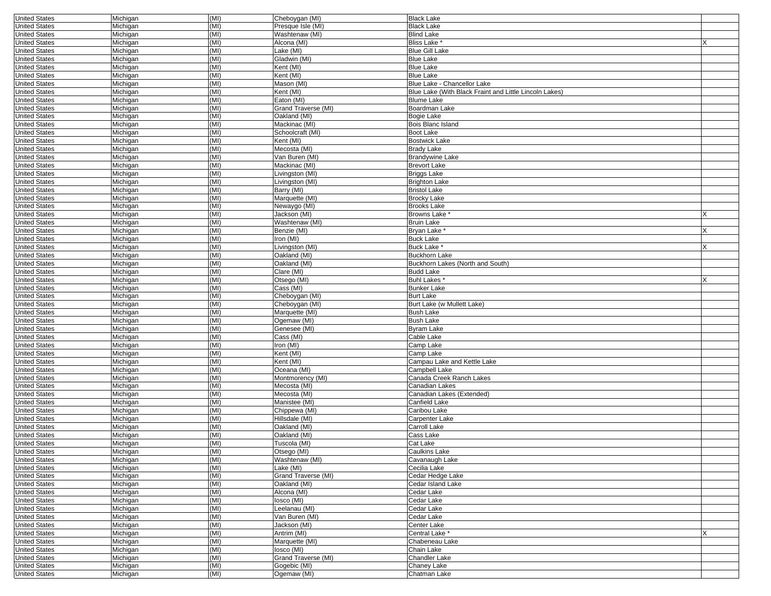| | | | | | |
|---|---|---|---|---|---|
| United States | Michigan | (MI) | Cheboygan (MI) | Black Lake | |
| United States | Michigan | (MI) | Presque Isle (MI) | Black Lake | |
| United States | Michigan | (MI) | Washtenaw (MI) | Blind Lake | |
| United States | Michigan | (MI) | Alcona (MI) | Bliss Lake * | X |
| United States | Michigan | (MI) | Lake (MI) | Blue Gill Lake | |
| United States | Michigan | (MI) | Gladwin (MI) | Blue Lake | |
| United States | Michigan | (MI) | Kent (MI) | Blue Lake | |
| United States | Michigan | (MI) | Kent (MI) | Blue Lake | |
| United States | Michigan | (MI) | Mason (MI) | Blue Lake - Chancellor Lake | |
| United States | Michigan | (MI) | Kent (MI) | Blue Lake (With Black Fraint and Little Lincoln Lakes) | |
| United States | Michigan | (MI) | Eaton (MI) | Blume Lake | |
| United States | Michigan | (MI) | Grand Traverse (MI) | Boardman Lake | |
| United States | Michigan | (MI) | Oakland (MI) | Bogie Lake | |
| United States | Michigan | (MI) | Mackinac (MI) | Bois Blanc Island | |
| United States | Michigan | (MI) | Schoolcraft (MI) | Boot Lake | |
| United States | Michigan | (MI) | Kent (MI) | Bostwick Lake | |
| United States | Michigan | (MI) | Mecosta (MI) | Brady Lake | |
| United States | Michigan | (MI) | Van Buren (MI) | Brandywine Lake | |
| United States | Michigan | (MI) | Mackinac (MI) | Brevort Lake | |
| United States | Michigan | (MI) | Livingston (MI) | Briggs Lake | |
| United States | Michigan | (MI) | Livingston (MI) | Brighton Lake | |
| United States | Michigan | (MI) | Barry (MI) | Bristol Lake | |
| United States | Michigan | (MI) | Marquette (MI) | Brocky Lake | |
| United States | Michigan | (MI) | Newaygo (MI) | Brooks Lake | |
| United States | Michigan | (MI) | Jackson (MI) | Browns Lake * | X |
| United States | Michigan | (MI) | Washtenaw (MI) | Bruin Lake | |
| United States | Michigan | (MI) | Benzie (MI) | Bryan Lake * | X |
| United States | Michigan | (MI) | Iron (MI) | Buck Lake | |
| United States | Michigan | (MI) | Livingston (MI) | Buck Lake * | X |
| United States | Michigan | (MI) | Oakland (MI) | Buckhorn Lake | |
| United States | Michigan | (MI) | Oakland (MI) | Buckhorn Lakes (North and South) | |
| United States | Michigan | (MI) | Clare (MI) | Budd Lake | |
| United States | Michigan | (MI) | Otsego (MI) | Buhl Lakes * | X |
| United States | Michigan | (MI) | Cass (MI) | Bunker Lake | |
| United States | Michigan | (MI) | Cheboygan (MI) | Burt Lake | |
| United States | Michigan | (MI) | Cheboygan (MI) | Burt Lake (w Mullett Lake) | |
| United States | Michigan | (MI) | Marquette (MI) | Bush Lake | |
| United States | Michigan | (MI) | Ogemaw (MI) | Bush Lake | |
| United States | Michigan | (MI) | Genesee (MI) | Byram Lake | |
| United States | Michigan | (MI) | Cass (MI) | Cable Lake | |
| United States | Michigan | (MI) | Iron (MI) | Camp Lake | |
| United States | Michigan | (MI) | Kent (MI) | Camp Lake | |
| United States | Michigan | (MI) | Kent (MI) | Campau Lake and Kettle Lake | |
| United States | Michigan | (MI) | Oceana (MI) | Campbell Lake | |
| United States | Michigan | (MI) | Montmorency (MI) | Canada Creek Ranch Lakes | |
| United States | Michigan | (MI) | Mecosta (MI) | Canadian Lakes | |
| United States | Michigan | (MI) | Mecosta (MI) | Canadian Lakes (Extended) | |
| United States | Michigan | (MI) | Manistee (MI) | Canfield Lake | |
| United States | Michigan | (MI) | Chippewa (MI) | Caribou Lake | |
| United States | Michigan | (MI) | Hillsdale (MI) | Carpenter Lake | |
| United States | Michigan | (MI) | Oakland (MI) | Carroll Lake | |
| United States | Michigan | (MI) | Oakland (MI) | Cass Lake | |
| United States | Michigan | (MI) | Tuscola (MI) | Cat Lake | |
| United States | Michigan | (MI) | Otsego (MI) | Caulkins Lake | |
| United States | Michigan | (MI) | Washtenaw (MI) | Cavanaugh Lake | |
| United States | Michigan | (MI) | Lake (MI) | Cecilia Lake | |
| United States | Michigan | (MI) | Grand Traverse (MI) | Cedar Hedge Lake | |
| United States | Michigan | (MI) | Oakland (MI) | Cedar Island Lake | |
| United States | Michigan | (MI) | Alcona (MI) | Cedar Lake | |
| United States | Michigan | (MI) | Iosco (MI) | Cedar Lake | |
| United States | Michigan | (MI) | Leelanau (MI) | Cedar Lake | |
| United States | Michigan | (MI) | Van Buren (MI) | Cedar Lake | |
| United States | Michigan | (MI) | Jackson (MI) | Center Lake | |
| United States | Michigan | (MI) | Antrim (MI) | Central Lake * | X |
| United States | Michigan | (MI) | Marquette (MI) | Chabeneau Lake | |
| United States | Michigan | (MI) | Iosco (MI) | Chain Lake | |
| United States | Michigan | (MI) | Grand Traverse (MI) | Chandler Lake | |
| United States | Michigan | (MI) | Gogebic (MI) | Chaney Lake | |
| United States | Michigan | (MI) | Ogemaw (MI) | Chatman Lake | |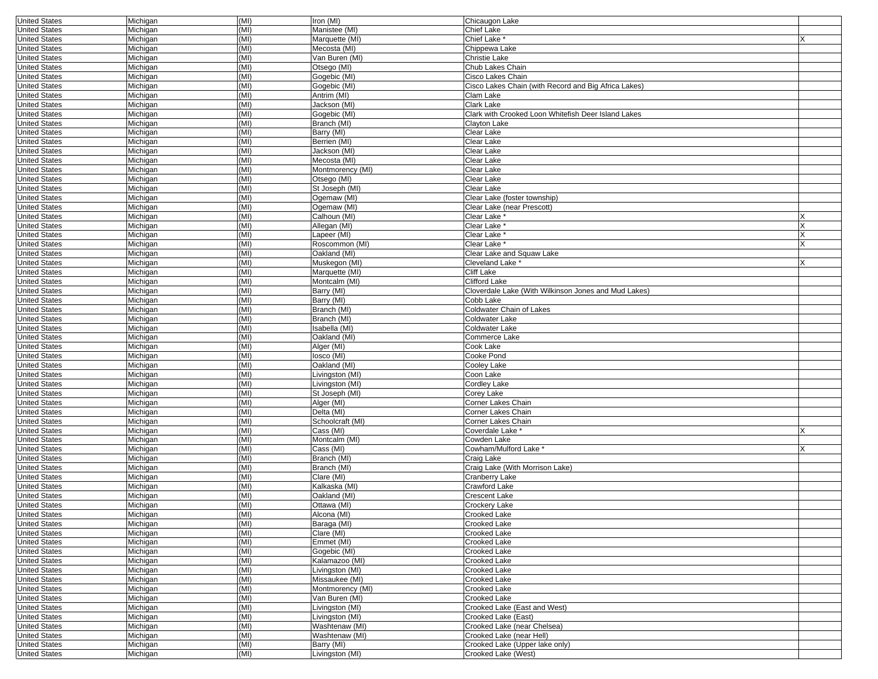| United States | Michigan | (MI) | Iron (MI) | Chicaugon Lake | |
|---|---|---|---|---|---|
| United States | Michigan | (MI) | Manistee (MI) | Chief Lake | |
| United States | Michigan | (MI) | Marquette (MI) | Chief Lake * | X |
| United States | Michigan | (MI) | Mecosta (MI) | Chippewa Lake | |
| United States | Michigan | (MI) | Van Buren (MI) | Christie Lake | |
| United States | Michigan | (MI) | Otsego (MI) | Chub Lakes Chain | |
| United States | Michigan | (MI) | Gogebic (MI) | Cisco Lakes Chain | |
| United States | Michigan | (MI) | Gogebic (MI) | Cisco Lakes Chain (with Record and Big Africa Lakes) | |
| United States | Michigan | (MI) | Antrim (MI) | Clam Lake | |
| United States | Michigan | (MI) | Jackson (MI) | Clark Lake | |
| United States | Michigan | (MI) | Gogebic (MI) | Clark with Crooked Loon Whitefish Deer Island Lakes | |
| United States | Michigan | (MI) | Branch (MI) | Clayton Lake | |
| United States | Michigan | (MI) | Barry (MI) | Clear Lake | |
| United States | Michigan | (MI) | Berrien (MI) | Clear Lake | |
| United States | Michigan | (MI) | Jackson (MI) | Clear Lake | |
| United States | Michigan | (MI) | Mecosta (MI) | Clear Lake | |
| United States | Michigan | (MI) | Montmorency (MI) | Clear Lake | |
| United States | Michigan | (MI) | Otsego (MI) | Clear Lake | |
| United States | Michigan | (MI) | St Joseph (MI) | Clear Lake | |
| United States | Michigan | (MI) | Ogemaw (MI) | Clear Lake (foster township) | |
| United States | Michigan | (MI) | Ogemaw (MI) | Clear Lake (near Prescott) | |
| United States | Michigan | (MI) | Calhoun (MI) | Clear Lake * | X |
| United States | Michigan | (MI) | Allegan (MI) | Clear Lake * | X |
| United States | Michigan | (MI) | Lapeer (MI) | Clear Lake * | X |
| United States | Michigan | (MI) | Roscommon (MI) | Clear Lake * | X |
| United States | Michigan | (MI) | Oakland (MI) | Clear Lake and Squaw Lake | |
| United States | Michigan | (MI) | Muskegon (MI) | Cleveland Lake * | X |
| United States | Michigan | (MI) | Marquette (MI) | Cliff Lake | |
| United States | Michigan | (MI) | Montcalm (MI) | Clifford Lake | |
| United States | Michigan | (MI) | Barry (MI) | Cloverdale Lake (With Wilkinson Jones and Mud Lakes) | |
| United States | Michigan | (MI) | Barry (MI) | Cobb Lake | |
| United States | Michigan | (MI) | Branch (MI) | Coldwater Chain of Lakes | |
| United States | Michigan | (MI) | Branch (MI) | Coldwater Lake | |
| United States | Michigan | (MI) | Isabella (MI) | Coldwater Lake | |
| United States | Michigan | (MI) | Oakland (MI) | Commerce Lake | |
| United States | Michigan | (MI) | Alger (MI) | Cook Lake | |
| United States | Michigan | (MI) | Iosco (MI) | Cooke Pond | |
| United States | Michigan | (MI) | Oakland (MI) | Cooley Lake | |
| United States | Michigan | (MI) | Livingston (MI) | Coon Lake | |
| United States | Michigan | (MI) | Livingston (MI) | Cordley Lake | |
| United States | Michigan | (MI) | St Joseph (MI) | Corey Lake | |
| United States | Michigan | (MI) | Alger (MI) | Corner Lakes Chain | |
| United States | Michigan | (MI) | Delta (MI) | Corner Lakes Chain | |
| United States | Michigan | (MI) | Schoolcraft (MI) | Corner Lakes Chain | |
| United States | Michigan | (MI) | Cass (MI) | Coverdale Lake * | X |
| United States | Michigan | (MI) | Montcalm (MI) | Cowden Lake | |
| United States | Michigan | (MI) | Cass (MI) | Cowham/Mulford Lake * | X |
| United States | Michigan | (MI) | Branch (MI) | Craig Lake | |
| United States | Michigan | (MI) | Branch (MI) | Craig Lake (With Morrison Lake) | |
| United States | Michigan | (MI) | Clare (MI) | Cranberry Lake | |
| United States | Michigan | (MI) | Kalkaska (MI) | Crawford Lake | |
| United States | Michigan | (MI) | Oakland (MI) | Crescent Lake | |
| United States | Michigan | (MI) | Ottawa (MI) | Crockery Lake | |
| United States | Michigan | (MI) | Alcona (MI) | Crooked Lake | |
| United States | Michigan | (MI) | Baraga (MI) | Crooked Lake | |
| United States | Michigan | (MI) | Clare (MI) | Crooked Lake | |
| United States | Michigan | (MI) | Emmet (MI) | Crooked Lake | |
| United States | Michigan | (MI) | Gogebic (MI) | Crooked Lake | |
| United States | Michigan | (MI) | Kalamazoo (MI) | Crooked Lake | |
| United States | Michigan | (MI) | Livingston (MI) | Crooked Lake | |
| United States | Michigan | (MI) | Missaukee (MI) | Crooked Lake | |
| United States | Michigan | (MI) | Montmorency (MI) | Crooked Lake | |
| United States | Michigan | (MI) | Van Buren (MI) | Crooked Lake | |
| United States | Michigan | (MI) | Livingston (MI) | Crooked Lake (East and West) | |
| United States | Michigan | (MI) | Livingston (MI) | Crooked Lake (East) | |
| United States | Michigan | (MI) | Washtenaw (MI) | Crooked Lake (near Chelsea) | |
| United States | Michigan | (MI) | Washtenaw (MI) | Crooked Lake (near Hell) | |
| United States | Michigan | (MI) | Barry (MI) | Crooked Lake (Upper lake only) | |
| United States | Michigan | (MI) | Livingston (MI) | Crooked Lake (West) | |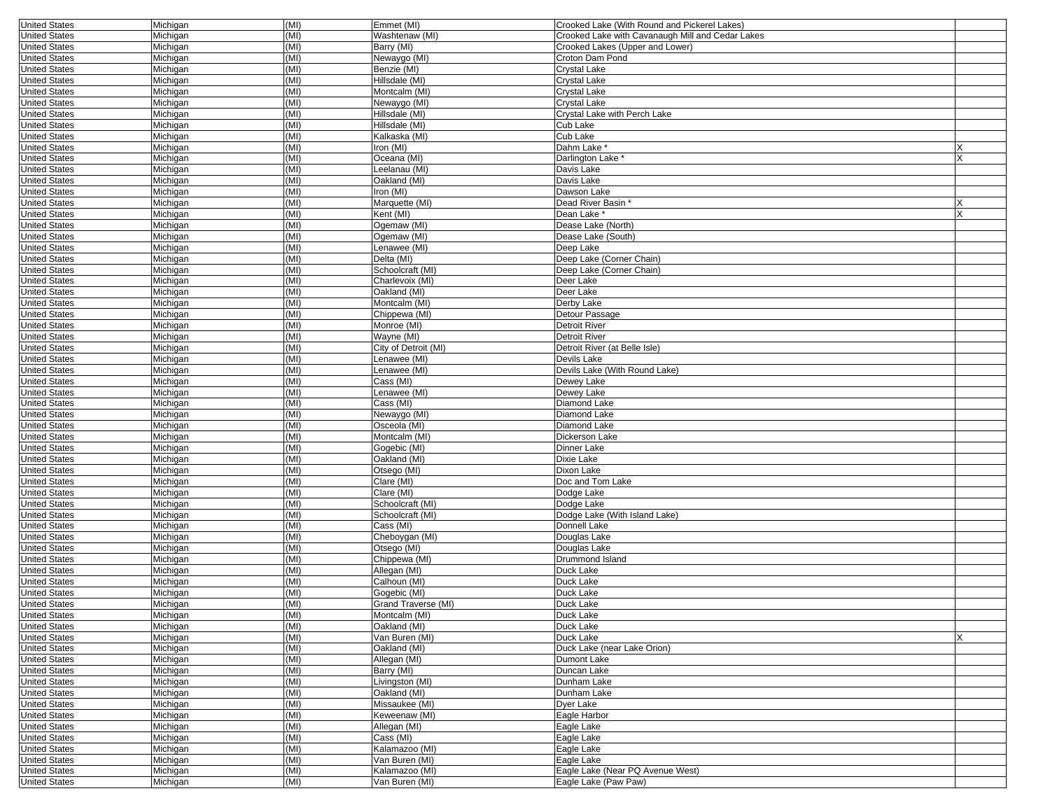| United States | Michigan | (MI) | Emmet (MI) | Crooked Lake (With Round and Pickerel Lakes) | |
|---|---|---|---|---|---|
| United States | Michigan | (MI) | Washtenaw (MI) | Crooked Lake with Cavanaugh Mill and Cedar Lakes | |
| United States | Michigan | (MI) | Barry (MI) | Crooked Lakes (Upper and Lower) | |
| United States | Michigan | (MI) | Newaygo (MI) | Croton Dam Pond | |
| United States | Michigan | (MI) | Benzie (MI) | Crystal Lake | |
| United States | Michigan | (MI) | Hillsdale (MI) | Crystal Lake | |
| United States | Michigan | (MI) | Montcalm (MI) | Crystal Lake | |
| United States | Michigan | (MI) | Newaygo (MI) | Crystal Lake | |
| United States | Michigan | (MI) | Hillsdale (MI) | Crystal Lake with Perch Lake | |
| United States | Michigan | (MI) | Hillsdale (MI) | Cub Lake | |
| United States | Michigan | (MI) | Kalkaska (MI) | Cub Lake | |
| United States | Michigan | (MI) | Iron (MI) | Dahm Lake * | X |
| United States | Michigan | (MI) | Oceana (MI) | Darlington Lake * | X |
| United States | Michigan | (MI) | Leelanau (MI) | Davis Lake | |
| United States | Michigan | (MI) | Oakland (MI) | Davis Lake | |
| United States | Michigan | (MI) | Iron (MI) | Dawson Lake | |
| United States | Michigan | (MI) | Marquette (MI) | Dead River Basin * | X |
| United States | Michigan | (MI) | Kent (MI) | Dean Lake * | X |
| United States | Michigan | (MI) | Ogemaw (MI) | Dease Lake (North) | |
| United States | Michigan | (MI) | Ogemaw (MI) | Dease Lake (South) | |
| United States | Michigan | (MI) | Lenawee (MI) | Deep Lake | |
| United States | Michigan | (MI) | Delta (MI) | Deep Lake (Corner Chain) | |
| United States | Michigan | (MI) | Schoolcraft (MI) | Deep Lake (Corner Chain) | |
| United States | Michigan | (MI) | Charlevoix (MI) | Deer Lake | |
| United States | Michigan | (MI) | Oakland (MI) | Deer Lake | |
| United States | Michigan | (MI) | Montcalm (MI) | Derby Lake | |
| United States | Michigan | (MI) | Chippewa (MI) | Detour Passage | |
| United States | Michigan | (MI) | Monroe (MI) | Detroit River | |
| United States | Michigan | (MI) | Wayne (MI) | Detroit River | |
| United States | Michigan | (MI) | City of Detroit (MI) | Detroit River (at Belle Isle) | |
| United States | Michigan | (MI) | Lenawee (MI) | Devils Lake | |
| United States | Michigan | (MI) | Lenawee (MI) | Devils Lake (With Round Lake) | |
| United States | Michigan | (MI) | Cass (MI) | Dewey Lake | |
| United States | Michigan | (MI) | Lenawee (MI) | Dewey Lake | |
| United States | Michigan | (MI) | Cass (MI) | Diamond Lake | |
| United States | Michigan | (MI) | Newaygo (MI) | Diamond Lake | |
| United States | Michigan | (MI) | Osceola (MI) | Diamond Lake | |
| United States | Michigan | (MI) | Montcalm (MI) | Dickerson Lake | |
| United States | Michigan | (MI) | Gogebic (MI) | Dinner Lake | |
| United States | Michigan | (MI) | Oakland (MI) | Dixie Lake | |
| United States | Michigan | (MI) | Otsego (MI) | Dixon Lake | |
| United States | Michigan | (MI) | Clare (MI) | Doc and Tom Lake | |
| United States | Michigan | (MI) | Clare (MI) | Dodge Lake | |
| United States | Michigan | (MI) | Schoolcraft (MI) | Dodge Lake | |
| United States | Michigan | (MI) | Schoolcraft (MI) | Dodge Lake (With Island Lake) | |
| United States | Michigan | (MI) | Cass (MI) | Donnell Lake | |
| United States | Michigan | (MI) | Cheboygan (MI) | Douglas Lake | |
| United States | Michigan | (MI) | Otsego (MI) | Douglas Lake | |
| United States | Michigan | (MI) | Chippewa (MI) | Drummond Island | |
| United States | Michigan | (MI) | Allegan (MI) | Duck Lake | |
| United States | Michigan | (MI) | Calhoun (MI) | Duck Lake | |
| United States | Michigan | (MI) | Gogebic (MI) | Duck Lake | |
| United States | Michigan | (MI) | Grand Traverse (MI) | Duck Lake | |
| United States | Michigan | (MI) | Montcalm (MI) | Duck Lake | |
| United States | Michigan | (MI) | Oakland (MI) | Duck Lake | |
| United States | Michigan | (MI) | Van Buren (MI) | Duck Lake | X |
| United States | Michigan | (MI) | Oakland (MI) | Duck Lake (near Lake Orion) | |
| United States | Michigan | (MI) | Allegan (MI) | Dumont Lake | |
| United States | Michigan | (MI) | Barry (MI) | Duncan Lake | |
| United States | Michigan | (MI) | Livingston (MI) | Dunham Lake | |
| United States | Michigan | (MI) | Oakland (MI) | Dunham Lake | |
| United States | Michigan | (MI) | Missaukee (MI) | Dyer Lake | |
| United States | Michigan | (MI) | Keweenaw (MI) | Eagle Harbor | |
| United States | Michigan | (MI) | Allegan (MI) | Eagle Lake | |
| United States | Michigan | (MI) | Cass (MI) | Eagle Lake | |
| United States | Michigan | (MI) | Kalamazoo (MI) | Eagle Lake | |
| United States | Michigan | (MI) | Van Buren (MI) | Eagle Lake | |
| United States | Michigan | (MI) | Kalamazoo (MI) | Eagle Lake (Near PQ Avenue West) | |
| United States | Michigan | (MI) | Van Buren (MI) | Eagle Lake (Paw Paw) | |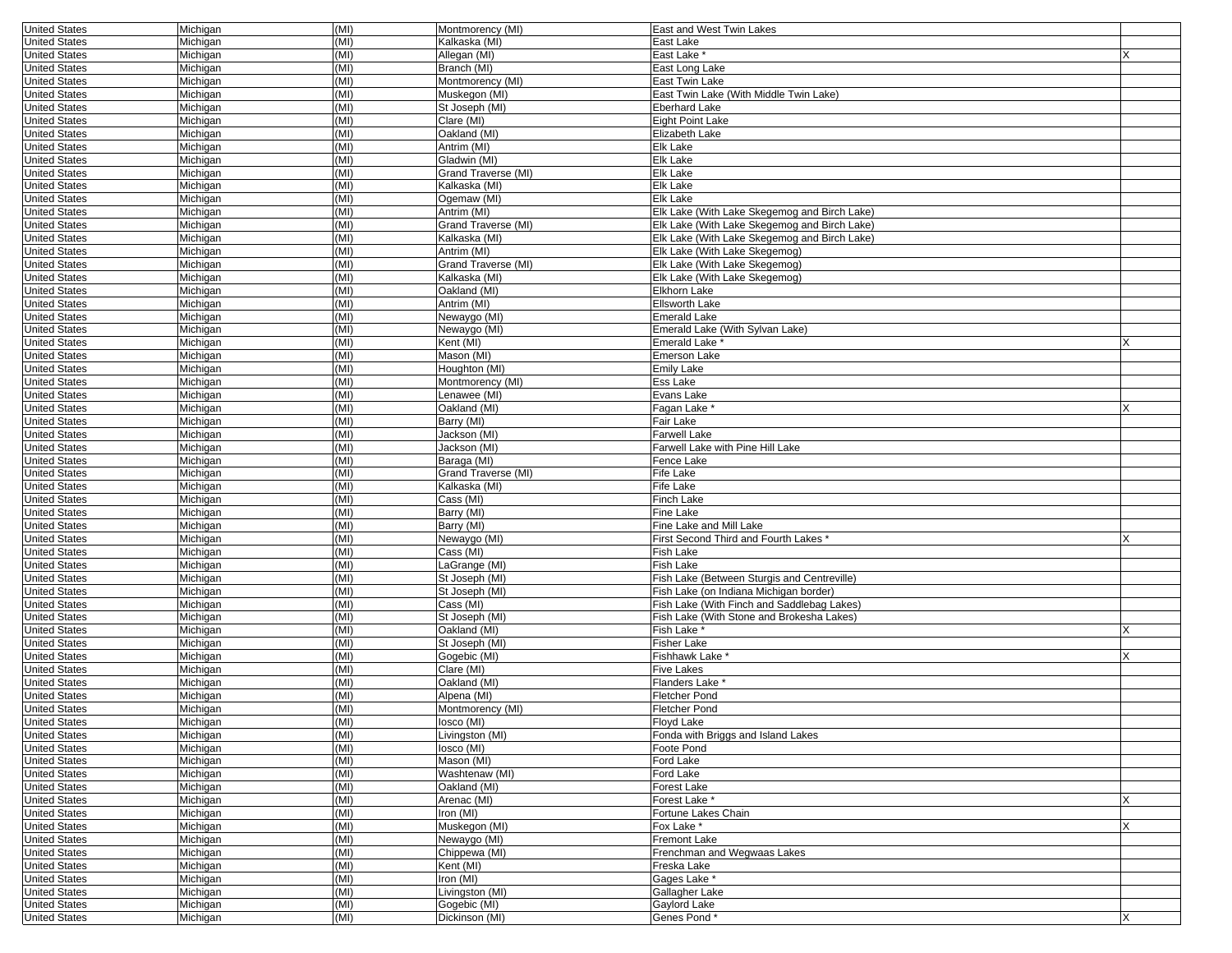| | | | | | |
|---|---|---|---|---|---|
| United States | Michigan | (MI) | Montmorency (MI) | East and West Twin Lakes | |
| United States | Michigan | (MI) | Kalkaska (MI) | East Lake | |
| United States | Michigan | (MI) | Allegan (MI) | East Lake * | X |
| United States | Michigan | (MI) | Branch (MI) | East Long Lake | |
| United States | Michigan | (MI) | Montmorency (MI) | East Twin Lake | |
| United States | Michigan | (MI) | Muskegon (MI) | East Twin Lake (With Middle Twin Lake) | |
| United States | Michigan | (MI) | St Joseph (MI) | Eberhard Lake | |
| United States | Michigan | (MI) | Clare (MI) | Eight Point Lake | |
| United States | Michigan | (MI) | Oakland (MI) | Elizabeth Lake | |
| United States | Michigan | (MI) | Antrim (MI) | Elk Lake | |
| United States | Michigan | (MI) | Gladwin (MI) | Elk Lake | |
| United States | Michigan | (MI) | Grand Traverse (MI) | Elk Lake | |
| United States | Michigan | (MI) | Kalkaska (MI) | Elk Lake | |
| United States | Michigan | (MI) | Ogemaw (MI) | Elk Lake | |
| United States | Michigan | (MI) | Antrim (MI) | Elk Lake (With Lake Skegemog and Birch Lake) | |
| United States | Michigan | (MI) | Grand Traverse (MI) | Elk Lake (With Lake Skegemog and Birch Lake) | |
| United States | Michigan | (MI) | Kalkaska (MI) | Elk Lake (With Lake Skegemog and Birch Lake) | |
| United States | Michigan | (MI) | Antrim (MI) | Elk Lake (With Lake Skegemog) | |
| United States | Michigan | (MI) | Grand Traverse (MI) | Elk Lake (With Lake Skegemog) | |
| United States | Michigan | (MI) | Kalkaska (MI) | Elk Lake (With Lake Skegemog) | |
| United States | Michigan | (MI) | Oakland (MI) | Elkhorn Lake | |
| United States | Michigan | (MI) | Antrim (MI) | Ellsworth Lake | |
| United States | Michigan | (MI) | Newaygo (MI) | Emerald Lake | |
| United States | Michigan | (MI) | Newaygo (MI) | Emerald Lake (With Sylvan Lake) | |
| United States | Michigan | (MI) | Kent (MI) | Emerald Lake * | X |
| United States | Michigan | (MI) | Mason (MI) | Emerson Lake | |
| United States | Michigan | (MI) | Houghton (MI) | Emily Lake | |
| United States | Michigan | (MI) | Montmorency (MI) | Ess Lake | |
| United States | Michigan | (MI) | Lenawee (MI) | Evans Lake | |
| United States | Michigan | (MI) | Oakland (MI) | Fagan Lake * | X |
| United States | Michigan | (MI) | Barry (MI) | Fair Lake | |
| United States | Michigan | (MI) | Jackson (MI) | Farwell Lake | |
| United States | Michigan | (MI) | Jackson (MI) | Farwell Lake with Pine Hill Lake | |
| United States | Michigan | (MI) | Baraga (MI) | Fence Lake | |
| United States | Michigan | (MI) | Grand Traverse (MI) | Fife Lake | |
| United States | Michigan | (MI) | Kalkaska (MI) | Fife Lake | |
| United States | Michigan | (MI) | Cass (MI) | Finch Lake | |
| United States | Michigan | (MI) | Barry (MI) | Fine Lake | |
| United States | Michigan | (MI) | Barry (MI) | Fine Lake and Mill Lake | |
| United States | Michigan | (MI) | Newaygo (MI) | First Second Third and Fourth Lakes * | X |
| United States | Michigan | (MI) | Cass (MI) | Fish Lake | |
| United States | Michigan | (MI) | LaGrange (MI) | Fish Lake | |
| United States | Michigan | (MI) | St Joseph (MI) | Fish Lake (Between Sturgis and Centreville) | |
| United States | Michigan | (MI) | St Joseph (MI) | Fish Lake (on Indiana Michigan border) | |
| United States | Michigan | (MI) | Cass (MI) | Fish Lake (With Finch and Saddlebag Lakes) | |
| United States | Michigan | (MI) | St Joseph (MI) | Fish Lake (With Stone and Brokesha Lakes) | |
| United States | Michigan | (MI) | Oakland (MI) | Fish Lake * | X |
| United States | Michigan | (MI) | St Joseph (MI) | Fisher Lake | |
| United States | Michigan | (MI) | Gogebic (MI) | Fishhawk Lake * | X |
| United States | Michigan | (MI) | Clare (MI) | Five Lakes | |
| United States | Michigan | (MI) | Oakland (MI) | Flanders Lake * | |
| United States | Michigan | (MI) | Alpena (MI) | Fletcher Pond | |
| United States | Michigan | (MI) | Montmorency (MI) | Fletcher Pond | |
| United States | Michigan | (MI) | Iosco (MI) | Floyd Lake | |
| United States | Michigan | (MI) | Livingston (MI) | Fonda with Briggs and Island Lakes | |
| United States | Michigan | (MI) | Iosco (MI) | Foote Pond | |
| United States | Michigan | (MI) | Mason (MI) | Ford Lake | |
| United States | Michigan | (MI) | Washtenaw (MI) | Ford Lake | |
| United States | Michigan | (MI) | Oakland (MI) | Forest Lake | |
| United States | Michigan | (MI) | Arenac (MI) | Forest Lake * | X |
| United States | Michigan | (MI) | Iron (MI) | Fortune Lakes Chain | |
| United States | Michigan | (MI) | Muskegon (MI) | Fox Lake * | X |
| United States | Michigan | (MI) | Newaygo (MI) | Fremont Lake | |
| United States | Michigan | (MI) | Chippewa (MI) | Frenchman and Wegwaas Lakes | |
| United States | Michigan | (MI) | Kent (MI) | Freska Lake | |
| United States | Michigan | (MI) | Iron (MI) | Gages Lake * | |
| United States | Michigan | (MI) | Livingston (MI) | Gallagher Lake | |
| United States | Michigan | (MI) | Gogebic (MI) | Gaylord Lake | |
| United States | Michigan | (MI) | Dickinson (MI) | Genes Pond * | X |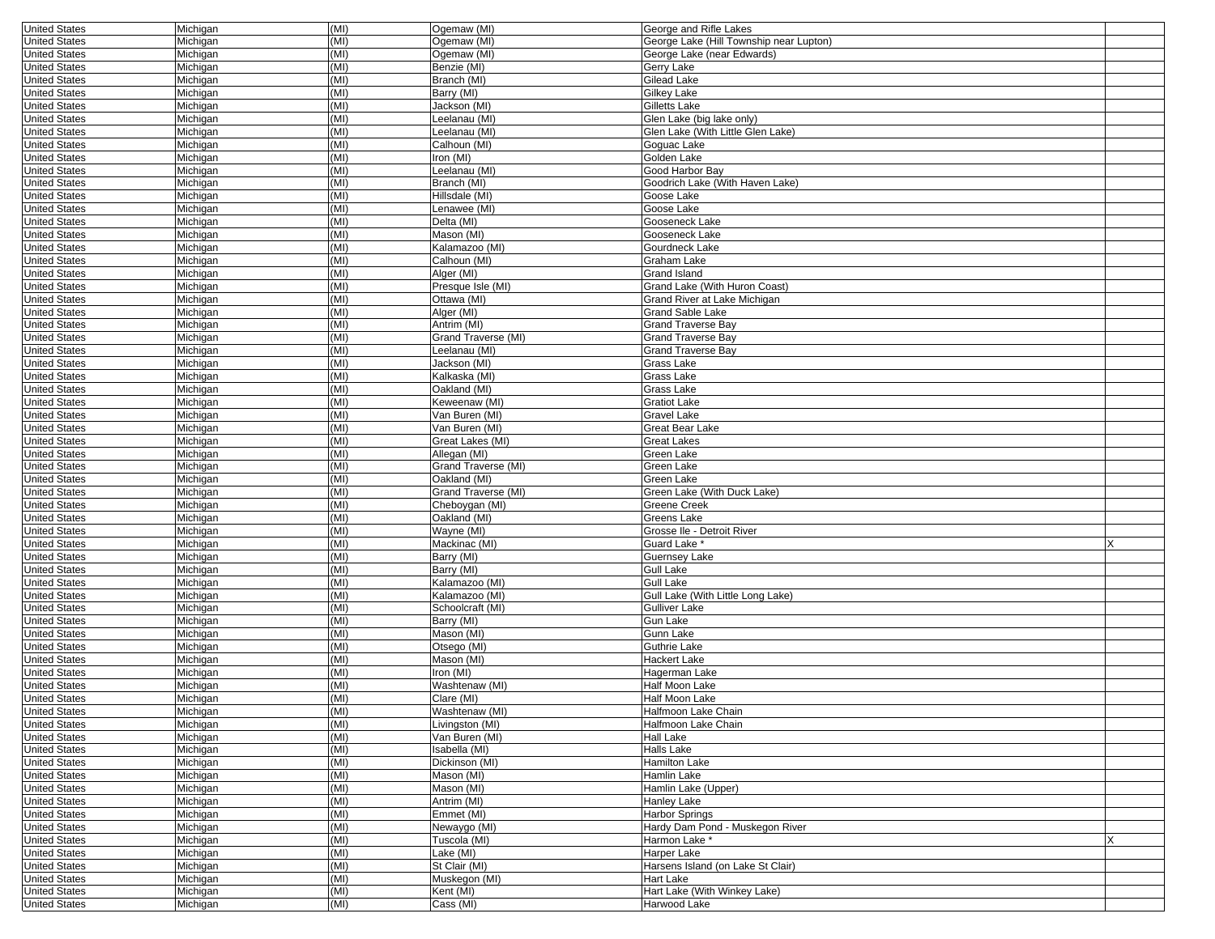| | | | | | |
|---|---|---|---|---|---|
| United States | Michigan | (MI) | Ogemaw (MI) | George and Rifle Lakes | |
| United States | Michigan | (MI) | Ogemaw (MI) | George Lake (Hill Township near Lupton) | |
| United States | Michigan | (MI) | Ogemaw (MI) | George Lake (near Edwards) | |
| United States | Michigan | (MI) | Benzie (MI) | Gerry Lake | |
| United States | Michigan | (MI) | Branch (MI) | Gilead Lake | |
| United States | Michigan | (MI) | Barry (MI) | Gilkey Lake | |
| United States | Michigan | (MI) | Jackson (MI) | Gilletts Lake | |
| United States | Michigan | (MI) | Leelanau (MI) | Glen Lake (big lake only) | |
| United States | Michigan | (MI) | Leelanau (MI) | Glen Lake (With Little Glen Lake) | |
| United States | Michigan | (MI) | Calhoun (MI) | Goguac Lake | |
| United States | Michigan | (MI) | Iron (MI) | Golden Lake | |
| United States | Michigan | (MI) | Leelanau (MI) | Good Harbor Bay | |
| United States | Michigan | (MI) | Branch (MI) | Goodrich Lake (With Haven Lake) | |
| United States | Michigan | (MI) | Hillsdale (MI) | Goose Lake | |
| United States | Michigan | (MI) | Lenawee (MI) | Goose Lake | |
| United States | Michigan | (MI) | Delta (MI) | Gooseneck Lake | |
| United States | Michigan | (MI) | Mason (MI) | Gooseneck Lake | |
| United States | Michigan | (MI) | Kalamazoo (MI) | Gourdneck Lake | |
| United States | Michigan | (MI) | Calhoun (MI) | Graham Lake | |
| United States | Michigan | (MI) | Alger (MI) | Grand Island | |
| United States | Michigan | (MI) | Presque Isle (MI) | Grand Lake (With Huron Coast) | |
| United States | Michigan | (MI) | Ottawa (MI) | Grand River at Lake Michigan | |
| United States | Michigan | (MI) | Alger (MI) | Grand Sable Lake | |
| United States | Michigan | (MI) | Antrim (MI) | Grand Traverse Bay | |
| United States | Michigan | (MI) | Grand Traverse (MI) | Grand Traverse Bay | |
| United States | Michigan | (MI) | Leelanau (MI) | Grand Traverse Bay | |
| United States | Michigan | (MI) | Jackson (MI) | Grass Lake | |
| United States | Michigan | (MI) | Kalkaska (MI) | Grass Lake | |
| United States | Michigan | (MI) | Oakland (MI) | Grass Lake | |
| United States | Michigan | (MI) | Keweenaw (MI) | Gratiot Lake | |
| United States | Michigan | (MI) | Van Buren (MI) | Gravel Lake | |
| United States | Michigan | (MI) | Van Buren (MI) | Great Bear Lake | |
| United States | Michigan | (MI) | Great Lakes (MI) | Great Lakes | |
| United States | Michigan | (MI) | Allegan (MI) | Green Lake | |
| United States | Michigan | (MI) | Grand Traverse (MI) | Green Lake | |
| United States | Michigan | (MI) | Oakland (MI) | Green Lake | |
| United States | Michigan | (MI) | Grand Traverse (MI) | Green Lake (With Duck Lake) | |
| United States | Michigan | (MI) | Cheboygan (MI) | Greene Creek | |
| United States | Michigan | (MI) | Oakland (MI) | Greens Lake | |
| United States | Michigan | (MI) | Wayne (MI) | Grosse Ile - Detroit River | |
| United States | Michigan | (MI) | Mackinac (MI) | Guard Lake * | X |
| United States | Michigan | (MI) | Barry (MI) | Guernsey Lake | |
| United States | Michigan | (MI) | Barry (MI) | Gull Lake | |
| United States | Michigan | (MI) | Kalamazoo (MI) | Gull Lake | |
| United States | Michigan | (MI) | Kalamazoo (MI) | Gull Lake (With Little Long Lake) | |
| United States | Michigan | (MI) | Schoolcraft (MI) | Gulliver Lake | |
| United States | Michigan | (MI) | Barry (MI) | Gun Lake | |
| United States | Michigan | (MI) | Mason (MI) | Gunn Lake | |
| United States | Michigan | (MI) | Otsego (MI) | Guthrie Lake | |
| United States | Michigan | (MI) | Mason (MI) | Hackert Lake | |
| United States | Michigan | (MI) | Iron (MI) | Hagerman Lake | |
| United States | Michigan | (MI) | Washtenaw (MI) | Half Moon Lake | |
| United States | Michigan | (MI) | Clare (MI) | Half Moon Lake | |
| United States | Michigan | (MI) | Washtenaw (MI) | Halfmoon Lake Chain | |
| United States | Michigan | (MI) | Livingston (MI) | Halfmoon Lake Chain | |
| United States | Michigan | (MI) | Van Buren (MI) | Hall Lake | |
| United States | Michigan | (MI) | Isabella (MI) | Halls Lake | |
| United States | Michigan | (MI) | Dickinson (MI) | Hamilton Lake | |
| United States | Michigan | (MI) | Mason (MI) | Hamlin Lake | |
| United States | Michigan | (MI) | Mason (MI) | Hamlin Lake (Upper) | |
| United States | Michigan | (MI) | Antrim (MI) | Hanley Lake | |
| United States | Michigan | (MI) | Emmet (MI) | Harbor Springs | |
| United States | Michigan | (MI) | Newaygo (MI) | Hardy Dam Pond - Muskegon River | |
| United States | Michigan | (MI) | Tuscola (MI) | Harmon Lake * | X |
| United States | Michigan | (MI) | Lake (MI) | Harper Lake | |
| United States | Michigan | (MI) | St Clair (MI) | Harsens Island (on Lake St Clair) | |
| United States | Michigan | (MI) | Muskegon (MI) | Hart Lake | |
| United States | Michigan | (MI) | Kent (MI) | Hart Lake (With Winkey Lake) | |
| United States | Michigan | (MI) | Cass (MI) | Harwood Lake | |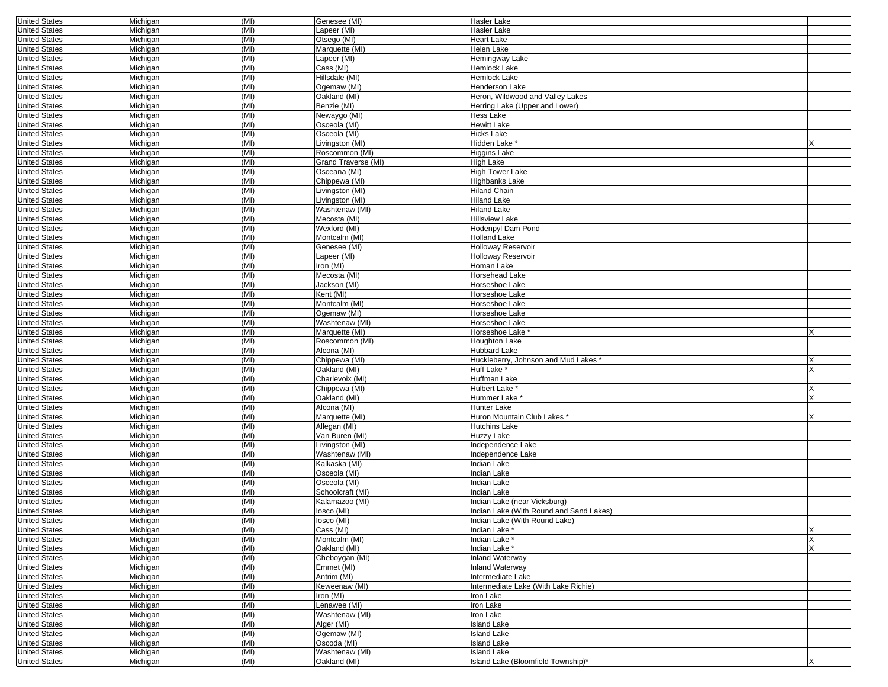| | | | | | |
|---|---|---|---|---|---|
| United States | Michigan | (MI) | Genesee (MI) | Hasler Lake | |
| United States | Michigan | (MI) | Lapeer (MI) | Hasler Lake | |
| United States | Michigan | (MI) | Otsego (MI) | Heart Lake | |
| United States | Michigan | (MI) | Marquette (MI) | Helen Lake | |
| United States | Michigan | (MI) | Lapeer (MI) | Hemingway Lake | |
| United States | Michigan | (MI) | Cass (MI) | Hemlock Lake | |
| United States | Michigan | (MI) | Hillsdale (MI) | Hemlock Lake | |
| United States | Michigan | (MI) | Ogemaw (MI) | Henderson Lake | |
| United States | Michigan | (MI) | Oakland (MI) | Heron, Wildwood and Valley Lakes | |
| United States | Michigan | (MI) | Benzie (MI) | Herring Lake (Upper and Lower) | |
| United States | Michigan | (MI) | Newaygo (MI) | Hess Lake | |
| United States | Michigan | (MI) | Osceola (MI) | Hewitt Lake | |
| United States | Michigan | (MI) | Osceola (MI) | Hicks Lake | |
| United States | Michigan | (MI) | Livingston (MI) | Hidden Lake * | X |
| United States | Michigan | (MI) | Roscommon (MI) | Higgins Lake | |
| United States | Michigan | (MI) | Grand Traverse (MI) | High Lake | |
| United States | Michigan | (MI) | Osceana (MI) | High Tower Lake | |
| United States | Michigan | (MI) | Chippewa (MI) | Highbanks Lake | |
| United States | Michigan | (MI) | Livingston (MI) | Hiland Chain | |
| United States | Michigan | (MI) | Livingston (MI) | Hiland Lake | |
| United States | Michigan | (MI) | Washtenaw (MI) | Hiland Lake | |
| United States | Michigan | (MI) | Mecosta (MI) | Hillsview Lake | |
| United States | Michigan | (MI) | Wexford (MI) | Hodenpyl Dam Pond | |
| United States | Michigan | (MI) | Montcalm (MI) | Holland Lake | |
| United States | Michigan | (MI) | Genesee (MI) | Holloway Reservoir | |
| United States | Michigan | (MI) | Lapeer (MI) | Holloway Reservoir | |
| United States | Michigan | (MI) | Iron (MI) | Homan Lake | |
| United States | Michigan | (MI) | Mecosta (MI) | Horsehead Lake | |
| United States | Michigan | (MI) | Jackson (MI) | Horseshoe Lake | |
| United States | Michigan | (MI) | Kent (MI) | Horseshoe Lake | |
| United States | Michigan | (MI) | Montcalm (MI) | Horseshoe Lake | |
| United States | Michigan | (MI) | Ogemaw (MI) | Horseshoe Lake | |
| United States | Michigan | (MI) | Washtenaw (MI) | Horseshoe Lake | |
| United States | Michigan | (MI) | Marquette (MI) | Horseshoe Lake * | X |
| United States | Michigan | (MI) | Roscommon (MI) | Houghton Lake | |
| United States | Michigan | (MI) | Alcona (MI) | Hubbard Lake | |
| United States | Michigan | (MI) | Chippewa (MI) | Huckleberry, Johnson and Mud Lakes * | X |
| United States | Michigan | (MI) | Oakland (MI) | Huff Lake * | X |
| United States | Michigan | (MI) | Charlevoix (MI) | Huffman Lake | |
| United States | Michigan | (MI) | Chippewa (MI) | Hulbert Lake * | X |
| United States | Michigan | (MI) | Oakland (MI) | Hummer Lake * | X |
| United States | Michigan | (MI) | Alcona (MI) | Hunter Lake | |
| United States | Michigan | (MI) | Marquette (MI) | Huron Mountain Club Lakes * | X |
| United States | Michigan | (MI) | Allegan (MI) | Hutchins Lake | |
| United States | Michigan | (MI) | Van Buren (MI) | Huzzy Lake | |
| United States | Michigan | (MI) | Livingston (MI) | Independence Lake | |
| United States | Michigan | (MI) | Washtenaw (MI) | Independence Lake | |
| United States | Michigan | (MI) | Kalkaska (MI) | Indian Lake | |
| United States | Michigan | (MI) | Osceola (MI) | Indian Lake | |
| United States | Michigan | (MI) | Osceola (MI) | Indian Lake | |
| United States | Michigan | (MI) | Schoolcraft (MI) | Indian Lake | |
| United States | Michigan | (MI) | Kalamazoo (MI) | Indian Lake (near Vicksburg) | |
| United States | Michigan | (MI) | Iosco (MI) | Indian Lake (With Round and Sand Lakes) | |
| United States | Michigan | (MI) | Iosco (MI) | Indian Lake (With Round Lake) | |
| United States | Michigan | (MI) | Cass (MI) | Indian Lake * | X |
| United States | Michigan | (MI) | Montcalm (MI) | Indian Lake * | X |
| United States | Michigan | (MI) | Oakland (MI) | Indian Lake * | X |
| United States | Michigan | (MI) | Cheboygan (MI) | Inland Waterway | |
| United States | Michigan | (MI) | Emmet (MI) | Inland Waterway | |
| United States | Michigan | (MI) | Antrim (MI) | Intermediate Lake | |
| United States | Michigan | (MI) | Keweenaw (MI) | Intermediate Lake (With Lake Richie) | |
| United States | Michigan | (MI) | Iron (MI) | Iron Lake | |
| United States | Michigan | (MI) | Lenawee (MI) | Iron Lake | |
| United States | Michigan | (MI) | Washtenaw (MI) | Iron Lake | |
| United States | Michigan | (MI) | Alger (MI) | Island Lake | |
| United States | Michigan | (MI) | Ogemaw (MI) | Island Lake | |
| United States | Michigan | (MI) | Oscoda (MI) | Island Lake | |
| United States | Michigan | (MI) | Washtenaw (MI) | Island Lake | |
| United States | Michigan | (MI) | Oakland (MI) | Island Lake (Bloomfield Township)* | X |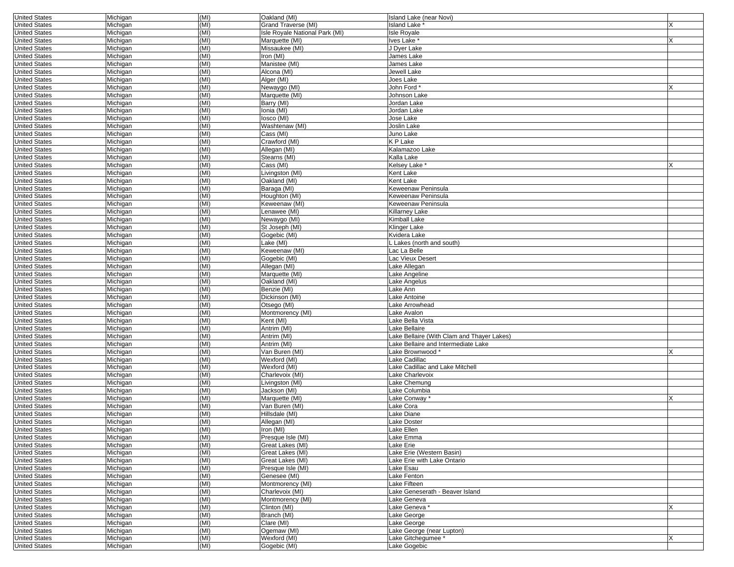| | | | | | |
|---|---|---|---|---|---|
| United States | Michigan | (MI) | Oakland (MI) | Island Lake (near Novi) | |
| United States | Michigan | (MI) | Grand Traverse (MI) | Island Lake * | X |
| United States | Michigan | (MI) | Isle Royale National Park (MI) | Isle Royale | |
| United States | Michigan | (MI) | Marquette (MI) | Ives Lake * | X |
| United States | Michigan | (MI) | Missaukee (MI) | J Dyer Lake | |
| United States | Michigan | (MI) | Iron (MI) | James Lake | |
| United States | Michigan | (MI) | Manistee (MI) | James Lake | |
| United States | Michigan | (MI) | Alcona (MI) | Jewell Lake | |
| United States | Michigan | (MI) | Alger (MI) | Joes Lake | |
| United States | Michigan | (MI) | Newaygo (MI) | John Ford * | X |
| United States | Michigan | (MI) | Marquette (MI) | Johnson Lake | |
| United States | Michigan | (MI) | Barry (MI) | Jordan Lake | |
| United States | Michigan | (MI) | Ionia (MI) | Jordan Lake | |
| United States | Michigan | (MI) | Iosco (MI) | Jose Lake | |
| United States | Michigan | (MI) | Washtenaw (MI) | Joslin Lake | |
| United States | Michigan | (MI) | Cass (MI) | Juno Lake | |
| United States | Michigan | (MI) | Crawford (MI) | K P Lake | |
| United States | Michigan | (MI) | Allegan (MI) | Kalamazoo Lake | |
| United States | Michigan | (MI) | Stearns (MI) | Kalla Lake | |
| United States | Michigan | (MI) | Cass (MI) | Kelsey Lake * | X |
| United States | Michigan | (MI) | Livingston (MI) | Kent Lake | |
| United States | Michigan | (MI) | Oakland (MI) | Kent Lake | |
| United States | Michigan | (MI) | Baraga (MI) | Keweenaw Peninsula | |
| United States | Michigan | (MI) | Houghton (MI) | Keweenaw Peninsula | |
| United States | Michigan | (MI) | Keweenaw (MI) | Keweenaw Peninsula | |
| United States | Michigan | (MI) | Lenawee (MI) | Killarney Lake | |
| United States | Michigan | (MI) | Newaygo (MI) | Kimball Lake | |
| United States | Michigan | (MI) | St Joseph (MI) | Klinger Lake | |
| United States | Michigan | (MI) | Gogebic (MI) | Kvidera Lake | |
| United States | Michigan | (MI) | Lake (MI) | L Lakes (north and south) | |
| United States | Michigan | (MI) | Keweenaw (MI) | Lac La Belle | |
| United States | Michigan | (MI) | Gogebic (MI) | Lac Vieux Desert | |
| United States | Michigan | (MI) | Allegan (MI) | Lake Allegan | |
| United States | Michigan | (MI) | Marquette (MI) | Lake Angeline | |
| United States | Michigan | (MI) | Oakland (MI) | Lake Angelus | |
| United States | Michigan | (MI) | Benzie (MI) | Lake Ann | |
| United States | Michigan | (MI) | Dickinson (MI) | Lake Antoine | |
| United States | Michigan | (MI) | Otsego (MI) | Lake Arrowhead | |
| United States | Michigan | (MI) | Montmorency (MI) | Lake Avalon | |
| United States | Michigan | (MI) | Kent (MI) | Lake Bella Vista | |
| United States | Michigan | (MI) | Antrim (MI) | Lake Bellaire | |
| United States | Michigan | (MI) | Antrim (MI) | Lake Bellaire (With Clam and Thayer Lakes) | |
| United States | Michigan | (MI) | Antrim (MI) | Lake Bellaire and Intermediate Lake | |
| United States | Michigan | (MI) | Van Buren (MI) | Lake Brownwood * | X |
| United States | Michigan | (MI) | Wexford (MI) | Lake Cadillac | |
| United States | Michigan | (MI) | Wexford (MI) | Lake Cadillac and Lake Mitchell | |
| United States | Michigan | (MI) | Charlevoix (MI) | Lake Charlevoix | |
| United States | Michigan | (MI) | Livingston (MI) | Lake Chemung | |
| United States | Michigan | (MI) | Jackson (MI) | Lake Columbia | |
| United States | Michigan | (MI) | Marquette (MI) | Lake Conway * | X |
| United States | Michigan | (MI) | Van Buren (MI) | Lake Cora | |
| United States | Michigan | (MI) | Hillsdale (MI) | Lake Diane | |
| United States | Michigan | (MI) | Allegan (MI) | Lake Doster | |
| United States | Michigan | (MI) | Iron (MI) | Lake Ellen | |
| United States | Michigan | (MI) | Presque Isle (MI) | Lake Emma | |
| United States | Michigan | (MI) | Great Lakes (MI) | Lake Erie | |
| United States | Michigan | (MI) | Great Lakes (MI) | Lake Erie (Western Basin) | |
| United States | Michigan | (MI) | Great Lakes (MI) | Lake Erie with Lake Ontario | |
| United States | Michigan | (MI) | Presque Isle (MI) | Lake Esau | |
| United States | Michigan | (MI) | Genesee (MI) | Lake Fenton | |
| United States | Michigan | (MI) | Montmorency (MI) | Lake Fifteen | |
| United States | Michigan | (MI) | Charlevoix (MI) | Lake Geneserath - Beaver Island | |
| United States | Michigan | (MI) | Montmorency (MI) | Lake Geneva | |
| United States | Michigan | (MI) | Clinton (MI) | Lake Geneva * | X |
| United States | Michigan | (MI) | Branch (MI) | Lake George | |
| United States | Michigan | (MI) | Clare (MI) | Lake George | |
| United States | Michigan | (MI) | Ogemaw (MI) | Lake George (near Lupton) | |
| United States | Michigan | (MI) | Wexford (MI) | Lake Gitchegumee * | X |
| United States | Michigan | (MI) | Gogebic (MI) | Lake Gogebic | |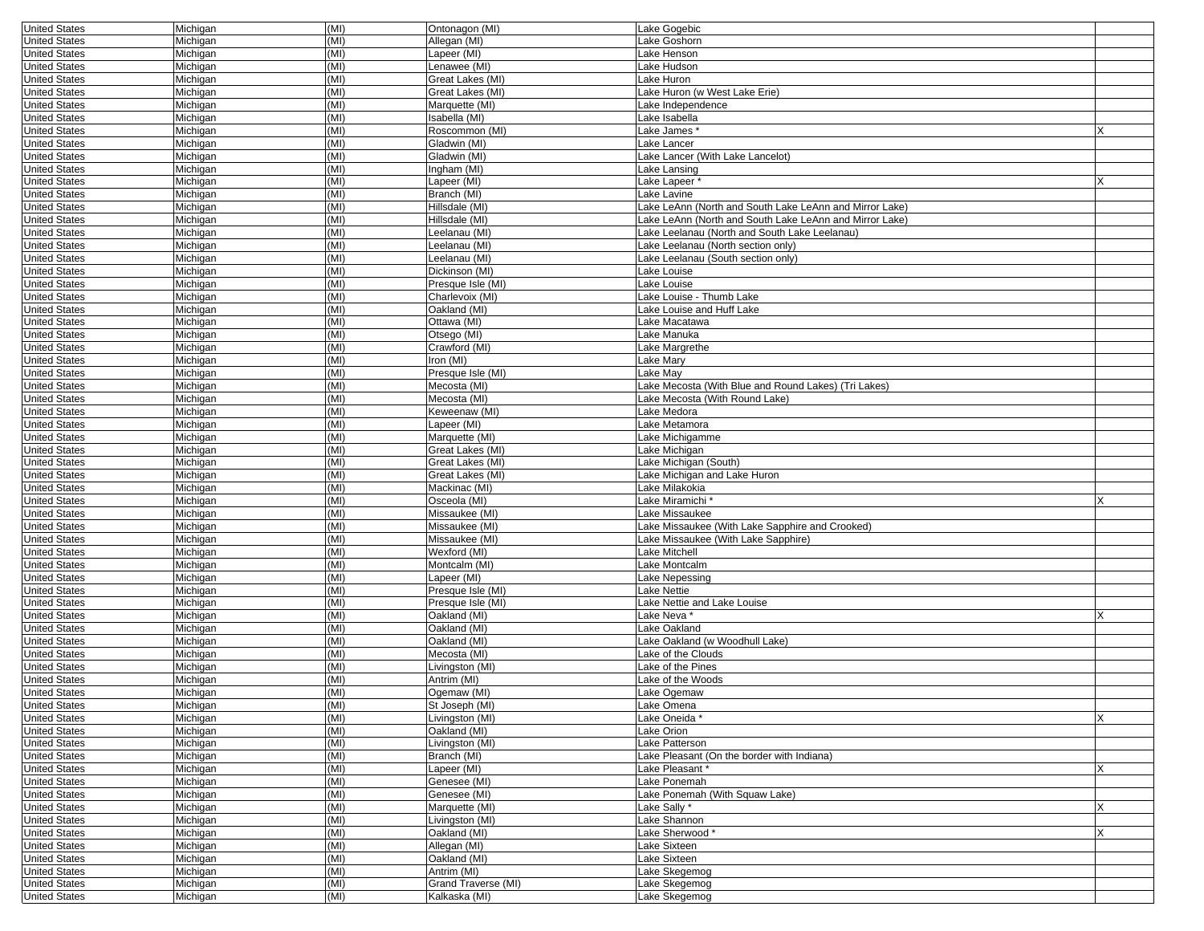| | | | | | |
|---|---|---|---|---|---|
| United States | Michigan | (MI) | Ontonagon (MI) | Lake Gogebic | |
| United States | Michigan | (MI) | Allegan (MI) | Lake Goshorn | |
| United States | Michigan | (MI) | Lapeer (MI) | Lake Henson | |
| United States | Michigan | (MI) | Lenawee (MI) | Lake Hudson | |
| United States | Michigan | (MI) | Great Lakes (MI) | Lake Huron | |
| United States | Michigan | (MI) | Great Lakes (MI) | Lake Huron (w West Lake Erie) | |
| United States | Michigan | (MI) | Marquette (MI) | Lake Independence | |
| United States | Michigan | (MI) | Isabella (MI) | Lake Isabella | |
| United States | Michigan | (MI) | Roscommon (MI) | Lake James * | X |
| United States | Michigan | (MI) | Gladwin (MI) | Lake Lancer | |
| United States | Michigan | (MI) | Gladwin (MI) | Lake Lancer (With Lake Lancelot) | |
| United States | Michigan | (MI) | Ingham (MI) | Lake Lansing | |
| United States | Michigan | (MI) | Lapeer (MI) | Lake Lapeer * | X |
| United States | Michigan | (MI) | Branch (MI) | Lake Lavine | |
| United States | Michigan | (MI) | Hillsdale (MI) | Lake LeAnn (North and South Lake LeAnn and Mirror Lake) | |
| United States | Michigan | (MI) | Hillsdale (MI) | Lake LeAnn (North and South Lake LeAnn and Mirror Lake) | |
| United States | Michigan | (MI) | Leelanau (MI) | Lake Leelanau (North and South Lake Leelanau) | |
| United States | Michigan | (MI) | Leelanau (MI) | Lake Leelanau (North section only) | |
| United States | Michigan | (MI) | Leelanau (MI) | Lake Leelanau (South section only) | |
| United States | Michigan | (MI) | Dickinson (MI) | Lake Louise | |
| United States | Michigan | (MI) | Presque Isle (MI) | Lake Louise | |
| United States | Michigan | (MI) | Charlevoix (MI) | Lake Louise - Thumb Lake | |
| United States | Michigan | (MI) | Oakland (MI) | Lake Louise and Huff Lake | |
| United States | Michigan | (MI) | Ottawa (MI) | Lake Macatawa | |
| United States | Michigan | (MI) | Otsego (MI) | Lake Manuka | |
| United States | Michigan | (MI) | Crawford (MI) | Lake Margrethe | |
| United States | Michigan | (MI) | Iron (MI) | Lake Mary | |
| United States | Michigan | (MI) | Presque Isle (MI) | Lake May | |
| United States | Michigan | (MI) | Mecosta (MI) | Lake Mecosta (With Blue and Round Lakes) (Tri Lakes) | |
| United States | Michigan | (MI) | Mecosta (MI) | Lake Mecosta (With Round Lake) | |
| United States | Michigan | (MI) | Keweenaw (MI) | Lake Medora | |
| United States | Michigan | (MI) | Lapeer (MI) | Lake Metamora | |
| United States | Michigan | (MI) | Marquette (MI) | Lake Michigamme | |
| United States | Michigan | (MI) | Great Lakes (MI) | Lake Michigan | |
| United States | Michigan | (MI) | Great Lakes (MI) | Lake Michigan (South) | |
| United States | Michigan | (MI) | Great Lakes (MI) | Lake Michigan and Lake Huron | |
| United States | Michigan | (MI) | Mackinac (MI) | Lake Milakokia | |
| United States | Michigan | (MI) | Osceola (MI) | Lake Miramichi * | X |
| United States | Michigan | (MI) | Missaukee (MI) | Lake Missaukee | |
| United States | Michigan | (MI) | Missaukee (MI) | Lake Missaukee (With Lake Sapphire and Crooked) | |
| United States | Michigan | (MI) | Missaukee (MI) | Lake Missaukee (With Lake Sapphire) | |
| United States | Michigan | (MI) | Wexford (MI) | Lake Mitchell | |
| United States | Michigan | (MI) | Montcalm (MI) | Lake Montcalm | |
| United States | Michigan | (MI) | Lapeer (MI) | Lake Nepessing | |
| United States | Michigan | (MI) | Presque Isle (MI) | Lake Nettie | |
| United States | Michigan | (MI) | Presque Isle (MI) | Lake Nettie and Lake Louise | |
| United States | Michigan | (MI) | Oakland (MI) | Lake Neva * | X |
| United States | Michigan | (MI) | Oakland (MI) | Lake Oakland | |
| United States | Michigan | (MI) | Oakland (MI) | Lake Oakland (w Woodhull Lake) | |
| United States | Michigan | (MI) | Mecosta (MI) | Lake of the Clouds | |
| United States | Michigan | (MI) | Livingston (MI) | Lake of the Pines | |
| United States | Michigan | (MI) | Antrim (MI) | Lake of the Woods | |
| United States | Michigan | (MI) | Ogemaw (MI) | Lake Ogemaw | |
| United States | Michigan | (MI) | St Joseph (MI) | Lake Omena | |
| United States | Michigan | (MI) | Livingston (MI) | Lake Oneida * | X |
| United States | Michigan | (MI) | Oakland (MI) | Lake Orion | |
| United States | Michigan | (MI) | Livingston (MI) | Lake Patterson | |
| United States | Michigan | (MI) | Branch (MI) | Lake Pleasant (On the border with Indiana) | |
| United States | Michigan | (MI) | Lapeer (MI) | Lake Pleasant * | X |
| United States | Michigan | (MI) | Genesee (MI) | Lake Ponemah | |
| United States | Michigan | (MI) | Genesee (MI) | Lake Ponemah (With Squaw Lake) | |
| United States | Michigan | (MI) | Marquette (MI) | Lake Sally * | X |
| United States | Michigan | (MI) | Livingston (MI) | Lake Shannon | |
| United States | Michigan | (MI) | Oakland (MI) | Lake Sherwood * | X |
| United States | Michigan | (MI) | Allegan (MI) | Lake Sixteen | |
| United States | Michigan | (MI) | Oakland (MI) | Lake Sixteen | |
| United States | Michigan | (MI) | Antrim (MI) | Lake Skegemog | |
| United States | Michigan | (MI) | Grand Traverse (MI) | Lake Skegemog | |
| United States | Michigan | (MI) | Kalkaska (MI) | Lake Skegemog | |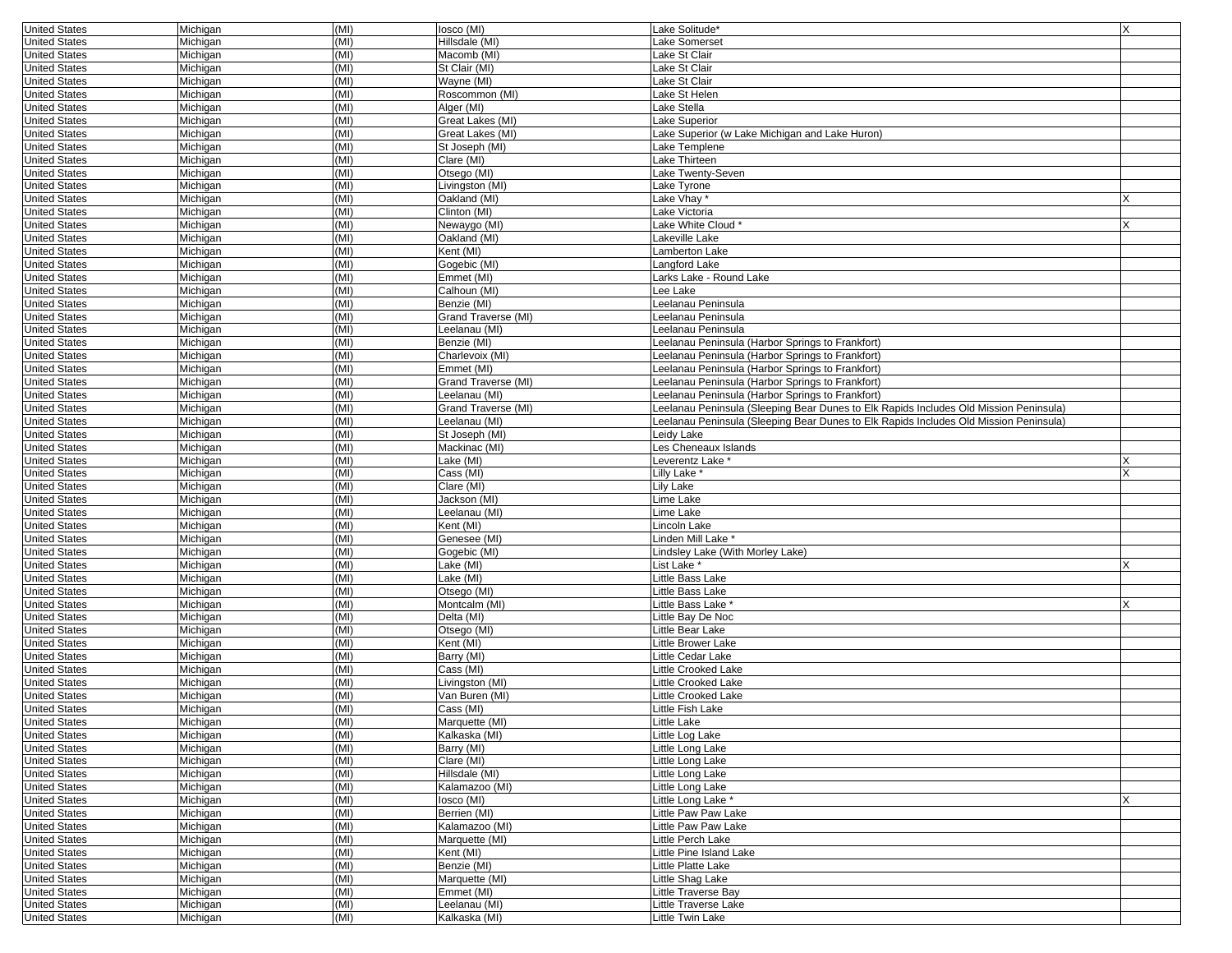| | | | | | |
|---|---|---|---|---|---|
| United States | Michigan | (MI) | Iosco (MI) | Lake Solitude* | X |
| United States | Michigan | (MI) | Hillsdale (MI) | Lake Somerset | |
| United States | Michigan | (MI) | Macomb (MI) | Lake St Clair | |
| United States | Michigan | (MI) | St Clair (MI) | Lake St Clair | |
| United States | Michigan | (MI) | Wayne (MI) | Lake St Clair | |
| United States | Michigan | (MI) | Roscommon (MI) | Lake St Helen | |
| United States | Michigan | (MI) | Alger (MI) | Lake Stella | |
| United States | Michigan | (MI) | Great Lakes (MI) | Lake Superior | |
| United States | Michigan | (MI) | Great Lakes (MI) | Lake Superior (w Lake Michigan and Lake Huron) | |
| United States | Michigan | (MI) | St Joseph (MI) | Lake Templene | |
| United States | Michigan | (MI) | Clare (MI) | Lake Thirteen | |
| United States | Michigan | (MI) | Otsego (MI) | Lake Twenty-Seven | |
| United States | Michigan | (MI) | Livingston (MI) | Lake Tyrone | |
| United States | Michigan | (MI) | Oakland (MI) | Lake Vhay * | X |
| United States | Michigan | (MI) | Clinton (MI) | Lake Victoria | |
| United States | Michigan | (MI) | Newaygo (MI) | Lake White Cloud * | X |
| United States | Michigan | (MI) | Oakland (MI) | Lakeville Lake | |
| United States | Michigan | (MI) | Kent (MI) | Lamberton Lake | |
| United States | Michigan | (MI) | Gogebic (MI) | Langford Lake | |
| United States | Michigan | (MI) | Emmet (MI) | Larks Lake - Round Lake | |
| United States | Michigan | (MI) | Calhoun (MI) | Lee Lake | |
| United States | Michigan | (MI) | Benzie (MI) | Leelanau Peninsula | |
| United States | Michigan | (MI) | Grand Traverse (MI) | Leelanau Peninsula | |
| United States | Michigan | (MI) | Leelanau (MI) | Leelanau Peninsula | |
| United States | Michigan | (MI) | Benzie (MI) | Leelanau Peninsula (Harbor Springs to Frankfort) | |
| United States | Michigan | (MI) | Charlevoix (MI) | Leelanau Peninsula (Harbor Springs to Frankfort) | |
| United States | Michigan | (MI) | Emmet (MI) | Leelanau Peninsula (Harbor Springs to Frankfort) | |
| United States | Michigan | (MI) | Grand Traverse (MI) | Leelanau Peninsula (Harbor Springs to Frankfort) | |
| United States | Michigan | (MI) | Leelanau (MI) | Leelanau Peninsula (Harbor Springs to Frankfort) | |
| United States | Michigan | (MI) | Grand Traverse (MI) | Leelanau Peninsula (Sleeping Bear Dunes to Elk Rapids Includes Old Mission Peninsula) | |
| United States | Michigan | (MI) | Leelanau (MI) | Leelanau Peninsula (Sleeping Bear Dunes to Elk Rapids Includes Old Mission Peninsula) | |
| United States | Michigan | (MI) | St Joseph (MI) | Leidy Lake | |
| United States | Michigan | (MI) | Mackinac (MI) | Les Cheneaux Islands | |
| United States | Michigan | (MI) | Lake (MI) | Leverentz Lake * | X |
| United States | Michigan | (MI) | Cass (MI) | Lilly Lake * | X |
| United States | Michigan | (MI) | Clare (MI) | Lily Lake | |
| United States | Michigan | (MI) | Jackson (MI) | Lime Lake | |
| United States | Michigan | (MI) | Leelanau (MI) | Lime Lake | |
| United States | Michigan | (MI) | Kent (MI) | Lincoln Lake | |
| United States | Michigan | (MI) | Genesee (MI) | Linden Mill Lake * | |
| United States | Michigan | (MI) | Gogebic (MI) | Lindsley Lake (With Morley Lake) | |
| United States | Michigan | (MI) | Lake (MI) | List Lake * | X |
| United States | Michigan | (MI) | Lake (MI) | Little Bass Lake | |
| United States | Michigan | (MI) | Otsego (MI) | Little Bass Lake | |
| United States | Michigan | (MI) | Montcalm (MI) | Little Bass Lake * | X |
| United States | Michigan | (MI) | Delta (MI) | Little Bay De Noc | |
| United States | Michigan | (MI) | Otsego (MI) | Little Bear Lake | |
| United States | Michigan | (MI) | Kent (MI) | Little Brower Lake | |
| United States | Michigan | (MI) | Barry (MI) | Little Cedar Lake | |
| United States | Michigan | (MI) | Cass (MI) | Little Crooked Lake | |
| United States | Michigan | (MI) | Livingston (MI) | Little Crooked Lake | |
| United States | Michigan | (MI) | Van Buren (MI) | Little Crooked Lake | |
| United States | Michigan | (MI) | Cass (MI) | Little Fish Lake | |
| United States | Michigan | (MI) | Marquette (MI) | Little Lake | |
| United States | Michigan | (MI) | Kalkaska (MI) | Little Log Lake | |
| United States | Michigan | (MI) | Barry (MI) | Little Long Lake | |
| United States | Michigan | (MI) | Clare (MI) | Little Long Lake | |
| United States | Michigan | (MI) | Hillsdale (MI) | Little Long Lake | |
| United States | Michigan | (MI) | Kalamazoo (MI) | Little Long Lake | |
| United States | Michigan | (MI) | Iosco (MI) | Little Long Lake * | X |
| United States | Michigan | (MI) | Berrien (MI) | Little Paw Paw Lake | |
| United States | Michigan | (MI) | Kalamazoo (MI) | Little Paw Paw Lake | |
| United States | Michigan | (MI) | Marquette (MI) | Little Perch Lake | |
| United States | Michigan | (MI) | Kent (MI) | Little Pine Island Lake | |
| United States | Michigan | (MI) | Benzie (MI) | Little Platte Lake | |
| United States | Michigan | (MI) | Marquette (MI) | Little Shag Lake | |
| United States | Michigan | (MI) | Emmet (MI) | Little Traverse Bay | |
| United States | Michigan | (MI) | Leelanau (MI) | Little Traverse Lake | |
| United States | Michigan | (MI) | Kalkaska (MI) | Little Twin Lake | |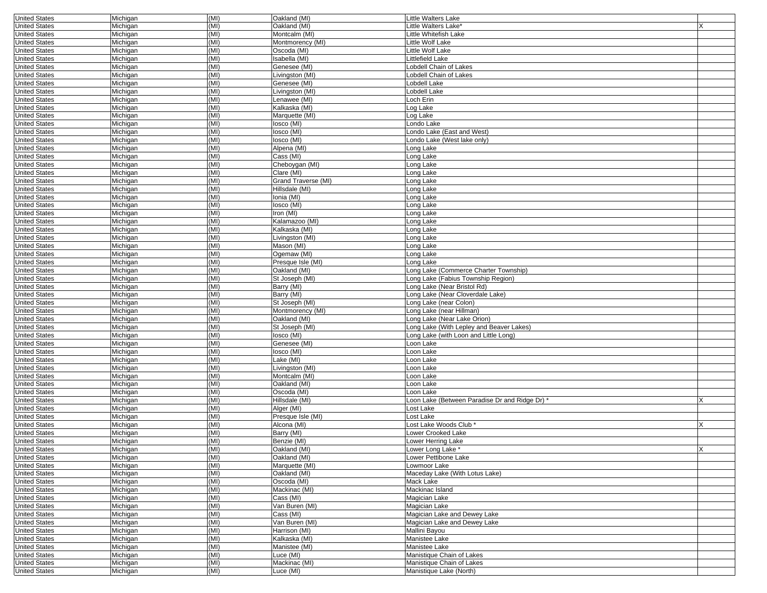| | | | | | |
|---|---|---|---|---|---|
| United States | Michigan | (MI) | Oakland (MI) | Little Walters Lake | |
| United States | Michigan | (MI) | Oakland (MI) | Little Walters Lake* | X |
| United States | Michigan | (MI) | Montcalm (MI) | Little Whitefish Lake | |
| United States | Michigan | (MI) | Montmorency (MI) | Little Wolf Lake | |
| United States | Michigan | (MI) | Oscoda (MI) | Little Wolf Lake | |
| United States | Michigan | (MI) | Isabella (MI) | Littlefield Lake | |
| United States | Michigan | (MI) | Genesee (MI) | Lobdell Chain of Lakes | |
| United States | Michigan | (MI) | Livingston (MI) | Lobdell Chain of Lakes | |
| United States | Michigan | (MI) | Genesee (MI) | Lobdell Lake | |
| United States | Michigan | (MI) | Livingston (MI) | Lobdell Lake | |
| United States | Michigan | (MI) | Lenawee (MI) | Loch Erin | |
| United States | Michigan | (MI) | Kalkaska (MI) | Log Lake | |
| United States | Michigan | (MI) | Marquette (MI) | Log Lake | |
| United States | Michigan | (MI) | Iosco (MI) | Londo Lake | |
| United States | Michigan | (MI) | Iosco (MI) | Londo Lake (East and West) | |
| United States | Michigan | (MI) | Iosco (MI) | Londo Lake (West lake only) | |
| United States | Michigan | (MI) | Alpena (MI) | Long Lake | |
| United States | Michigan | (MI) | Cass (MI) | Long Lake | |
| United States | Michigan | (MI) | Cheboygan (MI) | Long Lake | |
| United States | Michigan | (MI) | Clare (MI) | Long Lake | |
| United States | Michigan | (MI) | Grand Traverse (MI) | Long Lake | |
| United States | Michigan | (MI) | Hillsdale (MI) | Long Lake | |
| United States | Michigan | (MI) | Ionia (MI) | Long Lake | |
| United States | Michigan | (MI) | Iosco (MI) | Long Lake | |
| United States | Michigan | (MI) | Iron (MI) | Long Lake | |
| United States | Michigan | (MI) | Kalamazoo (MI) | Long Lake | |
| United States | Michigan | (MI) | Kalkaska (MI) | Long Lake | |
| United States | Michigan | (MI) | Livingston (MI) | Long Lake | |
| United States | Michigan | (MI) | Mason (MI) | Long Lake | |
| United States | Michigan | (MI) | Ogemaw (MI) | Long Lake | |
| United States | Michigan | (MI) | Presque Isle (MI) | Long Lake | |
| United States | Michigan | (MI) | Oakland (MI) | Long Lake (Commerce Charter Township) | |
| United States | Michigan | (MI) | St Joseph (MI) | Long Lake (Fabius Township Region) | |
| United States | Michigan | (MI) | Barry (MI) | Long Lake (Near Bristol Rd) | |
| United States | Michigan | (MI) | Barry (MI) | Long Lake (Near Cloverdale Lake) | |
| United States | Michigan | (MI) | St Joseph (MI) | Long Lake (near Colon) | |
| United States | Michigan | (MI) | Montmorency (MI) | Long Lake (near Hillman) | |
| United States | Michigan | (MI) | Oakland (MI) | Long Lake (Near Lake Orion) | |
| United States | Michigan | (MI) | St Joseph (MI) | Long Lake (With Lepley and Beaver Lakes) | |
| United States | Michigan | (MI) | Iosco (MI) | Long Lake (with Loon and Little Long) | |
| United States | Michigan | (MI) | Genesee (MI) | Loon Lake | |
| United States | Michigan | (MI) | Iosco (MI) | Loon Lake | |
| United States | Michigan | (MI) | Lake (MI) | Loon Lake | |
| United States | Michigan | (MI) | Livingston (MI) | Loon Lake | |
| United States | Michigan | (MI) | Montcalm (MI) | Loon Lake | |
| United States | Michigan | (MI) | Oakland (MI) | Loon Lake | |
| United States | Michigan | (MI) | Oscoda (MI) | Loon Lake | |
| United States | Michigan | (MI) | Hillsdale (MI) | Loon Lake (Between Paradise Dr and Ridge Dr) * | X |
| United States | Michigan | (MI) | Alger (MI) | Lost Lake | |
| United States | Michigan | (MI) | Presque Isle (MI) | Lost Lake | |
| United States | Michigan | (MI) | Alcona (MI) | Lost Lake Woods Club * | X |
| United States | Michigan | (MI) | Barry (MI) | Lower Crooked Lake | |
| United States | Michigan | (MI) | Benzie (MI) | Lower Herring Lake | |
| United States | Michigan | (MI) | Oakland (MI) | Lower Long Lake * | X |
| United States | Michigan | (MI) | Oakland (MI) | Lower Pettibone Lake | |
| United States | Michigan | (MI) | Marquette (MI) | Lowmoor Lake | |
| United States | Michigan | (MI) | Oakland (MI) | Maceday Lake (With Lotus Lake) | |
| United States | Michigan | (MI) | Oscoda (MI) | Mack Lake | |
| United States | Michigan | (MI) | Mackinac (MI) | Mackinac Island | |
| United States | Michigan | (MI) | Cass (MI) | Magician Lake | |
| United States | Michigan | (MI) | Van Buren (MI) | Magician Lake | |
| United States | Michigan | (MI) | Cass (MI) | Magician Lake and Dewey Lake | |
| United States | Michigan | (MI) | Van Buren (MI) | Magician Lake and Dewey Lake | |
| United States | Michigan | (MI) | Harrison (MI) | Mallini Bayou | |
| United States | Michigan | (MI) | Kalkaska (MI) | Manistee Lake | |
| United States | Michigan | (MI) | Manistee (MI) | Manistee Lake | |
| United States | Michigan | (MI) | Luce (MI) | Manistique Chain of Lakes | |
| United States | Michigan | (MI) | Mackinac (MI) | Manistique Chain of Lakes | |
| United States | Michigan | (MI) | Luce (MI) | Manistique Lake (North) | |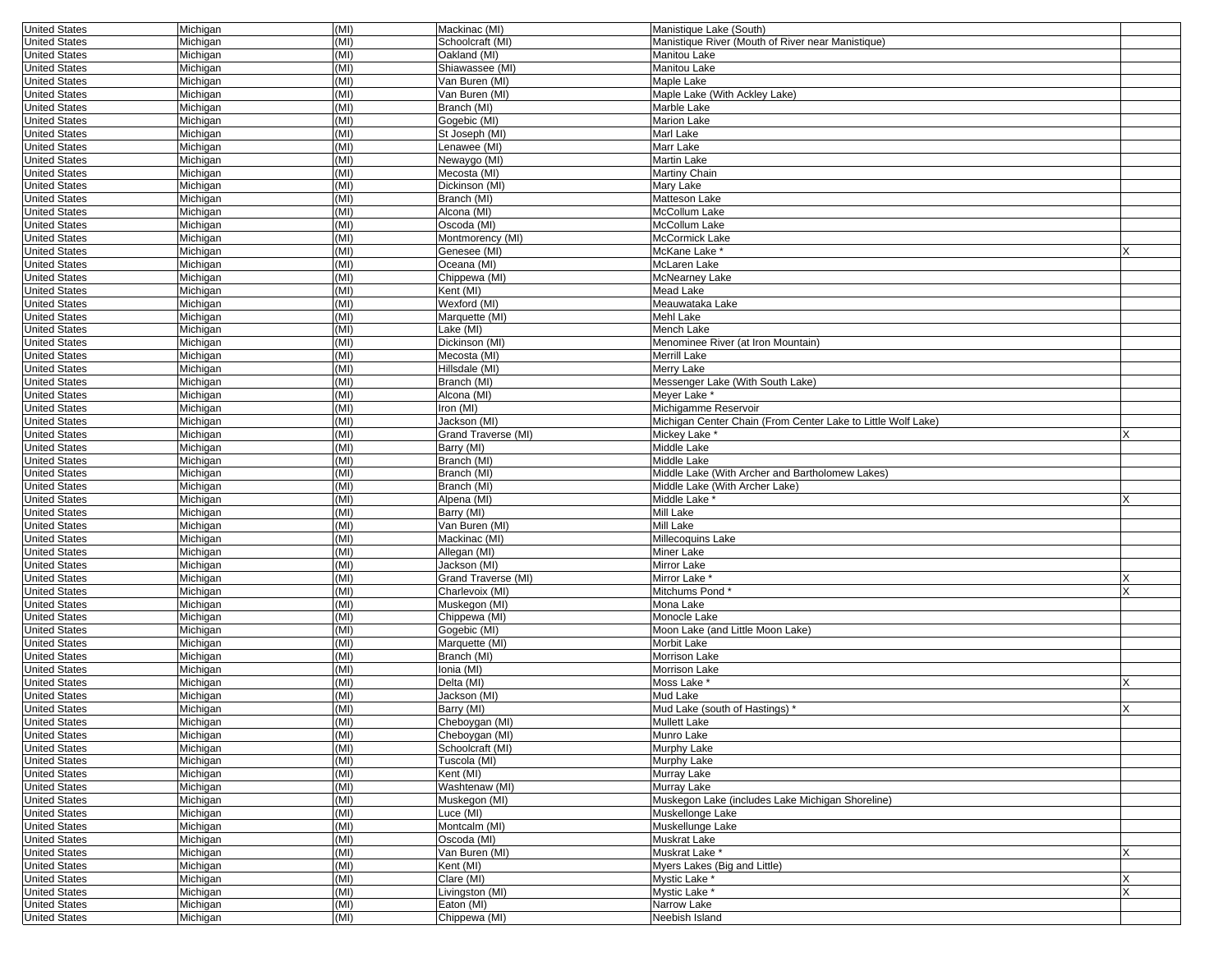| | | | | | |
|---|---|---|---|---|---|
| United States | Michigan | (MI) | Mackinac (MI) | Manistique Lake (South) | |
| United States | Michigan | (MI) | Schoolcraft (MI) | Manistique River (Mouth of River near Manistique) | |
| United States | Michigan | (MI) | Oakland (MI) | Manitou Lake | |
| United States | Michigan | (MI) | Shiawassee (MI) | Manitou Lake | |
| United States | Michigan | (MI) | Van Buren (MI) | Maple Lake | |
| United States | Michigan | (MI) | Van Buren (MI) | Maple Lake (With Ackley Lake) | |
| United States | Michigan | (MI) | Branch (MI) | Marble Lake | |
| United States | Michigan | (MI) | Gogebic (MI) | Marion Lake | |
| United States | Michigan | (MI) | St Joseph (MI) | Marl Lake | |
| United States | Michigan | (MI) | Lenawee (MI) | Marr Lake | |
| United States | Michigan | (MI) | Newaygo (MI) | Martin Lake | |
| United States | Michigan | (MI) | Mecosta (MI) | Martiny Chain | |
| United States | Michigan | (MI) | Dickinson (MI) | Mary Lake | |
| United States | Michigan | (MI) | Branch (MI) | Matteson Lake | |
| United States | Michigan | (MI) | Alcona (MI) | McCollum Lake | |
| United States | Michigan | (MI) | Oscoda (MI) | McCollum Lake | |
| United States | Michigan | (MI) | Montmorency (MI) | McCormick Lake | |
| United States | Michigan | (MI) | Genesee (MI) | McKane Lake * | X |
| United States | Michigan | (MI) | Oceana (MI) | McLaren Lake | |
| United States | Michigan | (MI) | Chippewa (MI) | McNearney Lake | |
| United States | Michigan | (MI) | Kent (MI) | Mead Lake | |
| United States | Michigan | (MI) | Wexford (MI) | Meauwataka Lake | |
| United States | Michigan | (MI) | Marquette (MI) | Mehl Lake | |
| United States | Michigan | (MI) | Lake (MI) | Mench Lake | |
| United States | Michigan | (MI) | Dickinson (MI) | Menominee River (at Iron Mountain) | |
| United States | Michigan | (MI) | Mecosta (MI) | Merrill Lake | |
| United States | Michigan | (MI) | Hillsdale (MI) | Merry Lake | |
| United States | Michigan | (MI) | Branch (MI) | Messenger Lake (With South Lake) | |
| United States | Michigan | (MI) | Alcona (MI) | Meyer Lake * | |
| United States | Michigan | (MI) | Iron (MI) | Michigamme Reservoir | |
| United States | Michigan | (MI) | Jackson (MI) | Michigan Center Chain (From Center Lake to Little Wolf Lake) | |
| United States | Michigan | (MI) | Grand Traverse (MI) | Mickey Lake * | X |
| United States | Michigan | (MI) | Barry (MI) | Middle Lake | |
| United States | Michigan | (MI) | Branch (MI) | Middle Lake | |
| United States | Michigan | (MI) | Branch (MI) | Middle Lake (With Archer and Bartholomew Lakes) | |
| United States | Michigan | (MI) | Branch (MI) | Middle Lake (With Archer Lake) | |
| United States | Michigan | (MI) | Alpena (MI) | Middle Lake * | X |
| United States | Michigan | (MI) | Barry (MI) | Mill Lake | |
| United States | Michigan | (MI) | Van Buren (MI) | Mill Lake | |
| United States | Michigan | (MI) | Mackinac (MI) | Millecoquins Lake | |
| United States | Michigan | (MI) | Allegan (MI) | Miner Lake | |
| United States | Michigan | (MI) | Jackson (MI) | Mirror Lake | |
| United States | Michigan | (MI) | Grand Traverse (MI) | Mirror Lake * | X |
| United States | Michigan | (MI) | Charlevoix (MI) | Mitchums Pond * | X |
| United States | Michigan | (MI) | Muskegon (MI) | Mona Lake | |
| United States | Michigan | (MI) | Chippewa (MI) | Monocle Lake | |
| United States | Michigan | (MI) | Gogebic (MI) | Moon Lake (and Little Moon Lake) | |
| United States | Michigan | (MI) | Marquette (MI) | Morbit Lake | |
| United States | Michigan | (MI) | Branch (MI) | Morrison Lake | |
| United States | Michigan | (MI) | Ionia (MI) | Morrison Lake | |
| United States | Michigan | (MI) | Delta (MI) | Moss Lake * | X |
| United States | Michigan | (MI) | Jackson (MI) | Mud Lake | |
| United States | Michigan | (MI) | Barry (MI) | Mud Lake (south of Hastings) * | X |
| United States | Michigan | (MI) | Cheboygan (MI) | Mullett Lake | |
| United States | Michigan | (MI) | Cheboygan (MI) | Munro Lake | |
| United States | Michigan | (MI) | Schoolcraft (MI) | Murphy Lake | |
| United States | Michigan | (MI) | Tuscola (MI) | Murphy Lake | |
| United States | Michigan | (MI) | Kent (MI) | Murray Lake | |
| United States | Michigan | (MI) | Washtenaw (MI) | Murray Lake | |
| United States | Michigan | (MI) | Muskegon (MI) | Muskegon Lake (includes Lake Michigan Shoreline) | |
| United States | Michigan | (MI) | Luce (MI) | Muskellonge Lake | |
| United States | Michigan | (MI) | Montcalm (MI) | Muskellunge Lake | |
| United States | Michigan | (MI) | Oscoda (MI) | Muskrat Lake | |
| United States | Michigan | (MI) | Van Buren (MI) | Muskrat Lake * | X |
| United States | Michigan | (MI) | Kent (MI) | Myers Lakes (Big and Little) | |
| United States | Michigan | (MI) | Clare (MI) | Mystic Lake * | X |
| United States | Michigan | (MI) | Livingston (MI) | Mystic Lake * | X |
| United States | Michigan | (MI) | Eaton (MI) | Narrow Lake | |
| United States | Michigan | (MI) | Chippewa (MI) | Neebish Island | |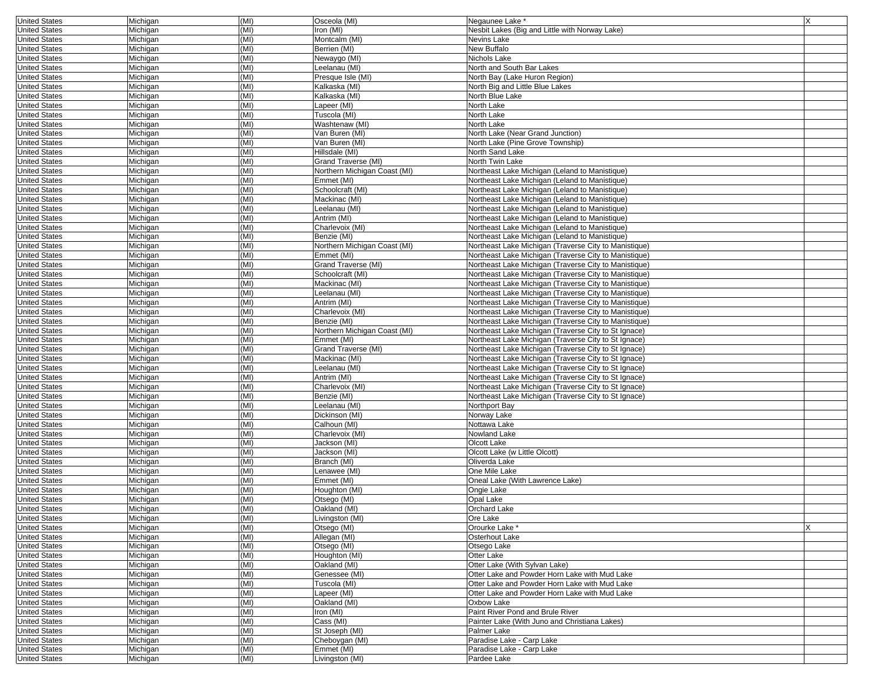| | | | | | |
|---|---|---|---|---|---|
| United States | Michigan | (MI) | Osceola (MI) | Negaunee Lake * | X |
| United States | Michigan | (MI) | Iron (MI) | Nesbit Lakes (Big and Little with Norway Lake) | |
| United States | Michigan | (MI) | Montcalm (MI) | Nevins Lake | |
| United States | Michigan | (MI) | Berrien (MI) | New Buffalo | |
| United States | Michigan | (MI) | Newaygo (MI) | Nichols Lake | |
| United States | Michigan | (MI) | Leelanau (MI) | North and South Bar Lakes | |
| United States | Michigan | (MI) | Presque Isle (MI) | North Bay (Lake Huron Region) | |
| United States | Michigan | (MI) | Kalkaska (MI) | North Big and Little Blue Lakes | |
| United States | Michigan | (MI) | Kalkaska (MI) | North Blue Lake | |
| United States | Michigan | (MI) | Lapeer (MI) | North Lake | |
| United States | Michigan | (MI) | Tuscola (MI) | North Lake | |
| United States | Michigan | (MI) | Washtenaw (MI) | North Lake | |
| United States | Michigan | (MI) | Van Buren (MI) | North Lake (Near Grand Junction) | |
| United States | Michigan | (MI) | Van Buren (MI) | North Lake (Pine Grove Township) | |
| United States | Michigan | (MI) | Hillsdale (MI) | North Sand Lake | |
| United States | Michigan | (MI) | Grand Traverse (MI) | North Twin Lake | |
| United States | Michigan | (MI) | Northern Michigan Coast (MI) | Northeast Lake Michigan (Leland to Manistique) | |
| United States | Michigan | (MI) | Emmet (MI) | Northeast Lake Michigan (Leland to Manistique) | |
| United States | Michigan | (MI) | Schoolcraft (MI) | Northeast Lake Michigan (Leland to Manistique) | |
| United States | Michigan | (MI) | Mackinac (MI) | Northeast Lake Michigan (Leland to Manistique) | |
| United States | Michigan | (MI) | Leelanau (MI) | Northeast Lake Michigan (Leland to Manistique) | |
| United States | Michigan | (MI) | Antrim (MI) | Northeast Lake Michigan (Leland to Manistique) | |
| United States | Michigan | (MI) | Charlevoix (MI) | Northeast Lake Michigan (Leland to Manistique) | |
| United States | Michigan | (MI) | Benzie (MI) | Northeast Lake Michigan (Leland to Manistique) | |
| United States | Michigan | (MI) | Northern Michigan Coast (MI) | Northeast Lake Michigan (Traverse City to Manistique) | |
| United States | Michigan | (MI) | Emmet (MI) | Northeast Lake Michigan (Traverse City to Manistique) | |
| United States | Michigan | (MI) | Grand Traverse (MI) | Northeast Lake Michigan (Traverse City to Manistique) | |
| United States | Michigan | (MI) | Schoolcraft (MI) | Northeast Lake Michigan (Traverse City to Manistique) | |
| United States | Michigan | (MI) | Mackinac (MI) | Northeast Lake Michigan (Traverse City to Manistique) | |
| United States | Michigan | (MI) | Leelanau (MI) | Northeast Lake Michigan (Traverse City to Manistique) | |
| United States | Michigan | (MI) | Antrim (MI) | Northeast Lake Michigan (Traverse City to Manistique) | |
| United States | Michigan | (MI) | Charlevoix (MI) | Northeast Lake Michigan (Traverse City to Manistique) | |
| United States | Michigan | (MI) | Benzie (MI) | Northeast Lake Michigan (Traverse City to Manistique) | |
| United States | Michigan | (MI) | Northern Michigan Coast (MI) | Northeast Lake Michigan (Traverse City to St Ignace) | |
| United States | Michigan | (MI) | Emmet (MI) | Northeast Lake Michigan (Traverse City to St Ignace) | |
| United States | Michigan | (MI) | Grand Traverse (MI) | Northeast Lake Michigan (Traverse City to St Ignace) | |
| United States | Michigan | (MI) | Mackinac (MI) | Northeast Lake Michigan (Traverse City to St Ignace) | |
| United States | Michigan | (MI) | Leelanau (MI) | Northeast Lake Michigan (Traverse City to St Ignace) | |
| United States | Michigan | (MI) | Antrim (MI) | Northeast Lake Michigan (Traverse City to St Ignace) | |
| United States | Michigan | (MI) | Charlevoix (MI) | Northeast Lake Michigan (Traverse City to St Ignace) | |
| United States | Michigan | (MI) | Benzie (MI) | Northeast Lake Michigan (Traverse City to St Ignace) | |
| United States | Michigan | (MI) | Leelanau (MI) | Northport Bay | |
| United States | Michigan | (MI) | Dickinson (MI) | Norway Lake | |
| United States | Michigan | (MI) | Calhoun (MI) | Nottawa Lake | |
| United States | Michigan | (MI) | Charlevoix (MI) | Nowland Lake | |
| United States | Michigan | (MI) | Jackson (MI) | Olcott Lake | |
| United States | Michigan | (MI) | Jackson (MI) | Olcott Lake (w Little Olcott) | |
| United States | Michigan | (MI) | Branch (MI) | Oliverda Lake | |
| United States | Michigan | (MI) | Lenawee (MI) | One Mile Lake | |
| United States | Michigan | (MI) | Emmet (MI) | Oneal Lake (With Lawrence Lake) | |
| United States | Michigan | (MI) | Houghton (MI) | Ongie Lake | |
| United States | Michigan | (MI) | Otsego (MI) | Opal Lake | |
| United States | Michigan | (MI) | Oakland (MI) | Orchard Lake | |
| United States | Michigan | (MI) | Livingston (MI) | Ore Lake | |
| United States | Michigan | (MI) | Otsego (MI) | Orourke Lake * | X |
| United States | Michigan | (MI) | Allegan (MI) | Osterhout Lake | |
| United States | Michigan | (MI) | Otsego (MI) | Otsego Lake | |
| United States | Michigan | (MI) | Houghton (MI) | Otter Lake | |
| United States | Michigan | (MI) | Oakland (MI) | Otter Lake (With Sylvan Lake) | |
| United States | Michigan | (MI) | Genessee (MI) | Otter Lake and Powder Horn Lake with Mud Lake | |
| United States | Michigan | (MI) | Tuscola (MI) | Otter Lake and Powder Horn Lake with Mud Lake | |
| United States | Michigan | (MI) | Lapeer (MI) | Otter Lake and Powder Horn Lake with Mud Lake | |
| United States | Michigan | (MI) | Oakland (MI) | Oxbow Lake | |
| United States | Michigan | (MI) | Iron (MI) | Paint River Pond and Brule River | |
| United States | Michigan | (MI) | Cass (MI) | Painter Lake (With Juno and Christiana Lakes) | |
| United States | Michigan | (MI) | St Joseph (MI) | Palmer Lake | |
| United States | Michigan | (MI) | Cheboygan (MI) | Paradise Lake - Carp Lake | |
| United States | Michigan | (MI) | Emmet (MI) | Paradise Lake - Carp Lake | |
| United States | Michigan | (MI) | Livingston (MI) | Pardee Lake | |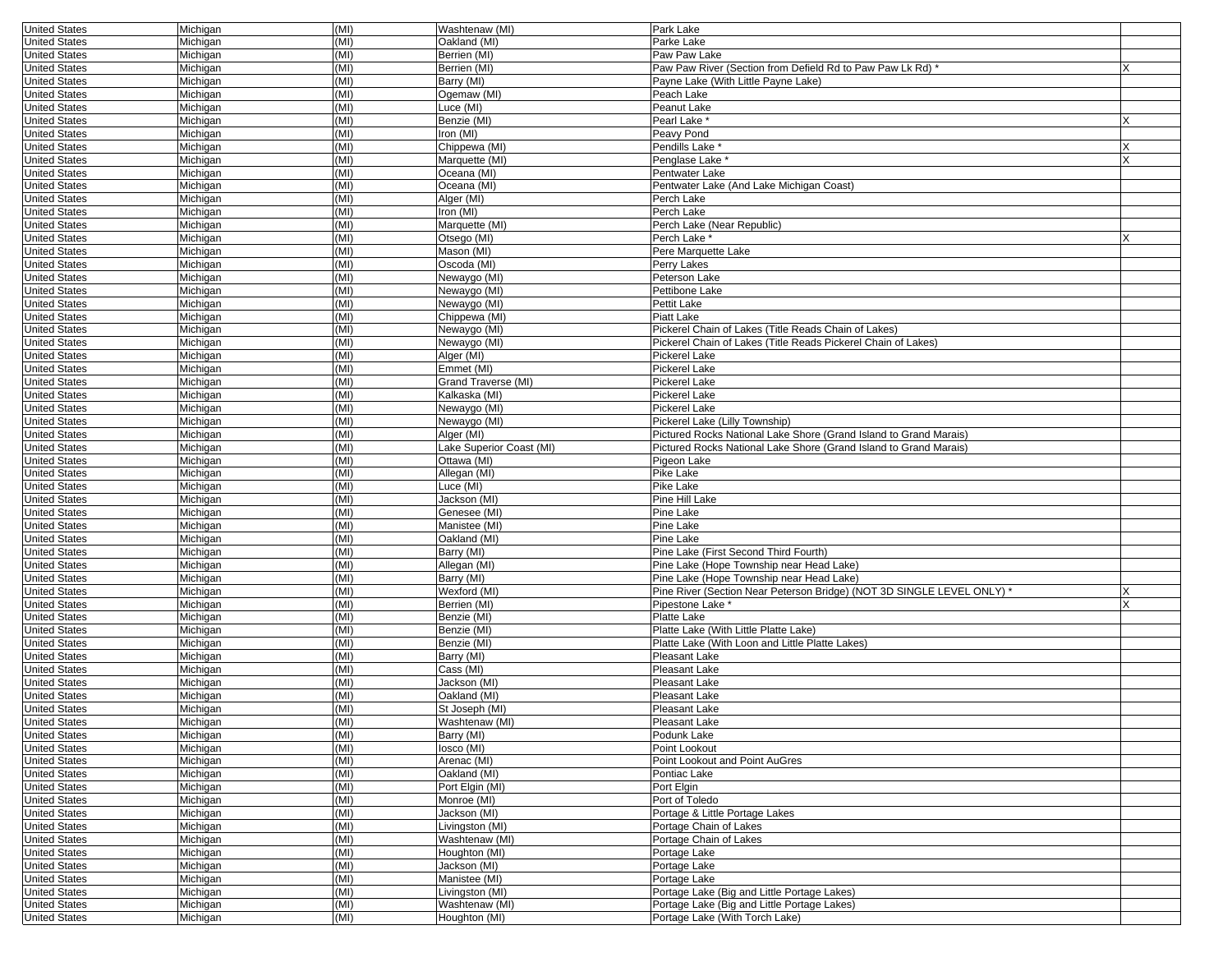| United States | Michigan | (MI) | Washtenaw (MI) | Park Lake | |
|---|---|---|---|---|---|
| United States | Michigan | (MI) | Oakland (MI) | Parke Lake | |
| United States | Michigan | (MI) | Berrien (MI) | Paw Paw Lake | |
| United States | Michigan | (MI) | Berrien (MI) | Paw Paw River (Section from Defield Rd to Paw Paw Lk Rd) * | X |
| United States | Michigan | (MI) | Barry (MI) | Payne Lake (With Little Payne Lake) | |
| United States | Michigan | (MI) | Ogemaw (MI) | Peach Lake | |
| United States | Michigan | (MI) | Luce (MI) | Peanut Lake | |
| United States | Michigan | (MI) | Benzie (MI) | Pearl Lake * | X |
| United States | Michigan | (MI) | Iron (MI) | Peavy Pond | |
| United States | Michigan | (MI) | Chippewa (MI) | Pendills Lake * | X |
| United States | Michigan | (MI) | Marquette (MI) | Penglase Lake * | X |
| United States | Michigan | (MI) | Oceana (MI) | Pentwater Lake | |
| United States | Michigan | (MI) | Oceana (MI) | Pentwater Lake (And Lake Michigan Coast) | |
| United States | Michigan | (MI) | Alger (MI) | Perch Lake | |
| United States | Michigan | (MI) | Iron (MI) | Perch Lake | |
| United States | Michigan | (MI) | Marquette (MI) | Perch Lake (Near Republic) | |
| United States | Michigan | (MI) | Otsego (MI) | Perch Lake * | X |
| United States | Michigan | (MI) | Mason (MI) | Pere Marquette Lake | |
| United States | Michigan | (MI) | Oscoda (MI) | Perry Lakes | |
| United States | Michigan | (MI) | Newaygo (MI) | Peterson Lake | |
| United States | Michigan | (MI) | Newaygo (MI) | Pettibone Lake | |
| United States | Michigan | (MI) | Newaygo (MI) | Pettit Lake | |
| United States | Michigan | (MI) | Chippewa (MI) | Piatt Lake | |
| United States | Michigan | (MI) | Newaygo (MI) | Pickerel Chain of Lakes (Title Reads Chain of Lakes) | |
| United States | Michigan | (MI) | Newaygo (MI) | Pickerel Chain of Lakes (Title Reads Pickerel Chain of Lakes) | |
| United States | Michigan | (MI) | Alger (MI) | Pickerel Lake | |
| United States | Michigan | (MI) | Emmet (MI) | Pickerel Lake | |
| United States | Michigan | (MI) | Grand Traverse (MI) | Pickerel Lake | |
| United States | Michigan | (MI) | Kalkaska (MI) | Pickerel Lake | |
| United States | Michigan | (MI) | Newaygo (MI) | Pickerel Lake | |
| United States | Michigan | (MI) | Newaygo (MI) | Pickerel Lake (Lilly Township) | |
| United States | Michigan | (MI) | Alger (MI) | Pictured Rocks National Lake Shore (Grand Island to Grand Marais) | |
| United States | Michigan | (MI) | Lake Superior Coast (MI) | Pictured Rocks National Lake Shore (Grand Island to Grand Marais) | |
| United States | Michigan | (MI) | Ottawa (MI) | Pigeon Lake | |
| United States | Michigan | (MI) | Allegan (MI) | Pike Lake | |
| United States | Michigan | (MI) | Luce (MI) | Pike Lake | |
| United States | Michigan | (MI) | Jackson (MI) | Pine Hill Lake | |
| United States | Michigan | (MI) | Genesee (MI) | Pine Lake | |
| United States | Michigan | (MI) | Manistee (MI) | Pine Lake | |
| United States | Michigan | (MI) | Oakland (MI) | Pine Lake | |
| United States | Michigan | (MI) | Barry (MI) | Pine Lake (First Second Third Fourth) | |
| United States | Michigan | (MI) | Allegan (MI) | Pine Lake (Hope Township near Head Lake) | |
| United States | Michigan | (MI) | Barry (MI) | Pine Lake (Hope Township near Head Lake) | |
| United States | Michigan | (MI) | Wexford (MI) | Pine River (Section Near Peterson Bridge) (NOT 3D SINGLE LEVEL ONLY) * | X |
| United States | Michigan | (MI) | Berrien (MI) | Pipestone Lake * | X |
| United States | Michigan | (MI) | Benzie (MI) | Platte Lake | |
| United States | Michigan | (MI) | Benzie (MI) | Platte Lake (With Little Platte Lake) | |
| United States | Michigan | (MI) | Benzie (MI) | Platte Lake (With Loon and Little Platte Lakes) | |
| United States | Michigan | (MI) | Barry (MI) | Pleasant Lake | |
| United States | Michigan | (MI) | Cass (MI) | Pleasant Lake | |
| United States | Michigan | (MI) | Jackson (MI) | Pleasant Lake | |
| United States | Michigan | (MI) | Oakland (MI) | Pleasant Lake | |
| United States | Michigan | (MI) | St Joseph (MI) | Pleasant Lake | |
| United States | Michigan | (MI) | Washtenaw (MI) | Pleasant Lake | |
| United States | Michigan | (MI) | Barry (MI) | Podunk Lake | |
| United States | Michigan | (MI) | Iosco (MI) | Point Lookout | |
| United States | Michigan | (MI) | Arenac (MI) | Point Lookout and Point AuGres | |
| United States | Michigan | (MI) | Oakland (MI) | Pontiac Lake | |
| United States | Michigan | (MI) | Port Elgin (MI) | Port Elgin | |
| United States | Michigan | (MI) | Monroe (MI) | Port of Toledo | |
| United States | Michigan | (MI) | Jackson (MI) | Portage & Little Portage Lakes | |
| United States | Michigan | (MI) | Livingston (MI) | Portage Chain of Lakes | |
| United States | Michigan | (MI) | Washtenaw (MI) | Portage Chain of Lakes | |
| United States | Michigan | (MI) | Houghton (MI) | Portage Lake | |
| United States | Michigan | (MI) | Jackson (MI) | Portage Lake | |
| United States | Michigan | (MI) | Manistee (MI) | Portage Lake | |
| United States | Michigan | (MI) | Livingston (MI) | Portage Lake (Big and Little Portage Lakes) | |
| United States | Michigan | (MI) | Washtenaw (MI) | Portage Lake (Big and Little Portage Lakes) | |
| United States | Michigan | (MI) | Houghton (MI) | Portage Lake (With Torch Lake) | |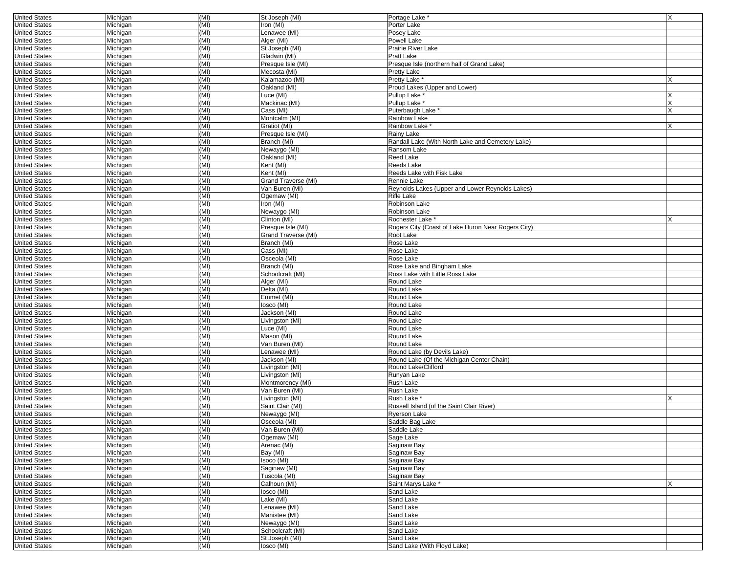| | | | | | |
|---|---|---|---|---|---|
| United States | Michigan | (MI) | St Joseph (MI) | Portage Lake * | X |
| United States | Michigan | (MI) | Iron (MI) | Porter Lake | |
| United States | Michigan | (MI) | Lenawee (MI) | Posey Lake | |
| United States | Michigan | (MI) | Alger (MI) | Powell Lake | |
| United States | Michigan | (MI) | St Joseph (MI) | Prairie River Lake | |
| United States | Michigan | (MI) | Gladwin (MI) | Pratt Lake | |
| United States | Michigan | (MI) | Presque Isle (MI) | Presque Isle (northern half of Grand Lake) | |
| United States | Michigan | (MI) | Mecosta (MI) | Pretty Lake | |
| United States | Michigan | (MI) | Kalamazoo (MI) | Pretty Lake * | X |
| United States | Michigan | (MI) | Oakland (MI) | Proud Lakes (Upper and Lower) | |
| United States | Michigan | (MI) | Luce (MI) | Pullup Lake * | X |
| United States | Michigan | (MI) | Mackinac (MI) | Pullup Lake * | X |
| United States | Michigan | (MI) | Cass (MI) | Puterbaugh Lake * | X |
| United States | Michigan | (MI) | Montcalm (MI) | Rainbow Lake | |
| United States | Michigan | (MI) | Gratiot (MI) | Rainbow Lake * | X |
| United States | Michigan | (MI) | Presque Isle (MI) | Rainy Lake | |
| United States | Michigan | (MI) | Branch (MI) | Randall Lake (With North Lake and Cemetery Lake) | |
| United States | Michigan | (MI) | Newaygo (MI) | Ransom Lake | |
| United States | Michigan | (MI) | Oakland (MI) | Reed Lake | |
| United States | Michigan | (MI) | Kent (MI) | Reeds Lake | |
| United States | Michigan | (MI) | Kent (MI) | Reeds Lake with Fisk Lake | |
| United States | Michigan | (MI) | Grand Traverse (MI) | Rennie Lake | |
| United States | Michigan | (MI) | Van Buren (MI) | Reynolds Lakes (Upper and Lower Reynolds Lakes) | |
| United States | Michigan | (MI) | Ogemaw (MI) | Rifle Lake | |
| United States | Michigan | (MI) | Iron (MI) | Robinson Lake | |
| United States | Michigan | (MI) | Newaygo (MI) | Robinson Lake | |
| United States | Michigan | (MI) | Clinton (MI) | Rochester Lake * | X |
| United States | Michigan | (MI) | Presque Isle (MI) | Rogers City (Coast of Lake Huron Near Rogers City) | |
| United States | Michigan | (MI) | Grand Traverse (MI) | Root Lake | |
| United States | Michigan | (MI) | Branch (MI) | Rose Lake | |
| United States | Michigan | (MI) | Cass (MI) | Rose Lake | |
| United States | Michigan | (MI) | Osceola (MI) | Rose Lake | |
| United States | Michigan | (MI) | Branch (MI) | Rose Lake and Bingham Lake | |
| United States | Michigan | (MI) | Schoolcraft (MI) | Ross Lake with Little Ross Lake | |
| United States | Michigan | (MI) | Alger (MI) | Round Lake | |
| United States | Michigan | (MI) | Delta (MI) | Round Lake | |
| United States | Michigan | (MI) | Emmet (MI) | Round Lake | |
| United States | Michigan | (MI) | Iosco (MI) | Round Lake | |
| United States | Michigan | (MI) | Jackson (MI) | Round Lake | |
| United States | Michigan | (MI) | Livingston (MI) | Round Lake | |
| United States | Michigan | (MI) | Luce (MI) | Round Lake | |
| United States | Michigan | (MI) | Mason (MI) | Round Lake | |
| United States | Michigan | (MI) | Van Buren (MI) | Round Lake | |
| United States | Michigan | (MI) | Lenawee (MI) | Round Lake (by Devils Lake) | |
| United States | Michigan | (MI) | Jackson (MI) | Round Lake (Of the Michigan Center Chain) | |
| United States | Michigan | (MI) | Livingston (MI) | Round Lake/Clifford | |
| United States | Michigan | (MI) | Livingston (MI) | Runyan Lake | |
| United States | Michigan | (MI) | Montmorency (MI) | Rush Lake | |
| United States | Michigan | (MI) | Van Buren (MI) | Rush Lake | |
| United States | Michigan | (MI) | Livingston (MI) | Rush Lake * | X |
| United States | Michigan | (MI) | Saint Clair (MI) | Russell Island (of the Saint Clair River) | |
| United States | Michigan | (MI) | Newaygo (MI) | Ryerson Lake | |
| United States | Michigan | (MI) | Osceola (MI) | Saddle Bag Lake | |
| United States | Michigan | (MI) | Van Buren (MI) | Saddle Lake | |
| United States | Michigan | (MI) | Ogemaw (MI) | Sage Lake | |
| United States | Michigan | (MI) | Arenac (MI) | Saginaw Bay | |
| United States | Michigan | (MI) | Bay (MI) | Saginaw Bay | |
| United States | Michigan | (MI) | Isoco (MI) | Saginaw Bay | |
| United States | Michigan | (MI) | Saginaw (MI) | Saginaw Bay | |
| United States | Michigan | (MI) | Tuscola (MI) | Saginaw Bay | |
| United States | Michigan | (MI) | Calhoun (MI) | Saint Marys Lake * | X |
| United States | Michigan | (MI) | Iosco (MI) | Sand Lake | |
| United States | Michigan | (MI) | Lake (MI) | Sand Lake | |
| United States | Michigan | (MI) | Lenawee (MI) | Sand Lake | |
| United States | Michigan | (MI) | Manistee (MI) | Sand Lake | |
| United States | Michigan | (MI) | Newaygo (MI) | Sand Lake | |
| United States | Michigan | (MI) | Schoolcraft (MI) | Sand Lake | |
| United States | Michigan | (MI) | St Joseph (MI) | Sand Lake | |
| United States | Michigan | (MI) | Iosco (MI) | Sand Lake (With Floyd Lake) | |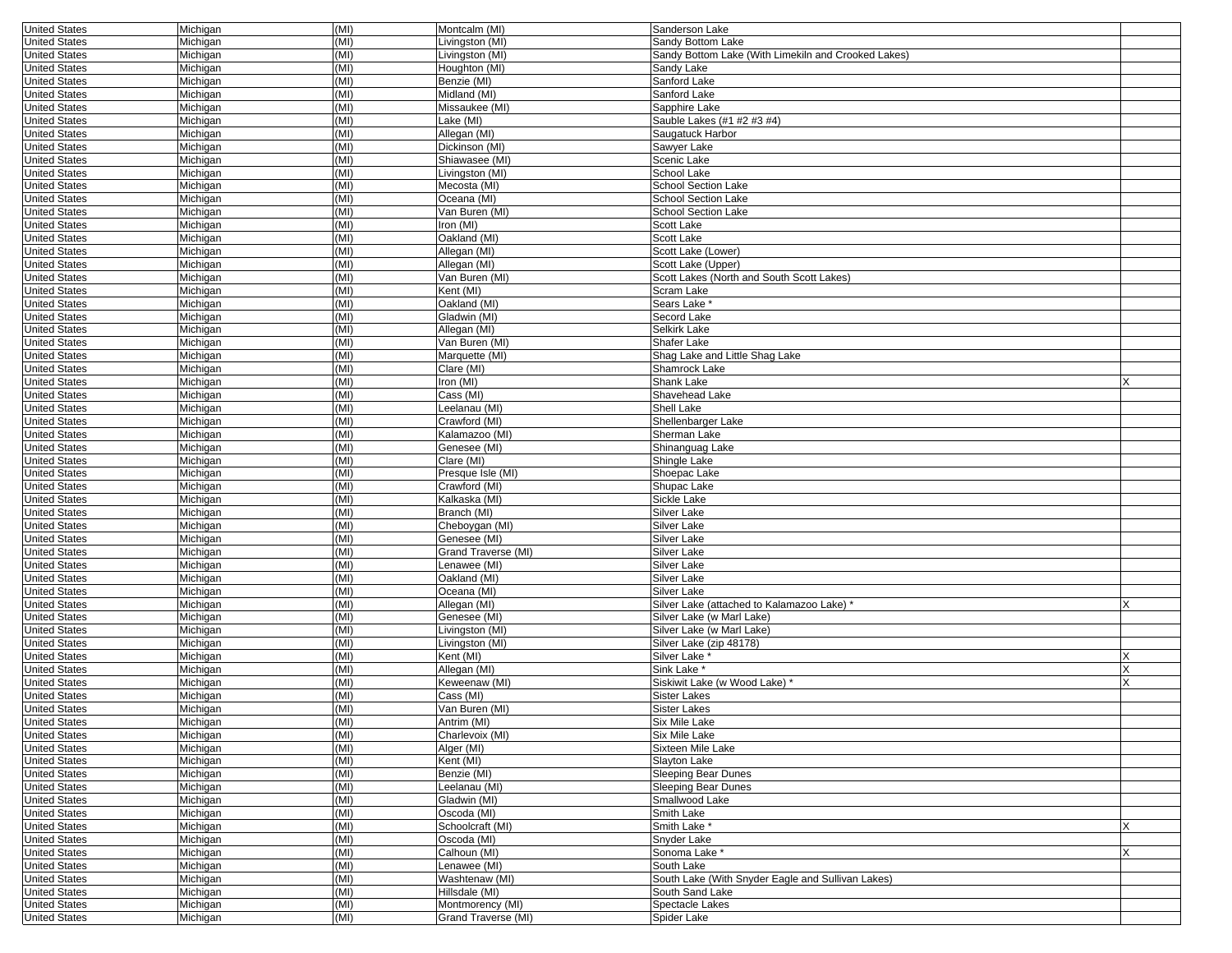| United States | Michigan | (MI) | Montcalm (MI) | Sanderson Lake | |
|---|---|---|---|---|---|
| United States | Michigan | (MI) | Livingston (MI) | Sandy Bottom Lake | |
| United States | Michigan | (MI) | Livingston (MI) | Sandy Bottom Lake (With Limekiln and Crooked Lakes) | |
| United States | Michigan | (MI) | Houghton (MI) | Sandy Lake | |
| United States | Michigan | (MI) | Benzie (MI) | Sanford Lake | |
| United States | Michigan | (MI) | Midland (MI) | Sanford Lake | |
| United States | Michigan | (MI) | Missaukee (MI) | Sapphire Lake | |
| United States | Michigan | (MI) | Lake (MI) | Sauble Lakes (#1 #2 #3 #4) | |
| United States | Michigan | (MI) | Allegan (MI) | Saugatuck Harbor | |
| United States | Michigan | (MI) | Dickinson (MI) | Sawyer Lake | |
| United States | Michigan | (MI) | Shiawasee (MI) | Scenic Lake | |
| United States | Michigan | (MI) | Livingston (MI) | School Lake | |
| United States | Michigan | (MI) | Mecosta (MI) | School Section Lake | |
| United States | Michigan | (MI) | Oceana (MI) | School Section Lake | |
| United States | Michigan | (MI) | Van Buren (MI) | School Section Lake | |
| United States | Michigan | (MI) | Iron (MI) | Scott Lake | |
| United States | Michigan | (MI) | Oakland (MI) | Scott Lake | |
| United States | Michigan | (MI) | Allegan (MI) | Scott Lake (Lower) | |
| United States | Michigan | (MI) | Allegan (MI) | Scott Lake (Upper) | |
| United States | Michigan | (MI) | Van Buren (MI) | Scott Lakes (North and South Scott Lakes) | |
| United States | Michigan | (MI) | Kent (MI) | Scram Lake | |
| United States | Michigan | (MI) | Oakland (MI) | Sears Lake * | |
| United States | Michigan | (MI) | Gladwin (MI) | Secord Lake | |
| United States | Michigan | (MI) | Allegan (MI) | Selkirk Lake | |
| United States | Michigan | (MI) | Van Buren (MI) | Shafer Lake | |
| United States | Michigan | (MI) | Marquette (MI) | Shag Lake and Little Shag Lake | |
| United States | Michigan | (MI) | Clare (MI) | Shamrock Lake | |
| United States | Michigan | (MI) | Iron (MI) | Shank Lake | X |
| United States | Michigan | (MI) | Cass (MI) | Shavehead Lake | |
| United States | Michigan | (MI) | Leelanau (MI) | Shell Lake | |
| United States | Michigan | (MI) | Crawford (MI) | Shellenbarger Lake | |
| United States | Michigan | (MI) | Kalamazoo (MI) | Sherman Lake | |
| United States | Michigan | (MI) | Genesee (MI) | Shinanguag Lake | |
| United States | Michigan | (MI) | Clare (MI) | Shingle Lake | |
| United States | Michigan | (MI) | Presque Isle (MI) | Shoepac Lake | |
| United States | Michigan | (MI) | Crawford (MI) | Shupac Lake | |
| United States | Michigan | (MI) | Kalkaska (MI) | Sickle Lake | |
| United States | Michigan | (MI) | Branch (MI) | Silver Lake | |
| United States | Michigan | (MI) | Cheboygan (MI) | Silver Lake | |
| United States | Michigan | (MI) | Genesee (MI) | Silver Lake | |
| United States | Michigan | (MI) | Grand Traverse (MI) | Silver Lake | |
| United States | Michigan | (MI) | Lenawee (MI) | Silver Lake | |
| United States | Michigan | (MI) | Oakland (MI) | Silver Lake | |
| United States | Michigan | (MI) | Oceana (MI) | Silver Lake | |
| United States | Michigan | (MI) | Allegan (MI) | Silver Lake (attached to Kalamazoo Lake) * | X |
| United States | Michigan | (MI) | Genesee (MI) | Silver Lake (w Marl Lake) | |
| United States | Michigan | (MI) | Livingston (MI) | Silver Lake (w Marl Lake) | |
| United States | Michigan | (MI) | Livingston (MI) | Silver Lake (zip 48178) | |
| United States | Michigan | (MI) | Kent (MI) | Silver Lake * | X |
| United States | Michigan | (MI) | Allegan (MI) | Sink Lake * | X |
| United States | Michigan | (MI) | Keweenaw (MI) | Siskiwit Lake (w Wood Lake) * | X |
| United States | Michigan | (MI) | Cass (MI) | Sister Lakes | |
| United States | Michigan | (MI) | Van Buren (MI) | Sister Lakes | |
| United States | Michigan | (MI) | Antrim (MI) | Six Mile Lake | |
| United States | Michigan | (MI) | Charlevoix (MI) | Six Mile Lake | |
| United States | Michigan | (MI) | Alger (MI) | Sixteen Mile Lake | |
| United States | Michigan | (MI) | Kent (MI) | Slayton Lake | |
| United States | Michigan | (MI) | Benzie (MI) | Sleeping Bear Dunes | |
| United States | Michigan | (MI) | Leelanau (MI) | Sleeping Bear Dunes | |
| United States | Michigan | (MI) | Gladwin (MI) | Smallwood Lake | |
| United States | Michigan | (MI) | Oscoda (MI) | Smith Lake | |
| United States | Michigan | (MI) | Schoolcraft (MI) | Smith Lake * | X |
| United States | Michigan | (MI) | Oscoda (MI) | Snyder Lake | |
| United States | Michigan | (MI) | Calhoun (MI) | Sonoma Lake * | X |
| United States | Michigan | (MI) | Lenawee (MI) | South Lake | |
| United States | Michigan | (MI) | Washtenaw (MI) | South Lake (With Snyder Eagle and Sullivan Lakes) | |
| United States | Michigan | (MI) | Hillsdale (MI) | South Sand Lake | |
| United States | Michigan | (MI) | Montmorency (MI) | Spectacle Lakes | |
| United States | Michigan | (MI) | Grand Traverse (MI) | Spider Lake | |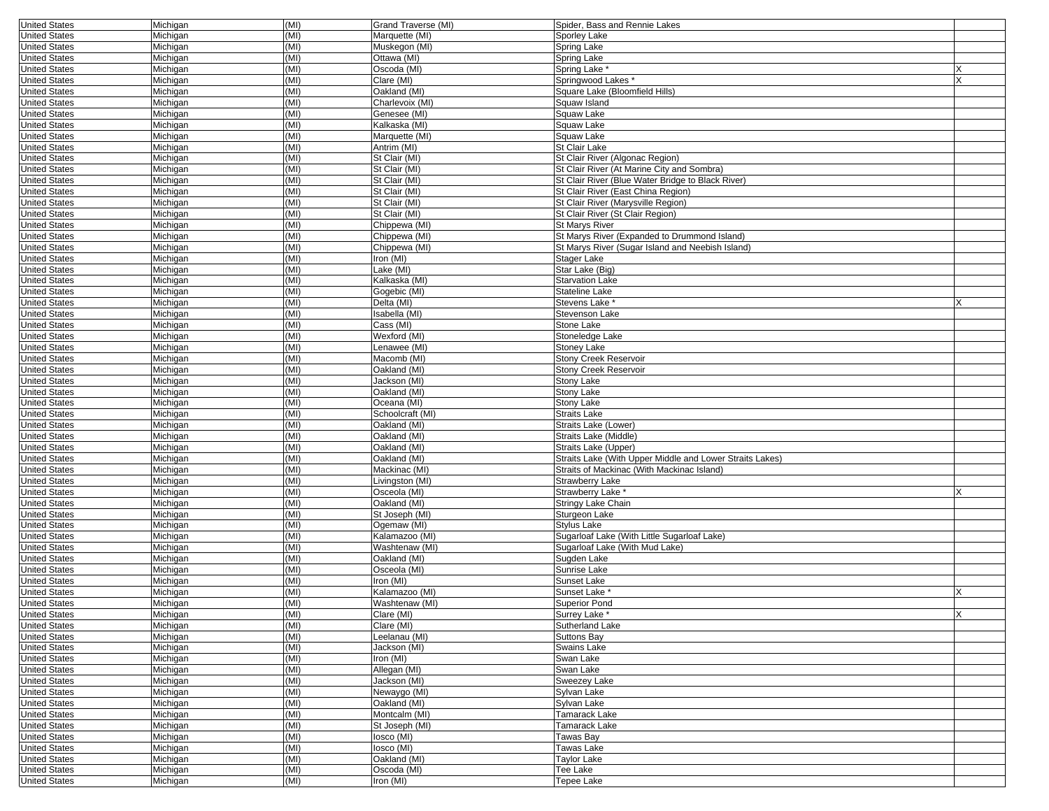| | | | | | |
|---|---|---|---|---|---|
| United States | Michigan | (MI) | Grand Traverse (MI) | Spider, Bass and Rennie Lakes | |
| United States | Michigan | (MI) | Marquette (MI) | Sporley Lake | |
| United States | Michigan | (MI) | Muskegon (MI) | Spring Lake | |
| United States | Michigan | (MI) | Ottawa (MI) | Spring Lake | |
| United States | Michigan | (MI) | Oscoda (MI) | Spring Lake * | X |
| United States | Michigan | (MI) | Clare (MI) | Springwood Lakes * | X |
| United States | Michigan | (MI) | Oakland (MI) | Square Lake (Bloomfield Hills) | |
| United States | Michigan | (MI) | Charlevoix (MI) | Squaw Island | |
| United States | Michigan | (MI) | Genesee (MI) | Squaw Lake | |
| United States | Michigan | (MI) | Kalkaska (MI) | Squaw Lake | |
| United States | Michigan | (MI) | Marquette (MI) | Squaw Lake | |
| United States | Michigan | (MI) | Antrim (MI) | St Clair Lake | |
| United States | Michigan | (MI) | St Clair (MI) | St Clair River (Algonac Region) | |
| United States | Michigan | (MI) | St Clair (MI) | St Clair River (At Marine City and Sombra) | |
| United States | Michigan | (MI) | St Clair (MI) | St Clair River (Blue Water Bridge to Black River) | |
| United States | Michigan | (MI) | St Clair (MI) | St Clair River (East China Region) | |
| United States | Michigan | (MI) | St Clair (MI) | St Clair River (Marysville Region) | |
| United States | Michigan | (MI) | St Clair (MI) | St Clair River (St Clair Region) | |
| United States | Michigan | (MI) | Chippewa (MI) | St Marys River | |
| United States | Michigan | (MI) | Chippewa (MI) | St Marys River (Expanded to Drummond Island) | |
| United States | Michigan | (MI) | Chippewa (MI) | St Marys River (Sugar Island and Neebish Island) | |
| United States | Michigan | (MI) | Iron (MI) | Stager Lake | |
| United States | Michigan | (MI) | Lake (MI) | Star Lake (Big) | |
| United States | Michigan | (MI) | Kalkaska (MI) | Starvation Lake | |
| United States | Michigan | (MI) | Gogebic (MI) | Stateline Lake | |
| United States | Michigan | (MI) | Delta (MI) | Stevens Lake * | X |
| United States | Michigan | (MI) | Isabella (MI) | Stevenson Lake | |
| United States | Michigan | (MI) | Cass (MI) | Stone Lake | |
| United States | Michigan | (MI) | Wexford (MI) | Stoneledge Lake | |
| United States | Michigan | (MI) | Lenawee (MI) | Stoney Lake | |
| United States | Michigan | (MI) | Macomb (MI) | Stony Creek Reservoir | |
| United States | Michigan | (MI) | Oakland (MI) | Stony Creek Reservoir | |
| United States | Michigan | (MI) | Jackson (MI) | Stony Lake | |
| United States | Michigan | (MI) | Oakland (MI) | Stony Lake | |
| United States | Michigan | (MI) | Oceana (MI) | Stony Lake | |
| United States | Michigan | (MI) | Schoolcraft (MI) | Straits Lake | |
| United States | Michigan | (MI) | Oakland (MI) | Straits Lake (Lower) | |
| United States | Michigan | (MI) | Oakland (MI) | Straits Lake (Middle) | |
| United States | Michigan | (MI) | Oakland (MI) | Straits Lake (Upper) | |
| United States | Michigan | (MI) | Oakland (MI) | Straits Lake (With Upper Middle and Lower Straits Lakes) | |
| United States | Michigan | (MI) | Mackinac (MI) | Straits of Mackinac (With Mackinac Island) | |
| United States | Michigan | (MI) | Livingston (MI) | Strawberry Lake | |
| United States | Michigan | (MI) | Osceola (MI) | Strawberry Lake * | X |
| United States | Michigan | (MI) | Oakland (MI) | Stringy Lake Chain | |
| United States | Michigan | (MI) | St Joseph (MI) | Sturgeon Lake | |
| United States | Michigan | (MI) | Ogemaw (MI) | Stylus Lake | |
| United States | Michigan | (MI) | Kalamazoo (MI) | Sugarloaf Lake (With Little Sugarloaf Lake) | |
| United States | Michigan | (MI) | Washtenaw (MI) | Sugarloaf Lake (With Mud Lake) | |
| United States | Michigan | (MI) | Oakland (MI) | Sugden Lake | |
| United States | Michigan | (MI) | Osceola (MI) | Sunrise Lake | |
| United States | Michigan | (MI) | Iron (MI) | Sunset Lake | |
| United States | Michigan | (MI) | Kalamazoo (MI) | Sunset Lake * | X |
| United States | Michigan | (MI) | Washtenaw (MI) | Superior Pond | |
| United States | Michigan | (MI) | Clare (MI) | Surrey Lake * | X |
| United States | Michigan | (MI) | Clare (MI) | Sutherland Lake | |
| United States | Michigan | (MI) | Leelanau (MI) | Suttons Bay | |
| United States | Michigan | (MI) | Jackson (MI) | Swains Lake | |
| United States | Michigan | (MI) | Iron (MI) | Swan Lake | |
| United States | Michigan | (MI) | Allegan (MI) | Swan Lake | |
| United States | Michigan | (MI) | Jackson (MI) | Sweezey Lake | |
| United States | Michigan | (MI) | Newaygo (MI) | Sylvan Lake | |
| United States | Michigan | (MI) | Oakland (MI) | Sylvan Lake | |
| United States | Michigan | (MI) | Montcalm (MI) | Tamarack Lake | |
| United States | Michigan | (MI) | St Joseph (MI) | Tamarack Lake | |
| United States | Michigan | (MI) | Iosco (MI) | Tawas Bay | |
| United States | Michigan | (MI) | Iosco (MI) | Tawas Lake | |
| United States | Michigan | (MI) | Oakland (MI) | Taylor Lake | |
| United States | Michigan | (MI) | Oscoda (MI) | Tee Lake | |
| United States | Michigan | (MI) | Iron (MI) | Tepee Lake | |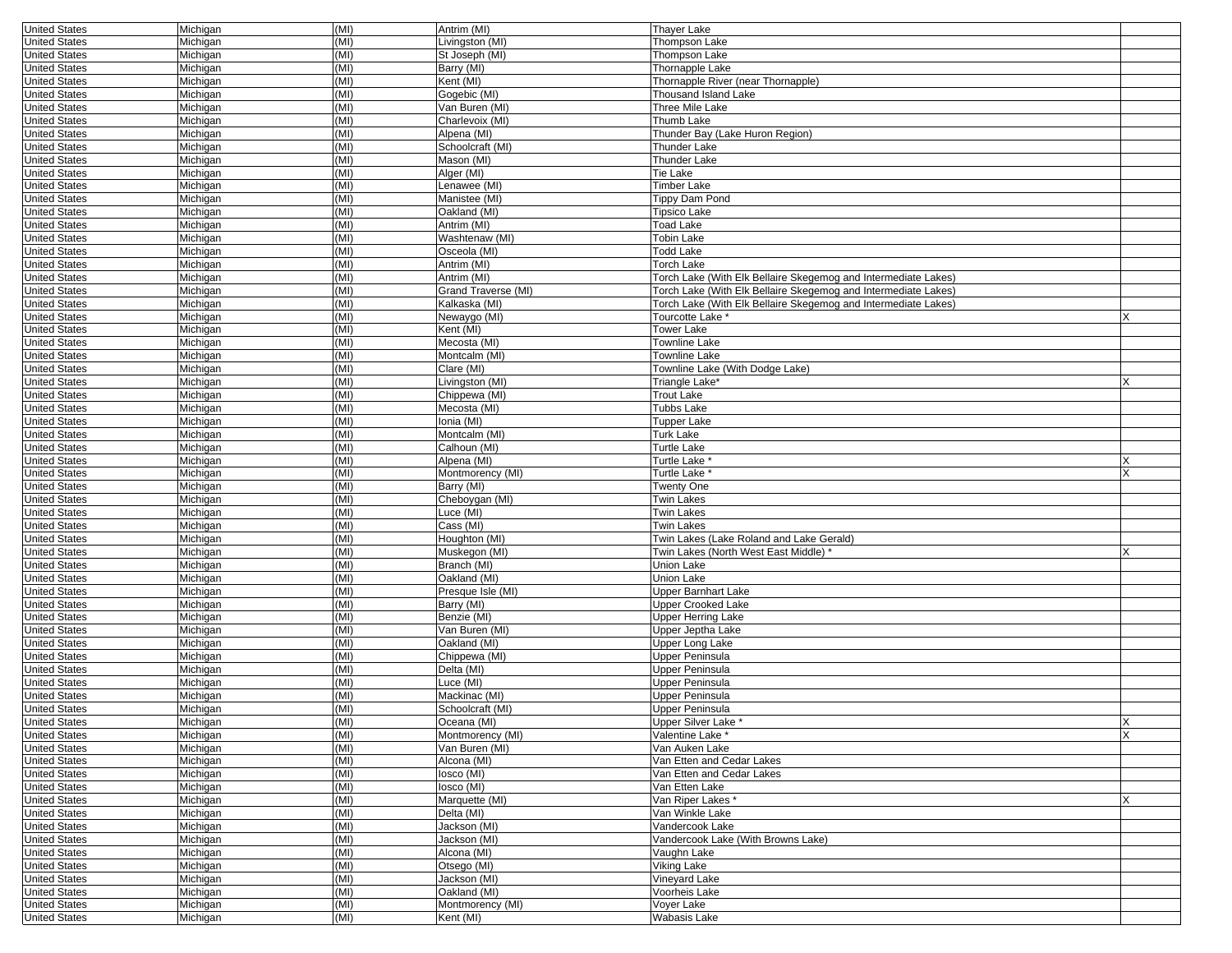| | | | | | |
|---|---|---|---|---|---|
| United States | Michigan | (MI) | Antrim (MI) | Thayer Lake | |
| United States | Michigan | (MI) | Livingston (MI) | Thompson Lake | |
| United States | Michigan | (MI) | St Joseph (MI) | Thompson Lake | |
| United States | Michigan | (MI) | Barry (MI) | Thornapple Lake | |
| United States | Michigan | (MI) | Kent (MI) | Thornapple River (near Thornapple) | |
| United States | Michigan | (MI) | Gogebic (MI) | Thousand Island Lake | |
| United States | Michigan | (MI) | Van Buren (MI) | Three Mile Lake | |
| United States | Michigan | (MI) | Charlevoix (MI) | Thumb Lake | |
| United States | Michigan | (MI) | Alpena (MI) | Thunder Bay (Lake Huron Region) | |
| United States | Michigan | (MI) | Schoolcraft (MI) | Thunder Lake | |
| United States | Michigan | (MI) | Mason (MI) | Thunder Lake | |
| United States | Michigan | (MI) | Alger (MI) | Tie Lake | |
| United States | Michigan | (MI) | Lenawee (MI) | Timber Lake | |
| United States | Michigan | (MI) | Manistee (MI) | Tippy Dam Pond | |
| United States | Michigan | (MI) | Oakland (MI) | Tipsico Lake | |
| United States | Michigan | (MI) | Antrim (MI) | Toad Lake | |
| United States | Michigan | (MI) | Washtenaw (MI) | Tobin Lake | |
| United States | Michigan | (MI) | Osceola (MI) | Todd Lake | |
| United States | Michigan | (MI) | Antrim (MI) | Torch Lake | |
| United States | Michigan | (MI) | Antrim (MI) | Torch Lake (With Elk Bellaire Skegemog and Intermediate Lakes) | |
| United States | Michigan | (MI) | Grand Traverse (MI) | Torch Lake (With Elk Bellaire Skegemog and Intermediate Lakes) | |
| United States | Michigan | (MI) | Kalkaska (MI) | Torch Lake (With Elk Bellaire Skegemog and Intermediate Lakes) | |
| United States | Michigan | (MI) | Newaygo (MI) | Tourcotte Lake * | X |
| United States | Michigan | (MI) | Kent (MI) | Tower Lake | |
| United States | Michigan | (MI) | Mecosta (MI) | Townline Lake | |
| United States | Michigan | (MI) | Montcalm (MI) | Townline Lake | |
| United States | Michigan | (MI) | Clare (MI) | Townline Lake (With Dodge Lake) | |
| United States | Michigan | (MI) | Livingston (MI) | Triangle Lake* | X |
| United States | Michigan | (MI) | Chippewa (MI) | Trout Lake | |
| United States | Michigan | (MI) | Mecosta (MI) | Tubbs Lake | |
| United States | Michigan | (MI) | Ionia (MI) | Tupper Lake | |
| United States | Michigan | (MI) | Montcalm (MI) | Turk Lake | |
| United States | Michigan | (MI) | Calhoun (MI) | Turtle Lake | |
| United States | Michigan | (MI) | Alpena (MI) | Turtle Lake * | X |
| United States | Michigan | (MI) | Montmorency (MI) | Turtle Lake * | X |
| United States | Michigan | (MI) | Barry (MI) | Twenty One | |
| United States | Michigan | (MI) | Cheboygan (MI) | Twin Lakes | |
| United States | Michigan | (MI) | Luce (MI) | Twin Lakes | |
| United States | Michigan | (MI) | Cass (MI) | Twin Lakes | |
| United States | Michigan | (MI) | Houghton (MI) | Twin Lakes (Lake Roland and Lake Gerald) | |
| United States | Michigan | (MI) | Muskegon (MI) | Twin Lakes (North West East Middle) * | X |
| United States | Michigan | (MI) | Branch (MI) | Union Lake | |
| United States | Michigan | (MI) | Oakland (MI) | Union Lake | |
| United States | Michigan | (MI) | Presque Isle (MI) | Upper Barnhart Lake | |
| United States | Michigan | (MI) | Barry (MI) | Upper Crooked Lake | |
| United States | Michigan | (MI) | Benzie (MI) | Upper Herring Lake | |
| United States | Michigan | (MI) | Van Buren (MI) | Upper Jeptha Lake | |
| United States | Michigan | (MI) | Oakland (MI) | Upper Long Lake | |
| United States | Michigan | (MI) | Chippewa (MI) | Upper Peninsula | |
| United States | Michigan | (MI) | Delta (MI) | Upper Peninsula | |
| United States | Michigan | (MI) | Luce (MI) | Upper Peninsula | |
| United States | Michigan | (MI) | Mackinac (MI) | Upper Peninsula | |
| United States | Michigan | (MI) | Schoolcraft (MI) | Upper Peninsula | |
| United States | Michigan | (MI) | Oceana (MI) | Upper Silver Lake * | X |
| United States | Michigan | (MI) | Montmorency (MI) | Valentine Lake * | X |
| United States | Michigan | (MI) | Van Buren (MI) | Van Auken Lake | |
| United States | Michigan | (MI) | Alcona (MI) | Van Etten and Cedar Lakes | |
| United States | Michigan | (MI) | Iosco (MI) | Van Etten and Cedar Lakes | |
| United States | Michigan | (MI) | Iosco (MI) | Van Etten Lake | |
| United States | Michigan | (MI) | Marquette (MI) | Van Riper Lakes * | X |
| United States | Michigan | (MI) | Delta (MI) | Van Winkle Lake | |
| United States | Michigan | (MI) | Jackson (MI) | Vandercook Lake | |
| United States | Michigan | (MI) | Jackson (MI) | Vandercook Lake (With Browns Lake) | |
| United States | Michigan | (MI) | Alcona (MI) | Vaughn Lake | |
| United States | Michigan | (MI) | Otsego (MI) | Viking Lake | |
| United States | Michigan | (MI) | Jackson (MI) | Vineyard Lake | |
| United States | Michigan | (MI) | Oakland (MI) | Voorheis Lake | |
| United States | Michigan | (MI) | Montmorency (MI) | Voyer Lake | |
| United States | Michigan | (MI) | Kent (MI) | Wabasis Lake | |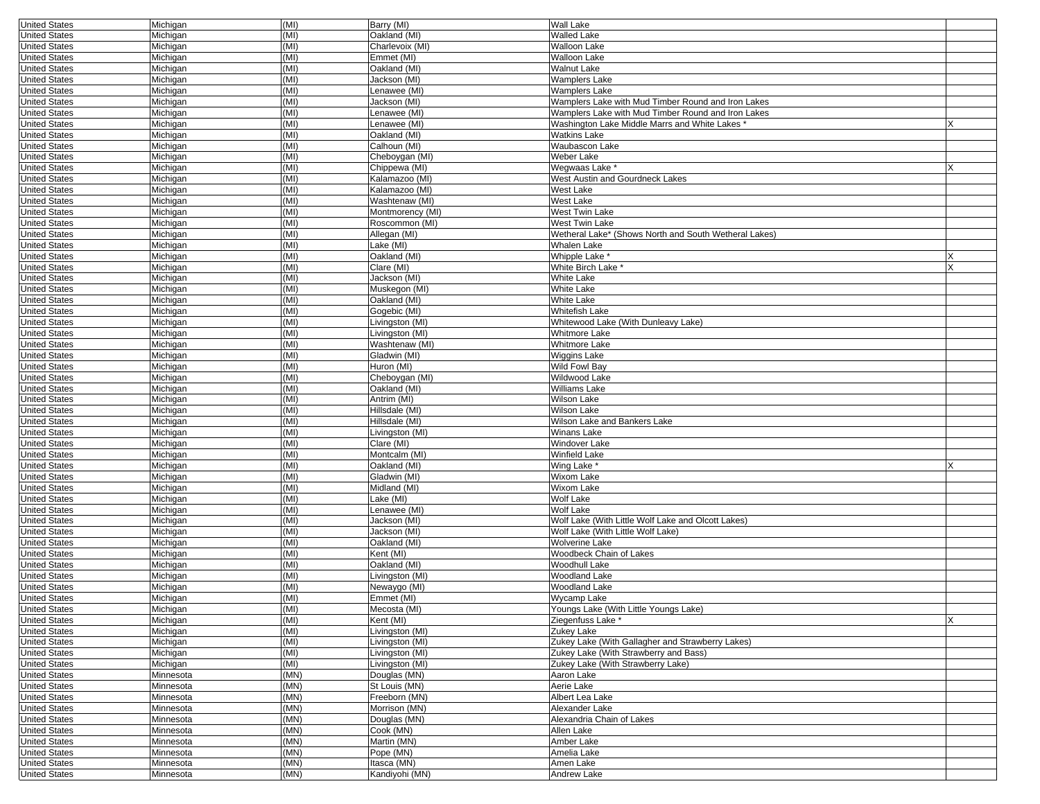| | | | | | |
|---|---|---|---|---|---|
| United States | Michigan | (MI) | Barry (MI) | Wall Lake | |
| United States | Michigan | (MI) | Oakland (MI) | Walled Lake | |
| United States | Michigan | (MI) | Charlevoix (MI) | Walloon Lake | |
| United States | Michigan | (MI) | Emmet (MI) | Walloon Lake | |
| United States | Michigan | (MI) | Oakland (MI) | Walnut Lake | |
| United States | Michigan | (MI) | Jackson (MI) | Wamplers Lake | |
| United States | Michigan | (MI) | Lenawee (MI) | Wamplers Lake | |
| United States | Michigan | (MI) | Jackson (MI) | Wamplers Lake with Mud Timber Round and Iron Lakes | |
| United States | Michigan | (MI) | Lenawee (MI) | Wamplers Lake with Mud Timber Round and Iron Lakes | |
| United States | Michigan | (MI) | Lenawee (MI) | Washington Lake Middle Marrs and White Lakes * | X |
| United States | Michigan | (MI) | Oakland (MI) | Watkins Lake | |
| United States | Michigan | (MI) | Calhoun (MI) | Waubascon Lake | |
| United States | Michigan | (MI) | Cheboygan (MI) | Weber Lake | |
| United States | Michigan | (MI) | Chippewa (MI) | Wegwaas Lake * | X |
| United States | Michigan | (MI) | Kalamazoo (MI) | West Austin and Gourdneck Lakes | |
| United States | Michigan | (MI) | Kalamazoo (MI) | West Lake | |
| United States | Michigan | (MI) | Washtenaw (MI) | West Lake | |
| United States | Michigan | (MI) | Montmorency (MI) | West Twin Lake | |
| United States | Michigan | (MI) | Roscommon (MI) | West Twin Lake | |
| United States | Michigan | (MI) | Allegan (MI) | Wetheral Lake* (Shows North and South Wetheral Lakes) | |
| United States | Michigan | (MI) | Lake (MI) | Whalen Lake | |
| United States | Michigan | (MI) | Oakland (MI) | Whipple Lake * | X |
| United States | Michigan | (MI) | Clare (MI) | White Birch Lake * | X |
| United States | Michigan | (MI) | Jackson (MI) | White Lake | |
| United States | Michigan | (MI) | Muskegon (MI) | White Lake | |
| United States | Michigan | (MI) | Oakland (MI) | White Lake | |
| United States | Michigan | (MI) | Gogebic (MI) | Whitefish Lake | |
| United States | Michigan | (MI) | Livingston (MI) | Whitewood Lake (With Dunleavy Lake) | |
| United States | Michigan | (MI) | Livingston (MI) | Whitmore Lake | |
| United States | Michigan | (MI) | Washtenaw (MI) | Whitmore Lake | |
| United States | Michigan | (MI) | Gladwin (MI) | Wiggins Lake | |
| United States | Michigan | (MI) | Huron (MI) | Wild Fowl Bay | |
| United States | Michigan | (MI) | Cheboygan (MI) | Wildwood Lake | |
| United States | Michigan | (MI) | Oakland (MI) | Williams Lake | |
| United States | Michigan | (MI) | Antrim (MI) | Wilson Lake | |
| United States | Michigan | (MI) | Hillsdale (MI) | Wilson Lake | |
| United States | Michigan | (MI) | Hillsdale (MI) | Wilson Lake and Bankers Lake | |
| United States | Michigan | (MI) | Livingston (MI) | Winans Lake | |
| United States | Michigan | (MI) | Clare (MI) | Windover Lake | |
| United States | Michigan | (MI) | Montcalm (MI) | Winfield Lake | |
| United States | Michigan | (MI) | Oakland (MI) | Wing Lake * | X |
| United States | Michigan | (MI) | Gladwin (MI) | Wixom Lake | |
| United States | Michigan | (MI) | Midland (MI) | Wixom Lake | |
| United States | Michigan | (MI) | Lake (MI) | Wolf Lake | |
| United States | Michigan | (MI) | Lenawee (MI) | Wolf Lake | |
| United States | Michigan | (MI) | Jackson (MI) | Wolf Lake (With Little Wolf Lake and Olcott Lakes) | |
| United States | Michigan | (MI) | Jackson (MI) | Wolf Lake (With Little Wolf Lake) | |
| United States | Michigan | (MI) | Oakland (MI) | Wolverine Lake | |
| United States | Michigan | (MI) | Kent (MI) | Woodbeck Chain of Lakes | |
| United States | Michigan | (MI) | Oakland (MI) | Woodhull Lake | |
| United States | Michigan | (MI) | Livingston (MI) | Woodland Lake | |
| United States | Michigan | (MI) | Newaygo (MI) | Woodland Lake | |
| United States | Michigan | (MI) | Emmet (MI) | Wycamp Lake | |
| United States | Michigan | (MI) | Mecosta (MI) | Youngs Lake (With Little Youngs Lake) | |
| United States | Michigan | (MI) | Kent (MI) | Ziegenfuss Lake * | X |
| United States | Michigan | (MI) | Livingston (MI) | Zukey Lake | |
| United States | Michigan | (MI) | Livingston (MI) | Zukey Lake (With Gallagher and Strawberry Lakes) | |
| United States | Michigan | (MI) | Livingston (MI) | Zukey Lake (With Strawberry and Bass) | |
| United States | Michigan | (MI) | Livingston (MI) | Zukey Lake (With Strawberry Lake) | |
| United States | Minnesota | (MN) | Douglas (MN) | Aaron Lake | |
| United States | Minnesota | (MN) | St Louis (MN) | Aerie Lake | |
| United States | Minnesota | (MN) | Freeborn (MN) | Albert Lea Lake | |
| United States | Minnesota | (MN) | Morrison (MN) | Alexander Lake | |
| United States | Minnesota | (MN) | Douglas (MN) | Alexandria Chain of Lakes | |
| United States | Minnesota | (MN) | Cook (MN) | Allen Lake | |
| United States | Minnesota | (MN) | Martin (MN) | Amber Lake | |
| United States | Minnesota | (MN) | Pope (MN) | Amelia Lake | |
| United States | Minnesota | (MN) | Itasca (MN) | Amen Lake | |
| United States | Minnesota | (MN) | Kandiyohi (MN) | Andrew Lake | |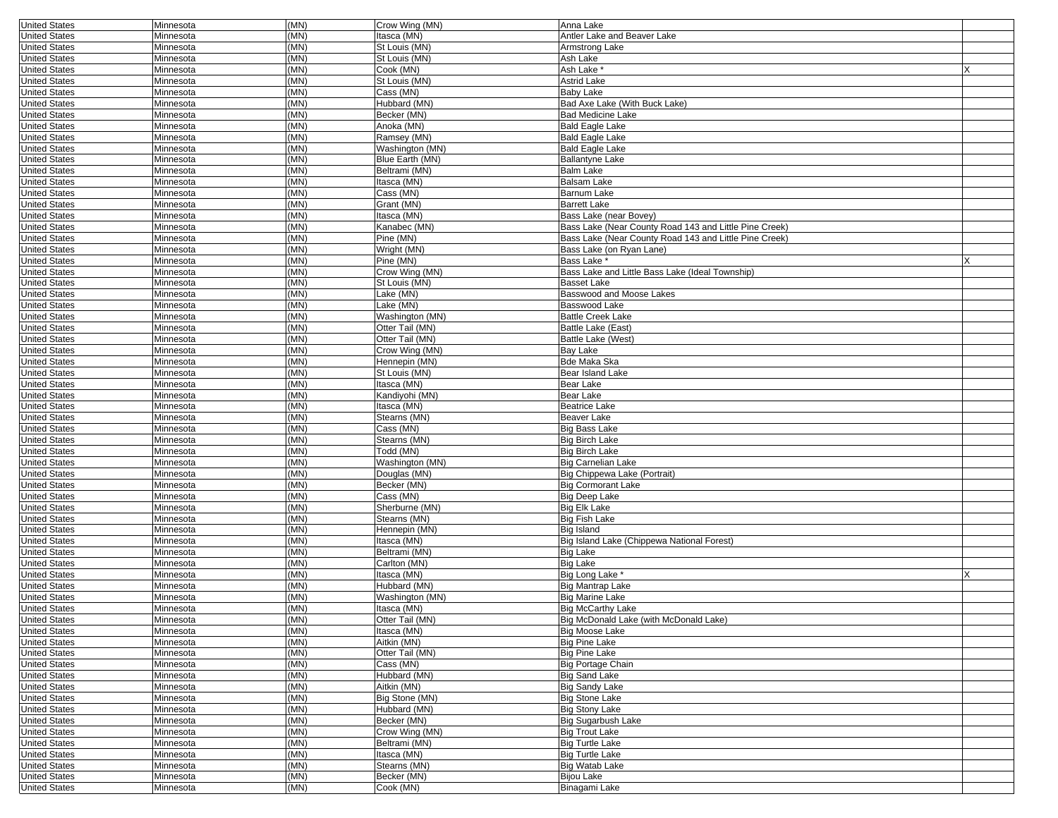| United States | Minnesota | (MN) | Crow Wing (MN) | Anna Lake | |
|---|---|---|---|---|---|
| United States | Minnesota | (MN) | Itasca (MN) | Antler Lake and Beaver Lake | |
| United States | Minnesota | (MN) | St Louis (MN) | Armstrong Lake | |
| United States | Minnesota | (MN) | St Louis (MN) | Ash Lake | |
| United States | Minnesota | (MN) | Cook (MN) | Ash Lake * | X |
| United States | Minnesota | (MN) | St Louis (MN) | Astrid Lake | |
| United States | Minnesota | (MN) | Cass (MN) | Baby Lake | |
| United States | Minnesota | (MN) | Hubbard (MN) | Bad Axe Lake (With Buck Lake) | |
| United States | Minnesota | (MN) | Becker (MN) | Bad Medicine Lake | |
| United States | Minnesota | (MN) | Anoka (MN) | Bald Eagle Lake | |
| United States | Minnesota | (MN) | Ramsey (MN) | Bald Eagle Lake | |
| United States | Minnesota | (MN) | Washington (MN) | Bald Eagle Lake | |
| United States | Minnesota | (MN) | Blue Earth (MN) | Ballantyne Lake | |
| United States | Minnesota | (MN) | Beltrami (MN) | Balm Lake | |
| United States | Minnesota | (MN) | Itasca (MN) | Balsam Lake | |
| United States | Minnesota | (MN) | Cass (MN) | Barnum Lake | |
| United States | Minnesota | (MN) | Grant (MN) | Barrett Lake | |
| United States | Minnesota | (MN) | Itasca (MN) | Bass Lake (near Bovey) | |
| United States | Minnesota | (MN) | Kanabec (MN) | Bass Lake (Near County Road 143 and Little Pine Creek) | |
| United States | Minnesota | (MN) | Pine (MN) | Bass Lake (Near County Road 143 and Little Pine Creek) | |
| United States | Minnesota | (MN) | Wright (MN) | Bass Lake (on Ryan Lane) | |
| United States | Minnesota | (MN) | Pine (MN) | Bass Lake * | X |
| United States | Minnesota | (MN) | Crow Wing (MN) | Bass Lake and Little Bass Lake (Ideal Township) | |
| United States | Minnesota | (MN) | St Louis (MN) | Basset Lake | |
| United States | Minnesota | (MN) | Lake (MN) | Basswood and Moose Lakes | |
| United States | Minnesota | (MN) | Lake (MN) | Basswood Lake | |
| United States | Minnesota | (MN) | Washington (MN) | Battle Creek Lake | |
| United States | Minnesota | (MN) | Otter Tail (MN) | Battle Lake (East) | |
| United States | Minnesota | (MN) | Otter Tail (MN) | Battle Lake (West) | |
| United States | Minnesota | (MN) | Crow Wing (MN) | Bay Lake | |
| United States | Minnesota | (MN) | Hennepin (MN) | Bde Maka Ska | |
| United States | Minnesota | (MN) | St Louis (MN) | Bear Island Lake | |
| United States | Minnesota | (MN) | Itasca (MN) | Bear Lake | |
| United States | Minnesota | (MN) | Kandiyohi (MN) | Bear Lake | |
| United States | Minnesota | (MN) | Itasca (MN) | Beatrice Lake | |
| United States | Minnesota | (MN) | Stearns (MN) | Beaver Lake | |
| United States | Minnesota | (MN) | Cass (MN) | Big Bass Lake | |
| United States | Minnesota | (MN) | Stearns (MN) | Big Birch Lake | |
| United States | Minnesota | (MN) | Todd (MN) | Big Birch Lake | |
| United States | Minnesota | (MN) | Washington (MN) | Big Carnelian Lake | |
| United States | Minnesota | (MN) | Douglas (MN) | Big Chippewa Lake (Portrait) | |
| United States | Minnesota | (MN) | Becker (MN) | Big Cormorant Lake | |
| United States | Minnesota | (MN) | Cass (MN) | Big Deep Lake | |
| United States | Minnesota | (MN) | Sherburne (MN) | Big Elk Lake | |
| United States | Minnesota | (MN) | Stearns (MN) | Big Fish Lake | |
| United States | Minnesota | (MN) | Hennepin (MN) | Big Island | |
| United States | Minnesota | (MN) | Itasca (MN) | Big Island Lake (Chippewa National Forest) | |
| United States | Minnesota | (MN) | Beltrami (MN) | Big Lake | |
| United States | Minnesota | (MN) | Carlton (MN) | Big Lake | |
| United States | Minnesota | (MN) | Itasca (MN) | Big Long Lake * | X |
| United States | Minnesota | (MN) | Hubbard (MN) | Big Mantrap Lake | |
| United States | Minnesota | (MN) | Washington (MN) | Big Marine Lake | |
| United States | Minnesota | (MN) | Itasca (MN) | Big McCarthy Lake | |
| United States | Minnesota | (MN) | Otter Tail (MN) | Big McDonald Lake (with McDonald Lake) | |
| United States | Minnesota | (MN) | Itasca (MN) | Big Moose Lake | |
| United States | Minnesota | (MN) | Aitkin (MN) | Big Pine Lake | |
| United States | Minnesota | (MN) | Otter Tail (MN) | Big Pine Lake | |
| United States | Minnesota | (MN) | Cass (MN) | Big Portage Chain | |
| United States | Minnesota | (MN) | Hubbard (MN) | Big Sand Lake | |
| United States | Minnesota | (MN) | Aitkin (MN) | Big Sandy Lake | |
| United States | Minnesota | (MN) | Big Stone (MN) | Big Stone Lake | |
| United States | Minnesota | (MN) | Hubbard (MN) | Big Stony Lake | |
| United States | Minnesota | (MN) | Becker (MN) | Big Sugarbush Lake | |
| United States | Minnesota | (MN) | Crow Wing (MN) | Big Trout Lake | |
| United States | Minnesota | (MN) | Beltrami (MN) | Big Turtle Lake | |
| United States | Minnesota | (MN) | Itasca (MN) | Big Turtle Lake | |
| United States | Minnesota | (MN) | Stearns (MN) | Big Watab Lake | |
| United States | Minnesota | (MN) | Becker (MN) | Bijou Lake | |
| United States | Minnesota | (MN) | Cook (MN) | Binagami Lake | |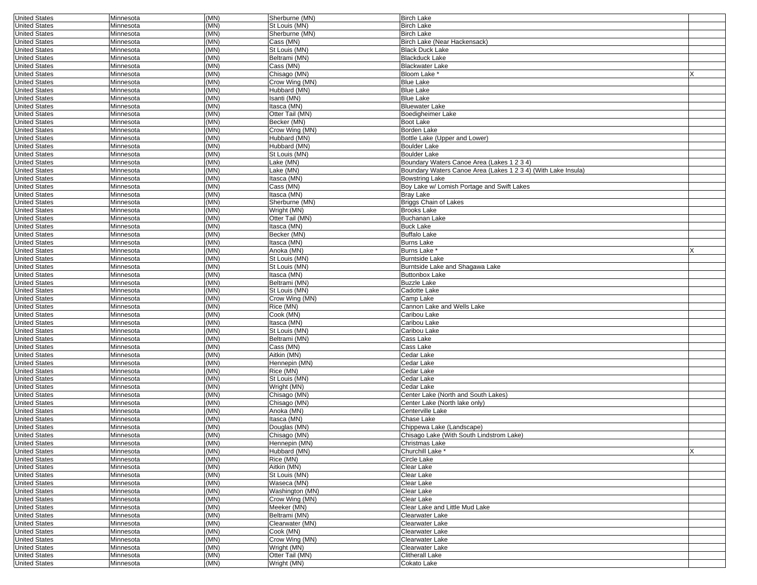| | | | | | |
|---|---|---|---|---|---|
| United States | Minnesota | (MN) | Sherburne (MN) | Birch Lake | |
| United States | Minnesota | (MN) | St Louis (MN) | Birch Lake | |
| United States | Minnesota | (MN) | Sherburne (MN) | Birch Lake | |
| United States | Minnesota | (MN) | Cass (MN) | Birch Lake (Near Hackensack) | |
| United States | Minnesota | (MN) | St Louis (MN) | Black Duck Lake | |
| United States | Minnesota | (MN) | Beltrami (MN) | Blackduck Lake | |
| United States | Minnesota | (MN) | Cass (MN) | Blackwater Lake | |
| United States | Minnesota | (MN) | Chisago (MN) | Bloom Lake * | X |
| United States | Minnesota | (MN) | Crow Wing (MN) | Blue Lake | |
| United States | Minnesota | (MN) | Hubbard (MN) | Blue Lake | |
| United States | Minnesota | (MN) | Isanti (MN) | Blue Lake | |
| United States | Minnesota | (MN) | Itasca (MN) | Bluewater Lake | |
| United States | Minnesota | (MN) | Otter Tail (MN) | Boedigheimer Lake | |
| United States | Minnesota | (MN) | Becker (MN) | Boot Lake | |
| United States | Minnesota | (MN) | Crow Wing (MN) | Borden Lake | |
| United States | Minnesota | (MN) | Hubbard (MN) | Bottle Lake (Upper and Lower) | |
| United States | Minnesota | (MN) | Hubbard (MN) | Boulder Lake | |
| United States | Minnesota | (MN) | St Louis (MN) | Boulder Lake | |
| United States | Minnesota | (MN) | Lake (MN) | Boundary Waters Canoe Area (Lakes 1 2 3 4) | |
| United States | Minnesota | (MN) | Lake (MN) | Boundary Waters Canoe Area (Lakes 1 2 3 4) (With Lake Insula) | |
| United States | Minnesota | (MN) | Itasca (MN) | Bowstring Lake | |
| United States | Minnesota | (MN) | Cass (MN) | Boy Lake w/ Lomish Portage and Swift Lakes | |
| United States | Minnesota | (MN) | Itasca (MN) | Bray Lake | |
| United States | Minnesota | (MN) | Sherburne (MN) | Briggs Chain of Lakes | |
| United States | Minnesota | (MN) | Wright (MN) | Brooks Lake | |
| United States | Minnesota | (MN) | Otter Tail (MN) | Buchanan Lake | |
| United States | Minnesota | (MN) | Itasca (MN) | Buck Lake | |
| United States | Minnesota | (MN) | Becker (MN) | Buffalo Lake | |
| United States | Minnesota | (MN) | Itasca (MN) | Burns Lake | |
| United States | Minnesota | (MN) | Anoka (MN) | Burns Lake * | X |
| United States | Minnesota | (MN) | St Louis (MN) | Burntside Lake | |
| United States | Minnesota | (MN) | St Louis (MN) | Burntside Lake and Shagawa Lake | |
| United States | Minnesota | (MN) | Itasca (MN) | Buttonbox Lake | |
| United States | Minnesota | (MN) | Beltrami (MN) | Buzzle Lake | |
| United States | Minnesota | (MN) | St Louis (MN) | Cadotte Lake | |
| United States | Minnesota | (MN) | Crow Wing (MN) | Camp Lake | |
| United States | Minnesota | (MN) | Rice (MN) | Cannon Lake and Wells Lake | |
| United States | Minnesota | (MN) | Cook (MN) | Caribou Lake | |
| United States | Minnesota | (MN) | Itasca (MN) | Caribou Lake | |
| United States | Minnesota | (MN) | St Louis (MN) | Caribou Lake | |
| United States | Minnesota | (MN) | Beltrami (MN) | Cass Lake | |
| United States | Minnesota | (MN) | Cass (MN) | Cass Lake | |
| United States | Minnesota | (MN) | Aitkin (MN) | Cedar Lake | |
| United States | Minnesota | (MN) | Hennepin (MN) | Cedar Lake | |
| United States | Minnesota | (MN) | Rice (MN) | Cedar Lake | |
| United States | Minnesota | (MN) | St Louis (MN) | Cedar Lake | |
| United States | Minnesota | (MN) | Wright (MN) | Cedar Lake | |
| United States | Minnesota | (MN) | Chisago (MN) | Center Lake (North and South Lakes) | |
| United States | Minnesota | (MN) | Chisago (MN) | Center Lake (North lake only) | |
| United States | Minnesota | (MN) | Anoka (MN) | Centerville Lake | |
| United States | Minnesota | (MN) | Itasca (MN) | Chase Lake | |
| United States | Minnesota | (MN) | Douglas (MN) | Chippewa Lake (Landscape) | |
| United States | Minnesota | (MN) | Chisago (MN) | Chisago Lake (With South Lindstrom Lake) | |
| United States | Minnesota | (MN) | Hennepin (MN) | Christmas Lake | |
| United States | Minnesota | (MN) | Hubbard (MN) | Churchill Lake * | X |
| United States | Minnesota | (MN) | Rice (MN) | Circle Lake | |
| United States | Minnesota | (MN) | Aitkin (MN) | Clear Lake | |
| United States | Minnesota | (MN) | St Louis (MN) | Clear Lake | |
| United States | Minnesota | (MN) | Waseca (MN) | Clear Lake | |
| United States | Minnesota | (MN) | Washington (MN) | Clear Lake | |
| United States | Minnesota | (MN) | Crow Wing (MN) | Clear Lake | |
| United States | Minnesota | (MN) | Meeker (MN) | Clear Lake and Little Mud Lake | |
| United States | Minnesota | (MN) | Beltrami (MN) | Clearwater Lake | |
| United States | Minnesota | (MN) | Clearwater (MN) | Clearwater Lake | |
| United States | Minnesota | (MN) | Cook (MN) | Clearwater Lake | |
| United States | Minnesota | (MN) | Crow Wing (MN) | Clearwater Lake | |
| United States | Minnesota | (MN) | Wright (MN) | Clearwater Lake | |
| United States | Minnesota | (MN) | Otter Tail (MN) | Clitherall Lake | |
| United States | Minnesota | (MN) | Wright (MN) | Cokato Lake | |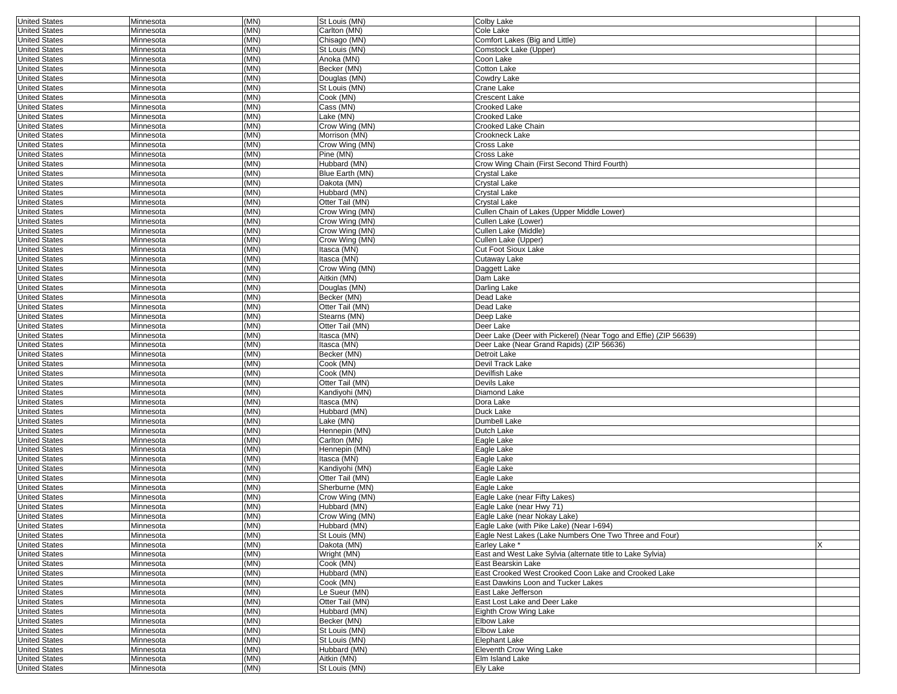| United States | Minnesota | (MN) | St Louis (MN) | Colby Lake | |
|---|---|---|---|---|---|
| United States | Minnesota | (MN) | Carlton (MN) | Cole Lake | |
| United States | Minnesota | (MN) | Chisago (MN) | Comfort Lakes (Big and Little) | |
| United States | Minnesota | (MN) | St Louis (MN) | Comstock Lake (Upper) | |
| United States | Minnesota | (MN) | Anoka (MN) | Coon Lake | |
| United States | Minnesota | (MN) | Becker (MN) | Cotton Lake | |
| United States | Minnesota | (MN) | Douglas (MN) | Cowdry Lake | |
| United States | Minnesota | (MN) | St Louis (MN) | Crane Lake | |
| United States | Minnesota | (MN) | Cook (MN) | Crescent Lake | |
| United States | Minnesota | (MN) | Cass (MN) | Crooked Lake | |
| United States | Minnesota | (MN) | Lake (MN) | Crooked Lake | |
| United States | Minnesota | (MN) | Crow Wing (MN) | Crooked Lake Chain | |
| United States | Minnesota | (MN) | Morrison (MN) | Crookneck Lake | |
| United States | Minnesota | (MN) | Crow Wing (MN) | Cross Lake | |
| United States | Minnesota | (MN) | Pine (MN) | Cross Lake | |
| United States | Minnesota | (MN) | Hubbard (MN) | Crow Wing Chain (First Second Third Fourth) | |
| United States | Minnesota | (MN) | Blue Earth (MN) | Crystal Lake | |
| United States | Minnesota | (MN) | Dakota (MN) | Crystal Lake | |
| United States | Minnesota | (MN) | Hubbard (MN) | Crystal Lake | |
| United States | Minnesota | (MN) | Otter Tail (MN) | Crystal Lake | |
| United States | Minnesota | (MN) | Crow Wing (MN) | Cullen Chain of Lakes (Upper Middle Lower) | |
| United States | Minnesota | (MN) | Crow Wing (MN) | Cullen Lake (Lower) | |
| United States | Minnesota | (MN) | Crow Wing (MN) | Cullen Lake (Middle) | |
| United States | Minnesota | (MN) | Crow Wing (MN) | Cullen Lake (Upper) | |
| United States | Minnesota | (MN) | Itasca (MN) | Cut Foot Sioux Lake | |
| United States | Minnesota | (MN) | Itasca (MN) | Cutaway Lake | |
| United States | Minnesota | (MN) | Crow Wing (MN) | Daggett Lake | |
| United States | Minnesota | (MN) | Aitkin (MN) | Dam Lake | |
| United States | Minnesota | (MN) | Douglas (MN) | Darling Lake | |
| United States | Minnesota | (MN) | Becker (MN) | Dead Lake | |
| United States | Minnesota | (MN) | Otter Tail (MN) | Dead Lake | |
| United States | Minnesota | (MN) | Stearns (MN) | Deep Lake | |
| United States | Minnesota | (MN) | Otter Tail (MN) | Deer Lake | |
| United States | Minnesota | (MN) | Itasca (MN) | Deer Lake (Deer with Pickerel) (Near Togo and Effie) (ZIP 56639) | |
| United States | Minnesota | (MN) | Itasca (MN) | Deer Lake (Near Grand Rapids) (ZIP 56636) | |
| United States | Minnesota | (MN) | Becker (MN) | Detroit Lake | |
| United States | Minnesota | (MN) | Cook (MN) | Devil Track Lake | |
| United States | Minnesota | (MN) | Cook (MN) | Devilfish Lake | |
| United States | Minnesota | (MN) | Otter Tail (MN) | Devils Lake | |
| United States | Minnesota | (MN) | Kandiyohi (MN) | Diamond Lake | |
| United States | Minnesota | (MN) | Itasca (MN) | Dora Lake | |
| United States | Minnesota | (MN) | Hubbard (MN) | Duck Lake | |
| United States | Minnesota | (MN) | Lake (MN) | Dumbell Lake | |
| United States | Minnesota | (MN) | Hennepin (MN) | Dutch Lake | |
| United States | Minnesota | (MN) | Carlton (MN) | Eagle Lake | |
| United States | Minnesota | (MN) | Hennepin (MN) | Eagle Lake | |
| United States | Minnesota | (MN) | Itasca (MN) | Eagle Lake | |
| United States | Minnesota | (MN) | Kandiyohi (MN) | Eagle Lake | |
| United States | Minnesota | (MN) | Otter Tail (MN) | Eagle Lake | |
| United States | Minnesota | (MN) | Sherburne (MN) | Eagle Lake | |
| United States | Minnesota | (MN) | Crow Wing (MN) | Eagle Lake (near Fifty Lakes) | |
| United States | Minnesota | (MN) | Hubbard (MN) | Eagle Lake (near Hwy 71) | |
| United States | Minnesota | (MN) | Crow Wing (MN) | Eagle Lake (near Nokay Lake) | |
| United States | Minnesota | (MN) | Hubbard (MN) | Eagle Lake (with Pike Lake) (Near I-694) | |
| United States | Minnesota | (MN) | St Louis (MN) | Eagle Nest Lakes (Lake Numbers One Two Three and Four) | |
| United States | Minnesota | (MN) | Dakota (MN) | Earley Lake * | X |
| United States | Minnesota | (MN) | Wright (MN) | East and West Lake Sylvia (alternate title to Lake Sylvia) | |
| United States | Minnesota | (MN) | Cook (MN) | East Bearskin Lake | |
| United States | Minnesota | (MN) | Hubbard (MN) | East Crooked West Crooked Coon Lake and Crooked Lake | |
| United States | Minnesota | (MN) | Cook (MN) | East Dawkins Loon and Tucker Lakes | |
| United States | Minnesota | (MN) | Le Sueur (MN) | East Lake Jefferson | |
| United States | Minnesota | (MN) | Otter Tail (MN) | East Lost Lake and Deer Lake | |
| United States | Minnesota | (MN) | Hubbard (MN) | Eighth Crow Wing Lake | |
| United States | Minnesota | (MN) | Becker (MN) | Elbow Lake | |
| United States | Minnesota | (MN) | St Louis (MN) | Elbow Lake | |
| United States | Minnesota | (MN) | St Louis (MN) | Elephant Lake | |
| United States | Minnesota | (MN) | Hubbard (MN) | Eleventh Crow Wing Lake | |
| United States | Minnesota | (MN) | Aitkin (MN) | Elm Island Lake | |
| United States | Minnesota | (MN) | St Louis (MN) | Ely Lake | |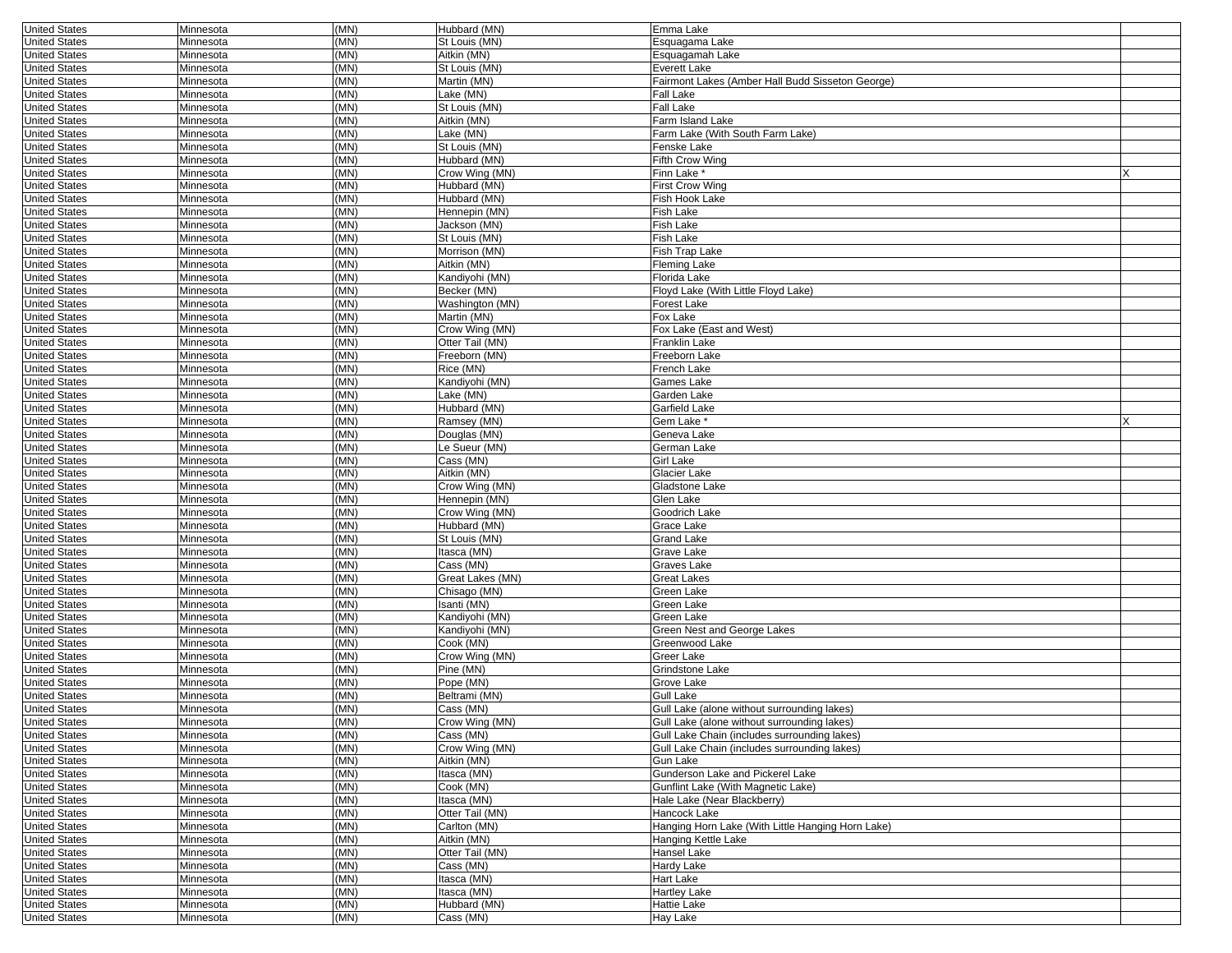| | | | | | |
|---|---|---|---|---|---|
| United States | Minnesota | (MN) | Hubbard (MN) | Emma Lake | |
| United States | Minnesota | (MN) | St Louis (MN) | Esquagama Lake | |
| United States | Minnesota | (MN) | Aitkin (MN) | Esquagamah Lake | |
| United States | Minnesota | (MN) | St Louis (MN) | Everett Lake | |
| United States | Minnesota | (MN) | Martin (MN) | Fairmont Lakes (Amber Hall Budd Sisseton George) | |
| United States | Minnesota | (MN) | Lake (MN) | Fall Lake | |
| United States | Minnesota | (MN) | St Louis (MN) | Fall Lake | |
| United States | Minnesota | (MN) | Aitkin (MN) | Farm Island Lake | |
| United States | Minnesota | (MN) | Lake (MN) | Farm Lake (With South Farm Lake) | |
| United States | Minnesota | (MN) | St Louis (MN) | Fenske Lake | |
| United States | Minnesota | (MN) | Hubbard (MN) | Fifth Crow Wing | |
| United States | Minnesota | (MN) | Crow Wing (MN) | Finn Lake * | X |
| United States | Minnesota | (MN) | Hubbard (MN) | First Crow Wing | |
| United States | Minnesota | (MN) | Hubbard (MN) | Fish Hook Lake | |
| United States | Minnesota | (MN) | Hennepin (MN) | Fish Lake | |
| United States | Minnesota | (MN) | Jackson (MN) | Fish Lake | |
| United States | Minnesota | (MN) | St Louis (MN) | Fish Lake | |
| United States | Minnesota | (MN) | Morrison (MN) | Fish Trap Lake | |
| United States | Minnesota | (MN) | Aitkin (MN) | Fleming Lake | |
| United States | Minnesota | (MN) | Kandiyohi (MN) | Florida Lake | |
| United States | Minnesota | (MN) | Becker (MN) | Floyd Lake (With Little Floyd Lake) | |
| United States | Minnesota | (MN) | Washington (MN) | Forest Lake | |
| United States | Minnesota | (MN) | Martin (MN) | Fox Lake | |
| United States | Minnesota | (MN) | Crow Wing (MN) | Fox Lake (East and West) | |
| United States | Minnesota | (MN) | Otter Tail (MN) | Franklin Lake | |
| United States | Minnesota | (MN) | Freeborn (MN) | Freeborn Lake | |
| United States | Minnesota | (MN) | Rice (MN) | French Lake | |
| United States | Minnesota | (MN) | Kandiyohi (MN) | Games Lake | |
| United States | Minnesota | (MN) | Lake (MN) | Garden Lake | |
| United States | Minnesota | (MN) | Hubbard (MN) | Garfield Lake | |
| United States | Minnesota | (MN) | Ramsey (MN) | Gem Lake * | X |
| United States | Minnesota | (MN) | Douglas (MN) | Geneva Lake | |
| United States | Minnesota | (MN) | Le Sueur (MN) | German Lake | |
| United States | Minnesota | (MN) | Cass (MN) | Girl Lake | |
| United States | Minnesota | (MN) | Aitkin (MN) | Glacier Lake | |
| United States | Minnesota | (MN) | Crow Wing (MN) | Gladstone Lake | |
| United States | Minnesota | (MN) | Hennepin (MN) | Glen Lake | |
| United States | Minnesota | (MN) | Crow Wing (MN) | Goodrich Lake | |
| United States | Minnesota | (MN) | Hubbard (MN) | Grace Lake | |
| United States | Minnesota | (MN) | St Louis (MN) | Grand Lake | |
| United States | Minnesota | (MN) | Itasca (MN) | Grave Lake | |
| United States | Minnesota | (MN) | Cass (MN) | Graves Lake | |
| United States | Minnesota | (MN) | Great Lakes (MN) | Great Lakes | |
| United States | Minnesota | (MN) | Chisago (MN) | Green Lake | |
| United States | Minnesota | (MN) | Isanti (MN) | Green Lake | |
| United States | Minnesota | (MN) | Kandiyohi (MN) | Green Lake | |
| United States | Minnesota | (MN) | Kandiyohi (MN) | Green Nest and George Lakes | |
| United States | Minnesota | (MN) | Cook (MN) | Greenwood Lake | |
| United States | Minnesota | (MN) | Crow Wing (MN) | Greer Lake | |
| United States | Minnesota | (MN) | Pine (MN) | Grindstone Lake | |
| United States | Minnesota | (MN) | Pope (MN) | Grove Lake | |
| United States | Minnesota | (MN) | Beltrami (MN) | Gull Lake | |
| United States | Minnesota | (MN) | Cass (MN) | Gull Lake (alone without surrounding lakes) | |
| United States | Minnesota | (MN) | Crow Wing (MN) | Gull Lake (alone without surrounding lakes) | |
| United States | Minnesota | (MN) | Cass (MN) | Gull Lake Chain (includes surrounding lakes) | |
| United States | Minnesota | (MN) | Crow Wing (MN) | Gull Lake Chain (includes surrounding lakes) | |
| United States | Minnesota | (MN) | Aitkin (MN) | Gun Lake | |
| United States | Minnesota | (MN) | Itasca (MN) | Gunderson Lake and Pickerel Lake | |
| United States | Minnesota | (MN) | Cook (MN) | Gunflint Lake (With Magnetic Lake) | |
| United States | Minnesota | (MN) | Itasca (MN) | Hale Lake (Near Blackberry) | |
| United States | Minnesota | (MN) | Otter Tail (MN) | Hancock Lake | |
| United States | Minnesota | (MN) | Carlton (MN) | Hanging Horn Lake (With Little Hanging Horn Lake) | |
| United States | Minnesota | (MN) | Aitkin (MN) | Hanging Kettle Lake | |
| United States | Minnesota | (MN) | Otter Tail (MN) | Hansel Lake | |
| United States | Minnesota | (MN) | Cass (MN) | Hardy Lake | |
| United States | Minnesota | (MN) | Itasca (MN) | Hart Lake | |
| United States | Minnesota | (MN) | Itasca (MN) | Hartley Lake | |
| United States | Minnesota | (MN) | Hubbard (MN) | Hattie Lake | |
| United States | Minnesota | (MN) | Cass (MN) | Hay Lake | |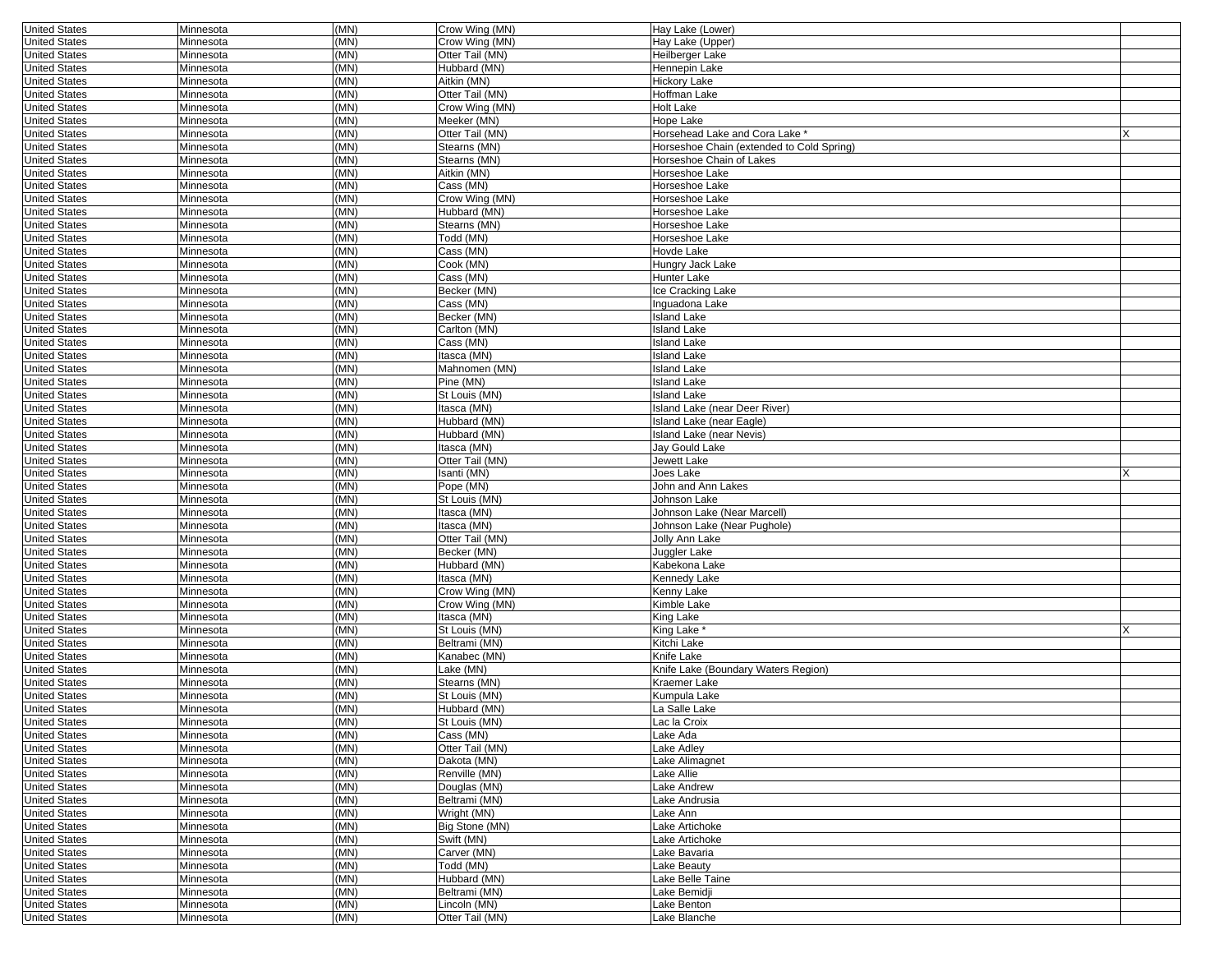| | | | | | |
|---|---|---|---|---|---|
| United States | Minnesota | (MN) | Crow Wing (MN) | Hay Lake (Lower) | |
| United States | Minnesota | (MN) | Crow Wing (MN) | Hay Lake (Upper) | |
| United States | Minnesota | (MN) | Otter Tail (MN) | Heilberger Lake | |
| United States | Minnesota | (MN) | Hubbard (MN) | Hennepin Lake | |
| United States | Minnesota | (MN) | Aitkin (MN) | Hickory Lake | |
| United States | Minnesota | (MN) | Otter Tail (MN) | Hoffman Lake | |
| United States | Minnesota | (MN) | Crow Wing (MN) | Holt Lake | |
| United States | Minnesota | (MN) | Meeker (MN) | Hope Lake | |
| United States | Minnesota | (MN) | Otter Tail (MN) | Horsehead Lake and Cora Lake * | X |
| United States | Minnesota | (MN) | Stearns (MN) | Horseshoe Chain (extended to Cold Spring) | |
| United States | Minnesota | (MN) | Stearns (MN) | Horseshoe Chain of Lakes | |
| United States | Minnesota | (MN) | Aitkin (MN) | Horseshoe Lake | |
| United States | Minnesota | (MN) | Cass (MN) | Horseshoe Lake | |
| United States | Minnesota | (MN) | Crow Wing (MN) | Horseshoe Lake | |
| United States | Minnesota | (MN) | Hubbard (MN) | Horseshoe Lake | |
| United States | Minnesota | (MN) | Stearns (MN) | Horseshoe Lake | |
| United States | Minnesota | (MN) | Todd (MN) | Horseshoe Lake | |
| United States | Minnesota | (MN) | Cass (MN) | Hovde Lake | |
| United States | Minnesota | (MN) | Cook (MN) | Hungry Jack Lake | |
| United States | Minnesota | (MN) | Cass (MN) | Hunter Lake | |
| United States | Minnesota | (MN) | Becker (MN) | Ice Cracking Lake | |
| United States | Minnesota | (MN) | Cass (MN) | Inguadona Lake | |
| United States | Minnesota | (MN) | Becker (MN) | Island Lake | |
| United States | Minnesota | (MN) | Carlton (MN) | Island Lake | |
| United States | Minnesota | (MN) | Cass (MN) | Island Lake | |
| United States | Minnesota | (MN) | Itasca (MN) | Island Lake | |
| United States | Minnesota | (MN) | Mahnomen (MN) | Island Lake | |
| United States | Minnesota | (MN) | Pine (MN) | Island Lake | |
| United States | Minnesota | (MN) | St Louis (MN) | Island Lake | |
| United States | Minnesota | (MN) | Itasca (MN) | Island Lake (near Deer River) | |
| United States | Minnesota | (MN) | Hubbard (MN) | Island Lake (near Eagle) | |
| United States | Minnesota | (MN) | Hubbard (MN) | Island Lake (near Nevis) | |
| United States | Minnesota | (MN) | Itasca (MN) | Jay Gould Lake | |
| United States | Minnesota | (MN) | Otter Tail (MN) | Jewett Lake | |
| United States | Minnesota | (MN) | Isanti (MN) | Joes Lake | X |
| United States | Minnesota | (MN) | Pope (MN) | John and Ann Lakes | |
| United States | Minnesota | (MN) | St Louis (MN) | Johnson Lake | |
| United States | Minnesota | (MN) | Itasca (MN) | Johnson Lake (Near Marcell) | |
| United States | Minnesota | (MN) | Itasca (MN) | Johnson Lake (Near Pughole) | |
| United States | Minnesota | (MN) | Otter Tail (MN) | Jolly Ann Lake | |
| United States | Minnesota | (MN) | Becker (MN) | Juggler Lake | |
| United States | Minnesota | (MN) | Hubbard (MN) | Kabekona Lake | |
| United States | Minnesota | (MN) | Itasca (MN) | Kennedy Lake | |
| United States | Minnesota | (MN) | Crow Wing (MN) | Kenny Lake | |
| United States | Minnesota | (MN) | Crow Wing (MN) | Kimble Lake | |
| United States | Minnesota | (MN) | Itasca (MN) | King Lake | |
| United States | Minnesota | (MN) | St Louis (MN) | King Lake * | X |
| United States | Minnesota | (MN) | Beltrami (MN) | Kitchi Lake | |
| United States | Minnesota | (MN) | Kanabec (MN) | Knife Lake | |
| United States | Minnesota | (MN) | Lake (MN) | Knife Lake (Boundary Waters Region) | |
| United States | Minnesota | (MN) | Stearns (MN) | Kraemer Lake | |
| United States | Minnesota | (MN) | St Louis (MN) | Kumpula Lake | |
| United States | Minnesota | (MN) | Hubbard (MN) | La Salle Lake | |
| United States | Minnesota | (MN) | St Louis (MN) | Lac la Croix | |
| United States | Minnesota | (MN) | Cass (MN) | Lake Ada | |
| United States | Minnesota | (MN) | Otter Tail (MN) | Lake Adley | |
| United States | Minnesota | (MN) | Dakota (MN) | Lake Alimagnet | |
| United States | Minnesota | (MN) | Renville (MN) | Lake Allie | |
| United States | Minnesota | (MN) | Douglas (MN) | Lake Andrew | |
| United States | Minnesota | (MN) | Beltrami (MN) | Lake Andrusia | |
| United States | Minnesota | (MN) | Wright (MN) | Lake Ann | |
| United States | Minnesota | (MN) | Big Stone (MN) | Lake Artichoke | |
| United States | Minnesota | (MN) | Swift (MN) | Lake Artichoke | |
| United States | Minnesota | (MN) | Carver (MN) | Lake Bavaria | |
| United States | Minnesota | (MN) | Todd (MN) | Lake Beauty | |
| United States | Minnesota | (MN) | Hubbard (MN) | Lake Belle Taine | |
| United States | Minnesota | (MN) | Beltrami (MN) | Lake Bemidji | |
| United States | Minnesota | (MN) | Lincoln (MN) | Lake Benton | |
| United States | Minnesota | (MN) | Otter Tail (MN) | Lake Blanche | |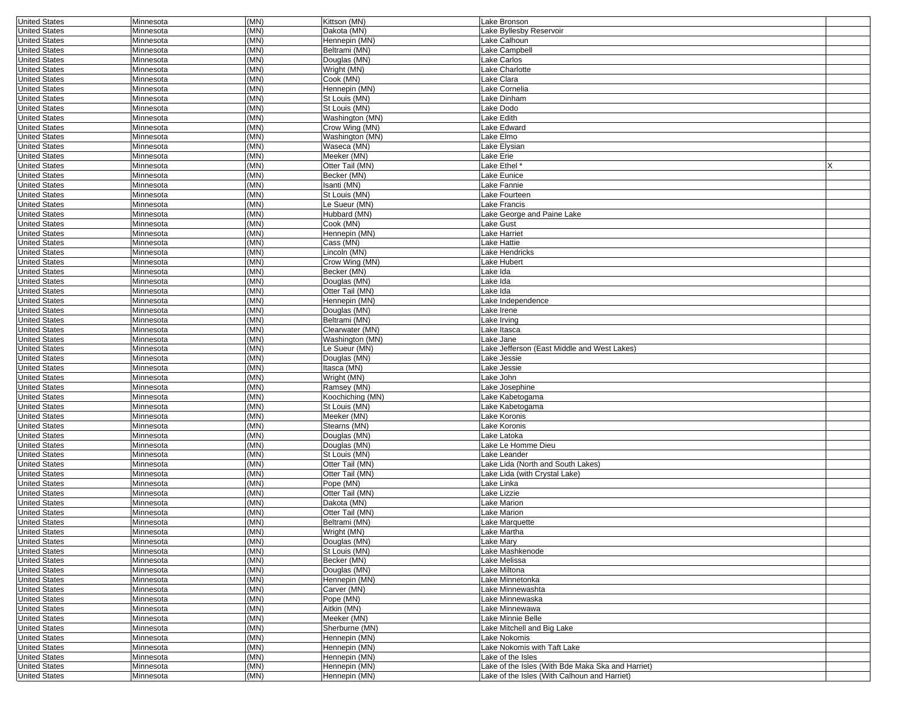| United States | Minnesota | (MN) | Kittson (MN) | Lake Bronson | |
|---|---|---|---|---|---|
| United States | Minnesota | (MN) | Dakota (MN) | Lake Byllesby Reservoir | |
| United States | Minnesota | (MN) | Hennepin (MN) | Lake Calhoun | |
| United States | Minnesota | (MN) | Beltrami (MN) | Lake Campbell | |
| United States | Minnesota | (MN) | Douglas (MN) | Lake Carlos | |
| United States | Minnesota | (MN) | Wright (MN) | Lake Charlotte | |
| United States | Minnesota | (MN) | Cook (MN) | Lake Clara | |
| United States | Minnesota | (MN) | Hennepin (MN) | Lake Cornelia | |
| United States | Minnesota | (MN) | St Louis (MN) | Lake Dinham | |
| United States | Minnesota | (MN) | St Louis (MN) | Lake Dodo | |
| United States | Minnesota | (MN) | Washington (MN) | Lake Edith | |
| United States | Minnesota | (MN) | Crow Wing (MN) | Lake Edward | |
| United States | Minnesota | (MN) | Washington (MN) | Lake Elmo | |
| United States | Minnesota | (MN) | Waseca (MN) | Lake Elysian | |
| United States | Minnesota | (MN) | Meeker (MN) | Lake Erie | |
| United States | Minnesota | (MN) | Otter Tail (MN) | Lake Ethel * | X |
| United States | Minnesota | (MN) | Becker (MN) | Lake Eunice | |
| United States | Minnesota | (MN) | Isanti (MN) | Lake Fannie | |
| United States | Minnesota | (MN) | St Louis (MN) | Lake Fourteen | |
| United States | Minnesota | (MN) | Le Sueur (MN) | Lake Francis | |
| United States | Minnesota | (MN) | Hubbard (MN) | Lake George and Paine Lake | |
| United States | Minnesota | (MN) | Cook (MN) | Lake Gust | |
| United States | Minnesota | (MN) | Hennepin (MN) | Lake Harriet | |
| United States | Minnesota | (MN) | Cass (MN) | Lake Hattie | |
| United States | Minnesota | (MN) | Lincoln (MN) | Lake Hendricks | |
| United States | Minnesota | (MN) | Crow Wing (MN) | Lake Hubert | |
| United States | Minnesota | (MN) | Becker (MN) | Lake Ida | |
| United States | Minnesota | (MN) | Douglas (MN) | Lake Ida | |
| United States | Minnesota | (MN) | Otter Tail (MN) | Lake Ida | |
| United States | Minnesota | (MN) | Hennepin (MN) | Lake Independence | |
| United States | Minnesota | (MN) | Douglas (MN) | Lake Irene | |
| United States | Minnesota | (MN) | Beltrami (MN) | Lake Irving | |
| United States | Minnesota | (MN) | Clearwater (MN) | Lake Itasca | |
| United States | Minnesota | (MN) | Washington (MN) | Lake Jane | |
| United States | Minnesota | (MN) | Le Sueur (MN) | Lake Jefferson (East Middle and West Lakes) | |
| United States | Minnesota | (MN) | Douglas (MN) | Lake Jessie | |
| United States | Minnesota | (MN) | Itasca (MN) | Lake Jessie | |
| United States | Minnesota | (MN) | Wright (MN) | Lake John | |
| United States | Minnesota | (MN) | Ramsey (MN) | Lake Josephine | |
| United States | Minnesota | (MN) | Koochiching (MN) | Lake Kabetogama | |
| United States | Minnesota | (MN) | St Louis (MN) | Lake Kabetogama | |
| United States | Minnesota | (MN) | Meeker (MN) | Lake Koronis | |
| United States | Minnesota | (MN) | Stearns (MN) | Lake Koronis | |
| United States | Minnesota | (MN) | Douglas (MN) | Lake Latoka | |
| United States | Minnesota | (MN) | Douglas (MN) | Lake Le Homme Dieu | |
| United States | Minnesota | (MN) | St Louis (MN) | Lake Leander | |
| United States | Minnesota | (MN) | Otter Tail (MN) | Lake Lida (North and South Lakes) | |
| United States | Minnesota | (MN) | Otter Tail (MN) | Lake Lida (with Crystal Lake) | |
| United States | Minnesota | (MN) | Pope (MN) | Lake Linka | |
| United States | Minnesota | (MN) | Otter Tail (MN) | Lake Lizzie | |
| United States | Minnesota | (MN) | Dakota (MN) | Lake Marion | |
| United States | Minnesota | (MN) | Otter Tail (MN) | Lake Marion | |
| United States | Minnesota | (MN) | Beltrami (MN) | Lake Marquette | |
| United States | Minnesota | (MN) | Wright (MN) | Lake Martha | |
| United States | Minnesota | (MN) | Douglas (MN) | Lake Mary | |
| United States | Minnesota | (MN) | St Louis (MN) | Lake Mashkenode | |
| United States | Minnesota | (MN) | Becker (MN) | Lake Melissa | |
| United States | Minnesota | (MN) | Douglas (MN) | Lake Miltona | |
| United States | Minnesota | (MN) | Hennepin (MN) | Lake Minnetonka | |
| United States | Minnesota | (MN) | Carver (MN) | Lake Minnewashta | |
| United States | Minnesota | (MN) | Pope (MN) | Lake Minnewaska | |
| United States | Minnesota | (MN) | Aitkin (MN) | Lake Minnewawa | |
| United States | Minnesota | (MN) | Meeker (MN) | Lake Minnie Belle | |
| United States | Minnesota | (MN) | Sherburne (MN) | Lake Mitchell and Big Lake | |
| United States | Minnesota | (MN) | Hennepin (MN) | Lake Nokomis | |
| United States | Minnesota | (MN) | Hennepin (MN) | Lake Nokomis with Taft Lake | |
| United States | Minnesota | (MN) | Hennepin (MN) | Lake of the Isles | |
| United States | Minnesota | (MN) | Hennepin (MN) | Lake of the Isles (With Bde Maka Ska and Harriet) | |
| United States | Minnesota | (MN) | Hennepin (MN) | Lake of the Isles (With Calhoun and Harriet) | |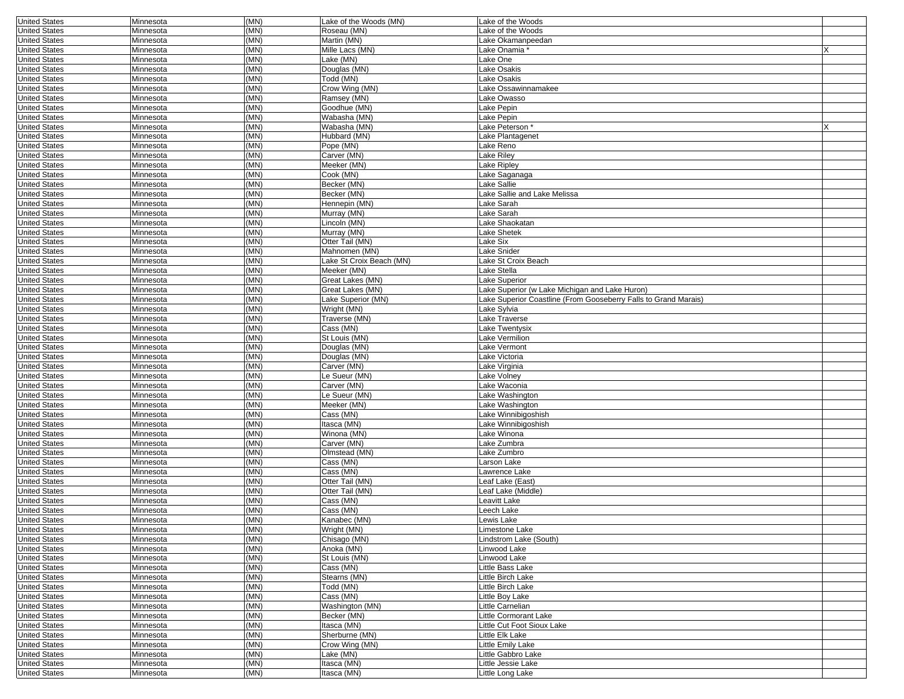| | | | | | |
|---|---|---|---|---|---|
| United States | Minnesota | (MN) | Lake of the Woods (MN) | Lake of the Woods | |
| United States | Minnesota | (MN) | Roseau (MN) | Lake of the Woods | |
| United States | Minnesota | (MN) | Martin (MN) | Lake Okamanpeedan | |
| United States | Minnesota | (MN) | Mille Lacs (MN) | Lake Onamia * | X |
| United States | Minnesota | (MN) | Lake (MN) | Lake One | |
| United States | Minnesota | (MN) | Douglas (MN) | Lake Osakis | |
| United States | Minnesota | (MN) | Todd (MN) | Lake Osakis | |
| United States | Minnesota | (MN) | Crow Wing (MN) | Lake Ossawinnamakee | |
| United States | Minnesota | (MN) | Ramsey (MN) | Lake Owasso | |
| United States | Minnesota | (MN) | Goodhue (MN) | Lake Pepin | |
| United States | Minnesota | (MN) | Wabasha (MN) | Lake Pepin | |
| United States | Minnesota | (MN) | Wabasha (MN) | Lake Peterson * | X |
| United States | Minnesota | (MN) | Hubbard (MN) | Lake Plantagenet | |
| United States | Minnesota | (MN) | Pope (MN) | Lake Reno | |
| United States | Minnesota | (MN) | Carver (MN) | Lake Riley | |
| United States | Minnesota | (MN) | Meeker (MN) | Lake Ripley | |
| United States | Minnesota | (MN) | Cook (MN) | Lake Saganaga | |
| United States | Minnesota | (MN) | Becker (MN) | Lake Sallie | |
| United States | Minnesota | (MN) | Becker (MN) | Lake Sallie and Lake Melissa | |
| United States | Minnesota | (MN) | Hennepin (MN) | Lake Sarah | |
| United States | Minnesota | (MN) | Murray (MN) | Lake Sarah | |
| United States | Minnesota | (MN) | Lincoln (MN) | Lake Shaokatan | |
| United States | Minnesota | (MN) | Murray (MN) | Lake Shetek | |
| United States | Minnesota | (MN) | Otter Tail (MN) | Lake Six | |
| United States | Minnesota | (MN) | Mahnomen (MN) | Lake Snider | |
| United States | Minnesota | (MN) | Lake St Croix Beach (MN) | Lake St Croix Beach | |
| United States | Minnesota | (MN) | Meeker (MN) | Lake Stella | |
| United States | Minnesota | (MN) | Great Lakes (MN) | Lake Superior | |
| United States | Minnesota | (MN) | Great Lakes (MN) | Lake Superior (w Lake Michigan and Lake Huron) | |
| United States | Minnesota | (MN) | Lake Superior (MN) | Lake Superior Coastline (From Gooseberry Falls to Grand Marais) | |
| United States | Minnesota | (MN) | Wright (MN) | Lake Sylvia | |
| United States | Minnesota | (MN) | Traverse (MN) | Lake Traverse | |
| United States | Minnesota | (MN) | Cass (MN) | Lake Twentysix | |
| United States | Minnesota | (MN) | St Louis (MN) | Lake Vermilion | |
| United States | Minnesota | (MN) | Douglas (MN) | Lake Vermont | |
| United States | Minnesota | (MN) | Douglas (MN) | Lake Victoria | |
| United States | Minnesota | (MN) | Carver (MN) | Lake Virginia | |
| United States | Minnesota | (MN) | Le Sueur (MN) | Lake Volney | |
| United States | Minnesota | (MN) | Carver (MN) | Lake Waconia | |
| United States | Minnesota | (MN) | Le Sueur (MN) | Lake Washington | |
| United States | Minnesota | (MN) | Meeker (MN) | Lake Washington | |
| United States | Minnesota | (MN) | Cass (MN) | Lake Winnibigoshish | |
| United States | Minnesota | (MN) | Itasca (MN) | Lake Winnibigoshish | |
| United States | Minnesota | (MN) | Winona (MN) | Lake Winona | |
| United States | Minnesota | (MN) | Carver (MN) | Lake Zumbra | |
| United States | Minnesota | (MN) | Olmstead (MN) | Lake Zumbro | |
| United States | Minnesota | (MN) | Cass (MN) | Larson Lake | |
| United States | Minnesota | (MN) | Cass (MN) | Lawrence Lake | |
| United States | Minnesota | (MN) | Otter Tail (MN) | Leaf Lake (East) | |
| United States | Minnesota | (MN) | Otter Tail (MN) | Leaf Lake (Middle) | |
| United States | Minnesota | (MN) | Cass (MN) | Leavitt Lake | |
| United States | Minnesota | (MN) | Cass (MN) | Leech Lake | |
| United States | Minnesota | (MN) | Kanabec (MN) | Lewis Lake | |
| United States | Minnesota | (MN) | Wright (MN) | Limestone Lake | |
| United States | Minnesota | (MN) | Chisago (MN) | Lindstrom Lake (South) | |
| United States | Minnesota | (MN) | Anoka (MN) | Linwood Lake | |
| United States | Minnesota | (MN) | St Louis (MN) | Linwood Lake | |
| United States | Minnesota | (MN) | Cass (MN) | Little Bass Lake | |
| United States | Minnesota | (MN) | Stearns (MN) | Little Birch Lake | |
| United States | Minnesota | (MN) | Todd (MN) | Little Birch Lake | |
| United States | Minnesota | (MN) | Cass (MN) | Little Boy Lake | |
| United States | Minnesota | (MN) | Washington (MN) | Little Carnelian | |
| United States | Minnesota | (MN) | Becker (MN) | Little Cormorant Lake | |
| United States | Minnesota | (MN) | Itasca (MN) | Little Cut Foot Sioux Lake | |
| United States | Minnesota | (MN) | Sherburne (MN) | Little Elk Lake | |
| United States | Minnesota | (MN) | Crow Wing (MN) | Little Emily Lake | |
| United States | Minnesota | (MN) | Lake (MN) | Little Gabbro Lake | |
| United States | Minnesota | (MN) | Itasca (MN) | Little Jessie Lake | |
| United States | Minnesota | (MN) | Itasca (MN) | Little Long Lake | |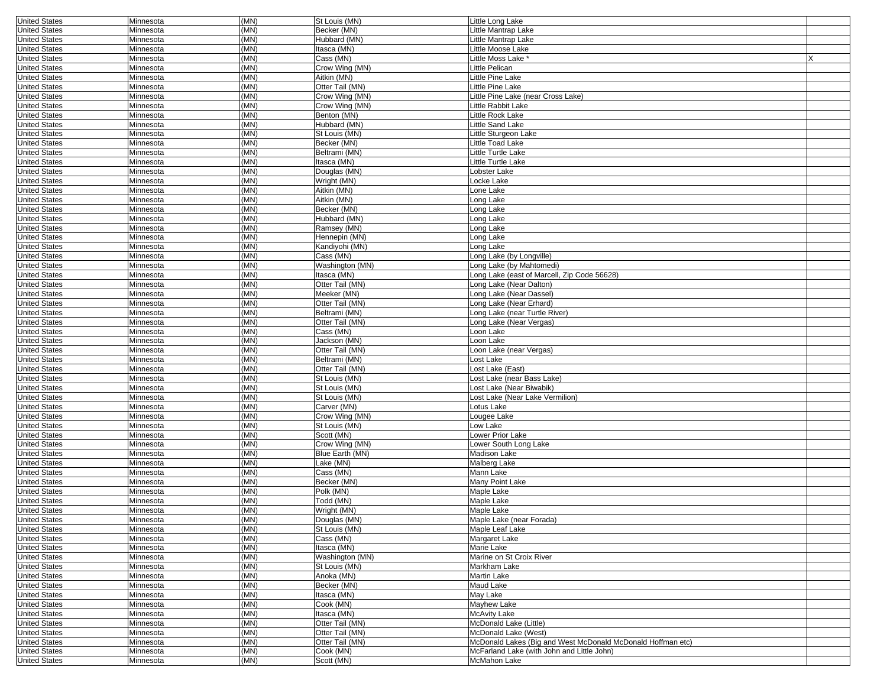| | | | | | |
|---|---|---|---|---|---|
| United States | Minnesota | (MN) | St Louis (MN) | Little Long Lake | |
| United States | Minnesota | (MN) | Becker (MN) | Little Mantrap Lake | |
| United States | Minnesota | (MN) | Hubbard (MN) | Little Mantrap Lake | |
| United States | Minnesota | (MN) | Itasca (MN) | Little Moose Lake | |
| United States | Minnesota | (MN) | Cass (MN) | Little Moss Lake * | X |
| United States | Minnesota | (MN) | Crow Wing (MN) | Little Pelican | |
| United States | Minnesota | (MN) | Aitkin (MN) | Little Pine Lake | |
| United States | Minnesota | (MN) | Otter Tail (MN) | Little Pine Lake | |
| United States | Minnesota | (MN) | Crow Wing (MN) | Little Pine Lake (near Cross Lake) | |
| United States | Minnesota | (MN) | Crow Wing (MN) | Little Rabbit Lake | |
| United States | Minnesota | (MN) | Benton (MN) | Little Rock Lake | |
| United States | Minnesota | (MN) | Hubbard (MN) | Little Sand Lake | |
| United States | Minnesota | (MN) | St Louis (MN) | Little Sturgeon Lake | |
| United States | Minnesota | (MN) | Becker (MN) | Little Toad Lake | |
| United States | Minnesota | (MN) | Beltrami (MN) | Little Turtle Lake | |
| United States | Minnesota | (MN) | Itasca (MN) | Little Turtle Lake | |
| United States | Minnesota | (MN) | Douglas (MN) | Lobster Lake | |
| United States | Minnesota | (MN) | Wright (MN) | Locke Lake | |
| United States | Minnesota | (MN) | Aitkin (MN) | Lone Lake | |
| United States | Minnesota | (MN) | Aitkin (MN) | Long Lake | |
| United States | Minnesota | (MN) | Becker (MN) | Long Lake | |
| United States | Minnesota | (MN) | Hubbard (MN) | Long Lake | |
| United States | Minnesota | (MN) | Ramsey (MN) | Long Lake | |
| United States | Minnesota | (MN) | Hennepin (MN) | Long Lake | |
| United States | Minnesota | (MN) | Kandiyohi (MN) | Long Lake | |
| United States | Minnesota | (MN) | Cass (MN) | Long Lake (by Longville) | |
| United States | Minnesota | (MN) | Washington (MN) | Long Lake (by Mahtomedi) | |
| United States | Minnesota | (MN) | Itasca (MN) | Long Lake (east of Marcell, Zip Code 56628) | |
| United States | Minnesota | (MN) | Otter Tail (MN) | Long Lake (Near Dalton) | |
| United States | Minnesota | (MN) | Meeker (MN) | Long Lake (Near Dassel) | |
| United States | Minnesota | (MN) | Otter Tail (MN) | Long Lake (Near Erhard) | |
| United States | Minnesota | (MN) | Beltrami (MN) | Long Lake (near Turtle River) | |
| United States | Minnesota | (MN) | Otter Tail (MN) | Long Lake (Near Vergas) | |
| United States | Minnesota | (MN) | Cass (MN) | Loon Lake | |
| United States | Minnesota | (MN) | Jackson (MN) | Loon Lake | |
| United States | Minnesota | (MN) | Otter Tail (MN) | Loon Lake (near Vergas) | |
| United States | Minnesota | (MN) | Beltrami (MN) | Lost Lake | |
| United States | Minnesota | (MN) | Otter Tail (MN) | Lost Lake (East) | |
| United States | Minnesota | (MN) | St Louis (MN) | Lost Lake (near Bass Lake) | |
| United States | Minnesota | (MN) | St Louis (MN) | Lost Lake (Near Biwabik) | |
| United States | Minnesota | (MN) | St Louis (MN) | Lost Lake (Near Lake Vermilion) | |
| United States | Minnesota | (MN) | Carver (MN) | Lotus Lake | |
| United States | Minnesota | (MN) | Crow Wing (MN) | Lougee Lake | |
| United States | Minnesota | (MN) | St Louis (MN) | Low Lake | |
| United States | Minnesota | (MN) | Scott (MN) | Lower Prior Lake | |
| United States | Minnesota | (MN) | Crow Wing (MN) | Lower South Long Lake | |
| United States | Minnesota | (MN) | Blue Earth (MN) | Madison Lake | |
| United States | Minnesota | (MN) | Lake (MN) | Malberg Lake | |
| United States | Minnesota | (MN) | Cass (MN) | Mann Lake | |
| United States | Minnesota | (MN) | Becker (MN) | Many Point Lake | |
| United States | Minnesota | (MN) | Polk (MN) | Maple Lake | |
| United States | Minnesota | (MN) | Todd (MN) | Maple Lake | |
| United States | Minnesota | (MN) | Wright (MN) | Maple Lake | |
| United States | Minnesota | (MN) | Douglas (MN) | Maple Lake (near Forada) | |
| United States | Minnesota | (MN) | St Louis (MN) | Maple Leaf Lake | |
| United States | Minnesota | (MN) | Cass (MN) | Margaret Lake | |
| United States | Minnesota | (MN) | Itasca (MN) | Marie Lake | |
| United States | Minnesota | (MN) | Washington (MN) | Marine on St Croix River | |
| United States | Minnesota | (MN) | St Louis (MN) | Markham Lake | |
| United States | Minnesota | (MN) | Anoka (MN) | Martin Lake | |
| United States | Minnesota | (MN) | Becker (MN) | Maud Lake | |
| United States | Minnesota | (MN) | Itasca (MN) | May Lake | |
| United States | Minnesota | (MN) | Cook (MN) | Mayhew Lake | |
| United States | Minnesota | (MN) | Itasca (MN) | McAvity Lake | |
| United States | Minnesota | (MN) | Otter Tail (MN) | McDonald Lake (Little) | |
| United States | Minnesota | (MN) | Otter Tail (MN) | McDonald Lake (West) | |
| United States | Minnesota | (MN) | Otter Tail (MN) | McDonald Lakes (Big and West McDonald McDonald Hoffman etc) | |
| United States | Minnesota | (MN) | Cook (MN) | McFarland Lake (with John and Little John) | |
| United States | Minnesota | (MN) | Scott (MN) | McMahon Lake | |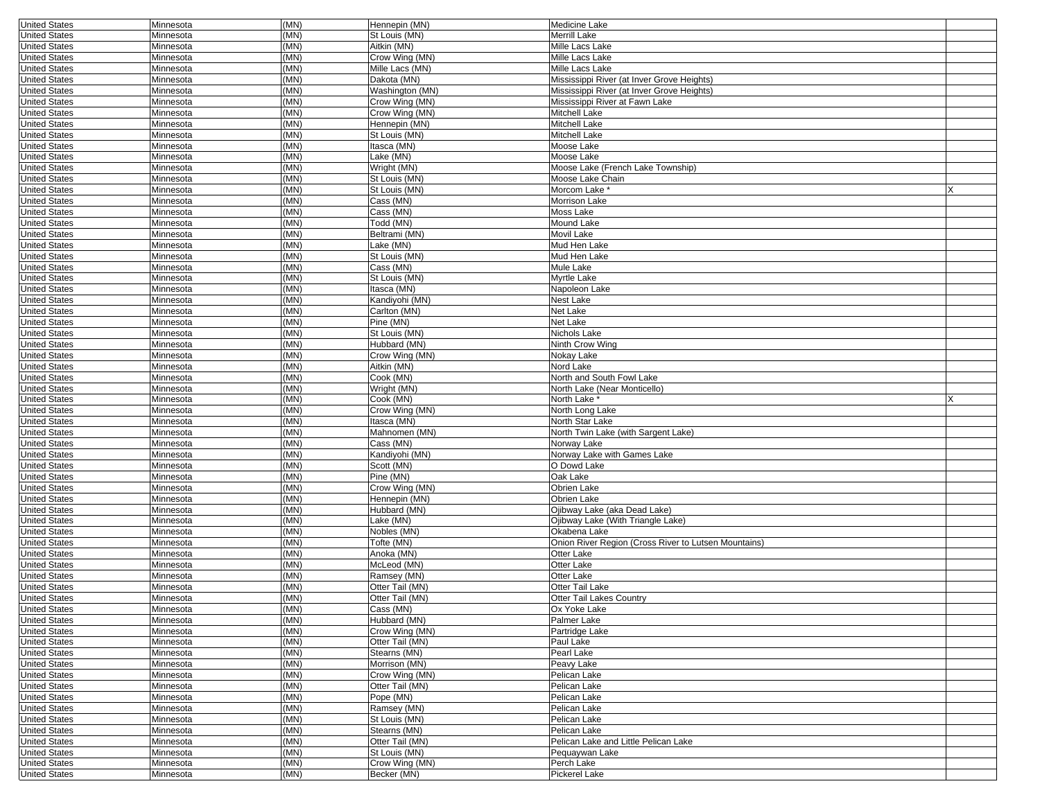| | | | | | |
|---|---|---|---|---|---|
| United States | Minnesota | (MN) | Hennepin (MN) | Medicine Lake | |
| United States | Minnesota | (MN) | St Louis (MN) | Merrill Lake | |
| United States | Minnesota | (MN) | Aitkin (MN) | Mille Lacs Lake | |
| United States | Minnesota | (MN) | Crow Wing (MN) | Mille Lacs Lake | |
| United States | Minnesota | (MN) | Mille Lacs (MN) | Mille Lacs Lake | |
| United States | Minnesota | (MN) | Dakota (MN) | Mississippi River (at Inver Grove Heights) | |
| United States | Minnesota | (MN) | Washington (MN) | Mississippi River (at Inver Grove Heights) | |
| United States | Minnesota | (MN) | Crow Wing (MN) | Mississippi River at Fawn Lake | |
| United States | Minnesota | (MN) | Crow Wing (MN) | Mitchell Lake | |
| United States | Minnesota | (MN) | Hennepin (MN) | Mitchell Lake | |
| United States | Minnesota | (MN) | St Louis (MN) | Mitchell Lake | |
| United States | Minnesota | (MN) | Itasca (MN) | Moose Lake | |
| United States | Minnesota | (MN) | Lake (MN) | Moose Lake | |
| United States | Minnesota | (MN) | Wright (MN) | Moose Lake (French Lake Township) | |
| United States | Minnesota | (MN) | St Louis (MN) | Moose Lake Chain | |
| United States | Minnesota | (MN) | St Louis (MN) | Morcom Lake * | X |
| United States | Minnesota | (MN) | Cass (MN) | Morrison Lake | |
| United States | Minnesota | (MN) | Cass (MN) | Moss Lake | |
| United States | Minnesota | (MN) | Todd (MN) | Mound Lake | |
| United States | Minnesota | (MN) | Beltrami (MN) | Movil Lake | |
| United States | Minnesota | (MN) | Lake (MN) | Mud Hen Lake | |
| United States | Minnesota | (MN) | St Louis (MN) | Mud Hen Lake | |
| United States | Minnesota | (MN) | Cass (MN) | Mule Lake | |
| United States | Minnesota | (MN) | St Louis (MN) | Myrtle Lake | |
| United States | Minnesota | (MN) | Itasca (MN) | Napoleon Lake | |
| United States | Minnesota | (MN) | Kandiyohi (MN) | Nest Lake | |
| United States | Minnesota | (MN) | Carlton (MN) | Net Lake | |
| United States | Minnesota | (MN) | Pine (MN) | Net Lake | |
| United States | Minnesota | (MN) | St Louis (MN) | Nichols Lake | |
| United States | Minnesota | (MN) | Hubbard (MN) | Ninth Crow Wing | |
| United States | Minnesota | (MN) | Crow Wing (MN) | Nokay Lake | |
| United States | Minnesota | (MN) | Aitkin (MN) | Nord Lake | |
| United States | Minnesota | (MN) | Cook (MN) | North and South Fowl Lake | |
| United States | Minnesota | (MN) | Wright (MN) | North Lake (Near Monticello) | |
| United States | Minnesota | (MN) | Cook (MN) | North Lake * | X |
| United States | Minnesota | (MN) | Crow Wing (MN) | North Long Lake | |
| United States | Minnesota | (MN) | Itasca (MN) | North Star Lake | |
| United States | Minnesota | (MN) | Mahnomen (MN) | North Twin Lake (with Sargent Lake) | |
| United States | Minnesota | (MN) | Cass (MN) | Norway Lake | |
| United States | Minnesota | (MN) | Kandiyohi (MN) | Norway Lake with Games Lake | |
| United States | Minnesota | (MN) | Scott (MN) | O Dowd Lake | |
| United States | Minnesota | (MN) | Pine (MN) | Oak Lake | |
| United States | Minnesota | (MN) | Crow Wing (MN) | Obrien Lake | |
| United States | Minnesota | (MN) | Hennepin (MN) | Obrien Lake | |
| United States | Minnesota | (MN) | Hubbard (MN) | Ojibway Lake (aka Dead Lake) | |
| United States | Minnesota | (MN) | Lake (MN) | Ojibway Lake (With Triangle Lake) | |
| United States | Minnesota | (MN) | Nobles (MN) | Okabena Lake | |
| United States | Minnesota | (MN) | Tofte (MN) | Onion River Region (Cross River to Lutsen Mountains) | |
| United States | Minnesota | (MN) | Anoka (MN) | Otter Lake | |
| United States | Minnesota | (MN) | McLeod (MN) | Otter Lake | |
| United States | Minnesota | (MN) | Ramsey (MN) | Otter Lake | |
| United States | Minnesota | (MN) | Otter Tail (MN) | Otter Tail Lake | |
| United States | Minnesota | (MN) | Otter Tail (MN) | Otter Tail Lakes Country | |
| United States | Minnesota | (MN) | Cass (MN) | Ox Yoke Lake | |
| United States | Minnesota | (MN) | Hubbard (MN) | Palmer Lake | |
| United States | Minnesota | (MN) | Crow Wing (MN) | Partridge Lake | |
| United States | Minnesota | (MN) | Otter Tail (MN) | Paul Lake | |
| United States | Minnesota | (MN) | Stearns (MN) | Pearl Lake | |
| United States | Minnesota | (MN) | Morrison (MN) | Peavy Lake | |
| United States | Minnesota | (MN) | Crow Wing (MN) | Pelican Lake | |
| United States | Minnesota | (MN) | Otter Tail (MN) | Pelican Lake | |
| United States | Minnesota | (MN) | Pope (MN) | Pelican Lake | |
| United States | Minnesota | (MN) | Ramsey (MN) | Pelican Lake | |
| United States | Minnesota | (MN) | St Louis (MN) | Pelican Lake | |
| United States | Minnesota | (MN) | Stearns (MN) | Pelican Lake | |
| United States | Minnesota | (MN) | Otter Tail (MN) | Pelican Lake and Little Pelican Lake | |
| United States | Minnesota | (MN) | St Louis (MN) | Pequaywan Lake | |
| United States | Minnesota | (MN) | Crow Wing (MN) | Perch Lake | |
| United States | Minnesota | (MN) | Becker (MN) | Pickerel Lake | |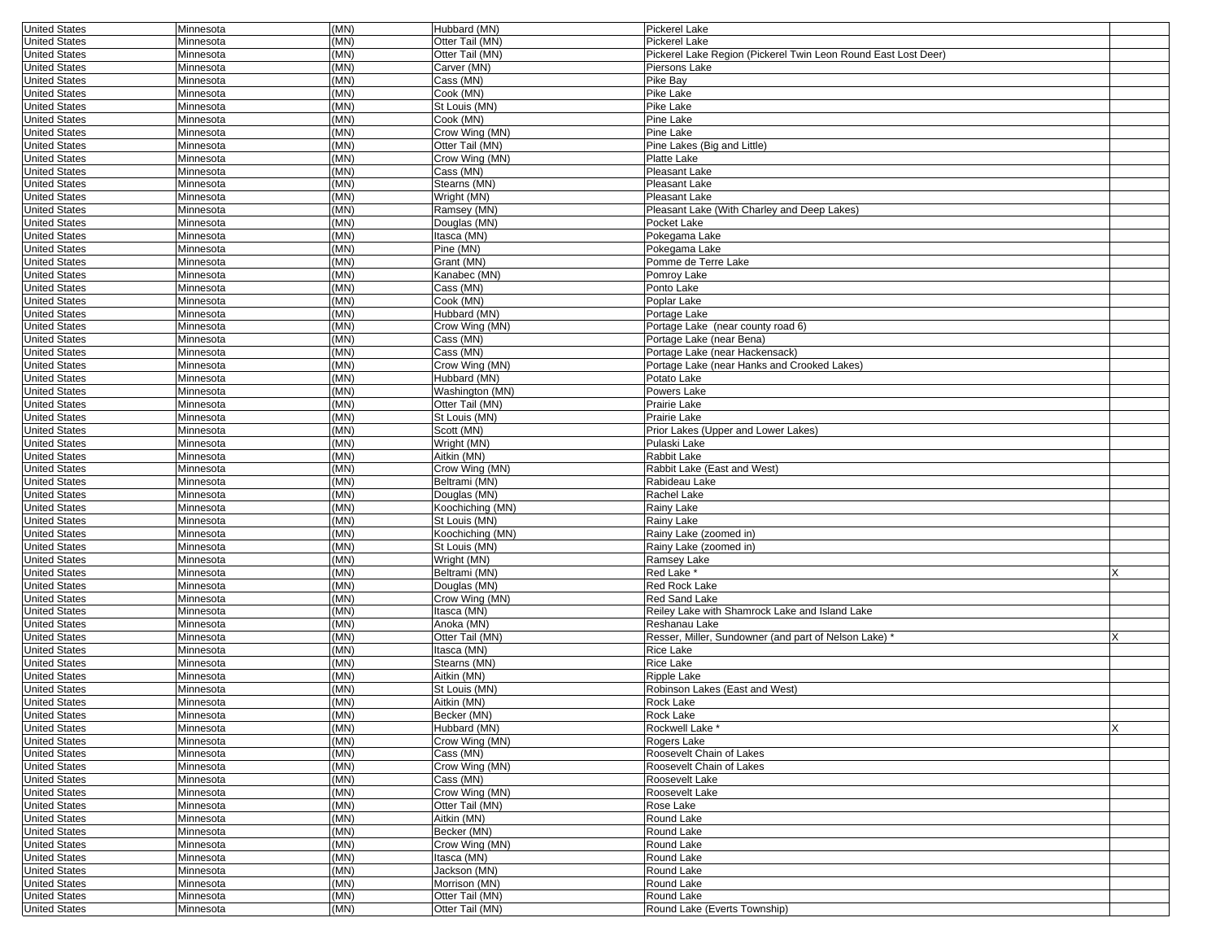| | | | | | |
|---|---|---|---|---|---|
| United States | Minnesota | (MN) | Hubbard (MN) | Pickerel Lake | |
| United States | Minnesota | (MN) | Otter Tail (MN) | Pickerel Lake | |
| United States | Minnesota | (MN) | Otter Tail (MN) | Pickerel Lake Region (Pickerel Twin Leon Round East Lost Deer) | |
| United States | Minnesota | (MN) | Carver (MN) | Piersons Lake | |
| United States | Minnesota | (MN) | Cass (MN) | Pike Bay | |
| United States | Minnesota | (MN) | Cook (MN) | Pike Lake | |
| United States | Minnesota | (MN) | St Louis (MN) | Pike Lake | |
| United States | Minnesota | (MN) | Cook (MN) | Pine Lake | |
| United States | Minnesota | (MN) | Crow Wing (MN) | Pine Lake | |
| United States | Minnesota | (MN) | Otter Tail (MN) | Pine Lakes (Big and Little) | |
| United States | Minnesota | (MN) | Crow Wing (MN) | Platte Lake | |
| United States | Minnesota | (MN) | Cass (MN) | Pleasant Lake | |
| United States | Minnesota | (MN) | Stearns (MN) | Pleasant Lake | |
| United States | Minnesota | (MN) | Wright (MN) | Pleasant Lake | |
| United States | Minnesota | (MN) | Ramsey (MN) | Pleasant Lake (With Charley and Deep Lakes) | |
| United States | Minnesota | (MN) | Douglas (MN) | Pocket Lake | |
| United States | Minnesota | (MN) | Itasca (MN) | Pokegama Lake | |
| United States | Minnesota | (MN) | Pine (MN) | Pokegama Lake | |
| United States | Minnesota | (MN) | Grant (MN) | Pomme de Terre Lake | |
| United States | Minnesota | (MN) | Kanabec (MN) | Pomroy Lake | |
| United States | Minnesota | (MN) | Cass (MN) | Ponto Lake | |
| United States | Minnesota | (MN) | Cook (MN) | Poplar Lake | |
| United States | Minnesota | (MN) | Hubbard (MN) | Portage Lake | |
| United States | Minnesota | (MN) | Crow Wing (MN) | Portage Lake (near county road 6) | |
| United States | Minnesota | (MN) | Cass (MN) | Portage Lake (near Bena) | |
| United States | Minnesota | (MN) | Cass (MN) | Portage Lake (near Hackensack) | |
| United States | Minnesota | (MN) | Crow Wing (MN) | Portage Lake (near Hanks and Crooked Lakes) | |
| United States | Minnesota | (MN) | Hubbard (MN) | Potato Lake | |
| United States | Minnesota | (MN) | Washington (MN) | Powers Lake | |
| United States | Minnesota | (MN) | Otter Tail (MN) | Prairie Lake | |
| United States | Minnesota | (MN) | St Louis (MN) | Prairie Lake | |
| United States | Minnesota | (MN) | Scott (MN) | Prior Lakes (Upper and Lower Lakes) | |
| United States | Minnesota | (MN) | Wright (MN) | Pulaski Lake | |
| United States | Minnesota | (MN) | Aitkin (MN) | Rabbit Lake | |
| United States | Minnesota | (MN) | Crow Wing (MN) | Rabbit Lake (East and West) | |
| United States | Minnesota | (MN) | Beltrami (MN) | Rabideau Lake | |
| United States | Minnesota | (MN) | Douglas (MN) | Rachel Lake | |
| United States | Minnesota | (MN) | Koochiching (MN) | Rainy Lake | |
| United States | Minnesota | (MN) | St Louis (MN) | Rainy Lake | |
| United States | Minnesota | (MN) | Koochiching (MN) | Rainy Lake (zoomed in) | |
| United States | Minnesota | (MN) | St Louis (MN) | Rainy Lake (zoomed in) | |
| United States | Minnesota | (MN) | Wright (MN) | Ramsey Lake | |
| United States | Minnesota | (MN) | Beltrami (MN) | Red Lake * | X |
| United States | Minnesota | (MN) | Douglas (MN) | Red Rock Lake | |
| United States | Minnesota | (MN) | Crow Wing (MN) | Red Sand Lake | |
| United States | Minnesota | (MN) | Itasca (MN) | Reiley Lake with Shamrock Lake and Island Lake | |
| United States | Minnesota | (MN) | Anoka (MN) | Reshanau Lake | |
| United States | Minnesota | (MN) | Otter Tail (MN) | Resser, Miller, Sundowner (and part of Nelson Lake) * | X |
| United States | Minnesota | (MN) | Itasca (MN) | Rice Lake | |
| United States | Minnesota | (MN) | Stearns (MN) | Rice Lake | |
| United States | Minnesota | (MN) | Aitkin (MN) | Ripple Lake | |
| United States | Minnesota | (MN) | St Louis (MN) | Robinson Lakes (East and West) | |
| United States | Minnesota | (MN) | Aitkin (MN) | Rock Lake | |
| United States | Minnesota | (MN) | Becker (MN) | Rock Lake | |
| United States | Minnesota | (MN) | Hubbard (MN) | Rockwell Lake * | X |
| United States | Minnesota | (MN) | Crow Wing (MN) | Rogers Lake | |
| United States | Minnesota | (MN) | Cass (MN) | Roosevelt Chain of Lakes | |
| United States | Minnesota | (MN) | Crow Wing (MN) | Roosevelt Chain of Lakes | |
| United States | Minnesota | (MN) | Cass (MN) | Roosevelt Lake | |
| United States | Minnesota | (MN) | Crow Wing (MN) | Roosevelt Lake | |
| United States | Minnesota | (MN) | Otter Tail (MN) | Rose Lake | |
| United States | Minnesota | (MN) | Aitkin (MN) | Round Lake | |
| United States | Minnesota | (MN) | Becker (MN) | Round Lake | |
| United States | Minnesota | (MN) | Crow Wing (MN) | Round Lake | |
| United States | Minnesota | (MN) | Itasca (MN) | Round Lake | |
| United States | Minnesota | (MN) | Jackson (MN) | Round Lake | |
| United States | Minnesota | (MN) | Morrison (MN) | Round Lake | |
| United States | Minnesota | (MN) | Otter Tail (MN) | Round Lake | |
| United States | Minnesota | (MN) | Otter Tail (MN) | Round Lake (Everts Township) | |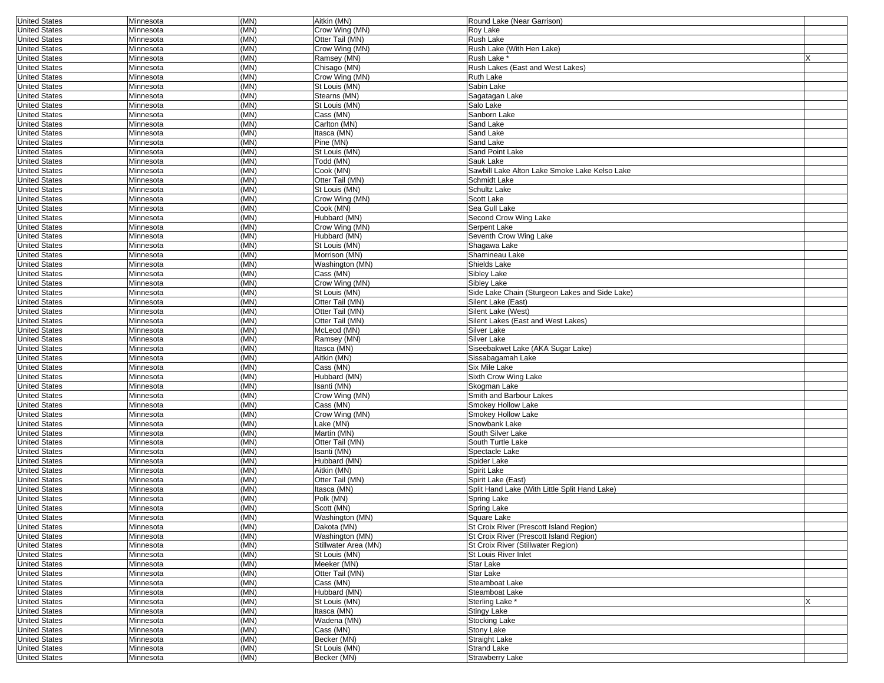| United States | Minnesota | (MN) | Aitkin (MN) | Round Lake (Near Garrison) | |
|---|---|---|---|---|---|
| United States | Minnesota | (MN) | Crow Wing (MN) | Roy Lake | |
| United States | Minnesota | (MN) | Otter Tail (MN) | Rush Lake | |
| United States | Minnesota | (MN) | Crow Wing (MN) | Rush Lake (With Hen Lake) | |
| United States | Minnesota | (MN) | Ramsey (MN) | Rush Lake * | X |
| United States | Minnesota | (MN) | Chisago (MN) | Rush Lakes (East and West Lakes) | |
| United States | Minnesota | (MN) | Crow Wing (MN) | Ruth Lake | |
| United States | Minnesota | (MN) | St Louis (MN) | Sabin Lake | |
| United States | Minnesota | (MN) | Stearns (MN) | Sagatagan Lake | |
| United States | Minnesota | (MN) | St Louis (MN) | Salo Lake | |
| United States | Minnesota | (MN) | Cass (MN) | Sanborn Lake | |
| United States | Minnesota | (MN) | Carlton (MN) | Sand Lake | |
| United States | Minnesota | (MN) | Itasca (MN) | Sand Lake | |
| United States | Minnesota | (MN) | Pine (MN) | Sand Lake | |
| United States | Minnesota | (MN) | St Louis (MN) | Sand Point Lake | |
| United States | Minnesota | (MN) | Todd (MN) | Sauk Lake | |
| United States | Minnesota | (MN) | Cook (MN) | Sawbill Lake Alton Lake Smoke Lake Kelso Lake | |
| United States | Minnesota | (MN) | Otter Tail (MN) | Schmidt Lake | |
| United States | Minnesota | (MN) | St Louis (MN) | Schultz Lake | |
| United States | Minnesota | (MN) | Crow Wing (MN) | Scott Lake | |
| United States | Minnesota | (MN) | Cook (MN) | Sea Gull Lake | |
| United States | Minnesota | (MN) | Hubbard (MN) | Second Crow Wing Lake | |
| United States | Minnesota | (MN) | Crow Wing (MN) | Serpent Lake | |
| United States | Minnesota | (MN) | Hubbard (MN) | Seventh Crow Wing Lake | |
| United States | Minnesota | (MN) | St Louis (MN) | Shagawa Lake | |
| United States | Minnesota | (MN) | Morrison (MN) | Shamineau Lake | |
| United States | Minnesota | (MN) | Washington (MN) | Shields Lake | |
| United States | Minnesota | (MN) | Cass (MN) | Sibley Lake | |
| United States | Minnesota | (MN) | Crow Wing (MN) | Sibley Lake | |
| United States | Minnesota | (MN) | St Louis (MN) | Side Lake Chain (Sturgeon Lakes and Side Lake) | |
| United States | Minnesota | (MN) | Otter Tail (MN) | Silent Lake (East) | |
| United States | Minnesota | (MN) | Otter Tail (MN) | Silent Lake (West) | |
| United States | Minnesota | (MN) | Otter Tail (MN) | Silent Lakes (East and West Lakes) | |
| United States | Minnesota | (MN) | McLeod (MN) | Silver Lake | |
| United States | Minnesota | (MN) | Ramsey (MN) | Silver Lake | |
| United States | Minnesota | (MN) | Itasca (MN) | Siseebakwet Lake (AKA Sugar Lake) | |
| United States | Minnesota | (MN) | Aitkin (MN) | Sissabagamah Lake | |
| United States | Minnesota | (MN) | Cass (MN) | Six Mile Lake | |
| United States | Minnesota | (MN) | Hubbard (MN) | Sixth Crow Wing Lake | |
| United States | Minnesota | (MN) | Isanti (MN) | Skogman Lake | |
| United States | Minnesota | (MN) | Crow Wing (MN) | Smith and Barbour Lakes | |
| United States | Minnesota | (MN) | Cass (MN) | Smokey Hollow Lake | |
| United States | Minnesota | (MN) | Crow Wing (MN) | Smokey Hollow Lake | |
| United States | Minnesota | (MN) | Lake (MN) | Snowbank Lake | |
| United States | Minnesota | (MN) | Martin (MN) | South Silver Lake | |
| United States | Minnesota | (MN) | Otter Tail (MN) | South Turtle Lake | |
| United States | Minnesota | (MN) | Isanti (MN) | Spectacle Lake | |
| United States | Minnesota | (MN) | Hubbard (MN) | Spider Lake | |
| United States | Minnesota | (MN) | Aitkin (MN) | Spirit Lake | |
| United States | Minnesota | (MN) | Otter Tail (MN) | Spirit Lake (East) | |
| United States | Minnesota | (MN) | Itasca (MN) | Split Hand Lake (With Little Split Hand Lake) | |
| United States | Minnesota | (MN) | Polk (MN) | Spring Lake | |
| United States | Minnesota | (MN) | Scott (MN) | Spring Lake | |
| United States | Minnesota | (MN) | Washington (MN) | Square Lake | |
| United States | Minnesota | (MN) | Dakota (MN) | St Croix River (Prescott Island Region) | |
| United States | Minnesota | (MN) | Washington (MN) | St Croix River (Prescott Island Region) | |
| United States | Minnesota | (MN) | Stillwater Area (MN) | St Croix River (Stillwater Region) | |
| United States | Minnesota | (MN) | St Louis (MN) | St Louis River Inlet | |
| United States | Minnesota | (MN) | Meeker (MN) | Star Lake | |
| United States | Minnesota | (MN) | Otter Tail (MN) | Star Lake | |
| United States | Minnesota | (MN) | Cass (MN) | Steamboat Lake | |
| United States | Minnesota | (MN) | Hubbard (MN) | Steamboat Lake | |
| United States | Minnesota | (MN) | St Louis (MN) | Sterling Lake * | X |
| United States | Minnesota | (MN) | Itasca (MN) | Stingy Lake | |
| United States | Minnesota | (MN) | Wadena (MN) | Stocking Lake | |
| United States | Minnesota | (MN) | Cass (MN) | Stony Lake | |
| United States | Minnesota | (MN) | Becker (MN) | Straight Lake | |
| United States | Minnesota | (MN) | St Louis (MN) | Strand Lake | |
| United States | Minnesota | (MN) | Becker (MN) | Strawberry Lake | |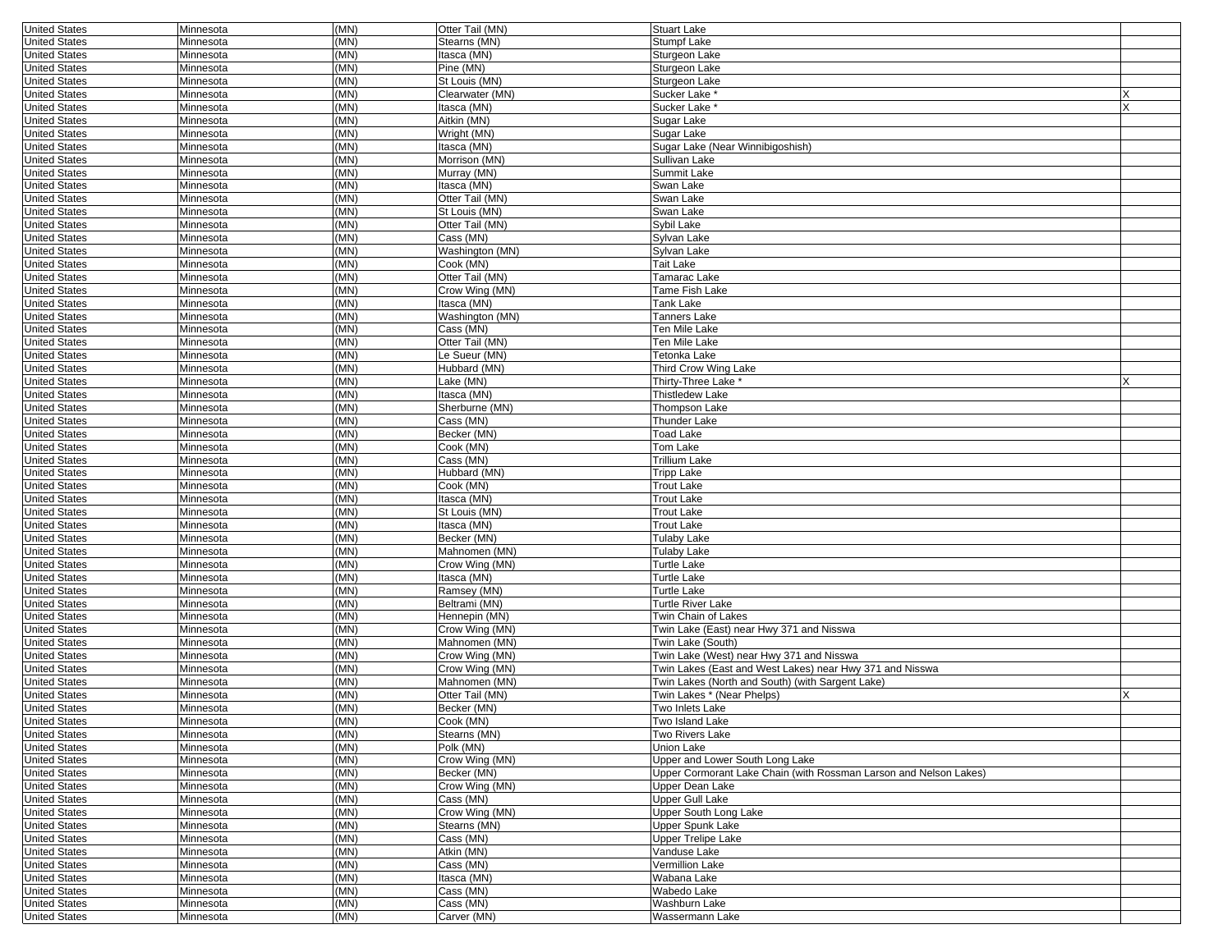| | | | | | |
|---|---|---|---|---|---|
| United States | Minnesota | (MN) | Otter Tail (MN) | Stuart Lake | |
| United States | Minnesota | (MN) | Stearns (MN) | Stumpf Lake | |
| United States | Minnesota | (MN) | Itasca (MN) | Sturgeon Lake | |
| United States | Minnesota | (MN) | Pine (MN) | Sturgeon Lake | |
| United States | Minnesota | (MN) | St Louis (MN) | Sturgeon Lake | |
| United States | Minnesota | (MN) | Clearwater (MN) | Sucker Lake * | X |
| United States | Minnesota | (MN) | Itasca (MN) | Sucker Lake * | X |
| United States | Minnesota | (MN) | Aitkin (MN) | Sugar Lake | |
| United States | Minnesota | (MN) | Wright (MN) | Sugar Lake | |
| United States | Minnesota | (MN) | Itasca (MN) | Sugar Lake (Near Winnibigoshish) | |
| United States | Minnesota | (MN) | Morrison (MN) | Sullivan Lake | |
| United States | Minnesota | (MN) | Murray (MN) | Summit Lake | |
| United States | Minnesota | (MN) | Itasca (MN) | Swan Lake | |
| United States | Minnesota | (MN) | Otter Tail (MN) | Swan Lake | |
| United States | Minnesota | (MN) | St Louis (MN) | Swan Lake | |
| United States | Minnesota | (MN) | Otter Tail (MN) | Sybil Lake | |
| United States | Minnesota | (MN) | Cass (MN) | Sylvan Lake | |
| United States | Minnesota | (MN) | Washington (MN) | Sylvan Lake | |
| United States | Minnesota | (MN) | Cook (MN) | Tait Lake | |
| United States | Minnesota | (MN) | Otter Tail (MN) | Tamarac Lake | |
| United States | Minnesota | (MN) | Crow Wing (MN) | Tame Fish Lake | |
| United States | Minnesota | (MN) | Itasca (MN) | Tank Lake | |
| United States | Minnesota | (MN) | Washington (MN) | Tanners Lake | |
| United States | Minnesota | (MN) | Cass (MN) | Ten Mile Lake | |
| United States | Minnesota | (MN) | Otter Tail (MN) | Ten Mile Lake | |
| United States | Minnesota | (MN) | Le Sueur (MN) | Tetonka Lake | |
| United States | Minnesota | (MN) | Hubbard (MN) | Third Crow Wing Lake | |
| United States | Minnesota | (MN) | Lake (MN) | Thirty-Three Lake * | X |
| United States | Minnesota | (MN) | Itasca (MN) | Thistledew Lake | |
| United States | Minnesota | (MN) | Sherburne (MN) | Thompson Lake | |
| United States | Minnesota | (MN) | Cass (MN) | Thunder Lake | |
| United States | Minnesota | (MN) | Becker (MN) | Toad Lake | |
| United States | Minnesota | (MN) | Cook (MN) | Tom Lake | |
| United States | Minnesota | (MN) | Cass (MN) | Trillium Lake | |
| United States | Minnesota | (MN) | Hubbard (MN) | Tripp Lake | |
| United States | Minnesota | (MN) | Cook (MN) | Trout Lake | |
| United States | Minnesota | (MN) | Itasca (MN) | Trout Lake | |
| United States | Minnesota | (MN) | St Louis (MN) | Trout Lake | |
| United States | Minnesota | (MN) | Itasca (MN) | Trout Lake | |
| United States | Minnesota | (MN) | Becker (MN) | Tulaby Lake | |
| United States | Minnesota | (MN) | Mahnomen (MN) | Tulaby Lake | |
| United States | Minnesota | (MN) | Crow Wing (MN) | Turtle Lake | |
| United States | Minnesota | (MN) | Itasca (MN) | Turtle Lake | |
| United States | Minnesota | (MN) | Ramsey (MN) | Turtle Lake | |
| United States | Minnesota | (MN) | Beltrami (MN) | Turtle River Lake | |
| United States | Minnesota | (MN) | Hennepin (MN) | Twin Chain of Lakes | |
| United States | Minnesota | (MN) | Crow Wing (MN) | Twin Lake (East) near Hwy 371 and Nisswa | |
| United States | Minnesota | (MN) | Mahnomen (MN) | Twin Lake (South) | |
| United States | Minnesota | (MN) | Crow Wing (MN) | Twin Lake (West) near Hwy 371 and Nisswa | |
| United States | Minnesota | (MN) | Crow Wing (MN) | Twin Lakes (East and West Lakes) near Hwy 371 and Nisswa | |
| United States | Minnesota | (MN) | Mahnomen (MN) | Twin Lakes (North and South) (with Sargent Lake) | |
| United States | Minnesota | (MN) | Otter Tail (MN) | Twin Lakes * (Near Phelps) | X |
| United States | Minnesota | (MN) | Becker (MN) | Two Inlets Lake | |
| United States | Minnesota | (MN) | Cook (MN) | Two Island Lake | |
| United States | Minnesota | (MN) | Stearns (MN) | Two Rivers Lake | |
| United States | Minnesota | (MN) | Polk (MN) | Union Lake | |
| United States | Minnesota | (MN) | Crow Wing (MN) | Upper and Lower South Long Lake | |
| United States | Minnesota | (MN) | Becker (MN) | Upper Cormorant Lake Chain (with Rossman Larson and Nelson Lakes) | |
| United States | Minnesota | (MN) | Crow Wing (MN) | Upper Dean Lake | |
| United States | Minnesota | (MN) | Cass (MN) | Upper Gull Lake | |
| United States | Minnesota | (MN) | Crow Wing (MN) | Upper South Long Lake | |
| United States | Minnesota | (MN) | Stearns (MN) | Upper Spunk Lake | |
| United States | Minnesota | (MN) | Cass (MN) | Upper Trelipe Lake | |
| United States | Minnesota | (MN) | Atkin (MN) | Vanduse Lake | |
| United States | Minnesota | (MN) | Cass (MN) | Vermillion Lake | |
| United States | Minnesota | (MN) | Itasca (MN) | Wabana Lake | |
| United States | Minnesota | (MN) | Cass (MN) | Wabedo Lake | |
| United States | Minnesota | (MN) | Cass (MN) | Washburn Lake | |
| United States | Minnesota | (MN) | Carver (MN) | Wassermann Lake | |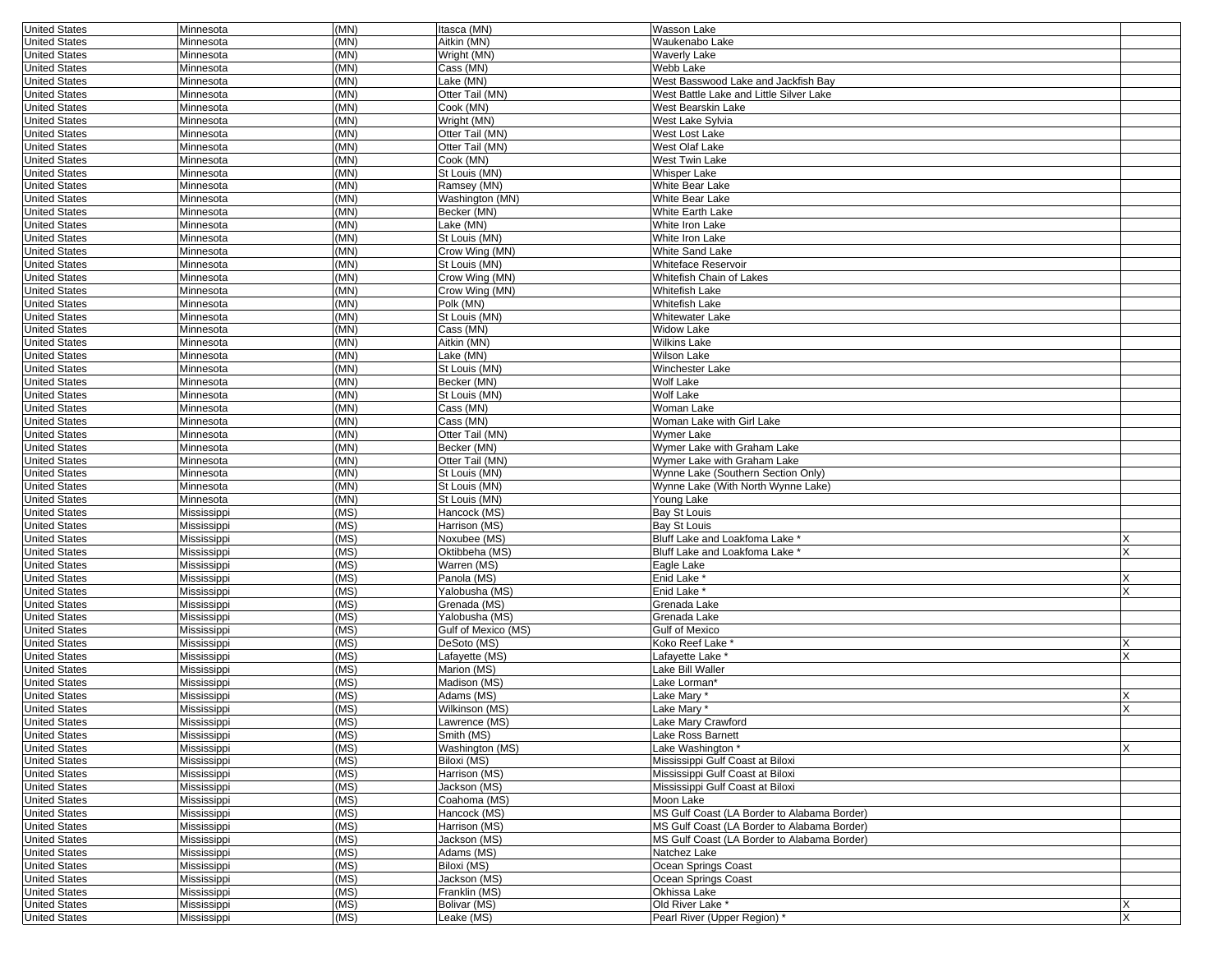| | | | | | |
|---|---|---|---|---|---|
| United States | Minnesota | (MN) | Itasca (MN) | Wasson Lake | |
| United States | Minnesota | (MN) | Aitkin (MN) | Waukenabo Lake | |
| United States | Minnesota | (MN) | Wright (MN) | Waverly Lake | |
| United States | Minnesota | (MN) | Cass (MN) | Webb Lake | |
| United States | Minnesota | (MN) | Lake (MN) | West Basswood Lake and Jackfish Bay | |
| United States | Minnesota | (MN) | Otter Tail (MN) | West Battle Lake and Little Silver Lake | |
| United States | Minnesota | (MN) | Cook (MN) | West Bearskin Lake | |
| United States | Minnesota | (MN) | Wright (MN) | West Lake Sylvia | |
| United States | Minnesota | (MN) | Otter Tail (MN) | West Lost Lake | |
| United States | Minnesota | (MN) | Otter Tail (MN) | West Olaf Lake | |
| United States | Minnesota | (MN) | Cook (MN) | West Twin Lake | |
| United States | Minnesota | (MN) | St Louis (MN) | Whisper Lake | |
| United States | Minnesota | (MN) | Ramsey (MN) | White Bear Lake | |
| United States | Minnesota | (MN) | Washington (MN) | White Bear Lake | |
| United States | Minnesota | (MN) | Becker (MN) | White Earth Lake | |
| United States | Minnesota | (MN) | Lake (MN) | White Iron Lake | |
| United States | Minnesota | (MN) | St Louis (MN) | White Iron Lake | |
| United States | Minnesota | (MN) | Crow Wing (MN) | White Sand Lake | |
| United States | Minnesota | (MN) | St Louis (MN) | Whiteface Reservoir | |
| United States | Minnesota | (MN) | Crow Wing (MN) | Whitefish Chain of Lakes | |
| United States | Minnesota | (MN) | Crow Wing (MN) | Whitefish Lake | |
| United States | Minnesota | (MN) | Polk (MN) | Whitefish Lake | |
| United States | Minnesota | (MN) | St Louis (MN) | Whitewater Lake | |
| United States | Minnesota | (MN) | Cass (MN) | Widow Lake | |
| United States | Minnesota | (MN) | Aitkin (MN) | Wilkins Lake | |
| United States | Minnesota | (MN) | Lake (MN) | Wilson Lake | |
| United States | Minnesota | (MN) | St Louis (MN) | Winchester Lake | |
| United States | Minnesota | (MN) | Becker (MN) | Wolf Lake | |
| United States | Minnesota | (MN) | St Louis (MN) | Wolf Lake | |
| United States | Minnesota | (MN) | Cass (MN) | Woman Lake | |
| United States | Minnesota | (MN) | Cass (MN) | Woman Lake with Girl Lake | |
| United States | Minnesota | (MN) | Otter Tail (MN) | Wymer Lake | |
| United States | Minnesota | (MN) | Becker (MN) | Wymer Lake with Graham Lake | |
| United States | Minnesota | (MN) | Otter Tail (MN) | Wymer Lake with Graham Lake | |
| United States | Minnesota | (MN) | St Louis (MN) | Wynne Lake (Southern Section Only) | |
| United States | Minnesota | (MN) | St Louis (MN) | Wynne Lake (With North Wynne Lake) | |
| United States | Minnesota | (MN) | St Louis (MN) | Young Lake | |
| United States | Mississippi | (MS) | Hancock (MS) | Bay St Louis | |
| United States | Mississippi | (MS) | Harrison (MS) | Bay St Louis | |
| United States | Mississippi | (MS) | Noxubee (MS) | Bluff Lake and Loakfoma Lake * | X |
| United States | Mississippi | (MS) | Oktibbeha (MS) | Bluff Lake and Loakfoma Lake * | X |
| United States | Mississippi | (MS) | Warren (MS) | Eagle Lake | |
| United States | Mississippi | (MS) | Panola (MS) | Enid Lake * | X |
| United States | Mississippi | (MS) | Yalobusha (MS) | Enid Lake * | X |
| United States | Mississippi | (MS) | Grenada (MS) | Grenada Lake | |
| United States | Mississippi | (MS) | Yalobusha (MS) | Grenada Lake | |
| United States | Mississippi | (MS) | Gulf of Mexico (MS) | Gulf of Mexico | |
| United States | Mississippi | (MS) | DeSoto (MS) | Koko Reef Lake * | X |
| United States | Mississippi | (MS) | Lafayette (MS) | Lafayette Lake * | X |
| United States | Mississippi | (MS) | Marion (MS) | Lake Bill Waller | |
| United States | Mississippi | (MS) | Madison (MS) | Lake Lorman* | |
| United States | Mississippi | (MS) | Adams (MS) | Lake Mary * | X |
| United States | Mississippi | (MS) | Wilkinson (MS) | Lake Mary * | X |
| United States | Mississippi | (MS) | Lawrence (MS) | Lake Mary Crawford | |
| United States | Mississippi | (MS) | Smith (MS) | Lake Ross Barnett | |
| United States | Mississippi | (MS) | Washington (MS) | Lake Washington * | X |
| United States | Mississippi | (MS) | Biloxi (MS) | Mississippi Gulf Coast at Biloxi | |
| United States | Mississippi | (MS) | Harrison (MS) | Mississippi Gulf Coast at Biloxi | |
| United States | Mississippi | (MS) | Jackson (MS) | Mississippi Gulf Coast at Biloxi | |
| United States | Mississippi | (MS) | Coahoma (MS) | Moon Lake | |
| United States | Mississippi | (MS) | Hancock (MS) | MS Gulf Coast (LA Border to Alabama Border) | |
| United States | Mississippi | (MS) | Harrison (MS) | MS Gulf Coast (LA Border to Alabama Border) | |
| United States | Mississippi | (MS) | Jackson (MS) | MS Gulf Coast (LA Border to Alabama Border) | |
| United States | Mississippi | (MS) | Adams (MS) | Natchez Lake | |
| United States | Mississippi | (MS) | Biloxi (MS) | Ocean Springs Coast | |
| United States | Mississippi | (MS) | Jackson (MS) | Ocean Springs Coast | |
| United States | Mississippi | (MS) | Franklin (MS) | Okhissa Lake | |
| United States | Mississippi | (MS) | Bolivar (MS) | Old River Lake * | X |
| United States | Mississippi | (MS) | Leake (MS) | Pearl River (Upper Region) * | X |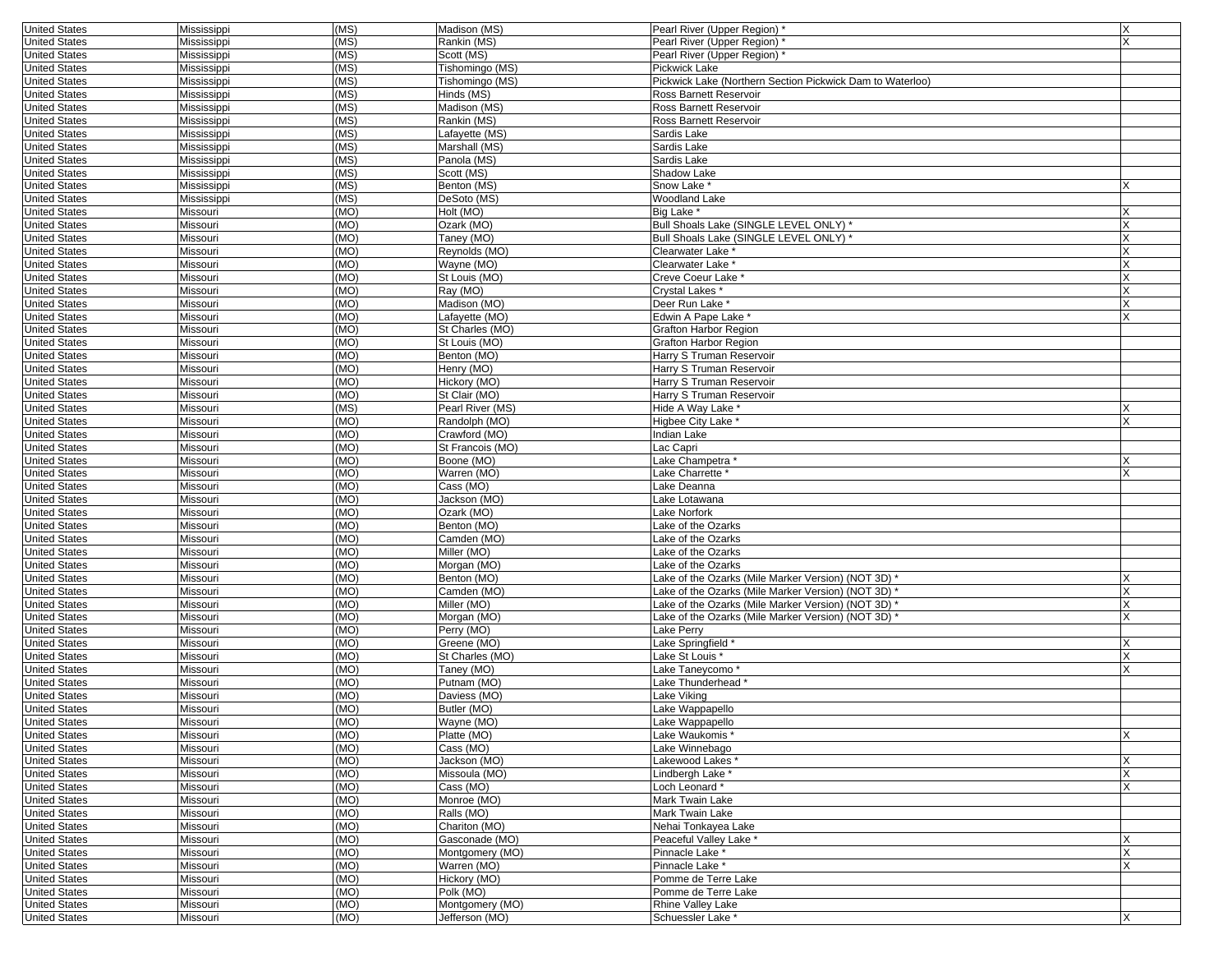| United States | Mississippi | (MS) | Madison (MS) | Pearl River (Upper Region) * | X |
|---|---|---|---|---|---|
| United States | Mississippi | (MS) | Rankin (MS) | Pearl River (Upper Region) * | X |
| United States | Mississippi | (MS) | Scott (MS) | Pearl River (Upper Region) * | |
| United States | Mississippi | (MS) | Tishomingo (MS) | Pickwick Lake | |
| United States | Mississippi | (MS) | Tishomingo (MS) | Pickwick Lake (Northern Section Pickwick Dam to Waterloo) | |
| United States | Mississippi | (MS) | Hinds (MS) | Ross Barnett Reservoir | |
| United States | Mississippi | (MS) | Madison (MS) | Ross Barnett Reservoir | |
| United States | Mississippi | (MS) | Rankin (MS) | Ross Barnett Reservoir | |
| United States | Mississippi | (MS) | Lafayette (MS) | Sardis Lake | |
| United States | Mississippi | (MS) | Marshall (MS) | Sardis Lake | |
| United States | Mississippi | (MS) | Panola (MS) | Sardis Lake | |
| United States | Mississippi | (MS) | Scott (MS) | Shadow Lake | |
| United States | Mississippi | (MS) | Benton (MS) | Snow Lake * | X |
| United States | Mississippi | (MS) | DeSoto (MS) | Woodland Lake | |
| United States | Missouri | (MO) | Holt (MO) | Big Lake * | X |
| United States | Missouri | (MO) | Ozark (MO) | Bull Shoals Lake (SINGLE LEVEL ONLY) * | X |
| United States | Missouri | (MO) | Taney (MO) | Bull Shoals Lake (SINGLE LEVEL ONLY) * | X |
| United States | Missouri | (MO) | Reynolds (MO) | Clearwater Lake * | X |
| United States | Missouri | (MO) | Wayne (MO) | Clearwater Lake * | X |
| United States | Missouri | (MO) | St Louis (MO) | Creve Coeur Lake * | X |
| United States | Missouri | (MO) | Ray (MO) | Crystal Lakes * | X |
| United States | Missouri | (MO) | Madison (MO) | Deer Run Lake * | X |
| United States | Missouri | (MO) | Lafayette (MO) | Edwin A Pape Lake * | X |
| United States | Missouri | (MO) | St Charles (MO) | Grafton Harbor Region | |
| United States | Missouri | (MO) | St Louis (MO) | Grafton Harbor Region | |
| United States | Missouri | (MO) | Benton (MO) | Harry S Truman Reservoir | |
| United States | Missouri | (MO) | Henry (MO) | Harry S Truman Reservoir | |
| United States | Missouri | (MO) | Hickory (MO) | Harry S Truman Reservoir | |
| United States | Missouri | (MO) | St Clair (MO) | Harry S Truman Reservoir | |
| United States | Missouri | (MS) | Pearl River (MS) | Hide A Way Lake * | X |
| United States | Missouri | (MO) | Randolph (MO) | Higbee City Lake * | X |
| United States | Missouri | (MO) | Crawford (MO) | Indian Lake | |
| United States | Missouri | (MO) | St Francois (MO) | Lac Capri | |
| United States | Missouri | (MO) | Boone (MO) | Lake Champetra * | X |
| United States | Missouri | (MO) | Warren (MO) | Lake Charrette * | X |
| United States | Missouri | (MO) | Cass (MO) | Lake Deanna | |
| United States | Missouri | (MO) | Jackson (MO) | Lake Lotawana | |
| United States | Missouri | (MO) | Ozark (MO) | Lake Norfork | |
| United States | Missouri | (MO) | Benton (MO) | Lake of the Ozarks | |
| United States | Missouri | (MO) | Camden (MO) | Lake of the Ozarks | |
| United States | Missouri | (MO) | Miller (MO) | Lake of the Ozarks | |
| United States | Missouri | (MO) | Morgan (MO) | Lake of the Ozarks | |
| United States | Missouri | (MO) | Benton (MO) | Lake of the Ozarks (Mile Marker Version) (NOT 3D) * | X |
| United States | Missouri | (MO) | Camden (MO) | Lake of the Ozarks (Mile Marker Version) (NOT 3D) * | X |
| United States | Missouri | (MO) | Miller (MO) | Lake of the Ozarks (Mile Marker Version) (NOT 3D) * | X |
| United States | Missouri | (MO) | Morgan (MO) | Lake of the Ozarks (Mile Marker Version) (NOT 3D) * | X |
| United States | Missouri | (MO) | Perry (MO) | Lake Perry | |
| United States | Missouri | (MO) | Greene (MO) | Lake Springfield * | X |
| United States | Missouri | (MO) | St Charles (MO) | Lake St Louis * | X |
| United States | Missouri | (MO) | Taney (MO) | Lake Taneycomo * | X |
| United States | Missouri | (MO) | Putnam (MO) | Lake Thunderhead * | |
| United States | Missouri | (MO) | Daviess (MO) | Lake Viking | |
| United States | Missouri | (MO) | Butler (MO) | Lake Wappapello | |
| United States | Missouri | (MO) | Wayne (MO) | Lake Wappapello | |
| United States | Missouri | (MO) | Platte (MO) | Lake Waukomis * | X |
| United States | Missouri | (MO) | Cass (MO) | Lake Winnebago | |
| United States | Missouri | (MO) | Jackson (MO) | Lakewood Lakes * | X |
| United States | Missouri | (MO) | Missoula (MO) | Lindbergh Lake * | X |
| United States | Missouri | (MO) | Cass (MO) | Loch Leonard * | X |
| United States | Missouri | (MO) | Monroe (MO) | Mark Twain Lake | |
| United States | Missouri | (MO) | Ralls (MO) | Mark Twain Lake | |
| United States | Missouri | (MO) | Chariton (MO) | Nehai Tonkayea Lake | |
| United States | Missouri | (MO) | Gasconade (MO) | Peaceful Valley Lake * | X |
| United States | Missouri | (MO) | Montgomery (MO) | Pinnacle Lake * | X |
| United States | Missouri | (MO) | Warren (MO) | Pinnacle Lake * | X |
| United States | Missouri | (MO) | Hickory (MO) | Pomme de Terre Lake | |
| United States | Missouri | (MO) | Polk (MO) | Pomme de Terre Lake | |
| United States | Missouri | (MO) | Montgomery (MO) | Rhine Valley Lake | |
| United States | Missouri | (MO) | Jefferson (MO) | Schuessler Lake * | X |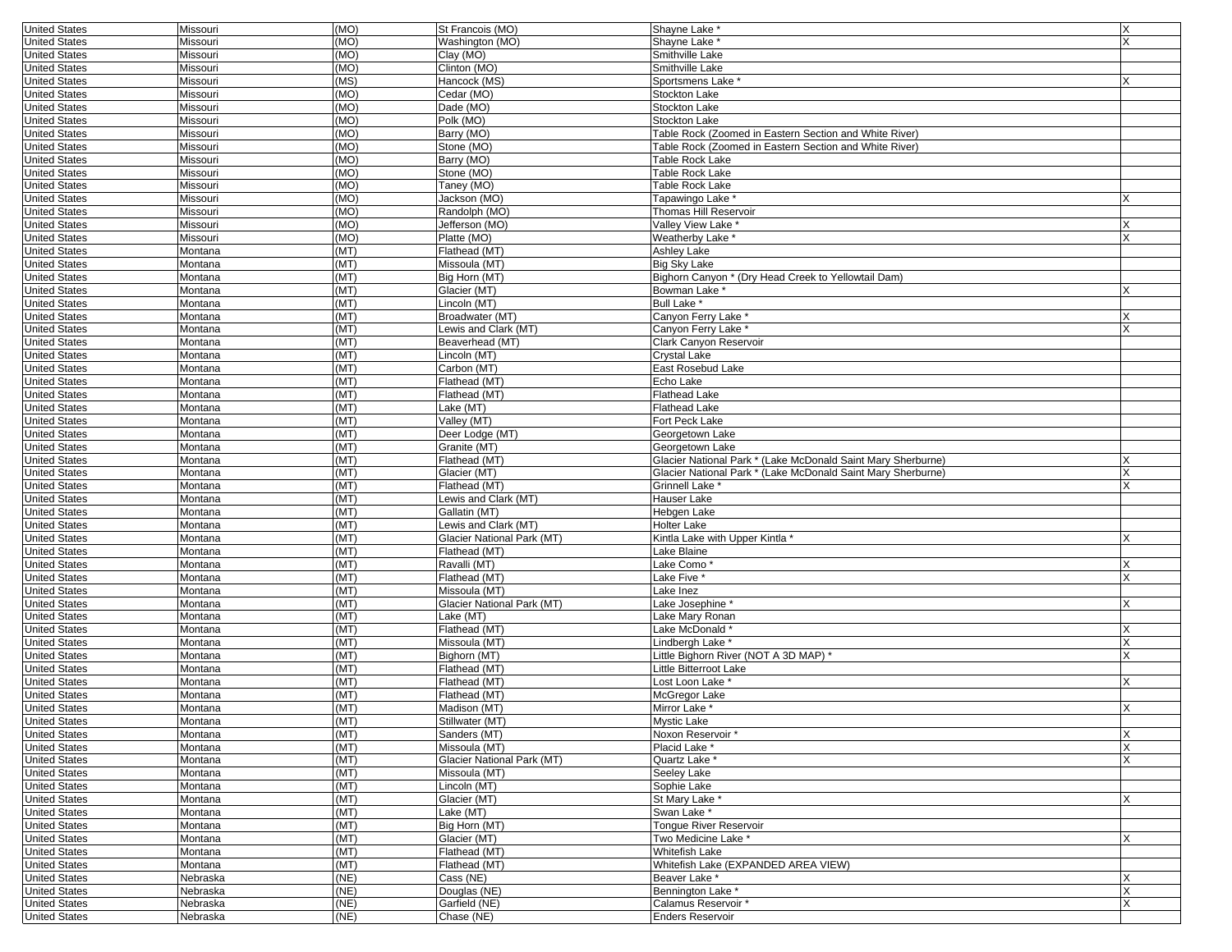| United States | Missouri | (MO) | St Francois (MO) | Shayne Lake * | X |
|---|---|---|---|---|---|
| United States | Missouri | (MO) | Washington (MO) | Shayne Lake * | X |
| United States | Missouri | (MO) | Clay (MO) | Smithville Lake | |
| United States | Missouri | (MO) | Clinton (MO) | Smithville Lake | |
| United States | Missouri | (MS) | Hancock (MS) | Sportsmens Lake * | X |
| United States | Missouri | (MO) | Cedar (MO) | Stockton Lake | |
| United States | Missouri | (MO) | Dade (MO) | Stockton Lake | |
| United States | Missouri | (MO) | Polk (MO) | Stockton Lake | |
| United States | Missouri | (MO) | Barry (MO) | Table Rock (Zoomed in Eastern Section and White River) | |
| United States | Missouri | (MO) | Stone (MO) | Table Rock (Zoomed in Eastern Section and White River) | |
| United States | Missouri | (MO) | Barry (MO) | Table Rock Lake | |
| United States | Missouri | (MO) | Stone (MO) | Table Rock Lake | |
| United States | Missouri | (MO) | Taney (MO) | Table Rock Lake | |
| United States | Missouri | (MO) | Jackson (MO) | Tapawingo Lake * | X |
| United States | Missouri | (MO) | Randolph (MO) | Thomas Hill Reservoir | |
| United States | Missouri | (MO) | Jefferson (MO) | Valley View Lake * | X |
| United States | Missouri | (MO) | Platte (MO) | Weatherby Lake * | X |
| United States | Montana | (MT) | Flathead (MT) | Ashley Lake | |
| United States | Montana | (MT) | Missoula (MT) | Big Sky Lake | |
| United States | Montana | (MT) | Big Horn (MT) | Bighorn Canyon * (Dry Head Creek to Yellowtail Dam) | |
| United States | Montana | (MT) | Glacier (MT) | Bowman Lake * | X |
| United States | Montana | (MT) | Lincoln (MT) | Bull Lake * | |
| United States | Montana | (MT) | Broadwater (MT) | Canyon Ferry Lake * | X |
| United States | Montana | (MT) | Lewis and Clark (MT) | Canyon Ferry Lake * | X |
| United States | Montana | (MT) | Beaverhead (MT) | Clark Canyon Reservoir | |
| United States | Montana | (MT) | Lincoln (MT) | Crystal Lake | |
| United States | Montana | (MT) | Carbon (MT) | East Rosebud Lake | |
| United States | Montana | (MT) | Flathead (MT) | Echo Lake | |
| United States | Montana | (MT) | Flathead (MT) | Flathead Lake | |
| United States | Montana | (MT) | Lake (MT) | Flathead Lake | |
| United States | Montana | (MT) | Valley (MT) | Fort Peck Lake | |
| United States | Montana | (MT) | Deer Lodge (MT) | Georgetown Lake | |
| United States | Montana | (MT) | Granite (MT) | Georgetown Lake | |
| United States | Montana | (MT) | Flathead (MT) | Glacier National Park * (Lake McDonald Saint Mary Sherburne) | X |
| United States | Montana | (MT) | Glacier (MT) | Glacier National Park * (Lake McDonald Saint Mary Sherburne) | X |
| United States | Montana | (MT) | Flathead (MT) | Grinnell Lake * | X |
| United States | Montana | (MT) | Lewis and Clark (MT) | Hauser Lake | |
| United States | Montana | (MT) | Gallatin (MT) | Hebgen Lake | |
| United States | Montana | (MT) | Lewis and Clark (MT) | Holter Lake | |
| United States | Montana | (MT) | Glacier National Park (MT) | Kintla Lake with Upper Kintla * | X |
| United States | Montana | (MT) | Flathead (MT) | Lake Blaine | |
| United States | Montana | (MT) | Ravalli (MT) | Lake Como * | X |
| United States | Montana | (MT) | Flathead (MT) | Lake Five * | X |
| United States | Montana | (MT) | Missoula (MT) | Lake Inez | |
| United States | Montana | (MT) | Glacier National Park (MT) | Lake Josephine * | X |
| United States | Montana | (MT) | Lake (MT) | Lake Mary Ronan | |
| United States | Montana | (MT) | Flathead (MT) | Lake McDonald * | X |
| United States | Montana | (MT) | Missoula (MT) | Lindbergh Lake * | X |
| United States | Montana | (MT) | Bighorn (MT) | Little Bighorn River (NOT A 3D MAP) * | X |
| United States | Montana | (MT) | Flathead (MT) | Little Bitterroot Lake | |
| United States | Montana | (MT) | Flathead (MT) | Lost Loon Lake * | X |
| United States | Montana | (MT) | Flathead (MT) | McGregor Lake | |
| United States | Montana | (MT) | Madison (MT) | Mirror Lake * | X |
| United States | Montana | (MT) | Stillwater (MT) | Mystic Lake | |
| United States | Montana | (MT) | Sanders (MT) | Noxon Reservoir * | X |
| United States | Montana | (MT) | Missoula (MT) | Placid Lake * | X |
| United States | Montana | (MT) | Glacier National Park (MT) | Quartz Lake * | X |
| United States | Montana | (MT) | Missoula (MT) | Seeley Lake | |
| United States | Montana | (MT) | Lincoln (MT) | Sophie Lake | |
| United States | Montana | (MT) | Glacier (MT) | St Mary Lake * | X |
| United States | Montana | (MT) | Lake (MT) | Swan Lake * | |
| United States | Montana | (MT) | Big Horn (MT) | Tongue River Reservoir | |
| United States | Montana | (MT) | Glacier (MT) | Two Medicine Lake * | X |
| United States | Montana | (MT) | Flathead (MT) | Whitefish Lake | |
| United States | Montana | (MT) | Flathead (MT) | Whitefish Lake (EXPANDED AREA VIEW) | |
| United States | Nebraska | (NE) | Cass (NE) | Beaver Lake * | X |
| United States | Nebraska | (NE) | Douglas (NE) | Bennington Lake * | X |
| United States | Nebraska | (NE) | Garfield (NE) | Calamus Reservoir * | X |
| United States | Nebraska | (NE) | Chase (NE) | Enders Reservoir | |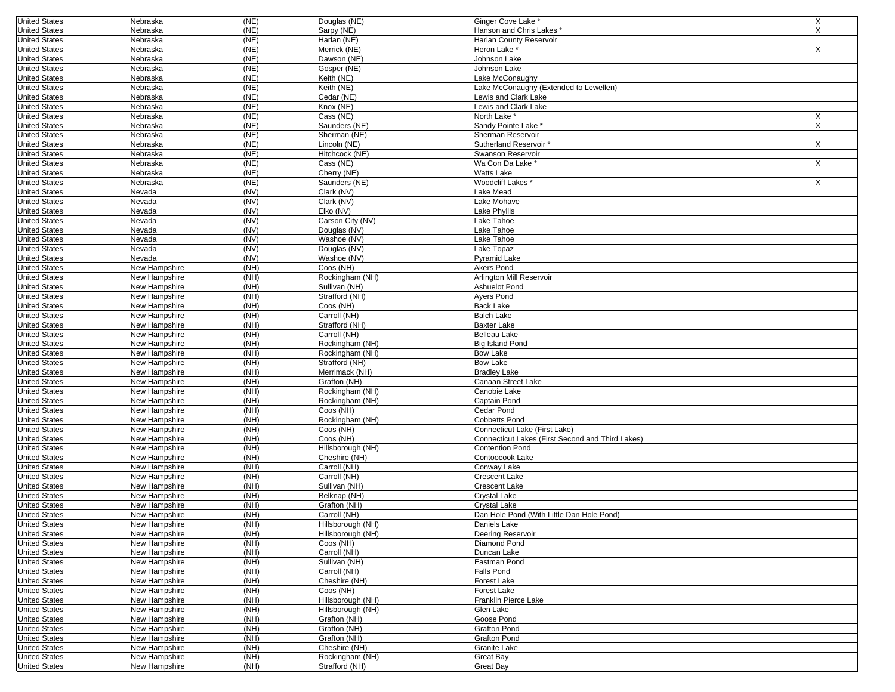| | | | | | |
|---|---|---|---|---|---|
| United States | Nebraska | (NE) | Douglas (NE) | Ginger Cove Lake * | X |
| United States | Nebraska | (NE) | Sarpy (NE) | Hanson and Chris Lakes * | X |
| United States | Nebraska | (NE) | Harlan (NE) | Harlan County Reservoir | |
| United States | Nebraska | (NE) | Merrick (NE) | Heron Lake * | X |
| United States | Nebraska | (NE) | Dawson (NE) | Johnson Lake | |
| United States | Nebraska | (NE) | Gosper (NE) | Johnson Lake | |
| United States | Nebraska | (NE) | Keith (NE) | Lake McConaughy | |
| United States | Nebraska | (NE) | Keith (NE) | Lake McConaughy (Extended to Lewellen) | |
| United States | Nebraska | (NE) | Cedar (NE) | Lewis and Clark Lake | |
| United States | Nebraska | (NE) | Knox (NE) | Lewis and Clark Lake | |
| United States | Nebraska | (NE) | Cass (NE) | North Lake * | X |
| United States | Nebraska | (NE) | Saunders (NE) | Sandy Pointe Lake * | X |
| United States | Nebraska | (NE) | Sherman (NE) | Sherman Reservoir | |
| United States | Nebraska | (NE) | Lincoln (NE) | Sutherland Reservoir * | X |
| United States | Nebraska | (NE) | Hitchcock (NE) | Swanson Reservoir | |
| United States | Nebraska | (NE) | Cass (NE) | Wa Con Da Lake * | X |
| United States | Nebraska | (NE) | Cherry (NE) | Watts Lake | |
| United States | Nebraska | (NE) | Saunders (NE) | Woodcliff Lakes * | X |
| United States | Nevada | (NV) | Clark (NV) | Lake Mead | |
| United States | Nevada | (NV) | Clark (NV) | Lake Mohave | |
| United States | Nevada | (NV) | Elko (NV) | Lake Phyllis | |
| United States | Nevada | (NV) | Carson City (NV) | Lake Tahoe | |
| United States | Nevada | (NV) | Douglas (NV) | Lake Tahoe | |
| United States | Nevada | (NV) | Washoe (NV) | Lake Tahoe | |
| United States | Nevada | (NV) | Douglas (NV) | Lake Topaz | |
| United States | Nevada | (NV) | Washoe (NV) | Pyramid Lake | |
| United States | New Hampshire | (NH) | Coos (NH) | Akers Pond | |
| United States | New Hampshire | (NH) | Rockingham (NH) | Arlington Mill Reservoir | |
| United States | New Hampshire | (NH) | Sullivan (NH) | Ashuelot Pond | |
| United States | New Hampshire | (NH) | Strafford (NH) | Ayers Pond | |
| United States | New Hampshire | (NH) | Coos (NH) | Back Lake | |
| United States | New Hampshire | (NH) | Carroll (NH) | Balch Lake | |
| United States | New Hampshire | (NH) | Strafford (NH) | Baxter Lake | |
| United States | New Hampshire | (NH) | Carroll (NH) | Belleau Lake | |
| United States | New Hampshire | (NH) | Rockingham (NH) | Big Island Pond | |
| United States | New Hampshire | (NH) | Rockingham (NH) | Bow Lake | |
| United States | New Hampshire | (NH) | Strafford (NH) | Bow Lake | |
| United States | New Hampshire | (NH) | Merrimack (NH) | Bradley Lake | |
| United States | New Hampshire | (NH) | Grafton (NH) | Canaan Street Lake | |
| United States | New Hampshire | (NH) | Rockingham (NH) | Canobie Lake | |
| United States | New Hampshire | (NH) | Rockingham (NH) | Captain Pond | |
| United States | New Hampshire | (NH) | Coos (NH) | Cedar Pond | |
| United States | New Hampshire | (NH) | Rockingham (NH) | Cobbetts Pond | |
| United States | New Hampshire | (NH) | Coos (NH) | Connecticut Lake (First Lake) | |
| United States | New Hampshire | (NH) | Coos (NH) | Connecticut Lakes (First Second and Third Lakes) | |
| United States | New Hampshire | (NH) | Hillsborough (NH) | Contention Pond | |
| United States | New Hampshire | (NH) | Cheshire (NH) | Contoocook Lake | |
| United States | New Hampshire | (NH) | Carroll (NH) | Conway Lake | |
| United States | New Hampshire | (NH) | Carroll (NH) | Crescent Lake | |
| United States | New Hampshire | (NH) | Sullivan (NH) | Crescent Lake | |
| United States | New Hampshire | (NH) | Belknap (NH) | Crystal Lake | |
| United States | New Hampshire | (NH) | Grafton (NH) | Crystal Lake | |
| United States | New Hampshire | (NH) | Carroll (NH) | Dan Hole Pond (With Little Dan Hole Pond) | |
| United States | New Hampshire | (NH) | Hillsborough (NH) | Daniels Lake | |
| United States | New Hampshire | (NH) | Hillsborough (NH) | Deering Reservoir | |
| United States | New Hampshire | (NH) | Coos (NH) | Diamond Pond | |
| United States | New Hampshire | (NH) | Carroll (NH) | Duncan Lake | |
| United States | New Hampshire | (NH) | Sullivan (NH) | Eastman Pond | |
| United States | New Hampshire | (NH) | Carroll (NH) | Falls Pond | |
| United States | New Hampshire | (NH) | Cheshire (NH) | Forest Lake | |
| United States | New Hampshire | (NH) | Coos (NH) | Forest Lake | |
| United States | New Hampshire | (NH) | Hillsborough (NH) | Franklin Pierce Lake | |
| United States | New Hampshire | (NH) | Hillsborough (NH) | Glen Lake | |
| United States | New Hampshire | (NH) | Grafton (NH) | Goose Pond | |
| United States | New Hampshire | (NH) | Grafton (NH) | Grafton Pond | |
| United States | New Hampshire | (NH) | Grafton (NH) | Grafton Pond | |
| United States | New Hampshire | (NH) | Cheshire (NH) | Granite Lake | |
| United States | New Hampshire | (NH) | Rockingham (NH) | Great Bay | |
| United States | New Hampshire | (NH) | Strafford (NH) | Great Bay | |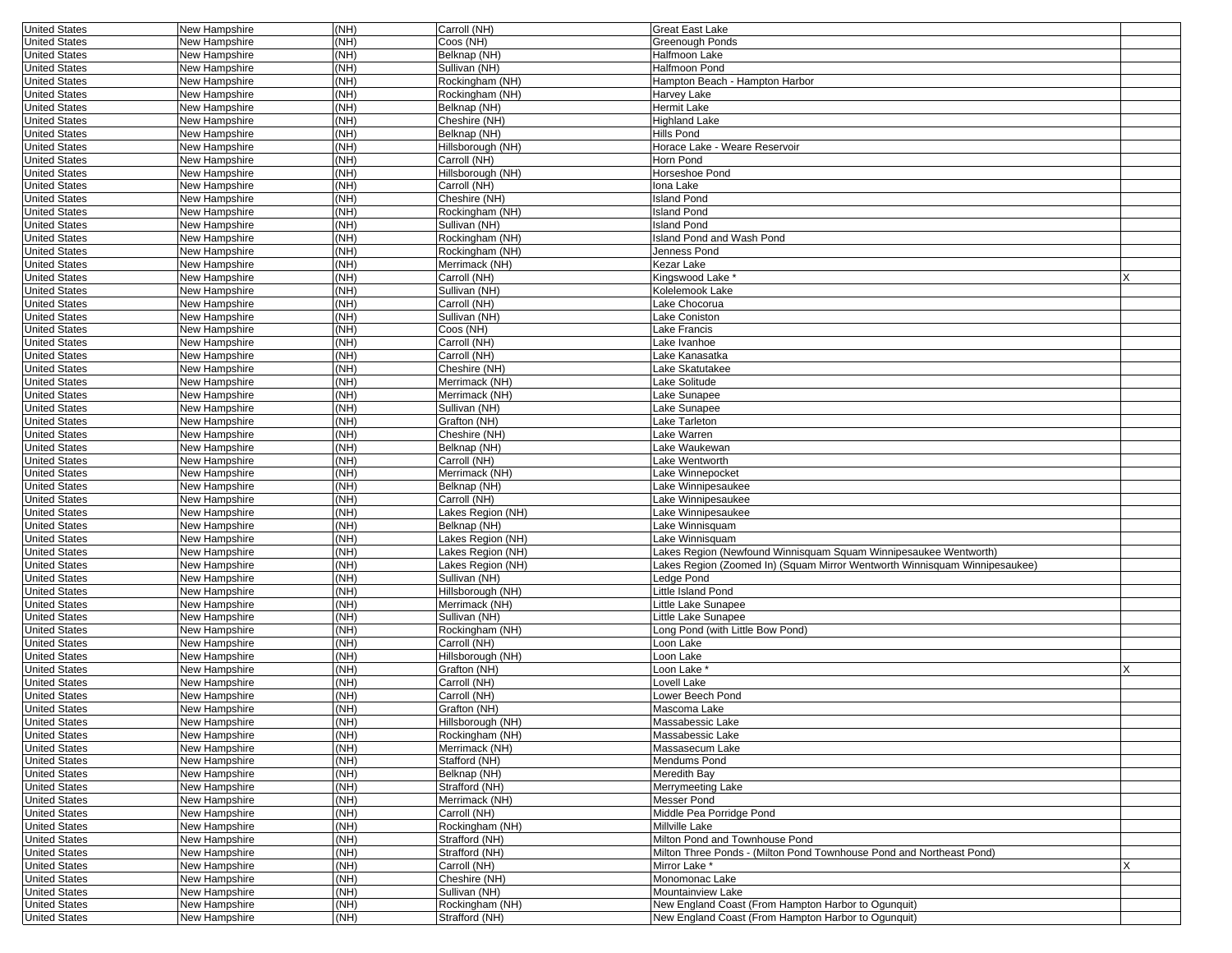| | | | | | |
|---|---|---|---|---|---|
| United States | New Hampshire | (NH) | Carroll (NH) | Great East Lake | |
| United States | New Hampshire | (NH) | Coos (NH) | Greenough Ponds | |
| United States | New Hampshire | (NH) | Belknap (NH) | Halfmoon Lake | |
| United States | New Hampshire | (NH) | Sullivan (NH) | Halfmoon Pond | |
| United States | New Hampshire | (NH) | Rockingham (NH) | Hampton Beach - Hampton Harbor | |
| United States | New Hampshire | (NH) | Rockingham (NH) | Harvey Lake | |
| United States | New Hampshire | (NH) | Belknap (NH) | Hermit Lake | |
| United States | New Hampshire | (NH) | Cheshire (NH) | Highland Lake | |
| United States | New Hampshire | (NH) | Belknap (NH) | Hills Pond | |
| United States | New Hampshire | (NH) | Hillsborough (NH) | Horace Lake - Weare Reservoir | |
| United States | New Hampshire | (NH) | Carroll (NH) | Horn Pond | |
| United States | New Hampshire | (NH) | Hillsborough (NH) | Horseshoe Pond | |
| United States | New Hampshire | (NH) | Carroll (NH) | Iona Lake | |
| United States | New Hampshire | (NH) | Cheshire (NH) | Island Pond | |
| United States | New Hampshire | (NH) | Rockingham (NH) | Island Pond | |
| United States | New Hampshire | (NH) | Sullivan (NH) | Island Pond | |
| United States | New Hampshire | (NH) | Rockingham (NH) | Island Pond and Wash Pond | |
| United States | New Hampshire | (NH) | Rockingham (NH) | Jenness Pond | |
| United States | New Hampshire | (NH) | Merrimack (NH) | Kezar Lake | |
| United States | New Hampshire | (NH) | Carroll (NH) | Kingswood Lake * | X |
| United States | New Hampshire | (NH) | Sullivan (NH) | Kolelemook Lake | |
| United States | New Hampshire | (NH) | Carroll (NH) | Lake Chocorua | |
| United States | New Hampshire | (NH) | Sullivan (NH) | Lake Coniston | |
| United States | New Hampshire | (NH) | Coos (NH) | Lake Francis | |
| United States | New Hampshire | (NH) | Carroll (NH) | Lake Ivanhoe | |
| United States | New Hampshire | (NH) | Carroll (NH) | Lake Kanasatka | |
| United States | New Hampshire | (NH) | Cheshire (NH) | Lake Skatutakee | |
| United States | New Hampshire | (NH) | Merrimack (NH) | Lake Solitude | |
| United States | New Hampshire | (NH) | Merrimack (NH) | Lake Sunapee | |
| United States | New Hampshire | (NH) | Sullivan (NH) | Lake Sunapee | |
| United States | New Hampshire | (NH) | Grafton (NH) | Lake Tarleton | |
| United States | New Hampshire | (NH) | Cheshire (NH) | Lake Warren | |
| United States | New Hampshire | (NH) | Belknap (NH) | Lake Waukewan | |
| United States | New Hampshire | (NH) | Carroll (NH) | Lake Wentworth | |
| United States | New Hampshire | (NH) | Merrimack (NH) | Lake Winnepocket | |
| United States | New Hampshire | (NH) | Belknap (NH) | Lake Winnipesaukee | |
| United States | New Hampshire | (NH) | Carroll (NH) | Lake Winnipesaukee | |
| United States | New Hampshire | (NH) | Lakes Region (NH) | Lake Winnipesaukee | |
| United States | New Hampshire | (NH) | Belknap (NH) | Lake Winnisquam | |
| United States | New Hampshire | (NH) | Lakes Region (NH) | Lake Winnisquam | |
| United States | New Hampshire | (NH) | Lakes Region (NH) | Lakes Region (Newfound Winnisquam Squam Winnipesaukee Wentworth) | |
| United States | New Hampshire | (NH) | Lakes Region (NH) | Lakes Region (Zoomed In) (Squam Mirror Wentworth Winnisquam Winnipesaukee) | |
| United States | New Hampshire | (NH) | Sullivan (NH) | Ledge Pond | |
| United States | New Hampshire | (NH) | Hillsborough (NH) | Little Island Pond | |
| United States | New Hampshire | (NH) | Merrimack (NH) | Little Lake Sunapee | |
| United States | New Hampshire | (NH) | Sullivan (NH) | Little Lake Sunapee | |
| United States | New Hampshire | (NH) | Rockingham (NH) | Long Pond (with Little Bow Pond) | |
| United States | New Hampshire | (NH) | Carroll (NH) | Loon Lake | |
| United States | New Hampshire | (NH) | Hillsborough (NH) | Loon Lake | |
| United States | New Hampshire | (NH) | Grafton (NH) | Loon Lake * | X |
| United States | New Hampshire | (NH) | Carroll (NH) | Lovell Lake | |
| United States | New Hampshire | (NH) | Carroll (NH) | Lower Beech Pond | |
| United States | New Hampshire | (NH) | Grafton (NH) | Mascoma Lake | |
| United States | New Hampshire | (NH) | Hillsborough (NH) | Massabessic Lake | |
| United States | New Hampshire | (NH) | Rockingham (NH) | Massabessic Lake | |
| United States | New Hampshire | (NH) | Merrimack (NH) | Massasecum Lake | |
| United States | New Hampshire | (NH) | Stafford (NH) | Mendums Pond | |
| United States | New Hampshire | (NH) | Belknap (NH) | Meredith Bay | |
| United States | New Hampshire | (NH) | Strafford (NH) | Merrymeeting Lake | |
| United States | New Hampshire | (NH) | Merrimack (NH) | Messer Pond | |
| United States | New Hampshire | (NH) | Carroll (NH) | Middle Pea Porridge Pond | |
| United States | New Hampshire | (NH) | Rockingham (NH) | Millville Lake | |
| United States | New Hampshire | (NH) | Strafford (NH) | Milton Pond and Townhouse Pond | |
| United States | New Hampshire | (NH) | Strafford (NH) | Milton Three Ponds - (Milton Pond Townhouse Pond and Northeast Pond) | |
| United States | New Hampshire | (NH) | Carroll (NH) | Mirror Lake * | X |
| United States | New Hampshire | (NH) | Cheshire (NH) | Monomonac Lake | |
| United States | New Hampshire | (NH) | Sullivan (NH) | Mountainview Lake | |
| United States | New Hampshire | (NH) | Rockingham (NH) | New England Coast (From Hampton Harbor to Ogunquit) | |
| United States | New Hampshire | (NH) | Strafford (NH) | New England Coast (From Hampton Harbor to Ogunquit) | |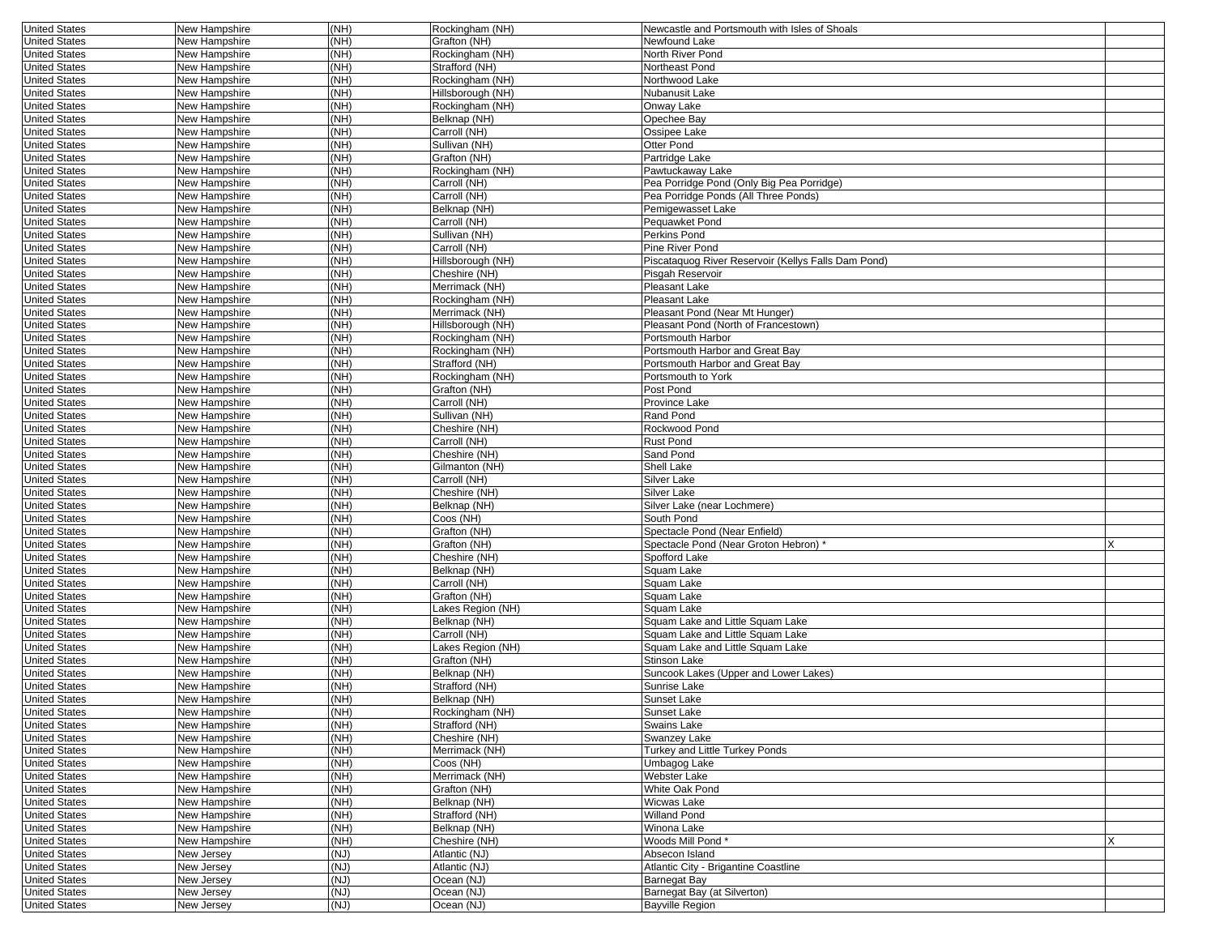| | | | | | |
|---|---|---|---|---|---|
| United States | New Hampshire | (NH) | Rockingham (NH) | Newcastle and Portsmouth with Isles of Shoals | |
| United States | New Hampshire | (NH) | Grafton (NH) | Newfound Lake | |
| United States | New Hampshire | (NH) | Rockingham (NH) | North River Pond | |
| United States | New Hampshire | (NH) | Strafford (NH) | Northeast Pond | |
| United States | New Hampshire | (NH) | Rockingham (NH) | Northwood Lake | |
| United States | New Hampshire | (NH) | Hillsborough (NH) | Nubanusit Lake | |
| United States | New Hampshire | (NH) | Rockingham (NH) | Onway Lake | |
| United States | New Hampshire | (NH) | Belknap (NH) | Opechee Bay | |
| United States | New Hampshire | (NH) | Carroll (NH) | Ossipee Lake | |
| United States | New Hampshire | (NH) | Sullivan (NH) | Otter Pond | |
| United States | New Hampshire | (NH) | Grafton (NH) | Partridge Lake | |
| United States | New Hampshire | (NH) | Rockingham (NH) | Pawtuckaway Lake | |
| United States | New Hampshire | (NH) | Carroll (NH) | Pea Porridge Pond (Only Big Pea Porridge) | |
| United States | New Hampshire | (NH) | Carroll (NH) | Pea Porridge Ponds (All Three Ponds) | |
| United States | New Hampshire | (NH) | Belknap (NH) | Pemigewasset Lake | |
| United States | New Hampshire | (NH) | Carroll (NH) | Pequawket Pond | |
| United States | New Hampshire | (NH) | Sullivan (NH) | Perkins Pond | |
| United States | New Hampshire | (NH) | Carroll (NH) | Pine River Pond | |
| United States | New Hampshire | (NH) | Hillsborough (NH) | Piscataquog River Reservoir (Kellys Falls Dam Pond) | |
| United States | New Hampshire | (NH) | Cheshire (NH) | Pisgah Reservoir | |
| United States | New Hampshire | (NH) | Merrimack (NH) | Pleasant Lake | |
| United States | New Hampshire | (NH) | Rockingham (NH) | Pleasant Lake | |
| United States | New Hampshire | (NH) | Merrimack (NH) | Pleasant Pond (Near Mt Hunger) | |
| United States | New Hampshire | (NH) | Hillsborough (NH) | Pleasant Pond (North of Francestown) | |
| United States | New Hampshire | (NH) | Rockingham (NH) | Portsmouth Harbor | |
| United States | New Hampshire | (NH) | Rockingham (NH) | Portsmouth Harbor and Great Bay | |
| United States | New Hampshire | (NH) | Strafford (NH) | Portsmouth Harbor and Great Bay | |
| United States | New Hampshire | (NH) | Rockingham (NH) | Portsmouth to York | |
| United States | New Hampshire | (NH) | Grafton (NH) | Post Pond | |
| United States | New Hampshire | (NH) | Carroll (NH) | Province Lake | |
| United States | New Hampshire | (NH) | Sullivan (NH) | Rand Pond | |
| United States | New Hampshire | (NH) | Cheshire (NH) | Rockwood Pond | |
| United States | New Hampshire | (NH) | Carroll (NH) | Rust Pond | |
| United States | New Hampshire | (NH) | Cheshire (NH) | Sand Pond | |
| United States | New Hampshire | (NH) | Gilmanton (NH) | Shell Lake | |
| United States | New Hampshire | (NH) | Carroll (NH) | Silver Lake | |
| United States | New Hampshire | (NH) | Cheshire (NH) | Silver Lake | |
| United States | New Hampshire | (NH) | Belknap (NH) | Silver Lake (near Lochmere) | |
| United States | New Hampshire | (NH) | Coos (NH) | South Pond | |
| United States | New Hampshire | (NH) | Grafton (NH) | Spectacle Pond (Near Enfield) | |
| United States | New Hampshire | (NH) | Grafton (NH) | Spectacle Pond (Near Groton Hebron) * | X |
| United States | New Hampshire | (NH) | Cheshire (NH) | Spofford Lake | |
| United States | New Hampshire | (NH) | Belknap (NH) | Squam Lake | |
| United States | New Hampshire | (NH) | Carroll (NH) | Squam Lake | |
| United States | New Hampshire | (NH) | Grafton (NH) | Squam Lake | |
| United States | New Hampshire | (NH) | Lakes Region (NH) | Squam Lake | |
| United States | New Hampshire | (NH) | Belknap (NH) | Squam Lake and Little Squam Lake | |
| United States | New Hampshire | (NH) | Carroll (NH) | Squam Lake and Little Squam Lake | |
| United States | New Hampshire | (NH) | Lakes Region (NH) | Squam Lake and Little Squam Lake | |
| United States | New Hampshire | (NH) | Grafton (NH) | Stinson Lake | |
| United States | New Hampshire | (NH) | Belknap (NH) | Suncook Lakes (Upper and Lower Lakes) | |
| United States | New Hampshire | (NH) | Strafford (NH) | Sunrise Lake | |
| United States | New Hampshire | (NH) | Belknap (NH) | Sunset Lake | |
| United States | New Hampshire | (NH) | Rockingham (NH) | Sunset Lake | |
| United States | New Hampshire | (NH) | Strafford (NH) | Swains Lake | |
| United States | New Hampshire | (NH) | Cheshire (NH) | Swanzey Lake | |
| United States | New Hampshire | (NH) | Merrimack (NH) | Turkey and Little Turkey Ponds | |
| United States | New Hampshire | (NH) | Coos (NH) | Umbagog Lake | |
| United States | New Hampshire | (NH) | Merrimack (NH) | Webster Lake | |
| United States | New Hampshire | (NH) | Grafton (NH) | White Oak Pond | |
| United States | New Hampshire | (NH) | Belknap (NH) | Wicwas Lake | |
| United States | New Hampshire | (NH) | Strafford (NH) | Willand Pond | |
| United States | New Hampshire | (NH) | Belknap (NH) | Winona Lake | |
| United States | New Hampshire | (NH) | Cheshire (NH) | Woods Mill Pond * | X |
| United States | New Jersey | (NJ) | Atlantic (NJ) | Absecon Island | |
| United States | New Jersey | (NJ) | Atlantic (NJ) | Atlantic City - Brigantine Coastline | |
| United States | New Jersey | (NJ) | Ocean (NJ) | Barnegat Bay | |
| United States | New Jersey | (NJ) | Ocean (NJ) | Barnegat Bay (at Silverton) | |
| United States | New Jersey | (NJ) | Ocean (NJ) | Bayville Region | |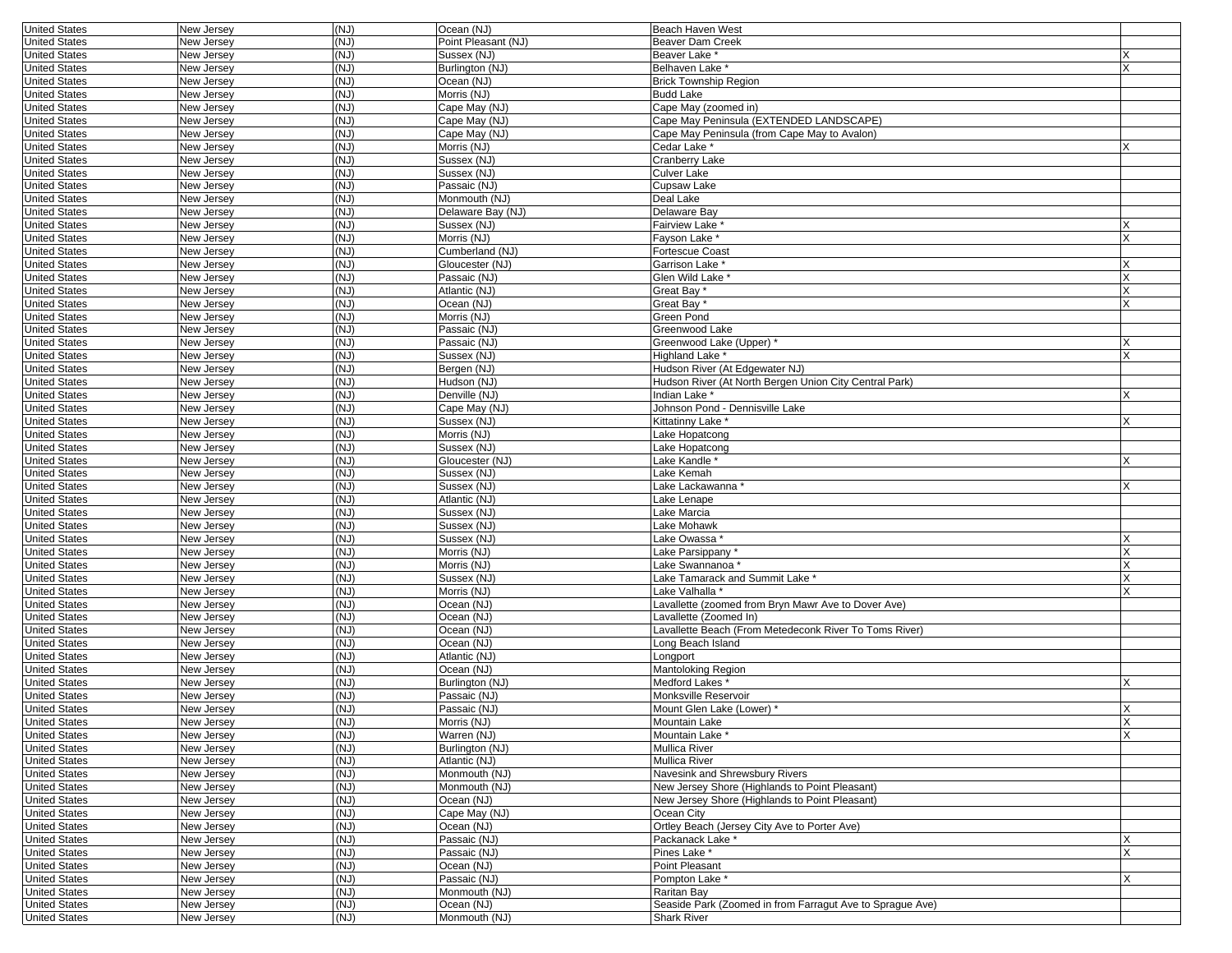| | | | | | |
|---|---|---|---|---|---|
| United States | New Jersey | (NJ) | Ocean (NJ) | Beach Haven West | |
| United States | New Jersey | (NJ) | Point Pleasant (NJ) | Beaver Dam Creek | |
| United States | New Jersey | (NJ) | Sussex (NJ) | Beaver Lake * | X |
| United States | New Jersey | (NJ) | Burlington (NJ) | Belhaven Lake * | X |
| United States | New Jersey | (NJ) | Ocean (NJ) | Brick Township Region | |
| United States | New Jersey | (NJ) | Morris (NJ) | Budd Lake | |
| United States | New Jersey | (NJ) | Cape May (NJ) | Cape May (zoomed in) | |
| United States | New Jersey | (NJ) | Cape May (NJ) | Cape May Peninsula (EXTENDED LANDSCAPE) | |
| United States | New Jersey | (NJ) | Cape May (NJ) | Cape May Peninsula (from Cape May to Avalon) | |
| United States | New Jersey | (NJ) | Morris (NJ) | Cedar Lake * | X |
| United States | New Jersey | (NJ) | Sussex (NJ) | Cranberry Lake | |
| United States | New Jersey | (NJ) | Sussex (NJ) | Culver Lake | |
| United States | New Jersey | (NJ) | Passaic (NJ) | Cupsaw Lake | |
| United States | New Jersey | (NJ) | Monmouth (NJ) | Deal Lake | |
| United States | New Jersey | (NJ) | Delaware Bay (NJ) | Delaware Bay | |
| United States | New Jersey | (NJ) | Sussex (NJ) | Fairview Lake * | X |
| United States | New Jersey | (NJ) | Morris (NJ) | Fayson Lake * | X |
| United States | New Jersey | (NJ) | Cumberland (NJ) | Fortescue Coast | |
| United States | New Jersey | (NJ) | Gloucester (NJ) | Garrison Lake * | X |
| United States | New Jersey | (NJ) | Passaic (NJ) | Glen Wild Lake * | X |
| United States | New Jersey | (NJ) | Atlantic (NJ) | Great Bay * | X |
| United States | New Jersey | (NJ) | Ocean (NJ) | Great Bay * | X |
| United States | New Jersey | (NJ) | Morris (NJ) | Green Pond | |
| United States | New Jersey | (NJ) | Passaic (NJ) | Greenwood Lake | |
| United States | New Jersey | (NJ) | Passaic (NJ) | Greenwood Lake (Upper) * | X |
| United States | New Jersey | (NJ) | Sussex (NJ) | Highland Lake * | X |
| United States | New Jersey | (NJ) | Bergen (NJ) | Hudson River (At Edgewater NJ) | |
| United States | New Jersey | (NJ) | Hudson (NJ) | Hudson River (At North Bergen Union City Central Park) | |
| United States | New Jersey | (NJ) | Denville (NJ) | Indian Lake * | X |
| United States | New Jersey | (NJ) | Cape May (NJ) | Johnson Pond - Dennisville Lake | |
| United States | New Jersey | (NJ) | Sussex (NJ) | Kittatinny Lake * | X |
| United States | New Jersey | (NJ) | Morris (NJ) | Lake Hopatcong | |
| United States | New Jersey | (NJ) | Sussex (NJ) | Lake Hopatcong | |
| United States | New Jersey | (NJ) | Gloucester (NJ) | Lake Kandle * | X |
| United States | New Jersey | (NJ) | Sussex (NJ) | Lake Kemah | |
| United States | New Jersey | (NJ) | Sussex (NJ) | Lake Lackawanna * | X |
| United States | New Jersey | (NJ) | Atlantic (NJ) | Lake Lenape | |
| United States | New Jersey | (NJ) | Sussex (NJ) | Lake Marcia | |
| United States | New Jersey | (NJ) | Sussex (NJ) | Lake Mohawk | |
| United States | New Jersey | (NJ) | Sussex (NJ) | Lake Owassa * | X |
| United States | New Jersey | (NJ) | Morris (NJ) | Lake Parsippany * | X |
| United States | New Jersey | (NJ) | Morris (NJ) | Lake Swannanoa * | X |
| United States | New Jersey | (NJ) | Sussex (NJ) | Lake Tamarack and Summit Lake * | X |
| United States | New Jersey | (NJ) | Morris (NJ) | Lake Valhalla * | X |
| United States | New Jersey | (NJ) | Ocean (NJ) | Lavallette (zoomed from Bryn Mawr Ave to Dover Ave) | |
| United States | New Jersey | (NJ) | Ocean (NJ) | Lavallette (Zoomed In) | |
| United States | New Jersey | (NJ) | Ocean (NJ) | Lavallette Beach (From Metedeconk River To Toms River) | |
| United States | New Jersey | (NJ) | Ocean (NJ) | Long Beach Island | |
| United States | New Jersey | (NJ) | Atlantic (NJ) | Longport | |
| United States | New Jersey | (NJ) | Ocean (NJ) | Mantoloking Region | |
| United States | New Jersey | (NJ) | Burlington (NJ) | Medford Lakes * | X |
| United States | New Jersey | (NJ) | Passaic (NJ) | Monksville Reservoir | |
| United States | New Jersey | (NJ) | Passaic (NJ) | Mount Glen Lake (Lower) * | X |
| United States | New Jersey | (NJ) | Morris (NJ) | Mountain Lake | X |
| United States | New Jersey | (NJ) | Warren (NJ) | Mountain Lake * | X |
| United States | New Jersey | (NJ) | Burlington (NJ) | Mullica River | |
| United States | New Jersey | (NJ) | Atlantic (NJ) | Mullica River | |
| United States | New Jersey | (NJ) | Monmouth (NJ) | Navesink and Shrewsbury Rivers | |
| United States | New Jersey | (NJ) | Monmouth (NJ) | New Jersey Shore (Highlands to Point Pleasant) | |
| United States | New Jersey | (NJ) | Ocean (NJ) | New Jersey Shore (Highlands to Point Pleasant) | |
| United States | New Jersey | (NJ) | Cape May (NJ) | Ocean City | |
| United States | New Jersey | (NJ) | Ocean (NJ) | Ortley Beach (Jersey City Ave to Porter Ave) | |
| United States | New Jersey | (NJ) | Passaic (NJ) | Packanack Lake * | X |
| United States | New Jersey | (NJ) | Passaic (NJ) | Pines Lake * | X |
| United States | New Jersey | (NJ) | Ocean (NJ) | Point Pleasant | |
| United States | New Jersey | (NJ) | Passaic (NJ) | Pompton Lake * | X |
| United States | New Jersey | (NJ) | Monmouth (NJ) | Raritan Bay | |
| United States | New Jersey | (NJ) | Ocean (NJ) | Seaside Park (Zoomed in from Farragut Ave to Sprague Ave) | |
| United States | New Jersey | (NJ) | Monmouth (NJ) | Shark River | |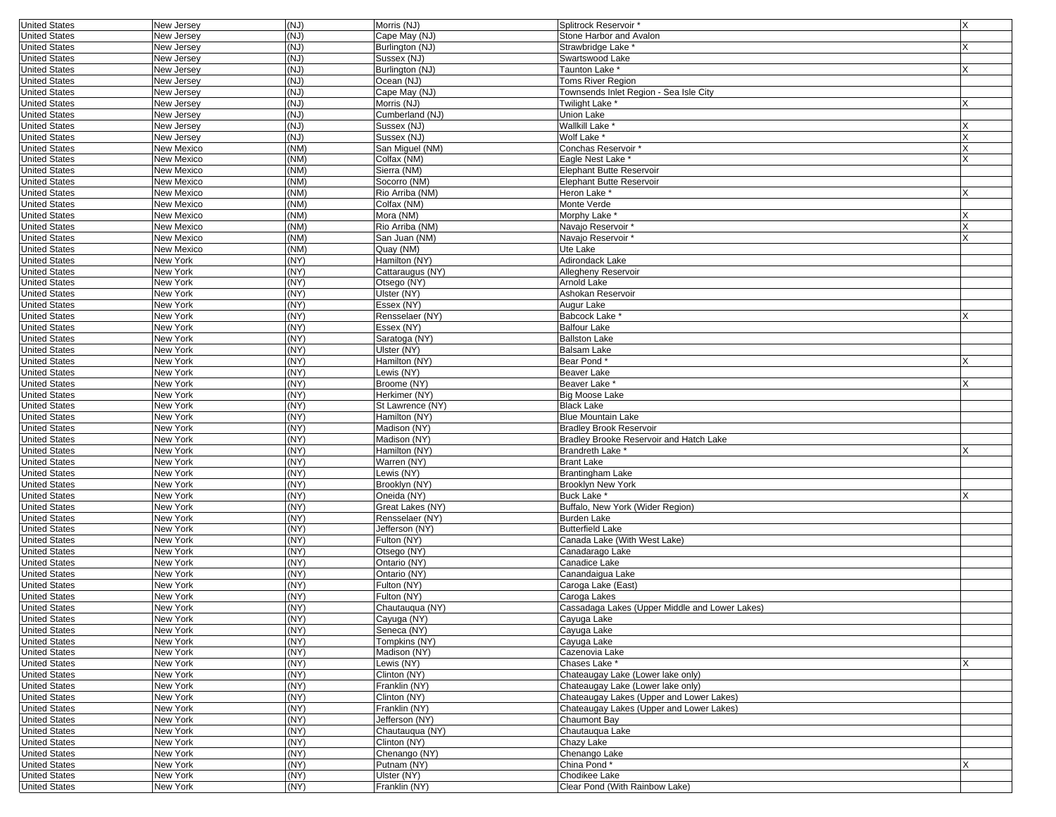| United States | New Jersey | (NJ) | Morris (NJ) | Splitrock Reservoir * | X |
|---|---|---|---|---|---|
| United States | New Jersey | (NJ) | Cape May (NJ) | Stone Harbor and Avalon | |
| United States | New Jersey | (NJ) | Burlington (NJ) | Strawbridge Lake * | X |
| United States | New Jersey | (NJ) | Sussex (NJ) | Swartswood Lake | |
| United States | New Jersey | (NJ) | Burlington (NJ) | Taunton Lake * | X |
| United States | New Jersey | (NJ) | Ocean (NJ) | Toms River Region | |
| United States | New Jersey | (NJ) | Cape May (NJ) | Townsends Inlet Region - Sea Isle City | |
| United States | New Jersey | (NJ) | Morris (NJ) | Twilight Lake * | X |
| United States | New Jersey | (NJ) | Cumberland (NJ) | Union Lake | |
| United States | New Jersey | (NJ) | Sussex (NJ) | Wallkill Lake * | X |
| United States | New Jersey | (NJ) | Sussex (NJ) | Wolf Lake * | X |
| United States | New Mexico | (NM) | San Miguel (NM) | Conchas Reservoir * | X |
| United States | New Mexico | (NM) | Colfax (NM) | Eagle Nest Lake * | X |
| United States | New Mexico | (NM) | Sierra (NM) | Elephant Butte Reservoir | |
| United States | New Mexico | (NM) | Socorro (NM) | Elephant Butte Reservoir | |
| United States | New Mexico | (NM) | Rio Arriba (NM) | Heron Lake * | X |
| United States | New Mexico | (NM) | Colfax (NM) | Monte Verde | |
| United States | New Mexico | (NM) | Mora (NM) | Morphy Lake * | X |
| United States | New Mexico | (NM) | Rio Arriba (NM) | Navajo Reservoir * | X |
| United States | New Mexico | (NM) | San Juan (NM) | Navajo Reservoir * | X |
| United States | New Mexico | (NM) | Quay (NM) | Ute Lake | |
| United States | New York | (NY) | Hamilton (NY) | Adirondack Lake | |
| United States | New York | (NY) | Cattaraugus (NY) | Allegheny Reservoir | |
| United States | New York | (NY) | Otsego (NY) | Arnold Lake | |
| United States | New York | (NY) | Ulster (NY) | Ashokan Reservoir | |
| United States | New York | (NY) | Essex (NY) | Augur Lake | |
| United States | New York | (NY) | Rensselaer (NY) | Babcock Lake * | X |
| United States | New York | (NY) | Essex (NY) | Balfour Lake | |
| United States | New York | (NY) | Saratoga (NY) | Ballston Lake | |
| United States | New York | (NY) | Ulster (NY) | Balsam Lake | |
| United States | New York | (NY) | Hamilton (NY) | Bear Pond * | X |
| United States | New York | (NY) | Lewis (NY) | Beaver Lake | |
| United States | New York | (NY) | Broome (NY) | Beaver Lake * | X |
| United States | New York | (NY) | Herkimer (NY) | Big Moose Lake | |
| United States | New York | (NY) | St Lawrence (NY) | Black Lake | |
| United States | New York | (NY) | Hamilton (NY) | Blue Mountain Lake | |
| United States | New York | (NY) | Madison (NY) | Bradley Brook Reservoir | |
| United States | New York | (NY) | Madison (NY) | Bradley Brooke Reservoir and Hatch Lake | |
| United States | New York | (NY) | Hamilton (NY) | Brandreth Lake * | X |
| United States | New York | (NY) | Warren (NY) | Brant Lake | |
| United States | New York | (NY) | Lewis (NY) | Brantingham Lake | |
| United States | New York | (NY) | Brooklyn (NY) | Brooklyn New York | |
| United States | New York | (NY) | Oneida (NY) | Buck Lake * | X |
| United States | New York | (NY) | Great Lakes (NY) | Buffalo, New York (Wider Region) | |
| United States | New York | (NY) | Rensselaer (NY) | Burden Lake | |
| United States | New York | (NY) | Jefferson (NY) | Butterfield Lake | |
| United States | New York | (NY) | Fulton (NY) | Canada Lake (With West Lake) | |
| United States | New York | (NY) | Otsego (NY) | Canadarago Lake | |
| United States | New York | (NY) | Ontario (NY) | Canadice Lake | |
| United States | New York | (NY) | Ontario (NY) | Canandaigua Lake | |
| United States | New York | (NY) | Fulton (NY) | Caroga Lake (East) | |
| United States | New York | (NY) | Fulton (NY) | Caroga Lakes | |
| United States | New York | (NY) | Chautauqua (NY) | Cassadaga Lakes (Upper Middle and Lower Lakes) | |
| United States | New York | (NY) | Cayuga (NY) | Cayuga Lake | |
| United States | New York | (NY) | Seneca (NY) | Cayuga Lake | |
| United States | New York | (NY) | Tompkins (NY) | Cayuga Lake | |
| United States | New York | (NY) | Madison (NY) | Cazenovia Lake | |
| United States | New York | (NY) | Lewis (NY) | Chases Lake * | X |
| United States | New York | (NY) | Clinton (NY) | Chateaugay Lake (Lower lake only) | |
| United States | New York | (NY) | Franklin (NY) | Chateaugay Lake (Lower lake only) | |
| United States | New York | (NY) | Clinton (NY) | Chateaugay Lakes (Upper and Lower Lakes) | |
| United States | New York | (NY) | Franklin (NY) | Chateaugay Lakes (Upper and Lower Lakes) | |
| United States | New York | (NY) | Jefferson (NY) | Chaumont Bay | |
| United States | New York | (NY) | Chautauqua (NY) | Chautauqua Lake | |
| United States | New York | (NY) | Clinton (NY) | Chazy Lake | |
| United States | New York | (NY) | Chenango (NY) | Chenango Lake | |
| United States | New York | (NY) | Putnam (NY) | China Pond * | X |
| United States | New York | (NY) | Ulster (NY) | Chodikee Lake | |
| United States | New York | (NY) | Franklin (NY) | Clear Pond (With Rainbow Lake) | |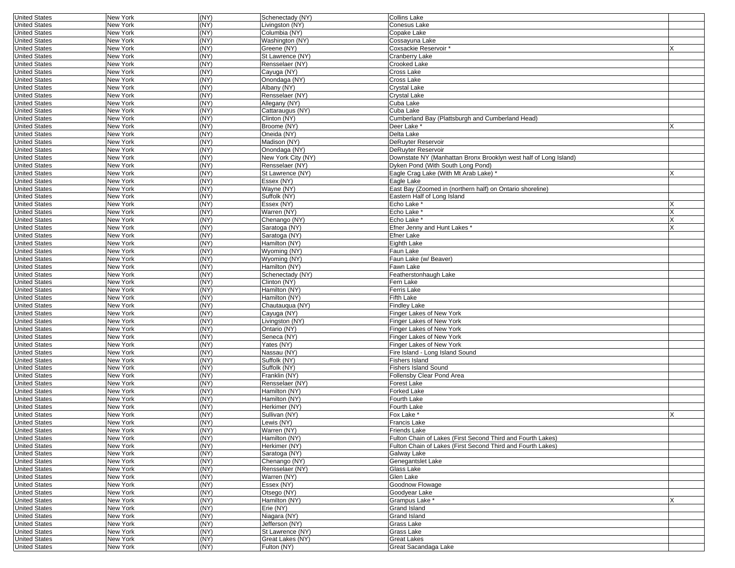| | | | | | |
|---|---|---|---|---|---|
| United States | New York | (NY) | Schenectady (NY) | Collins Lake | |
| United States | New York | (NY) | Livingston (NY) | Conesus Lake | |
| United States | New York | (NY) | Columbia (NY) | Copake Lake | |
| United States | New York | (NY) | Washington (NY) | Cossayuna Lake | |
| United States | New York | (NY) | Greene (NY) | Coxsackie Reservoir * | X |
| United States | New York | (NY) | St Lawrence (NY) | Cranberry Lake | |
| United States | New York | (NY) | Rensselaer (NY) | Crooked Lake | |
| United States | New York | (NY) | Cayuga (NY) | Cross Lake | |
| United States | New York | (NY) | Onondaga (NY) | Cross Lake | |
| United States | New York | (NY) | Albany (NY) | Crystal Lake | |
| United States | New York | (NY) | Rensselaer (NY) | Crystal Lake | |
| United States | New York | (NY) | Allegany (NY) | Cuba Lake | |
| United States | New York | (NY) | Cattaraugus (NY) | Cuba Lake | |
| United States | New York | (NY) | Clinton (NY) | Cumberland Bay (Plattsburgh and Cumberland Head) | |
| United States | New York | (NY) | Broome (NY) | Deer Lake * | X |
| United States | New York | (NY) | Oneida (NY) | Delta Lake | |
| United States | New York | (NY) | Madison (NY) | DeRuyter Reservoir | |
| United States | New York | (NY) | Onondaga (NY) | DeRuyter Reservoir | |
| United States | New York | (NY) | New York City (NY) | Downstate NY (Manhattan Bronx Brooklyn west half of Long Island) | |
| United States | New York | (NY) | Rensselaer (NY) | Dyken Pond (With South Long Pond) | |
| United States | New York | (NY) | St Lawrence (NY) | Eagle Crag Lake (With Mt Arab Lake) * | X |
| United States | New York | (NY) | Essex (NY) | Eagle Lake | |
| United States | New York | (NY) | Wayne (NY) | East Bay (Zoomed in (northern half) on Ontario shoreline) | |
| United States | New York | (NY) | Suffolk (NY) | Eastern Half of Long Island | |
| United States | New York | (NY) | Essex (NY) | Echo Lake * | X |
| United States | New York | (NY) | Warren (NY) | Echo Lake * | X |
| United States | New York | (NY) | Chenango (NY) | Echo Lake * | X |
| United States | New York | (NY) | Saratoga (NY) | Efner Jenny and Hunt Lakes * | X |
| United States | New York | (NY) | Saratoga (NY) | Efner Lake | |
| United States | New York | (NY) | Hamilton (NY) | Eighth Lake | |
| United States | New York | (NY) | Wyoming (NY) | Faun Lake | |
| United States | New York | (NY) | Wyoming (NY) | Faun Lake (w/ Beaver) | |
| United States | New York | (NY) | Hamilton (NY) | Fawn Lake | |
| United States | New York | (NY) | Schenectady (NY) | Featherstonhaugh Lake | |
| United States | New York | (NY) | Clinton (NY) | Fern Lake | |
| United States | New York | (NY) | Hamilton (NY) | Ferris Lake | |
| United States | New York | (NY) | Hamilton (NY) | Fifth Lake | |
| United States | New York | (NY) | Chautauqua (NY) | Findley Lake | |
| United States | New York | (NY) | Cayuga (NY) | Finger Lakes of New York | |
| United States | New York | (NY) | Livingston (NY) | Finger Lakes of New York | |
| United States | New York | (NY) | Ontario (NY) | Finger Lakes of New York | |
| United States | New York | (NY) | Seneca (NY) | Finger Lakes of New York | |
| United States | New York | (NY) | Yates (NY) | Finger Lakes of New York | |
| United States | New York | (NY) | Nassau (NY) | Fire Island - Long Island Sound | |
| United States | New York | (NY) | Suffolk (NY) | Fishers Island | |
| United States | New York | (NY) | Suffolk (NY) | Fishers Island Sound | |
| United States | New York | (NY) | Franklin (NY) | Follensby Clear Pond Area | |
| United States | New York | (NY) | Rensselaer (NY) | Forest Lake | |
| United States | New York | (NY) | Hamilton (NY) | Forked Lake | |
| United States | New York | (NY) | Hamilton (NY) | Fourth Lake | |
| United States | New York | (NY) | Herkimer (NY) | Fourth Lake | |
| United States | New York | (NY) | Sullivan (NY) | Fox Lake * | X |
| United States | New York | (NY) | Lewis (NY) | Francis Lake | |
| United States | New York | (NY) | Warren (NY) | Friends Lake | |
| United States | New York | (NY) | Hamilton (NY) | Fulton Chain of Lakes (First Second Third and Fourth Lakes) | |
| United States | New York | (NY) | Herkimer (NY) | Fulton Chain of Lakes (First Second Third and Fourth Lakes) | |
| United States | New York | (NY) | Saratoga (NY) | Galway Lake | |
| United States | New York | (NY) | Chenango (NY) | Genegantslet Lake | |
| United States | New York | (NY) | Rensselaer (NY) | Glass Lake | |
| United States | New York | (NY) | Warren (NY) | Glen Lake | |
| United States | New York | (NY) | Essex (NY) | Goodnow Flowage | |
| United States | New York | (NY) | Otsego (NY) | Goodyear Lake | |
| United States | New York | (NY) | Hamilton (NY) | Grampus Lake * | X |
| United States | New York | (NY) | Erie (NY) | Grand Island | |
| United States | New York | (NY) | Niagara (NY) | Grand Island | |
| United States | New York | (NY) | Jefferson (NY) | Grass Lake | |
| United States | New York | (NY) | St Lawrence (NY) | Grass Lake | |
| United States | New York | (NY) | Great Lakes (NY) | Great Lakes | |
| United States | New York | (NY) | Fulton (NY) | Great Sacandaga Lake | |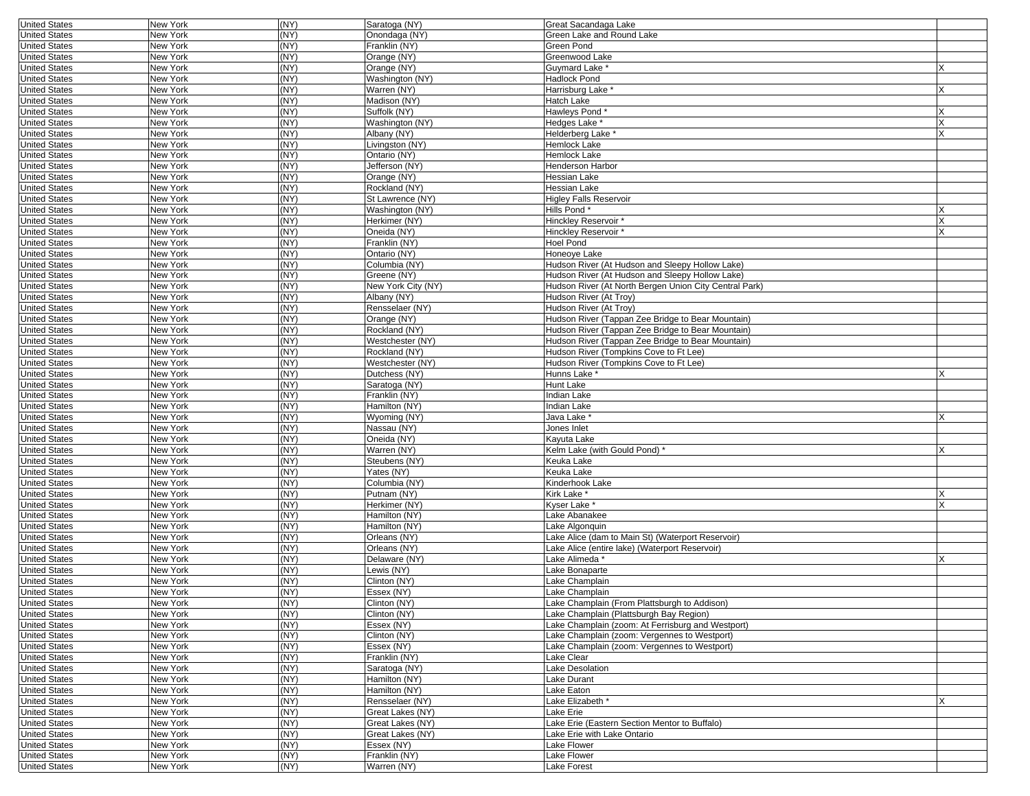| | | | | | |
|---|---|---|---|---|---|
| United States | New York | (NY) | Saratoga (NY) | Great Sacandaga Lake | |
| United States | New York | (NY) | Onondaga (NY) | Green Lake and Round Lake | |
| United States | New York | (NY) | Franklin (NY) | Green Pond | |
| United States | New York | (NY) | Orange (NY) | Greenwood Lake | |
| United States | New York | (NY) | Orange (NY) | Guymard Lake * | X |
| United States | New York | (NY) | Washington (NY) | Hadlock Pond | |
| United States | New York | (NY) | Warren (NY) | Harrisburg Lake * | X |
| United States | New York | (NY) | Madison (NY) | Hatch Lake | |
| United States | New York | (NY) | Suffolk (NY) | Hawleys Pond * | X |
| United States | New York | (NY) | Washington (NY) | Hedges Lake * | X |
| United States | New York | (NY) | Albany (NY) | Helderberg Lake * | X |
| United States | New York | (NY) | Livingston (NY) | Hemlock Lake | |
| United States | New York | (NY) | Ontario (NY) | Hemlock Lake | |
| United States | New York | (NY) | Jefferson (NY) | Henderson Harbor | |
| United States | New York | (NY) | Orange (NY) | Hessian Lake | |
| United States | New York | (NY) | Rockland (NY) | Hessian Lake | |
| United States | New York | (NY) | St Lawrence (NY) | Higley Falls Reservoir | |
| United States | New York | (NY) | Washington (NY) | Hills Pond * | X |
| United States | New York | (NY) | Herkimer (NY) | Hinckley Reservoir * | X |
| United States | New York | (NY) | Oneida (NY) | Hinckley Reservoir * | X |
| United States | New York | (NY) | Franklin (NY) | Hoel Pond | |
| United States | New York | (NY) | Ontario (NY) | Honeoye Lake | |
| United States | New York | (NY) | Columbia (NY) | Hudson River (At Hudson and Sleepy Hollow Lake) | |
| United States | New York | (NY) | Greene (NY) | Hudson River (At Hudson and Sleepy Hollow Lake) | |
| United States | New York | (NY) | New York City (NY) | Hudson River (At North Bergen Union City Central Park) | |
| United States | New York | (NY) | Albany (NY) | Hudson River (At Troy) | |
| United States | New York | (NY) | Rensselaer (NY) | Hudson River (At Troy) | |
| United States | New York | (NY) | Orange (NY) | Hudson River (Tappan Zee Bridge to Bear Mountain) | |
| United States | New York | (NY) | Rockland (NY) | Hudson River (Tappan Zee Bridge to Bear Mountain) | |
| United States | New York | (NY) | Westchester (NY) | Hudson River (Tappan Zee Bridge to Bear Mountain) | |
| United States | New York | (NY) | Rockland (NY) | Hudson River (Tompkins Cove to Ft Lee) | |
| United States | New York | (NY) | Westchester (NY) | Hudson River (Tompkins Cove to Ft Lee) | |
| United States | New York | (NY) | Dutchess (NY) | Hunns Lake * | X |
| United States | New York | (NY) | Saratoga (NY) | Hunt Lake | |
| United States | New York | (NY) | Franklin (NY) | Indian Lake | |
| United States | New York | (NY) | Hamilton (NY) | Indian Lake | |
| United States | New York | (NY) | Wyoming (NY) | Java Lake * | X |
| United States | New York | (NY) | Nassau (NY) | Jones Inlet | |
| United States | New York | (NY) | Oneida (NY) | Kayuta Lake | |
| United States | New York | (NY) | Warren (NY) | Kelm Lake (with Gould Pond) * | X |
| United States | New York | (NY) | Steubens (NY) | Keuka Lake | |
| United States | New York | (NY) | Yates (NY) | Keuka Lake | |
| United States | New York | (NY) | Columbia (NY) | Kinderhook Lake | |
| United States | New York | (NY) | Putnam (NY) | Kirk Lake * | X |
| United States | New York | (NY) | Herkimer (NY) | Kyser Lake * | X |
| United States | New York | (NY) | Hamilton (NY) | Lake Abanakee | |
| United States | New York | (NY) | Hamilton (NY) | Lake Algonquin | |
| United States | New York | (NY) | Orleans (NY) | Lake Alice (dam to Main St) (Waterport Reservoir) | |
| United States | New York | (NY) | Orleans (NY) | Lake Alice (entire lake) (Waterport Reservoir) | |
| United States | New York | (NY) | Delaware (NY) | Lake Alimeda * | X |
| United States | New York | (NY) | Lewis (NY) | Lake Bonaparte | |
| United States | New York | (NY) | Clinton (NY) | Lake Champlain | |
| United States | New York | (NY) | Essex (NY) | Lake Champlain | |
| United States | New York | (NY) | Clinton (NY) | Lake Champlain (From Plattsburgh to Addison) | |
| United States | New York | (NY) | Clinton (NY) | Lake Champlain (Plattsburgh Bay Region) | |
| United States | New York | (NY) | Essex (NY) | Lake Champlain (zoom: At Ferrisburg and Westport) | |
| United States | New York | (NY) | Clinton (NY) | Lake Champlain (zoom: Vergennes to Westport) | |
| United States | New York | (NY) | Essex (NY) | Lake Champlain (zoom: Vergennes to Westport) | |
| United States | New York | (NY) | Franklin (NY) | Lake Clear | |
| United States | New York | (NY) | Saratoga (NY) | Lake Desolation | |
| United States | New York | (NY) | Hamilton (NY) | Lake Durant | |
| United States | New York | (NY) | Hamilton (NY) | Lake Eaton | |
| United States | New York | (NY) | Rensselaer (NY) | Lake Elizabeth * | X |
| United States | New York | (NY) | Great Lakes (NY) | Lake Erie | |
| United States | New York | (NY) | Great Lakes (NY) | Lake Erie (Eastern Section Mentor to Buffalo) | |
| United States | New York | (NY) | Great Lakes (NY) | Lake Erie with Lake Ontario | |
| United States | New York | (NY) | Essex (NY) | Lake Flower | |
| United States | New York | (NY) | Franklin (NY) | Lake Flower | |
| United States | New York | (NY) | Warren (NY) | Lake Forest | |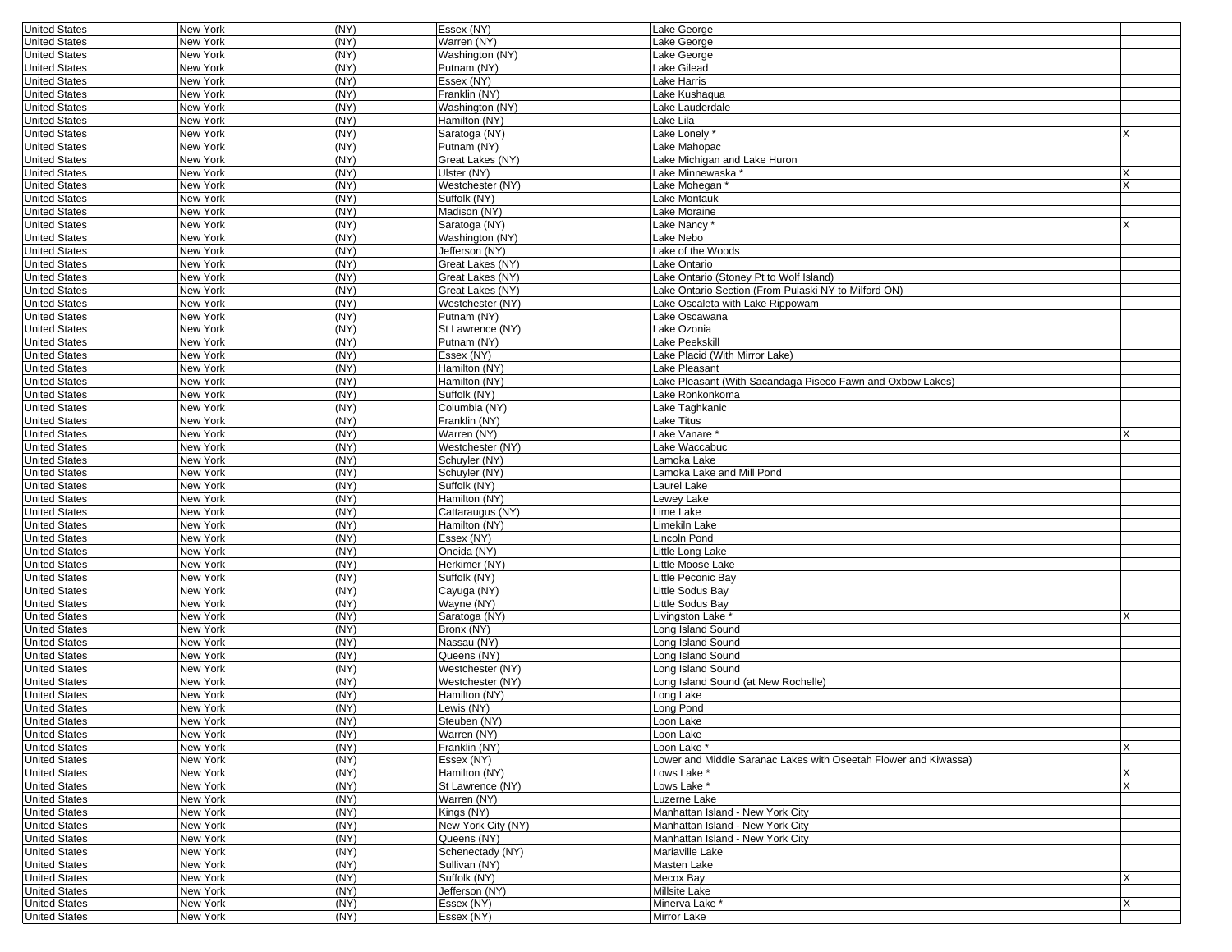| United States | New York | (NY) | Essex (NY) | Lake George | |
|---|---|---|---|---|---|
| United States | New York | (NY) | Warren (NY) | Lake George | |
| United States | New York | (NY) | Washington (NY) | Lake George | |
| United States | New York | (NY) | Putnam (NY) | Lake Gilead | |
| United States | New York | (NY) | Essex (NY) | Lake Harris | |
| United States | New York | (NY) | Franklin (NY) | Lake Kushaqua | |
| United States | New York | (NY) | Washington (NY) | Lake Lauderdale | |
| United States | New York | (NY) | Hamilton (NY) | Lake Lila | |
| United States | New York | (NY) | Saratoga (NY) | Lake Lonely * | X |
| United States | New York | (NY) | Putnam (NY) | Lake Mahopac | |
| United States | New York | (NY) | Great Lakes (NY) | Lake Michigan and Lake Huron | |
| United States | New York | (NY) | Ulster (NY) | Lake Minnewaska * | X |
| United States | New York | (NY) | Westchester (NY) | Lake Mohegan * | X |
| United States | New York | (NY) | Suffolk (NY) | Lake Montauk | |
| United States | New York | (NY) | Madison (NY) | Lake Moraine | |
| United States | New York | (NY) | Saratoga (NY) | Lake Nancy * | X |
| United States | New York | (NY) | Washington (NY) | Lake Nebo | |
| United States | New York | (NY) | Jefferson (NY) | Lake of the Woods | |
| United States | New York | (NY) | Great Lakes (NY) | Lake Ontario | |
| United States | New York | (NY) | Great Lakes (NY) | Lake Ontario (Stoney Pt to Wolf Island) | |
| United States | New York | (NY) | Great Lakes (NY) | Lake Ontario Section (From Pulaski NY to Milford ON) | |
| United States | New York | (NY) | Westchester (NY) | Lake Oscaleta with Lake Rippowam | |
| United States | New York | (NY) | Putnam (NY) | Lake Oscawana | |
| United States | New York | (NY) | St Lawrence (NY) | Lake Ozonia | |
| United States | New York | (NY) | Putnam (NY) | Lake Peekskill | |
| United States | New York | (NY) | Essex (NY) | Lake Placid (With Mirror Lake) | |
| United States | New York | (NY) | Hamilton (NY) | Lake Pleasant | |
| United States | New York | (NY) | Hamilton (NY) | Lake Pleasant (With Sacandaga Piseco Fawn and Oxbow Lakes) | |
| United States | New York | (NY) | Suffolk (NY) | Lake Ronkonkoma | |
| United States | New York | (NY) | Columbia (NY) | Lake Taghkanic | |
| United States | New York | (NY) | Franklin (NY) | Lake Titus | |
| United States | New York | (NY) | Warren (NY) | Lake Vanare * | X |
| United States | New York | (NY) | Westchester (NY) | Lake Waccabuc | |
| United States | New York | (NY) | Schuyler (NY) | Lamoka Lake | |
| United States | New York | (NY) | Schuyler (NY) | Lamoka Lake and Mill Pond | |
| United States | New York | (NY) | Suffolk (NY) | Laurel Lake | |
| United States | New York | (NY) | Hamilton (NY) | Lewey Lake | |
| United States | New York | (NY) | Cattaraugus (NY) | Lime Lake | |
| United States | New York | (NY) | Hamilton (NY) | Limekiln Lake | |
| United States | New York | (NY) | Essex (NY) | Lincoln Pond | |
| United States | New York | (NY) | Oneida (NY) | Little Long Lake | |
| United States | New York | (NY) | Herkimer (NY) | Little Moose Lake | |
| United States | New York | (NY) | Suffolk (NY) | Little Peconic Bay | |
| United States | New York | (NY) | Cayuga (NY) | Little Sodus Bay | |
| United States | New York | (NY) | Wayne (NY) | Little Sodus Bay | |
| United States | New York | (NY) | Saratoga (NY) | Livingston Lake * | X |
| United States | New York | (NY) | Bronx (NY) | Long Island Sound | |
| United States | New York | (NY) | Nassau (NY) | Long Island Sound | |
| United States | New York | (NY) | Queens (NY) | Long Island Sound | |
| United States | New York | (NY) | Westchester (NY) | Long Island Sound | |
| United States | New York | (NY) | Westchester (NY) | Long Island Sound (at New Rochelle) | |
| United States | New York | (NY) | Hamilton (NY) | Long Lake | |
| United States | New York | (NY) | Lewis (NY) | Long Pond | |
| United States | New York | (NY) | Steuben (NY) | Loon Lake | |
| United States | New York | (NY) | Warren (NY) | Loon Lake | |
| United States | New York | (NY) | Franklin (NY) | Loon Lake * | X |
| United States | New York | (NY) | Essex (NY) | Lower and Middle Saranac Lakes with Oseetah Flower and Kiwassa) | |
| United States | New York | (NY) | Hamilton (NY) | Lows Lake * | X |
| United States | New York | (NY) | St Lawrence (NY) | Lows Lake * | X |
| United States | New York | (NY) | Warren (NY) | Luzerne Lake | |
| United States | New York | (NY) | Kings (NY) | Manhattan Island - New York City | |
| United States | New York | (NY) | New York City (NY) | Manhattan Island - New York City | |
| United States | New York | (NY) | Queens (NY) | Manhattan Island - New York City | |
| United States | New York | (NY) | Schenectady (NY) | Mariaville Lake | |
| United States | New York | (NY) | Sullivan (NY) | Masten Lake | |
| United States | New York | (NY) | Suffolk (NY) | Mecox Bay | X |
| United States | New York | (NY) | Jefferson (NY) | Millsite Lake | |
| United States | New York | (NY) | Essex (NY) | Minerva Lake * | X |
| United States | New York | (NY) | Essex (NY) | Mirror Lake | |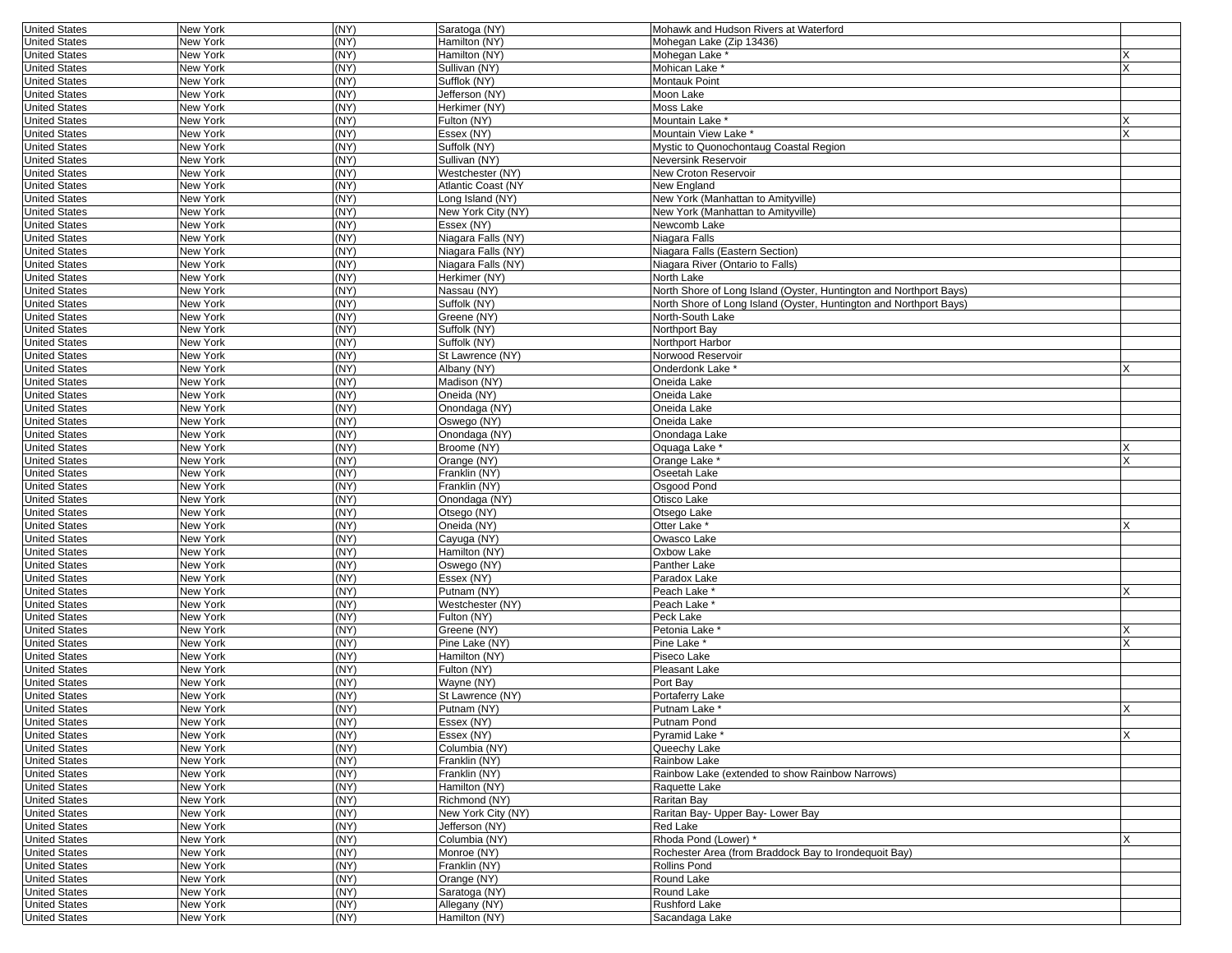| United States | New York | (NY) | Saratoga (NY) | Mohawk and Hudson Rivers at Waterford | |
|---|---|---|---|---|---|
| United States | New York | (NY) | Hamilton (NY) | Mohegan Lake (Zip 13436) | |
| United States | New York | (NY) | Hamilton (NY) | Mohegan Lake * | X |
| United States | New York | (NY) | Sullivan (NY) | Mohican Lake * | X |
| United States | New York | (NY) | Sufflok (NY) | Montauk Point | |
| United States | New York | (NY) | Jefferson (NY) | Moon Lake | |
| United States | New York | (NY) | Herkimer (NY) | Moss Lake | |
| United States | New York | (NY) | Fulton (NY) | Mountain Lake * | X |
| United States | New York | (NY) | Essex (NY) | Mountain View Lake * | X |
| United States | New York | (NY) | Suffolk (NY) | Mystic to Quonochontaug Coastal Region | |
| United States | New York | (NY) | Sullivan (NY) | Neversink Reservoir | |
| United States | New York | (NY) | Westchester (NY) | New Croton Reservoir | |
| United States | New York | (NY) | Atlantic Coast (NY | New England | |
| United States | New York | (NY) | Long Island (NY) | New York (Manhattan to Amityville) | |
| United States | New York | (NY) | New York City (NY) | New York (Manhattan to Amityville) | |
| United States | New York | (NY) | Essex (NY) | Newcomb Lake | |
| United States | New York | (NY) | Niagara Falls (NY) | Niagara Falls | |
| United States | New York | (NY) | Niagara Falls (NY) | Niagara Falls (Eastern Section) | |
| United States | New York | (NY) | Niagara Falls (NY) | Niagara River (Ontario to Falls) | |
| United States | New York | (NY) | Herkimer (NY) | North Lake | |
| United States | New York | (NY) | Nassau (NY) | North Shore of Long Island (Oyster, Huntington and Northport Bays) | |
| United States | New York | (NY) | Suffolk (NY) | North Shore of Long Island (Oyster, Huntington and Northport Bays) | |
| United States | New York | (NY) | Greene (NY) | North-South Lake | |
| United States | New York | (NY) | Suffolk (NY) | Northport Bay | |
| United States | New York | (NY) | Suffolk (NY) | Northport Harbor | |
| United States | New York | (NY) | St Lawrence (NY) | Norwood Reservoir | |
| United States | New York | (NY) | Albany (NY) | Onderdonk Lake * | X |
| United States | New York | (NY) | Madison (NY) | Oneida Lake | |
| United States | New York | (NY) | Oneida (NY) | Oneida Lake | |
| United States | New York | (NY) | Onondaga (NY) | Oneida Lake | |
| United States | New York | (NY) | Oswego (NY) | Oneida Lake | |
| United States | New York | (NY) | Onondaga (NY) | Onondaga Lake | |
| United States | New York | (NY) | Broome (NY) | Oquaga Lake * | X |
| United States | New York | (NY) | Orange (NY) | Orange Lake * | X |
| United States | New York | (NY) | Franklin (NY) | Oseetah Lake | |
| United States | New York | (NY) | Franklin (NY) | Osgood Pond | |
| United States | New York | (NY) | Onondaga (NY) | Otisco Lake | |
| United States | New York | (NY) | Otsego (NY) | Otsego Lake | |
| United States | New York | (NY) | Oneida (NY) | Otter Lake * | X |
| United States | New York | (NY) | Cayuga (NY) | Owasco Lake | |
| United States | New York | (NY) | Hamilton (NY) | Oxbow Lake | |
| United States | New York | (NY) | Oswego (NY) | Panther Lake | |
| United States | New York | (NY) | Essex (NY) | Paradox Lake | |
| United States | New York | (NY) | Putnam (NY) | Peach Lake * | X |
| United States | New York | (NY) | Westchester (NY) | Peach Lake * | |
| United States | New York | (NY) | Fulton (NY) | Peck Lake | |
| United States | New York | (NY) | Greene (NY) | Petonia Lake * | X |
| United States | New York | (NY) | Pine Lake (NY) | Pine Lake * | X |
| United States | New York | (NY) | Hamilton (NY) | Piseco Lake | |
| United States | New York | (NY) | Fulton (NY) | Pleasant Lake | |
| United States | New York | (NY) | Wayne (NY) | Port Bay | |
| United States | New York | (NY) | St Lawrence (NY) | Portaferry Lake | |
| United States | New York | (NY) | Putnam (NY) | Putnam Lake * | X |
| United States | New York | (NY) | Essex (NY) | Putnam Pond | |
| United States | New York | (NY) | Essex (NY) | Pyramid Lake * | X |
| United States | New York | (NY) | Columbia (NY) | Queechy Lake | |
| United States | New York | (NY) | Franklin (NY) | Rainbow Lake | |
| United States | New York | (NY) | Franklin (NY) | Rainbow Lake (extended to show Rainbow Narrows) | |
| United States | New York | (NY) | Hamilton (NY) | Raquette Lake | |
| United States | New York | (NY) | Richmond (NY) | Raritan Bay | |
| United States | New York | (NY) | New York City (NY) | Raritan Bay- Upper Bay- Lower Bay | |
| United States | New York | (NY) | Jefferson (NY) | Red Lake | |
| United States | New York | (NY) | Columbia (NY) | Rhoda Pond (Lower) * | X |
| United States | New York | (NY) | Monroe (NY) | Rochester Area (from Braddock Bay to Irondequoit Bay) | |
| United States | New York | (NY) | Franklin (NY) | Rollins Pond | |
| United States | New York | (NY) | Orange (NY) | Round Lake | |
| United States | New York | (NY) | Saratoga (NY) | Round Lake | |
| United States | New York | (NY) | Allegany (NY) | Rushford Lake | |
| United States | New York | (NY) | Hamilton (NY) | Sacandaga Lake | |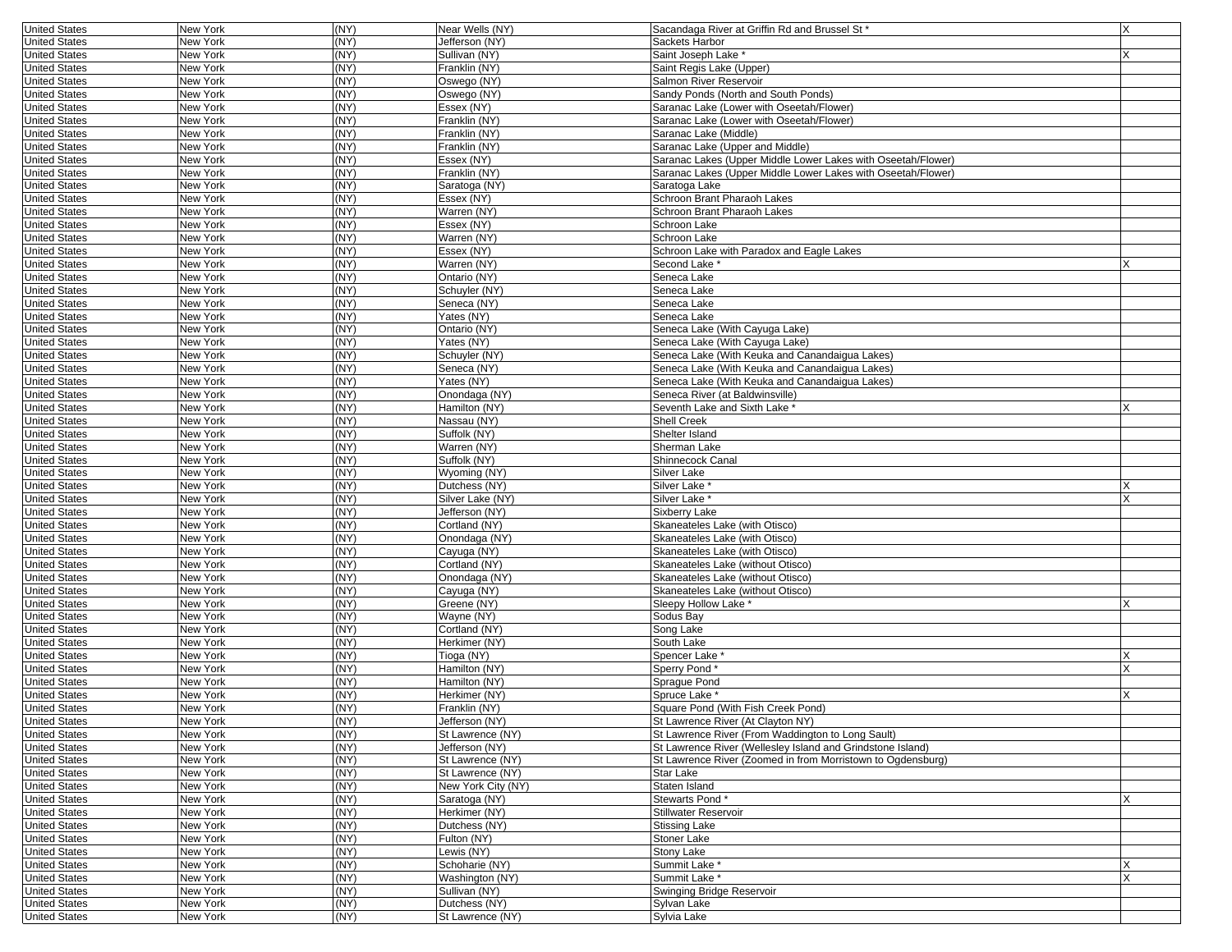| United States | New York | (NY) | Near Wells (NY) | Sacandaga River at Griffin Rd and Brussel St * | X |
|---|---|---|---|---|---|
| United States | New York | (NY) | Jefferson (NY) | Sackets Harbor | |
| United States | New York | (NY) | Sullivan (NY) | Saint Joseph Lake * | X |
| United States | New York | (NY) | Franklin (NY) | Saint Regis Lake (Upper) | |
| United States | New York | (NY) | Oswego (NY) | Salmon River Reservoir | |
| United States | New York | (NY) | Oswego (NY) | Sandy Ponds (North and South Ponds) | |
| United States | New York | (NY) | Essex (NY) | Saranac Lake (Lower with Oseetah/Flower) | |
| United States | New York | (NY) | Franklin (NY) | Saranac Lake (Lower with Oseetah/Flower) | |
| United States | New York | (NY) | Franklin (NY) | Saranac Lake (Middle) | |
| United States | New York | (NY) | Franklin (NY) | Saranac Lake (Upper and Middle) | |
| United States | New York | (NY) | Essex (NY) | Saranac Lakes (Upper Middle Lower Lakes with Oseetah/Flower) | |
| United States | New York | (NY) | Franklin (NY) | Saranac Lakes (Upper Middle Lower Lakes with Oseetah/Flower) | |
| United States | New York | (NY) | Saratoga (NY) | Saratoga Lake | |
| United States | New York | (NY) | Essex (NY) | Schroon Brant Pharaoh Lakes | |
| United States | New York | (NY) | Warren (NY) | Schroon Brant Pharaoh Lakes | |
| United States | New York | (NY) | Essex (NY) | Schroon Lake | |
| United States | New York | (NY) | Warren (NY) | Schroon Lake | |
| United States | New York | (NY) | Essex (NY) | Schroon Lake with Paradox and Eagle Lakes | |
| United States | New York | (NY) | Warren (NY) | Second Lake * | X |
| United States | New York | (NY) | Ontario (NY) | Seneca Lake | |
| United States | New York | (NY) | Schuyler (NY) | Seneca Lake | |
| United States | New York | (NY) | Seneca (NY) | Seneca Lake | |
| United States | New York | (NY) | Yates (NY) | Seneca Lake | |
| United States | New York | (NY) | Ontario (NY) | Seneca Lake (With Cayuga Lake) | |
| United States | New York | (NY) | Yates (NY) | Seneca Lake (With Cayuga Lake) | |
| United States | New York | (NY) | Schuyler (NY) | Seneca Lake (With Keuka and Canandaigua Lakes) | |
| United States | New York | (NY) | Seneca (NY) | Seneca Lake (With Keuka and Canandaigua Lakes) | |
| United States | New York | (NY) | Yates (NY) | Seneca Lake (With Keuka and Canandaigua Lakes) | |
| United States | New York | (NY) | Onondaga (NY) | Seneca River (at Baldwinsville) | |
| United States | New York | (NY) | Hamilton (NY) | Seventh Lake and Sixth Lake * | X |
| United States | New York | (NY) | Nassau (NY) | Shell Creek | |
| United States | New York | (NY) | Suffolk (NY) | Shelter Island | |
| United States | New York | (NY) | Warren (NY) | Sherman Lake | |
| United States | New York | (NY) | Suffolk (NY) | Shinnecock Canal | |
| United States | New York | (NY) | Wyoming (NY) | Silver Lake | |
| United States | New York | (NY) | Dutchess (NY) | Silver Lake * | X |
| United States | New York | (NY) | Silver Lake (NY) | Silver Lake * | X |
| United States | New York | (NY) | Jefferson (NY) | Sixberry Lake | |
| United States | New York | (NY) | Cortland (NY) | Skaneateles Lake (with Otisco) | |
| United States | New York | (NY) | Onondaga (NY) | Skaneateles Lake (with Otisco) | |
| United States | New York | (NY) | Cayuga (NY) | Skaneateles Lake (with Otisco) | |
| United States | New York | (NY) | Cortland (NY) | Skaneateles Lake (without Otisco) | |
| United States | New York | (NY) | Onondaga (NY) | Skaneateles Lake (without Otisco) | |
| United States | New York | (NY) | Cayuga (NY) | Skaneateles Lake (without Otisco) | |
| United States | New York | (NY) | Greene (NY) | Sleepy Hollow Lake * | X |
| United States | New York | (NY) | Wayne (NY) | Sodus Bay | |
| United States | New York | (NY) | Cortland (NY) | Song Lake | |
| United States | New York | (NY) | Herkimer (NY) | South Lake | |
| United States | New York | (NY) | Tioga (NY) | Spencer Lake * | X |
| United States | New York | (NY) | Hamilton (NY) | Sperry Pond * | X |
| United States | New York | (NY) | Hamilton (NY) | Sprague Pond | |
| United States | New York | (NY) | Herkimer (NY) | Spruce Lake * | X |
| United States | New York | (NY) | Franklin (NY) | Square Pond (With Fish Creek Pond) | |
| United States | New York | (NY) | Jefferson (NY) | St Lawrence River (At Clayton NY) | |
| United States | New York | (NY) | St Lawrence (NY) | St Lawrence River (From Waddington to Long Sault) | |
| United States | New York | (NY) | Jefferson (NY) | St Lawrence River (Wellesley Island and Grindstone Island) | |
| United States | New York | (NY) | St Lawrence (NY) | St Lawrence River (Zoomed in from Morristown to Ogdensburg) | |
| United States | New York | (NY) | St Lawrence (NY) | Star Lake | |
| United States | New York | (NY) | New York City (NY) | Staten Island | |
| United States | New York | (NY) | Saratoga (NY) | Stewarts Pond * | X |
| United States | New York | (NY) | Herkimer (NY) | Stillwater Reservoir | |
| United States | New York | (NY) | Dutchess (NY) | Stissing Lake | |
| United States | New York | (NY) | Fulton (NY) | Stoner Lake | |
| United States | New York | (NY) | Lewis (NY) | Stony Lake | |
| United States | New York | (NY) | Schoharie (NY) | Summit Lake * | X |
| United States | New York | (NY) | Washington (NY) | Summit Lake * | X |
| United States | New York | (NY) | Sullivan (NY) | Swinging Bridge Reservoir | |
| United States | New York | (NY) | Dutchess (NY) | Sylvan Lake | |
| United States | New York | (NY) | St Lawrence (NY) | Sylvia Lake | |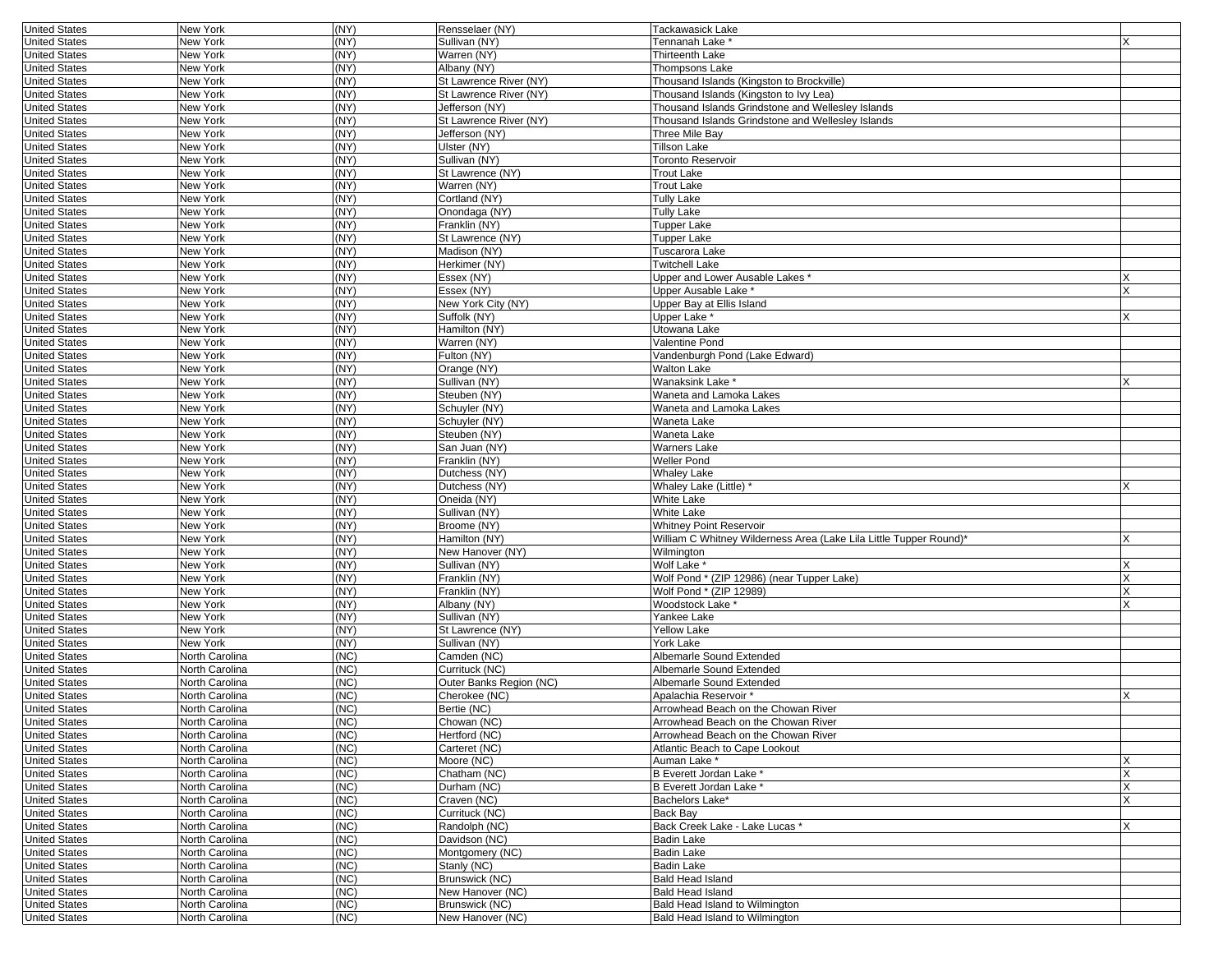| United States | New York | (NY) | Rensselaer (NY) | Tackawasick Lake | |
|---|---|---|---|---|---|
| United States | New York | (NY) | Sullivan (NY) | Tennanah Lake * | X |
| United States | New York | (NY) | Warren (NY) | Thirteenth Lake | |
| United States | New York | (NY) | Albany (NY) | Thompsons Lake | |
| United States | New York | (NY) | St Lawrence River (NY) | Thousand Islands (Kingston to Brockville) | |
| United States | New York | (NY) | St Lawrence River (NY) | Thousand Islands (Kingston to Ivy Lea) | |
| United States | New York | (NY) | Jefferson (NY) | Thousand Islands Grindstone and Wellesley Islands | |
| United States | New York | (NY) | St Lawrence River (NY) | Thousand Islands Grindstone and Wellesley Islands | |
| United States | New York | (NY) | Jefferson (NY) | Three Mile Bay | |
| United States | New York | (NY) | Ulster (NY) | Tillson Lake | |
| United States | New York | (NY) | Sullivan (NY) | Toronto Reservoir | |
| United States | New York | (NY) | St Lawrence (NY) | Trout Lake | |
| United States | New York | (NY) | Warren (NY) | Trout Lake | |
| United States | New York | (NY) | Cortland (NY) | Tully Lake | |
| United States | New York | (NY) | Onondaga (NY) | Tully Lake | |
| United States | New York | (NY) | Franklin (NY) | Tupper Lake | |
| United States | New York | (NY) | St Lawrence (NY) | Tupper Lake | |
| United States | New York | (NY) | Madison (NY) | Tuscarora Lake | |
| United States | New York | (NY) | Herkimer (NY) | Twitchell Lake | |
| United States | New York | (NY) | Essex (NY) | Upper and Lower Ausable Lakes * | X |
| United States | New York | (NY) | Essex (NY) | Upper Ausable Lake * | X |
| United States | New York | (NY) | New York City (NY) | Upper Bay at Ellis Island | |
| United States | New York | (NY) | Suffolk (NY) | Upper Lake * | X |
| United States | New York | (NY) | Hamilton (NY) | Utowana Lake | |
| United States | New York | (NY) | Warren (NY) | Valentine Pond | |
| United States | New York | (NY) | Fulton (NY) | Vandenburgh Pond (Lake Edward) | |
| United States | New York | (NY) | Orange (NY) | Walton Lake | |
| United States | New York | (NY) | Sullivan (NY) | Wanaksink Lake * | X |
| United States | New York | (NY) | Steuben (NY) | Waneta and Lamoka Lakes | |
| United States | New York | (NY) | Schuyler (NY) | Waneta and Lamoka Lakes | |
| United States | New York | (NY) | Schuyler (NY) | Waneta Lake | |
| United States | New York | (NY) | Steuben (NY) | Waneta Lake | |
| United States | New York | (NY) | San Juan (NY) | Warners Lake | |
| United States | New York | (NY) | Franklin (NY) | Weller Pond | |
| United States | New York | (NY) | Dutchess (NY) | Whaley Lake | |
| United States | New York | (NY) | Dutchess (NY) | Whaley Lake (Little) * | X |
| United States | New York | (NY) | Oneida (NY) | White Lake | |
| United States | New York | (NY) | Sullivan (NY) | White Lake | |
| United States | New York | (NY) | Broome (NY) | Whitney Point Reservoir | |
| United States | New York | (NY) | Hamilton (NY) | William C Whitney Wilderness Area (Lake Lila Little Tupper Round)* | X |
| United States | New York | (NY) | New Hanover (NY) | Wilmington | |
| United States | New York | (NY) | Sullivan (NY) | Wolf Lake * | X |
| United States | New York | (NY) | Franklin (NY) | Wolf Pond * (ZIP 12986) (near Tupper Lake) | X |
| United States | New York | (NY) | Franklin (NY) | Wolf Pond * (ZIP 12989) | X |
| United States | New York | (NY) | Albany (NY) | Woodstock Lake * | X |
| United States | New York | (NY) | Sullivan (NY) | Yankee Lake | |
| United States | New York | (NY) | St Lawrence (NY) | Yellow Lake | |
| United States | New York | (NY) | Sullivan (NY) | York Lake | |
| United States | North Carolina | (NC) | Camden (NC) | Albemarle Sound Extended | |
| United States | North Carolina | (NC) | Currituck (NC) | Albemarle Sound Extended | |
| United States | North Carolina | (NC) | Outer Banks Region (NC) | Albemarle Sound Extended | |
| United States | North Carolina | (NC) | Cherokee (NC) | Apalachia Reservoir * | X |
| United States | North Carolina | (NC) | Bertie (NC) | Arrowhead Beach on the Chowan River | |
| United States | North Carolina | (NC) | Chowan (NC) | Arrowhead Beach on the Chowan River | |
| United States | North Carolina | (NC) | Hertford (NC) | Arrowhead Beach on the Chowan River | |
| United States | North Carolina | (NC) | Carteret (NC) | Atlantic Beach to Cape Lookout | |
| United States | North Carolina | (NC) | Moore (NC) | Auman Lake * | X |
| United States | North Carolina | (NC) | Chatham (NC) | B Everett Jordan Lake * | X |
| United States | North Carolina | (NC) | Durham (NC) | B Everett Jordan Lake * | X |
| United States | North Carolina | (NC) | Craven (NC) | Bachelors Lake* | X |
| United States | North Carolina | (NC) | Currituck (NC) | Back Bay | |
| United States | North Carolina | (NC) | Randolph (NC) | Back Creek Lake - Lake Lucas * | X |
| United States | North Carolina | (NC) | Davidson (NC) | Badin Lake | |
| United States | North Carolina | (NC) | Montgomery (NC) | Badin Lake | |
| United States | North Carolina | (NC) | Stanly (NC) | Badin Lake | |
| United States | North Carolina | (NC) | Brunswick (NC) | Bald Head Island | |
| United States | North Carolina | (NC) | New Hanover (NC) | Bald Head Island | |
| United States | North Carolina | (NC) | Brunswick (NC) | Bald Head Island to Wilmington | |
| United States | North Carolina | (NC) | New Hanover (NC) | Bald Head Island to Wilmington | |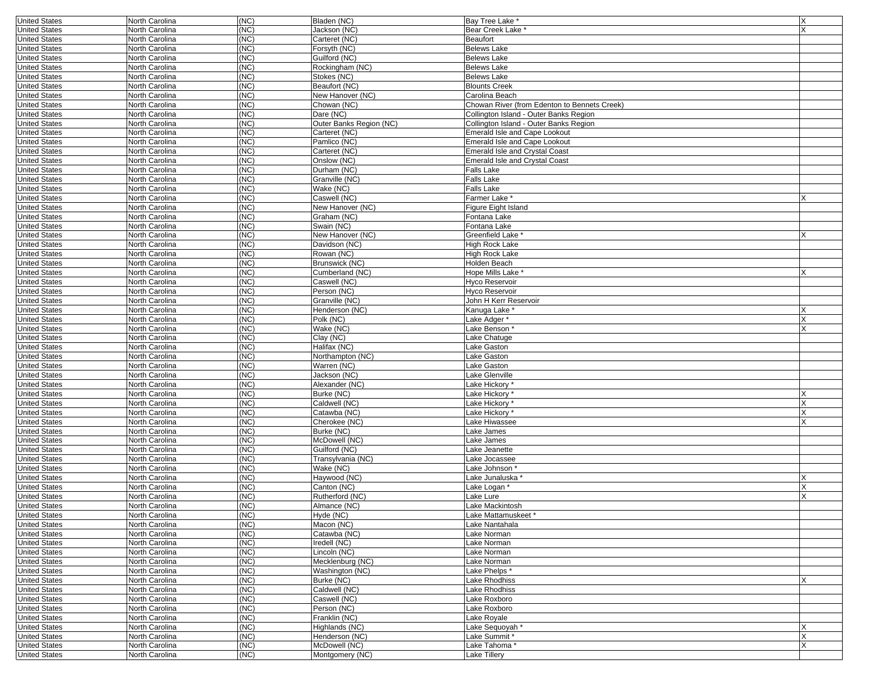| | | | | | |
|---|---|---|---|---|---|
| United States | North Carolina | (NC) | Bladen (NC) | Bay Tree Lake * | X |
| United States | North Carolina | (NC) | Jackson (NC) | Bear Creek Lake * | X |
| United States | North Carolina | (NC) | Carteret (NC) | Beaufort | |
| United States | North Carolina | (NC) | Forsyth (NC) | Belews Lake | |
| United States | North Carolina | (NC) | Guilford (NC) | Belews Lake | |
| United States | North Carolina | (NC) | Rockingham (NC) | Belews Lake | |
| United States | North Carolina | (NC) | Stokes (NC) | Belews Lake | |
| United States | North Carolina | (NC) | Beaufort (NC) | Blounts Creek | |
| United States | North Carolina | (NC) | New Hanover (NC) | Carolina Beach | |
| United States | North Carolina | (NC) | Chowan (NC) | Chowan River (from Edenton to Bennets Creek) | |
| United States | North Carolina | (NC) | Dare (NC) | Collington Island - Outer Banks Region | |
| United States | North Carolina | (NC) | Outer Banks Region (NC) | Collington Island - Outer Banks Region | |
| United States | North Carolina | (NC) | Carteret (NC) | Emerald Isle and Cape Lookout | |
| United States | North Carolina | (NC) | Pamlico (NC) | Emerald Isle and Cape Lookout | |
| United States | North Carolina | (NC) | Carteret (NC) | Emerald Isle and Crystal Coast | |
| United States | North Carolina | (NC) | Onslow (NC) | Emerald Isle and Crystal Coast | |
| United States | North Carolina | (NC) | Durham (NC) | Falls Lake | |
| United States | North Carolina | (NC) | Granville (NC) | Falls Lake | |
| United States | North Carolina | (NC) | Wake (NC) | Falls Lake | |
| United States | North Carolina | (NC) | Caswell (NC) | Farmer Lake * | X |
| United States | North Carolina | (NC) | New Hanover (NC) | Figure Eight Island | |
| United States | North Carolina | (NC) | Graham (NC) | Fontana Lake | |
| United States | North Carolina | (NC) | Swain (NC) | Fontana Lake | |
| United States | North Carolina | (NC) | New Hanover (NC) | Greenfield Lake * | X |
| United States | North Carolina | (NC) | Davidson (NC) | High Rock Lake | |
| United States | North Carolina | (NC) | Rowan (NC) | High Rock Lake | |
| United States | North Carolina | (NC) | Brunswick (NC) | Holden Beach | |
| United States | North Carolina | (NC) | Cumberland (NC) | Hope Mills Lake * | X |
| United States | North Carolina | (NC) | Caswell (NC) | Hyco Reservoir | |
| United States | North Carolina | (NC) | Person (NC) | Hyco Reservoir | |
| United States | North Carolina | (NC) | Granville (NC) | John H Kerr Reservoir | |
| United States | North Carolina | (NC) | Henderson (NC) | Kanuga Lake * | X |
| United States | North Carolina | (NC) | Polk (NC) | Lake Adger * | X |
| United States | North Carolina | (NC) | Wake (NC) | Lake Benson * | X |
| United States | North Carolina | (NC) | Clay (NC) | Lake Chatuge | |
| United States | North Carolina | (NC) | Halifax (NC) | Lake Gaston | |
| United States | North Carolina | (NC) | Northampton (NC) | Lake Gaston | |
| United States | North Carolina | (NC) | Warren (NC) | Lake Gaston | |
| United States | North Carolina | (NC) | Jackson (NC) | Lake Glenville | |
| United States | North Carolina | (NC) | Alexander (NC) | Lake Hickory * | |
| United States | North Carolina | (NC) | Burke (NC) | Lake Hickory * | X |
| United States | North Carolina | (NC) | Caldwell (NC) | Lake Hickory * | X |
| United States | North Carolina | (NC) | Catawba (NC) | Lake Hickory * | X |
| United States | North Carolina | (NC) | Cherokee (NC) | Lake Hiwassee | X |
| United States | North Carolina | (NC) | Burke (NC) | Lake James | |
| United States | North Carolina | (NC) | McDowell (NC) | Lake James | |
| United States | North Carolina | (NC) | Guilford (NC) | Lake Jeanette | |
| United States | North Carolina | (NC) | Transylvania (NC) | Lake Jocassee | |
| United States | North Carolina | (NC) | Wake (NC) | Lake Johnson * | |
| United States | North Carolina | (NC) | Haywood (NC) | Lake Junaluska * | X |
| United States | North Carolina | (NC) | Canton (NC) | Lake Logan * | X |
| United States | North Carolina | (NC) | Rutherford (NC) | Lake Lure | X |
| United States | North Carolina | (NC) | Almance (NC) | Lake Mackintosh | |
| United States | North Carolina | (NC) | Hyde (NC) | Lake Mattamuskeet * | |
| United States | North Carolina | (NC) | Macon (NC) | Lake Nantahala | |
| United States | North Carolina | (NC) | Catawba (NC) | Lake Norman | |
| United States | North Carolina | (NC) | Iredell (NC) | Lake Norman | |
| United States | North Carolina | (NC) | Lincoln (NC) | Lake Norman | |
| United States | North Carolina | (NC) | Mecklenburg (NC) | Lake Norman | |
| United States | North Carolina | (NC) | Washington (NC) | Lake Phelps * | |
| United States | North Carolina | (NC) | Burke (NC) | Lake Rhodhiss | X |
| United States | North Carolina | (NC) | Caldwell (NC) | Lake Rhodhiss | |
| United States | North Carolina | (NC) | Caswell (NC) | Lake Roxboro | |
| United States | North Carolina | (NC) | Person (NC) | Lake Roxboro | |
| United States | North Carolina | (NC) | Franklin (NC) | Lake Royale | |
| United States | North Carolina | (NC) | Highlands (NC) | Lake Sequoyah * | X |
| United States | North Carolina | (NC) | Henderson (NC) | Lake Summit * | X |
| United States | North Carolina | (NC) | McDowell (NC) | Lake Tahoma * | X |
| United States | North Carolina | (NC) | Montgomery (NC) | Lake Tillery | |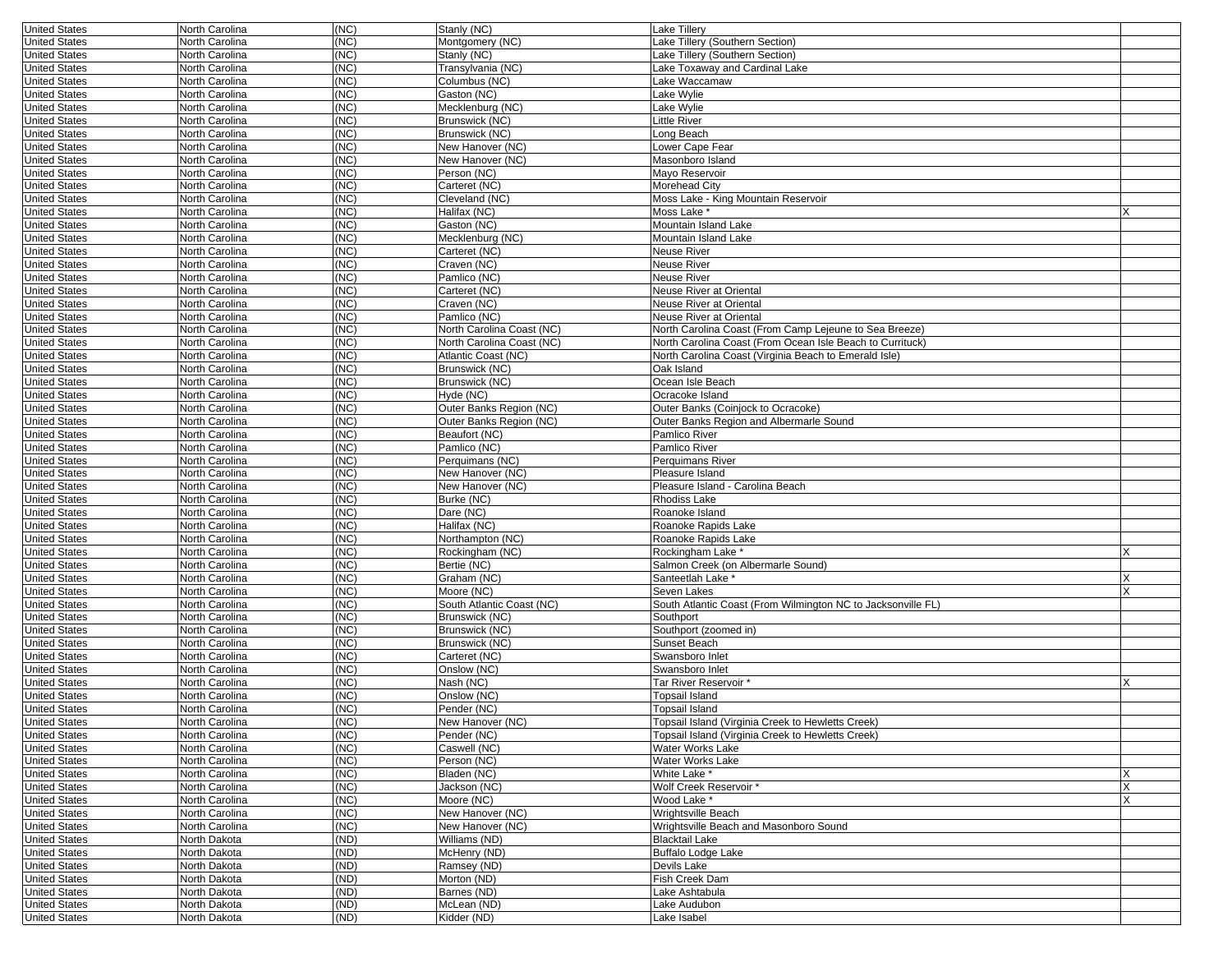| | | | | | |
|---|---|---|---|---|---|
| United States | North Carolina | (NC) | Stanly (NC) | Lake Tillery | |
| United States | North Carolina | (NC) | Montgomery (NC) | Lake Tillery (Southern Section) | |
| United States | North Carolina | (NC) | Stanly (NC) | Lake Tillery (Southern Section) | |
| United States | North Carolina | (NC) | Transylvania (NC) | Lake Toxaway and Cardinal Lake | |
| United States | North Carolina | (NC) | Columbus (NC) | Lake Waccamaw | |
| United States | North Carolina | (NC) | Gaston (NC) | Lake Wylie | |
| United States | North Carolina | (NC) | Mecklenburg (NC) | Lake Wylie | |
| United States | North Carolina | (NC) | Brunswick (NC) | Little River | |
| United States | North Carolina | (NC) | Brunswick (NC) | Long Beach | |
| United States | North Carolina | (NC) | New Hanover (NC) | Lower Cape Fear | |
| United States | North Carolina | (NC) | New Hanover (NC) | Masonboro Island | |
| United States | North Carolina | (NC) | Person (NC) | Mayo Reservoir | |
| United States | North Carolina | (NC) | Carteret (NC) | Morehead City | |
| United States | North Carolina | (NC) | Cleveland (NC) | Moss Lake - King Mountain Reservoir | |
| United States | North Carolina | (NC) | Halifax (NC) | Moss Lake * | X |
| United States | North Carolina | (NC) | Gaston (NC) | Mountain Island Lake | |
| United States | North Carolina | (NC) | Mecklenburg (NC) | Mountain Island Lake | |
| United States | North Carolina | (NC) | Carteret (NC) | Neuse River | |
| United States | North Carolina | (NC) | Craven (NC) | Neuse River | |
| United States | North Carolina | (NC) | Pamlico (NC) | Neuse River | |
| United States | North Carolina | (NC) | Carteret (NC) | Neuse River at Oriental | |
| United States | North Carolina | (NC) | Craven (NC) | Neuse River at Oriental | |
| United States | North Carolina | (NC) | Pamlico (NC) | Neuse River at Oriental | |
| United States | North Carolina | (NC) | North Carolina Coast (NC) | North Carolina Coast (From Camp Lejeune to Sea Breeze) | |
| United States | North Carolina | (NC) | North Carolina Coast (NC) | North Carolina Coast (From Ocean Isle Beach to Currituck) | |
| United States | North Carolina | (NC) | Atlantic Coast (NC) | North Carolina Coast (Virginia Beach to Emerald Isle) | |
| United States | North Carolina | (NC) | Brunswick (NC) | Oak Island | |
| United States | North Carolina | (NC) | Brunswick (NC) | Ocean Isle Beach | |
| United States | North Carolina | (NC) | Hyde (NC) | Ocracoke Island | |
| United States | North Carolina | (NC) | Outer Banks Region (NC) | Outer Banks (Coinjock to Ocracoke) | |
| United States | North Carolina | (NC) | Outer Banks Region (NC) | Outer Banks Region and Albermarle Sound | |
| United States | North Carolina | (NC) | Beaufort (NC) | Pamlico River | |
| United States | North Carolina | (NC) | Pamlico (NC) | Pamlico River | |
| United States | North Carolina | (NC) | Perquimans (NC) | Perquimans River | |
| United States | North Carolina | (NC) | New Hanover (NC) | Pleasure Island | |
| United States | North Carolina | (NC) | New Hanover (NC) | Pleasure Island - Carolina Beach | |
| United States | North Carolina | (NC) | Burke (NC) | Rhodiss Lake | |
| United States | North Carolina | (NC) | Dare (NC) | Roanoke Island | |
| United States | North Carolina | (NC) | Halifax (NC) | Roanoke Rapids Lake | |
| United States | North Carolina | (NC) | Northampton (NC) | Roanoke Rapids Lake | |
| United States | North Carolina | (NC) | Rockingham (NC) | Rockingham Lake * | X |
| United States | North Carolina | (NC) | Bertie (NC) | Salmon Creek (on Albermarle Sound) | |
| United States | North Carolina | (NC) | Graham (NC) | Santeetlah Lake * | X |
| United States | North Carolina | (NC) | Moore (NC) | Seven Lakes | X |
| United States | North Carolina | (NC) | South Atlantic Coast (NC) | South Atlantic Coast (From Wilmington NC to Jacksonville FL) | |
| United States | North Carolina | (NC) | Brunswick (NC) | Southport | |
| United States | North Carolina | (NC) | Brunswick (NC) | Southport (zoomed in) | |
| United States | North Carolina | (NC) | Brunswick (NC) | Sunset Beach | |
| United States | North Carolina | (NC) | Carteret (NC) | Swansboro Inlet | |
| United States | North Carolina | (NC) | Onslow (NC) | Swansboro Inlet | |
| United States | North Carolina | (NC) | Nash (NC) | Tar River Reservoir * | X |
| United States | North Carolina | (NC) | Onslow (NC) | Topsail Island | |
| United States | North Carolina | (NC) | Pender (NC) | Topsail Island | |
| United States | North Carolina | (NC) | New Hanover (NC) | Topsail Island (Virginia Creek to Hewletts Creek) | |
| United States | North Carolina | (NC) | Pender (NC) | Topsail Island (Virginia Creek to Hewletts Creek) | |
| United States | North Carolina | (NC) | Caswell (NC) | Water Works Lake | |
| United States | North Carolina | (NC) | Person (NC) | Water Works Lake | |
| United States | North Carolina | (NC) | Bladen (NC) | White Lake * | X |
| United States | North Carolina | (NC) | Jackson (NC) | Wolf Creek Reservoir * | X |
| United States | North Carolina | (NC) | Moore (NC) | Wood Lake * | X |
| United States | North Carolina | (NC) | New Hanover (NC) | Wrightsville Beach | |
| United States | North Carolina | (NC) | New Hanover (NC) | Wrightsville Beach and Masonboro Sound | |
| United States | North Dakota | (ND) | Williams (ND) | Blacktail Lake | |
| United States | North Dakota | (ND) | McHenry (ND) | Buffalo Lodge Lake | |
| United States | North Dakota | (ND) | Ramsey (ND) | Devils Lake | |
| United States | North Dakota | (ND) | Morton (ND) | Fish Creek Dam | |
| United States | North Dakota | (ND) | Barnes (ND) | Lake Ashtabula | |
| United States | North Dakota | (ND) | McLean (ND) | Lake Audubon | |
| United States | North Dakota | (ND) | Kidder (ND) | Lake Isabel | |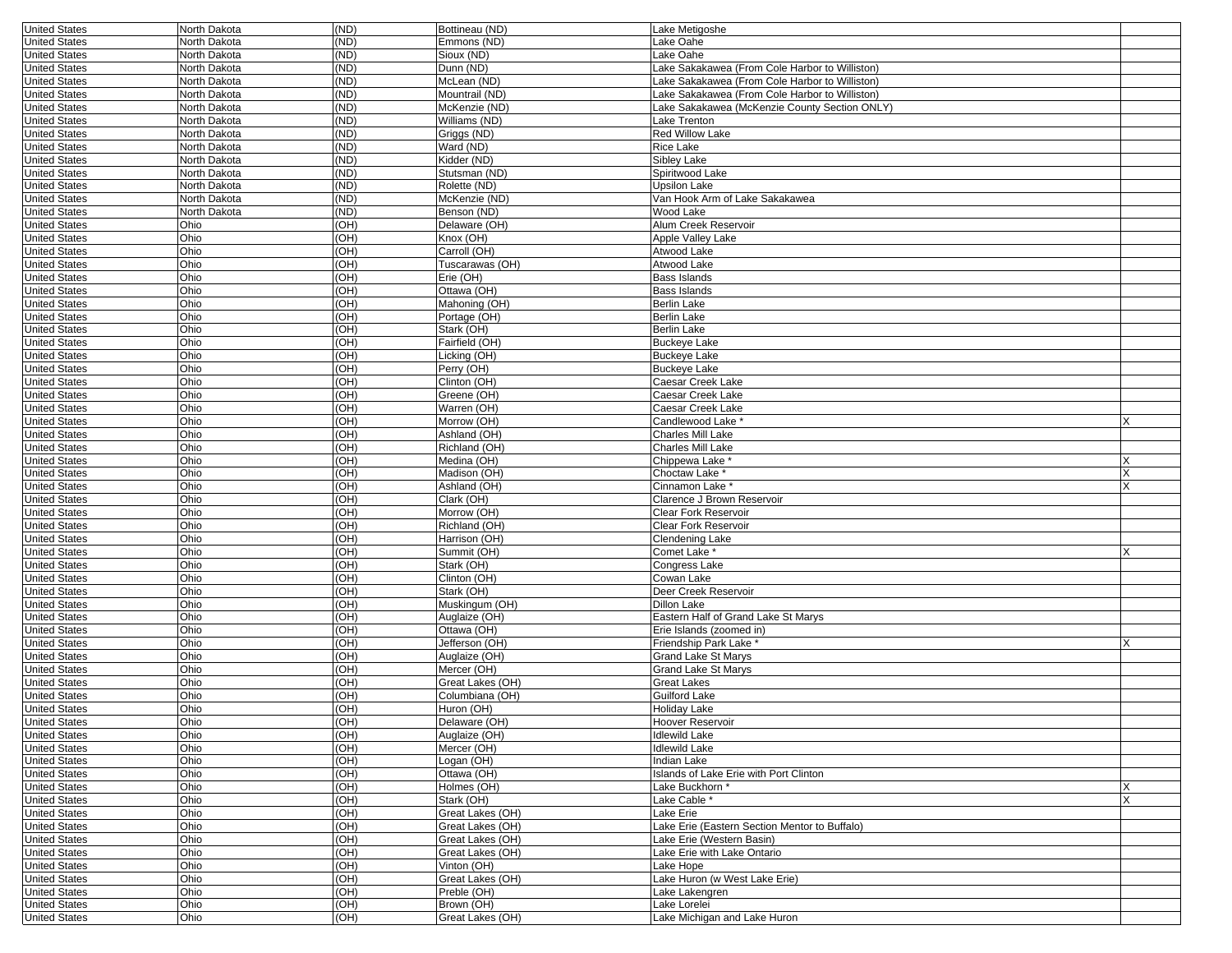| United States | North Dakota | (ND) | Bottineau (ND) | Lake Metigoshe | |
|---|---|---|---|---|---|
| United States | North Dakota | (ND) | Emmons (ND) | Lake Oahe | |
| United States | North Dakota | (ND) | Sioux (ND) | Lake Oahe | |
| United States | North Dakota | (ND) | Dunn (ND) | Lake Sakakawea (From Cole Harbor to Williston) | |
| United States | North Dakota | (ND) | McLean (ND) | Lake Sakakawea (From Cole Harbor to Williston) | |
| United States | North Dakota | (ND) | Mountrail (ND) | Lake Sakakawea (From Cole Harbor to Williston) | |
| United States | North Dakota | (ND) | McKenzie (ND) | Lake Sakakawea (McKenzie County Section ONLY) | |
| United States | North Dakota | (ND) | Williams (ND) | Lake Trenton | |
| United States | North Dakota | (ND) | Griggs (ND) | Red Willow Lake | |
| United States | North Dakota | (ND) | Ward (ND) | Rice Lake | |
| United States | North Dakota | (ND) | Kidder (ND) | Sibley Lake | |
| United States | North Dakota | (ND) | Stutsman (ND) | Spiritwood Lake | |
| United States | North Dakota | (ND) | Rolette (ND) | Upsilon Lake | |
| United States | North Dakota | (ND) | McKenzie (ND) | Van Hook Arm of Lake Sakakawea | |
| United States | North Dakota | (ND) | Benson (ND) | Wood Lake | |
| United States | Ohio | (OH) | Delaware (OH) | Alum Creek Reservoir | |
| United States | Ohio | (OH) | Knox (OH) | Apple Valley Lake | |
| United States | Ohio | (OH) | Carroll (OH) | Atwood Lake | |
| United States | Ohio | (OH) | Tuscarawas (OH) | Atwood Lake | |
| United States | Ohio | (OH) | Erie (OH) | Bass Islands | |
| United States | Ohio | (OH) | Ottawa (OH) | Bass Islands | |
| United States | Ohio | (OH) | Mahoning (OH) | Berlin Lake | |
| United States | Ohio | (OH) | Portage (OH) | Berlin Lake | |
| United States | Ohio | (OH) | Stark (OH) | Berlin Lake | |
| United States | Ohio | (OH) | Fairfield (OH) | Buckeye Lake | |
| United States | Ohio | (OH) | Licking (OH) | Buckeye Lake | |
| United States | Ohio | (OH) | Perry (OH) | Buckeye Lake | |
| United States | Ohio | (OH) | Clinton (OH) | Caesar Creek Lake | |
| United States | Ohio | (OH) | Greene (OH) | Caesar Creek Lake | |
| United States | Ohio | (OH) | Warren (OH) | Caesar Creek Lake | |
| United States | Ohio | (OH) | Morrow (OH) | Candlewood Lake * | X |
| United States | Ohio | (OH) | Ashland (OH) | Charles Mill Lake | |
| United States | Ohio | (OH) | Richland (OH) | Charles Mill Lake | |
| United States | Ohio | (OH) | Medina (OH) | Chippewa Lake * | X |
| United States | Ohio | (OH) | Madison (OH) | Choctaw Lake * | X |
| United States | Ohio | (OH) | Ashland (OH) | Cinnamon Lake * | X |
| United States | Ohio | (OH) | Clark (OH) | Clarence J Brown Reservoir | |
| United States | Ohio | (OH) | Morrow (OH) | Clear Fork Reservoir | |
| United States | Ohio | (OH) | Richland (OH) | Clear Fork Reservoir | |
| United States | Ohio | (OH) | Harrison (OH) | Clendening Lake | |
| United States | Ohio | (OH) | Summit (OH) | Comet Lake * | X |
| United States | Ohio | (OH) | Stark (OH) | Congress Lake | |
| United States | Ohio | (OH) | Clinton (OH) | Cowan Lake | |
| United States | Ohio | (OH) | Stark (OH) | Deer Creek Reservoir | |
| United States | Ohio | (OH) | Muskingum (OH) | Dillon Lake | |
| United States | Ohio | (OH) | Auglaize (OH) | Eastern Half of Grand Lake St Marys | |
| United States | Ohio | (OH) | Ottawa (OH) | Erie Islands (zoomed in) | |
| United States | Ohio | (OH) | Jefferson (OH) | Friendship Park Lake * | X |
| United States | Ohio | (OH) | Auglaize (OH) | Grand Lake St Marys | |
| United States | Ohio | (OH) | Mercer (OH) | Grand Lake St Marys | |
| United States | Ohio | (OH) | Great Lakes (OH) | Great Lakes | |
| United States | Ohio | (OH) | Columbiana (OH) | Guilford Lake | |
| United States | Ohio | (OH) | Huron (OH) | Holiday Lake | |
| United States | Ohio | (OH) | Delaware (OH) | Hoover Reservoir | |
| United States | Ohio | (OH) | Auglaize (OH) | Idlewild Lake | |
| United States | Ohio | (OH) | Mercer (OH) | Idlewild Lake | |
| United States | Ohio | (OH) | Logan (OH) | Indian Lake | |
| United States | Ohio | (OH) | Ottawa (OH) | Islands of Lake Erie with Port Clinton | |
| United States | Ohio | (OH) | Holmes (OH) | Lake Buckhorn * | X |
| United States | Ohio | (OH) | Stark (OH) | Lake Cable * | X |
| United States | Ohio | (OH) | Great Lakes (OH) | Lake Erie | |
| United States | Ohio | (OH) | Great Lakes (OH) | Lake Erie (Eastern Section Mentor to Buffalo) | |
| United States | Ohio | (OH) | Great Lakes (OH) | Lake Erie (Western Basin) | |
| United States | Ohio | (OH) | Great Lakes (OH) | Lake Erie with Lake Ontario | |
| United States | Ohio | (OH) | Vinton (OH) | Lake Hope | |
| United States | Ohio | (OH) | Great Lakes (OH) | Lake Huron (w West Lake Erie) | |
| United States | Ohio | (OH) | Preble (OH) | Lake Lakengren | |
| United States | Ohio | (OH) | Brown (OH) | Lake Lorelei | |
| United States | Ohio | (OH) | Great Lakes (OH) | Lake Michigan and Lake Huron | |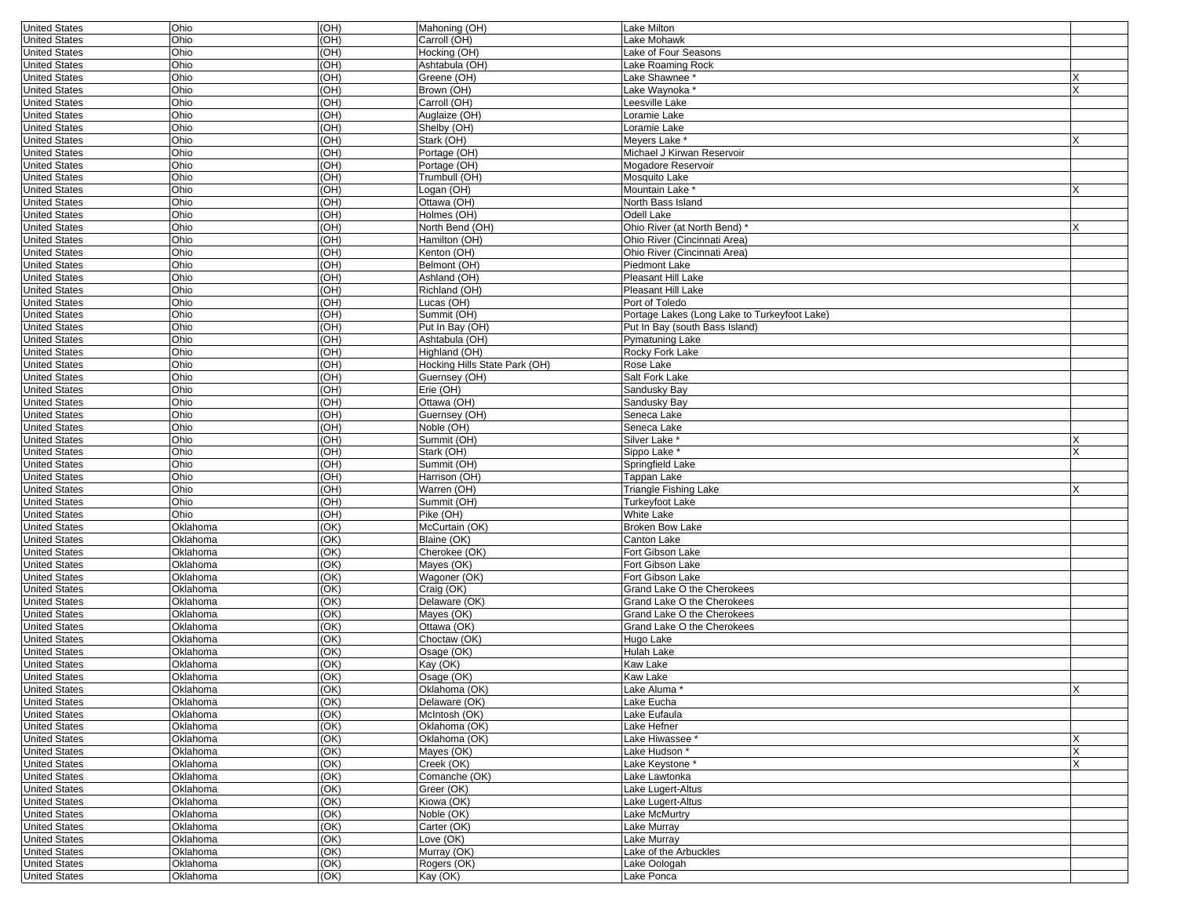| | | | | | |
|---|---|---|---|---|---|
| United States | Ohio | (OH) | Mahoning (OH) | Lake Milton | |
| United States | Ohio | (OH) | Carroll (OH) | Lake Mohawk | |
| United States | Ohio | (OH) | Hocking (OH) | Lake of Four Seasons | |
| United States | Ohio | (OH) | Ashtabula (OH) | Lake Roaming Rock | |
| United States | Ohio | (OH) | Greene (OH) | Lake Shawnee * | X |
| United States | Ohio | (OH) | Brown (OH) | Lake Waynoka * | X |
| United States | Ohio | (OH) | Carroll (OH) | Leesville Lake | |
| United States | Ohio | (OH) | Auglaize (OH) | Loramie Lake | |
| United States | Ohio | (OH) | Shelby (OH) | Loramie Lake | |
| United States | Ohio | (OH) | Stark (OH) | Meyers Lake * | X |
| United States | Ohio | (OH) | Portage (OH) | Michael J Kirwan Reservoir | |
| United States | Ohio | (OH) | Portage (OH) | Mogadore Reservoir | |
| United States | Ohio | (OH) | Trumbull (OH) | Mosquito Lake | |
| United States | Ohio | (OH) | Logan (OH) | Mountain Lake * | X |
| United States | Ohio | (OH) | Ottawa (OH) | North Bass Island | |
| United States | Ohio | (OH) | Holmes (OH) | Odell Lake | |
| United States | Ohio | (OH) | North Bend (OH) | Ohio River (at North Bend) * | X |
| United States | Ohio | (OH) | Hamilton (OH) | Ohio River (Cincinnati Area) | |
| United States | Ohio | (OH) | Kenton (OH) | Ohio River (Cincinnati Area) | |
| United States | Ohio | (OH) | Belmont (OH) | Piedmont Lake | |
| United States | Ohio | (OH) | Ashland (OH) | Pleasant Hill Lake | |
| United States | Ohio | (OH) | Richland (OH) | Pleasant Hill Lake | |
| United States | Ohio | (OH) | Lucas (OH) | Port of Toledo | |
| United States | Ohio | (OH) | Summit (OH) | Portage Lakes (Long Lake to Turkeyfoot Lake) | |
| United States | Ohio | (OH) | Put In Bay (OH) | Put In Bay (south Bass Island) | |
| United States | Ohio | (OH) | Ashtabula (OH) | Pymatuning Lake | |
| United States | Ohio | (OH) | Highland (OH) | Rocky Fork Lake | |
| United States | Ohio | (OH) | Hocking Hills State Park (OH) | Rose Lake | |
| United States | Ohio | (OH) | Guernsey (OH) | Salt Fork Lake | |
| United States | Ohio | (OH) | Erie (OH) | Sandusky Bay | |
| United States | Ohio | (OH) | Ottawa (OH) | Sandusky Bay | |
| United States | Ohio | (OH) | Guernsey (OH) | Seneca Lake | |
| United States | Ohio | (OH) | Noble (OH) | Seneca Lake | |
| United States | Ohio | (OH) | Summit (OH) | Silver Lake * | X |
| United States | Ohio | (OH) | Stark (OH) | Sippo Lake * | X |
| United States | Ohio | (OH) | Summit (OH) | Springfield Lake | |
| United States | Ohio | (OH) | Harrison (OH) | Tappan Lake | |
| United States | Ohio | (OH) | Warren (OH) | Triangle Fishing Lake | X |
| United States | Ohio | (OH) | Summit (OH) | Turkeyfoot Lake | |
| United States | Ohio | (OH) | Pike (OH) | White Lake | |
| United States | Oklahoma | (OK) | McCurtain (OK) | Broken Bow Lake | |
| United States | Oklahoma | (OK) | Blaine (OK) | Canton Lake | |
| United States | Oklahoma | (OK) | Cherokee (OK) | Fort Gibson Lake | |
| United States | Oklahoma | (OK) | Mayes (OK) | Fort Gibson Lake | |
| United States | Oklahoma | (OK) | Wagoner (OK) | Fort Gibson Lake | |
| United States | Oklahoma | (OK) | Craig (OK) | Grand Lake O the Cherokees | |
| United States | Oklahoma | (OK) | Delaware (OK) | Grand Lake O the Cherokees | |
| United States | Oklahoma | (OK) | Mayes (OK) | Grand Lake O the Cherokees | |
| United States | Oklahoma | (OK) | Ottawa (OK) | Grand Lake O the Cherokees | |
| United States | Oklahoma | (OK) | Choctaw (OK) | Hugo Lake | |
| United States | Oklahoma | (OK) | Osage (OK) | Hulah Lake | |
| United States | Oklahoma | (OK) | Kay (OK) | Kaw Lake | |
| United States | Oklahoma | (OK) | Osage (OK) | Kaw Lake | |
| United States | Oklahoma | (OK) | Oklahoma (OK) | Lake Aluma * | X |
| United States | Oklahoma | (OK) | Delaware (OK) | Lake Eucha | |
| United States | Oklahoma | (OK) | McIntosh (OK) | Lake Eufaula | |
| United States | Oklahoma | (OK) | Oklahoma (OK) | Lake Hefner | |
| United States | Oklahoma | (OK) | Oklahoma (OK) | Lake Hiwassee * | X |
| United States | Oklahoma | (OK) | Mayes (OK) | Lake Hudson * | X |
| United States | Oklahoma | (OK) | Creek (OK) | Lake Keystone * | X |
| United States | Oklahoma | (OK) | Comanche (OK) | Lake Lawtonka | |
| United States | Oklahoma | (OK) | Greer (OK) | Lake Lugert-Altus | |
| United States | Oklahoma | (OK) | Kiowa (OK) | Lake Lugert-Altus | |
| United States | Oklahoma | (OK) | Noble (OK) | Lake McMurtry | |
| United States | Oklahoma | (OK) | Carter (OK) | Lake Murray | |
| United States | Oklahoma | (OK) | Love (OK) | Lake Murray | |
| United States | Oklahoma | (OK) | Murray (OK) | Lake of the Arbuckles | |
| United States | Oklahoma | (OK) | Rogers (OK) | Lake Oologah | |
| United States | Oklahoma | (OK) | Kay (OK) | Lake Ponca | |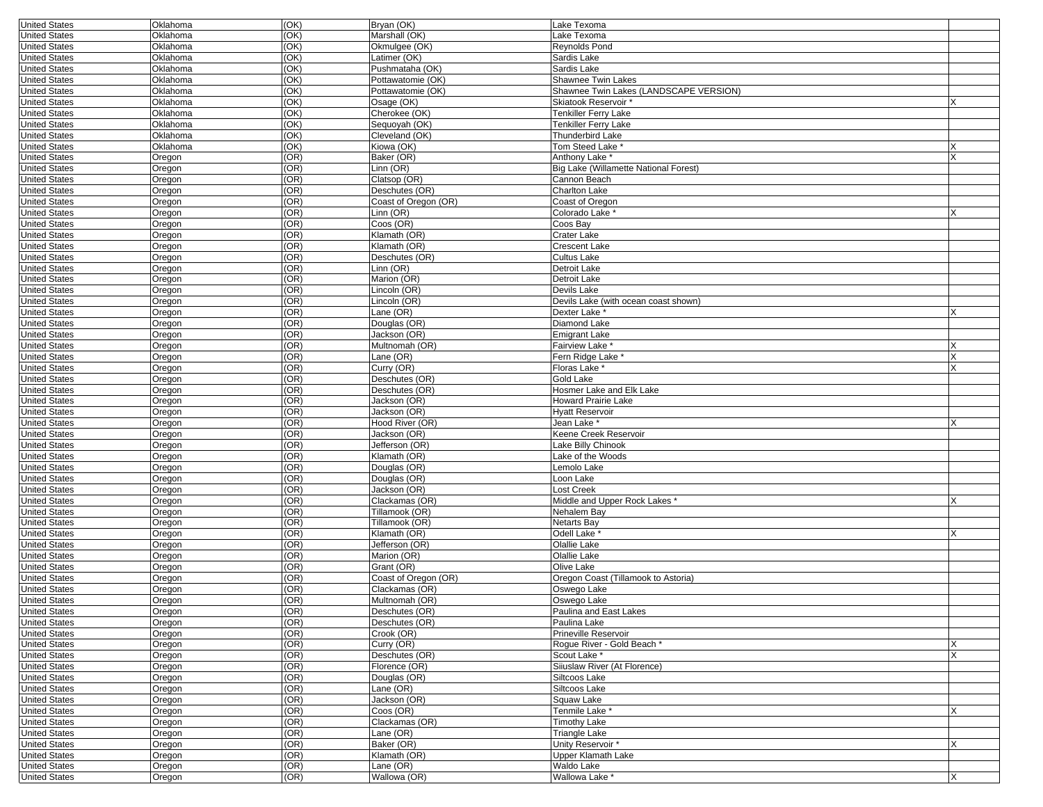| | | | | | |
|---|---|---|---|---|---|
| United States | Oklahoma | (OK) | Bryan (OK) | Lake Texoma | |
| United States | Oklahoma | (OK) | Marshall (OK) | Lake Texoma | |
| United States | Oklahoma | (OK) | Okmulgee (OK) | Reynolds Pond | |
| United States | Oklahoma | (OK) | Latimer (OK) | Sardis Lake | |
| United States | Oklahoma | (OK) | Pushmataha (OK) | Sardis Lake | |
| United States | Oklahoma | (OK) | Pottawatomie (OK) | Shawnee Twin Lakes | |
| United States | Oklahoma | (OK) | Pottawatomie (OK) | Shawnee Twin Lakes (LANDSCAPE VERSION) | |
| United States | Oklahoma | (OK) | Osage (OK) | Skiatook Reservoir * | X |
| United States | Oklahoma | (OK) | Cherokee (OK) | Tenkiller Ferry Lake | |
| United States | Oklahoma | (OK) | Sequoyah (OK) | Tenkiller Ferry Lake | |
| United States | Oklahoma | (OK) | Cleveland (OK) | Thunderbird Lake | |
| United States | Oklahoma | (OK) | Kiowa (OK) | Tom Steed Lake * | X |
| United States | Oregon | (OR) | Baker (OR) | Anthony Lake * | X |
| United States | Oregon | (OR) | Linn (OR) | Big Lake (Willamette National Forest) | |
| United States | Oregon | (OR) | Clatsop (OR) | Cannon Beach | |
| United States | Oregon | (OR) | Deschutes (OR) | Charlton Lake | |
| United States | Oregon | (OR) | Coast of Oregon (OR) | Coast of Oregon | |
| United States | Oregon | (OR) | Linn (OR) | Colorado Lake * | X |
| United States | Oregon | (OR) | Coos (OR) | Coos Bay | |
| United States | Oregon | (OR) | Klamath (OR) | Crater Lake | |
| United States | Oregon | (OR) | Klamath (OR) | Crescent Lake | |
| United States | Oregon | (OR) | Deschutes (OR) | Cultus Lake | |
| United States | Oregon | (OR) | Linn (OR) | Detroit Lake | |
| United States | Oregon | (OR) | Marion (OR) | Detroit Lake | |
| United States | Oregon | (OR) | Lincoln (OR) | Devils Lake | |
| United States | Oregon | (OR) | Lincoln (OR) | Devils Lake (with ocean coast shown) | |
| United States | Oregon | (OR) | Lane (OR) | Dexter Lake * | X |
| United States | Oregon | (OR) | Douglas (OR) | Diamond Lake | |
| United States | Oregon | (OR) | Jackson (OR) | Emigrant Lake | |
| United States | Oregon | (OR) | Multnomah (OR) | Fairview Lake * | X |
| United States | Oregon | (OR) | Lane (OR) | Fern Ridge Lake * | X |
| United States | Oregon | (OR) | Curry (OR) | Floras Lake * | X |
| United States | Oregon | (OR) | Deschutes (OR) | Gold Lake | |
| United States | Oregon | (OR) | Deschutes (OR) | Hosmer Lake and Elk Lake | |
| United States | Oregon | (OR) | Jackson (OR) | Howard Prairie Lake | |
| United States | Oregon | (OR) | Jackson (OR) | Hyatt Reservoir | |
| United States | Oregon | (OR) | Hood River (OR) | Jean Lake * | X |
| United States | Oregon | (OR) | Jackson (OR) | Keene Creek Reservoir | |
| United States | Oregon | (OR) | Jefferson (OR) | Lake Billy Chinook | |
| United States | Oregon | (OR) | Klamath (OR) | Lake of the Woods | |
| United States | Oregon | (OR) | Douglas (OR) | Lemolo Lake | |
| United States | Oregon | (OR) | Douglas (OR) | Loon Lake | |
| United States | Oregon | (OR) | Jackson (OR) | Lost Creek | |
| United States | Oregon | (OR) | Clackamas (OR) | Middle and Upper Rock Lakes * | X |
| United States | Oregon | (OR) | Tillamook (OR) | Nehalem Bay | |
| United States | Oregon | (OR) | Tillamook (OR) | Netarts Bay | |
| United States | Oregon | (OR) | Klamath (OR) | Odell Lake * | X |
| United States | Oregon | (OR) | Jefferson (OR) | Olallie Lake | |
| United States | Oregon | (OR) | Marion (OR) | Olallie Lake | |
| United States | Oregon | (OR) | Grant (OR) | Olive Lake | |
| United States | Oregon | (OR) | Coast of Oregon (OR) | Oregon Coast (Tillamook to Astoria) | |
| United States | Oregon | (OR) | Clackamas (OR) | Oswego Lake | |
| United States | Oregon | (OR) | Multnomah (OR) | Oswego Lake | |
| United States | Oregon | (OR) | Deschutes (OR) | Paulina and East Lakes | |
| United States | Oregon | (OR) | Deschutes (OR) | Paulina Lake | |
| United States | Oregon | (OR) | Crook (OR) | Prineville Reservoir | |
| United States | Oregon | (OR) | Curry (OR) | Rogue River - Gold Beach * | X |
| United States | Oregon | (OR) | Deschutes (OR) | Scout Lake * | X |
| United States | Oregon | (OR) | Florence (OR) | Siiuslaw River (At Florence) | |
| United States | Oregon | (OR) | Douglas (OR) | Siltcoos Lake | |
| United States | Oregon | (OR) | Lane (OR) | Siltcoos Lake | |
| United States | Oregon | (OR) | Jackson (OR) | Squaw Lake | |
| United States | Oregon | (OR) | Coos (OR) | Tenmile Lake * | X |
| United States | Oregon | (OR) | Clackamas (OR) | Timothy Lake | |
| United States | Oregon | (OR) | Lane (OR) | Triangle Lake | |
| United States | Oregon | (OR) | Baker (OR) | Unity Reservoir * | X |
| United States | Oregon | (OR) | Klamath (OR) | Upper Klamath Lake | |
| United States | Oregon | (OR) | Lane (OR) | Waldo Lake | |
| United States | Oregon | (OR) | Wallowa (OR) | Wallowa Lake * | X |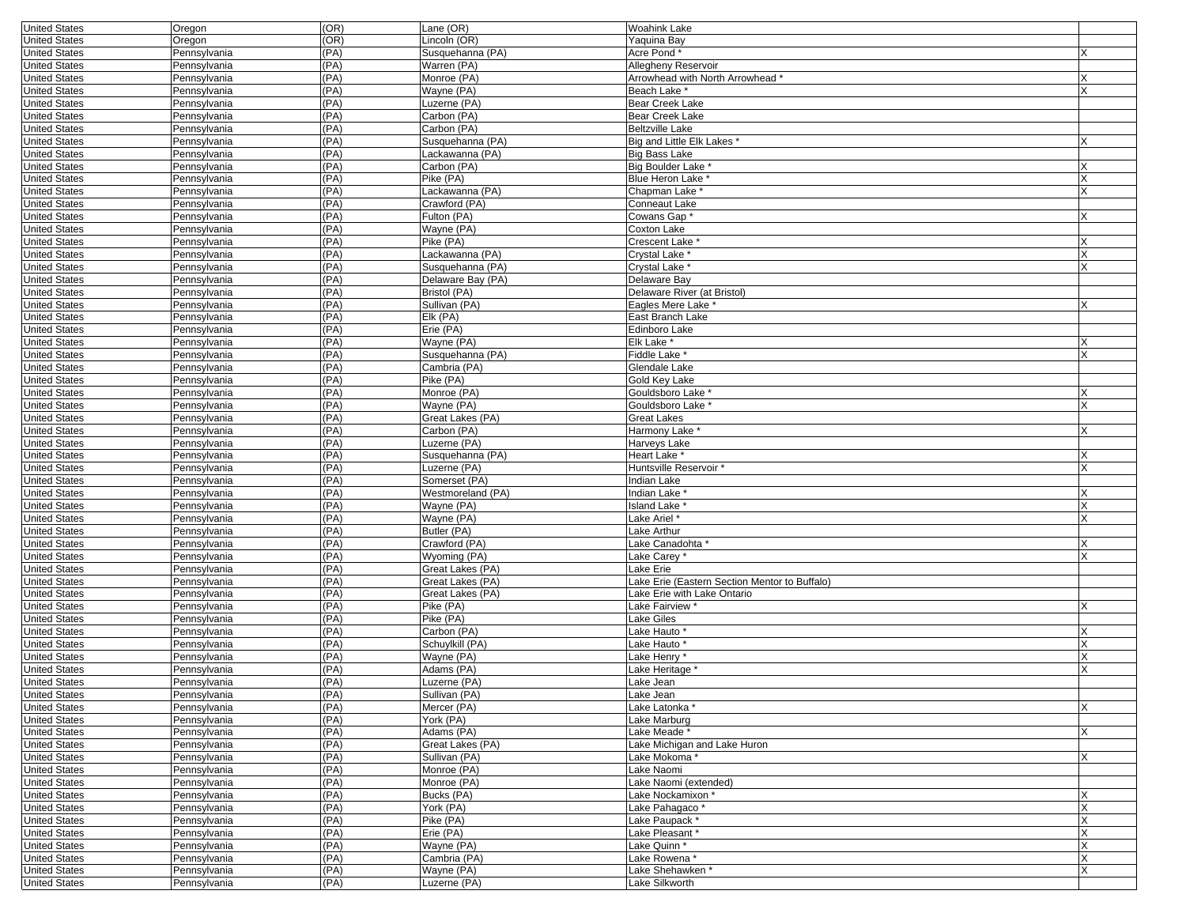| | | | | | |
|---|---|---|---|---|---|
| United States | Oregon | (OR) | Lane (OR) | Woahink Lake | |
| United States | Oregon | (OR) | Lincoln (OR) | Yaquina Bay | |
| United States | Pennsylvania | (PA) | Susquehanna (PA) | Acre Pond * | X |
| United States | Pennsylvania | (PA) | Warren (PA) | Allegheny Reservoir | |
| United States | Pennsylvania | (PA) | Monroe (PA) | Arrowhead with North Arrowhead * | X |
| United States | Pennsylvania | (PA) | Wayne (PA) | Beach Lake * | X |
| United States | Pennsylvania | (PA) | Luzerne (PA) | Bear Creek Lake | |
| United States | Pennsylvania | (PA) | Carbon (PA) | Bear Creek Lake | |
| United States | Pennsylvania | (PA) | Carbon (PA) | Beltzville Lake | |
| United States | Pennsylvania | (PA) | Susquehanna (PA) | Big and Little Elk Lakes * | X |
| United States | Pennsylvania | (PA) | Lackawanna (PA) | Big Bass Lake | |
| United States | Pennsylvania | (PA) | Carbon (PA) | Big Boulder Lake * | X |
| United States | Pennsylvania | (PA) | Pike (PA) | Blue Heron Lake * | X |
| United States | Pennsylvania | (PA) | Lackawanna (PA) | Chapman Lake * | X |
| United States | Pennsylvania | (PA) | Crawford (PA) | Conneaut Lake | |
| United States | Pennsylvania | (PA) | Fulton (PA) | Cowans Gap * | X |
| United States | Pennsylvania | (PA) | Wayne (PA) | Coxton Lake | |
| United States | Pennsylvania | (PA) | Pike (PA) | Crescent Lake * | X |
| United States | Pennsylvania | (PA) | Lackawanna (PA) | Crystal Lake * | X |
| United States | Pennsylvania | (PA) | Susquehanna (PA) | Crystal Lake * | X |
| United States | Pennsylvania | (PA) | Delaware Bay (PA) | Delaware Bay | |
| United States | Pennsylvania | (PA) | Bristol (PA) | Delaware River (at Bristol) | |
| United States | Pennsylvania | (PA) | Sullivan (PA) | Eagles Mere Lake * | X |
| United States | Pennsylvania | (PA) | Elk (PA) | East Branch Lake | |
| United States | Pennsylvania | (PA) | Erie (PA) | Edinboro Lake | |
| United States | Pennsylvania | (PA) | Wayne (PA) | Elk Lake * | X |
| United States | Pennsylvania | (PA) | Susquehanna (PA) | Fiddle Lake * | X |
| United States | Pennsylvania | (PA) | Cambria (PA) | Glendale Lake | |
| United States | Pennsylvania | (PA) | Pike (PA) | Gold Key Lake | |
| United States | Pennsylvania | (PA) | Monroe (PA) | Gouldsboro Lake * | X |
| United States | Pennsylvania | (PA) | Wayne (PA) | Gouldsboro Lake * | X |
| United States | Pennsylvania | (PA) | Great Lakes (PA) | Great Lakes | |
| United States | Pennsylvania | (PA) | Carbon (PA) | Harmony Lake * | X |
| United States | Pennsylvania | (PA) | Luzerne (PA) | Harveys Lake | |
| United States | Pennsylvania | (PA) | Susquehanna (PA) | Heart Lake * | X |
| United States | Pennsylvania | (PA) | Luzerne (PA) | Huntsville Reservoir * | X |
| United States | Pennsylvania | (PA) | Somerset (PA) | Indian Lake | |
| United States | Pennsylvania | (PA) | Westmoreland (PA) | Indian Lake * | X |
| United States | Pennsylvania | (PA) | Wayne (PA) | Island Lake * | X |
| United States | Pennsylvania | (PA) | Wayne (PA) | Lake Ariel * | X |
| United States | Pennsylvania | (PA) | Butler (PA) | Lake Arthur | |
| United States | Pennsylvania | (PA) | Crawford (PA) | Lake Canadohta * | X |
| United States | Pennsylvania | (PA) | Wyoming (PA) | Lake Carey * | X |
| United States | Pennsylvania | (PA) | Great Lakes (PA) | Lake Erie | |
| United States | Pennsylvania | (PA) | Great Lakes (PA) | Lake Erie (Eastern Section Mentor to Buffalo) | |
| United States | Pennsylvania | (PA) | Great Lakes (PA) | Lake Erie with Lake Ontario | |
| United States | Pennsylvania | (PA) | Pike (PA) | Lake Fairview * | X |
| United States | Pennsylvania | (PA) | Pike (PA) | Lake Giles | |
| United States | Pennsylvania | (PA) | Carbon (PA) | Lake Hauto * | X |
| United States | Pennsylvania | (PA) | Schuylkill (PA) | Lake Hauto * | X |
| United States | Pennsylvania | (PA) | Wayne (PA) | Lake Henry * | X |
| United States | Pennsylvania | (PA) | Adams (PA) | Lake Heritage * | X |
| United States | Pennsylvania | (PA) | Luzerne (PA) | Lake Jean | |
| United States | Pennsylvania | (PA) | Sullivan (PA) | Lake Jean | |
| United States | Pennsylvania | (PA) | Mercer (PA) | Lake Latonka * | X |
| United States | Pennsylvania | (PA) | York (PA) | Lake Marburg | |
| United States | Pennsylvania | (PA) | Adams (PA) | Lake Meade * | X |
| United States | Pennsylvania | (PA) | Great Lakes (PA) | Lake Michigan and Lake Huron | |
| United States | Pennsylvania | (PA) | Sullivan (PA) | Lake Mokoma * | X |
| United States | Pennsylvania | (PA) | Monroe (PA) | Lake Naomi | |
| United States | Pennsylvania | (PA) | Monroe (PA) | Lake Naomi (extended) | |
| United States | Pennsylvania | (PA) | Bucks (PA) | Lake Nockamixon * | X |
| United States | Pennsylvania | (PA) | York (PA) | Lake Pahagaco * | X |
| United States | Pennsylvania | (PA) | Pike (PA) | Lake Paupack * | X |
| United States | Pennsylvania | (PA) | Erie (PA) | Lake Pleasant * | X |
| United States | Pennsylvania | (PA) | Wayne (PA) | Lake Quinn * | X |
| United States | Pennsylvania | (PA) | Cambria (PA) | Lake Rowena * | X |
| United States | Pennsylvania | (PA) | Wayne (PA) | Lake Shehawken * | X |
| United States | Pennsylvania | (PA) | Luzerne (PA) | Lake Silkworth | |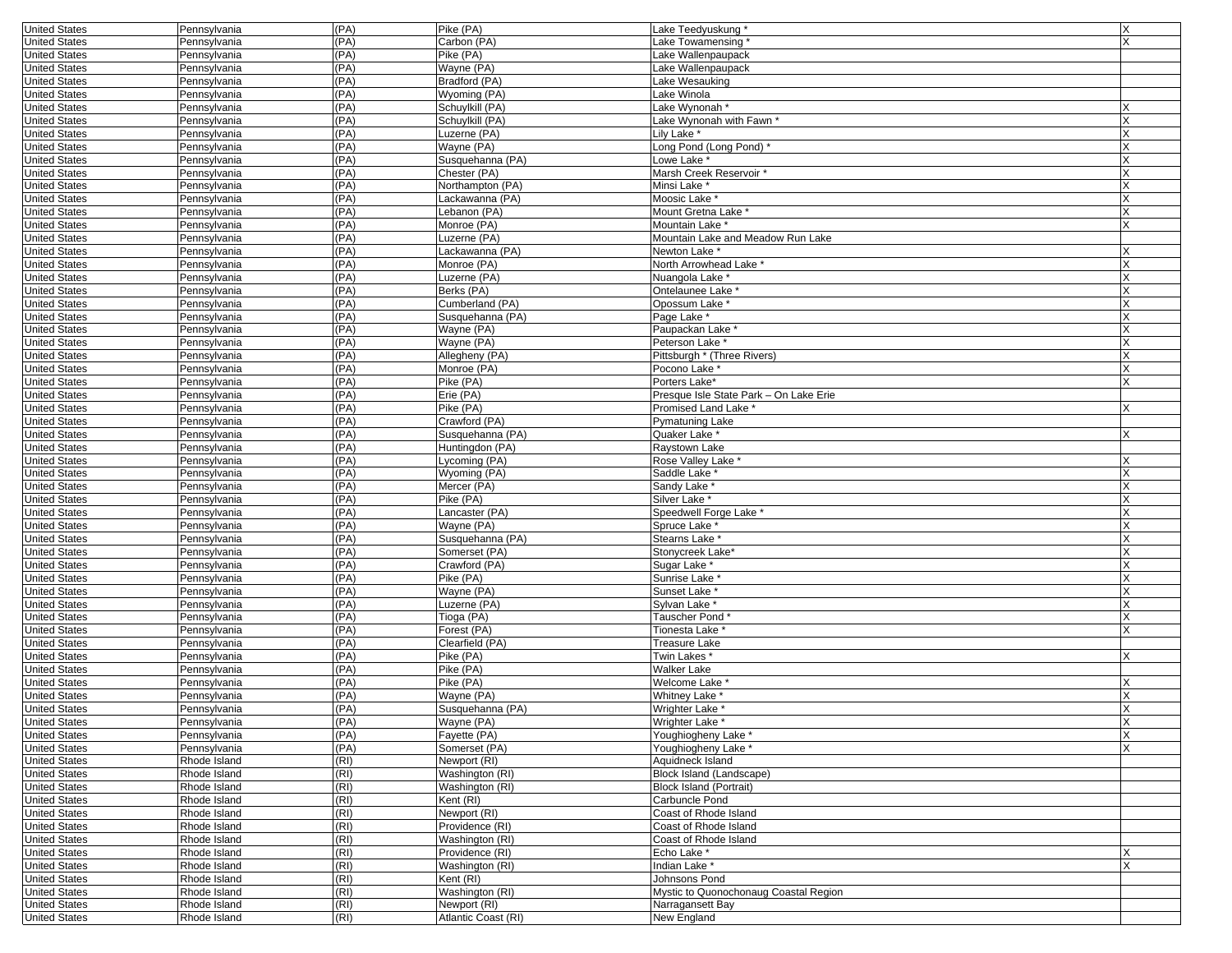| United States | Pennsylvania | (PA) | Pike (PA) | Lake Teedyuskung * | X |
|---|---|---|---|---|---|
| United States | Pennsylvania | (PA) | Carbon (PA) | Lake Towamensing * | X |
| United States | Pennsylvania | (PA) | Pike (PA) | Lake Wallenpaupack | |
| United States | Pennsylvania | (PA) | Wayne (PA) | Lake Wallenpaupack | |
| United States | Pennsylvania | (PA) | Bradford (PA) | Lake Wesauking | |
| United States | Pennsylvania | (PA) | Wyoming (PA) | Lake Winola | |
| United States | Pennsylvania | (PA) | Schuylkill (PA) | Lake Wynonah * | X |
| United States | Pennsylvania | (PA) | Schuylkill (PA) | Lake Wynonah with Fawn * | X |
| United States | Pennsylvania | (PA) | Luzerne (PA) | Lily Lake * | X |
| United States | Pennsylvania | (PA) | Wayne (PA) | Long Pond (Long Pond) * | X |
| United States | Pennsylvania | (PA) | Susquehanna (PA) | Lowe Lake * | X |
| United States | Pennsylvania | (PA) | Chester (PA) | Marsh Creek Reservoir * | X |
| United States | Pennsylvania | (PA) | Northampton (PA) | Minsi Lake * | X |
| United States | Pennsylvania | (PA) | Lackawanna (PA) | Moosic Lake * | X |
| United States | Pennsylvania | (PA) | Lebanon (PA) | Mount Gretna Lake * | X |
| United States | Pennsylvania | (PA) | Monroe (PA) | Mountain Lake * | X |
| United States | Pennsylvania | (PA) | Luzerne (PA) | Mountain Lake and Meadow Run Lake | |
| United States | Pennsylvania | (PA) | Lackawanna (PA) | Newton Lake * | X |
| United States | Pennsylvania | (PA) | Monroe (PA) | North Arrowhead Lake * | X |
| United States | Pennsylvania | (PA) | Luzerne (PA) | Nuangola Lake * | X |
| United States | Pennsylvania | (PA) | Berks (PA) | Ontelaunee Lake * | X |
| United States | Pennsylvania | (PA) | Cumberland (PA) | Opossum Lake * | X |
| United States | Pennsylvania | (PA) | Susquehanna (PA) | Page Lake * | X |
| United States | Pennsylvania | (PA) | Wayne (PA) | Paupackan Lake * | X |
| United States | Pennsylvania | (PA) | Wayne (PA) | Peterson Lake * | X |
| United States | Pennsylvania | (PA) | Allegheny (PA) | Pittsburgh * (Three Rivers) | X |
| United States | Pennsylvania | (PA) | Monroe (PA) | Pocono Lake * | X |
| United States | Pennsylvania | (PA) | Pike (PA) | Porters Lake* | X |
| United States | Pennsylvania | (PA) | Erie (PA) | Presque Isle State Park – On Lake Erie | |
| United States | Pennsylvania | (PA) | Pike (PA) | Promised Land Lake * | X |
| United States | Pennsylvania | (PA) | Crawford (PA) | Pymatuning Lake | |
| United States | Pennsylvania | (PA) | Susquehanna (PA) | Quaker Lake * | X |
| United States | Pennsylvania | (PA) | Huntingdon (PA) | Raystown Lake | |
| United States | Pennsylvania | (PA) | Lycoming (PA) | Rose Valley Lake * | X |
| United States | Pennsylvania | (PA) | Wyoming (PA) | Saddle Lake * | X |
| United States | Pennsylvania | (PA) | Mercer (PA) | Sandy Lake * | X |
| United States | Pennsylvania | (PA) | Pike (PA) | Silver Lake * | X |
| United States | Pennsylvania | (PA) | Lancaster (PA) | Speedwell Forge Lake * | X |
| United States | Pennsylvania | (PA) | Wayne (PA) | Spruce Lake * | X |
| United States | Pennsylvania | (PA) | Susquehanna (PA) | Stearns Lake * | X |
| United States | Pennsylvania | (PA) | Somerset (PA) | Stonycreek Lake* | X |
| United States | Pennsylvania | (PA) | Crawford (PA) | Sugar Lake * | X |
| United States | Pennsylvania | (PA) | Pike (PA) | Sunrise Lake * | X |
| United States | Pennsylvania | (PA) | Wayne (PA) | Sunset Lake * | X |
| United States | Pennsylvania | (PA) | Luzerne (PA) | Sylvan Lake * | X |
| United States | Pennsylvania | (PA) | Tioga (PA) | Tauscher Pond * | X |
| United States | Pennsylvania | (PA) | Forest (PA) | Tionesta Lake * | X |
| United States | Pennsylvania | (PA) | Clearfield (PA) | Treasure Lake | |
| United States | Pennsylvania | (PA) | Pike (PA) | Twin Lakes * | X |
| United States | Pennsylvania | (PA) | Pike (PA) | Walker Lake | |
| United States | Pennsylvania | (PA) | Pike (PA) | Welcome Lake * | X |
| United States | Pennsylvania | (PA) | Wayne (PA) | Whitney Lake * | X |
| United States | Pennsylvania | (PA) | Susquehanna (PA) | Wrighter Lake * | X |
| United States | Pennsylvania | (PA) | Wayne (PA) | Wrighter Lake * | X |
| United States | Pennsylvania | (PA) | Fayette (PA) | Youghiogheny Lake * | X |
| United States | Pennsylvania | (PA) | Somerset (PA) | Youghiogheny Lake * | X |
| United States | Rhode Island | (RI) | Newport (RI) | Aquidneck Island | |
| United States | Rhode Island | (RI) | Washington (RI) | Block Island (Landscape) | |
| United States | Rhode Island | (RI) | Washington (RI) | Block Island (Portrait) | |
| United States | Rhode Island | (RI) | Kent (RI) | Carbuncle Pond | |
| United States | Rhode Island | (RI) | Newport (RI) | Coast of Rhode Island | |
| United States | Rhode Island | (RI) | Providence (RI) | Coast of Rhode Island | |
| United States | Rhode Island | (RI) | Washington (RI) | Coast of Rhode Island | |
| United States | Rhode Island | (RI) | Providence (RI) | Echo Lake * | X |
| United States | Rhode Island | (RI) | Washington (RI) | Indian Lake * | X |
| United States | Rhode Island | (RI) | Kent (RI) | Johnsons Pond | |
| United States | Rhode Island | (RI) | Washington (RI) | Mystic to Quonochonaug Coastal Region | |
| United States | Rhode Island | (RI) | Newport (RI) | Narragansett Bay | |
| United States | Rhode Island | (RI) | Atlantic Coast (RI) | New England | |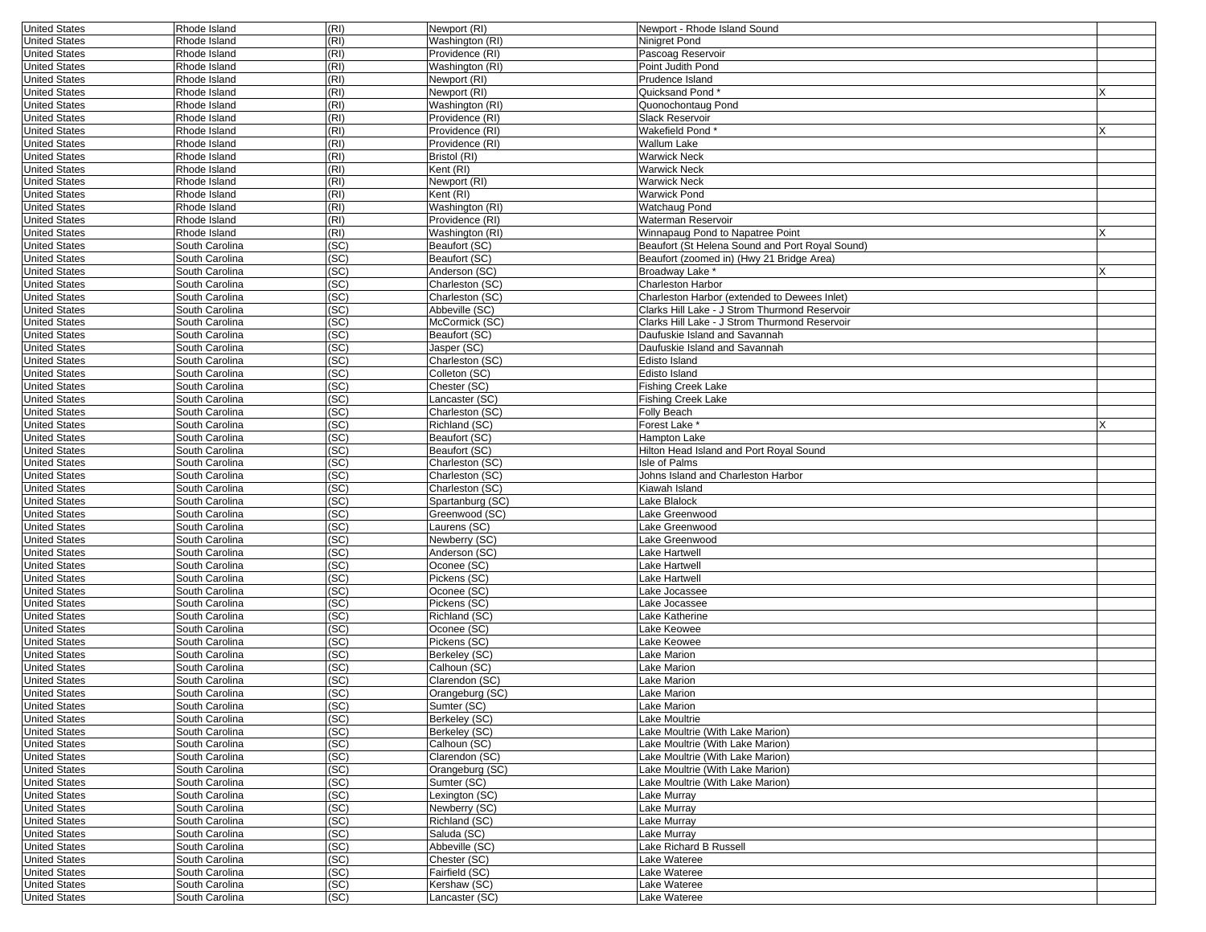| United States | Rhode Island | (RI) | Newport (RI) | Newport - Rhode Island Sound | |
|---|---|---|---|---|---|
| United States | Rhode Island | (RI) | Washington (RI) | Ninigret Pond | |
| United States | Rhode Island | (RI) | Providence (RI) | Pascoag Reservoir | |
| United States | Rhode Island | (RI) | Washington (RI) | Point Judith Pond | |
| United States | Rhode Island | (RI) | Newport (RI) | Prudence Island | |
| United States | Rhode Island | (RI) | Newport (RI) | Quicksand Pond * | X |
| United States | Rhode Island | (RI) | Washington (RI) | Quonochontaug Pond | |
| United States | Rhode Island | (RI) | Providence (RI) | Slack Reservoir | |
| United States | Rhode Island | (RI) | Providence (RI) | Wakefield Pond * | X |
| United States | Rhode Island | (RI) | Providence (RI) | Wallum Lake | |
| United States | Rhode Island | (RI) | Bristol (RI) | Warwick Neck | |
| United States | Rhode Island | (RI) | Kent (RI) | Warwick Neck | |
| United States | Rhode Island | (RI) | Newport (RI) | Warwick Neck | |
| United States | Rhode Island | (RI) | Kent (RI) | Warwick Pond | |
| United States | Rhode Island | (RI) | Washington (RI) | Watchaug Pond | |
| United States | Rhode Island | (RI) | Providence (RI) | Waterman Reservoir | |
| United States | Rhode Island | (RI) | Washington (RI) | Winnapaug Pond to Napatree Point | X |
| United States | South Carolina | (SC) | Beaufort (SC) | Beaufort (St Helena Sound and Port Royal Sound) | |
| United States | South Carolina | (SC) | Beaufort (SC) | Beaufort (zoomed in) (Hwy 21 Bridge Area) | |
| United States | South Carolina | (SC) | Anderson (SC) | Broadway Lake * | X |
| United States | South Carolina | (SC) | Charleston (SC) | Charleston Harbor | |
| United States | South Carolina | (SC) | Charleston (SC) | Charleston Harbor (extended to Dewees Inlet) | |
| United States | South Carolina | (SC) | Abbeville (SC) | Clarks Hill Lake - J Strom Thurmond Reservoir | |
| United States | South Carolina | (SC) | McCormick (SC) | Clarks Hill Lake - J Strom Thurmond Reservoir | |
| United States | South Carolina | (SC) | Beaufort (SC) | Daufuskie Island and Savannah | |
| United States | South Carolina | (SC) | Jasper (SC) | Daufuskie Island and Savannah | |
| United States | South Carolina | (SC) | Charleston (SC) | Edisto Island | |
| United States | South Carolina | (SC) | Colleton (SC) | Edisto Island | |
| United States | South Carolina | (SC) | Chester (SC) | Fishing Creek Lake | |
| United States | South Carolina | (SC) | Lancaster (SC) | Fishing Creek Lake | |
| United States | South Carolina | (SC) | Charleston (SC) | Folly Beach | |
| United States | South Carolina | (SC) | Richland (SC) | Forest Lake * | X |
| United States | South Carolina | (SC) | Beaufort (SC) | Hampton Lake | |
| United States | South Carolina | (SC) | Beaufort (SC) | Hilton Head Island and Port Royal Sound | |
| United States | South Carolina | (SC) | Charleston (SC) | Isle of Palms | |
| United States | South Carolina | (SC) | Charleston (SC) | Johns Island and Charleston Harbor | |
| United States | South Carolina | (SC) | Charleston (SC) | Kiawah Island | |
| United States | South Carolina | (SC) | Spartanburg (SC) | Lake Blalock | |
| United States | South Carolina | (SC) | Greenwood (SC) | Lake Greenwood | |
| United States | South Carolina | (SC) | Laurens (SC) | Lake Greenwood | |
| United States | South Carolina | (SC) | Newberry (SC) | Lake Greenwood | |
| United States | South Carolina | (SC) | Anderson (SC) | Lake Hartwell | |
| United States | South Carolina | (SC) | Oconee (SC) | Lake Hartwell | |
| United States | South Carolina | (SC) | Pickens (SC) | Lake Hartwell | |
| United States | South Carolina | (SC) | Oconee (SC) | Lake Jocassee | |
| United States | South Carolina | (SC) | Pickens (SC) | Lake Jocassee | |
| United States | South Carolina | (SC) | Richland (SC) | Lake Katherine | |
| United States | South Carolina | (SC) | Oconee (SC) | Lake Keowee | |
| United States | South Carolina | (SC) | Pickens (SC) | Lake Keowee | |
| United States | South Carolina | (SC) | Berkeley (SC) | Lake Marion | |
| United States | South Carolina | (SC) | Calhoun (SC) | Lake Marion | |
| United States | South Carolina | (SC) | Clarendon (SC) | Lake Marion | |
| United States | South Carolina | (SC) | Orangeburg (SC) | Lake Marion | |
| United States | South Carolina | (SC) | Sumter (SC) | Lake Marion | |
| United States | South Carolina | (SC) | Berkeley (SC) | Lake Moultrie | |
| United States | South Carolina | (SC) | Berkeley (SC) | Lake Moultrie (With Lake Marion) | |
| United States | South Carolina | (SC) | Calhoun (SC) | Lake Moultrie (With Lake Marion) | |
| United States | South Carolina | (SC) | Clarendon (SC) | Lake Moultrie (With Lake Marion) | |
| United States | South Carolina | (SC) | Orangeburg (SC) | Lake Moultrie (With Lake Marion) | |
| United States | South Carolina | (SC) | Sumter (SC) | Lake Moultrie (With Lake Marion) | |
| United States | South Carolina | (SC) | Lexington (SC) | Lake Murray | |
| United States | South Carolina | (SC) | Newberry (SC) | Lake Murray | |
| United States | South Carolina | (SC) | Richland (SC) | Lake Murray | |
| United States | South Carolina | (SC) | Saluda (SC) | Lake Murray | |
| United States | South Carolina | (SC) | Abbeville (SC) | Lake Richard B Russell | |
| United States | South Carolina | (SC) | Chester (SC) | Lake Wateree | |
| United States | South Carolina | (SC) | Fairfield (SC) | Lake Wateree | |
| United States | South Carolina | (SC) | Kershaw (SC) | Lake Wateree | |
| United States | South Carolina | (SC) | Lancaster (SC) | Lake Wateree | |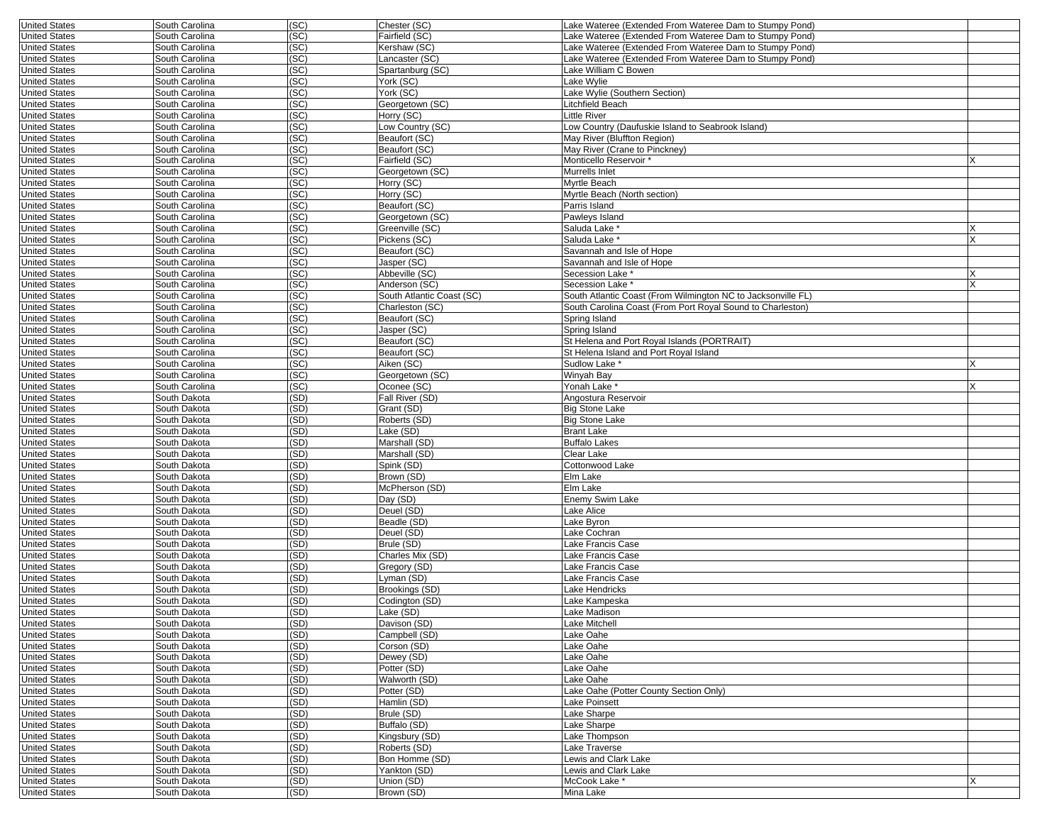| | | | | | |
|---|---|---|---|---|---|
| United States | South Carolina | (SC) | Chester (SC) | Lake Wateree (Extended From Wateree Dam to Stumpy Pond) | |
| United States | South Carolina | (SC) | Fairfield (SC) | Lake Wateree (Extended From Wateree Dam to Stumpy Pond) | |
| United States | South Carolina | (SC) | Kershaw (SC) | Lake Wateree (Extended From Wateree Dam to Stumpy Pond) | |
| United States | South Carolina | (SC) | Lancaster (SC) | Lake Wateree (Extended From Wateree Dam to Stumpy Pond) | |
| United States | South Carolina | (SC) | Spartanburg (SC) | Lake William C Bowen | |
| United States | South Carolina | (SC) | York (SC) | Lake Wylie | |
| United States | South Carolina | (SC) | York (SC) | Lake Wylie (Southern Section) | |
| United States | South Carolina | (SC) | Georgetown (SC) | Litchfield Beach | |
| United States | South Carolina | (SC) | Horry (SC) | Little River | |
| United States | South Carolina | (SC) | Low Country (SC) | Low Country (Daufuskie Island to Seabrook Island) | |
| United States | South Carolina | (SC) | Beaufort (SC) | May River (Bluffton Region) | |
| United States | South Carolina | (SC) | Beaufort (SC) | May River (Crane to Pinckney) | |
| United States | South Carolina | (SC) | Fairfield (SC) | Monticello Reservoir * | X |
| United States | South Carolina | (SC) | Georgetown (SC) | Murrells Inlet | |
| United States | South Carolina | (SC) | Horry (SC) | Myrtle Beach | |
| United States | South Carolina | (SC) | Horry (SC) | Myrtle Beach (North section) | |
| United States | South Carolina | (SC) | Beaufort (SC) | Parris Island | |
| United States | South Carolina | (SC) | Georgetown (SC) | Pawleys Island | |
| United States | South Carolina | (SC) | Greenville (SC) | Saluda Lake * | X |
| United States | South Carolina | (SC) | Pickens (SC) | Saluda Lake * | X |
| United States | South Carolina | (SC) | Beaufort (SC) | Savannah and Isle of Hope | |
| United States | South Carolina | (SC) | Jasper (SC) | Savannah and Isle of Hope | |
| United States | South Carolina | (SC) | Abbeville (SC) | Secession Lake * | X |
| United States | South Carolina | (SC) | Anderson (SC) | Secession Lake * | X |
| United States | South Carolina | (SC) | South Atlantic Coast (SC) | South Atlantic Coast (From Wilmington NC to Jacksonville FL) | |
| United States | South Carolina | (SC) | Charleston (SC) | South Carolina Coast (From Port Royal Sound to Charleston) | |
| United States | South Carolina | (SC) | Beaufort (SC) | Spring Island | |
| United States | South Carolina | (SC) | Jasper (SC) | Spring Island | |
| United States | South Carolina | (SC) | Beaufort (SC) | St Helena and Port Royal Islands (PORTRAIT) | |
| United States | South Carolina | (SC) | Beaufort (SC) | St Helena Island and Port Royal Island | |
| United States | South Carolina | (SC) | Aiken (SC) | Sudlow Lake * | X |
| United States | South Carolina | (SC) | Georgetown (SC) | Winyah Bay | |
| United States | South Carolina | (SC) | Oconee (SC) | Yonah Lake * | X |
| United States | South Dakota | (SD) | Fall River (SD) | Angostura Reservoir | |
| United States | South Dakota | (SD) | Grant (SD) | Big Stone Lake | |
| United States | South Dakota | (SD) | Roberts (SD) | Big Stone Lake | |
| United States | South Dakota | (SD) | Lake (SD) | Brant Lake | |
| United States | South Dakota | (SD) | Marshall (SD) | Buffalo Lakes | |
| United States | South Dakota | (SD) | Marshall (SD) | Clear Lake | |
| United States | South Dakota | (SD) | Spink (SD) | Cottonwood Lake | |
| United States | South Dakota | (SD) | Brown (SD) | Elm Lake | |
| United States | South Dakota | (SD) | McPherson (SD) | Elm Lake | |
| United States | South Dakota | (SD) | Day (SD) | Enemy Swim Lake | |
| United States | South Dakota | (SD) | Deuel (SD) | Lake Alice | |
| United States | South Dakota | (SD) | Beadle (SD) | Lake Byron | |
| United States | South Dakota | (SD) | Deuel (SD) | Lake Cochran | |
| United States | South Dakota | (SD) | Brule (SD) | Lake Francis Case | |
| United States | South Dakota | (SD) | Charles Mix (SD) | Lake Francis Case | |
| United States | South Dakota | (SD) | Gregory (SD) | Lake Francis Case | |
| United States | South Dakota | (SD) | Lyman (SD) | Lake Francis Case | |
| United States | South Dakota | (SD) | Brookings (SD) | Lake Hendricks | |
| United States | South Dakota | (SD) | Codington (SD) | Lake Kampeska | |
| United States | South Dakota | (SD) | Lake (SD) | Lake Madison | |
| United States | South Dakota | (SD) | Davison (SD) | Lake Mitchell | |
| United States | South Dakota | (SD) | Campbell (SD) | Lake Oahe | |
| United States | South Dakota | (SD) | Corson (SD) | Lake Oahe | |
| United States | South Dakota | (SD) | Dewey (SD) | Lake Oahe | |
| United States | South Dakota | (SD) | Potter (SD) | Lake Oahe | |
| United States | South Dakota | (SD) | Walworth (SD) | Lake Oahe | |
| United States | South Dakota | (SD) | Potter (SD) | Lake Oahe (Potter County Section Only) | |
| United States | South Dakota | (SD) | Hamlin (SD) | Lake Poinsett | |
| United States | South Dakota | (SD) | Brule (SD) | Lake Sharpe | |
| United States | South Dakota | (SD) | Buffalo (SD) | Lake Sharpe | |
| United States | South Dakota | (SD) | Kingsbury (SD) | Lake Thompson | |
| United States | South Dakota | (SD) | Roberts (SD) | Lake Traverse | |
| United States | South Dakota | (SD) | Bon Homme (SD) | Lewis and Clark Lake | |
| United States | South Dakota | (SD) | Yankton (SD) | Lewis and Clark Lake | |
| United States | South Dakota | (SD) | Union (SD) | McCook Lake * | X |
| United States | South Dakota | (SD) | Brown (SD) | Mina Lake | |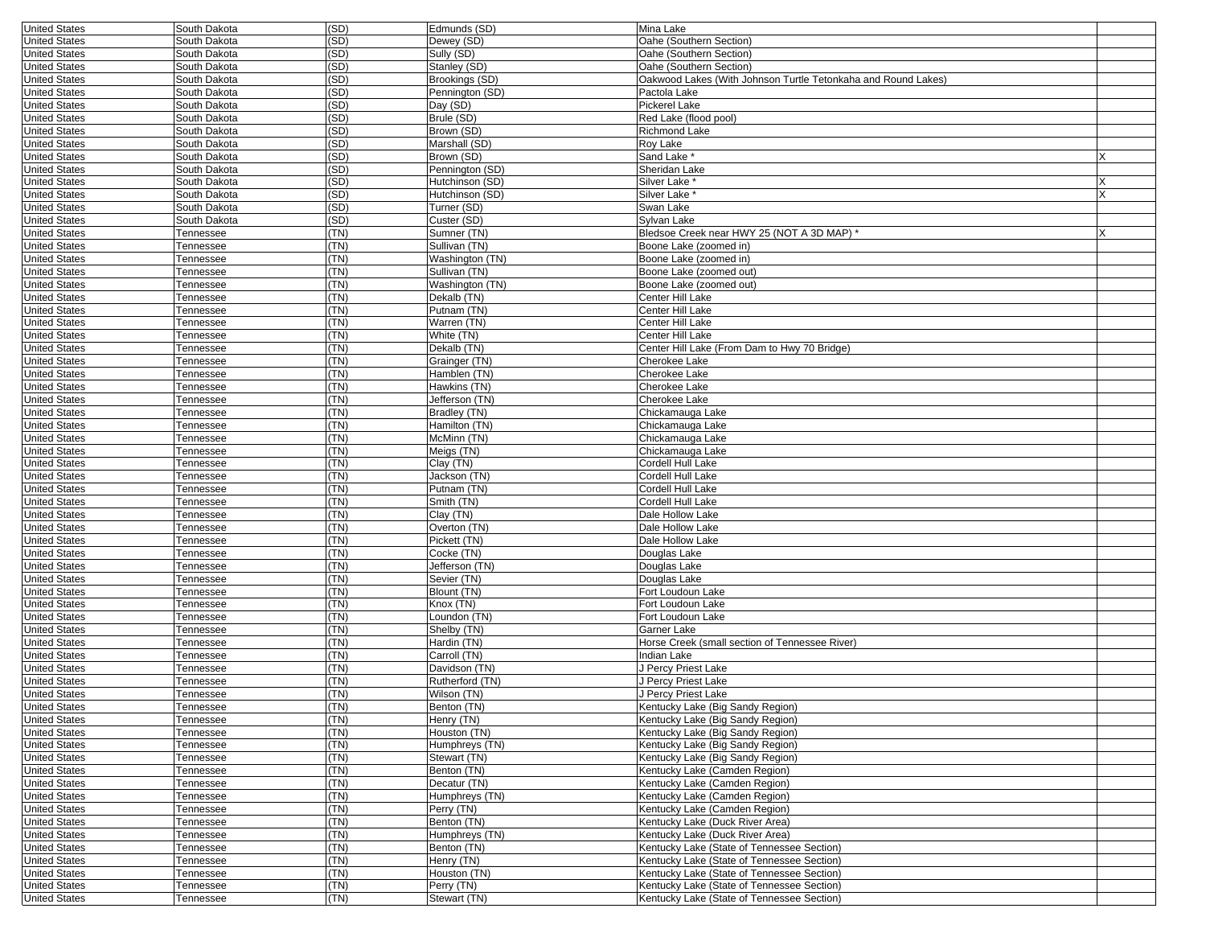| | | | | | |
|---|---|---|---|---|---|
| United States | South Dakota | (SD) | Edmunds (SD) | Mina Lake | |
| United States | South Dakota | (SD) | Dewey (SD) | Oahe (Southern Section) | |
| United States | South Dakota | (SD) | Sully (SD) | Oahe (Southern Section) | |
| United States | South Dakota | (SD) | Stanley (SD) | Oahe (Southern Section) | |
| United States | South Dakota | (SD) | Brookings (SD) | Oakwood Lakes (With Johnson Turtle Tetonkaha and Round Lakes) | |
| United States | South Dakota | (SD) | Pennington (SD) | Pactola Lake | |
| United States | South Dakota | (SD) | Day (SD) | Pickerel Lake | |
| United States | South Dakota | (SD) | Brule (SD) | Red Lake (flood pool) | |
| United States | South Dakota | (SD) | Brown (SD) | Richmond Lake | |
| United States | South Dakota | (SD) | Marshall (SD) | Roy Lake | |
| United States | South Dakota | (SD) | Brown (SD) | Sand Lake * | X |
| United States | South Dakota | (SD) | Pennington (SD) | Sheridan Lake | |
| United States | South Dakota | (SD) | Hutchinson (SD) | Silver Lake * | X |
| United States | South Dakota | (SD) | Hutchinson (SD) | Silver Lake * | X |
| United States | South Dakota | (SD) | Turner (SD) | Swan Lake | |
| United States | South Dakota | (SD) | Custer (SD) | Sylvan Lake | |
| United States | Tennessee | (TN) | Sumner (TN) | Bledsoe Creek near HWY 25 (NOT A 3D MAP) * | X |
| United States | Tennessee | (TN) | Sullivan (TN) | Boone Lake (zoomed in) | |
| United States | Tennessee | (TN) | Washington (TN) | Boone Lake (zoomed in) | |
| United States | Tennessee | (TN) | Sullivan (TN) | Boone Lake (zoomed out) | |
| United States | Tennessee | (TN) | Washington (TN) | Boone Lake (zoomed out) | |
| United States | Tennessee | (TN) | Dekalb (TN) | Center Hill Lake | |
| United States | Tennessee | (TN) | Putnam (TN) | Center Hill Lake | |
| United States | Tennessee | (TN) | Warren (TN) | Center Hill Lake | |
| United States | Tennessee | (TN) | White (TN) | Center Hill Lake | |
| United States | Tennessee | (TN) | Dekalb (TN) | Center Hill Lake (From Dam to Hwy 70 Bridge) | |
| United States | Tennessee | (TN) | Grainger (TN) | Cherokee Lake | |
| United States | Tennessee | (TN) | Hamblen (TN) | Cherokee Lake | |
| United States | Tennessee | (TN) | Hawkins (TN) | Cherokee Lake | |
| United States | Tennessee | (TN) | Jefferson (TN) | Cherokee Lake | |
| United States | Tennessee | (TN) | Bradley (TN) | Chickamauga Lake | |
| United States | Tennessee | (TN) | Hamilton (TN) | Chickamauga Lake | |
| United States | Tennessee | (TN) | McMinn (TN) | Chickamauga Lake | |
| United States | Tennessee | (TN) | Meigs (TN) | Chickamauga Lake | |
| United States | Tennessee | (TN) | Clay (TN) | Cordell Hull Lake | |
| United States | Tennessee | (TN) | Jackson (TN) | Cordell Hull Lake | |
| United States | Tennessee | (TN) | Putnam (TN) | Cordell Hull Lake | |
| United States | Tennessee | (TN) | Smith (TN) | Cordell Hull Lake | |
| United States | Tennessee | (TN) | Clay (TN) | Dale Hollow Lake | |
| United States | Tennessee | (TN) | Overton (TN) | Dale Hollow Lake | |
| United States | Tennessee | (TN) | Pickett (TN) | Dale Hollow Lake | |
| United States | Tennessee | (TN) | Cocke (TN) | Douglas Lake | |
| United States | Tennessee | (TN) | Jefferson (TN) | Douglas Lake | |
| United States | Tennessee | (TN) | Sevier (TN) | Douglas Lake | |
| United States | Tennessee | (TN) | Blount (TN) | Fort Loudoun Lake | |
| United States | Tennessee | (TN) | Knox (TN) | Fort Loudoun Lake | |
| United States | Tennessee | (TN) | Loundon (TN) | Fort Loudoun Lake | |
| United States | Tennessee | (TN) | Shelby (TN) | Garner Lake | |
| United States | Tennessee | (TN) | Hardin (TN) | Horse Creek (small section of Tennessee River) | |
| United States | Tennessee | (TN) | Carroll (TN) | Indian Lake | |
| United States | Tennessee | (TN) | Davidson (TN) | J Percy Priest Lake | |
| United States | Tennessee | (TN) | Rutherford (TN) | J Percy Priest Lake | |
| United States | Tennessee | (TN) | Wilson (TN) | J Percy Priest Lake | |
| United States | Tennessee | (TN) | Benton (TN) | Kentucky Lake (Big Sandy Region) | |
| United States | Tennessee | (TN) | Henry (TN) | Kentucky Lake (Big Sandy Region) | |
| United States | Tennessee | (TN) | Houston (TN) | Kentucky Lake (Big Sandy Region) | |
| United States | Tennessee | (TN) | Humphreys (TN) | Kentucky Lake (Big Sandy Region) | |
| United States | Tennessee | (TN) | Stewart (TN) | Kentucky Lake (Big Sandy Region) | |
| United States | Tennessee | (TN) | Benton (TN) | Kentucky Lake (Camden Region) | |
| United States | Tennessee | (TN) | Decatur (TN) | Kentucky Lake (Camden Region) | |
| United States | Tennessee | (TN) | Humphreys (TN) | Kentucky Lake (Camden Region) | |
| United States | Tennessee | (TN) | Perry (TN) | Kentucky Lake (Camden Region) | |
| United States | Tennessee | (TN) | Benton (TN) | Kentucky Lake (Duck River Area) | |
| United States | Tennessee | (TN) | Humphreys (TN) | Kentucky Lake (Duck River Area) | |
| United States | Tennessee | (TN) | Benton (TN) | Kentucky Lake (State of Tennessee Section) | |
| United States | Tennessee | (TN) | Henry (TN) | Kentucky Lake (State of Tennessee Section) | |
| United States | Tennessee | (TN) | Houston (TN) | Kentucky Lake (State of Tennessee Section) | |
| United States | Tennessee | (TN) | Perry (TN) | Kentucky Lake (State of Tennessee Section) | |
| United States | Tennessee | (TN) | Stewart (TN) | Kentucky Lake (State of Tennessee Section) | |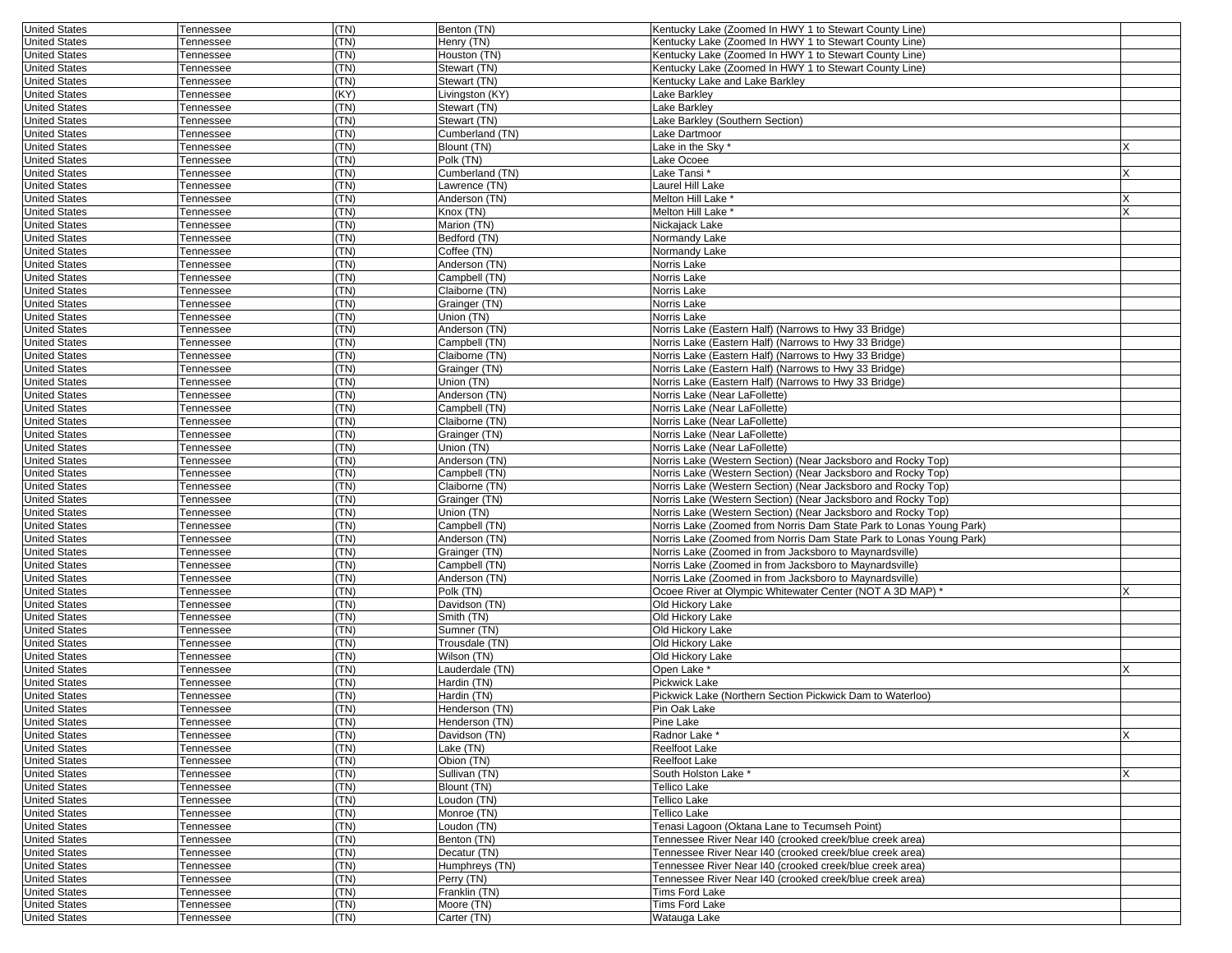| | | | | | |
|---|---|---|---|---|---|
| United States | Tennessee | (TN) | Benton (TN) | Kentucky Lake (Zoomed In HWY 1 to Stewart County Line) | |
| United States | Tennessee | (TN) | Henry (TN) | Kentucky Lake (Zoomed In HWY 1 to Stewart County Line) | |
| United States | Tennessee | (TN) | Houston (TN) | Kentucky Lake (Zoomed In HWY 1 to Stewart County Line) | |
| United States | Tennessee | (TN) | Stewart (TN) | Kentucky Lake (Zoomed In HWY 1 to Stewart County Line) | |
| United States | Tennessee | (TN) | Stewart (TN) | Kentucky Lake and Lake Barkley | |
| United States | Tennessee | (KY) | Livingston (KY) | Lake Barkley | |
| United States | Tennessee | (TN) | Stewart (TN) | Lake Barkley | |
| United States | Tennessee | (TN) | Stewart (TN) | Lake Barkley (Southern Section) | |
| United States | Tennessee | (TN) | Cumberland (TN) | Lake Dartmoor | |
| United States | Tennessee | (TN) | Blount (TN) | Lake in the Sky * | X |
| United States | Tennessee | (TN) | Polk (TN) | Lake Ocoee | |
| United States | Tennessee | (TN) | Cumberland (TN) | Lake Tansi * | X |
| United States | Tennessee | (TN) | Lawrence (TN) | Laurel Hill Lake | |
| United States | Tennessee | (TN) | Anderson (TN) | Melton Hill Lake * | X |
| United States | Tennessee | (TN) | Knox (TN) | Melton Hill Lake * | X |
| United States | Tennessee | (TN) | Marion (TN) | Nickajack Lake | |
| United States | Tennessee | (TN) | Bedford (TN) | Normandy Lake | |
| United States | Tennessee | (TN) | Coffee (TN) | Normandy Lake | |
| United States | Tennessee | (TN) | Anderson (TN) | Norris Lake | |
| United States | Tennessee | (TN) | Campbell (TN) | Norris Lake | |
| United States | Tennessee | (TN) | Claiborne (TN) | Norris Lake | |
| United States | Tennessee | (TN) | Grainger (TN) | Norris Lake | |
| United States | Tennessee | (TN) | Union (TN) | Norris Lake | |
| United States | Tennessee | (TN) | Anderson (TN) | Norris Lake (Eastern Half) (Narrows to Hwy 33 Bridge) | |
| United States | Tennessee | (TN) | Campbell (TN) | Norris Lake (Eastern Half) (Narrows to Hwy 33 Bridge) | |
| United States | Tennessee | (TN) | Claiborne (TN) | Norris Lake (Eastern Half) (Narrows to Hwy 33 Bridge) | |
| United States | Tennessee | (TN) | Grainger (TN) | Norris Lake (Eastern Half) (Narrows to Hwy 33 Bridge) | |
| United States | Tennessee | (TN) | Union (TN) | Norris Lake (Eastern Half) (Narrows to Hwy 33 Bridge) | |
| United States | Tennessee | (TN) | Anderson (TN) | Norris Lake (Near LaFollette) | |
| United States | Tennessee | (TN) | Campbell (TN) | Norris Lake (Near LaFollette) | |
| United States | Tennessee | (TN) | Claiborne (TN) | Norris Lake (Near LaFollette) | |
| United States | Tennessee | (TN) | Grainger (TN) | Norris Lake (Near LaFollette) | |
| United States | Tennessee | (TN) | Union (TN) | Norris Lake (Near LaFollette) | |
| United States | Tennessee | (TN) | Anderson (TN) | Norris Lake (Western Section) (Near Jacksboro and Rocky Top) | |
| United States | Tennessee | (TN) | Campbell (TN) | Norris Lake (Western Section) (Near Jacksboro and Rocky Top) | |
| United States | Tennessee | (TN) | Claiborne (TN) | Norris Lake (Western Section) (Near Jacksboro and Rocky Top) | |
| United States | Tennessee | (TN) | Grainger (TN) | Norris Lake (Western Section) (Near Jacksboro and Rocky Top) | |
| United States | Tennessee | (TN) | Union (TN) | Norris Lake (Western Section) (Near Jacksboro and Rocky Top) | |
| United States | Tennessee | (TN) | Campbell (TN) | Norris Lake (Zoomed from Norris Dam State Park to Lonas Young Park) | |
| United States | Tennessee | (TN) | Anderson (TN) | Norris Lake (Zoomed from Norris Dam State Park to Lonas Young Park) | |
| United States | Tennessee | (TN) | Grainger (TN) | Norris Lake (Zoomed in from Jacksboro to Maynardsville) | |
| United States | Tennessee | (TN) | Campbell (TN) | Norris Lake (Zoomed in from Jacksboro to Maynardsville) | |
| United States | Tennessee | (TN) | Anderson (TN) | Norris Lake (Zoomed in from Jacksboro to Maynardsville) | |
| United States | Tennessee | (TN) | Polk (TN) | Ocoee River at Olympic Whitewater Center (NOT A 3D MAP) * | X |
| United States | Tennessee | (TN) | Davidson (TN) | Old Hickory Lake | |
| United States | Tennessee | (TN) | Smith (TN) | Old Hickory Lake | |
| United States | Tennessee | (TN) | Sumner (TN) | Old Hickory Lake | |
| United States | Tennessee | (TN) | Trousdale (TN) | Old Hickory Lake | |
| United States | Tennessee | (TN) | Wilson (TN) | Old Hickory Lake | |
| United States | Tennessee | (TN) | Lauderdale (TN) | Open Lake * | X |
| United States | Tennessee | (TN) | Hardin (TN) | Pickwick Lake | |
| United States | Tennessee | (TN) | Hardin (TN) | Pickwick Lake (Northern Section Pickwick Dam to Waterloo) | |
| United States | Tennessee | (TN) | Henderson (TN) | Pin Oak Lake | |
| United States | Tennessee | (TN) | Henderson (TN) | Pine Lake | |
| United States | Tennessee | (TN) | Davidson (TN) | Radnor Lake * | X |
| United States | Tennessee | (TN) | Lake (TN) | Reelfoot Lake | |
| United States | Tennessee | (TN) | Obion (TN) | Reelfoot Lake | |
| United States | Tennessee | (TN) | Sullivan (TN) | South Holston Lake * | X |
| United States | Tennessee | (TN) | Blount (TN) | Tellico Lake | |
| United States | Tennessee | (TN) | Loudon (TN) | Tellico Lake | |
| United States | Tennessee | (TN) | Monroe (TN) | Tellico Lake | |
| United States | Tennessee | (TN) | Loudon (TN) | Tenasi Lagoon (Oktana Lane to Tecumseh Point) | |
| United States | Tennessee | (TN) | Benton (TN) | Tennessee River Near I40 (crooked creek/blue creek area) | |
| United States | Tennessee | (TN) | Decatur (TN) | Tennessee River Near I40 (crooked creek/blue creek area) | |
| United States | Tennessee | (TN) | Humphreys (TN) | Tennessee River Near I40 (crooked creek/blue creek area) | |
| United States | Tennessee | (TN) | Perry (TN) | Tennessee River Near I40 (crooked creek/blue creek area) | |
| United States | Tennessee | (TN) | Franklin (TN) | Tims Ford Lake | |
| United States | Tennessee | (TN) | Moore (TN) | Tims Ford Lake | |
| United States | Tennessee | (TN) | Carter (TN) | Watauga Lake | |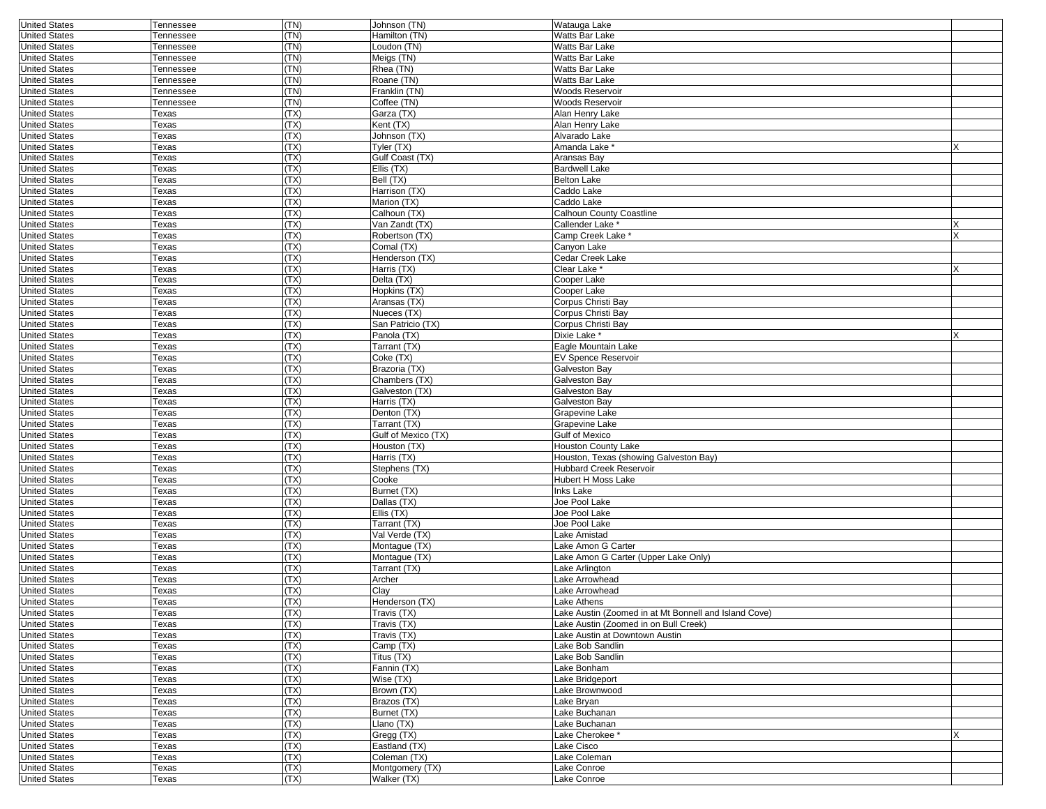| | | | | | |
|---|---|---|---|---|---|
| United States | Tennessee | (TN) | Johnson (TN) | Watauga Lake | |
| United States | Tennessee | (TN) | Hamilton (TN) | Watts Bar Lake | |
| United States | Tennessee | (TN) | Loudon (TN) | Watts Bar Lake | |
| United States | Tennessee | (TN) | Meigs (TN) | Watts Bar Lake | |
| United States | Tennessee | (TN) | Rhea (TN) | Watts Bar Lake | |
| United States | Tennessee | (TN) | Roane (TN) | Watts Bar Lake | |
| United States | Tennessee | (TN) | Franklin (TN) | Woods Reservoir | |
| United States | Tennessee | (TN) | Coffee (TN) | Woods Reservoir | |
| United States | Texas | (TX) | Garza (TX) | Alan Henry Lake | |
| United States | Texas | (TX) | Kent (TX) | Alan Henry Lake | |
| United States | Texas | (TX) | Johnson (TX) | Alvarado Lake | |
| United States | Texas | (TX) | Tyler (TX) | Amanda Lake * | X |
| United States | Texas | (TX) | Gulf Coast (TX) | Aransas Bay | |
| United States | Texas | (TX) | Ellis (TX) | Bardwell Lake | |
| United States | Texas | (TX) | Bell (TX) | Belton Lake | |
| United States | Texas | (TX) | Harrison (TX) | Caddo Lake | |
| United States | Texas | (TX) | Marion (TX) | Caddo Lake | |
| United States | Texas | (TX) | Calhoun (TX) | Calhoun County Coastline | |
| United States | Texas | (TX) | Van Zandt (TX) | Callender Lake * | X |
| United States | Texas | (TX) | Robertson (TX) | Camp Creek Lake * | X |
| United States | Texas | (TX) | Comal (TX) | Canyon Lake | |
| United States | Texas | (TX) | Henderson (TX) | Cedar Creek Lake | |
| United States | Texas | (TX) | Harris (TX) | Clear Lake * | X |
| United States | Texas | (TX) | Delta (TX) | Cooper Lake | |
| United States | Texas | (TX) | Hopkins (TX) | Cooper Lake | |
| United States | Texas | (TX) | Aransas (TX) | Corpus Christi Bay | |
| United States | Texas | (TX) | Nueces (TX) | Corpus Christi Bay | |
| United States | Texas | (TX) | San Patricio (TX) | Corpus Christi Bay | |
| United States | Texas | (TX) | Panola (TX) | Dixie Lake * | X |
| United States | Texas | (TX) | Tarrant (TX) | Eagle Mountain Lake | |
| United States | Texas | (TX) | Coke (TX) | EV Spence Reservoir | |
| United States | Texas | (TX) | Brazoria (TX) | Galveston Bay | |
| United States | Texas | (TX) | Chambers (TX) | Galveston Bay | |
| United States | Texas | (TX) | Galveston (TX) | Galveston Bay | |
| United States | Texas | (TX) | Harris (TX) | Galveston Bay | |
| United States | Texas | (TX) | Denton (TX) | Grapevine Lake | |
| United States | Texas | (TX) | Tarrant (TX) | Grapevine Lake | |
| United States | Texas | (TX) | Gulf of Mexico (TX) | Gulf of Mexico | |
| United States | Texas | (TX) | Houston (TX) | Houston County Lake | |
| United States | Texas | (TX) | Harris (TX) | Houston, Texas (showing Galveston Bay) | |
| United States | Texas | (TX) | Stephens (TX) | Hubbard Creek Reservoir | |
| United States | Texas | (TX) | Cooke | Hubert H Moss Lake | |
| United States | Texas | (TX) | Burnet (TX) | Inks Lake | |
| United States | Texas | (TX) | Dallas (TX) | Joe Pool Lake | |
| United States | Texas | (TX) | Ellis (TX) | Joe Pool Lake | |
| United States | Texas | (TX) | Tarrant (TX) | Joe Pool Lake | |
| United States | Texas | (TX) | Val Verde (TX) | Lake Amistad | |
| United States | Texas | (TX) | Montague (TX) | Lake Amon G Carter | |
| United States | Texas | (TX) | Montague (TX) | Lake Amon G Carter (Upper Lake Only) | |
| United States | Texas | (TX) | Tarrant (TX) | Lake Arlington | |
| United States | Texas | (TX) | Archer | Lake Arrowhead | |
| United States | Texas | (TX) | Clay | Lake Arrowhead | |
| United States | Texas | (TX) | Henderson (TX) | Lake Athens | |
| United States | Texas | (TX) | Travis (TX) | Lake Austin (Zoomed in at Mt Bonnell and Island Cove) | |
| United States | Texas | (TX) | Travis (TX) | Lake Austin (Zoomed in on Bull Creek) | |
| United States | Texas | (TX) | Travis (TX) | Lake Austin at Downtown Austin | |
| United States | Texas | (TX) | Camp (TX) | Lake Bob Sandlin | |
| United States | Texas | (TX) | Titus (TX) | Lake Bob Sandlin | |
| United States | Texas | (TX) | Fannin (TX) | Lake Bonham | |
| United States | Texas | (TX) | Wise (TX) | Lake Bridgeport | |
| United States | Texas | (TX) | Brown (TX) | Lake Brownwood | |
| United States | Texas | (TX) | Brazos (TX) | Lake Bryan | |
| United States | Texas | (TX) | Burnet (TX) | Lake Buchanan | |
| United States | Texas | (TX) | Llano (TX) | Lake Buchanan | |
| United States | Texas | (TX) | Gregg (TX) | Lake Cherokee * | X |
| United States | Texas | (TX) | Eastland (TX) | Lake Cisco | |
| United States | Texas | (TX) | Coleman (TX) | Lake Coleman | |
| United States | Texas | (TX) | Montgomery (TX) | Lake Conroe | |
| United States | Texas | (TX) | Walker (TX) | Lake Conroe | |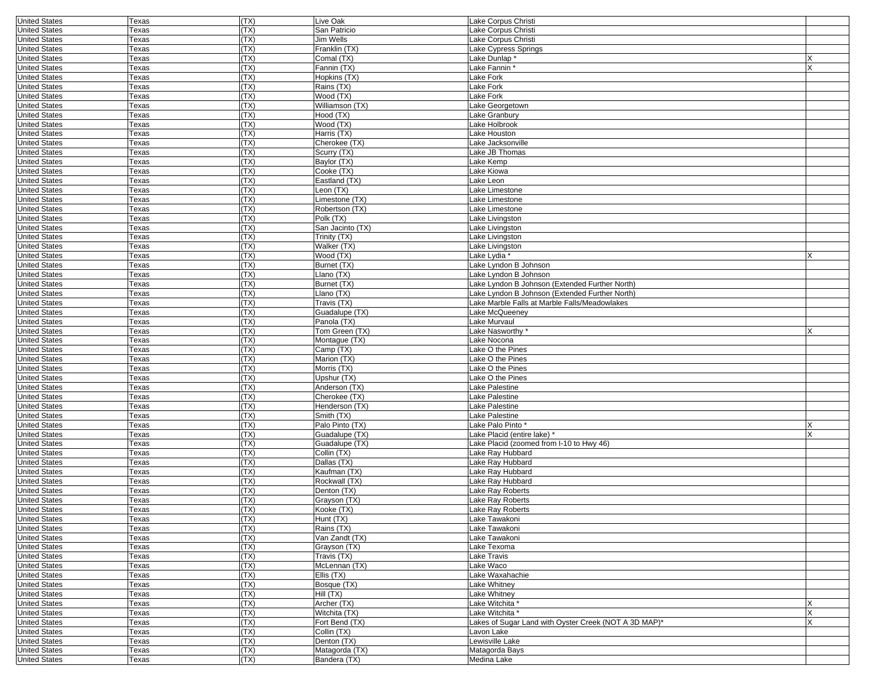| United States | Texas | (TX) | Live Oak | Lake Corpus Christi | |
|---|---|---|---|---|---|
| United States | Texas | (TX) | San Patricio | Lake Corpus Christi | |
| United States | Texas | (TX) | Jim Wells | Lake Corpus Christi | |
| United States | Texas | (TX) | Franklin (TX) | Lake Cypress Springs | |
| United States | Texas | (TX) | Comal (TX) | Lake Dunlap * | X |
| United States | Texas | (TX) | Fannin (TX) | Lake Fannin * | X |
| United States | Texas | (TX) | Hopkins (TX) | Lake Fork | |
| United States | Texas | (TX) | Rains (TX) | Lake Fork | |
| United States | Texas | (TX) | Wood (TX) | Lake Fork | |
| United States | Texas | (TX) | Williamson (TX) | Lake Georgetown | |
| United States | Texas | (TX) | Hood (TX) | Lake Granbury | |
| United States | Texas | (TX) | Wood (TX) | Lake Holbrook | |
| United States | Texas | (TX) | Harris (TX) | Lake Houston | |
| United States | Texas | (TX) | Cherokee (TX) | Lake Jacksonville | |
| United States | Texas | (TX) | Scurry (TX) | Lake JB Thomas | |
| United States | Texas | (TX) | Baylor (TX) | Lake Kemp | |
| United States | Texas | (TX) | Cooke (TX) | Lake Kiowa | |
| United States | Texas | (TX) | Eastland (TX) | Lake Leon | |
| United States | Texas | (TX) | Leon (TX) | Lake Limestone | |
| United States | Texas | (TX) | Limestone (TX) | Lake Limestone | |
| United States | Texas | (TX) | Robertson (TX) | Lake Limestone | |
| United States | Texas | (TX) | Polk (TX) | Lake Livingston | |
| United States | Texas | (TX) | San Jacinto (TX) | Lake Livingston | |
| United States | Texas | (TX) | Trinity (TX) | Lake Livingston | |
| United States | Texas | (TX) | Walker (TX) | Lake Livingston | |
| United States | Texas | (TX) | Wood (TX) | Lake Lydia * | X |
| United States | Texas | (TX) | Burnet (TX) | Lake Lyndon B Johnson | |
| United States | Texas | (TX) | Llano (TX) | Lake Lyndon B Johnson | |
| United States | Texas | (TX) | Burnet (TX) | Lake Lyndon B Johnson (Extended Further North) | |
| United States | Texas | (TX) | Llano (TX) | Lake Lyndon B Johnson (Extended Further North) | |
| United States | Texas | (TX) | Travis (TX) | Lake Marble Falls at Marble Falls/Meadowlakes | |
| United States | Texas | (TX) | Guadalupe (TX) | Lake McQueeney | |
| United States | Texas | (TX) | Panola (TX) | Lake Murvaul | |
| United States | Texas | (TX) | Tom Green (TX) | Lake Nasworthy * | X |
| United States | Texas | (TX) | Montague (TX) | Lake Nocona | |
| United States | Texas | (TX) | Camp (TX) | Lake O the Pines | |
| United States | Texas | (TX) | Marion (TX) | Lake O the Pines | |
| United States | Texas | (TX) | Morris (TX) | Lake O the Pines | |
| United States | Texas | (TX) | Upshur (TX) | Lake O the Pines | |
| United States | Texas | (TX) | Anderson (TX) | Lake Palestine | |
| United States | Texas | (TX) | Cherokee (TX) | Lake Palestine | |
| United States | Texas | (TX) | Henderson (TX) | Lake Palestine | |
| United States | Texas | (TX) | Smith (TX) | Lake Palestine | |
| United States | Texas | (TX) | Palo Pinto (TX) | Lake Palo Pinto * | X |
| United States | Texas | (TX) | Guadalupe (TX) | Lake Placid (entire lake) * | X |
| United States | Texas | (TX) | Guadalupe (TX) | Lake Placid (zoomed from I-10 to Hwy 46) | |
| United States | Texas | (TX) | Collin (TX) | Lake Ray Hubbard | |
| United States | Texas | (TX) | Dallas (TX) | Lake Ray Hubbard | |
| United States | Texas | (TX) | Kaufman (TX) | Lake Ray Hubbard | |
| United States | Texas | (TX) | Rockwall (TX) | Lake Ray Hubbard | |
| United States | Texas | (TX) | Denton (TX) | Lake Ray Roberts | |
| United States | Texas | (TX) | Grayson (TX) | Lake Ray Roberts | |
| United States | Texas | (TX) | Kooke (TX) | Lake Ray Roberts | |
| United States | Texas | (TX) | Hunt (TX) | Lake Tawakoni | |
| United States | Texas | (TX) | Rains (TX) | Lake Tawakoni | |
| United States | Texas | (TX) | Van Zandt (TX) | Lake Tawakoni | |
| United States | Texas | (TX) | Grayson (TX) | Lake Texoma | |
| United States | Texas | (TX) | Travis (TX) | Lake Travis | |
| United States | Texas | (TX) | McLennan (TX) | Lake Waco | |
| United States | Texas | (TX) | Ellis (TX) | Lake Waxahachie | |
| United States | Texas | (TX) | Bosque (TX) | Lake Whitney | |
| United States | Texas | (TX) | Hill (TX) | Lake Whitney | |
| United States | Texas | (TX) | Archer (TX) | Lake Witchita * | X |
| United States | Texas | (TX) | Witchita (TX) | Lake Witchita * | X |
| United States | Texas | (TX) | Fort Bend (TX) | Lakes of Sugar Land with Oyster Creek (NOT A 3D MAP)* | X |
| United States | Texas | (TX) | Collin (TX) | Lavon Lake | |
| United States | Texas | (TX) | Denton (TX) | Lewisville Lake | |
| United States | Texas | (TX) | Matagorda (TX) | Matagorda Bays | |
| United States | Texas | (TX) | Bandera (TX) | Medina Lake | |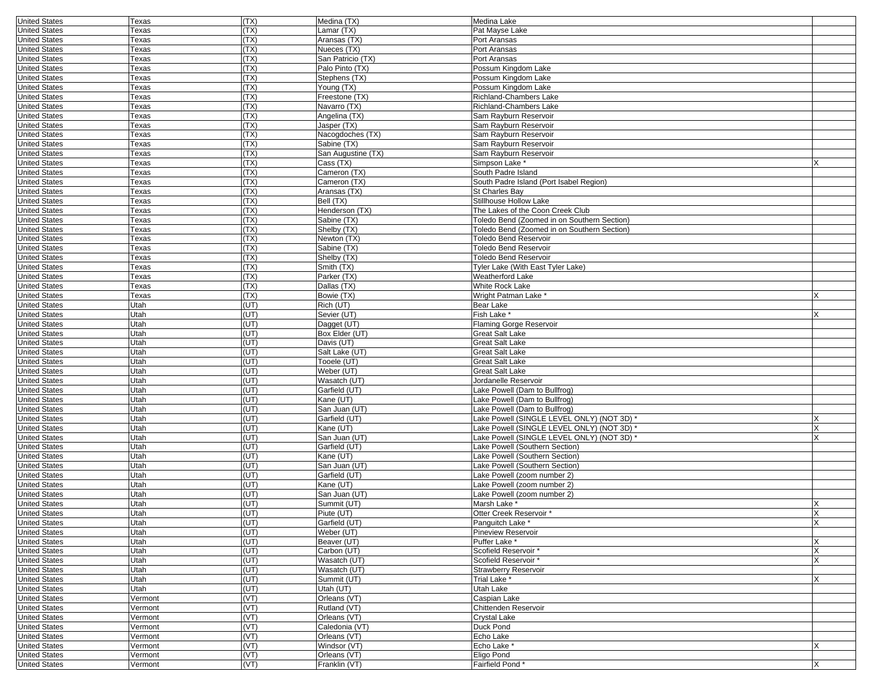| United States | Texas | (TX) | Medina (TX) | Medina Lake | |
|---|---|---|---|---|---|
| United States | Texas | (TX) | Lamar (TX) | Pat Mayse Lake | |
| United States | Texas | (TX) | Aransas (TX) | Port Aransas | |
| United States | Texas | (TX) | Nueces (TX) | Port Aransas | |
| United States | Texas | (TX) | San Patricio (TX) | Port Aransas | |
| United States | Texas | (TX) | Palo Pinto (TX) | Possum Kingdom Lake | |
| United States | Texas | (TX) | Stephens (TX) | Possum Kingdom Lake | |
| United States | Texas | (TX) | Young (TX) | Possum Kingdom Lake | |
| United States | Texas | (TX) | Freestone (TX) | Richland-Chambers Lake | |
| United States | Texas | (TX) | Navarro (TX) | Richland-Chambers Lake | |
| United States | Texas | (TX) | Angelina (TX) | Sam Rayburn Reservoir | |
| United States | Texas | (TX) | Jasper (TX) | Sam Rayburn Reservoir | |
| United States | Texas | (TX) | Nacogdoches (TX) | Sam Rayburn Reservoir | |
| United States | Texas | (TX) | Sabine (TX) | Sam Rayburn Reservoir | |
| United States | Texas | (TX) | San Augustine (TX) | Sam Rayburn Reservoir | |
| United States | Texas | (TX) | Cass (TX) | Simpson Lake * | X |
| United States | Texas | (TX) | Cameron (TX) | South Padre Island | |
| United States | Texas | (TX) | Cameron (TX) | South Padre Island (Port Isabel Region) | |
| United States | Texas | (TX) | Aransas (TX) | St Charles Bay | |
| United States | Texas | (TX) | Bell (TX) | Stillhouse Hollow Lake | |
| United States | Texas | (TX) | Henderson (TX) | The Lakes of the Coon Creek Club | |
| United States | Texas | (TX) | Sabine (TX) | Toledo Bend (Zoomed in on Southern Section) | |
| United States | Texas | (TX) | Shelby (TX) | Toledo Bend (Zoomed in on Southern Section) | |
| United States | Texas | (TX) | Newton (TX) | Toledo Bend Reservoir | |
| United States | Texas | (TX) | Sabine (TX) | Toledo Bend Reservoir | |
| United States | Texas | (TX) | Shelby (TX) | Toledo Bend Reservoir | |
| United States | Texas | (TX) | Smith (TX) | Tyler Lake (With East Tyler Lake) | |
| United States | Texas | (TX) | Parker (TX) | Weatherford Lake | |
| United States | Texas | (TX) | Dallas (TX) | White Rock Lake | |
| United States | Texas | (TX) | Bowie (TX) | Wright Patman Lake * | X |
| United States | Utah | (UT) | Rich (UT) | Bear Lake | |
| United States | Utah | (UT) | Sevier (UT) | Fish Lake * | X |
| United States | Utah | (UT) | Dagget (UT) | Flaming Gorge Reservoir | |
| United States | Utah | (UT) | Box Elder (UT) | Great Salt Lake | |
| United States | Utah | (UT) | Davis (UT) | Great Salt Lake | |
| United States | Utah | (UT) | Salt Lake (UT) | Great Salt Lake | |
| United States | Utah | (UT) | Tooele (UT) | Great Salt Lake | |
| United States | Utah | (UT) | Weber (UT) | Great Salt Lake | |
| United States | Utah | (UT) | Wasatch (UT) | Jordanelle Reservoir | |
| United States | Utah | (UT) | Garfield (UT) | Lake Powell (Dam to Bullfrog) | |
| United States | Utah | (UT) | Kane (UT) | Lake Powell (Dam to Bullfrog) | |
| United States | Utah | (UT) | San Juan (UT) | Lake Powell (Dam to Bullfrog) | |
| United States | Utah | (UT) | Garfield (UT) | Lake Powell (SINGLE LEVEL ONLY) (NOT 3D) * | X |
| United States | Utah | (UT) | Kane (UT) | Lake Powell (SINGLE LEVEL ONLY) (NOT 3D) * | X |
| United States | Utah | (UT) | San Juan (UT) | Lake Powell (SINGLE LEVEL ONLY) (NOT 3D) * | X |
| United States | Utah | (UT) | Garfield (UT) | Lake Powell (Southern Section) | |
| United States | Utah | (UT) | Kane (UT) | Lake Powell (Southern Section) | |
| United States | Utah | (UT) | San Juan (UT) | Lake Powell (Southern Section) | |
| United States | Utah | (UT) | Garfield (UT) | Lake Powell (zoom number 2) | |
| United States | Utah | (UT) | Kane (UT) | Lake Powell (zoom number 2) | |
| United States | Utah | (UT) | San Juan (UT) | Lake Powell (zoom number 2) | |
| United States | Utah | (UT) | Summit (UT) | Marsh Lake * | X |
| United States | Utah | (UT) | Piute (UT) | Otter Creek Reservoir * | X |
| United States | Utah | (UT) | Garfield (UT) | Panguitch Lake * | X |
| United States | Utah | (UT) | Weber (UT) | Pineview Reservoir | |
| United States | Utah | (UT) | Beaver (UT) | Puffer Lake * | X |
| United States | Utah | (UT) | Carbon (UT) | Scofield Reservoir * | X |
| United States | Utah | (UT) | Wasatch (UT) | Scofield Reservoir * | X |
| United States | Utah | (UT) | Wasatch (UT) | Strawberry Reservoir | |
| United States | Utah | (UT) | Summit (UT) | Trial Lake * | X |
| United States | Utah | (UT) | Utah (UT) | Utah Lake | |
| United States | Vermont | (VT) | Orleans (VT) | Caspian Lake | |
| United States | Vermont | (VT) | Rutland (VT) | Chittenden Reservoir | |
| United States | Vermont | (VT) | Orleans (VT) | Crystal Lake | |
| United States | Vermont | (VT) | Caledonia (VT) | Duck Pond | |
| United States | Vermont | (VT) | Orleans (VT) | Echo Lake | |
| United States | Vermont | (VT) | Windsor (VT) | Echo Lake * | X |
| United States | Vermont | (VT) | Orleans (VT) | Eligo Pond | |
| United States | Vermont | (VT) | Franklin (VT) | Fairfield Pond * | X |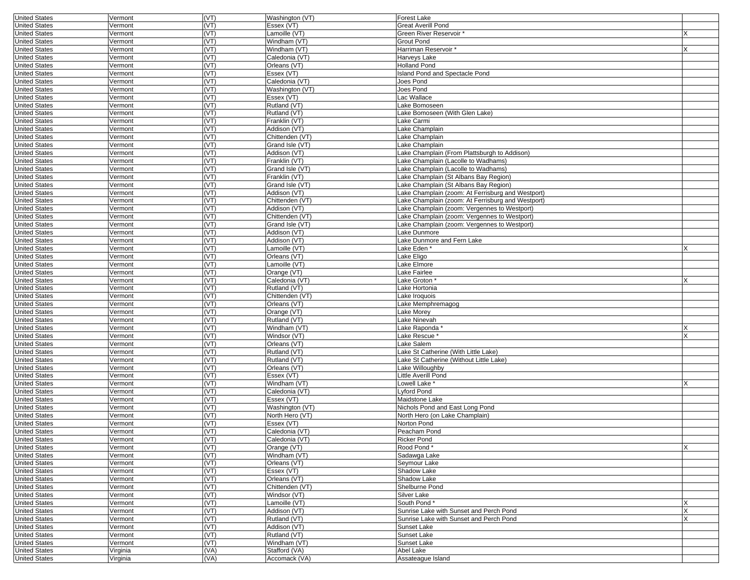| | | | | | |
|---|---|---|---|---|---|
| United States | Vermont | (VT) | Washington (VT) | Forest Lake | |
| United States | Vermont | (VT) | Essex (VT) | Great Averill Pond | |
| United States | Vermont | (VT) | Lamoille (VT) | Green River Reservoir * | X |
| United States | Vermont | (VT) | Windham (VT) | Grout Pond | |
| United States | Vermont | (VT) | Windham (VT) | Harriman Reservoir * | X |
| United States | Vermont | (VT) | Caledonia (VT) | Harveys Lake | |
| United States | Vermont | (VT) | Orleans (VT) | Holland Pond | |
| United States | Vermont | (VT) | Essex (VT) | Island Pond and Spectacle Pond | |
| United States | Vermont | (VT) | Caledonia (VT) | Joes Pond | |
| United States | Vermont | (VT) | Washington (VT) | Joes Pond | |
| United States | Vermont | (VT) | Essex (VT) | Lac Wallace | |
| United States | Vermont | (VT) | Rutland (VT) | Lake Bomoseen | |
| United States | Vermont | (VT) | Rutland (VT) | Lake Bomoseen (With Glen Lake) | |
| United States | Vermont | (VT) | Franklin (VT) | Lake Carmi | |
| United States | Vermont | (VT) | Addison (VT) | Lake Champlain | |
| United States | Vermont | (VT) | Chittenden (VT) | Lake Champlain | |
| United States | Vermont | (VT) | Grand Isle (VT) | Lake Champlain | |
| United States | Vermont | (VT) | Addison (VT) | Lake Champlain (From Plattsburgh to Addison) | |
| United States | Vermont | (VT) | Franklin (VT) | Lake Champlain (Lacolle to Wadhams) | |
| United States | Vermont | (VT) | Grand Isle (VT) | Lake Champlain (Lacolle to Wadhams) | |
| United States | Vermont | (VT) | Franklin (VT) | Lake Champlain (St Albans Bay Region) | |
| United States | Vermont | (VT) | Grand Isle (VT) | Lake Champlain (St Albans Bay Region) | |
| United States | Vermont | (VT) | Addison (VT) | Lake Champlain (zoom: At Ferrisburg and Westport) | |
| United States | Vermont | (VT) | Chittenden (VT) | Lake Champlain (zoom: At Ferrisburg and Westport) | |
| United States | Vermont | (VT) | Addison (VT) | Lake Champlain (zoom: Vergennes to Westport) | |
| United States | Vermont | (VT) | Chittenden (VT) | Lake Champlain (zoom: Vergennes to Westport) | |
| United States | Vermont | (VT) | Grand Isle (VT) | Lake Champlain (zoom: Vergennes to Westport) | |
| United States | Vermont | (VT) | Addison (VT) | Lake Dunmore | |
| United States | Vermont | (VT) | Addison (VT) | Lake Dunmore and Fern Lake | |
| United States | Vermont | (VT) | Lamoille (VT) | Lake Eden * | X |
| United States | Vermont | (VT) | Orleans (VT) | Lake Eligo | |
| United States | Vermont | (VT) | Lamoille (VT) | Lake Elmore | |
| United States | Vermont | (VT) | Orange (VT) | Lake Fairlee | |
| United States | Vermont | (VT) | Caledonia (VT) | Lake Groton * | X |
| United States | Vermont | (VT) | Rutland (VT) | Lake Hortonia | |
| United States | Vermont | (VT) | Chittenden (VT) | Lake Iroquois | |
| United States | Vermont | (VT) | Orleans (VT) | Lake Memphremagog | |
| United States | Vermont | (VT) | Orange (VT) | Lake Morey | |
| United States | Vermont | (VT) | Rutland (VT) | Lake Ninevah | |
| United States | Vermont | (VT) | Windham (VT) | Lake Raponda * | X |
| United States | Vermont | (VT) | Windsor (VT) | Lake Rescue * | X |
| United States | Vermont | (VT) | Orleans (VT) | Lake Salem | |
| United States | Vermont | (VT) | Rutland (VT) | Lake St Catherine (With Little Lake) | |
| United States | Vermont | (VT) | Rutland (VT) | Lake St Catherine (Without Little Lake) | |
| United States | Vermont | (VT) | Orleans (VT) | Lake Willoughby | |
| United States | Vermont | (VT) | Essex (VT) | Little Averill Pond | |
| United States | Vermont | (VT) | Windham (VT) | Lowell Lake * | X |
| United States | Vermont | (VT) | Caledonia (VT) | Lyford Pond | |
| United States | Vermont | (VT) | Essex (VT) | Maidstone Lake | |
| United States | Vermont | (VT) | Washington (VT) | Nichols Pond and East Long Pond | |
| United States | Vermont | (VT) | North Hero (VT) | North Hero (on Lake Champlain) | |
| United States | Vermont | (VT) | Essex (VT) | Norton Pond | |
| United States | Vermont | (VT) | Caledonia (VT) | Peacham Pond | |
| United States | Vermont | (VT) | Caledonia (VT) | Ricker Pond | |
| United States | Vermont | (VT) | Orange (VT) | Rood Pond * | X |
| United States | Vermont | (VT) | Windham (VT) | Sadawga Lake | |
| United States | Vermont | (VT) | Orleans (VT) | Seymour Lake | |
| United States | Vermont | (VT) | Essex (VT) | Shadow Lake | |
| United States | Vermont | (VT) | Orleans (VT) | Shadow Lake | |
| United States | Vermont | (VT) | Chittenden (VT) | Shelburne Pond | |
| United States | Vermont | (VT) | Windsor (VT) | Silver Lake | |
| United States | Vermont | (VT) | Lamoille (VT) | South Pond * | X |
| United States | Vermont | (VT) | Addison (VT) | Sunrise Lake with Sunset and Perch Pond | X |
| United States | Vermont | (VT) | Rutland (VT) | Sunrise Lake with Sunset and Perch Pond | X |
| United States | Vermont | (VT) | Addison (VT) | Sunset Lake | |
| United States | Vermont | (VT) | Rutland (VT) | Sunset Lake | |
| United States | Vermont | (VT) | Windham (VT) | Sunset Lake | |
| United States | Virginia | (VA) | Stafford (VA) | Abel Lake | |
| United States | Virginia | (VA) | Accomack (VA) | Assateague Island | |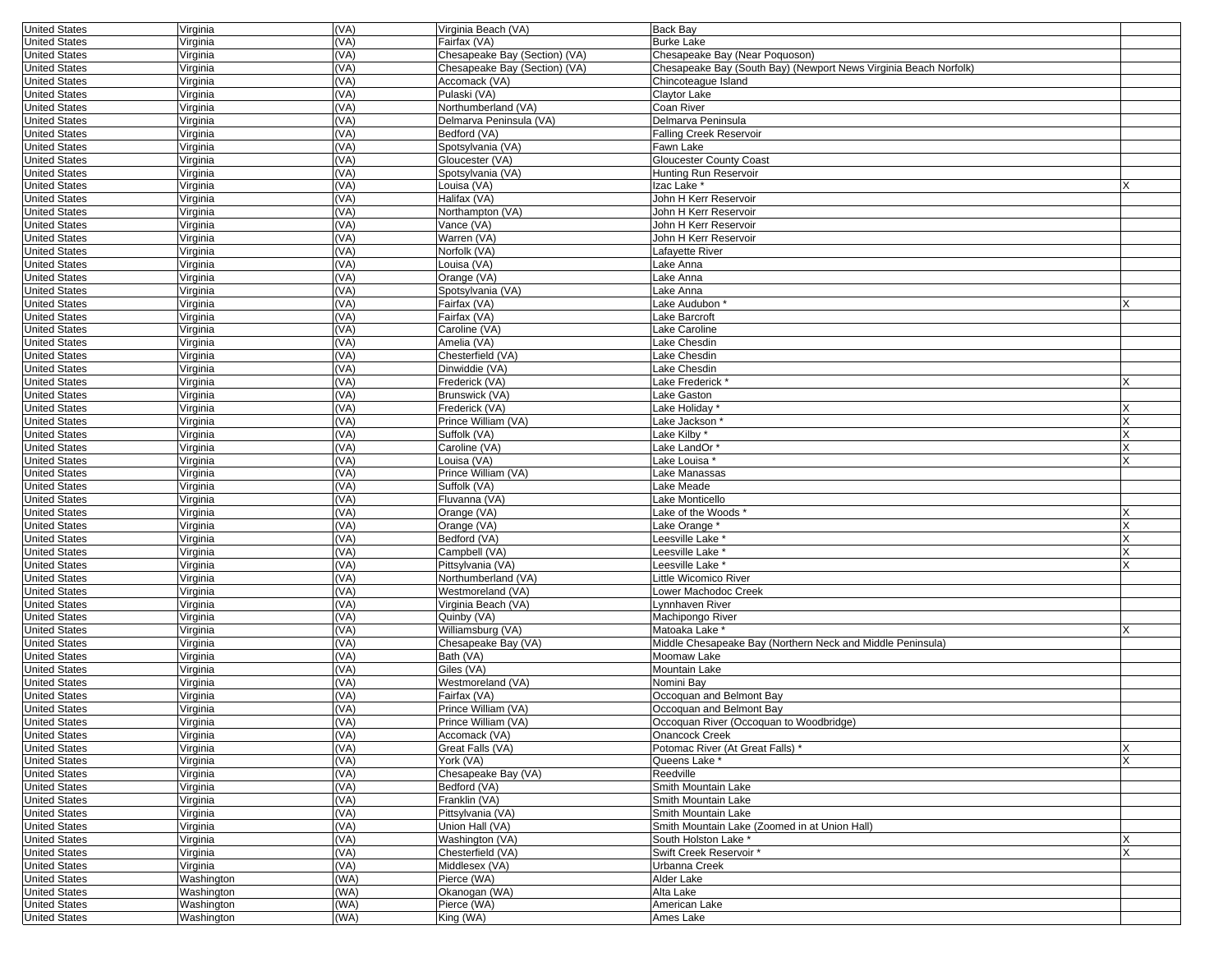| United States | Virginia | (VA) | Virginia Beach (VA) | Back Bay | |
|---|---|---|---|---|---|
| United States | Virginia | (VA) | Fairfax (VA) | Burke Lake | |
| United States | Virginia | (VA) | Chesapeake Bay (Section) (VA) | Chesapeake Bay (Near Poquoson) | |
| United States | Virginia | (VA) | Chesapeake Bay (Section) (VA) | Chesapeake Bay (South Bay) (Newport News Virginia Beach Norfolk) | |
| United States | Virginia | (VA) | Accomack (VA) | Chincoteague Island | |
| United States | Virginia | (VA) | Pulaski (VA) | Claytor Lake | |
| United States | Virginia | (VA) | Northumberland (VA) | Coan River | |
| United States | Virginia | (VA) | Delmarva Peninsula (VA) | Delmarva Peninsula | |
| United States | Virginia | (VA) | Bedford (VA) | Falling Creek Reservoir | |
| United States | Virginia | (VA) | Spotsylvania (VA) | Fawn Lake | |
| United States | Virginia | (VA) | Gloucester (VA) | Gloucester County Coast | |
| United States | Virginia | (VA) | Spotsylvania (VA) | Hunting Run Reservoir | |
| United States | Virginia | (VA) | Louisa (VA) | Izac Lake * | X |
| United States | Virginia | (VA) | Halifax (VA) | John H Kerr Reservoir | |
| United States | Virginia | (VA) | Northampton (VA) | John H Kerr Reservoir | |
| United States | Virginia | (VA) | Vance (VA) | John H Kerr Reservoir | |
| United States | Virginia | (VA) | Warren (VA) | John H Kerr Reservoir | |
| United States | Virginia | (VA) | Norfolk (VA) | Lafayette River | |
| United States | Virginia | (VA) | Louisa (VA) | Lake Anna | |
| United States | Virginia | (VA) | Orange (VA) | Lake Anna | |
| United States | Virginia | (VA) | Spotsylvania (VA) | Lake Anna | |
| United States | Virginia | (VA) | Fairfax (VA) | Lake Audubon * | X |
| United States | Virginia | (VA) | Fairfax (VA) | Lake Barcroft | |
| United States | Virginia | (VA) | Caroline (VA) | Lake Caroline | |
| United States | Virginia | (VA) | Amelia (VA) | Lake Chesdin | |
| United States | Virginia | (VA) | Chesterfield (VA) | Lake Chesdin | |
| United States | Virginia | (VA) | Dinwiddie (VA) | Lake Chesdin | |
| United States | Virginia | (VA) | Frederick (VA) | Lake Frederick * | X |
| United States | Virginia | (VA) | Brunswick (VA) | Lake Gaston | |
| United States | Virginia | (VA) | Frederick (VA) | Lake Holiday * | X |
| United States | Virginia | (VA) | Prince William (VA) | Lake Jackson * | X |
| United States | Virginia | (VA) | Suffolk (VA) | Lake Kilby * | X |
| United States | Virginia | (VA) | Caroline (VA) | Lake LandOr * | X |
| United States | Virginia | (VA) | Louisa (VA) | Lake Louisa * | X |
| United States | Virginia | (VA) | Prince William (VA) | Lake Manassas | |
| United States | Virginia | (VA) | Suffolk (VA) | Lake Meade | |
| United States | Virginia | (VA) | Fluvanna (VA) | Lake Monticello | |
| United States | Virginia | (VA) | Orange (VA) | Lake of the Woods * | X |
| United States | Virginia | (VA) | Orange (VA) | Lake Orange * | X |
| United States | Virginia | (VA) | Bedford (VA) | Leesville Lake * | X |
| United States | Virginia | (VA) | Campbell (VA) | Leesville Lake * | X |
| United States | Virginia | (VA) | Pittsylvania (VA) | Leesville Lake * | X |
| United States | Virginia | (VA) | Northumberland (VA) | Little Wicomico River | |
| United States | Virginia | (VA) | Westmoreland (VA) | Lower Machodoc Creek | |
| United States | Virginia | (VA) | Virginia Beach (VA) | Lynnhaven River | |
| United States | Virginia | (VA) | Quinby (VA) | Machipongo River | |
| United States | Virginia | (VA) | Williamsburg (VA) | Matoaka Lake * | X |
| United States | Virginia | (VA) | Chesapeake Bay (VA) | Middle Chesapeake Bay (Northern Neck and Middle Peninsula) | |
| United States | Virginia | (VA) | Bath (VA) | Moomaw Lake | |
| United States | Virginia | (VA) | Giles (VA) | Mountain Lake | |
| United States | Virginia | (VA) | Westmoreland (VA) | Nomini Bay | |
| United States | Virginia | (VA) | Fairfax (VA) | Occoquan and Belmont Bay | |
| United States | Virginia | (VA) | Prince William (VA) | Occoquan and Belmont Bay | |
| United States | Virginia | (VA) | Prince William (VA) | Occoquan River (Occoquan to Woodbridge) | |
| United States | Virginia | (VA) | Accomack (VA) | Onancock Creek | |
| United States | Virginia | (VA) | Great Falls (VA) | Potomac River (At Great Falls) * | X |
| United States | Virginia | (VA) | York (VA) | Queens Lake * | X |
| United States | Virginia | (VA) | Chesapeake Bay (VA) | Reedville | |
| United States | Virginia | (VA) | Bedford (VA) | Smith Mountain Lake | |
| United States | Virginia | (VA) | Franklin (VA) | Smith Mountain Lake | |
| United States | Virginia | (VA) | Pittsylvania (VA) | Smith Mountain Lake | |
| United States | Virginia | (VA) | Union Hall (VA) | Smith Mountain Lake (Zoomed in at Union Hall) | |
| United States | Virginia | (VA) | Washington (VA) | South Holston Lake * | X |
| United States | Virginia | (VA) | Chesterfield (VA) | Swift Creek Reservoir * | X |
| United States | Virginia | (VA) | Middlesex (VA) | Urbanna Creek | |
| United States | Washington | (WA) | Pierce (WA) | Alder Lake | |
| United States | Washington | (WA) | Okanogan (WA) | Alta Lake | |
| United States | Washington | (WA) | Pierce (WA) | American Lake | |
| United States | Washington | (WA) | King (WA) | Ames Lake | |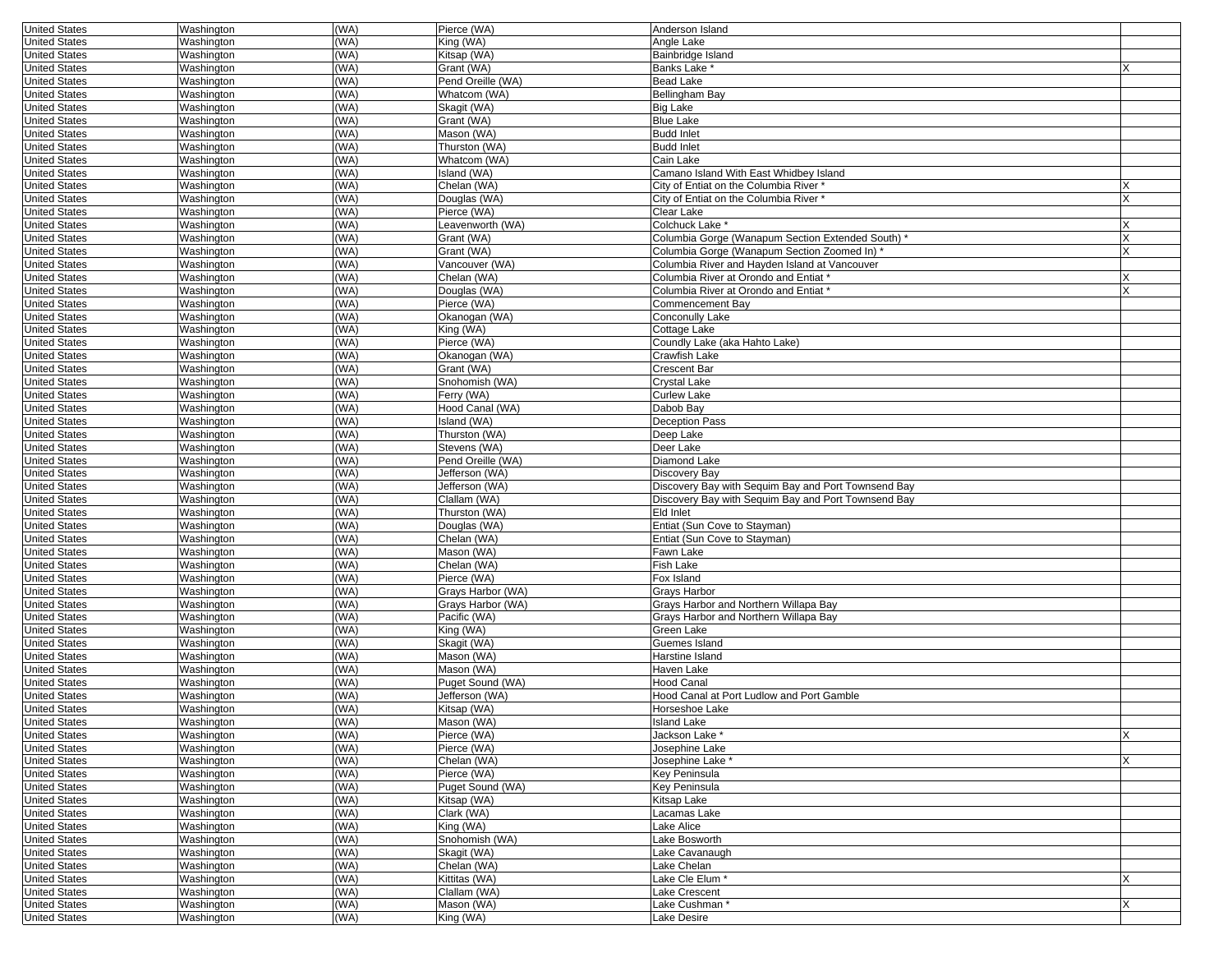| United States | Washington | (WA) | Pierce (WA) | Anderson Island | |
|---|---|---|---|---|---|
| United States | Washington | (WA) | King (WA) | Angle Lake | |
| United States | Washington | (WA) | Kitsap (WA) | Bainbridge Island | |
| United States | Washington | (WA) | Grant (WA) | Banks Lake * | X |
| United States | Washington | (WA) | Pend Oreille (WA) | Bead Lake | |
| United States | Washington | (WA) | Whatcom (WA) | Bellingham Bay | |
| United States | Washington | (WA) | Skagit (WA) | Big Lake | |
| United States | Washington | (WA) | Grant (WA) | Blue Lake | |
| United States | Washington | (WA) | Mason (WA) | Budd Inlet | |
| United States | Washington | (WA) | Thurston (WA) | Budd Inlet | |
| United States | Washington | (WA) | Whatcom (WA) | Cain Lake | |
| United States | Washington | (WA) | Island (WA) | Camano Island With East Whidbey Island | |
| United States | Washington | (WA) | Chelan (WA) | City of Entiat on the Columbia River * | X |
| United States | Washington | (WA) | Douglas (WA) | City of Entiat on the Columbia River * | X |
| United States | Washington | (WA) | Pierce (WA) | Clear Lake | |
| United States | Washington | (WA) | Leavenworth (WA) | Colchuck Lake * | X |
| United States | Washington | (WA) | Grant (WA) | Columbia Gorge (Wanapum Section Extended South) * | X |
| United States | Washington | (WA) | Grant (WA) | Columbia Gorge (Wanapum Section Zoomed In) * | X |
| United States | Washington | (WA) | Vancouver (WA) | Columbia River and Hayden Island at Vancouver | |
| United States | Washington | (WA) | Chelan (WA) | Columbia River at Orondo and Entiat * | X |
| United States | Washington | (WA) | Douglas (WA) | Columbia River at Orondo and Entiat * | X |
| United States | Washington | (WA) | Pierce (WA) | Commencement Bay | |
| United States | Washington | (WA) | Okanogan (WA) | Conconully Lake | |
| United States | Washington | (WA) | King (WA) | Cottage Lake | |
| United States | Washington | (WA) | Pierce (WA) | Coundly Lake (aka Hahto Lake) | |
| United States | Washington | (WA) | Okanogan (WA) | Crawfish Lake | |
| United States | Washington | (WA) | Grant (WA) | Crescent Bar | |
| United States | Washington | (WA) | Snohomish (WA) | Crystal Lake | |
| United States | Washington | (WA) | Ferry (WA) | Curlew Lake | |
| United States | Washington | (WA) | Hood Canal (WA) | Dabob Bay | |
| United States | Washington | (WA) | Island (WA) | Deception Pass | |
| United States | Washington | (WA) | Thurston (WA) | Deep Lake | |
| United States | Washington | (WA) | Stevens (WA) | Deer Lake | |
| United States | Washington | (WA) | Pend Oreille (WA) | Diamond Lake | |
| United States | Washington | (WA) | Jefferson (WA) | Discovery Bay | |
| United States | Washington | (WA) | Jefferson (WA) | Discovery Bay with Sequim Bay and Port Townsend Bay | |
| United States | Washington | (WA) | Clallam (WA) | Discovery Bay with Sequim Bay and Port Townsend Bay | |
| United States | Washington | (WA) | Thurston (WA) | Eld Inlet | |
| United States | Washington | (WA) | Douglas (WA) | Entiat (Sun Cove to Stayman) | |
| United States | Washington | (WA) | Chelan (WA) | Entiat (Sun Cove to Stayman) | |
| United States | Washington | (WA) | Mason (WA) | Fawn Lake | |
| United States | Washington | (WA) | Chelan (WA) | Fish Lake | |
| United States | Washington | (WA) | Pierce (WA) | Fox Island | |
| United States | Washington | (WA) | Grays Harbor (WA) | Grays Harbor | |
| United States | Washington | (WA) | Grays Harbor (WA) | Grays Harbor and Northern Willapa Bay | |
| United States | Washington | (WA) | Pacific (WA) | Grays Harbor and Northern Willapa Bay | |
| United States | Washington | (WA) | King (WA) | Green Lake | |
| United States | Washington | (WA) | Skagit (WA) | Guemes Island | |
| United States | Washington | (WA) | Mason (WA) | Harstine Island | |
| United States | Washington | (WA) | Mason (WA) | Haven Lake | |
| United States | Washington | (WA) | Puget Sound (WA) | Hood Canal | |
| United States | Washington | (WA) | Jefferson (WA) | Hood Canal at Port Ludlow and Port Gamble | |
| United States | Washington | (WA) | Kitsap (WA) | Horseshoe Lake | |
| United States | Washington | (WA) | Mason (WA) | Island Lake | |
| United States | Washington | (WA) | Pierce (WA) | Jackson Lake * | X |
| United States | Washington | (WA) | Pierce (WA) | Josephine Lake | |
| United States | Washington | (WA) | Chelan (WA) | Josephine Lake * | X |
| United States | Washington | (WA) | Pierce (WA) | Key Peninsula | |
| United States | Washington | (WA) | Puget Sound (WA) | Key Peninsula | |
| United States | Washington | (WA) | Kitsap (WA) | Kitsap Lake | |
| United States | Washington | (WA) | Clark (WA) | Lacamas Lake | |
| United States | Washington | (WA) | King (WA) | Lake Alice | |
| United States | Washington | (WA) | Snohomish (WA) | Lake Bosworth | |
| United States | Washington | (WA) | Skagit (WA) | Lake Cavanaugh | |
| United States | Washington | (WA) | Chelan (WA) | Lake Chelan | |
| United States | Washington | (WA) | Kittitas (WA) | Lake Cle Elum * | X |
| United States | Washington | (WA) | Clallam (WA) | Lake Crescent | |
| United States | Washington | (WA) | Mason (WA) | Lake Cushman * | X |
| United States | Washington | (WA) | King (WA) | Lake Desire | |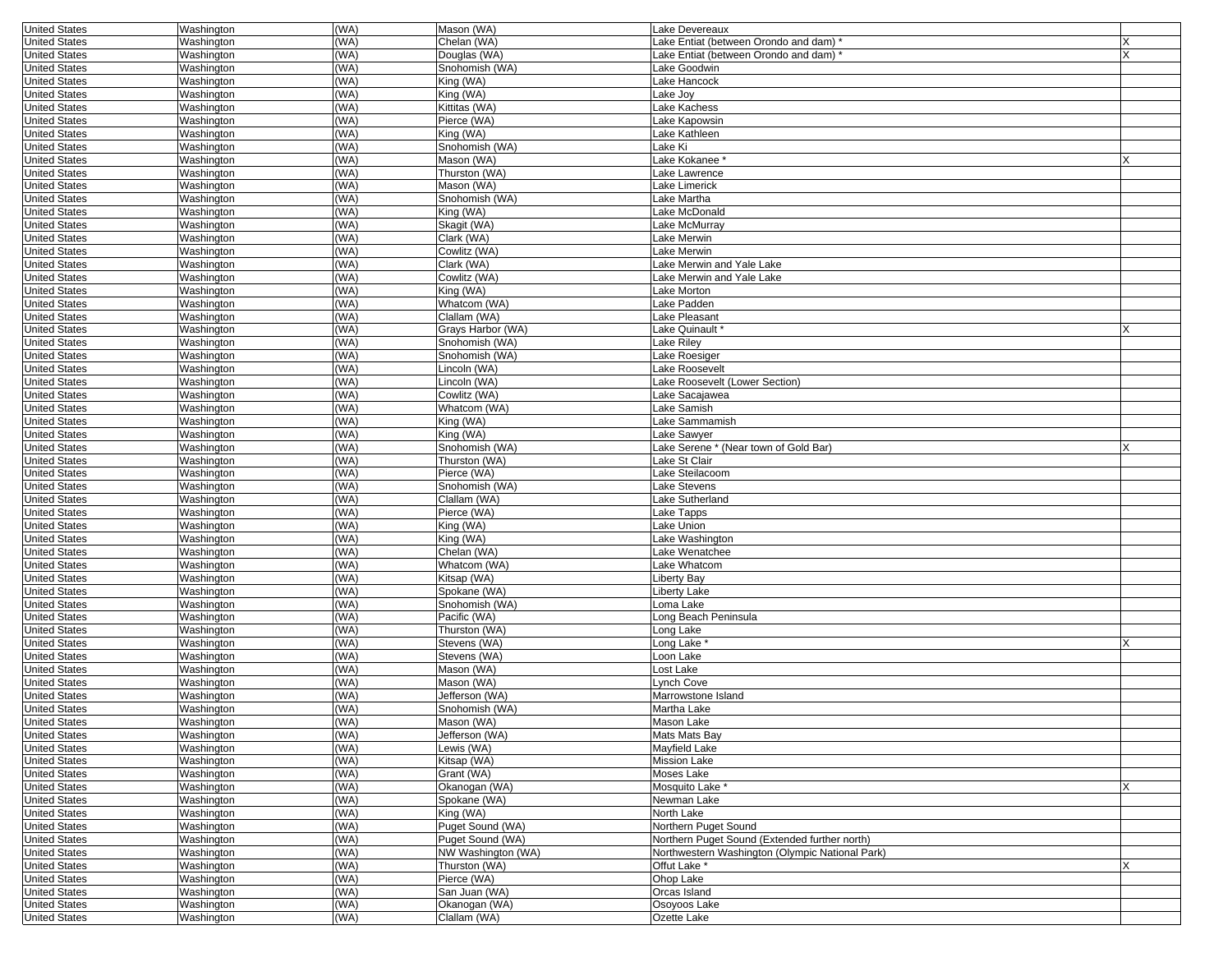| | | | | | |
|---|---|---|---|---|---|
| United States | Washington | (WA) | Mason (WA) | Lake Devereaux | |
| United States | Washington | (WA) | Chelan (WA) | Lake Entiat (between Orondo and dam) * | X |
| United States | Washington | (WA) | Douglas (WA) | Lake Entiat (between Orondo and dam) * | X |
| United States | Washington | (WA) | Snohomish (WA) | Lake Goodwin | |
| United States | Washington | (WA) | King (WA) | Lake Hancock | |
| United States | Washington | (WA) | King (WA) | Lake Joy | |
| United States | Washington | (WA) | Kittitas (WA) | Lake Kachess | |
| United States | Washington | (WA) | Pierce (WA) | Lake Kapowsin | |
| United States | Washington | (WA) | King (WA) | Lake Kathleen | |
| United States | Washington | (WA) | Snohomish (WA) | Lake Ki | |
| United States | Washington | (WA) | Mason (WA) | Lake Kokanee * | X |
| United States | Washington | (WA) | Thurston (WA) | Lake Lawrence | |
| United States | Washington | (WA) | Mason (WA) | Lake Limerick | |
| United States | Washington | (WA) | Snohomish (WA) | Lake Martha | |
| United States | Washington | (WA) | King (WA) | Lake McDonald | |
| United States | Washington | (WA) | Skagit (WA) | Lake McMurray | |
| United States | Washington | (WA) | Clark (WA) | Lake Merwin | |
| United States | Washington | (WA) | Cowlitz (WA) | Lake Merwin | |
| United States | Washington | (WA) | Clark (WA) | Lake Merwin and Yale Lake | |
| United States | Washington | (WA) | Cowlitz (WA) | Lake Merwin and Yale Lake | |
| United States | Washington | (WA) | King (WA) | Lake Morton | |
| United States | Washington | (WA) | Whatcom (WA) | Lake Padden | |
| United States | Washington | (WA) | Clallam (WA) | Lake Pleasant | |
| United States | Washington | (WA) | Grays Harbor (WA) | Lake Quinault * | X |
| United States | Washington | (WA) | Snohomish (WA) | Lake Riley | |
| United States | Washington | (WA) | Snohomish (WA) | Lake Roesiger | |
| United States | Washington | (WA) | Lincoln (WA) | Lake Roosevelt | |
| United States | Washington | (WA) | Lincoln (WA) | Lake Roosevelt (Lower Section) | |
| United States | Washington | (WA) | Cowlitz (WA) | Lake Sacajawea | |
| United States | Washington | (WA) | Whatcom (WA) | Lake Samish | |
| United States | Washington | (WA) | King (WA) | Lake Sammamish | |
| United States | Washington | (WA) | King (WA) | Lake Sawyer | |
| United States | Washington | (WA) | Snohomish (WA) | Lake Serene * (Near town of Gold Bar) | X |
| United States | Washington | (WA) | Thurston (WA) | Lake St Clair | |
| United States | Washington | (WA) | Pierce (WA) | Lake Steilacoom | |
| United States | Washington | (WA) | Snohomish (WA) | Lake Stevens | |
| United States | Washington | (WA) | Clallam (WA) | Lake Sutherland | |
| United States | Washington | (WA) | Pierce (WA) | Lake Tapps | |
| United States | Washington | (WA) | King (WA) | Lake Union | |
| United States | Washington | (WA) | King (WA) | Lake Washington | |
| United States | Washington | (WA) | Chelan (WA) | Lake Wenatchee | |
| United States | Washington | (WA) | Whatcom (WA) | Lake Whatcom | |
| United States | Washington | (WA) | Kitsap (WA) | Liberty Bay | |
| United States | Washington | (WA) | Spokane (WA) | Liberty Lake | |
| United States | Washington | (WA) | Snohomish (WA) | Loma Lake | |
| United States | Washington | (WA) | Pacific (WA) | Long Beach Peninsula | |
| United States | Washington | (WA) | Thurston (WA) | Long Lake | |
| United States | Washington | (WA) | Stevens (WA) | Long Lake * | X |
| United States | Washington | (WA) | Stevens (WA) | Loon Lake | |
| United States | Washington | (WA) | Mason (WA) | Lost Lake | |
| United States | Washington | (WA) | Mason (WA) | Lynch Cove | |
| United States | Washington | (WA) | Jefferson (WA) | Marrowstone Island | |
| United States | Washington | (WA) | Snohomish (WA) | Martha Lake | |
| United States | Washington | (WA) | Mason (WA) | Mason Lake | |
| United States | Washington | (WA) | Jefferson (WA) | Mats Mats Bay | |
| United States | Washington | (WA) | Lewis (WA) | Mayfield Lake | |
| United States | Washington | (WA) | Kitsap (WA) | Mission Lake | |
| United States | Washington | (WA) | Grant (WA) | Moses Lake | |
| United States | Washington | (WA) | Okanogan (WA) | Mosquito Lake * | X |
| United States | Washington | (WA) | Spokane (WA) | Newman Lake | |
| United States | Washington | (WA) | King (WA) | North Lake | |
| United States | Washington | (WA) | Puget Sound (WA) | Northern Puget Sound | |
| United States | Washington | (WA) | Puget Sound (WA) | Northern Puget Sound (Extended further north) | |
| United States | Washington | (WA) | NW Washington (WA) | Northwestern Washington (Olympic National Park) | |
| United States | Washington | (WA) | Thurston (WA) | Offut Lake * | X |
| United States | Washington | (WA) | Pierce (WA) | Ohop Lake | |
| United States | Washington | (WA) | San Juan (WA) | Orcas Island | |
| United States | Washington | (WA) | Okanogan (WA) | Osoyoos Lake | |
| United States | Washington | (WA) | Clallam (WA) | Ozette Lake | |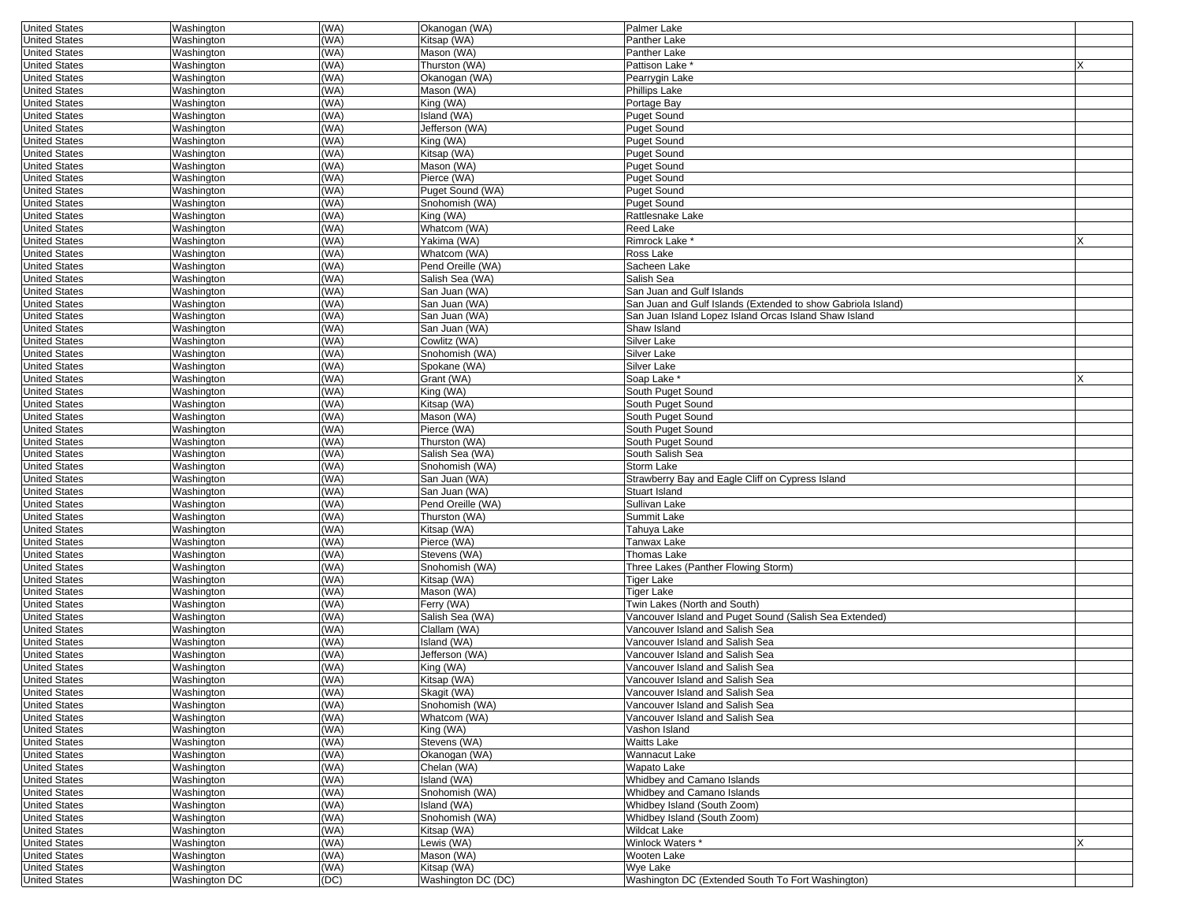| | | | | | |
|---|---|---|---|---|---|
| United States | Washington | (WA) | Okanogan (WA) | Palmer Lake | |
| United States | Washington | (WA) | Kitsap (WA) | Panther Lake | |
| United States | Washington | (WA) | Mason (WA) | Panther Lake | |
| United States | Washington | (WA) | Thurston (WA) | Pattison Lake * | X |
| United States | Washington | (WA) | Okanogan (WA) | Pearrygin Lake | |
| United States | Washington | (WA) | Mason (WA) | Phillips Lake | |
| United States | Washington | (WA) | King (WA) | Portage Bay | |
| United States | Washington | (WA) | Island (WA) | Puget Sound | |
| United States | Washington | (WA) | Jefferson (WA) | Puget Sound | |
| United States | Washington | (WA) | King (WA) | Puget Sound | |
| United States | Washington | (WA) | Kitsap (WA) | Puget Sound | |
| United States | Washington | (WA) | Mason (WA) | Puget Sound | |
| United States | Washington | (WA) | Pierce (WA) | Puget Sound | |
| United States | Washington | (WA) | Puget Sound (WA) | Puget Sound | |
| United States | Washington | (WA) | Snohomish (WA) | Puget Sound | |
| United States | Washington | (WA) | King (WA) | Rattlesnake Lake | |
| United States | Washington | (WA) | Whatcom (WA) | Reed Lake | |
| United States | Washington | (WA) | Yakima (WA) | Rimrock Lake * | X |
| United States | Washington | (WA) | Whatcom (WA) | Ross Lake | |
| United States | Washington | (WA) | Pend Oreille (WA) | Sacheen Lake | |
| United States | Washington | (WA) | Salish Sea (WA) | Salish Sea | |
| United States | Washington | (WA) | San Juan (WA) | San Juan and Gulf Islands | |
| United States | Washington | (WA) | San Juan (WA) | San Juan and Gulf Islands (Extended to show Gabriola Island) | |
| United States | Washington | (WA) | San Juan (WA) | San Juan Island Lopez Island Orcas Island Shaw Island | |
| United States | Washington | (WA) | San Juan (WA) | Shaw Island | |
| United States | Washington | (WA) | Cowlitz (WA) | Silver Lake | |
| United States | Washington | (WA) | Snohomish (WA) | Silver Lake | |
| United States | Washington | (WA) | Spokane (WA) | Silver Lake | |
| United States | Washington | (WA) | Grant (WA) | Soap Lake * | X |
| United States | Washington | (WA) | King (WA) | South Puget Sound | |
| United States | Washington | (WA) | Kitsap (WA) | South Puget Sound | |
| United States | Washington | (WA) | Mason (WA) | South Puget Sound | |
| United States | Washington | (WA) | Pierce (WA) | South Puget Sound | |
| United States | Washington | (WA) | Thurston (WA) | South Puget Sound | |
| United States | Washington | (WA) | Salish Sea (WA) | South Salish Sea | |
| United States | Washington | (WA) | Snohomish (WA) | Storm Lake | |
| United States | Washington | (WA) | San Juan (WA) | Strawberry Bay and Eagle Cliff on Cypress Island | |
| United States | Washington | (WA) | San Juan (WA) | Stuart Island | |
| United States | Washington | (WA) | Pend Oreille (WA) | Sullivan Lake | |
| United States | Washington | (WA) | Thurston (WA) | Summit Lake | |
| United States | Washington | (WA) | Kitsap (WA) | Tahuya Lake | |
| United States | Washington | (WA) | Pierce (WA) | Tanwax Lake | |
| United States | Washington | (WA) | Stevens (WA) | Thomas Lake | |
| United States | Washington | (WA) | Snohomish (WA) | Three Lakes (Panther Flowing Storm) | |
| United States | Washington | (WA) | Kitsap (WA) | Tiger Lake | |
| United States | Washington | (WA) | Mason (WA) | Tiger Lake | |
| United States | Washington | (WA) | Ferry (WA) | Twin Lakes (North and South) | |
| United States | Washington | (WA) | Salish Sea (WA) | Vancouver Island and Puget Sound (Salish Sea Extended) | |
| United States | Washington | (WA) | Clallam (WA) | Vancouver Island and Salish Sea | |
| United States | Washington | (WA) | Island (WA) | Vancouver Island and Salish Sea | |
| United States | Washington | (WA) | Jefferson (WA) | Vancouver Island and Salish Sea | |
| United States | Washington | (WA) | King (WA) | Vancouver Island and Salish Sea | |
| United States | Washington | (WA) | Kitsap (WA) | Vancouver Island and Salish Sea | |
| United States | Washington | (WA) | Skagit (WA) | Vancouver Island and Salish Sea | |
| United States | Washington | (WA) | Snohomish (WA) | Vancouver Island and Salish Sea | |
| United States | Washington | (WA) | Whatcom (WA) | Vancouver Island and Salish Sea | |
| United States | Washington | (WA) | King (WA) | Vashon Island | |
| United States | Washington | (WA) | Stevens (WA) | Waitts Lake | |
| United States | Washington | (WA) | Okanogan (WA) | Wannacut Lake | |
| United States | Washington | (WA) | Chelan (WA) | Wapato Lake | |
| United States | Washington | (WA) | Island (WA) | Whidbey and Camano Islands | |
| United States | Washington | (WA) | Snohomish (WA) | Whidbey and Camano Islands | |
| United States | Washington | (WA) | Island (WA) | Whidbey Island (South Zoom) | |
| United States | Washington | (WA) | Snohomish (WA) | Whidbey Island (South Zoom) | |
| United States | Washington | (WA) | Kitsap (WA) | Wildcat Lake | |
| United States | Washington | (WA) | Lewis (WA) | Winlock Waters * | X |
| United States | Washington | (WA) | Mason (WA) | Wooten Lake | |
| United States | Washington | (WA) | Kitsap (WA) | Wye Lake | |
| United States | Washington DC | (DC) | Washington DC (DC) | Washington DC (Extended South To Fort Washington) | |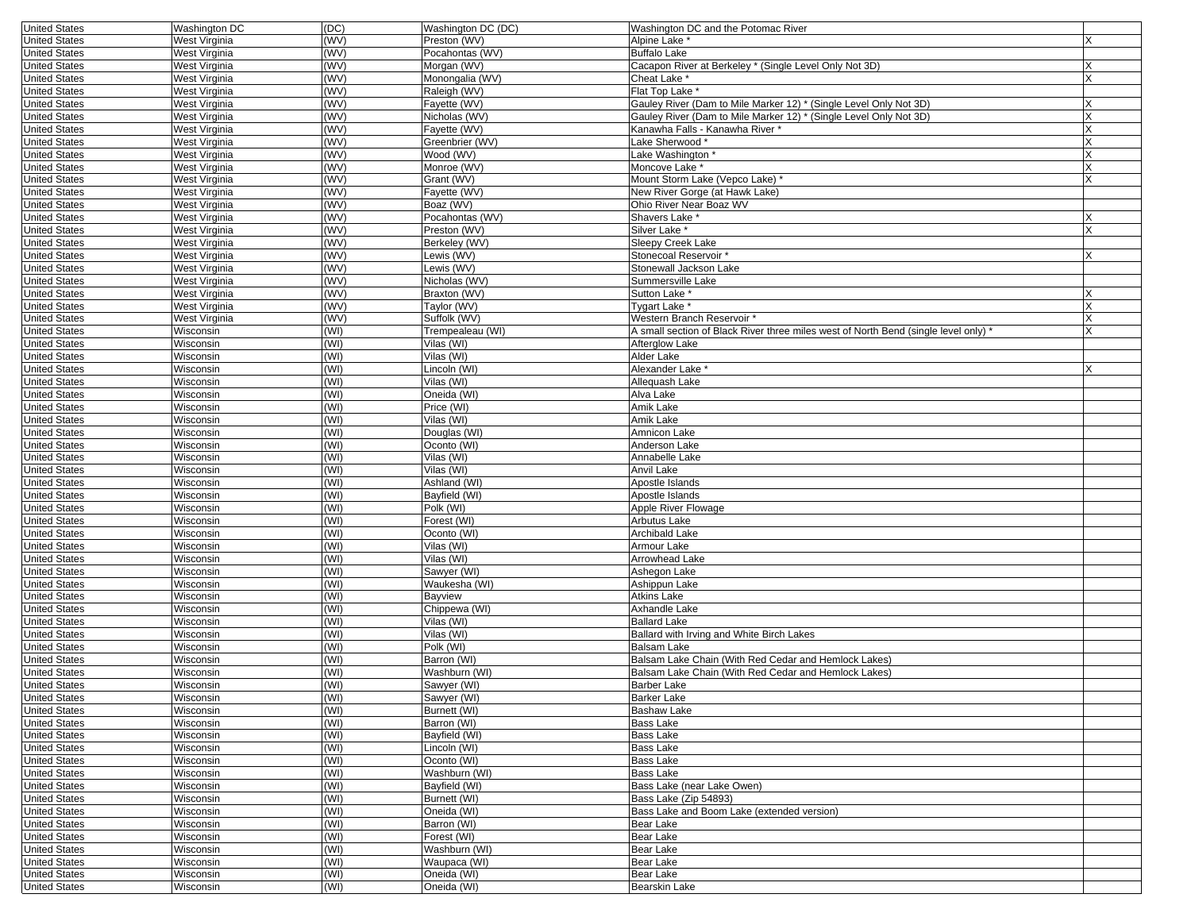| United States | Washington DC | (DC) | Washington DC (DC) | Washington DC and the Potomac River | |
|---|---|---|---|---|---|
| United States | West Virginia | (WV) | Preston (WV) | Alpine Lake * | X |
| United States | West Virginia | (WV) | Pocahontas (WV) | Buffalo Lake | |
| United States | West Virginia | (WV) | Morgan (WV) | Cacapon River at Berkeley * (Single Level Only Not 3D) | X |
| United States | West Virginia | (WV) | Monongalia (WV) | Cheat Lake * | X |
| United States | West Virginia | (WV) | Raleigh (WV) | Flat Top Lake * | |
| United States | West Virginia | (WV) | Fayette (WV) | Gauley River (Dam to Mile Marker 12) * (Single Level Only Not 3D) | X |
| United States | West Virginia | (WV) | Nicholas (WV) | Gauley River (Dam to Mile Marker 12) * (Single Level Only Not 3D) | X |
| United States | West Virginia | (WV) | Fayette (WV) | Kanawha Falls - Kanawha River * | X |
| United States | West Virginia | (WV) | Greenbrier (WV) | Lake Sherwood * | X |
| United States | West Virginia | (WV) | Wood (WV) | Lake Washington * | X |
| United States | West Virginia | (WV) | Monroe (WV) | Moncove Lake * | X |
| United States | West Virginia | (WV) | Grant (WV) | Mount Storm Lake (Vepco Lake) * | X |
| United States | West Virginia | (WV) | Fayette (WV) | New River Gorge (at Hawk Lake) | |
| United States | West Virginia | (WV) | Boaz (WV) | Ohio River Near Boaz WV | |
| United States | West Virginia | (WV) | Pocahontas (WV) | Shavers Lake * | X |
| United States | West Virginia | (WV) | Preston (WV) | Silver Lake * | X |
| United States | West Virginia | (WV) | Berkeley (WV) | Sleepy Creek Lake | |
| United States | West Virginia | (WV) | Lewis (WV) | Stonecoal Reservoir * | X |
| United States | West Virginia | (WV) | Lewis (WV) | Stonewall Jackson Lake | |
| United States | West Virginia | (WV) | Nicholas (WV) | Summersville Lake | |
| United States | West Virginia | (WV) | Braxton (WV) | Sutton Lake * | X |
| United States | West Virginia | (WV) | Taylor (WV) | Tygart Lake * | X |
| United States | West Virginia | (WV) | Suffolk (WV) | Western Branch Reservoir * | X |
| United States | Wisconsin | (WI) | Trempealeau (WI) | A small section of Black River three miles west of North Bend (single level only) * | X |
| United States | Wisconsin | (WI) | Vilas (WI) | Afterglow Lake | |
| United States | Wisconsin | (WI) | Vilas (WI) | Alder Lake | |
| United States | Wisconsin | (WI) | Lincoln (WI) | Alexander Lake * | X |
| United States | Wisconsin | (WI) | Vilas (WI) | Allequash Lake | |
| United States | Wisconsin | (WI) | Oneida (WI) | Alva Lake | |
| United States | Wisconsin | (WI) | Price (WI) | Amik Lake | |
| United States | Wisconsin | (WI) | Vilas (WI) | Amik Lake | |
| United States | Wisconsin | (WI) | Douglas (WI) | Amnicon Lake | |
| United States | Wisconsin | (WI) | Oconto (WI) | Anderson Lake | |
| United States | Wisconsin | (WI) | Vilas (WI) | Annabelle Lake | |
| United States | Wisconsin | (WI) | Vilas (WI) | Anvil Lake | |
| United States | Wisconsin | (WI) | Ashland (WI) | Apostle Islands | |
| United States | Wisconsin | (WI) | Bayfield (WI) | Apostle Islands | |
| United States | Wisconsin | (WI) | Polk (WI) | Apple River Flowage | |
| United States | Wisconsin | (WI) | Forest (WI) | Arbutus Lake | |
| United States | Wisconsin | (WI) | Oconto (WI) | Archibald Lake | |
| United States | Wisconsin | (WI) | Vilas (WI) | Armour Lake | |
| United States | Wisconsin | (WI) | Vilas (WI) | Arrowhead Lake | |
| United States | Wisconsin | (WI) | Sawyer (WI) | Ashegon Lake | |
| United States | Wisconsin | (WI) | Waukesha (WI) | Ashippun Lake | |
| United States | Wisconsin | (WI) | Bayview | Atkins Lake | |
| United States | Wisconsin | (WI) | Chippewa (WI) | Axhandle Lake | |
| United States | Wisconsin | (WI) | Vilas (WI) | Ballard Lake | |
| United States | Wisconsin | (WI) | Vilas (WI) | Ballard with Irving and White Birch Lakes | |
| United States | Wisconsin | (WI) | Polk (WI) | Balsam Lake | |
| United States | Wisconsin | (WI) | Barron (WI) | Balsam Lake Chain (With Red Cedar and Hemlock Lakes) | |
| United States | Wisconsin | (WI) | Washburn (WI) | Balsam Lake Chain (With Red Cedar and Hemlock Lakes) | |
| United States | Wisconsin | (WI) | Sawyer (WI) | Barber Lake | |
| United States | Wisconsin | (WI) | Sawyer (WI) | Barker Lake | |
| United States | Wisconsin | (WI) | Burnett (WI) | Bashaw Lake | |
| United States | Wisconsin | (WI) | Barron (WI) | Bass Lake | |
| United States | Wisconsin | (WI) | Bayfield (WI) | Bass Lake | |
| United States | Wisconsin | (WI) | Lincoln (WI) | Bass Lake | |
| United States | Wisconsin | (WI) | Oconto (WI) | Bass Lake | |
| United States | Wisconsin | (WI) | Washburn (WI) | Bass Lake | |
| United States | Wisconsin | (WI) | Bayfield (WI) | Bass Lake (near Lake Owen) | |
| United States | Wisconsin | (WI) | Burnett (WI) | Bass Lake (Zip 54893) | |
| United States | Wisconsin | (WI) | Oneida (WI) | Bass Lake and Boom Lake (extended version) | |
| United States | Wisconsin | (WI) | Barron (WI) | Bear Lake | |
| United States | Wisconsin | (WI) | Forest (WI) | Bear Lake | |
| United States | Wisconsin | (WI) | Washburn (WI) | Bear Lake | |
| United States | Wisconsin | (WI) | Waupaca (WI) | Bear Lake | |
| United States | Wisconsin | (WI) | Oneida (WI) | Bear Lake | |
| United States | Wisconsin | (WI) | Oneida (WI) | Bearskin Lake | |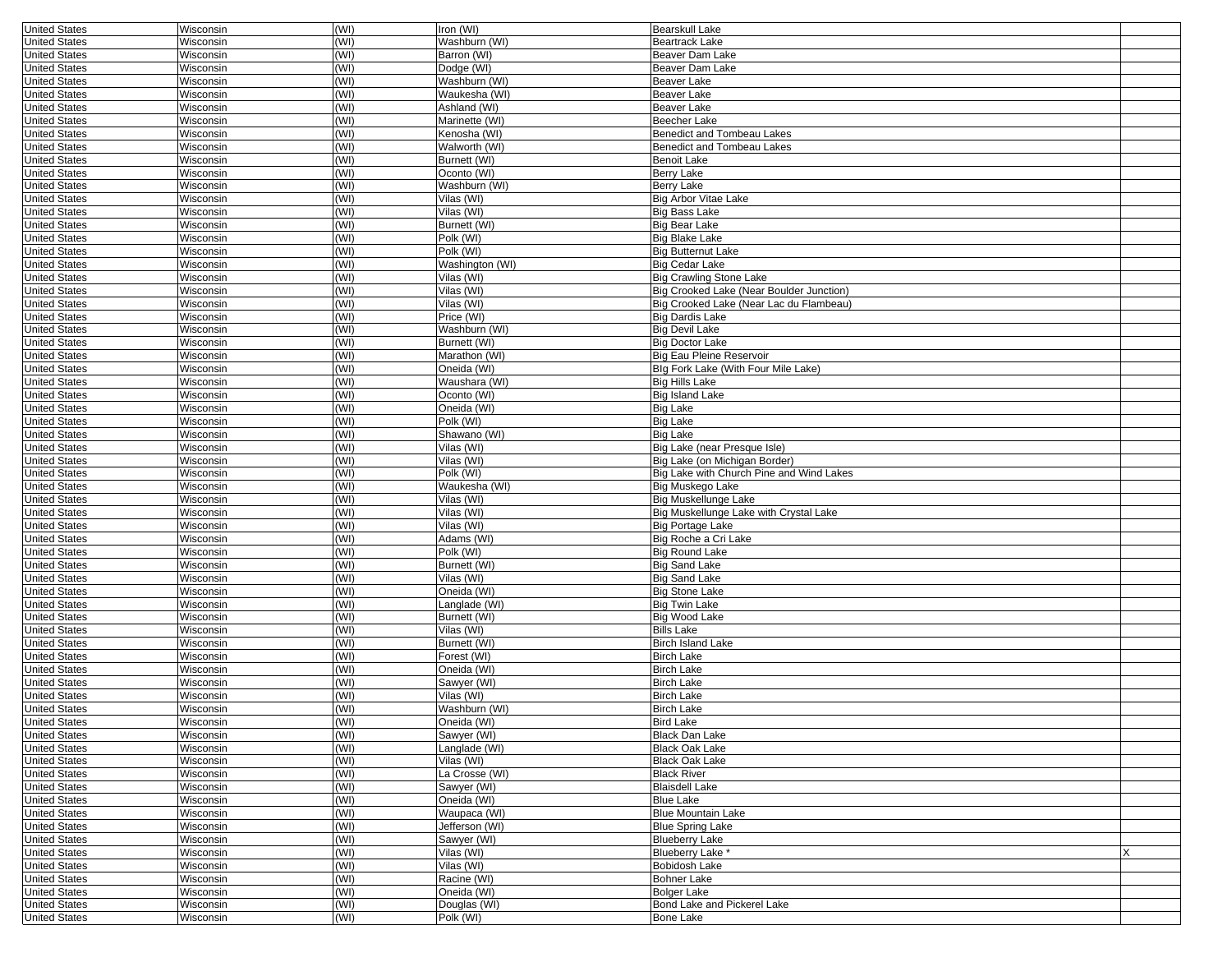| | | | | | |
|---|---|---|---|---|---|
| United States | Wisconsin | (WI) | Iron (WI) | Bearskull Lake | |
| United States | Wisconsin | (WI) | Washburn (WI) | Beartrack Lake | |
| United States | Wisconsin | (WI) | Barron (WI) | Beaver Dam Lake | |
| United States | Wisconsin | (WI) | Dodge (WI) | Beaver Dam Lake | |
| United States | Wisconsin | (WI) | Washburn (WI) | Beaver Lake | |
| United States | Wisconsin | (WI) | Waukesha (WI) | Beaver Lake | |
| United States | Wisconsin | (WI) | Ashland (WI) | Beaver Lake | |
| United States | Wisconsin | (WI) | Marinette (WI) | Beecher Lake | |
| United States | Wisconsin | (WI) | Kenosha (WI) | Benedict and Tombeau Lakes | |
| United States | Wisconsin | (WI) | Walworth (WI) | Benedict and Tombeau Lakes | |
| United States | Wisconsin | (WI) | Burnett (WI) | Benoit Lake | |
| United States | Wisconsin | (WI) | Oconto (WI) | Berry Lake | |
| United States | Wisconsin | (WI) | Washburn (WI) | Berry Lake | |
| United States | Wisconsin | (WI) | Vilas (WI) | Big Arbor Vitae Lake | |
| United States | Wisconsin | (WI) | Vilas (WI) | Big Bass Lake | |
| United States | Wisconsin | (WI) | Burnett (WI) | Big Bear Lake | |
| United States | Wisconsin | (WI) | Polk (WI) | Big Blake Lake | |
| United States | Wisconsin | (WI) | Polk (WI) | Big Butternut Lake | |
| United States | Wisconsin | (WI) | Washington (WI) | Big Cedar Lake | |
| United States | Wisconsin | (WI) | Vilas (WI) | Big Crawling Stone Lake | |
| United States | Wisconsin | (WI) | Vilas (WI) | Big Crooked Lake (Near Boulder Junction) | |
| United States | Wisconsin | (WI) | Vilas (WI) | Big Crooked Lake (Near Lac du Flambeau) | |
| United States | Wisconsin | (WI) | Price (WI) | Big Dardis Lake | |
| United States | Wisconsin | (WI) | Washburn (WI) | Big Devil Lake | |
| United States | Wisconsin | (WI) | Burnett (WI) | Big Doctor Lake | |
| United States | Wisconsin | (WI) | Marathon (WI) | Big Eau Pleine Reservoir | |
| United States | Wisconsin | (WI) | Oneida (WI) | BIg Fork Lake (With Four Mile Lake) | |
| United States | Wisconsin | (WI) | Waushara (WI) | Big Hills Lake | |
| United States | Wisconsin | (WI) | Oconto (WI) | Big Island Lake | |
| United States | Wisconsin | (WI) | Oneida (WI) | Big Lake | |
| United States | Wisconsin | (WI) | Polk (WI) | Big Lake | |
| United States | Wisconsin | (WI) | Shawano (WI) | Big Lake | |
| United States | Wisconsin | (WI) | Vilas (WI) | Big Lake (near Presque Isle) | |
| United States | Wisconsin | (WI) | Vilas (WI) | Big Lake (on Michigan Border) | |
| United States | Wisconsin | (WI) | Polk (WI) | Big Lake with Church Pine and Wind Lakes | |
| United States | Wisconsin | (WI) | Waukesha (WI) | Big Muskego Lake | |
| United States | Wisconsin | (WI) | Vilas (WI) | Big Muskellunge Lake | |
| United States | Wisconsin | (WI) | Vilas (WI) | Big Muskellunge Lake with Crystal Lake | |
| United States | Wisconsin | (WI) | Vilas (WI) | Big Portage Lake | |
| United States | Wisconsin | (WI) | Adams (WI) | Big Roche a Cri Lake | |
| United States | Wisconsin | (WI) | Polk (WI) | Big Round Lake | |
| United States | Wisconsin | (WI) | Burnett (WI) | Big Sand Lake | |
| United States | Wisconsin | (WI) | Vilas (WI) | Big Sand Lake | |
| United States | Wisconsin | (WI) | Oneida (WI) | Big Stone Lake | |
| United States | Wisconsin | (WI) | Langlade (WI) | Big Twin Lake | |
| United States | Wisconsin | (WI) | Burnett (WI) | Big Wood Lake | |
| United States | Wisconsin | (WI) | Vilas (WI) | Bills Lake | |
| United States | Wisconsin | (WI) | Burnett (WI) | Birch Island Lake | |
| United States | Wisconsin | (WI) | Forest (WI) | Birch Lake | |
| United States | Wisconsin | (WI) | Oneida (WI) | Birch Lake | |
| United States | Wisconsin | (WI) | Sawyer (WI) | Birch Lake | |
| United States | Wisconsin | (WI) | Vilas (WI) | Birch Lake | |
| United States | Wisconsin | (WI) | Washburn (WI) | Birch Lake | |
| United States | Wisconsin | (WI) | Oneida (WI) | Bird Lake | |
| United States | Wisconsin | (WI) | Sawyer (WI) | Black Dan Lake | |
| United States | Wisconsin | (WI) | Langlade (WI) | Black Oak Lake | |
| United States | Wisconsin | (WI) | Vilas (WI) | Black Oak Lake | |
| United States | Wisconsin | (WI) | La Crosse (WI) | Black River | |
| United States | Wisconsin | (WI) | Sawyer (WI) | Blaisdell Lake | |
| United States | Wisconsin | (WI) | Oneida (WI) | Blue Lake | |
| United States | Wisconsin | (WI) | Waupaca (WI) | Blue Mountain Lake | |
| United States | Wisconsin | (WI) | Jefferson (WI) | Blue Spring Lake | |
| United States | Wisconsin | (WI) | Sawyer (WI) | Blueberry Lake | |
| United States | Wisconsin | (WI) | Vilas (WI) | Blueberry Lake * | X |
| United States | Wisconsin | (WI) | Vilas (WI) | Bobidosh Lake | |
| United States | Wisconsin | (WI) | Racine (WI) | Bohner Lake | |
| United States | Wisconsin | (WI) | Oneida (WI) | Bolger Lake | |
| United States | Wisconsin | (WI) | Douglas (WI) | Bond Lake and Pickerel Lake | |
| United States | Wisconsin | (WI) | Polk (WI) | Bone Lake | |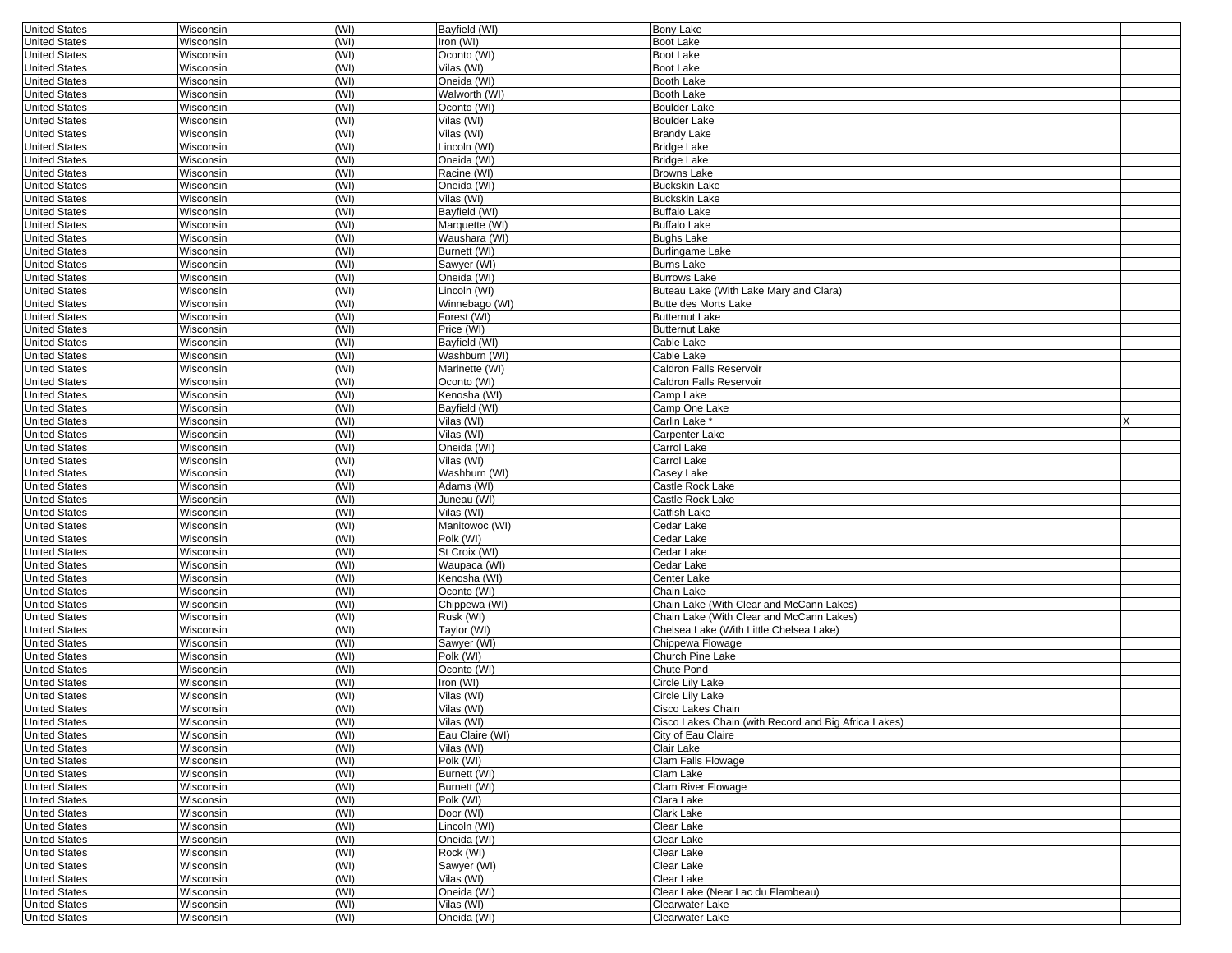| | | | | | |
|---|---|---|---|---|---|
| United States | Wisconsin | (WI) | Bayfield (WI) | Bony Lake | |
| United States | Wisconsin | (WI) | Iron (WI) | Boot Lake | |
| United States | Wisconsin | (WI) | Oconto (WI) | Boot Lake | |
| United States | Wisconsin | (WI) | Vilas (WI) | Boot Lake | |
| United States | Wisconsin | (WI) | Oneida (WI) | Booth Lake | |
| United States | Wisconsin | (WI) | Walworth (WI) | Booth Lake | |
| United States | Wisconsin | (WI) | Oconto (WI) | Boulder Lake | |
| United States | Wisconsin | (WI) | Vilas (WI) | Boulder Lake | |
| United States | Wisconsin | (WI) | Vilas (WI) | Brandy Lake | |
| United States | Wisconsin | (WI) | Lincoln (WI) | Bridge Lake | |
| United States | Wisconsin | (WI) | Oneida (WI) | Bridge Lake | |
| United States | Wisconsin | (WI) | Racine (WI) | Browns Lake | |
| United States | Wisconsin | (WI) | Oneida (WI) | Buckskin Lake | |
| United States | Wisconsin | (WI) | Vilas (WI) | Buckskin Lake | |
| United States | Wisconsin | (WI) | Bayfield (WI) | Buffalo Lake | |
| United States | Wisconsin | (WI) | Marquette (WI) | Buffalo Lake | |
| United States | Wisconsin | (WI) | Waushara (WI) | Bughs Lake | |
| United States | Wisconsin | (WI) | Burnett (WI) | Burlingame Lake | |
| United States | Wisconsin | (WI) | Sawyer (WI) | Burns Lake | |
| United States | Wisconsin | (WI) | Oneida (WI) | Burrows Lake | |
| United States | Wisconsin | (WI) | Lincoln (WI) | Buteau Lake (With Lake Mary and Clara) | |
| United States | Wisconsin | (WI) | Winnebago (WI) | Butte des Morts Lake | |
| United States | Wisconsin | (WI) | Forest (WI) | Butternut Lake | |
| United States | Wisconsin | (WI) | Price (WI) | Butternut Lake | |
| United States | Wisconsin | (WI) | Bayfield (WI) | Cable Lake | |
| United States | Wisconsin | (WI) | Washburn (WI) | Cable Lake | |
| United States | Wisconsin | (WI) | Marinette (WI) | Caldron Falls Reservoir | |
| United States | Wisconsin | (WI) | Oconto (WI) | Caldron Falls Reservoir | |
| United States | Wisconsin | (WI) | Kenosha (WI) | Camp Lake | |
| United States | Wisconsin | (WI) | Bayfield (WI) | Camp One Lake | |
| United States | Wisconsin | (WI) | Vilas (WI) | Carlin Lake * | X |
| United States | Wisconsin | (WI) | Vilas (WI) | Carpenter Lake | |
| United States | Wisconsin | (WI) | Oneida (WI) | Carrol Lake | |
| United States | Wisconsin | (WI) | Vilas (WI) | Carrol Lake | |
| United States | Wisconsin | (WI) | Washburn (WI) | Casey Lake | |
| United States | Wisconsin | (WI) | Adams (WI) | Castle Rock Lake | |
| United States | Wisconsin | (WI) | Juneau (WI) | Castle Rock Lake | |
| United States | Wisconsin | (WI) | Vilas (WI) | Catfish Lake | |
| United States | Wisconsin | (WI) | Manitowoc (WI) | Cedar Lake | |
| United States | Wisconsin | (WI) | Polk (WI) | Cedar Lake | |
| United States | Wisconsin | (WI) | St Croix (WI) | Cedar Lake | |
| United States | Wisconsin | (WI) | Waupaca (WI) | Cedar Lake | |
| United States | Wisconsin | (WI) | Kenosha (WI) | Center Lake | |
| United States | Wisconsin | (WI) | Oconto (WI) | Chain Lake | |
| United States | Wisconsin | (WI) | Chippewa (WI) | Chain Lake (With Clear and McCann Lakes) | |
| United States | Wisconsin | (WI) | Rusk (WI) | Chain Lake (With Clear and McCann Lakes) | |
| United States | Wisconsin | (WI) | Taylor (WI) | Chelsea Lake (With Little Chelsea Lake) | |
| United States | Wisconsin | (WI) | Sawyer (WI) | Chippewa Flowage | |
| United States | Wisconsin | (WI) | Polk (WI) | Church Pine Lake | |
| United States | Wisconsin | (WI) | Oconto (WI) | Chute Pond | |
| United States | Wisconsin | (WI) | Iron (WI) | Circle Lily Lake | |
| United States | Wisconsin | (WI) | Vilas (WI) | Circle Lily Lake | |
| United States | Wisconsin | (WI) | Vilas (WI) | Cisco Lakes Chain | |
| United States | Wisconsin | (WI) | Vilas (WI) | Cisco Lakes Chain (with Record and Big Africa Lakes) | |
| United States | Wisconsin | (WI) | Eau Claire (WI) | City of Eau Claire | |
| United States | Wisconsin | (WI) | Vilas (WI) | Clair Lake | |
| United States | Wisconsin | (WI) | Polk (WI) | Clam Falls Flowage | |
| United States | Wisconsin | (WI) | Burnett (WI) | Clam Lake | |
| United States | Wisconsin | (WI) | Burnett (WI) | Clam River Flowage | |
| United States | Wisconsin | (WI) | Polk (WI) | Clara Lake | |
| United States | Wisconsin | (WI) | Door (WI) | Clark Lake | |
| United States | Wisconsin | (WI) | Lincoln (WI) | Clear Lake | |
| United States | Wisconsin | (WI) | Oneida (WI) | Clear Lake | |
| United States | Wisconsin | (WI) | Rock (WI) | Clear Lake | |
| United States | Wisconsin | (WI) | Sawyer (WI) | Clear Lake | |
| United States | Wisconsin | (WI) | Vilas (WI) | Clear Lake | |
| United States | Wisconsin | (WI) | Oneida (WI) | Clear Lake (Near Lac du Flambeau) | |
| United States | Wisconsin | (WI) | Vilas (WI) | Clearwater Lake | |
| United States | Wisconsin | (WI) | Oneida (WI) | Clearwater Lake | |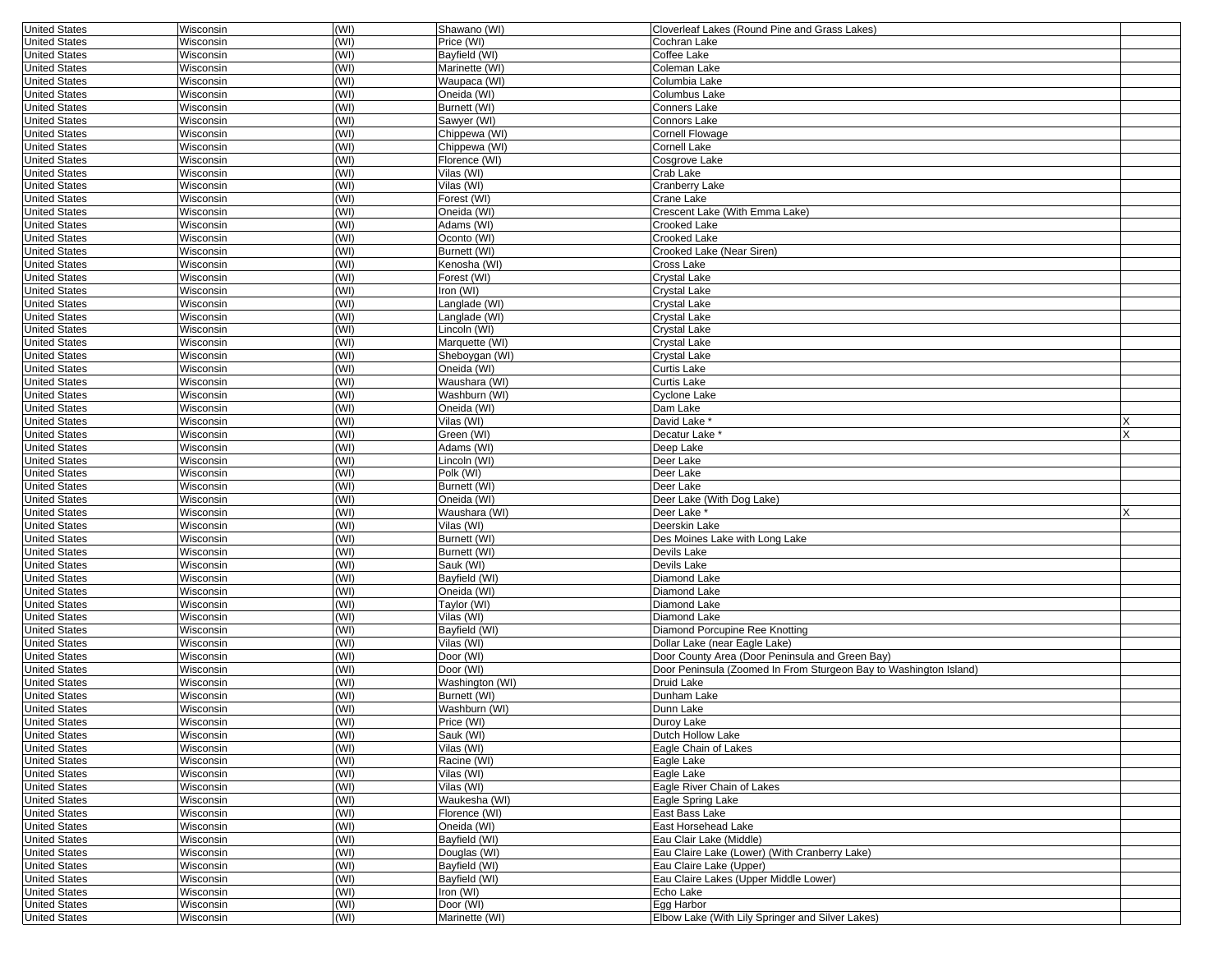| | | | | | |
|---|---|---|---|---|---|
| United States | Wisconsin | (WI) | Shawano (WI) | Cloverleaf Lakes (Round Pine and Grass Lakes) | |
| United States | Wisconsin | (WI) | Price (WI) | Cochran Lake | |
| United States | Wisconsin | (WI) | Bayfield (WI) | Coffee Lake | |
| United States | Wisconsin | (WI) | Marinette (WI) | Coleman Lake | |
| United States | Wisconsin | (WI) | Waupaca (WI) | Columbia Lake | |
| United States | Wisconsin | (WI) | Oneida (WI) | Columbus Lake | |
| United States | Wisconsin | (WI) | Burnett (WI) | Conners Lake | |
| United States | Wisconsin | (WI) | Sawyer (WI) | Connors Lake | |
| United States | Wisconsin | (WI) | Chippewa (WI) | Cornell Flowage | |
| United States | Wisconsin | (WI) | Chippewa (WI) | Cornell Lake | |
| United States | Wisconsin | (WI) | Florence (WI) | Cosgrove Lake | |
| United States | Wisconsin | (WI) | Vilas (WI) | Crab Lake | |
| United States | Wisconsin | (WI) | Vilas (WI) | Cranberry Lake | |
| United States | Wisconsin | (WI) | Forest (WI) | Crane Lake | |
| United States | Wisconsin | (WI) | Oneida (WI) | Crescent Lake (With Emma Lake) | |
| United States | Wisconsin | (WI) | Adams (WI) | Crooked Lake | |
| United States | Wisconsin | (WI) | Oconto (WI) | Crooked Lake | |
| United States | Wisconsin | (WI) | Burnett (WI) | Crooked Lake (Near Siren) | |
| United States | Wisconsin | (WI) | Kenosha (WI) | Cross Lake | |
| United States | Wisconsin | (WI) | Forest (WI) | Crystal Lake | |
| United States | Wisconsin | (WI) | Iron (WI) | Crystal Lake | |
| United States | Wisconsin | (WI) | Langlade (WI) | Crystal Lake | |
| United States | Wisconsin | (WI) | Langlade (WI) | Crystal Lake | |
| United States | Wisconsin | (WI) | Lincoln (WI) | Crystal Lake | |
| United States | Wisconsin | (WI) | Marquette (WI) | Crystal Lake | |
| United States | Wisconsin | (WI) | Sheboygan (WI) | Crystal Lake | |
| United States | Wisconsin | (WI) | Oneida (WI) | Curtis Lake | |
| United States | Wisconsin | (WI) | Waushara (WI) | Curtis Lake | |
| United States | Wisconsin | (WI) | Washburn (WI) | Cyclone Lake | |
| United States | Wisconsin | (WI) | Oneida (WI) | Dam Lake | |
| United States | Wisconsin | (WI) | Vilas (WI) | David Lake * | X |
| United States | Wisconsin | (WI) | Green (WI) | Decatur Lake * | X |
| United States | Wisconsin | (WI) | Adams (WI) | Deep Lake | |
| United States | Wisconsin | (WI) | Lincoln (WI) | Deer Lake | |
| United States | Wisconsin | (WI) | Polk (WI) | Deer Lake | |
| United States | Wisconsin | (WI) | Burnett (WI) | Deer Lake | |
| United States | Wisconsin | (WI) | Oneida (WI) | Deer Lake (With Dog Lake) | |
| United States | Wisconsin | (WI) | Waushara (WI) | Deer Lake * | X |
| United States | Wisconsin | (WI) | Vilas (WI) | Deerskin Lake | |
| United States | Wisconsin | (WI) | Burnett (WI) | Des Moines Lake with Long Lake | |
| United States | Wisconsin | (WI) | Burnett (WI) | Devils Lake | |
| United States | Wisconsin | (WI) | Sauk (WI) | Devils Lake | |
| United States | Wisconsin | (WI) | Bayfield (WI) | Diamond Lake | |
| United States | Wisconsin | (WI) | Oneida (WI) | Diamond Lake | |
| United States | Wisconsin | (WI) | Taylor (WI) | Diamond Lake | |
| United States | Wisconsin | (WI) | Vilas (WI) | Diamond Lake | |
| United States | Wisconsin | (WI) | Bayfield (WI) | Diamond Porcupine Ree Knotting | |
| United States | Wisconsin | (WI) | Vilas (WI) | Dollar Lake (near Eagle Lake) | |
| United States | Wisconsin | (WI) | Door (WI) | Door County Area (Door Peninsula and Green Bay) | |
| United States | Wisconsin | (WI) | Door (WI) | Door Peninsula (Zoomed In From Sturgeon Bay to Washington Island) | |
| United States | Wisconsin | (WI) | Washington (WI) | Druid Lake | |
| United States | Wisconsin | (WI) | Burnett (WI) | Dunham Lake | |
| United States | Wisconsin | (WI) | Washburn (WI) | Dunn Lake | |
| United States | Wisconsin | (WI) | Price (WI) | Duroy Lake | |
| United States | Wisconsin | (WI) | Sauk (WI) | Dutch Hollow Lake | |
| United States | Wisconsin | (WI) | Vilas (WI) | Eagle Chain of Lakes | |
| United States | Wisconsin | (WI) | Racine (WI) | Eagle Lake | |
| United States | Wisconsin | (WI) | Vilas (WI) | Eagle Lake | |
| United States | Wisconsin | (WI) | Vilas (WI) | Eagle River Chain of Lakes | |
| United States | Wisconsin | (WI) | Waukesha (WI) | Eagle Spring Lake | |
| United States | Wisconsin | (WI) | Florence (WI) | East Bass Lake | |
| United States | Wisconsin | (WI) | Oneida (WI) | East Horsehead Lake | |
| United States | Wisconsin | (WI) | Bayfield (WI) | Eau Clair Lake (Middle) | |
| United States | Wisconsin | (WI) | Douglas (WI) | Eau Claire Lake (Lower) (With Cranberry Lake) | |
| United States | Wisconsin | (WI) | Bayfield (WI) | Eau Claire Lake (Upper) | |
| United States | Wisconsin | (WI) | Bayfield (WI) | Eau Claire Lakes (Upper Middle Lower) | |
| United States | Wisconsin | (WI) | Iron (WI) | Echo Lake | |
| United States | Wisconsin | (WI) | Door (WI) | Egg Harbor | |
| United States | Wisconsin | (WI) | Marinette (WI) | Elbow Lake (With Lily Springer and Silver Lakes) | |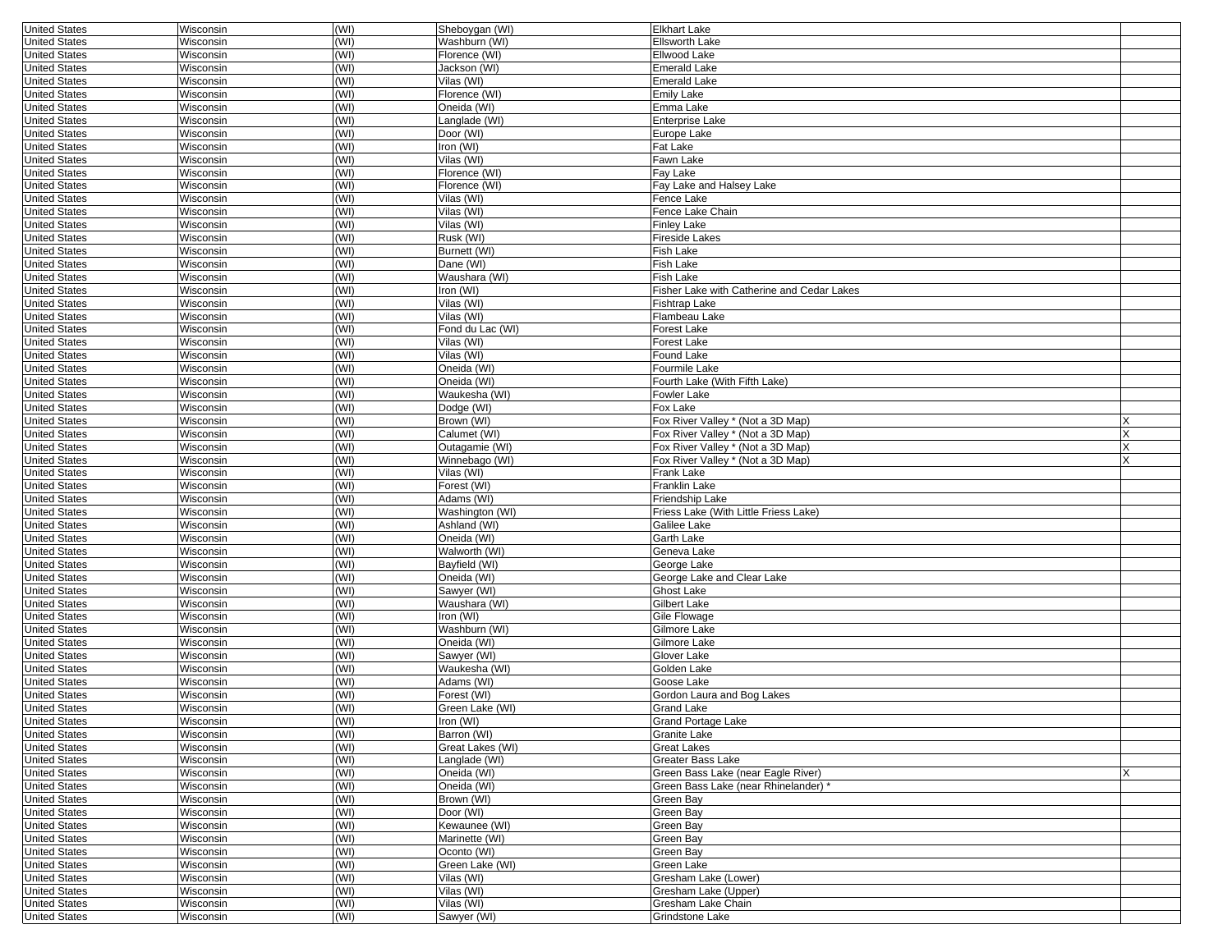| | | | | | |
|---|---|---|---|---|---|
| United States | Wisconsin | (WI) | Sheboygan (WI) | Elkhart Lake | |
| United States | Wisconsin | (WI) | Washburn (WI) | Ellsworth Lake | |
| United States | Wisconsin | (WI) | Florence (WI) | Ellwood Lake | |
| United States | Wisconsin | (WI) | Jackson (WI) | Emerald Lake | |
| United States | Wisconsin | (WI) | Vilas (WI) | Emerald Lake | |
| United States | Wisconsin | (WI) | Florence (WI) | Emily Lake | |
| United States | Wisconsin | (WI) | Oneida (WI) | Emma Lake | |
| United States | Wisconsin | (WI) | Langlade (WI) | Enterprise Lake | |
| United States | Wisconsin | (WI) | Door (WI) | Europe Lake | |
| United States | Wisconsin | (WI) | Iron (WI) | Fat Lake | |
| United States | Wisconsin | (WI) | Vilas (WI) | Fawn Lake | |
| United States | Wisconsin | (WI) | Florence (WI) | Fay Lake | |
| United States | Wisconsin | (WI) | Florence (WI) | Fay Lake and Halsey Lake | |
| United States | Wisconsin | (WI) | Vilas (WI) | Fence Lake | |
| United States | Wisconsin | (WI) | Vilas (WI) | Fence Lake Chain | |
| United States | Wisconsin | (WI) | Vilas (WI) | Finley Lake | |
| United States | Wisconsin | (WI) | Rusk (WI) | Fireside Lakes | |
| United States | Wisconsin | (WI) | Burnett (WI) | Fish Lake | |
| United States | Wisconsin | (WI) | Dane (WI) | Fish Lake | |
| United States | Wisconsin | (WI) | Waushara (WI) | Fish Lake | |
| United States | Wisconsin | (WI) | Iron (WI) | Fisher Lake with Catherine and Cedar Lakes | |
| United States | Wisconsin | (WI) | Vilas (WI) | Fishtrap Lake | |
| United States | Wisconsin | (WI) | Vilas (WI) | Flambeau Lake | |
| United States | Wisconsin | (WI) | Fond du Lac (WI) | Forest Lake | |
| United States | Wisconsin | (WI) | Vilas (WI) | Forest Lake | |
| United States | Wisconsin | (WI) | Vilas (WI) | Found Lake | |
| United States | Wisconsin | (WI) | Oneida (WI) | Fourmile Lake | |
| United States | Wisconsin | (WI) | Oneida (WI) | Fourth Lake (With Fifth Lake) | |
| United States | Wisconsin | (WI) | Waukesha (WI) | Fowler Lake | |
| United States | Wisconsin | (WI) | Dodge (WI) | Fox Lake | |
| United States | Wisconsin | (WI) | Brown (WI) | Fox River Valley * (Not a 3D Map) | X |
| United States | Wisconsin | (WI) | Calumet (WI) | Fox River Valley * (Not a 3D Map) | X |
| United States | Wisconsin | (WI) | Outagamie (WI) | Fox River Valley * (Not a 3D Map) | X |
| United States | Wisconsin | (WI) | Winnebago (WI) | Fox River Valley * (Not a 3D Map) | X |
| United States | Wisconsin | (WI) | Vilas (WI) | Frank Lake | |
| United States | Wisconsin | (WI) | Forest (WI) | Franklin Lake | |
| United States | Wisconsin | (WI) | Adams (WI) | Friendship Lake | |
| United States | Wisconsin | (WI) | Washington (WI) | Friess Lake (With Little Friess Lake) | |
| United States | Wisconsin | (WI) | Ashland (WI) | Galilee Lake | |
| United States | Wisconsin | (WI) | Oneida (WI) | Garth Lake | |
| United States | Wisconsin | (WI) | Walworth (WI) | Geneva Lake | |
| United States | Wisconsin | (WI) | Bayfield (WI) | George Lake | |
| United States | Wisconsin | (WI) | Oneida (WI) | George Lake and Clear Lake | |
| United States | Wisconsin | (WI) | Sawyer (WI) | Ghost Lake | |
| United States | Wisconsin | (WI) | Waushara (WI) | Gilbert Lake | |
| United States | Wisconsin | (WI) | Iron (WI) | Gile Flowage | |
| United States | Wisconsin | (WI) | Washburn (WI) | Gilmore Lake | |
| United States | Wisconsin | (WI) | Oneida (WI) | Gilmore Lake | |
| United States | Wisconsin | (WI) | Sawyer (WI) | Glover Lake | |
| United States | Wisconsin | (WI) | Waukesha (WI) | Golden Lake | |
| United States | Wisconsin | (WI) | Adams (WI) | Goose Lake | |
| United States | Wisconsin | (WI) | Forest (WI) | Gordon Laura and Bog Lakes | |
| United States | Wisconsin | (WI) | Green Lake (WI) | Grand Lake | |
| United States | Wisconsin | (WI) | Iron (WI) | Grand Portage Lake | |
| United States | Wisconsin | (WI) | Barron (WI) | Granite Lake | |
| United States | Wisconsin | (WI) | Great Lakes (WI) | Great Lakes | |
| United States | Wisconsin | (WI) | Langlade (WI) | Greater Bass Lake | |
| United States | Wisconsin | (WI) | Oneida (WI) | Green Bass Lake (near Eagle River) | X |
| United States | Wisconsin | (WI) | Oneida (WI) | Green Bass Lake (near Rhinelander) * | |
| United States | Wisconsin | (WI) | Brown (WI) | Green Bay | |
| United States | Wisconsin | (WI) | Door (WI) | Green Bay | |
| United States | Wisconsin | (WI) | Kewaunee (WI) | Green Bay | |
| United States | Wisconsin | (WI) | Marinette (WI) | Green Bay | |
| United States | Wisconsin | (WI) | Oconto (WI) | Green Bay | |
| United States | Wisconsin | (WI) | Green Lake (WI) | Green Lake | |
| United States | Wisconsin | (WI) | Vilas (WI) | Gresham Lake (Lower) | |
| United States | Wisconsin | (WI) | Vilas (WI) | Gresham Lake (Upper) | |
| United States | Wisconsin | (WI) | Vilas (WI) | Gresham Lake Chain | |
| United States | Wisconsin | (WI) | Sawyer (WI) | Grindstone Lake | |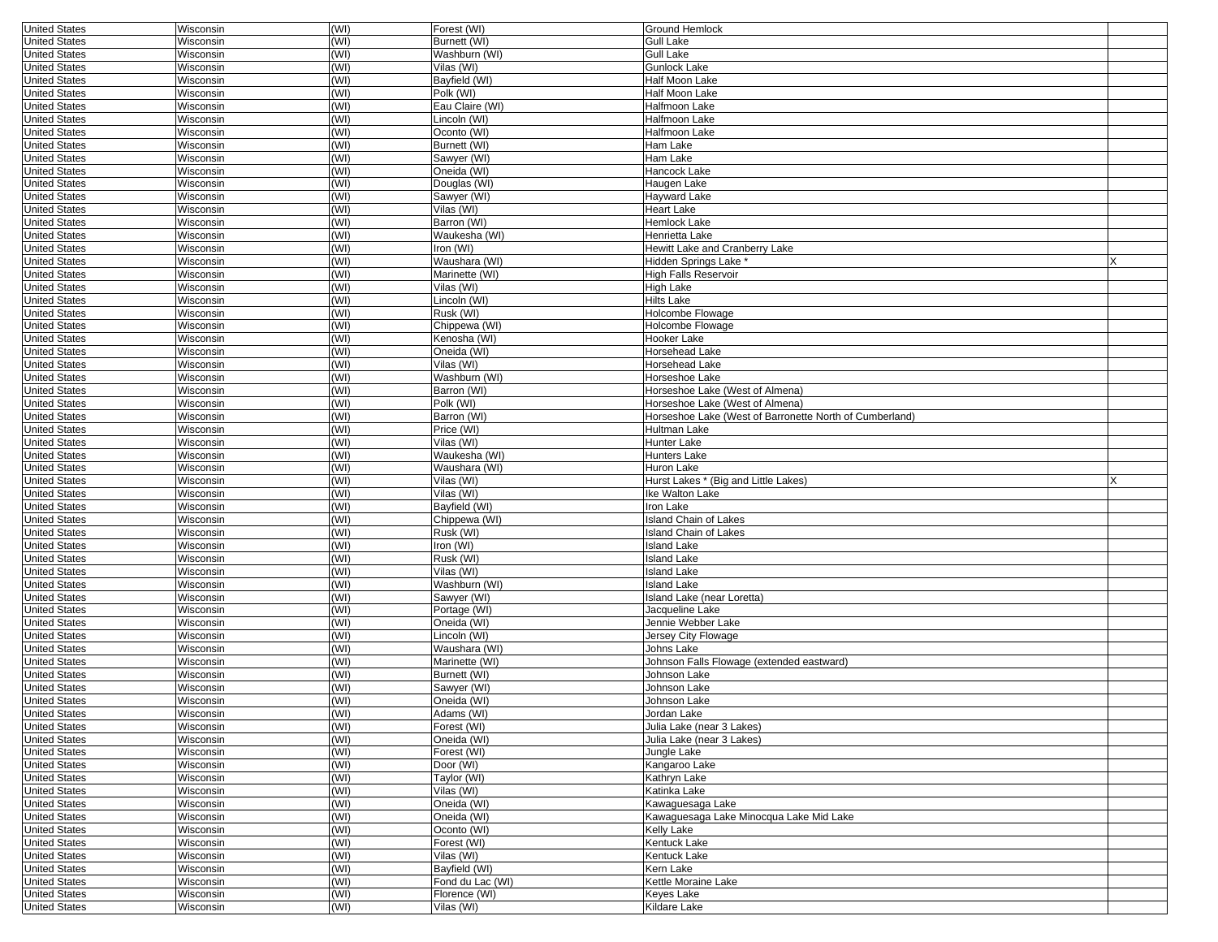| | | | | | |
|---|---|---|---|---|---|
| United States | Wisconsin | (WI) | Forest (WI) | Ground Hemlock | |
| United States | Wisconsin | (WI) | Burnett (WI) | Gull Lake | |
| United States | Wisconsin | (WI) | Washburn (WI) | Gull Lake | |
| United States | Wisconsin | (WI) | Vilas (WI) | Gunlock Lake | |
| United States | Wisconsin | (WI) | Bayfield (WI) | Half Moon Lake | |
| United States | Wisconsin | (WI) | Polk (WI) | Half Moon Lake | |
| United States | Wisconsin | (WI) | Eau Claire (WI) | Halfmoon Lake | |
| United States | Wisconsin | (WI) | Lincoln (WI) | Halfmoon Lake | |
| United States | Wisconsin | (WI) | Oconto (WI) | Halfmoon Lake | |
| United States | Wisconsin | (WI) | Burnett (WI) | Ham Lake | |
| United States | Wisconsin | (WI) | Sawyer (WI) | Ham Lake | |
| United States | Wisconsin | (WI) | Oneida (WI) | Hancock Lake | |
| United States | Wisconsin | (WI) | Douglas (WI) | Haugen Lake | |
| United States | Wisconsin | (WI) | Sawyer (WI) | Hayward Lake | |
| United States | Wisconsin | (WI) | Vilas (WI) | Heart Lake | |
| United States | Wisconsin | (WI) | Barron (WI) | Hemlock Lake | |
| United States | Wisconsin | (WI) | Waukesha (WI) | Henrietta Lake | |
| United States | Wisconsin | (WI) | Iron (WI) | Hewitt Lake and Cranberry Lake | |
| United States | Wisconsin | (WI) | Waushara (WI) | Hidden Springs Lake * | X |
| United States | Wisconsin | (WI) | Marinette (WI) | High Falls Reservoir | |
| United States | Wisconsin | (WI) | Vilas (WI) | High Lake | |
| United States | Wisconsin | (WI) | Lincoln (WI) | Hilts Lake | |
| United States | Wisconsin | (WI) | Rusk (WI) | Holcombe Flowage | |
| United States | Wisconsin | (WI) | Chippewa (WI) | Holcombe Flowage | |
| United States | Wisconsin | (WI) | Kenosha (WI) | Hooker Lake | |
| United States | Wisconsin | (WI) | Oneida (WI) | Horsehead Lake | |
| United States | Wisconsin | (WI) | Vilas (WI) | Horsehead Lake | |
| United States | Wisconsin | (WI) | Washburn (WI) | Horseshoe Lake | |
| United States | Wisconsin | (WI) | Barron (WI) | Horseshoe Lake (West of Almena) | |
| United States | Wisconsin | (WI) | Polk (WI) | Horseshoe Lake (West of Almena) | |
| United States | Wisconsin | (WI) | Barron (WI) | Horseshoe Lake (West of Barronette North of Cumberland) | |
| United States | Wisconsin | (WI) | Price (WI) | Hultman Lake | |
| United States | Wisconsin | (WI) | Vilas (WI) | Hunter Lake | |
| United States | Wisconsin | (WI) | Waukesha (WI) | Hunters Lake | |
| United States | Wisconsin | (WI) | Waushara (WI) | Huron Lake | |
| United States | Wisconsin | (WI) | Vilas (WI) | Hurst Lakes * (Big and Little Lakes) | X |
| United States | Wisconsin | (WI) | Vilas (WI) | Ike Walton Lake | |
| United States | Wisconsin | (WI) | Bayfield (WI) | Iron Lake | |
| United States | Wisconsin | (WI) | Chippewa (WI) | Island Chain of Lakes | |
| United States | Wisconsin | (WI) | Rusk (WI) | Island Chain of Lakes | |
| United States | Wisconsin | (WI) | Iron (WI) | Island Lake | |
| United States | Wisconsin | (WI) | Rusk (WI) | Island Lake | |
| United States | Wisconsin | (WI) | Vilas (WI) | Island Lake | |
| United States | Wisconsin | (WI) | Washburn (WI) | Island Lake | |
| United States | Wisconsin | (WI) | Sawyer (WI) | Island Lake (near Loretta) | |
| United States | Wisconsin | (WI) | Portage (WI) | Jacqueline Lake | |
| United States | Wisconsin | (WI) | Oneida (WI) | Jennie Webber Lake | |
| United States | Wisconsin | (WI) | Lincoln (WI) | Jersey City Flowage | |
| United States | Wisconsin | (WI) | Waushara (WI) | Johns Lake | |
| United States | Wisconsin | (WI) | Marinette (WI) | Johnson Falls Flowage (extended eastward) | |
| United States | Wisconsin | (WI) | Burnett (WI) | Johnson Lake | |
| United States | Wisconsin | (WI) | Sawyer (WI) | Johnson Lake | |
| United States | Wisconsin | (WI) | Oneida (WI) | Johnson Lake | |
| United States | Wisconsin | (WI) | Adams (WI) | Jordan Lake | |
| United States | Wisconsin | (WI) | Forest (WI) | Julia Lake (near 3 Lakes) | |
| United States | Wisconsin | (WI) | Oneida (WI) | Julia Lake (near 3 Lakes) | |
| United States | Wisconsin | (WI) | Forest (WI) | Jungle Lake | |
| United States | Wisconsin | (WI) | Door (WI) | Kangaroo Lake | |
| United States | Wisconsin | (WI) | Taylor (WI) | Kathryn Lake | |
| United States | Wisconsin | (WI) | Vilas (WI) | Katinka Lake | |
| United States | Wisconsin | (WI) | Oneida (WI) | Kawaguesaga Lake | |
| United States | Wisconsin | (WI) | Oneida (WI) | Kawaguesaga Lake Minocqua Lake Mid Lake | |
| United States | Wisconsin | (WI) | Oconto (WI) | Kelly Lake | |
| United States | Wisconsin | (WI) | Forest (WI) | Kentuck Lake | |
| United States | Wisconsin | (WI) | Vilas (WI) | Kentuck Lake | |
| United States | Wisconsin | (WI) | Bayfield (WI) | Kern Lake | |
| United States | Wisconsin | (WI) | Fond du Lac (WI) | Kettle Moraine Lake | |
| United States | Wisconsin | (WI) | Florence (WI) | Keyes Lake | |
| United States | Wisconsin | (WI) | Vilas (WI) | Kildare Lake | |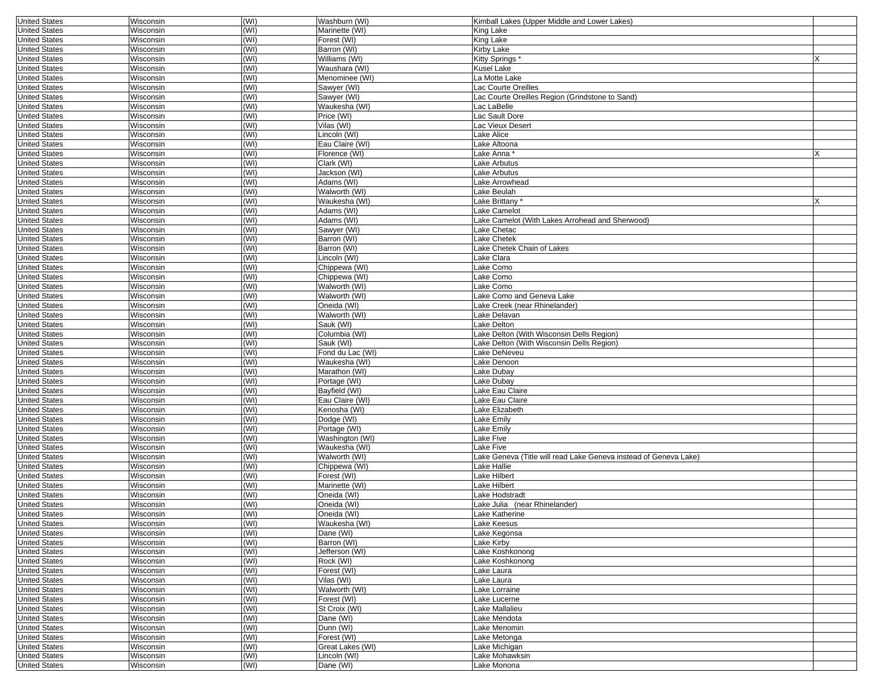| | | | | | |
|---|---|---|---|---|---|
| United States | Wisconsin | (WI) | Washburn (WI) | Kimball Lakes (Upper Middle and Lower Lakes) | |
| United States | Wisconsin | (WI) | Marinette (WI) | King Lake | |
| United States | Wisconsin | (WI) | Forest (WI) | King Lake | |
| United States | Wisconsin | (WI) | Barron (WI) | Kirby Lake | |
| United States | Wisconsin | (WI) | Williams (WI) | Kitty Springs * | X |
| United States | Wisconsin | (WI) | Waushara (WI) | Kusel Lake | |
| United States | Wisconsin | (WI) | Menominee (WI) | La Motte Lake | |
| United States | Wisconsin | (WI) | Sawyer (WI) | Lac Courte Oreilles | |
| United States | Wisconsin | (WI) | Sawyer (WI) | Lac Courte Oreilles Region (Grindstone to Sand) | |
| United States | Wisconsin | (WI) | Waukesha (WI) | Lac LaBelle | |
| United States | Wisconsin | (WI) | Price (WI) | Lac Sault Dore | |
| United States | Wisconsin | (WI) | Vilas (WI) | Lac Vieux Desert | |
| United States | Wisconsin | (WI) | Lincoln (WI) | Lake Alice | |
| United States | Wisconsin | (WI) | Eau Claire (WI) | Lake Altoona | |
| United States | Wisconsin | (WI) | Florence (WI) | Lake Anna * | X |
| United States | Wisconsin | (WI) | Clark (WI) | Lake Arbutus | |
| United States | Wisconsin | (WI) | Jackson (WI) | Lake Arbutus | |
| United States | Wisconsin | (WI) | Adams (WI) | Lake Arrowhead | |
| United States | Wisconsin | (WI) | Walworth (WI) | Lake Beulah | |
| United States | Wisconsin | (WI) | Waukesha (WI) | Lake Brittany * | X |
| United States | Wisconsin | (WI) | Adams (WI) | Lake Camelot | |
| United States | Wisconsin | (WI) | Adams (WI) | Lake Camelot (With Lakes Arrohead and Sherwood) | |
| United States | Wisconsin | (WI) | Sawyer (WI) | Lake Chetac | |
| United States | Wisconsin | (WI) | Barron (WI) | Lake Chetek | |
| United States | Wisconsin | (WI) | Barron (WI) | Lake Chetek Chain of Lakes | |
| United States | Wisconsin | (WI) | Lincoln (WI) | Lake Clara | |
| United States | Wisconsin | (WI) | Chippewa (WI) | Lake Como | |
| United States | Wisconsin | (WI) | Chippewa (WI) | Lake Como | |
| United States | Wisconsin | (WI) | Walworth (WI) | Lake Como | |
| United States | Wisconsin | (WI) | Walworth (WI) | Lake Como and Geneva Lake | |
| United States | Wisconsin | (WI) | Oneida (WI) | Lake Creek (near Rhinelander) | |
| United States | Wisconsin | (WI) | Walworth (WI) | Lake Delavan | |
| United States | Wisconsin | (WI) | Sauk (WI) | Lake Delton | |
| United States | Wisconsin | (WI) | Columbia (WI) | Lake Delton (With Wisconsin Dells Region) | |
| United States | Wisconsin | (WI) | Sauk (WI) | Lake Delton (With Wisconsin Dells Region) | |
| United States | Wisconsin | (WI) | Fond du Lac (WI) | Lake DeNeveu | |
| United States | Wisconsin | (WI) | Waukesha (WI) | Lake Denoon | |
| United States | Wisconsin | (WI) | Marathon (WI) | Lake Dubay | |
| United States | Wisconsin | (WI) | Portage (WI) | Lake Dubay | |
| United States | Wisconsin | (WI) | Bayfield (WI) | Lake Eau Claire | |
| United States | Wisconsin | (WI) | Eau Claire (WI) | Lake Eau Claire | |
| United States | Wisconsin | (WI) | Kenosha (WI) | Lake Elizabeth | |
| United States | Wisconsin | (WI) | Dodge (WI) | Lake Emily | |
| United States | Wisconsin | (WI) | Portage (WI) | Lake Emily | |
| United States | Wisconsin | (WI) | Washington (WI) | Lake Five | |
| United States | Wisconsin | (WI) | Waukesha (WI) | Lake Five | |
| United States | Wisconsin | (WI) | Walworth (WI) | Lake Geneva (Title will read Lake Geneva instead of Geneva Lake) | |
| United States | Wisconsin | (WI) | Chippewa (WI) | Lake Hallie | |
| United States | Wisconsin | (WI) | Forest (WI) | Lake Hilbert | |
| United States | Wisconsin | (WI) | Marinette (WI) | Lake Hilbert | |
| United States | Wisconsin | (WI) | Oneida (WI) | Lake Hodstradt | |
| United States | Wisconsin | (WI) | Oneida (WI) | Lake Julia (near Rhinelander) | |
| United States | Wisconsin | (WI) | Oneida (WI) | Lake Katherine | |
| United States | Wisconsin | (WI) | Waukesha (WI) | Lake Keesus | |
| United States | Wisconsin | (WI) | Dane (WI) | Lake Kegonsa | |
| United States | Wisconsin | (WI) | Barron (WI) | Lake Kirby | |
| United States | Wisconsin | (WI) | Jefferson (WI) | Lake Koshkonong | |
| United States | Wisconsin | (WI) | Rock (WI) | Lake Koshkonong | |
| United States | Wisconsin | (WI) | Forest (WI) | Lake Laura | |
| United States | Wisconsin | (WI) | Vilas (WI) | Lake Laura | |
| United States | Wisconsin | (WI) | Walworth (WI) | Lake Lorraine | |
| United States | Wisconsin | (WI) | Forest (WI) | Lake Lucerne | |
| United States | Wisconsin | (WI) | St Croix (WI) | Lake Mallalieu | |
| United States | Wisconsin | (WI) | Dane (WI) | Lake Mendota | |
| United States | Wisconsin | (WI) | Dunn (WI) | Lake Menomin | |
| United States | Wisconsin | (WI) | Forest (WI) | Lake Metonga | |
| United States | Wisconsin | (WI) | Great Lakes (WI) | Lake Michigan | |
| United States | Wisconsin | (WI) | Lincoln (WI) | Lake Mohawksin | |
| United States | Wisconsin | (WI) | Dane (WI) | Lake Monona | |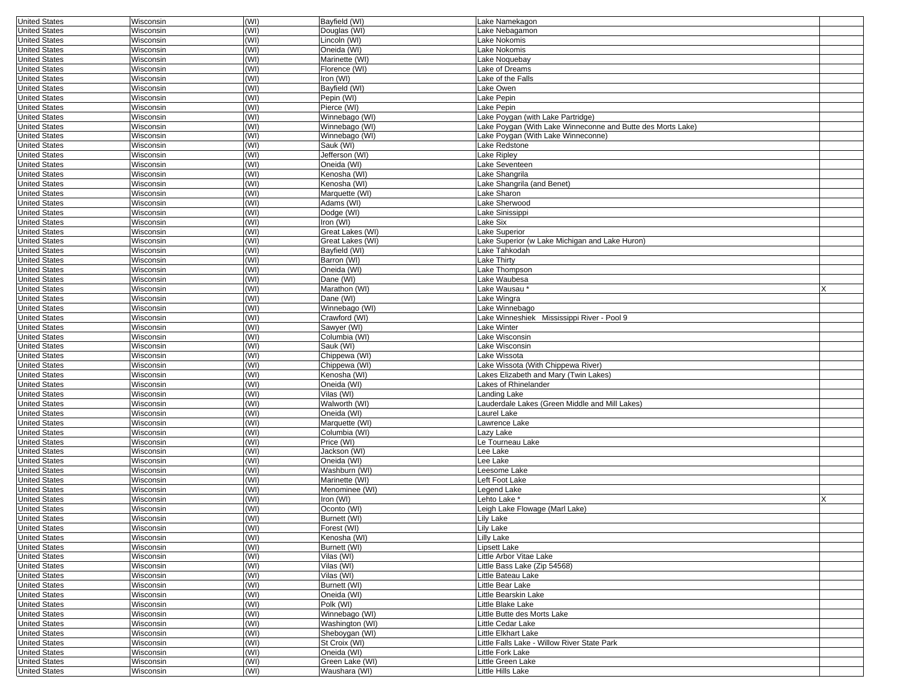| | | | | | |
|---|---|---|---|---|---|
| United States | Wisconsin | (WI) | Bayfield (WI) | Lake Namekagon | |
| United States | Wisconsin | (WI) | Douglas (WI) | Lake Nebagamon | |
| United States | Wisconsin | (WI) | Lincoln (WI) | Lake Nokomis | |
| United States | Wisconsin | (WI) | Oneida (WI) | Lake Nokomis | |
| United States | Wisconsin | (WI) | Marinette (WI) | Lake Noquebay | |
| United States | Wisconsin | (WI) | Florence (WI) | Lake of Dreams | |
| United States | Wisconsin | (WI) | Iron (WI) | Lake of the Falls | |
| United States | Wisconsin | (WI) | Bayfield (WI) | Lake Owen | |
| United States | Wisconsin | (WI) | Pepin (WI) | Lake Pepin | |
| United States | Wisconsin | (WI) | Pierce (WI) | Lake Pepin | |
| United States | Wisconsin | (WI) | Winnebago (WI) | Lake Poygan (with Lake Partridge) | |
| United States | Wisconsin | (WI) | Winnebago (WI) | Lake Poygan (With Lake Winneconne and Butte des Morts Lake) | |
| United States | Wisconsin | (WI) | Winnebago (WI) | Lake Poygan (With Lake Winneconne) | |
| United States | Wisconsin | (WI) | Sauk (WI) | Lake Redstone | |
| United States | Wisconsin | (WI) | Jefferson (WI) | Lake Ripley | |
| United States | Wisconsin | (WI) | Oneida (WI) | Lake Seventeen | |
| United States | Wisconsin | (WI) | Kenosha (WI) | Lake Shangrila | |
| United States | Wisconsin | (WI) | Kenosha (WI) | Lake Shangrila (and Benet) | |
| United States | Wisconsin | (WI) | Marquette (WI) | Lake Sharon | |
| United States | Wisconsin | (WI) | Adams (WI) | Lake Sherwood | |
| United States | Wisconsin | (WI) | Dodge (WI) | Lake Sinissippi | |
| United States | Wisconsin | (WI) | Iron (WI) | Lake Six | |
| United States | Wisconsin | (WI) | Great Lakes (WI) | Lake Superior | |
| United States | Wisconsin | (WI) | Great Lakes (WI) | Lake Superior (w Lake Michigan and Lake Huron) | |
| United States | Wisconsin | (WI) | Bayfield (WI) | Lake Tahkodah | |
| United States | Wisconsin | (WI) | Barron (WI) | Lake Thirty | |
| United States | Wisconsin | (WI) | Oneida (WI) | Lake Thompson | |
| United States | Wisconsin | (WI) | Dane (WI) | Lake Waubesa | |
| United States | Wisconsin | (WI) | Marathon (WI) | Lake Wausau * | X |
| United States | Wisconsin | (WI) | Dane (WI) | Lake Wingra | |
| United States | Wisconsin | (WI) | Winnebago (WI) | Lake Winnebago | |
| United States | Wisconsin | (WI) | Crawford (WI) | Lake Winneshiek Mississippi River - Pool 9 | |
| United States | Wisconsin | (WI) | Sawyer (WI) | Lake Winter | |
| United States | Wisconsin | (WI) | Columbia (WI) | Lake Wisconsin | |
| United States | Wisconsin | (WI) | Sauk (WI) | Lake Wisconsin | |
| United States | Wisconsin | (WI) | Chippewa (WI) | Lake Wissota | |
| United States | Wisconsin | (WI) | Chippewa (WI) | Lake Wissota (With Chippewa River) | |
| United States | Wisconsin | (WI) | Kenosha (WI) | Lakes Elizabeth and Mary (Twin Lakes) | |
| United States | Wisconsin | (WI) | Oneida (WI) | Lakes of Rhinelander | |
| United States | Wisconsin | (WI) | Vilas (WI) | Landing Lake | |
| United States | Wisconsin | (WI) | Walworth (WI) | Lauderdale Lakes (Green Middle and Mill Lakes) | |
| United States | Wisconsin | (WI) | Oneida (WI) | Laurel Lake | |
| United States | Wisconsin | (WI) | Marquette (WI) | Lawrence Lake | |
| United States | Wisconsin | (WI) | Columbia (WI) | Lazy Lake | |
| United States | Wisconsin | (WI) | Price (WI) | Le Tourneau Lake | |
| United States | Wisconsin | (WI) | Jackson (WI) | Lee Lake | |
| United States | Wisconsin | (WI) | Oneida (WI) | Lee Lake | |
| United States | Wisconsin | (WI) | Washburn (WI) | Leesome Lake | |
| United States | Wisconsin | (WI) | Marinette (WI) | Left Foot Lake | |
| United States | Wisconsin | (WI) | Menominee (WI) | Legend Lake | |
| United States | Wisconsin | (WI) | Iron (WI) | Lehto Lake * | X |
| United States | Wisconsin | (WI) | Oconto (WI) | Leigh Lake Flowage (Marl Lake) | |
| United States | Wisconsin | (WI) | Burnett (WI) | Lily Lake | |
| United States | Wisconsin | (WI) | Forest (WI) | Lily Lake | |
| United States | Wisconsin | (WI) | Kenosha (WI) | Lilly Lake | |
| United States | Wisconsin | (WI) | Burnett (WI) | Lipsett Lake | |
| United States | Wisconsin | (WI) | Vilas (WI) | Little Arbor Vitae Lake | |
| United States | Wisconsin | (WI) | Vilas (WI) | Little Bass Lake (Zip 54568) | |
| United States | Wisconsin | (WI) | Vilas (WI) | Little Bateau Lake | |
| United States | Wisconsin | (WI) | Burnett (WI) | Little Bear Lake | |
| United States | Wisconsin | (WI) | Oneida (WI) | Little Bearskin Lake | |
| United States | Wisconsin | (WI) | Polk (WI) | Little Blake Lake | |
| United States | Wisconsin | (WI) | Winnebago (WI) | Little Butte des Morts Lake | |
| United States | Wisconsin | (WI) | Washington (WI) | Little Cedar Lake | |
| United States | Wisconsin | (WI) | Sheboygan (WI) | Little Elkhart Lake | |
| United States | Wisconsin | (WI) | St Croix (WI) | Little Falls Lake - Willow River State Park | |
| United States | Wisconsin | (WI) | Oneida (WI) | Little Fork Lake | |
| United States | Wisconsin | (WI) | Green Lake (WI) | Little Green Lake | |
| United States | Wisconsin | (WI) | Waushara (WI) | Little Hills Lake | |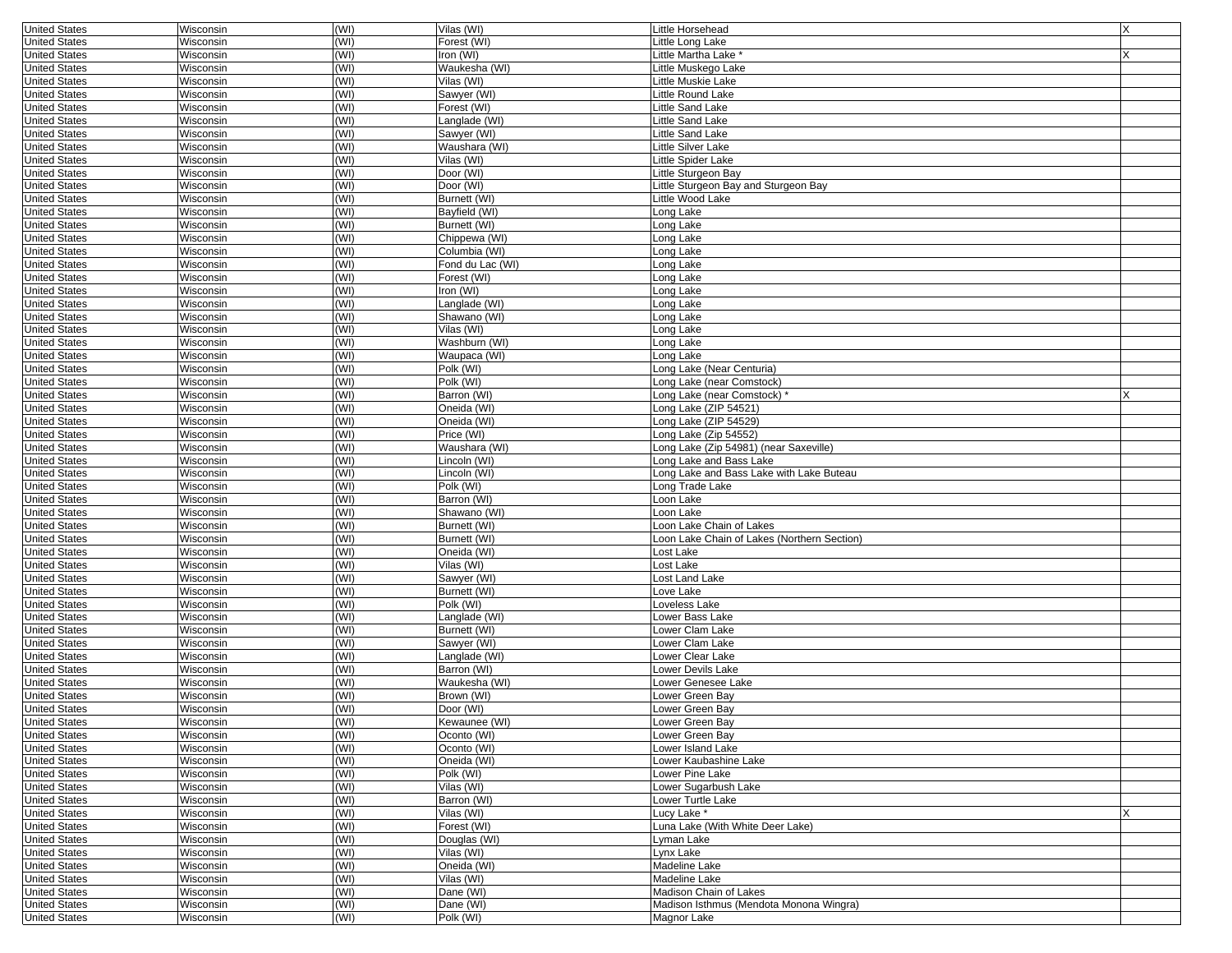| United States | Wisconsin | (WI) | Vilas (WI) | Little Horsehead | X |
|---|---|---|---|---|---|
| United States | Wisconsin | (WI) | Forest (WI) | Little Long Lake | |
| United States | Wisconsin | (WI) | Iron (WI) | Little Martha Lake * | X |
| United States | Wisconsin | (WI) | Waukesha (WI) | Little Muskego Lake | |
| United States | Wisconsin | (WI) | Vilas (WI) | Little Muskie Lake | |
| United States | Wisconsin | (WI) | Sawyer (WI) | Little Round Lake | |
| United States | Wisconsin | (WI) | Forest (WI) | Little Sand Lake | |
| United States | Wisconsin | (WI) | Langlade (WI) | Little Sand Lake | |
| United States | Wisconsin | (WI) | Sawyer (WI) | Little Sand Lake | |
| United States | Wisconsin | (WI) | Waushara (WI) | Little Silver Lake | |
| United States | Wisconsin | (WI) | Vilas (WI) | Little Spider Lake | |
| United States | Wisconsin | (WI) | Door (WI) | Little Sturgeon Bay | |
| United States | Wisconsin | (WI) | Door (WI) | Little Sturgeon Bay and Sturgeon Bay | |
| United States | Wisconsin | (WI) | Burnett (WI) | Little Wood Lake | |
| United States | Wisconsin | (WI) | Bayfield (WI) | Long Lake | |
| United States | Wisconsin | (WI) | Burnett (WI) | Long Lake | |
| United States | Wisconsin | (WI) | Chippewa (WI) | Long Lake | |
| United States | Wisconsin | (WI) | Columbia (WI) | Long Lake | |
| United States | Wisconsin | (WI) | Fond du Lac (WI) | Long Lake | |
| United States | Wisconsin | (WI) | Forest (WI) | Long Lake | |
| United States | Wisconsin | (WI) | Iron (WI) | Long Lake | |
| United States | Wisconsin | (WI) | Langlade (WI) | Long Lake | |
| United States | Wisconsin | (WI) | Shawano (WI) | Long Lake | |
| United States | Wisconsin | (WI) | Vilas (WI) | Long Lake | |
| United States | Wisconsin | (WI) | Washburn (WI) | Long Lake | |
| United States | Wisconsin | (WI) | Waupaca (WI) | Long Lake | |
| United States | Wisconsin | (WI) | Polk (WI) | Long Lake (Near Centuria) | |
| United States | Wisconsin | (WI) | Polk (WI) | Long Lake (near Comstock) | |
| United States | Wisconsin | (WI) | Barron (WI) | Long Lake (near Comstock) * | X |
| United States | Wisconsin | (WI) | Oneida (WI) | Long Lake (ZIP 54521) | |
| United States | Wisconsin | (WI) | Oneida (WI) | Long Lake (ZIP 54529) | |
| United States | Wisconsin | (WI) | Price (WI) | Long Lake (Zip 54552) | |
| United States | Wisconsin | (WI) | Waushara (WI) | Long Lake (Zip 54981) (near Saxeville) | |
| United States | Wisconsin | (WI) | Lincoln (WI) | Long Lake and Bass Lake | |
| United States | Wisconsin | (WI) | Lincoln (WI) | Long Lake and Bass Lake with Lake Buteau | |
| United States | Wisconsin | (WI) | Polk (WI) | Long Trade Lake | |
| United States | Wisconsin | (WI) | Barron (WI) | Loon Lake | |
| United States | Wisconsin | (WI) | Shawano (WI) | Loon Lake | |
| United States | Wisconsin | (WI) | Burnett (WI) | Loon Lake Chain of Lakes | |
| United States | Wisconsin | (WI) | Burnett (WI) | Loon Lake Chain of Lakes (Northern Section) | |
| United States | Wisconsin | (WI) | Oneida (WI) | Lost Lake | |
| United States | Wisconsin | (WI) | Vilas (WI) | Lost Lake | |
| United States | Wisconsin | (WI) | Sawyer (WI) | Lost Land Lake | |
| United States | Wisconsin | (WI) | Burnett (WI) | Love Lake | |
| United States | Wisconsin | (WI) | Polk (WI) | Loveless Lake | |
| United States | Wisconsin | (WI) | Langlade (WI) | Lower Bass Lake | |
| United States | Wisconsin | (WI) | Burnett (WI) | Lower Clam Lake | |
| United States | Wisconsin | (WI) | Sawyer (WI) | Lower Clam Lake | |
| United States | Wisconsin | (WI) | Langlade (WI) | Lower Clear Lake | |
| United States | Wisconsin | (WI) | Barron (WI) | Lower Devils Lake | |
| United States | Wisconsin | (WI) | Waukesha (WI) | Lower Genesee Lake | |
| United States | Wisconsin | (WI) | Brown (WI) | Lower Green Bay | |
| United States | Wisconsin | (WI) | Door (WI) | Lower Green Bay | |
| United States | Wisconsin | (WI) | Kewaunee (WI) | Lower Green Bay | |
| United States | Wisconsin | (WI) | Oconto (WI) | Lower Green Bay | |
| United States | Wisconsin | (WI) | Oconto (WI) | Lower Island Lake | |
| United States | Wisconsin | (WI) | Oneida (WI) | Lower Kaubashine Lake | |
| United States | Wisconsin | (WI) | Polk (WI) | Lower Pine Lake | |
| United States | Wisconsin | (WI) | Vilas (WI) | Lower Sugarbush Lake | |
| United States | Wisconsin | (WI) | Barron (WI) | Lower Turtle Lake | |
| United States | Wisconsin | (WI) | Vilas (WI) | Lucy Lake * | X |
| United States | Wisconsin | (WI) | Forest (WI) | Luna Lake (With White Deer Lake) | |
| United States | Wisconsin | (WI) | Douglas (WI) | Lyman Lake | |
| United States | Wisconsin | (WI) | Vilas (WI) | Lynx Lake | |
| United States | Wisconsin | (WI) | Oneida (WI) | Madeline Lake | |
| United States | Wisconsin | (WI) | Vilas (WI) | Madeline Lake | |
| United States | Wisconsin | (WI) | Dane (WI) | Madison Chain of Lakes | |
| United States | Wisconsin | (WI) | Dane (WI) | Madison Isthmus (Mendota Monona Wingra) | |
| United States | Wisconsin | (WI) | Polk (WI) | Magnor Lake | |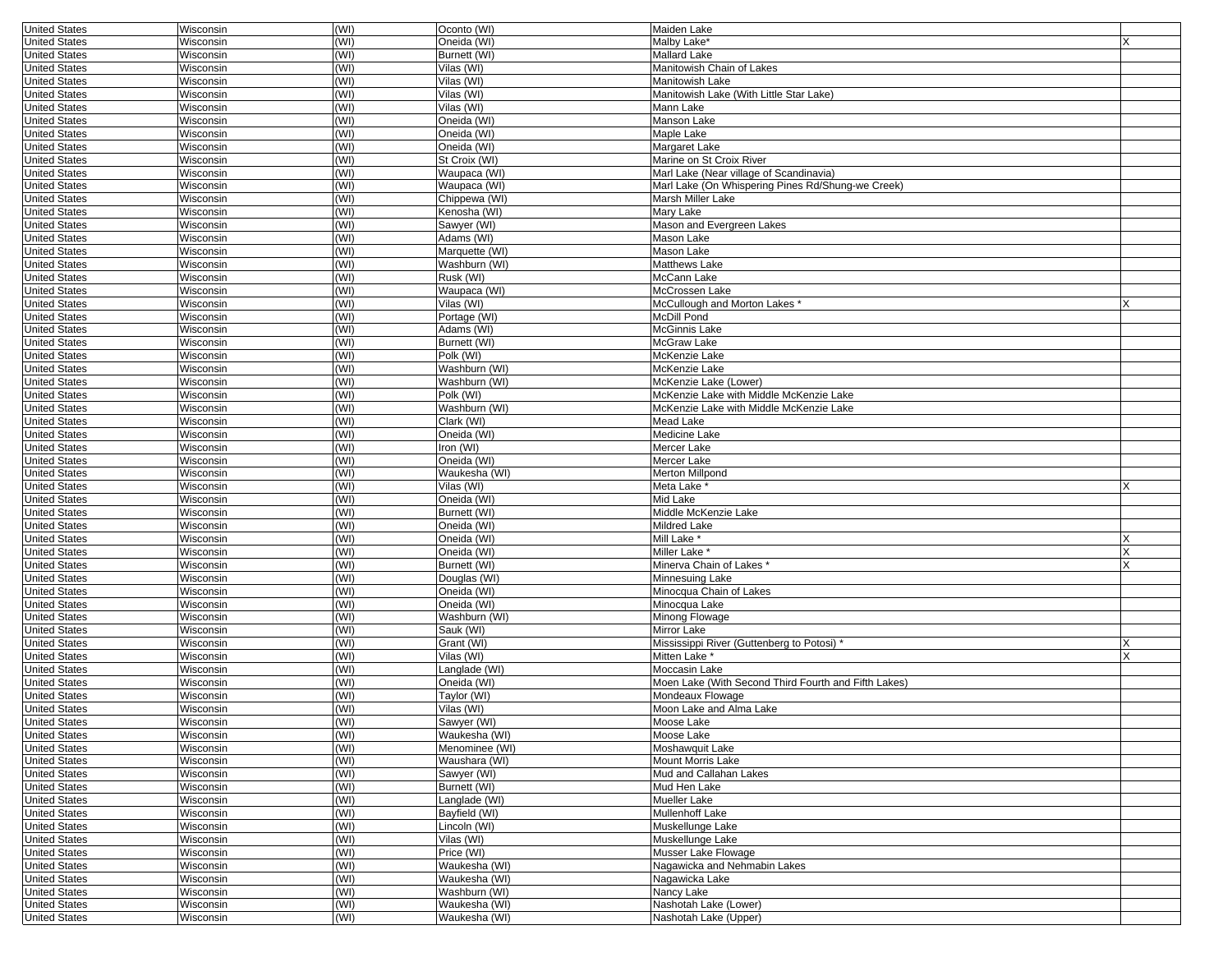| United States | Wisconsin | (WI) | Oconto (WI) | Maiden Lake | |
|---|---|---|---|---|---|
| United States | Wisconsin | (WI) | Oneida (WI) | Malby Lake* | X |
| United States | Wisconsin | (WI) | Burnett (WI) | Mallard Lake | |
| United States | Wisconsin | (WI) | Vilas (WI) | Manitowish Chain of Lakes | |
| United States | Wisconsin | (WI) | Vilas (WI) | Manitowish Lake | |
| United States | Wisconsin | (WI) | Vilas (WI) | Manitowish Lake (With Little Star Lake) | |
| United States | Wisconsin | (WI) | Vilas (WI) | Mann Lake | |
| United States | Wisconsin | (WI) | Oneida (WI) | Manson Lake | |
| United States | Wisconsin | (WI) | Oneida (WI) | Maple Lake | |
| United States | Wisconsin | (WI) | Oneida (WI) | Margaret Lake | |
| United States | Wisconsin | (WI) | St Croix (WI) | Marine on St Croix River | |
| United States | Wisconsin | (WI) | Waupaca (WI) | Marl Lake (Near village of Scandinavia) | |
| United States | Wisconsin | (WI) | Waupaca (WI) | Marl Lake (On Whispering Pines Rd/Shung-we Creek) | |
| United States | Wisconsin | (WI) | Chippewa (WI) | Marsh Miller Lake | |
| United States | Wisconsin | (WI) | Kenosha (WI) | Mary Lake | |
| United States | Wisconsin | (WI) | Sawyer (WI) | Mason and Evergreen Lakes | |
| United States | Wisconsin | (WI) | Adams (WI) | Mason Lake | |
| United States | Wisconsin | (WI) | Marquette (WI) | Mason Lake | |
| United States | Wisconsin | (WI) | Washburn (WI) | Matthews Lake | |
| United States | Wisconsin | (WI) | Rusk (WI) | McCann Lake | |
| United States | Wisconsin | (WI) | Waupaca (WI) | McCrossen Lake | |
| United States | Wisconsin | (WI) | Vilas (WI) | McCullough and Morton Lakes * | X |
| United States | Wisconsin | (WI) | Portage (WI) | McDill Pond | |
| United States | Wisconsin | (WI) | Adams (WI) | McGinnis Lake | |
| United States | Wisconsin | (WI) | Burnett (WI) | McGraw Lake | |
| United States | Wisconsin | (WI) | Polk (WI) | McKenzie Lake | |
| United States | Wisconsin | (WI) | Washburn (WI) | McKenzie Lake | |
| United States | Wisconsin | (WI) | Washburn (WI) | McKenzie Lake (Lower) | |
| United States | Wisconsin | (WI) | Polk (WI) | McKenzie Lake with Middle McKenzie Lake | |
| United States | Wisconsin | (WI) | Washburn (WI) | McKenzie Lake with Middle McKenzie Lake | |
| United States | Wisconsin | (WI) | Clark (WI) | Mead Lake | |
| United States | Wisconsin | (WI) | Oneida (WI) | Medicine Lake | |
| United States | Wisconsin | (WI) | Iron (WI) | Mercer Lake | |
| United States | Wisconsin | (WI) | Oneida (WI) | Mercer Lake | |
| United States | Wisconsin | (WI) | Waukesha (WI) | Merton Millpond | |
| United States | Wisconsin | (WI) | Vilas (WI) | Meta Lake * | X |
| United States | Wisconsin | (WI) | Oneida (WI) | Mid Lake | |
| United States | Wisconsin | (WI) | Burnett (WI) | Middle McKenzie Lake | |
| United States | Wisconsin | (WI) | Oneida (WI) | Mildred Lake | |
| United States | Wisconsin | (WI) | Oneida (WI) | Mill Lake * | X |
| United States | Wisconsin | (WI) | Oneida (WI) | Miller Lake * | X |
| United States | Wisconsin | (WI) | Burnett (WI) | Minerva Chain of Lakes * | X |
| United States | Wisconsin | (WI) | Douglas (WI) | Minnesuing Lake | |
| United States | Wisconsin | (WI) | Oneida (WI) | Minocqua Chain of Lakes | |
| United States | Wisconsin | (WI) | Oneida (WI) | Minocqua Lake | |
| United States | Wisconsin | (WI) | Washburn (WI) | Minong Flowage | |
| United States | Wisconsin | (WI) | Sauk (WI) | Mirror Lake | |
| United States | Wisconsin | (WI) | Grant (WI) | Mississippi River (Guttenberg to Potosi) * | X |
| United States | Wisconsin | (WI) | Vilas (WI) | Mitten Lake * | X |
| United States | Wisconsin | (WI) | Langlade (WI) | Moccasin Lake | |
| United States | Wisconsin | (WI) | Oneida (WI) | Moen Lake (With Second Third Fourth and Fifth Lakes) | |
| United States | Wisconsin | (WI) | Taylor (WI) | Mondeaux Flowage | |
| United States | Wisconsin | (WI) | Vilas (WI) | Moon Lake and Alma Lake | |
| United States | Wisconsin | (WI) | Sawyer (WI) | Moose Lake | |
| United States | Wisconsin | (WI) | Waukesha (WI) | Moose Lake | |
| United States | Wisconsin | (WI) | Menominee (WI) | Moshawquit Lake | |
| United States | Wisconsin | (WI) | Waushara (WI) | Mount Morris Lake | |
| United States | Wisconsin | (WI) | Sawyer (WI) | Mud and Callahan Lakes | |
| United States | Wisconsin | (WI) | Burnett (WI) | Mud Hen Lake | |
| United States | Wisconsin | (WI) | Langlade (WI) | Mueller Lake | |
| United States | Wisconsin | (WI) | Bayfield (WI) | Mullenhoff Lake | |
| United States | Wisconsin | (WI) | Lincoln (WI) | Muskellunge Lake | |
| United States | Wisconsin | (WI) | Vilas (WI) | Muskellunge Lake | |
| United States | Wisconsin | (WI) | Price (WI) | Musser Lake Flowage | |
| United States | Wisconsin | (WI) | Waukesha (WI) | Nagawicka and Nehmabin Lakes | |
| United States | Wisconsin | (WI) | Waukesha (WI) | Nagawicka Lake | |
| United States | Wisconsin | (WI) | Washburn (WI) | Nancy Lake | |
| United States | Wisconsin | (WI) | Waukesha (WI) | Nashotah Lake (Lower) | |
| United States | Wisconsin | (WI) | Waukesha (WI) | Nashotah Lake (Upper) | |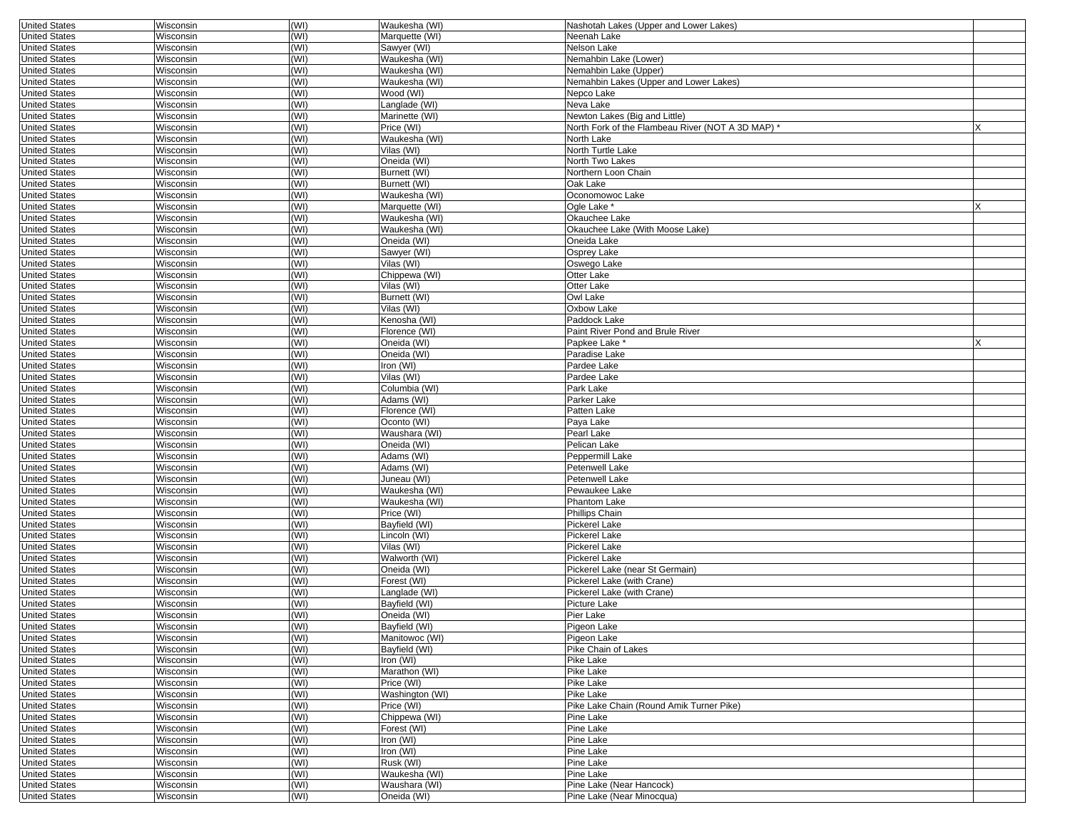| | | | | | |
|---|---|---|---|---|---|
| United States | Wisconsin | (WI) | Waukesha (WI) | Nashotah Lakes (Upper and Lower Lakes) | |
| United States | Wisconsin | (WI) | Marquette (WI) | Neenah Lake | |
| United States | Wisconsin | (WI) | Sawyer (WI) | Nelson Lake | |
| United States | Wisconsin | (WI) | Waukesha (WI) | Nemahbin Lake (Lower) | |
| United States | Wisconsin | (WI) | Waukesha (WI) | Nemahbin Lake (Upper) | |
| United States | Wisconsin | (WI) | Waukesha (WI) | Nemahbin Lakes (Upper and Lower Lakes) | |
| United States | Wisconsin | (WI) | Wood (WI) | Nepco Lake | |
| United States | Wisconsin | (WI) | Langlade (WI) | Neva Lake | |
| United States | Wisconsin | (WI) | Marinette (WI) | Newton Lakes (Big and Little) | |
| United States | Wisconsin | (WI) | Price (WI) | North Fork of the Flambeau River (NOT A 3D MAP) * | X |
| United States | Wisconsin | (WI) | Waukesha (WI) | North Lake | |
| United States | Wisconsin | (WI) | Vilas (WI) | North Turtle Lake | |
| United States | Wisconsin | (WI) | Oneida (WI) | North Two Lakes | |
| United States | Wisconsin | (WI) | Burnett (WI) | Northern Loon Chain | |
| United States | Wisconsin | (WI) | Burnett (WI) | Oak Lake | |
| United States | Wisconsin | (WI) | Waukesha (WI) | Oconomowoc Lake | |
| United States | Wisconsin | (WI) | Marquette (WI) | Ogle Lake * | X |
| United States | Wisconsin | (WI) | Waukesha (WI) | Okauchee Lake | |
| United States | Wisconsin | (WI) | Waukesha (WI) | Okauchee Lake (With Moose Lake) | |
| United States | Wisconsin | (WI) | Oneida (WI) | Oneida Lake | |
| United States | Wisconsin | (WI) | Sawyer (WI) | Osprey Lake | |
| United States | Wisconsin | (WI) | Vilas (WI) | Oswego Lake | |
| United States | Wisconsin | (WI) | Chippewa (WI) | Otter Lake | |
| United States | Wisconsin | (WI) | Vilas (WI) | Otter Lake | |
| United States | Wisconsin | (WI) | Burnett (WI) | Owl Lake | |
| United States | Wisconsin | (WI) | Vilas (WI) | Oxbow Lake | |
| United States | Wisconsin | (WI) | Kenosha (WI) | Paddock Lake | |
| United States | Wisconsin | (WI) | Florence (WI) | Paint River Pond and Brule River | |
| United States | Wisconsin | (WI) | Oneida (WI) | Papkee Lake * | X |
| United States | Wisconsin | (WI) | Oneida (WI) | Paradise Lake | |
| United States | Wisconsin | (WI) | Iron (WI) | Pardee Lake | |
| United States | Wisconsin | (WI) | Vilas (WI) | Pardee Lake | |
| United States | Wisconsin | (WI) | Columbia (WI) | Park Lake | |
| United States | Wisconsin | (WI) | Adams (WI) | Parker Lake | |
| United States | Wisconsin | (WI) | Florence (WI) | Patten Lake | |
| United States | Wisconsin | (WI) | Oconto (WI) | Paya Lake | |
| United States | Wisconsin | (WI) | Waushara (WI) | Pearl Lake | |
| United States | Wisconsin | (WI) | Oneida (WI) | Pelican Lake | |
| United States | Wisconsin | (WI) | Adams (WI) | Peppermill Lake | |
| United States | Wisconsin | (WI) | Adams (WI) | Petenwell Lake | |
| United States | Wisconsin | (WI) | Juneau (WI) | Petenwell Lake | |
| United States | Wisconsin | (WI) | Waukesha (WI) | Pewaukee Lake | |
| United States | Wisconsin | (WI) | Waukesha (WI) | Phantom Lake | |
| United States | Wisconsin | (WI) | Price (WI) | Phillips Chain | |
| United States | Wisconsin | (WI) | Bayfield (WI) | Pickerel Lake | |
| United States | Wisconsin | (WI) | Lincoln (WI) | Pickerel Lake | |
| United States | Wisconsin | (WI) | Vilas (WI) | Pickerel Lake | |
| United States | Wisconsin | (WI) | Walworth (WI) | Pickerel Lake | |
| United States | Wisconsin | (WI) | Oneida (WI) | Pickerel Lake (near St Germain) | |
| United States | Wisconsin | (WI) | Forest (WI) | Pickerel Lake (with Crane) | |
| United States | Wisconsin | (WI) | Langlade (WI) | Pickerel Lake (with Crane) | |
| United States | Wisconsin | (WI) | Bayfield (WI) | Picture Lake | |
| United States | Wisconsin | (WI) | Oneida (WI) | Pier Lake | |
| United States | Wisconsin | (WI) | Bayfield (WI) | Pigeon Lake | |
| United States | Wisconsin | (WI) | Manitowoc (WI) | Pigeon Lake | |
| United States | Wisconsin | (WI) | Bayfield (WI) | Pike Chain of Lakes | |
| United States | Wisconsin | (WI) | Iron (WI) | Pike Lake | |
| United States | Wisconsin | (WI) | Marathon (WI) | Pike Lake | |
| United States | Wisconsin | (WI) | Price (WI) | Pike Lake | |
| United States | Wisconsin | (WI) | Washington (WI) | Pike Lake | |
| United States | Wisconsin | (WI) | Price (WI) | Pike Lake Chain (Round Amik Turner Pike) | |
| United States | Wisconsin | (WI) | Chippewa (WI) | Pine Lake | |
| United States | Wisconsin | (WI) | Forest (WI) | Pine Lake | |
| United States | Wisconsin | (WI) | Iron (WI) | Pine Lake | |
| United States | Wisconsin | (WI) | Iron (WI) | Pine Lake | |
| United States | Wisconsin | (WI) | Rusk (WI) | Pine Lake | |
| United States | Wisconsin | (WI) | Waukesha (WI) | Pine Lake | |
| United States | Wisconsin | (WI) | Waushara (WI) | Pine Lake (Near Hancock) | |
| United States | Wisconsin | (WI) | Oneida (WI) | Pine Lake (Near Minocqua) | |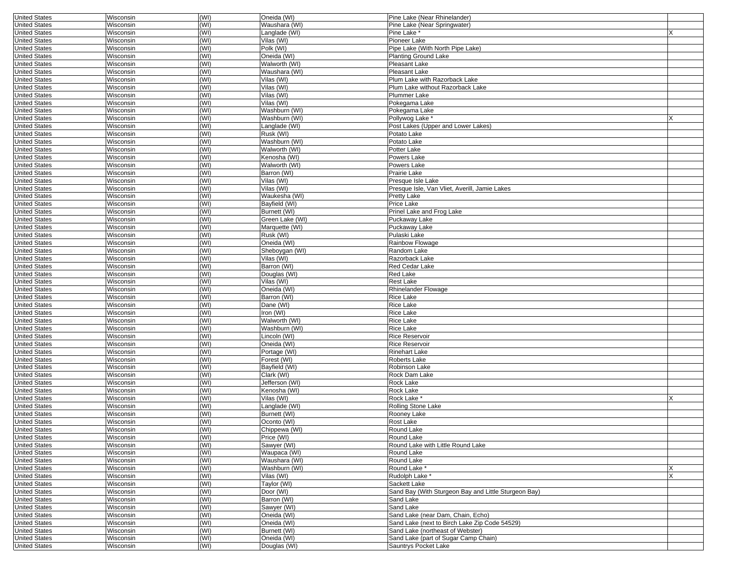| United States | Wisconsin | (WI) | Oneida (WI) | Pine Lake (Near Rhinelander) | |
|---|---|---|---|---|---|
| United States | Wisconsin | (WI) | Waushara (WI) | Pine Lake (Near Springwater) | |
| United States | Wisconsin | (WI) | Langlade (WI) | Pine Lake * | X |
| United States | Wisconsin | (WI) | Vilas (WI) | Pioneer Lake | |
| United States | Wisconsin | (WI) | Polk (WI) | Pipe Lake (With North Pipe Lake) | |
| United States | Wisconsin | (WI) | Oneida (WI) | Planting Ground Lake | |
| United States | Wisconsin | (WI) | Walworth (WI) | Pleasant Lake | |
| United States | Wisconsin | (WI) | Waushara (WI) | Pleasant Lake | |
| United States | Wisconsin | (WI) | Vilas (WI) | Plum Lake with Razorback Lake | |
| United States | Wisconsin | (WI) | Vilas (WI) | Plum Lake without Razorback Lake | |
| United States | Wisconsin | (WI) | Vilas (WI) | Plummer Lake | |
| United States | Wisconsin | (WI) | Vilas (WI) | Pokegama Lake | |
| United States | Wisconsin | (WI) | Washburn (WI) | Pokegama Lake | |
| United States | Wisconsin | (WI) | Washburn (WI) | Pollywog Lake * | X |
| United States | Wisconsin | (WI) | Langlade (WI) | Post Lakes (Upper and Lower Lakes) | |
| United States | Wisconsin | (WI) | Rusk (WI) | Potato Lake | |
| United States | Wisconsin | (WI) | Washburn (WI) | Potato Lake | |
| United States | Wisconsin | (WI) | Walworth (WI) | Potter Lake | |
| United States | Wisconsin | (WI) | Kenosha (WI) | Powers Lake | |
| United States | Wisconsin | (WI) | Walworth (WI) | Powers Lake | |
| United States | Wisconsin | (WI) | Barron (WI) | Prairie Lake | |
| United States | Wisconsin | (WI) | Vilas (WI) | Presque Isle Lake | |
| United States | Wisconsin | (WI) | Vilas (WI) | Presque Isle, Van Vliet, Averill, Jamie Lakes | |
| United States | Wisconsin | (WI) | Waukesha (WI) | Pretty Lake | |
| United States | Wisconsin | (WI) | Bayfield (WI) | Price Lake | |
| United States | Wisconsin | (WI) | Burnett (WI) | Prinel Lake and Frog Lake | |
| United States | Wisconsin | (WI) | Green Lake (WI) | Puckaway Lake | |
| United States | Wisconsin | (WI) | Marquette (WI) | Puckaway Lake | |
| United States | Wisconsin | (WI) | Rusk (WI) | Pulaski Lake | |
| United States | Wisconsin | (WI) | Oneida (WI) | Rainbow Flowage | |
| United States | Wisconsin | (WI) | Sheboygan (WI) | Random Lake | |
| United States | Wisconsin | (WI) | Vilas (WI) | Razorback Lake | |
| United States | Wisconsin | (WI) | Barron (WI) | Red Cedar Lake | |
| United States | Wisconsin | (WI) | Douglas (WI) | Red Lake | |
| United States | Wisconsin | (WI) | Vilas (WI) | Rest Lake | |
| United States | Wisconsin | (WI) | Oneida (WI) | Rhinelander Flowage | |
| United States | Wisconsin | (WI) | Barron (WI) | Rice Lake | |
| United States | Wisconsin | (WI) | Dane (WI) | Rice Lake | |
| United States | Wisconsin | (WI) | Iron (WI) | Rice Lake | |
| United States | Wisconsin | (WI) | Walworth (WI) | Rice Lake | |
| United States | Wisconsin | (WI) | Washburn (WI) | Rice Lake | |
| United States | Wisconsin | (WI) | Lincoln (WI) | Rice Reservoir | |
| United States | Wisconsin | (WI) | Oneida (WI) | Rice Reservoir | |
| United States | Wisconsin | (WI) | Portage (WI) | Rinehart Lake | |
| United States | Wisconsin | (WI) | Forest (WI) | Roberts Lake | |
| United States | Wisconsin | (WI) | Bayfield (WI) | Robinson Lake | |
| United States | Wisconsin | (WI) | Clark (WI) | Rock Dam Lake | |
| United States | Wisconsin | (WI) | Jefferson (WI) | Rock Lake | |
| United States | Wisconsin | (WI) | Kenosha (WI) | Rock Lake | |
| United States | Wisconsin | (WI) | Vilas (WI) | Rock Lake * | X |
| United States | Wisconsin | (WI) | Langlade (WI) | Rolling Stone Lake | |
| United States | Wisconsin | (WI) | Burnett (WI) | Rooney Lake | |
| United States | Wisconsin | (WI) | Oconto (WI) | Rost Lake | |
| United States | Wisconsin | (WI) | Chippewa (WI) | Round Lake | |
| United States | Wisconsin | (WI) | Price (WI) | Round Lake | |
| United States | Wisconsin | (WI) | Sawyer (WI) | Round Lake with Little Round Lake | |
| United States | Wisconsin | (WI) | Waupaca (WI) | Round Lake | |
| United States | Wisconsin | (WI) | Waushara (WI) | Round Lake | |
| United States | Wisconsin | (WI) | Washburn (WI) | Round Lake * | X |
| United States | Wisconsin | (WI) | Vilas (WI) | Rudolph Lake * | X |
| United States | Wisconsin | (WI) | Taylor (WI) | Sackett Lake | |
| United States | Wisconsin | (WI) | Door (WI) | Sand Bay (With Sturgeon Bay and Little Sturgeon Bay) | |
| United States | Wisconsin | (WI) | Barron (WI) | Sand Lake | |
| United States | Wisconsin | (WI) | Sawyer (WI) | Sand Lake | |
| United States | Wisconsin | (WI) | Oneida (WI) | Sand Lake (near Dam, Chain, Echo) | |
| United States | Wisconsin | (WI) | Oneida (WI) | Sand Lake (next to Birch Lake Zip Code 54529) | |
| United States | Wisconsin | (WI) | Burnett (WI) | Sand Lake (northeast of Webster) | |
| United States | Wisconsin | (WI) | Oneida (WI) | Sand Lake (part of Sugar Camp Chain) | |
| United States | Wisconsin | (WI) | Douglas (WI) | Sauntrys Pocket Lake | |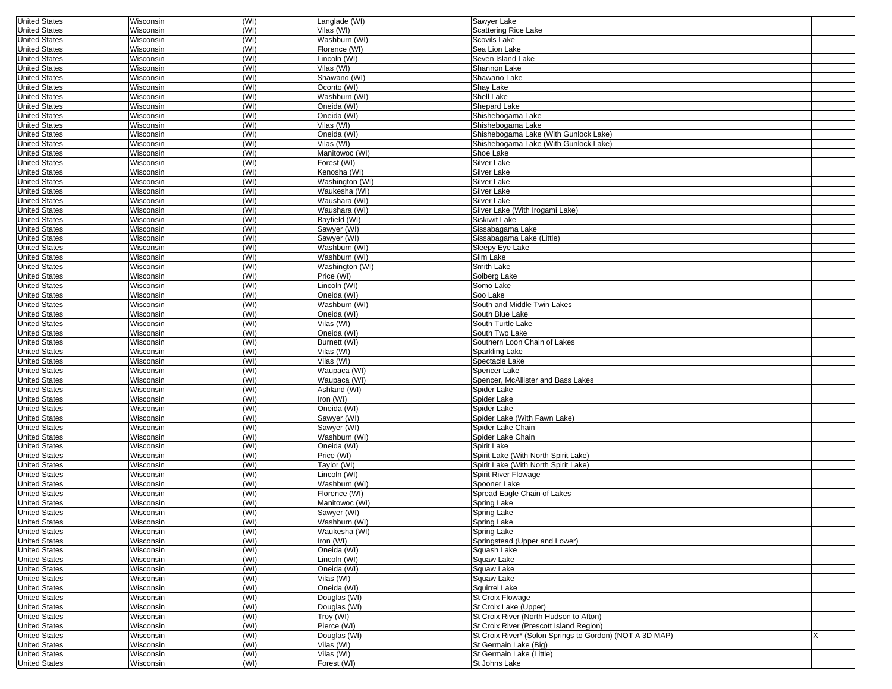| United States | Wisconsin | (WI) | Langlade (WI) | Sawyer Lake | |
|---|---|---|---|---|---|
| United States | Wisconsin | (WI) | Vilas (WI) | Scattering Rice Lake | |
| United States | Wisconsin | (WI) | Washburn (WI) | Scovils Lake | |
| United States | Wisconsin | (WI) | Florence (WI) | Sea Lion Lake | |
| United States | Wisconsin | (WI) | Lincoln (WI) | Seven Island Lake | |
| United States | Wisconsin | (WI) | Vilas (WI) | Shannon Lake | |
| United States | Wisconsin | (WI) | Shawano (WI) | Shawano Lake | |
| United States | Wisconsin | (WI) | Oconto (WI) | Shay Lake | |
| United States | Wisconsin | (WI) | Washburn (WI) | Shell Lake | |
| United States | Wisconsin | (WI) | Oneida (WI) | Shepard Lake | |
| United States | Wisconsin | (WI) | Oneida (WI) | Shishebogama Lake | |
| United States | Wisconsin | (WI) | Vilas (WI) | Shishebogama Lake | |
| United States | Wisconsin | (WI) | Oneida (WI) | Shishebogama Lake (With Gunlock Lake) | |
| United States | Wisconsin | (WI) | Vilas (WI) | Shishebogama Lake (With Gunlock Lake) | |
| United States | Wisconsin | (WI) | Manitowoc (WI) | Shoe Lake | |
| United States | Wisconsin | (WI) | Forest (WI) | Silver Lake | |
| United States | Wisconsin | (WI) | Kenosha (WI) | Silver Lake | |
| United States | Wisconsin | (WI) | Washington (WI) | Silver Lake | |
| United States | Wisconsin | (WI) | Waukesha (WI) | Silver Lake | |
| United States | Wisconsin | (WI) | Waushara (WI) | Silver Lake | |
| United States | Wisconsin | (WI) | Waushara (WI) | Silver Lake (With Irogami Lake) | |
| United States | Wisconsin | (WI) | Bayfield (WI) | Siskiwit Lake | |
| United States | Wisconsin | (WI) | Sawyer (WI) | Sissabagama Lake | |
| United States | Wisconsin | (WI) | Sawyer (WI) | Sissabagama Lake (Little) | |
| United States | Wisconsin | (WI) | Washburn (WI) | Sleepy Eye Lake | |
| United States | Wisconsin | (WI) | Washburn (WI) | Slim Lake | |
| United States | Wisconsin | (WI) | Washington (WI) | Smith Lake | |
| United States | Wisconsin | (WI) | Price (WI) | Solberg Lake | |
| United States | Wisconsin | (WI) | Lincoln (WI) | Somo Lake | |
| United States | Wisconsin | (WI) | Oneida (WI) | Soo Lake | |
| United States | Wisconsin | (WI) | Washburn (WI) | South and Middle Twin Lakes | |
| United States | Wisconsin | (WI) | Oneida (WI) | South Blue Lake | |
| United States | Wisconsin | (WI) | Vilas (WI) | South Turtle Lake | |
| United States | Wisconsin | (WI) | Oneida (WI) | South Two Lake | |
| United States | Wisconsin | (WI) | Burnett (WI) | Southern Loon Chain of Lakes | |
| United States | Wisconsin | (WI) | Vilas (WI) | Sparkling Lake | |
| United States | Wisconsin | (WI) | Vilas (WI) | Spectacle Lake | |
| United States | Wisconsin | (WI) | Waupaca (WI) | Spencer Lake | |
| United States | Wisconsin | (WI) | Waupaca (WI) | Spencer, McAllister and Bass Lakes | |
| United States | Wisconsin | (WI) | Ashland (WI) | Spider Lake | |
| United States | Wisconsin | (WI) | Iron (WI) | Spider Lake | |
| United States | Wisconsin | (WI) | Oneida (WI) | Spider Lake | |
| United States | Wisconsin | (WI) | Sawyer (WI) | Spider Lake (With Fawn Lake) | |
| United States | Wisconsin | (WI) | Sawyer (WI) | Spider Lake Chain | |
| United States | Wisconsin | (WI) | Washburn (WI) | Spider Lake Chain | |
| United States | Wisconsin | (WI) | Oneida (WI) | Spirit Lake | |
| United States | Wisconsin | (WI) | Price (WI) | Spirit Lake (With North Spirit Lake) | |
| United States | Wisconsin | (WI) | Taylor (WI) | Spirit Lake (With North Spirit Lake) | |
| United States | Wisconsin | (WI) | Lincoln (WI) | Spirit River Flowage | |
| United States | Wisconsin | (WI) | Washburn (WI) | Spooner Lake | |
| United States | Wisconsin | (WI) | Florence (WI) | Spread Eagle Chain of Lakes | |
| United States | Wisconsin | (WI) | Manitowoc (WI) | Spring Lake | |
| United States | Wisconsin | (WI) | Sawyer (WI) | Spring Lake | |
| United States | Wisconsin | (WI) | Washburn (WI) | Spring Lake | |
| United States | Wisconsin | (WI) | Waukesha (WI) | Spring Lake | |
| United States | Wisconsin | (WI) | Iron (WI) | Springstead (Upper and Lower) | |
| United States | Wisconsin | (WI) | Oneida (WI) | Squash Lake | |
| United States | Wisconsin | (WI) | Lincoln (WI) | Squaw Lake | |
| United States | Wisconsin | (WI) | Oneida (WI) | Squaw Lake | |
| United States | Wisconsin | (WI) | Vilas (WI) | Squaw Lake | |
| United States | Wisconsin | (WI) | Oneida (WI) | Squirrel Lake | |
| United States | Wisconsin | (WI) | Douglas (WI) | St Croix Flowage | |
| United States | Wisconsin | (WI) | Douglas (WI) | St Croix Lake (Upper) | |
| United States | Wisconsin | (WI) | Troy (WI) | St Croix River (North Hudson to Afton) | |
| United States | Wisconsin | (WI) | Pierce (WI) | St Croix River (Prescott Island Region) | |
| United States | Wisconsin | (WI) | Douglas (WI) | St Croix River* (Solon Springs to Gordon) (NOT A 3D MAP) | X |
| United States | Wisconsin | (WI) | Vilas (WI) | St Germain Lake (Big) | |
| United States | Wisconsin | (WI) | Vilas (WI) | St Germain Lake (Little) | |
| United States | Wisconsin | (WI) | Forest (WI) | St Johns Lake | |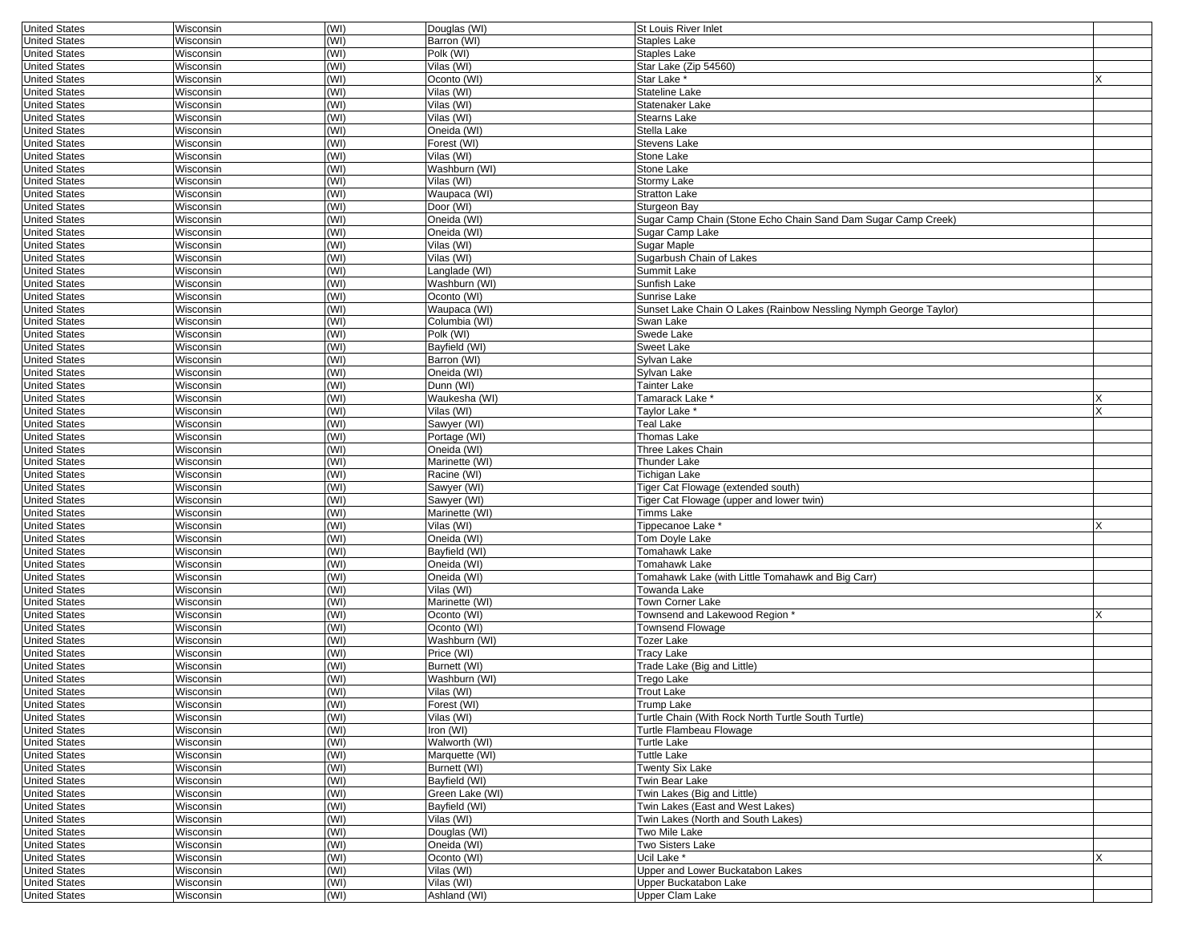| | | | | | |
|---|---|---|---|---|---|
| United States | Wisconsin | (WI) | Douglas (WI) | St Louis River Inlet | |
| United States | Wisconsin | (WI) | Barron (WI) | Staples Lake | |
| United States | Wisconsin | (WI) | Polk (WI) | Staples Lake | |
| United States | Wisconsin | (WI) | Vilas (WI) | Star Lake (Zip 54560) | |
| United States | Wisconsin | (WI) | Oconto (WI) | Star Lake * | X |
| United States | Wisconsin | (WI) | Vilas (WI) | Stateline Lake | |
| United States | Wisconsin | (WI) | Vilas (WI) | Statenaker Lake | |
| United States | Wisconsin | (WI) | Vilas (WI) | Stearns Lake | |
| United States | Wisconsin | (WI) | Oneida (WI) | Stella Lake | |
| United States | Wisconsin | (WI) | Forest (WI) | Stevens Lake | |
| United States | Wisconsin | (WI) | Vilas (WI) | Stone Lake | |
| United States | Wisconsin | (WI) | Washburn (WI) | Stone Lake | |
| United States | Wisconsin | (WI) | Vilas (WI) | Stormy Lake | |
| United States | Wisconsin | (WI) | Waupaca (WI) | Stratton Lake | |
| United States | Wisconsin | (WI) | Door (WI) | Sturgeon Bay | |
| United States | Wisconsin | (WI) | Oneida (WI) | Sugar Camp Chain (Stone Echo Chain Sand Dam Sugar Camp Creek) | |
| United States | Wisconsin | (WI) | Oneida (WI) | Sugar Camp Lake | |
| United States | Wisconsin | (WI) | Vilas (WI) | Sugar Maple | |
| United States | Wisconsin | (WI) | Vilas (WI) | Sugarbush Chain of Lakes | |
| United States | Wisconsin | (WI) | Langlade (WI) | Summit Lake | |
| United States | Wisconsin | (WI) | Washburn (WI) | Sunfish Lake | |
| United States | Wisconsin | (WI) | Oconto (WI) | Sunrise Lake | |
| United States | Wisconsin | (WI) | Waupaca (WI) | Sunset Lake Chain O Lakes (Rainbow Nessling Nymph George Taylor) | |
| United States | Wisconsin | (WI) | Columbia (WI) | Swan Lake | |
| United States | Wisconsin | (WI) | Polk (WI) | Swede Lake | |
| United States | Wisconsin | (WI) | Bayfield (WI) | Sweet Lake | |
| United States | Wisconsin | (WI) | Barron (WI) | Sylvan Lake | |
| United States | Wisconsin | (WI) | Oneida (WI) | Sylvan Lake | |
| United States | Wisconsin | (WI) | Dunn (WI) | Tainter Lake | |
| United States | Wisconsin | (WI) | Waukesha (WI) | Tamarack Lake * | X |
| United States | Wisconsin | (WI) | Vilas (WI) | Taylor Lake * | X |
| United States | Wisconsin | (WI) | Sawyer (WI) | Teal Lake | |
| United States | Wisconsin | (WI) | Portage (WI) | Thomas Lake | |
| United States | Wisconsin | (WI) | Oneida (WI) | Three Lakes Chain | |
| United States | Wisconsin | (WI) | Marinette (WI) | Thunder Lake | |
| United States | Wisconsin | (WI) | Racine (WI) | Tichigan Lake | |
| United States | Wisconsin | (WI) | Sawyer (WI) | Tiger Cat Flowage (extended south) | |
| United States | Wisconsin | (WI) | Sawyer (WI) | Tiger Cat Flowage (upper and lower twin) | |
| United States | Wisconsin | (WI) | Marinette (WI) | Timms Lake | |
| United States | Wisconsin | (WI) | Vilas (WI) | Tippecanoe Lake * | X |
| United States | Wisconsin | (WI) | Oneida (WI) | Tom Doyle Lake | |
| United States | Wisconsin | (WI) | Bayfield (WI) | Tomahawk Lake | |
| United States | Wisconsin | (WI) | Oneida (WI) | Tomahawk Lake | |
| United States | Wisconsin | (WI) | Oneida (WI) | Tomahawk Lake (with Little Tomahawk and Big Carr) | |
| United States | Wisconsin | (WI) | Vilas (WI) | Towanda Lake | |
| United States | Wisconsin | (WI) | Marinette (WI) | Town Corner Lake | |
| United States | Wisconsin | (WI) | Oconto (WI) | Townsend and Lakewood Region * | X |
| United States | Wisconsin | (WI) | Oconto (WI) | Townsend Flowage | |
| United States | Wisconsin | (WI) | Washburn (WI) | Tozer Lake | |
| United States | Wisconsin | (WI) | Price (WI) | Tracy Lake | |
| United States | Wisconsin | (WI) | Burnett (WI) | Trade Lake (Big and Little) | |
| United States | Wisconsin | (WI) | Washburn (WI) | Trego Lake | |
| United States | Wisconsin | (WI) | Vilas (WI) | Trout Lake | |
| United States | Wisconsin | (WI) | Forest (WI) | Trump Lake | |
| United States | Wisconsin | (WI) | Vilas (WI) | Turtle Chain (With Rock North Turtle South Turtle) | |
| United States | Wisconsin | (WI) | Iron (WI) | Turtle Flambeau Flowage | |
| United States | Wisconsin | (WI) | Walworth (WI) | Turtle Lake | |
| United States | Wisconsin | (WI) | Marquette (WI) | Tuttle Lake | |
| United States | Wisconsin | (WI) | Burnett (WI) | Twenty Six Lake | |
| United States | Wisconsin | (WI) | Bayfield (WI) | Twin Bear Lake | |
| United States | Wisconsin | (WI) | Green Lake (WI) | Twin Lakes (Big and Little) | |
| United States | Wisconsin | (WI) | Bayfield (WI) | Twin Lakes (East and West Lakes) | |
| United States | Wisconsin | (WI) | Vilas (WI) | Twin Lakes (North and South Lakes) | |
| United States | Wisconsin | (WI) | Douglas (WI) | Two Mile Lake | |
| United States | Wisconsin | (WI) | Oneida (WI) | Two Sisters Lake | |
| United States | Wisconsin | (WI) | Oconto (WI) | Ucil Lake * | X |
| United States | Wisconsin | (WI) | Vilas (WI) | Upper and Lower Buckatabon Lakes | |
| United States | Wisconsin | (WI) | Vilas (WI) | Upper Buckatabon Lake | |
| United States | Wisconsin | (WI) | Ashland (WI) | Upper Clam Lake | |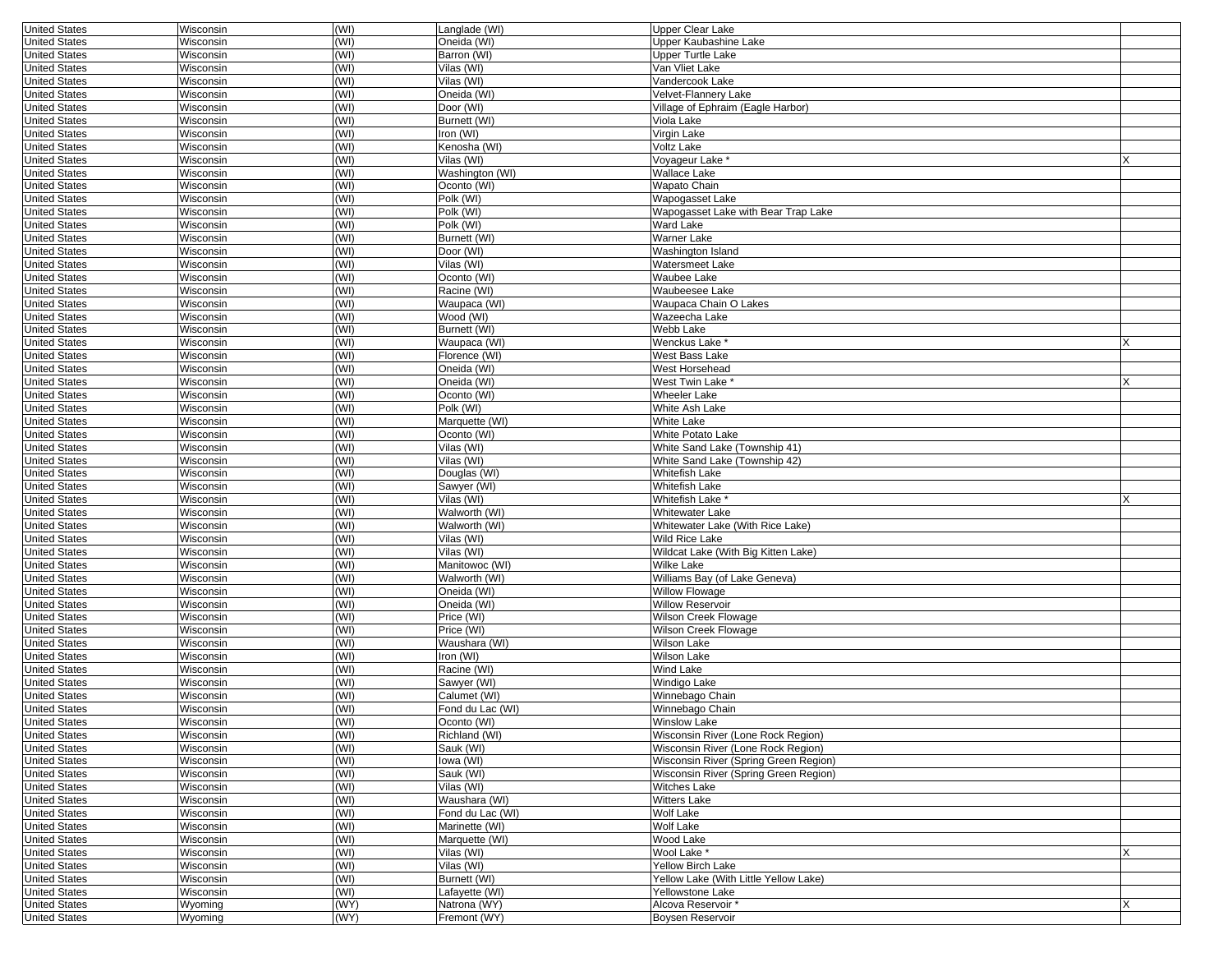| | | | | | |
|---|---|---|---|---|---|
| United States | Wisconsin | (WI) | Langlade (WI) | Upper Clear Lake | |
| United States | Wisconsin | (WI) | Oneida (WI) | Upper Kaubashine Lake | |
| United States | Wisconsin | (WI) | Barron (WI) | Upper Turtle Lake | |
| United States | Wisconsin | (WI) | Vilas (WI) | Van Vliet Lake | |
| United States | Wisconsin | (WI) | Vilas (WI) | Vandercook Lake | |
| United States | Wisconsin | (WI) | Oneida (WI) | Velvet-Flannery Lake | |
| United States | Wisconsin | (WI) | Door (WI) | Village of Ephraim (Eagle Harbor) | |
| United States | Wisconsin | (WI) | Burnett (WI) | Viola Lake | |
| United States | Wisconsin | (WI) | Iron (WI) | Virgin Lake | |
| United States | Wisconsin | (WI) | Kenosha (WI) | Voltz Lake | |
| United States | Wisconsin | (WI) | Vilas (WI) | Voyageur Lake * | X |
| United States | Wisconsin | (WI) | Washington (WI) | Wallace Lake | |
| United States | Wisconsin | (WI) | Oconto (WI) | Wapato Chain | |
| United States | Wisconsin | (WI) | Polk (WI) | Wapogasset Lake | |
| United States | Wisconsin | (WI) | Polk (WI) | Wapogasset Lake with Bear Trap Lake | |
| United States | Wisconsin | (WI) | Polk (WI) | Ward Lake | |
| United States | Wisconsin | (WI) | Burnett (WI) | Warner Lake | |
| United States | Wisconsin | (WI) | Door (WI) | Washington Island | |
| United States | Wisconsin | (WI) | Vilas (WI) | Watersmeet Lake | |
| United States | Wisconsin | (WI) | Oconto (WI) | Waubee Lake | |
| United States | Wisconsin | (WI) | Racine (WI) | Waubeesee Lake | |
| United States | Wisconsin | (WI) | Waupaca (WI) | Waupaca Chain O Lakes | |
| United States | Wisconsin | (WI) | Wood (WI) | Wazeecha Lake | |
| United States | Wisconsin | (WI) | Burnett (WI) | Webb Lake | |
| United States | Wisconsin | (WI) | Waupaca (WI) | Wenckus Lake * | X |
| United States | Wisconsin | (WI) | Florence (WI) | West Bass Lake | |
| United States | Wisconsin | (WI) | Oneida (WI) | West Horsehead | |
| United States | Wisconsin | (WI) | Oneida (WI) | West Twin Lake * | X |
| United States | Wisconsin | (WI) | Oconto (WI) | Wheeler Lake | |
| United States | Wisconsin | (WI) | Polk (WI) | White Ash Lake | |
| United States | Wisconsin | (WI) | Marquette (WI) | White Lake | |
| United States | Wisconsin | (WI) | Oconto (WI) | White Potato Lake | |
| United States | Wisconsin | (WI) | Vilas (WI) | White Sand Lake (Township 41) | |
| United States | Wisconsin | (WI) | Vilas (WI) | White Sand Lake (Township 42) | |
| United States | Wisconsin | (WI) | Douglas (WI) | Whitefish Lake | |
| United States | Wisconsin | (WI) | Sawyer (WI) | Whitefish Lake | |
| United States | Wisconsin | (WI) | Vilas (WI) | Whitefish Lake * | X |
| United States | Wisconsin | (WI) | Walworth (WI) | Whitewater Lake | |
| United States | Wisconsin | (WI) | Walworth (WI) | Whitewater Lake (With Rice Lake) | |
| United States | Wisconsin | (WI) | Vilas (WI) | Wild Rice Lake | |
| United States | Wisconsin | (WI) | Vilas (WI) | Wildcat Lake (With Big Kitten Lake) | |
| United States | Wisconsin | (WI) | Manitowoc (WI) | Wilke Lake | |
| United States | Wisconsin | (WI) | Walworth (WI) | Williams Bay (of Lake Geneva) | |
| United States | Wisconsin | (WI) | Oneida (WI) | Willow Flowage | |
| United States | Wisconsin | (WI) | Oneida (WI) | Willow Reservoir | |
| United States | Wisconsin | (WI) | Price (WI) | Wilson Creek Flowage | |
| United States | Wisconsin | (WI) | Price (WI) | Wilson Creek Flowage | |
| United States | Wisconsin | (WI) | Waushara (WI) | Wilson Lake | |
| United States | Wisconsin | (WI) | Iron (WI) | Wilson Lake | |
| United States | Wisconsin | (WI) | Racine (WI) | Wind Lake | |
| United States | Wisconsin | (WI) | Sawyer (WI) | Windigo Lake | |
| United States | Wisconsin | (WI) | Calumet (WI) | Winnebago Chain | |
| United States | Wisconsin | (WI) | Fond du Lac (WI) | Winnebago Chain | |
| United States | Wisconsin | (WI) | Oconto (WI) | Winslow Lake | |
| United States | Wisconsin | (WI) | Richland (WI) | Wisconsin River (Lone Rock Region) | |
| United States | Wisconsin | (WI) | Sauk (WI) | Wisconsin River (Lone Rock Region) | |
| United States | Wisconsin | (WI) | Iowa (WI) | Wisconsin River (Spring Green Region) | |
| United States | Wisconsin | (WI) | Sauk (WI) | Wisconsin River (Spring Green Region) | |
| United States | Wisconsin | (WI) | Vilas (WI) | Witches Lake | |
| United States | Wisconsin | (WI) | Waushara (WI) | Witters Lake | |
| United States | Wisconsin | (WI) | Fond du Lac (WI) | Wolf Lake | |
| United States | Wisconsin | (WI) | Marinette (WI) | Wolf Lake | |
| United States | Wisconsin | (WI) | Marquette (WI) | Wood Lake | |
| United States | Wisconsin | (WI) | Vilas (WI) | Wool Lake * | X |
| United States | Wisconsin | (WI) | Vilas (WI) | Yellow Birch Lake | |
| United States | Wisconsin | (WI) | Burnett (WI) | Yellow Lake (With Little Yellow Lake) | |
| United States | Wisconsin | (WI) | Lafayette (WI) | Yellowstone Lake | |
| United States | Wyoming | (WY) | Natrona (WY) | Alcova Reservoir * | X |
| United States | Wyoming | (WY) | Fremont (WY) | Boysen Reservoir | |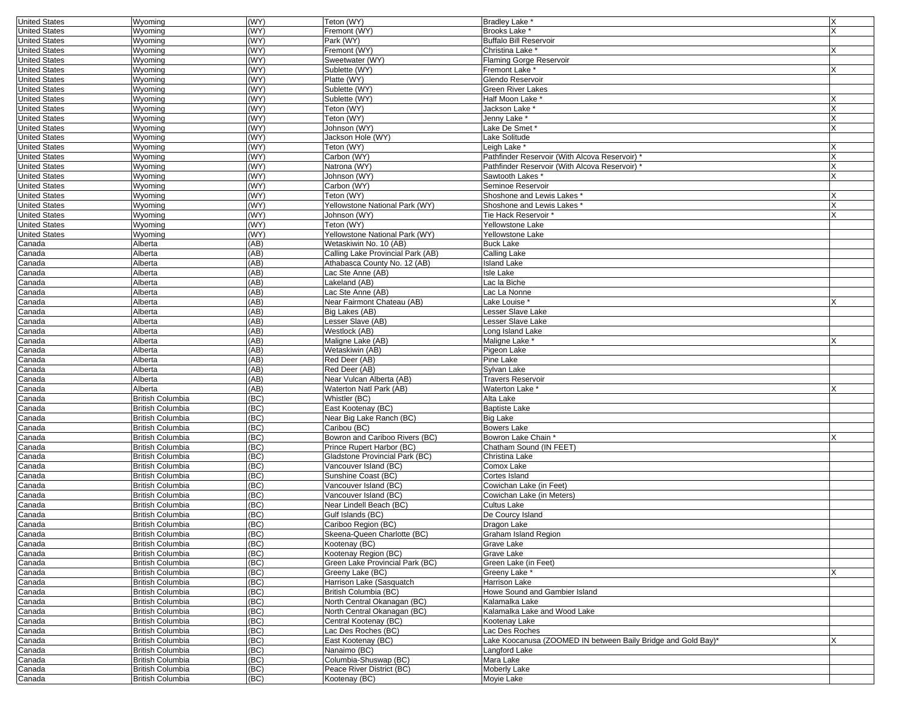| United States | Wyoming | (WY) | Teton (WY) | Bradley Lake * | X |
|---|---|---|---|---|---|
| United States | Wyoming | (WY) | Fremont (WY) | Brooks Lake * | X |
| United States | Wyoming | (WY) | Park (WY) | Buffalo Bill Reservoir | |
| United States | Wyoming | (WY) | Fremont (WY) | Christina Lake * | X |
| United States | Wyoming | (WY) | Sweetwater (WY) | Flaming Gorge Reservoir | |
| United States | Wyoming | (WY) | Sublette (WY) | Fremont Lake * | X |
| United States | Wyoming | (WY) | Platte (WY) | Glendo Reservoir | |
| United States | Wyoming | (WY) | Sublette (WY) | Green River Lakes | |
| United States | Wyoming | (WY) | Sublette (WY) | Half Moon Lake * | X |
| United States | Wyoming | (WY) | Teton (WY) | Jackson Lake * | X |
| United States | Wyoming | (WY) | Teton (WY) | Jenny Lake * | X |
| United States | Wyoming | (WY) | Johnson (WY) | Lake De Smet * | X |
| United States | Wyoming | (WY) | Jackson Hole (WY) | Lake Solitude | |
| United States | Wyoming | (WY) | Teton (WY) | Leigh Lake * | X |
| United States | Wyoming | (WY) | Carbon (WY) | Pathfinder Reservoir (With Alcova Reservoir) * | X |
| United States | Wyoming | (WY) | Natrona (WY) | Pathfinder Reservoir (With Alcova Reservoir) * | X |
| United States | Wyoming | (WY) | Johnson (WY) | Sawtooth Lakes * | X |
| United States | Wyoming | (WY) | Carbon (WY) | Seminoe Reservoir | |
| United States | Wyoming | (WY) | Teton (WY) | Shoshone and Lewis Lakes * | X |
| United States | Wyoming | (WY) | Yellowstone National Park (WY) | Shoshone and Lewis Lakes * | X |
| United States | Wyoming | (WY) | Johnson (WY) | Tie Hack Reservoir * | X |
| United States | Wyoming | (WY) | Teton (WY) | Yellowstone Lake | |
| United States | Wyoming | (WY) | Yellowstone National Park (WY) | Yellowstone Lake | |
| Canada | Alberta | (AB) | Wetaskiwin No. 10 (AB) | Buck Lake | |
| Canada | Alberta | (AB) | Calling Lake Provincial Park (AB) | Calling Lake | |
| Canada | Alberta | (AB) | Athabasca County No. 12 (AB) | Island Lake | |
| Canada | Alberta | (AB) | Lac Ste Anne (AB) | Isle Lake | |
| Canada | Alberta | (AB) | Lakeland (AB) | Lac la Biche | |
| Canada | Alberta | (AB) | Lac Ste Anne (AB) | Lac La Nonne | |
| Canada | Alberta | (AB) | Near Fairmont Chateau (AB) | Lake Louise * | X |
| Canada | Alberta | (AB) | Big Lakes (AB) | Lesser Slave Lake | |
| Canada | Alberta | (AB) | Lesser Slave (AB) | Lesser Slave Lake | |
| Canada | Alberta | (AB) | Westlock (AB) | Long Island Lake | |
| Canada | Alberta | (AB) | Maligne Lake (AB) | Maligne Lake * | X |
| Canada | Alberta | (AB) | Wetaskiwin (AB) | Pigeon Lake | |
| Canada | Alberta | (AB) | Red Deer (AB) | Pine Lake | |
| Canada | Alberta | (AB) | Red Deer (AB) | Sylvan Lake | |
| Canada | Alberta | (AB) | Near Vulcan Alberta (AB) | Travers Reservoir | |
| Canada | Alberta | (AB) | Waterton Natl Park (AB) | Waterton Lake * | X |
| Canada | British Columbia | (BC) | Whistler (BC) | Alta Lake | |
| Canada | British Columbia | (BC) | East Kootenay (BC) | Baptiste Lake | |
| Canada | British Columbia | (BC) | Near Big Lake Ranch (BC) | Big Lake | |
| Canada | British Columbia | (BC) | Caribou (BC) | Bowers Lake | |
| Canada | British Columbia | (BC) | Bowron and Cariboo Rivers (BC) | Bowron Lake Chain * | X |
| Canada | British Columbia | (BC) | Prince Rupert Harbor (BC) | Chatham Sound (IN FEET) | |
| Canada | British Columbia | (BC) | Gladstone Provincial Park (BC) | Christina Lake | |
| Canada | British Columbia | (BC) | Vancouver Island (BC) | Comox Lake | |
| Canada | British Columbia | (BC) | Sunshine Coast (BC) | Cortes Island | |
| Canada | British Columbia | (BC) | Vancouver Island (BC) | Cowichan Lake (in Feet) | |
| Canada | British Columbia | (BC) | Vancouver Island (BC) | Cowichan Lake (in Meters) | |
| Canada | British Columbia | (BC) | Near Lindell Beach (BC) | Cultus Lake | |
| Canada | British Columbia | (BC) | Gulf Islands (BC) | De Courcy Island | |
| Canada | British Columbia | (BC) | Cariboo Region (BC) | Dragon Lake | |
| Canada | British Columbia | (BC) | Skeena-Queen Charlotte (BC) | Graham Island Region | |
| Canada | British Columbia | (BC) | Kootenay (BC) | Grave Lake | |
| Canada | British Columbia | (BC) | Kootenay Region (BC) | Grave Lake | |
| Canada | British Columbia | (BC) | Green Lake Provincial Park (BC) | Green Lake (in Feet) | |
| Canada | British Columbia | (BC) | Greeny Lake (BC) | Greeny Lake * | X |
| Canada | British Columbia | (BC) | Harrison Lake (Sasquatch | Harrison Lake | |
| Canada | British Columbia | (BC) | British Columbia (BC) | Howe Sound and Gambier Island | |
| Canada | British Columbia | (BC) | North Central Okanagan (BC) | Kalamalka Lake | |
| Canada | British Columbia | (BC) | North Central Okanagan (BC) | Kalamalka Lake and Wood Lake | |
| Canada | British Columbia | (BC) | Central Kootenay (BC) | Kootenay Lake | |
| Canada | British Columbia | (BC) | Lac Des Roches (BC) | Lac Des Roches | |
| Canada | British Columbia | (BC) | East Kootenay (BC) | Lake Koocanusa (ZOOMED IN between Baily Bridge and Gold Bay)* | X |
| Canada | British Columbia | (BC) | Nanaimo (BC) | Langford Lake | |
| Canada | British Columbia | (BC) | Columbia-Shuswap (BC) | Mara Lake | |
| Canada | British Columbia | (BC) | Peace River District (BC) | Moberly Lake | |
| Canada | British Columbia | (BC) | Kootenay (BC) | Moyie Lake | |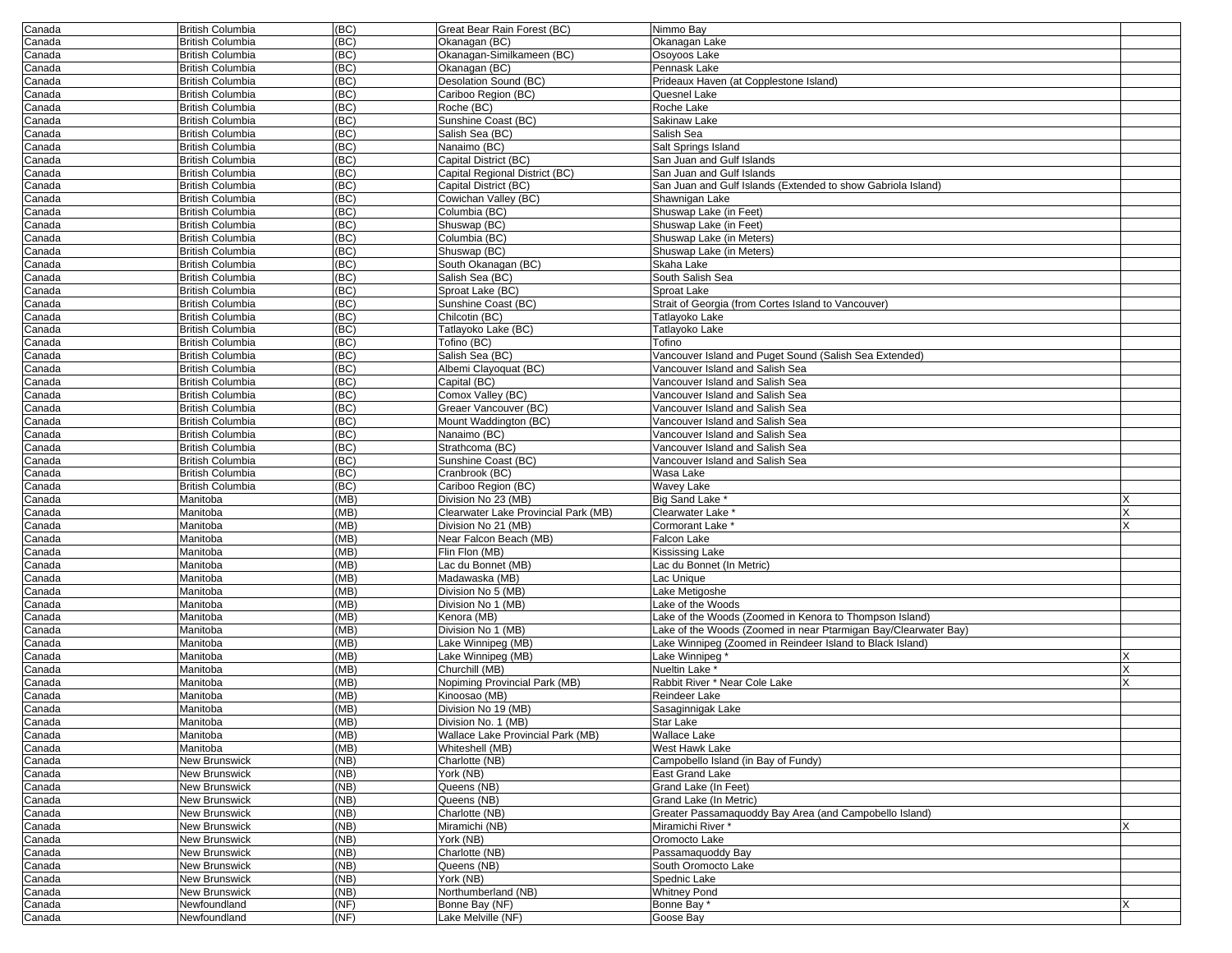| | | | | | |
|---|---|---|---|---|---|
| Canada | British Columbia | (BC) | Great Bear Rain Forest (BC) | Nimmo Bay | |
| Canada | British Columbia | (BC) | Okanagan (BC) | Okanagan Lake | |
| Canada | British Columbia | (BC) | Okanagan-Similkameen (BC) | Osoyoos Lake | |
| Canada | British Columbia | (BC) | Okanagan (BC) | Pennask Lake | |
| Canada | British Columbia | (BC) | Desolation Sound (BC) | Prideaux Haven (at Copplestone Island) | |
| Canada | British Columbia | (BC) | Cariboo Region (BC) | Quesnel Lake | |
| Canada | British Columbia | (BC) | Roche (BC) | Roche Lake | |
| Canada | British Columbia | (BC) | Sunshine Coast (BC) | Sakinaw Lake | |
| Canada | British Columbia | (BC) | Salish Sea (BC) | Salish Sea | |
| Canada | British Columbia | (BC) | Nanaimo (BC) | Salt Springs Island | |
| Canada | British Columbia | (BC) | Capital District (BC) | San Juan and Gulf Islands | |
| Canada | British Columbia | (BC) | Capital Regional District (BC) | San Juan and Gulf Islands | |
| Canada | British Columbia | (BC) | Capital District (BC) | San Juan and Gulf Islands (Extended to show Gabriola Island) | |
| Canada | British Columbia | (BC) | Cowichan Valley (BC) | Shawnigan Lake | |
| Canada | British Columbia | (BC) | Columbia (BC) | Shuswap Lake (in Feet) | |
| Canada | British Columbia | (BC) | Shuswap (BC) | Shuswap Lake (in Feet) | |
| Canada | British Columbia | (BC) | Columbia (BC) | Shuswap Lake (in Meters) | |
| Canada | British Columbia | (BC) | Shuswap (BC) | Shuswap Lake (in Meters) | |
| Canada | British Columbia | (BC) | South Okanagan (BC) | Skaha Lake | |
| Canada | British Columbia | (BC) | Salish Sea (BC) | South Salish Sea | |
| Canada | British Columbia | (BC) | Sproat Lake (BC) | Sproat Lake | |
| Canada | British Columbia | (BC) | Sunshine Coast (BC) | Strait of Georgia (from Cortes Island to Vancouver) | |
| Canada | British Columbia | (BC) | Chilcotin (BC) | Tatlayoko Lake | |
| Canada | British Columbia | (BC) | Tatlayoko Lake (BC) | Tatlayoko Lake | |
| Canada | British Columbia | (BC) | Tofino (BC) | Tofino | |
| Canada | British Columbia | (BC) | Salish Sea (BC) | Vancouver Island and Puget Sound (Salish Sea Extended) | |
| Canada | British Columbia | (BC) | Albemi Clayoquat (BC) | Vancouver Island and Salish Sea | |
| Canada | British Columbia | (BC) | Capital (BC) | Vancouver Island and Salish Sea | |
| Canada | British Columbia | (BC) | Comox Valley (BC) | Vancouver Island and Salish Sea | |
| Canada | British Columbia | (BC) | Greaer Vancouver (BC) | Vancouver Island and Salish Sea | |
| Canada | British Columbia | (BC) | Mount Waddington (BC) | Vancouver Island and Salish Sea | |
| Canada | British Columbia | (BC) | Nanaimo (BC) | Vancouver Island and Salish Sea | |
| Canada | British Columbia | (BC) | Strathcoma (BC) | Vancouver Island and Salish Sea | |
| Canada | British Columbia | (BC) | Sunshine Coast (BC) | Vancouver Island and Salish Sea | |
| Canada | British Columbia | (BC) | Cranbrook (BC) | Wasa Lake | |
| Canada | British Columbia | (BC) | Cariboo Region (BC) | Wavey Lake | |
| Canada | Manitoba | (MB) | Division No 23 (MB) | Big Sand Lake * | X |
| Canada | Manitoba | (MB) | Clearwater Lake Provincial Park (MB) | Clearwater Lake * | X |
| Canada | Manitoba | (MB) | Division No 21 (MB) | Cormorant Lake * | X |
| Canada | Manitoba | (MB) | Near Falcon Beach (MB) | Falcon Lake | |
| Canada | Manitoba | (MB) | Flin Flon (MB) | Kississing Lake | |
| Canada | Manitoba | (MB) | Lac du Bonnet (MB) | Lac du Bonnet (In Metric) | |
| Canada | Manitoba | (MB) | Madawaska (MB) | Lac Unique | |
| Canada | Manitoba | (MB) | Division No 5 (MB) | Lake Metigoshe | |
| Canada | Manitoba | (MB) | Division No 1 (MB) | Lake of the Woods | |
| Canada | Manitoba | (MB) | Kenora (MB) | Lake of the Woods (Zoomed in Kenora to Thompson Island) | |
| Canada | Manitoba | (MB) | Division No 1 (MB) | Lake of the Woods (Zoomed in near Ptarmigan Bay/Clearwater Bay) | |
| Canada | Manitoba | (MB) | Lake Winnipeg (MB) | Lake Winnipeg (Zoomed in Reindeer Island to Black Island) | |
| Canada | Manitoba | (MB) | Lake Winnipeg (MB) | Lake Winnipeg * | X |
| Canada | Manitoba | (MB) | Churchill (MB) | Nueltin Lake * | X |
| Canada | Manitoba | (MB) | Nopiming Provincial Park (MB) | Rabbit River * Near Cole Lake | X |
| Canada | Manitoba | (MB) | Kinoosao (MB) | Reindeer Lake | |
| Canada | Manitoba | (MB) | Division No 19 (MB) | Sasaginnigak Lake | |
| Canada | Manitoba | (MB) | Division No. 1 (MB) | Star Lake | |
| Canada | Manitoba | (MB) | Wallace Lake Provincial Park (MB) | Wallace Lake | |
| Canada | Manitoba | (MB) | Whiteshell (MB) | West Hawk Lake | |
| Canada | New Brunswick | (NB) | Charlotte (NB) | Campobello Island (in Bay of Fundy) | |
| Canada | New Brunswick | (NB) | York (NB) | East Grand Lake | |
| Canada | New Brunswick | (NB) | Queens (NB) | Grand Lake (In Feet) | |
| Canada | New Brunswick | (NB) | Queens (NB) | Grand Lake (In Metric) | |
| Canada | New Brunswick | (NB) | Charlotte (NB) | Greater Passamaquoddy Bay Area (and Campobello Island) | |
| Canada | New Brunswick | (NB) | Miramichi (NB) | Miramichi River * | X |
| Canada | New Brunswick | (NB) | York (NB) | Oromocto Lake | |
| Canada | New Brunswick | (NB) | Charlotte (NB) | Passamaquoddy Bay | |
| Canada | New Brunswick | (NB) | Queens (NB) | South Oromocto Lake | |
| Canada | New Brunswick | (NB) | York (NB) | Spednic Lake | |
| Canada | New Brunswick | (NB) | Northumberland (NB) | Whitney Pond | |
| Canada | Newfoundland | (NF) | Bonne Bay (NF) | Bonne Bay * | X |
| Canada | Newfoundland | (NF) | Lake Melville (NF) | Goose Bay | |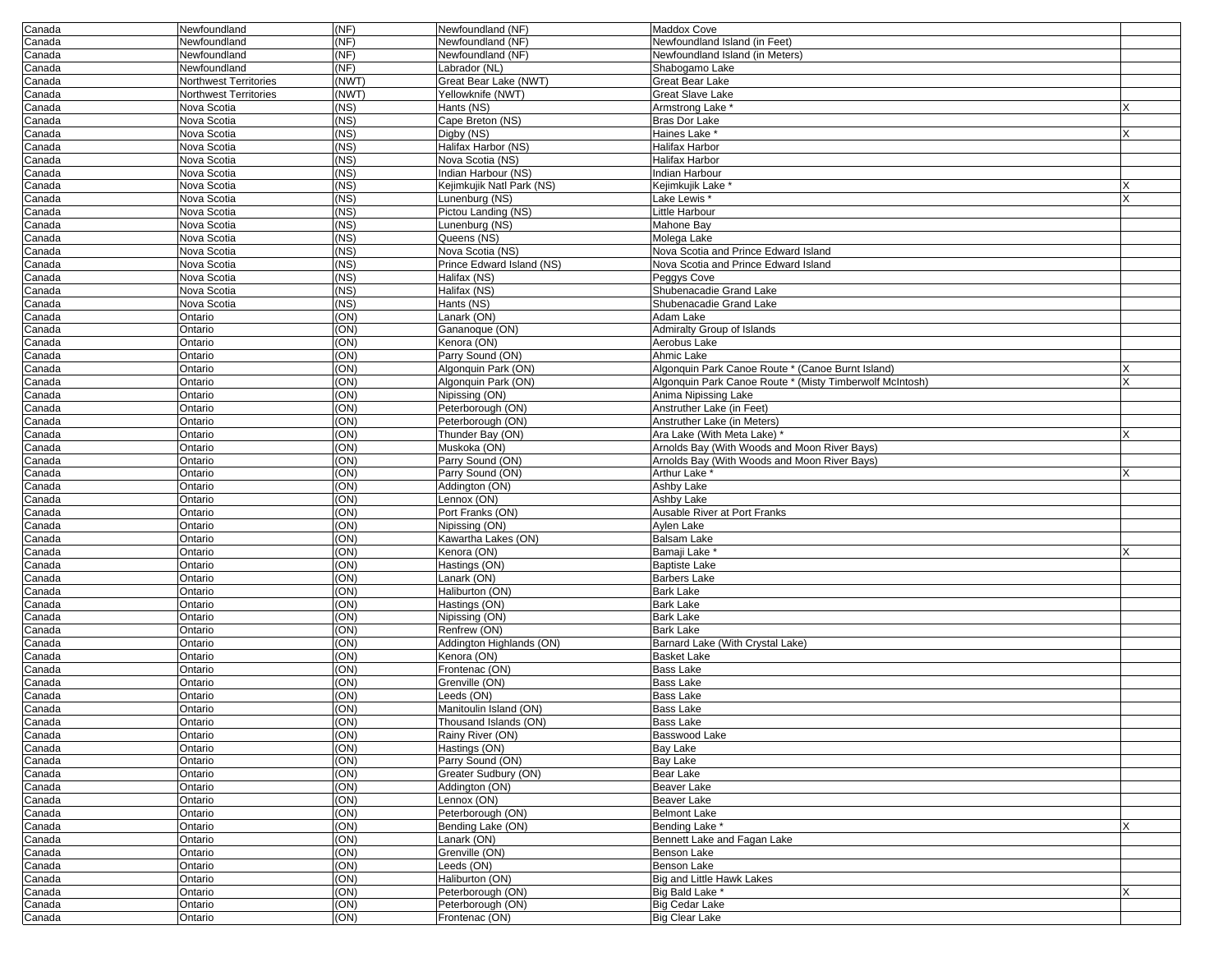| Canada | Newfoundland | (NF) | Newfoundland (NF) | Maddox Cove | |
|---|---|---|---|---|---|
| Canada | Newfoundland | (NF) | Newfoundland (NF) | Newfoundland Island (in Feet) | |
| Canada | Newfoundland | (NF) | Newfoundland (NF) | Newfoundland Island (in Meters) | |
| Canada | Newfoundland | (NF) | Labrador (NL) | Shabogamo Lake | |
| Canada | Northwest Territories | (NWT) | Great Bear Lake (NWT) | Great Bear Lake | |
| Canada | Northwest Territories | (NWT) | Yellowknife (NWT) | Great Slave Lake | |
| Canada | Nova Scotia | (NS) | Hants (NS) | Armstrong Lake * | X |
| Canada | Nova Scotia | (NS) | Cape Breton (NS) | Bras Dor Lake | |
| Canada | Nova Scotia | (NS) | Digby (NS) | Haines Lake * | X |
| Canada | Nova Scotia | (NS) | Halifax Harbor (NS) | Halifax Harbor | |
| Canada | Nova Scotia | (NS) | Nova Scotia (NS) | Halifax Harbor | |
| Canada | Nova Scotia | (NS) | Indian Harbour (NS) | Indian Harbour | |
| Canada | Nova Scotia | (NS) | Kejimkujik Natl Park (NS) | Kejimkujik Lake * | X |
| Canada | Nova Scotia | (NS) | Lunenburg (NS) | Lake Lewis * | X |
| Canada | Nova Scotia | (NS) | Pictou Landing (NS) | Little Harbour | |
| Canada | Nova Scotia | (NS) | Lunenburg (NS) | Mahone Bay | |
| Canada | Nova Scotia | (NS) | Queens (NS) | Molega Lake | |
| Canada | Nova Scotia | (NS) | Nova Scotia (NS) | Nova Scotia and Prince Edward Island | |
| Canada | Nova Scotia | (NS) | Prince Edward Island (NS) | Nova Scotia and Prince Edward Island | |
| Canada | Nova Scotia | (NS) | Halifax (NS) | Peggys Cove | |
| Canada | Nova Scotia | (NS) | Halifax (NS) | Shubenacadie Grand Lake | |
| Canada | Nova Scotia | (NS) | Hants (NS) | Shubenacadie Grand Lake | |
| Canada | Ontario | (ON) | Lanark (ON) | Adam Lake | |
| Canada | Ontario | (ON) | Gananoque (ON) | Admiralty Group of Islands | |
| Canada | Ontario | (ON) | Kenora (ON) | Aerobus Lake | |
| Canada | Ontario | (ON) | Parry Sound (ON) | Ahmic Lake | |
| Canada | Ontario | (ON) | Algonquin Park (ON) | Algonquin Park Canoe Route * (Canoe Burnt Island) | X |
| Canada | Ontario | (ON) | Algonquin Park (ON) | Algonquin Park Canoe Route * (Misty Timberwolf McIntosh) | X |
| Canada | Ontario | (ON) | Nipissing (ON) | Anima Nipissing Lake | |
| Canada | Ontario | (ON) | Peterborough (ON) | Anstruther Lake (in Feet) | |
| Canada | Ontario | (ON) | Peterborough (ON) | Anstruther Lake (in Meters) | |
| Canada | Ontario | (ON) | Thunder Bay (ON) | Ara Lake (With Meta Lake) * | X |
| Canada | Ontario | (ON) | Muskoka (ON) | Arnolds Bay (With Woods and Moon River Bays) | |
| Canada | Ontario | (ON) | Parry Sound (ON) | Arnolds Bay (With Woods and Moon River Bays) | |
| Canada | Ontario | (ON) | Parry Sound (ON) | Arthur Lake * | X |
| Canada | Ontario | (ON) | Addington (ON) | Ashby Lake | |
| Canada | Ontario | (ON) | Lennox (ON) | Ashby Lake | |
| Canada | Ontario | (ON) | Port Franks (ON) | Ausable River at Port Franks | |
| Canada | Ontario | (ON) | Nipissing (ON) | Aylen Lake | |
| Canada | Ontario | (ON) | Kawartha Lakes (ON) | Balsam Lake | |
| Canada | Ontario | (ON) | Kenora (ON) | Bamaji Lake * | X |
| Canada | Ontario | (ON) | Hastings (ON) | Baptiste Lake | |
| Canada | Ontario | (ON) | Lanark (ON) | Barbers Lake | |
| Canada | Ontario | (ON) | Haliburton (ON) | Bark Lake | |
| Canada | Ontario | (ON) | Hastings (ON) | Bark Lake | |
| Canada | Ontario | (ON) | Nipissing (ON) | Bark Lake | |
| Canada | Ontario | (ON) | Renfrew (ON) | Bark Lake | |
| Canada | Ontario | (ON) | Addington Highlands (ON) | Barnard Lake (With Crystal Lake) | |
| Canada | Ontario | (ON) | Kenora (ON) | Basket Lake | |
| Canada | Ontario | (ON) | Frontenac (ON) | Bass Lake | |
| Canada | Ontario | (ON) | Grenville (ON) | Bass Lake | |
| Canada | Ontario | (ON) | Leeds (ON) | Bass Lake | |
| Canada | Ontario | (ON) | Manitoulin Island (ON) | Bass Lake | |
| Canada | Ontario | (ON) | Thousand Islands (ON) | Bass Lake | |
| Canada | Ontario | (ON) | Rainy River (ON) | Basswood Lake | |
| Canada | Ontario | (ON) | Hastings (ON) | Bay Lake | |
| Canada | Ontario | (ON) | Parry Sound (ON) | Bay Lake | |
| Canada | Ontario | (ON) | Greater Sudbury (ON) | Bear Lake | |
| Canada | Ontario | (ON) | Addington (ON) | Beaver Lake | |
| Canada | Ontario | (ON) | Lennox (ON) | Beaver Lake | |
| Canada | Ontario | (ON) | Peterborough (ON) | Belmont Lake | |
| Canada | Ontario | (ON) | Bending Lake (ON) | Bending Lake * | X |
| Canada | Ontario | (ON) | Lanark (ON) | Bennett Lake and Fagan Lake | |
| Canada | Ontario | (ON) | Grenville (ON) | Benson Lake | |
| Canada | Ontario | (ON) | Leeds (ON) | Benson Lake | |
| Canada | Ontario | (ON) | Haliburton (ON) | Big and Little Hawk Lakes | |
| Canada | Ontario | (ON) | Peterborough (ON) | Big Bald Lake * | X |
| Canada | Ontario | (ON) | Peterborough (ON) | Big Cedar Lake | |
| Canada | Ontario | (ON) | Frontenac (ON) | Big Clear Lake | |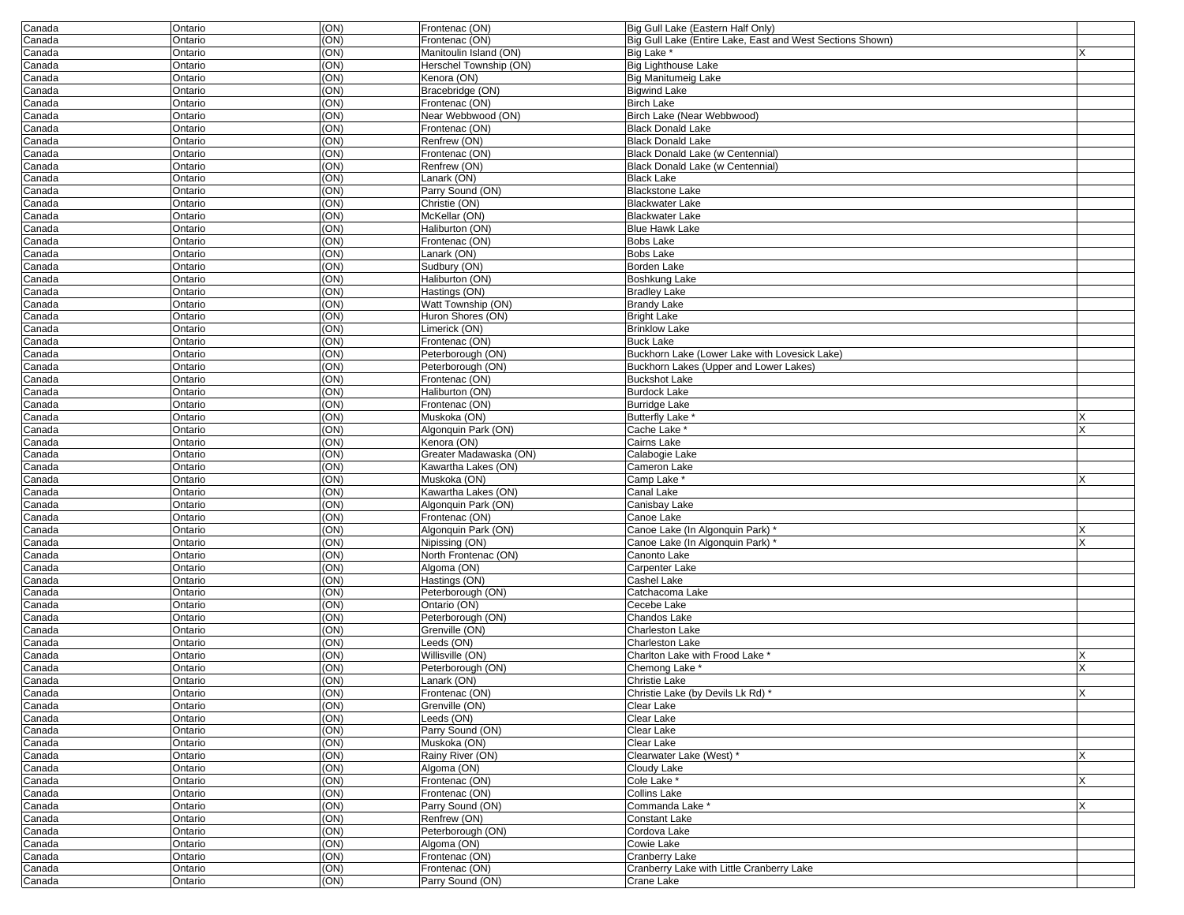| | | | | | |
|---|---|---|---|---|---|
| Canada | Ontario | (ON) | Frontenac (ON) | Big Gull Lake (Eastern Half Only) | |
| Canada | Ontario | (ON) | Frontenac (ON) | Big Gull Lake (Entire Lake, East and West Sections Shown) | |
| Canada | Ontario | (ON) | Manitoulin Island (ON) | Big Lake * | X |
| Canada | Ontario | (ON) | Herschel Township (ON) | Big Lighthouse Lake | |
| Canada | Ontario | (ON) | Kenora (ON) | Big Manitumeig Lake | |
| Canada | Ontario | (ON) | Bracebridge (ON) | Bigwind Lake | |
| Canada | Ontario | (ON) | Frontenac (ON) | Birch Lake | |
| Canada | Ontario | (ON) | Near Webbwood (ON) | Birch Lake (Near Webbwood) | |
| Canada | Ontario | (ON) | Frontenac (ON) | Black Donald Lake | |
| Canada | Ontario | (ON) | Renfrew (ON) | Black Donald Lake | |
| Canada | Ontario | (ON) | Frontenac (ON) | Black Donald Lake (w Centennial) | |
| Canada | Ontario | (ON) | Renfrew (ON) | Black Donald Lake (w Centennial) | |
| Canada | Ontario | (ON) | Lanark (ON) | Black Lake | |
| Canada | Ontario | (ON) | Parry Sound (ON) | Blackstone Lake | |
| Canada | Ontario | (ON) | Christie (ON) | Blackwater Lake | |
| Canada | Ontario | (ON) | McKellar (ON) | Blackwater Lake | |
| Canada | Ontario | (ON) | Haliburton (ON) | Blue Hawk Lake | |
| Canada | Ontario | (ON) | Frontenac (ON) | Bobs Lake | |
| Canada | Ontario | (ON) | Lanark (ON) | Bobs Lake | |
| Canada | Ontario | (ON) | Sudbury (ON) | Borden Lake | |
| Canada | Ontario | (ON) | Haliburton (ON) | Boshkung Lake | |
| Canada | Ontario | (ON) | Hastings (ON) | Bradley Lake | |
| Canada | Ontario | (ON) | Watt Township (ON) | Brandy Lake | |
| Canada | Ontario | (ON) | Huron Shores (ON) | Bright Lake | |
| Canada | Ontario | (ON) | Limerick (ON) | Brinklow Lake | |
| Canada | Ontario | (ON) | Frontenac (ON) | Buck Lake | |
| Canada | Ontario | (ON) | Peterborough (ON) | Buckhorn Lake (Lower Lake with Lovesick Lake) | |
| Canada | Ontario | (ON) | Peterborough (ON) | Buckhorn Lakes (Upper and Lower Lakes) | |
| Canada | Ontario | (ON) | Frontenac (ON) | Buckshot Lake | |
| Canada | Ontario | (ON) | Haliburton (ON) | Burdock Lake | |
| Canada | Ontario | (ON) | Frontenac (ON) | Burridge Lake | |
| Canada | Ontario | (ON) | Muskoka (ON) | Butterfly Lake * | X |
| Canada | Ontario | (ON) | Algonquin Park (ON) | Cache Lake * | X |
| Canada | Ontario | (ON) | Kenora (ON) | Cairns Lake | |
| Canada | Ontario | (ON) | Greater Madawaska (ON) | Calabogie Lake | |
| Canada | Ontario | (ON) | Kawartha Lakes (ON) | Cameron Lake | |
| Canada | Ontario | (ON) | Muskoka (ON) | Camp Lake * | X |
| Canada | Ontario | (ON) | Kawartha Lakes (ON) | Canal Lake | |
| Canada | Ontario | (ON) | Algonquin Park (ON) | Canisbay Lake | |
| Canada | Ontario | (ON) | Frontenac (ON) | Canoe Lake | |
| Canada | Ontario | (ON) | Algonquin Park (ON) | Canoe Lake (In Algonquin Park) * | X |
| Canada | Ontario | (ON) | Nipissing (ON) | Canoe Lake (In Algonquin Park) * | X |
| Canada | Ontario | (ON) | North Frontenac (ON) | Canonto Lake | |
| Canada | Ontario | (ON) | Algoma (ON) | Carpenter Lake | |
| Canada | Ontario | (ON) | Hastings (ON) | Cashel Lake | |
| Canada | Ontario | (ON) | Peterborough (ON) | Catchacoma Lake | |
| Canada | Ontario | (ON) | Ontario (ON) | Cecebe Lake | |
| Canada | Ontario | (ON) | Peterborough (ON) | Chandos Lake | |
| Canada | Ontario | (ON) | Grenville (ON) | Charleston Lake | |
| Canada | Ontario | (ON) | Leeds (ON) | Charleston Lake | |
| Canada | Ontario | (ON) | Willisville (ON) | Charlton Lake with Frood Lake * | X |
| Canada | Ontario | (ON) | Peterborough (ON) | Chemong Lake * | X |
| Canada | Ontario | (ON) | Lanark (ON) | Christie Lake | |
| Canada | Ontario | (ON) | Frontenac (ON) | Christie Lake (by Devils Lk Rd) * | X |
| Canada | Ontario | (ON) | Grenville (ON) | Clear Lake | |
| Canada | Ontario | (ON) | Leeds (ON) | Clear Lake | |
| Canada | Ontario | (ON) | Parry Sound (ON) | Clear Lake | |
| Canada | Ontario | (ON) | Muskoka (ON) | Clear Lake | |
| Canada | Ontario | (ON) | Rainy River (ON) | Clearwater Lake (West) * | X |
| Canada | Ontario | (ON) | Algoma (ON) | Cloudy Lake | |
| Canada | Ontario | (ON) | Frontenac (ON) | Cole Lake * | X |
| Canada | Ontario | (ON) | Frontenac (ON) | Collins Lake | |
| Canada | Ontario | (ON) | Parry Sound (ON) | Commanda Lake * | X |
| Canada | Ontario | (ON) | Renfrew (ON) | Constant Lake | |
| Canada | Ontario | (ON) | Peterborough (ON) | Cordova Lake | |
| Canada | Ontario | (ON) | Algoma (ON) | Cowie Lake | |
| Canada | Ontario | (ON) | Frontenac (ON) | Cranberry Lake | |
| Canada | Ontario | (ON) | Frontenac (ON) | Cranberry Lake with Little Cranberry Lake | |
| Canada | Ontario | (ON) | Parry Sound (ON) | Crane Lake | |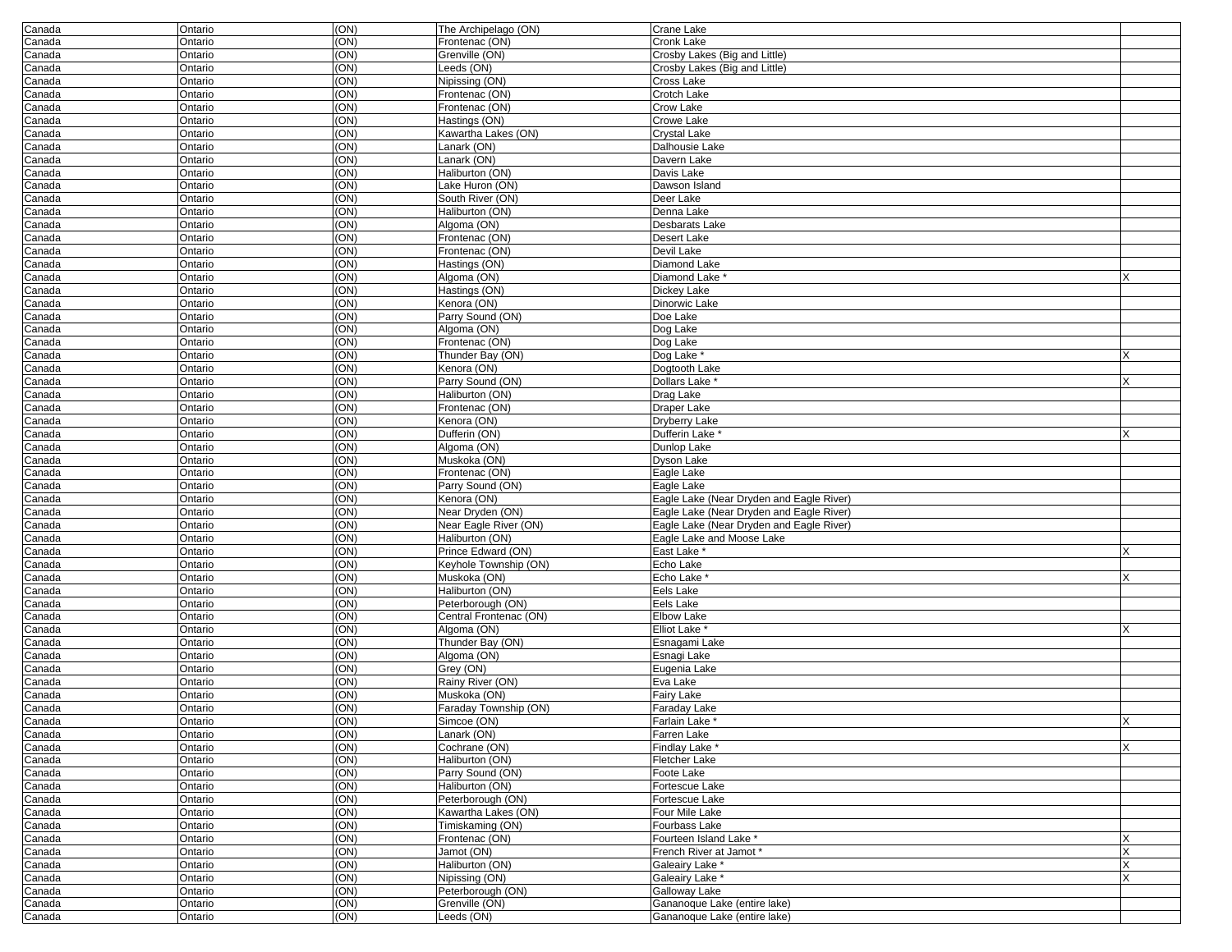| Canada | Ontario | (ON) | The Archipelago (ON) | Crane Lake | |
|---|---|---|---|---|---|
| Canada | Ontario | (ON) | Frontenac (ON) | Cronk Lake | |
| Canada | Ontario | (ON) | Grenville (ON) | Crosby Lakes (Big and Little) | |
| Canada | Ontario | (ON) | Leeds (ON) | Crosby Lakes (Big and Little) | |
| Canada | Ontario | (ON) | Nipissing (ON) | Cross Lake | |
| Canada | Ontario | (ON) | Frontenac (ON) | Crotch Lake | |
| Canada | Ontario | (ON) | Frontenac (ON) | Crow Lake | |
| Canada | Ontario | (ON) | Hastings (ON) | Crowe Lake | |
| Canada | Ontario | (ON) | Kawartha Lakes (ON) | Crystal Lake | |
| Canada | Ontario | (ON) | Lanark (ON) | Dalhousie Lake | |
| Canada | Ontario | (ON) | Lanark (ON) | Davern Lake | |
| Canada | Ontario | (ON) | Haliburton (ON) | Davis Lake | |
| Canada | Ontario | (ON) | Lake Huron (ON) | Dawson Island | |
| Canada | Ontario | (ON) | South River (ON) | Deer Lake | |
| Canada | Ontario | (ON) | Haliburton (ON) | Denna Lake | |
| Canada | Ontario | (ON) | Algoma (ON) | Desbarats Lake | |
| Canada | Ontario | (ON) | Frontenac (ON) | Desert Lake | |
| Canada | Ontario | (ON) | Frontenac (ON) | Devil Lake | |
| Canada | Ontario | (ON) | Hastings (ON) | Diamond Lake | |
| Canada | Ontario | (ON) | Algoma (ON) | Diamond Lake * | X |
| Canada | Ontario | (ON) | Hastings (ON) | Dickey Lake | |
| Canada | Ontario | (ON) | Kenora (ON) | Dinorwic Lake | |
| Canada | Ontario | (ON) | Parry Sound (ON) | Doe Lake | |
| Canada | Ontario | (ON) | Algoma (ON) | Dog Lake | |
| Canada | Ontario | (ON) | Frontenac (ON) | Dog Lake | |
| Canada | Ontario | (ON) | Thunder Bay (ON) | Dog Lake * | X |
| Canada | Ontario | (ON) | Kenora (ON) | Dogtooth Lake | |
| Canada | Ontario | (ON) | Parry Sound (ON) | Dollars Lake * | X |
| Canada | Ontario | (ON) | Haliburton (ON) | Drag Lake | |
| Canada | Ontario | (ON) | Frontenac (ON) | Draper Lake | |
| Canada | Ontario | (ON) | Kenora (ON) | Dryberry Lake | |
| Canada | Ontario | (ON) | Dufferin (ON) | Dufferin Lake * | X |
| Canada | Ontario | (ON) | Algoma (ON) | Dunlop Lake | |
| Canada | Ontario | (ON) | Muskoka (ON) | Dyson Lake | |
| Canada | Ontario | (ON) | Frontenac (ON) | Eagle Lake | |
| Canada | Ontario | (ON) | Parry Sound (ON) | Eagle Lake | |
| Canada | Ontario | (ON) | Kenora (ON) | Eagle Lake (Near Dryden and Eagle River) | |
| Canada | Ontario | (ON) | Near Dryden (ON) | Eagle Lake (Near Dryden and Eagle River) | |
| Canada | Ontario | (ON) | Near Eagle River (ON) | Eagle Lake (Near Dryden and Eagle River) | |
| Canada | Ontario | (ON) | Haliburton (ON) | Eagle Lake and Moose Lake | |
| Canada | Ontario | (ON) | Prince Edward (ON) | East Lake * | X |
| Canada | Ontario | (ON) | Keyhole Township (ON) | Echo Lake | |
| Canada | Ontario | (ON) | Muskoka (ON) | Echo Lake * | X |
| Canada | Ontario | (ON) | Haliburton (ON) | Eels Lake | |
| Canada | Ontario | (ON) | Peterborough (ON) | Eels Lake | |
| Canada | Ontario | (ON) | Central Frontenac (ON) | Elbow Lake | |
| Canada | Ontario | (ON) | Algoma (ON) | Elliot Lake * | X |
| Canada | Ontario | (ON) | Thunder Bay (ON) | Esnagami Lake | |
| Canada | Ontario | (ON) | Algoma (ON) | Esnagi Lake | |
| Canada | Ontario | (ON) | Grey (ON) | Eugenia Lake | |
| Canada | Ontario | (ON) | Rainy River (ON) | Eva Lake | |
| Canada | Ontario | (ON) | Muskoka (ON) | Fairy Lake | |
| Canada | Ontario | (ON) | Faraday Township (ON) | Faraday Lake | |
| Canada | Ontario | (ON) | Simcoe (ON) | Farlain Lake * | X |
| Canada | Ontario | (ON) | Lanark (ON) | Farren Lake | |
| Canada | Ontario | (ON) | Cochrane (ON) | Findlay Lake * | X |
| Canada | Ontario | (ON) | Haliburton (ON) | Fletcher Lake | |
| Canada | Ontario | (ON) | Parry Sound (ON) | Foote Lake | |
| Canada | Ontario | (ON) | Haliburton (ON) | Fortescue Lake | |
| Canada | Ontario | (ON) | Peterborough (ON) | Fortescue Lake | |
| Canada | Ontario | (ON) | Kawartha Lakes (ON) | Four Mile Lake | |
| Canada | Ontario | (ON) | Timiskaming (ON) | Fourbass Lake | |
| Canada | Ontario | (ON) | Frontenac (ON) | Fourteen Island Lake * | X |
| Canada | Ontario | (ON) | Jamot (ON) | French River at Jamot * | X |
| Canada | Ontario | (ON) | Haliburton (ON) | Galeairy Lake * | X |
| Canada | Ontario | (ON) | Nipissing (ON) | Galeairy Lake * | X |
| Canada | Ontario | (ON) | Peterborough (ON) | Galloway Lake | |
| Canada | Ontario | (ON) | Grenville (ON) | Gananoque Lake (entire lake) | |
| Canada | Ontario | (ON) | Leeds (ON) | Gananoque Lake (entire lake) | |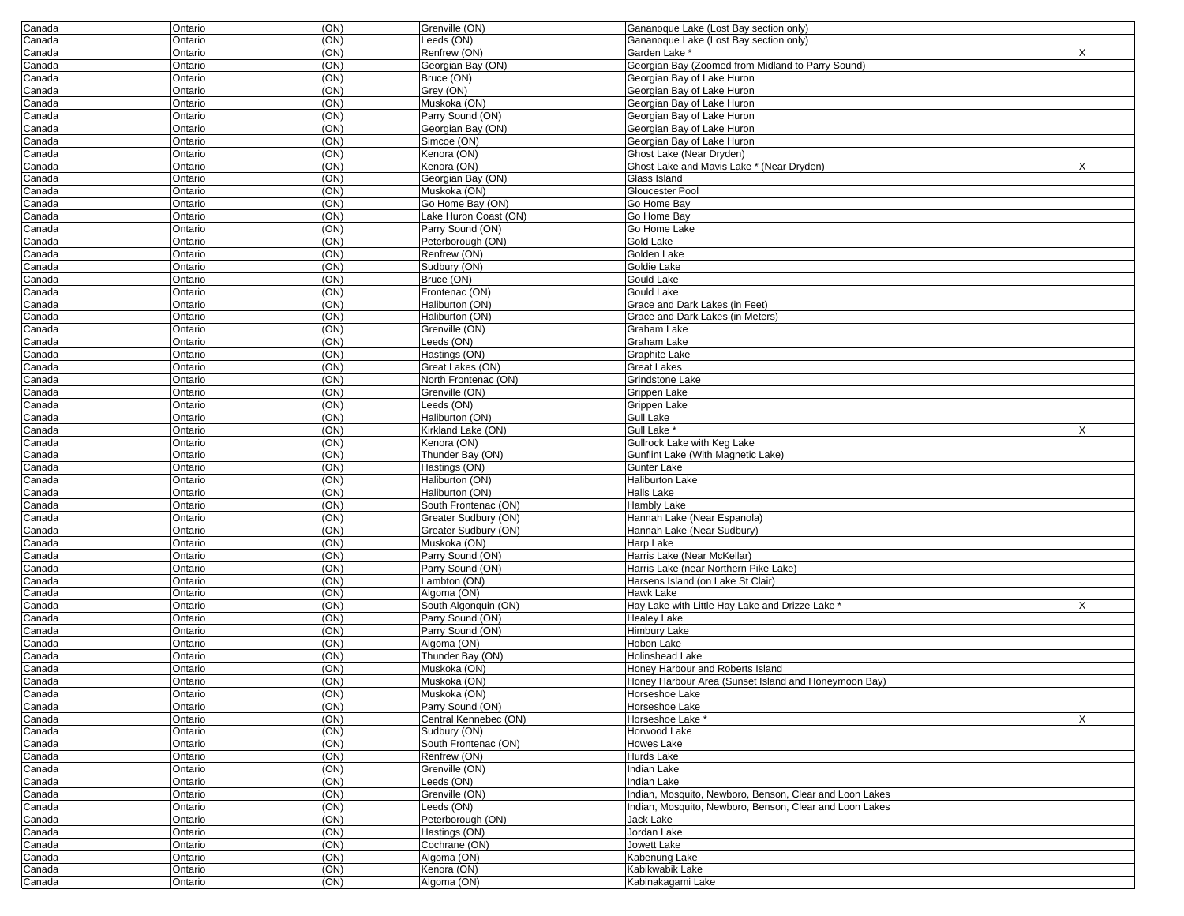| | | | | | |
|---|---|---|---|---|---|
| Canada | Ontario | (ON) | Grenville (ON) | Gananoque Lake (Lost Bay section only) | |
| Canada | Ontario | (ON) | Leeds (ON) | Gananoque Lake (Lost Bay section only) | |
| Canada | Ontario | (ON) | Renfrew (ON) | Garden Lake * | X |
| Canada | Ontario | (ON) | Georgian Bay (ON) | Georgian Bay (Zoomed from Midland to Parry Sound) | |
| Canada | Ontario | (ON) | Bruce (ON) | Georgian Bay of Lake Huron | |
| Canada | Ontario | (ON) | Grey (ON) | Georgian Bay of Lake Huron | |
| Canada | Ontario | (ON) | Muskoka (ON) | Georgian Bay of Lake Huron | |
| Canada | Ontario | (ON) | Parry Sound (ON) | Georgian Bay of Lake Huron | |
| Canada | Ontario | (ON) | Georgian Bay (ON) | Georgian Bay of Lake Huron | |
| Canada | Ontario | (ON) | Simcoe (ON) | Georgian Bay of Lake Huron | |
| Canada | Ontario | (ON) | Kenora (ON) | Ghost Lake (Near Dryden) | |
| Canada | Ontario | (ON) | Kenora (ON) | Ghost Lake and Mavis Lake * (Near Dryden) | X |
| Canada | Ontario | (ON) | Georgian Bay (ON) | Glass Island | |
| Canada | Ontario | (ON) | Muskoka (ON) | Gloucester Pool | |
| Canada | Ontario | (ON) | Go Home Bay (ON) | Go Home Bay | |
| Canada | Ontario | (ON) | Lake Huron Coast (ON) | Go Home Bay | |
| Canada | Ontario | (ON) | Parry Sound (ON) | Go Home Lake | |
| Canada | Ontario | (ON) | Peterborough (ON) | Gold Lake | |
| Canada | Ontario | (ON) | Renfrew (ON) | Golden Lake | |
| Canada | Ontario | (ON) | Sudbury (ON) | Goldie Lake | |
| Canada | Ontario | (ON) | Bruce (ON) | Gould Lake | |
| Canada | Ontario | (ON) | Frontenac (ON) | Gould Lake | |
| Canada | Ontario | (ON) | Haliburton (ON) | Grace and Dark Lakes (in Feet) | |
| Canada | Ontario | (ON) | Haliburton (ON) | Grace and Dark Lakes (in Meters) | |
| Canada | Ontario | (ON) | Grenville (ON) | Graham Lake | |
| Canada | Ontario | (ON) | Leeds (ON) | Graham Lake | |
| Canada | Ontario | (ON) | Hastings (ON) | Graphite Lake | |
| Canada | Ontario | (ON) | Great Lakes (ON) | Great Lakes | |
| Canada | Ontario | (ON) | North Frontenac (ON) | Grindstone Lake | |
| Canada | Ontario | (ON) | Grenville (ON) | Grippen Lake | |
| Canada | Ontario | (ON) | Leeds (ON) | Grippen Lake | |
| Canada | Ontario | (ON) | Haliburton (ON) | Gull Lake | |
| Canada | Ontario | (ON) | Kirkland Lake (ON) | Gull Lake * | X |
| Canada | Ontario | (ON) | Kenora (ON) | Gullrock Lake with Keg Lake | |
| Canada | Ontario | (ON) | Thunder Bay (ON) | Gunflint Lake (With Magnetic Lake) | |
| Canada | Ontario | (ON) | Hastings (ON) | Gunter Lake | |
| Canada | Ontario | (ON) | Haliburton (ON) | Haliburton Lake | |
| Canada | Ontario | (ON) | Haliburton (ON) | Halls Lake | |
| Canada | Ontario | (ON) | South Frontenac (ON) | Hambly Lake | |
| Canada | Ontario | (ON) | Greater Sudbury (ON) | Hannah Lake (Near Espanola) | |
| Canada | Ontario | (ON) | Greater Sudbury (ON) | Hannah Lake (Near Sudbury) | |
| Canada | Ontario | (ON) | Muskoka (ON) | Harp Lake | |
| Canada | Ontario | (ON) | Parry Sound (ON) | Harris Lake (Near McKellar) | |
| Canada | Ontario | (ON) | Parry Sound (ON) | Harris Lake (near Northern Pike Lake) | |
| Canada | Ontario | (ON) | Lambton (ON) | Harsens Island (on Lake St Clair) | |
| Canada | Ontario | (ON) | Algoma (ON) | Hawk Lake | |
| Canada | Ontario | (ON) | South Algonquin (ON) | Hay Lake with Little Hay Lake and Drizze Lake * | X |
| Canada | Ontario | (ON) | Parry Sound (ON) | Healey Lake | |
| Canada | Ontario | (ON) | Parry Sound (ON) | Himbury Lake | |
| Canada | Ontario | (ON) | Algoma (ON) | Hobon Lake | |
| Canada | Ontario | (ON) | Thunder Bay (ON) | Holinshead Lake | |
| Canada | Ontario | (ON) | Muskoka (ON) | Honey Harbour and Roberts Island | |
| Canada | Ontario | (ON) | Muskoka (ON) | Honey Harbour Area (Sunset Island and Honeymoon Bay) | |
| Canada | Ontario | (ON) | Muskoka (ON) | Horseshoe Lake | |
| Canada | Ontario | (ON) | Parry Sound (ON) | Horseshoe Lake | |
| Canada | Ontario | (ON) | Central Kennebec (ON) | Horseshoe Lake * | X |
| Canada | Ontario | (ON) | Sudbury (ON) | Horwood Lake | |
| Canada | Ontario | (ON) | South Frontenac (ON) | Howes Lake | |
| Canada | Ontario | (ON) | Renfrew (ON) | Hurds Lake | |
| Canada | Ontario | (ON) | Grenville (ON) | Indian Lake | |
| Canada | Ontario | (ON) | Leeds (ON) | Indian Lake | |
| Canada | Ontario | (ON) | Grenville (ON) | Indian, Mosquito, Newboro, Benson, Clear and Loon Lakes | |
| Canada | Ontario | (ON) | Leeds (ON) | Indian, Mosquito, Newboro, Benson, Clear and Loon Lakes | |
| Canada | Ontario | (ON) | Peterborough (ON) | Jack Lake | |
| Canada | Ontario | (ON) | Hastings (ON) | Jordan Lake | |
| Canada | Ontario | (ON) | Cochrane (ON) | Jowett Lake | |
| Canada | Ontario | (ON) | Algoma (ON) | Kabenung Lake | |
| Canada | Ontario | (ON) | Kenora (ON) | Kabikwabik Lake | |
| Canada | Ontario | (ON) | Algoma (ON) | Kabinakagami Lake | |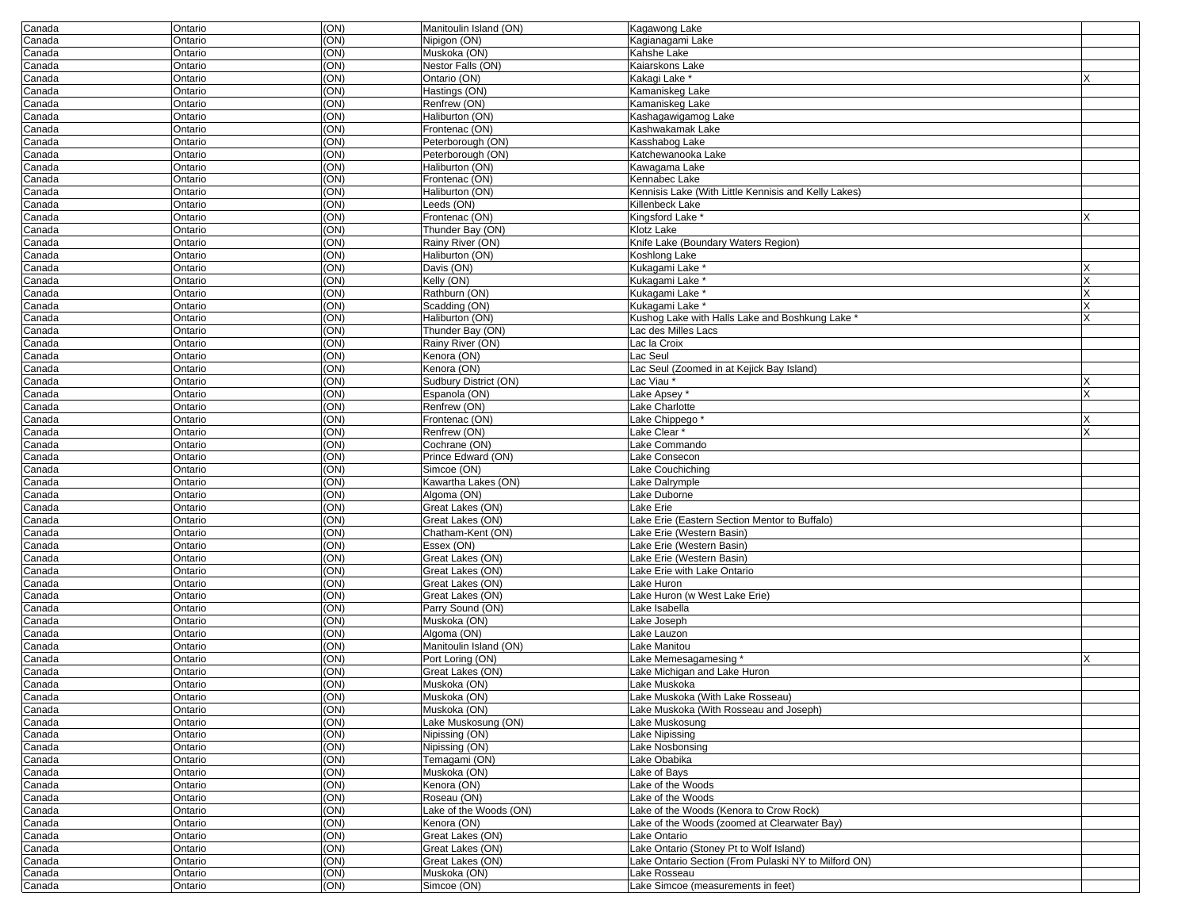| Canada | Ontario | (ON) | Manitoulin Island (ON) | Kagawong Lake | |
|---|---|---|---|---|---|
| Canada | Ontario | (ON) | Nipigon (ON) | Kagianagami Lake | |
| Canada | Ontario | (ON) | Muskoka (ON) | Kahshe Lake | |
| Canada | Ontario | (ON) | Nestor Falls (ON) | Kaiarskons Lake | |
| Canada | Ontario | (ON) | Ontario (ON) | Kakagi Lake * | X |
| Canada | Ontario | (ON) | Hastings (ON) | Kamaniskeg Lake | |
| Canada | Ontario | (ON) | Renfrew (ON) | Kamaniskeg Lake | |
| Canada | Ontario | (ON) | Haliburton (ON) | Kashagawigamog Lake | |
| Canada | Ontario | (ON) | Frontenac (ON) | Kashwakamak Lake | |
| Canada | Ontario | (ON) | Peterborough (ON) | Kasshabog Lake | |
| Canada | Ontario | (ON) | Peterborough (ON) | Katchewanooka Lake | |
| Canada | Ontario | (ON) | Haliburton (ON) | Kawagama Lake | |
| Canada | Ontario | (ON) | Frontenac (ON) | Kennabec Lake | |
| Canada | Ontario | (ON) | Haliburton (ON) | Kennisis Lake (With Little Kennisis and Kelly Lakes) | |
| Canada | Ontario | (ON) | Leeds (ON) | Killenbeck Lake | |
| Canada | Ontario | (ON) | Frontenac (ON) | Kingsford Lake * | X |
| Canada | Ontario | (ON) | Thunder Bay (ON) | Klotz Lake | |
| Canada | Ontario | (ON) | Rainy River (ON) | Knife Lake (Boundary Waters Region) | |
| Canada | Ontario | (ON) | Haliburton (ON) | Koshlong Lake | |
| Canada | Ontario | (ON) | Davis (ON) | Kukagami Lake * | X |
| Canada | Ontario | (ON) | Kelly (ON) | Kukagami Lake * | X |
| Canada | Ontario | (ON) | Rathburn (ON) | Kukagami Lake * | X |
| Canada | Ontario | (ON) | Scadding (ON) | Kukagami Lake * | X |
| Canada | Ontario | (ON) | Haliburton (ON) | Kushog Lake with Halls Lake and Boshkung Lake * | X |
| Canada | Ontario | (ON) | Thunder Bay (ON) | Lac des Milles Lacs | |
| Canada | Ontario | (ON) | Rainy River (ON) | Lac la Croix | |
| Canada | Ontario | (ON) | Kenora (ON) | Lac Seul | |
| Canada | Ontario | (ON) | Kenora (ON) | Lac Seul (Zoomed in at Kejick Bay Island) | |
| Canada | Ontario | (ON) | Sudbury District (ON) | Lac Viau * | X |
| Canada | Ontario | (ON) | Espanola (ON) | Lake Apsey * | X |
| Canada | Ontario | (ON) | Renfrew (ON) | Lake Charlotte | |
| Canada | Ontario | (ON) | Frontenac (ON) | Lake Chippego * | X |
| Canada | Ontario | (ON) | Renfrew (ON) | Lake Clear * | X |
| Canada | Ontario | (ON) | Cochrane (ON) | Lake Commando | |
| Canada | Ontario | (ON) | Prince Edward (ON) | Lake Consecon | |
| Canada | Ontario | (ON) | Simcoe (ON) | Lake Couchiching | |
| Canada | Ontario | (ON) | Kawartha Lakes (ON) | Lake Dalrymple | |
| Canada | Ontario | (ON) | Algoma (ON) | Lake Duborne | |
| Canada | Ontario | (ON) | Great Lakes (ON) | Lake Erie | |
| Canada | Ontario | (ON) | Great Lakes (ON) | Lake Erie (Eastern Section Mentor to Buffalo) | |
| Canada | Ontario | (ON) | Chatham-Kent (ON) | Lake Erie (Western Basin) | |
| Canada | Ontario | (ON) | Essex (ON) | Lake Erie (Western Basin) | |
| Canada | Ontario | (ON) | Great Lakes (ON) | Lake Erie (Western Basin) | |
| Canada | Ontario | (ON) | Great Lakes (ON) | Lake Erie with Lake Ontario | |
| Canada | Ontario | (ON) | Great Lakes (ON) | Lake Huron | |
| Canada | Ontario | (ON) | Great Lakes (ON) | Lake Huron (w West Lake Erie) | |
| Canada | Ontario | (ON) | Parry Sound (ON) | Lake Isabella | |
| Canada | Ontario | (ON) | Muskoka (ON) | Lake Joseph | |
| Canada | Ontario | (ON) | Algoma (ON) | Lake Lauzon | |
| Canada | Ontario | (ON) | Manitoulin Island (ON) | Lake Manitou | |
| Canada | Ontario | (ON) | Port Loring (ON) | Lake Memesagamesing * | X |
| Canada | Ontario | (ON) | Great Lakes (ON) | Lake Michigan and Lake Huron | |
| Canada | Ontario | (ON) | Muskoka (ON) | Lake Muskoka | |
| Canada | Ontario | (ON) | Muskoka (ON) | Lake Muskoka (With Lake Rosseau) | |
| Canada | Ontario | (ON) | Muskoka (ON) | Lake Muskoka (With Rosseau and Joseph) | |
| Canada | Ontario | (ON) | Lake Muskosung (ON) | Lake Muskosung | |
| Canada | Ontario | (ON) | Nipissing (ON) | Lake Nipissing | |
| Canada | Ontario | (ON) | Nipissing (ON) | Lake Nosbonsing | |
| Canada | Ontario | (ON) | Temagami (ON) | Lake Obabika | |
| Canada | Ontario | (ON) | Muskoka (ON) | Lake of Bays | |
| Canada | Ontario | (ON) | Kenora (ON) | Lake of the Woods | |
| Canada | Ontario | (ON) | Roseau (ON) | Lake of the Woods | |
| Canada | Ontario | (ON) | Lake of the Woods (ON) | Lake of the Woods (Kenora to Crow Rock) | |
| Canada | Ontario | (ON) | Kenora (ON) | Lake of the Woods (zoomed at Clearwater Bay) | |
| Canada | Ontario | (ON) | Great Lakes (ON) | Lake Ontario | |
| Canada | Ontario | (ON) | Great Lakes (ON) | Lake Ontario (Stoney Pt to Wolf Island) | |
| Canada | Ontario | (ON) | Great Lakes (ON) | Lake Ontario Section (From Pulaski NY to Milford ON) | |
| Canada | Ontario | (ON) | Muskoka (ON) | Lake Rosseau | |
| Canada | Ontario | (ON) | Simcoe (ON) | Lake Simcoe (measurements in feet) | |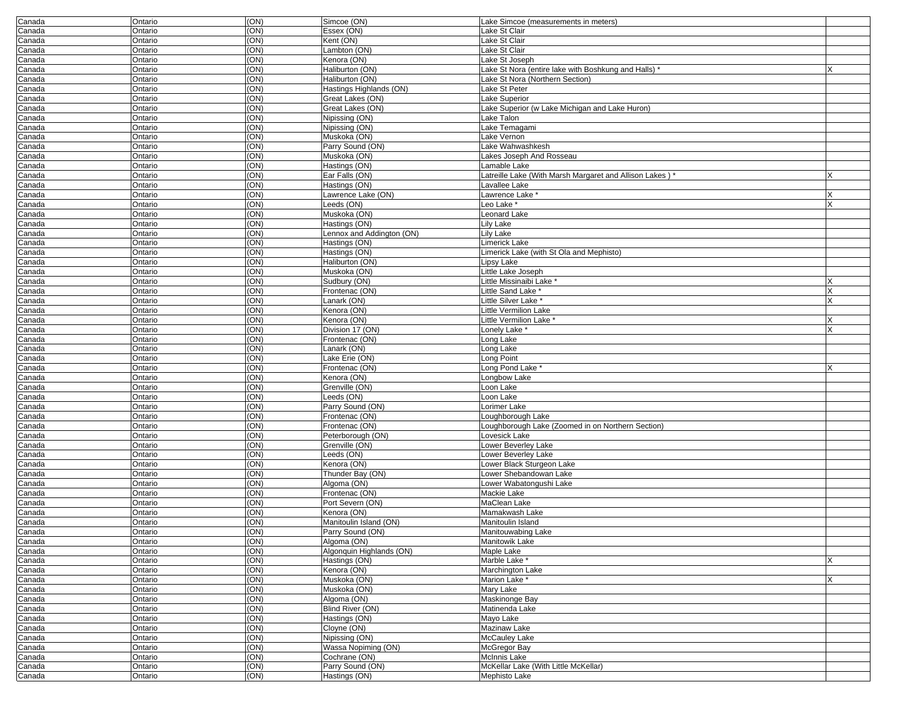| | | | | | |
|---|---|---|---|---|---|
| Canada | Ontario | (ON) | Simcoe (ON) | Lake Simcoe (measurements in meters) | |
| Canada | Ontario | (ON) | Essex (ON) | Lake St Clair | |
| Canada | Ontario | (ON) | Kent (ON) | Lake St Clair | |
| Canada | Ontario | (ON) | Lambton (ON) | Lake St Clair | |
| Canada | Ontario | (ON) | Kenora (ON) | Lake St Joseph | |
| Canada | Ontario | (ON) | Haliburton (ON) | Lake St Nora (entire lake with Boshkung and Halls) * | X |
| Canada | Ontario | (ON) | Haliburton (ON) | Lake St Nora (Northern Section) | |
| Canada | Ontario | (ON) | Hastings Highlands (ON) | Lake St Peter | |
| Canada | Ontario | (ON) | Great Lakes (ON) | Lake Superior | |
| Canada | Ontario | (ON) | Great Lakes (ON) | Lake Superior (w Lake Michigan and Lake Huron) | |
| Canada | Ontario | (ON) | Nipissing (ON) | Lake Talon | |
| Canada | Ontario | (ON) | Nipissing (ON) | Lake Temagami | |
| Canada | Ontario | (ON) | Muskoka (ON) | Lake Vernon | |
| Canada | Ontario | (ON) | Parry Sound (ON) | Lake Wahwashkesh | |
| Canada | Ontario | (ON) | Muskoka (ON) | Lakes Joseph And Rosseau | |
| Canada | Ontario | (ON) | Hastings (ON) | Lamable Lake | |
| Canada | Ontario | (ON) | Ear Falls (ON) | Latreille Lake (With Marsh Margaret and Allison Lakes ) * | X |
| Canada | Ontario | (ON) | Hastings (ON) | Lavallee Lake | |
| Canada | Ontario | (ON) | Lawrence Lake (ON) | Lawrence Lake * | X |
| Canada | Ontario | (ON) | Leeds (ON) | Leo Lake * | X |
| Canada | Ontario | (ON) | Muskoka (ON) | Leonard Lake | |
| Canada | Ontario | (ON) | Hastings (ON) | Lily Lake | |
| Canada | Ontario | (ON) | Lennox and Addington (ON) | Lily Lake | |
| Canada | Ontario | (ON) | Hastings (ON) | Limerick Lake | |
| Canada | Ontario | (ON) | Hastings (ON) | Limerick Lake (with St Ola and Mephisto) | |
| Canada | Ontario | (ON) | Haliburton (ON) | Lipsy Lake | |
| Canada | Ontario | (ON) | Muskoka (ON) | Little Lake Joseph | |
| Canada | Ontario | (ON) | Sudbury (ON) | Little Missinaibi Lake * | X |
| Canada | Ontario | (ON) | Frontenac (ON) | Little Sand Lake * | X |
| Canada | Ontario | (ON) | Lanark (ON) | Little Silver Lake * | X |
| Canada | Ontario | (ON) | Kenora (ON) | Little Vermilion Lake | |
| Canada | Ontario | (ON) | Kenora (ON) | Little Vermilion Lake * | X |
| Canada | Ontario | (ON) | Division 17 (ON) | Lonely Lake * | X |
| Canada | Ontario | (ON) | Frontenac (ON) | Long Lake | |
| Canada | Ontario | (ON) | Lanark (ON) | Long Lake | |
| Canada | Ontario | (ON) | Lake Erie (ON) | Long Point | |
| Canada | Ontario | (ON) | Frontenac (ON) | Long Pond Lake * | X |
| Canada | Ontario | (ON) | Kenora (ON) | Longbow Lake | |
| Canada | Ontario | (ON) | Grenville (ON) | Loon Lake | |
| Canada | Ontario | (ON) | Leeds (ON) | Loon Lake | |
| Canada | Ontario | (ON) | Parry Sound (ON) | Lorimer Lake | |
| Canada | Ontario | (ON) | Frontenac (ON) | Loughborough Lake | |
| Canada | Ontario | (ON) | Frontenac (ON) | Loughborough Lake (Zoomed in on Northern Section) | |
| Canada | Ontario | (ON) | Peterborough (ON) | Lovesick Lake | |
| Canada | Ontario | (ON) | Grenville (ON) | Lower Beverley Lake | |
| Canada | Ontario | (ON) | Leeds (ON) | Lower Beverley Lake | |
| Canada | Ontario | (ON) | Kenora (ON) | Lower Black Sturgeon Lake | |
| Canada | Ontario | (ON) | Thunder Bay (ON) | Lower Shebandowan Lake | |
| Canada | Ontario | (ON) | Algoma (ON) | Lower Wabatongushi Lake | |
| Canada | Ontario | (ON) | Frontenac (ON) | Mackie Lake | |
| Canada | Ontario | (ON) | Port Severn (ON) | MaClean Lake | |
| Canada | Ontario | (ON) | Kenora (ON) | Mamakwash Lake | |
| Canada | Ontario | (ON) | Manitoulin Island (ON) | Manitoulin Island | |
| Canada | Ontario | (ON) | Parry Sound (ON) | Manitouwabing Lake | |
| Canada | Ontario | (ON) | Algoma (ON) | Manitowik Lake | |
| Canada | Ontario | (ON) | Algonquin Highlands (ON) | Maple Lake | |
| Canada | Ontario | (ON) | Hastings (ON) | Marble Lake * | X |
| Canada | Ontario | (ON) | Kenora (ON) | Marchington Lake | |
| Canada | Ontario | (ON) | Muskoka (ON) | Marion Lake * | X |
| Canada | Ontario | (ON) | Muskoka (ON) | Mary Lake | |
| Canada | Ontario | (ON) | Algoma (ON) | Maskinonge Bay | |
| Canada | Ontario | (ON) | Blind River (ON) | Matinenda Lake | |
| Canada | Ontario | (ON) | Hastings (ON) | Mayo Lake | |
| Canada | Ontario | (ON) | Cloyne (ON) | Mazinaw Lake | |
| Canada | Ontario | (ON) | Nipissing (ON) | McCauley Lake | |
| Canada | Ontario | (ON) | Wassa Nopiming (ON) | McGregor Bay | |
| Canada | Ontario | (ON) | Cochrane (ON) | McInnis Lake | |
| Canada | Ontario | (ON) | Parry Sound (ON) | McKellar Lake (With Little McKellar) | |
| Canada | Ontario | (ON) | Hastings (ON) | Mephisto Lake | |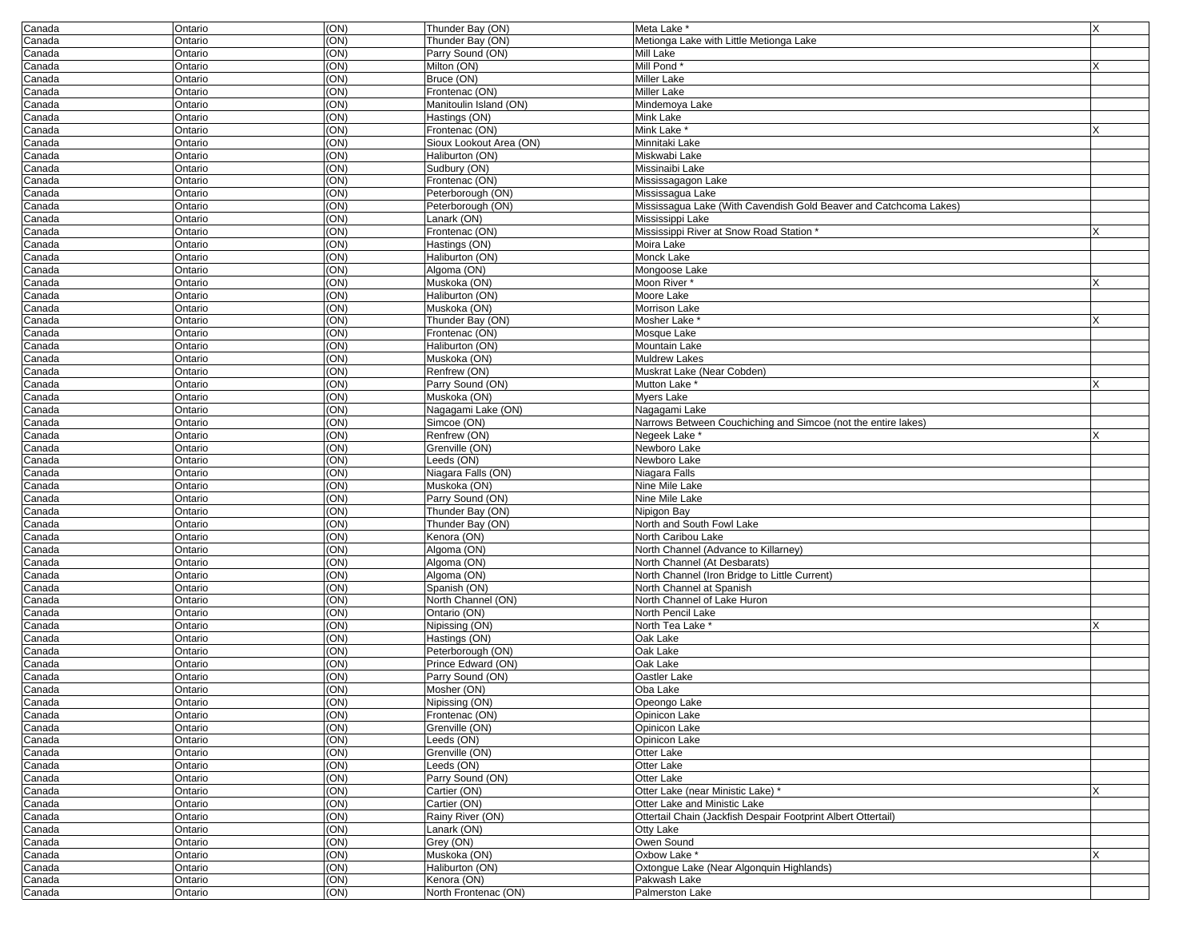| Canada | Ontario | (ON) | Thunder Bay (ON) | Meta Lake * | X |
|---|---|---|---|---|---|
| Canada | Ontario | (ON) | Thunder Bay (ON) | Metionga Lake with Little Metionga Lake | |
| Canada | Ontario | (ON) | Parry Sound (ON) | Mill Lake | |
| Canada | Ontario | (ON) | Milton (ON) | Mill Pond * | X |
| Canada | Ontario | (ON) | Bruce (ON) | Miller Lake | |
| Canada | Ontario | (ON) | Frontenac (ON) | Miller Lake | |
| Canada | Ontario | (ON) | Manitoulin Island (ON) | Mindemoya Lake | |
| Canada | Ontario | (ON) | Hastings (ON) | Mink Lake | |
| Canada | Ontario | (ON) | Frontenac (ON) | Mink Lake * | X |
| Canada | Ontario | (ON) | Sioux Lookout Area (ON) | Minnitaki Lake | |
| Canada | Ontario | (ON) | Haliburton (ON) | Miskwabi Lake | |
| Canada | Ontario | (ON) | Sudbury (ON) | Missinaibi Lake | |
| Canada | Ontario | (ON) | Frontenac (ON) | Mississagagon Lake | |
| Canada | Ontario | (ON) | Peterborough (ON) | Mississagua Lake | |
| Canada | Ontario | (ON) | Peterborough (ON) | Mississagua Lake (With Cavendish Gold Beaver and Catchcoma Lakes) | |
| Canada | Ontario | (ON) | Lanark (ON) | Mississippi Lake | |
| Canada | Ontario | (ON) | Frontenac (ON) | Mississippi River at Snow Road Station * | X |
| Canada | Ontario | (ON) | Hastings (ON) | Moira Lake | |
| Canada | Ontario | (ON) | Haliburton (ON) | Monck Lake | |
| Canada | Ontario | (ON) | Algoma (ON) | Mongoose Lake | |
| Canada | Ontario | (ON) | Muskoka (ON) | Moon River * | X |
| Canada | Ontario | (ON) | Haliburton (ON) | Moore Lake | |
| Canada | Ontario | (ON) | Muskoka (ON) | Morrison Lake | |
| Canada | Ontario | (ON) | Thunder Bay (ON) | Mosher Lake * | X |
| Canada | Ontario | (ON) | Frontenac (ON) | Mosque Lake | |
| Canada | Ontario | (ON) | Haliburton (ON) | Mountain Lake | |
| Canada | Ontario | (ON) | Muskoka (ON) | Muldrew Lakes | |
| Canada | Ontario | (ON) | Renfrew (ON) | Muskrat Lake (Near Cobden) | |
| Canada | Ontario | (ON) | Parry Sound (ON) | Mutton Lake * | X |
| Canada | Ontario | (ON) | Muskoka (ON) | Myers Lake | |
| Canada | Ontario | (ON) | Nagagami Lake (ON) | Nagagami Lake | |
| Canada | Ontario | (ON) | Simcoe (ON) | Narrows Between Couchiching and Simcoe (not the entire lakes) | |
| Canada | Ontario | (ON) | Renfrew (ON) | Negeek Lake * | X |
| Canada | Ontario | (ON) | Grenville (ON) | Newboro Lake | |
| Canada | Ontario | (ON) | Leeds (ON) | Newboro Lake | |
| Canada | Ontario | (ON) | Niagara Falls (ON) | Niagara Falls | |
| Canada | Ontario | (ON) | Muskoka (ON) | Nine Mile Lake | |
| Canada | Ontario | (ON) | Parry Sound (ON) | Nine Mile Lake | |
| Canada | Ontario | (ON) | Thunder Bay (ON) | Nipigon Bay | |
| Canada | Ontario | (ON) | Thunder Bay (ON) | North and South Fowl Lake | |
| Canada | Ontario | (ON) | Kenora (ON) | North Caribou Lake | |
| Canada | Ontario | (ON) | Algoma (ON) | North Channel (Advance to Killarney) | |
| Canada | Ontario | (ON) | Algoma (ON) | North Channel (At Desbarats) | |
| Canada | Ontario | (ON) | Algoma (ON) | North Channel (Iron Bridge to Little Current) | |
| Canada | Ontario | (ON) | Spanish (ON) | North Channel at Spanish | |
| Canada | Ontario | (ON) | North Channel (ON) | North Channel of Lake Huron | |
| Canada | Ontario | (ON) | Ontario (ON) | North Pencil Lake | |
| Canada | Ontario | (ON) | Nipissing (ON) | North Tea Lake * | X |
| Canada | Ontario | (ON) | Hastings (ON) | Oak Lake | |
| Canada | Ontario | (ON) | Peterborough (ON) | Oak Lake | |
| Canada | Ontario | (ON) | Prince Edward (ON) | Oak Lake | |
| Canada | Ontario | (ON) | Parry Sound (ON) | Oastler Lake | |
| Canada | Ontario | (ON) | Mosher (ON) | Oba Lake | |
| Canada | Ontario | (ON) | Nipissing (ON) | Opeongo Lake | |
| Canada | Ontario | (ON) | Frontenac (ON) | Opinicon Lake | |
| Canada | Ontario | (ON) | Grenville (ON) | Opinicon Lake | |
| Canada | Ontario | (ON) | Leeds (ON) | Opinicon Lake | |
| Canada | Ontario | (ON) | Grenville (ON) | Otter Lake | |
| Canada | Ontario | (ON) | Leeds (ON) | Otter Lake | |
| Canada | Ontario | (ON) | Parry Sound (ON) | Otter Lake | |
| Canada | Ontario | (ON) | Cartier (ON) | Otter Lake (near Ministic Lake) * | X |
| Canada | Ontario | (ON) | Cartier (ON) | Otter Lake and Ministic Lake | |
| Canada | Ontario | (ON) | Rainy River (ON) | Ottertail Chain (Jackfish Despair Footprint Albert Ottertail) | |
| Canada | Ontario | (ON) | Lanark (ON) | Otty Lake | |
| Canada | Ontario | (ON) | Grey (ON) | Owen Sound | |
| Canada | Ontario | (ON) | Muskoka (ON) | Oxbow Lake * | X |
| Canada | Ontario | (ON) | Haliburton (ON) | Oxtongue Lake (Near Algonquin Highlands) | |
| Canada | Ontario | (ON) | Kenora (ON) | Pakwash Lake | |
| Canada | Ontario | (ON) | North Frontenac (ON) | Palmerston Lake | |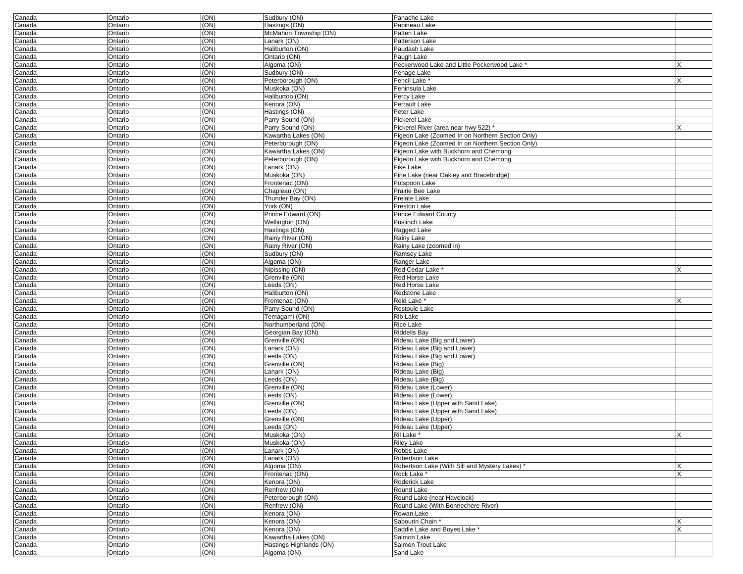| Canada | Ontario | (ON) | Sudbury (ON) | Panache Lake | |
|---|---|---|---|---|---|
| Canada | Ontario | (ON) | Hastings (ON) | Papineau Lake | |
| Canada | Ontario | (ON) | McMahon Township (ON) | Patten Lake | |
| Canada | Ontario | (ON) | Lanark (ON) | Patterson Lake | |
| Canada | Ontario | (ON) | Haliburton (ON) | Paudash Lake | |
| Canada | Ontario | (ON) | Ontario (ON) | Paugh Lake | |
| Canada | Ontario | (ON) | Algoma (ON) | Peckerwood Lake and Little Peckerwood Lake * | X |
| Canada | Ontario | (ON) | Sudbury (ON) | Penage Lake | |
| Canada | Ontario | (ON) | Peterborough (ON) | Pencil Lake * | X |
| Canada | Ontario | (ON) | Muskoka (ON) | Peninsula Lake | |
| Canada | Ontario | (ON) | Haliburton (ON) | Percy Lake | |
| Canada | Ontario | (ON) | Kenora (ON) | Perrault Lake | |
| Canada | Ontario | (ON) | Hastings (ON) | Peter Lake | |
| Canada | Ontario | (ON) | Parry Sound (ON) | Pickerel Lake | |
| Canada | Ontario | (ON) | Parry Sound (ON) | Pickerel River (area near hwy 522) * | X |
| Canada | Ontario | (ON) | Kawartha Lakes (ON) | Pigeon Lake (Zoomed In on Northern Section Only) | |
| Canada | Ontario | (ON) | Peterborough (ON) | Pigeon Lake (Zoomed In on Northern Section Only) | |
| Canada | Ontario | (ON) | Kawartha Lakes (ON) | Pigeon Lake with Buckhorn and Chemong | |
| Canada | Ontario | (ON) | Peterborough (ON) | Pigeon Lake with Buckhorn and Chemong | |
| Canada | Ontario | (ON) | Lanark (ON) | Pike Lake | |
| Canada | Ontario | (ON) | Muskoka (ON) | Pine Lake (near Oakley and Bracebridge) | |
| Canada | Ontario | (ON) | Frontenac (ON) | Potspoon Lake | |
| Canada | Ontario | (ON) | Chapleau (ON) | Prairie Bee Lake | |
| Canada | Ontario | (ON) | Thunder Bay (ON) | Prelate Lake | |
| Canada | Ontario | (ON) | York (ON) | Preston Lake | |
| Canada | Ontario | (ON) | Prince Edward (ON) | Prince Edward County | |
| Canada | Ontario | (ON) | Wellington (ON) | Puslinch Lake | |
| Canada | Ontario | (ON) | Hastings (ON) | Ragged Lake | |
| Canada | Ontario | (ON) | Rainy River (ON) | Rainy Lake | |
| Canada | Ontario | (ON) | Rainy River (ON) | Rainy Lake (zoomed in) | |
| Canada | Ontario | (ON) | Sudbury (ON) | Ramsey Lake | |
| Canada | Ontario | (ON) | Algoma (ON) | Ranger Lake | |
| Canada | Ontario | (ON) | Nipissing (ON) | Red Cedar Lake * | X |
| Canada | Ontario | (ON) | Grenville (ON) | Red Horse Lake | |
| Canada | Ontario | (ON) | Leeds (ON) | Red Horse Lake | |
| Canada | Ontario | (ON) | Haliburton (ON) | Redstone Lake | |
| Canada | Ontario | (ON) | Frontenac (ON) | Reid Lake * | X |
| Canada | Ontario | (ON) | Parry Sound (ON) | Restoule Lake | |
| Canada | Ontario | (ON) | Temagami (ON) | Rib Lake | |
| Canada | Ontario | (ON) | Northumberland (ON) | Rice Lake | |
| Canada | Ontario | (ON) | Georgian Bay (ON) | Riddells Bay | |
| Canada | Ontario | (ON) | Grenville (ON) | Rideau Lake (Big and Lower) | |
| Canada | Ontario | (ON) | Lanark (ON) | Rideau Lake (Big and Lower) | |
| Canada | Ontario | (ON) | Leeds (ON) | Rideau Lake (Big and Lower) | |
| Canada | Ontario | (ON) | Grenville (ON) | Rideau Lake (Big) | |
| Canada | Ontario | (ON) | Lanark (ON) | Rideau Lake (Big) | |
| Canada | Ontario | (ON) | Leeds (ON) | Rideau Lake (Big) | |
| Canada | Ontario | (ON) | Grenville (ON) | Rideau Lake (Lower) | |
| Canada | Ontario | (ON) | Leeds (ON) | Rideau Lake (Lower) | |
| Canada | Ontario | (ON) | Grenville (ON) | Rideau Lake (Upper with Sand Lake) | |
| Canada | Ontario | (ON) | Leeds (ON) | Rideau Lake (Upper with Sand Lake) | |
| Canada | Ontario | (ON) | Grenville (ON) | Rideau Lake (Upper) | |
| Canada | Ontario | (ON) | Leeds (ON) | Rideau Lake (Upper) | |
| Canada | Ontario | (ON) | Muskoka (ON) | Ril Lake * | X |
| Canada | Ontario | (ON) | Muskoka (ON) | Riley Lake | |
| Canada | Ontario | (ON) | Lanark (ON) | Robbs Lake | |
| Canada | Ontario | (ON) | Lanark (ON) | Robertson Lake | |
| Canada | Ontario | (ON) | Algoma (ON) | Robertson Lake (With Sill and Mystery Lakes) * | X |
| Canada | Ontario | (ON) | Frontenac (ON) | Rock Lake * | X |
| Canada | Ontario | (ON) | Kenora (ON) | Roderick Lake | |
| Canada | Ontario | (ON) | Renfrew (ON) | Round Lake | |
| Canada | Ontario | (ON) | Peterborough (ON) | Round Lake (near Havelock) | |
| Canada | Ontario | (ON) | Renfrew (ON) | Round Lake (With Bonnechere River) | |
| Canada | Ontario | (ON) | Kenora (ON) | Rowan Lake | |
| Canada | Ontario | (ON) | Kenora (ON) | Sabourin Chain * | X |
| Canada | Ontario | (ON) | Kenora (ON) | Saddle Lake and Boyes Lake * | X |
| Canada | Ontario | (ON) | Kawartha Lakes (ON) | Salmon Lake | |
| Canada | Ontario | (ON) | Hastings Highlands (ON) | Salmon Trout Lake | |
| Canada | Ontario | (ON) | Algoma (ON) | Sand Lake | |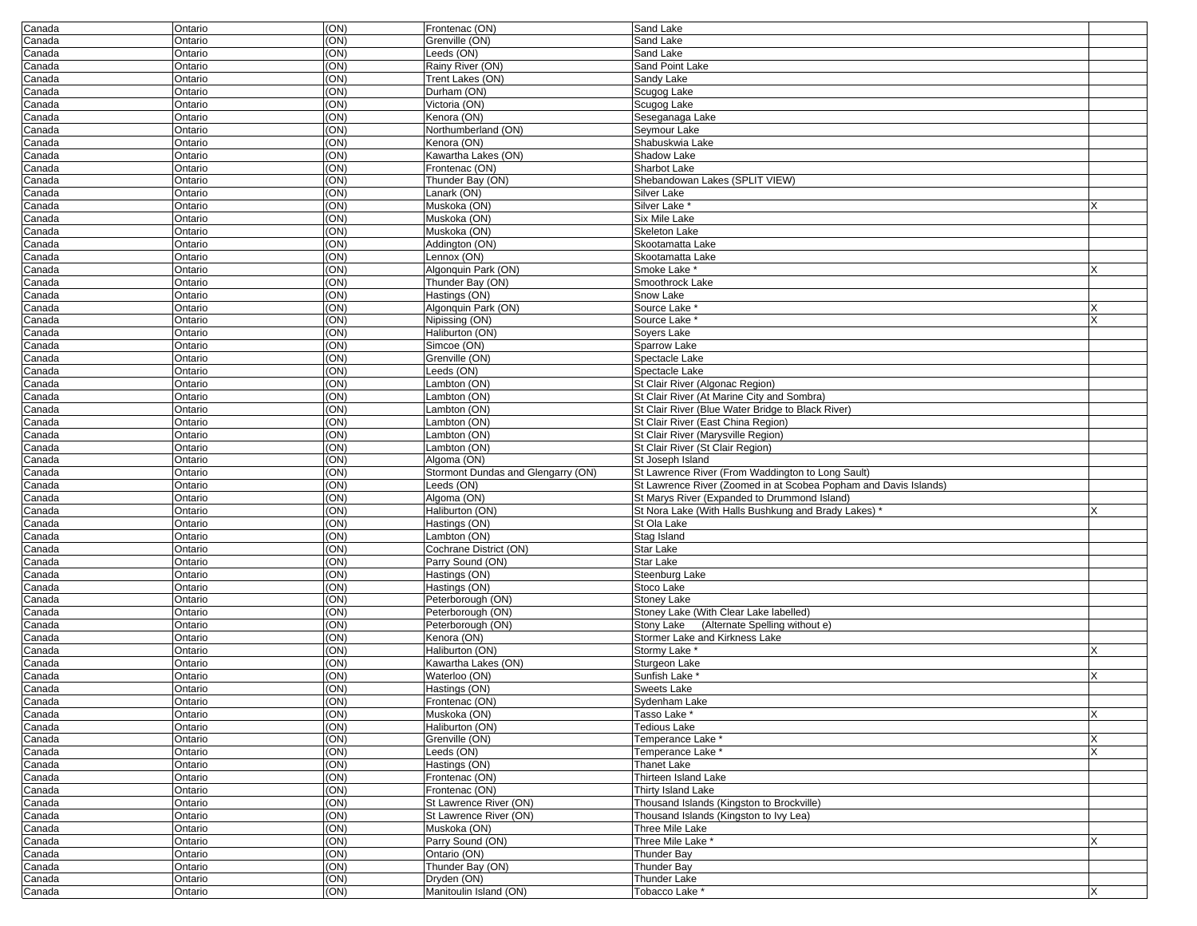| | | | | | |
|---|---|---|---|---|---|
| Canada | Ontario | (ON) | Frontenac (ON) | Sand Lake | |
| Canada | Ontario | (ON) | Grenville (ON) | Sand Lake | |
| Canada | Ontario | (ON) | Leeds (ON) | Sand Lake | |
| Canada | Ontario | (ON) | Rainy River (ON) | Sand Point Lake | |
| Canada | Ontario | (ON) | Trent Lakes (ON) | Sandy Lake | |
| Canada | Ontario | (ON) | Durham (ON) | Scugog Lake | |
| Canada | Ontario | (ON) | Victoria (ON) | Scugog Lake | |
| Canada | Ontario | (ON) | Kenora (ON) | Seseganaga Lake | |
| Canada | Ontario | (ON) | Northumberland (ON) | Seymour Lake | |
| Canada | Ontario | (ON) | Kenora (ON) | Shabuskwia Lake | |
| Canada | Ontario | (ON) | Kawartha Lakes (ON) | Shadow Lake | |
| Canada | Ontario | (ON) | Frontenac (ON) | Sharbot Lake | |
| Canada | Ontario | (ON) | Thunder Bay (ON) | Shebandowan Lakes (SPLIT VIEW) | |
| Canada | Ontario | (ON) | Lanark (ON) | Silver Lake | |
| Canada | Ontario | (ON) | Muskoka (ON) | Silver Lake * | X |
| Canada | Ontario | (ON) | Muskoka (ON) | Six Mile Lake | |
| Canada | Ontario | (ON) | Muskoka (ON) | Skeleton Lake | |
| Canada | Ontario | (ON) | Addington (ON) | Skootamatta Lake | |
| Canada | Ontario | (ON) | Lennox (ON) | Skootamatta Lake | |
| Canada | Ontario | (ON) | Algonquin Park (ON) | Smoke Lake * | X |
| Canada | Ontario | (ON) | Thunder Bay (ON) | Smoothrock Lake | |
| Canada | Ontario | (ON) | Hastings (ON) | Snow Lake | |
| Canada | Ontario | (ON) | Algonquin Park (ON) | Source Lake * | X |
| Canada | Ontario | (ON) | Nipissing (ON) | Source Lake * | X |
| Canada | Ontario | (ON) | Haliburton (ON) | Soyers Lake | |
| Canada | Ontario | (ON) | Simcoe (ON) | Sparrow Lake | |
| Canada | Ontario | (ON) | Grenville (ON) | Spectacle Lake | |
| Canada | Ontario | (ON) | Leeds (ON) | Spectacle Lake | |
| Canada | Ontario | (ON) | Lambton (ON) | St Clair River (Algonac Region) | |
| Canada | Ontario | (ON) | Lambton (ON) | St Clair River (At Marine City and Sombra) | |
| Canada | Ontario | (ON) | Lambton (ON) | St Clair River (Blue Water Bridge to Black River) | |
| Canada | Ontario | (ON) | Lambton (ON) | St Clair River (East China Region) | |
| Canada | Ontario | (ON) | Lambton (ON) | St Clair River (Marysville Region) | |
| Canada | Ontario | (ON) | Lambton (ON) | St Clair River (St Clair Region) | |
| Canada | Ontario | (ON) | Algoma (ON) | St Joseph Island | |
| Canada | Ontario | (ON) | Stormont Dundas and Glengarry (ON) | St Lawrence River (From Waddington to Long Sault) | |
| Canada | Ontario | (ON) | Leeds (ON) | St Lawrence River (Zoomed in at Scobea Popham and Davis Islands) | |
| Canada | Ontario | (ON) | Algoma (ON) | St Marys River (Expanded to Drummond Island) | |
| Canada | Ontario | (ON) | Haliburton (ON) | St Nora Lake (With Halls Bushkung and Brady Lakes) * | X |
| Canada | Ontario | (ON) | Hastings (ON) | St Ola Lake | |
| Canada | Ontario | (ON) | Lambton (ON) | Stag Island | |
| Canada | Ontario | (ON) | Cochrane District (ON) | Star Lake | |
| Canada | Ontario | (ON) | Parry Sound (ON) | Star Lake | |
| Canada | Ontario | (ON) | Hastings (ON) | Steenburg Lake | |
| Canada | Ontario | (ON) | Hastings (ON) | Stoco Lake | |
| Canada | Ontario | (ON) | Peterborough (ON) | Stoney Lake | |
| Canada | Ontario | (ON) | Peterborough (ON) | Stoney Lake (With Clear Lake labelled) | |
| Canada | Ontario | (ON) | Peterborough (ON) | Stony Lake (Alternate Spelling without e) | |
| Canada | Ontario | (ON) | Kenora (ON) | Stormer Lake and Kirkness Lake | |
| Canada | Ontario | (ON) | Haliburton (ON) | Stormy Lake * | X |
| Canada | Ontario | (ON) | Kawartha Lakes (ON) | Sturgeon Lake | |
| Canada | Ontario | (ON) | Waterloo (ON) | Sunfish Lake * | X |
| Canada | Ontario | (ON) | Hastings (ON) | Sweets Lake | |
| Canada | Ontario | (ON) | Frontenac (ON) | Sydenham Lake | |
| Canada | Ontario | (ON) | Muskoka (ON) | Tasso Lake * | X |
| Canada | Ontario | (ON) | Haliburton (ON) | Tedious Lake | |
| Canada | Ontario | (ON) | Grenville (ON) | Temperance Lake * | X |
| Canada | Ontario | (ON) | Leeds (ON) | Temperance Lake * | X |
| Canada | Ontario | (ON) | Hastings (ON) | Thanet Lake | |
| Canada | Ontario | (ON) | Frontenac (ON) | Thirteen Island Lake | |
| Canada | Ontario | (ON) | Frontenac (ON) | Thirty Island Lake | |
| Canada | Ontario | (ON) | St Lawrence River (ON) | Thousand Islands (Kingston to Brockville) | |
| Canada | Ontario | (ON) | St Lawrence River (ON) | Thousand Islands (Kingston to Ivy Lea) | |
| Canada | Ontario | (ON) | Muskoka (ON) | Three Mile Lake | |
| Canada | Ontario | (ON) | Parry Sound (ON) | Three Mile Lake * | X |
| Canada | Ontario | (ON) | Ontario (ON) | Thunder Bay | |
| Canada | Ontario | (ON) | Thunder Bay (ON) | Thunder Bay | |
| Canada | Ontario | (ON) | Dryden (ON) | Thunder Lake | |
| Canada | Ontario | (ON) | Manitoulin Island (ON) | Tobacco Lake * | X |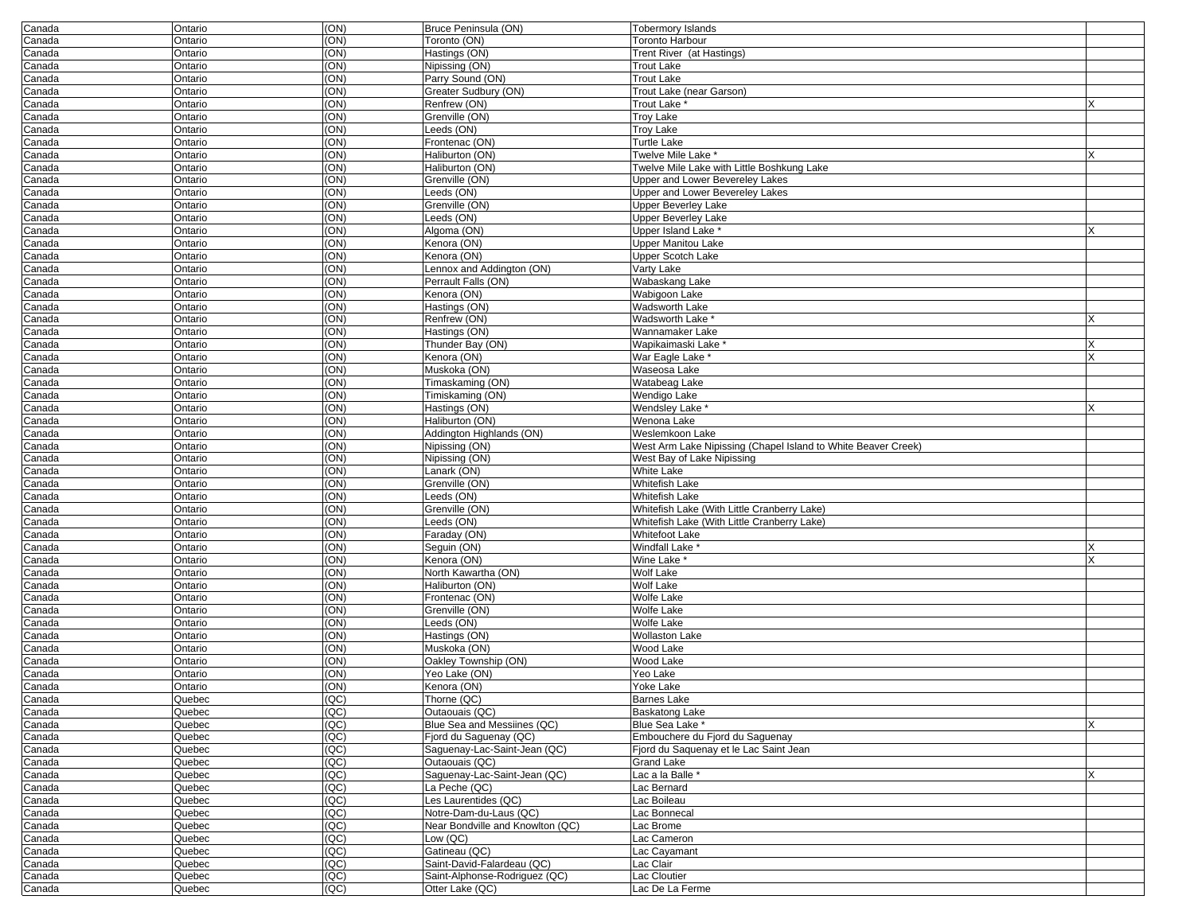| | | | | | |
|---|---|---|---|---|---|
| Canada | Ontario | (ON) | Bruce Peninsula (ON) | Tobermory Islands | |
| Canada | Ontario | (ON) | Toronto (ON) | Toronto Harbour | |
| Canada | Ontario | (ON) | Hastings (ON) | Trent River (at Hastings) | |
| Canada | Ontario | (ON) | Nipissing (ON) | Trout Lake | |
| Canada | Ontario | (ON) | Parry Sound (ON) | Trout Lake | |
| Canada | Ontario | (ON) | Greater Sudbury (ON) | Trout Lake (near Garson) | |
| Canada | Ontario | (ON) | Renfrew (ON) | Trout Lake * | X |
| Canada | Ontario | (ON) | Grenville (ON) | Troy Lake | |
| Canada | Ontario | (ON) | Leeds (ON) | Troy Lake | |
| Canada | Ontario | (ON) | Frontenac (ON) | Turtle Lake | |
| Canada | Ontario | (ON) | Haliburton (ON) | Twelve Mile Lake * | X |
| Canada | Ontario | (ON) | Haliburton (ON) | Twelve Mile Lake with Little Boshkung Lake | |
| Canada | Ontario | (ON) | Grenville (ON) | Upper and Lower Bevereley Lakes | |
| Canada | Ontario | (ON) | Leeds (ON) | Upper and Lower Bevereley Lakes | |
| Canada | Ontario | (ON) | Grenville (ON) | Upper Beverley Lake | |
| Canada | Ontario | (ON) | Leeds (ON) | Upper Beverley Lake | |
| Canada | Ontario | (ON) | Algoma (ON) | Upper Island Lake * | X |
| Canada | Ontario | (ON) | Kenora (ON) | Upper Manitou Lake | |
| Canada | Ontario | (ON) | Kenora (ON) | Upper Scotch Lake | |
| Canada | Ontario | (ON) | Lennox and Addington (ON) | Varty Lake | |
| Canada | Ontario | (ON) | Perrault Falls (ON) | Wabaskang Lake | |
| Canada | Ontario | (ON) | Kenora (ON) | Wabigoon Lake | |
| Canada | Ontario | (ON) | Hastings (ON) | Wadsworth Lake | |
| Canada | Ontario | (ON) | Renfrew (ON) | Wadsworth Lake * | X |
| Canada | Ontario | (ON) | Hastings (ON) | Wannamaker Lake | |
| Canada | Ontario | (ON) | Thunder Bay (ON) | Wapikaimaski Lake * | X |
| Canada | Ontario | (ON) | Kenora (ON) | War Eagle Lake * | X |
| Canada | Ontario | (ON) | Muskoka (ON) | Waseosa Lake | |
| Canada | Ontario | (ON) | Timaskaming (ON) | Watabeag Lake | |
| Canada | Ontario | (ON) | Timiskaming (ON) | Wendigo Lake | |
| Canada | Ontario | (ON) | Hastings (ON) | Wendsley Lake * | X |
| Canada | Ontario | (ON) | Haliburton (ON) | Wenona Lake | |
| Canada | Ontario | (ON) | Addington Highlands (ON) | Weslemkoon Lake | |
| Canada | Ontario | (ON) | Nipissing (ON) | West Arm Lake Nipissing (Chapel Island to White Beaver Creek) | |
| Canada | Ontario | (ON) | Nipissing (ON) | West Bay of Lake Nipissing | |
| Canada | Ontario | (ON) | Lanark (ON) | White Lake | |
| Canada | Ontario | (ON) | Grenville (ON) | Whitefish Lake | |
| Canada | Ontario | (ON) | Leeds (ON) | Whitefish Lake | |
| Canada | Ontario | (ON) | Grenville (ON) | Whitefish Lake (With Little Cranberry Lake) | |
| Canada | Ontario | (ON) | Leeds (ON) | Whitefish Lake (With Little Cranberry Lake) | |
| Canada | Ontario | (ON) | Faraday (ON) | Whitefoot Lake | |
| Canada | Ontario | (ON) | Seguin (ON) | Windfall Lake * | X |
| Canada | Ontario | (ON) | Kenora (ON) | Wine Lake * | X |
| Canada | Ontario | (ON) | North Kawartha (ON) | Wolf Lake | |
| Canada | Ontario | (ON) | Haliburton (ON) | Wolf Lake | |
| Canada | Ontario | (ON) | Frontenac (ON) | Wolfe Lake | |
| Canada | Ontario | (ON) | Grenville (ON) | Wolfe Lake | |
| Canada | Ontario | (ON) | Leeds (ON) | Wolfe Lake | |
| Canada | Ontario | (ON) | Hastings (ON) | Wollaston Lake | |
| Canada | Ontario | (ON) | Muskoka (ON) | Wood Lake | |
| Canada | Ontario | (ON) | Oakley Township (ON) | Wood Lake | |
| Canada | Ontario | (ON) | Yeo Lake (ON) | Yeo Lake | |
| Canada | Ontario | (ON) | Kenora (ON) | Yoke Lake | |
| Canada | Quebec | (QC) | Thorne (QC) | Barnes Lake | |
| Canada | Quebec | (QC) | Outaouais (QC) | Baskatong Lake | |
| Canada | Quebec | (QC) | Blue Sea and Messiines (QC) | Blue Sea Lake * | X |
| Canada | Quebec | (QC) | Fjord du Saguenay (QC) | Embouchere du Fjord du Saguenay | |
| Canada | Quebec | (QC) | Saguenay-Lac-Saint-Jean (QC) | Fjord du Saquenay et le Lac Saint Jean | |
| Canada | Quebec | (QC) | Outaouais (QC) | Grand Lake | |
| Canada | Quebec | (QC) | Saguenay-Lac-Saint-Jean (QC) | Lac a la Balle * | X |
| Canada | Quebec | (QC) | La Peche (QC) | Lac Bernard | |
| Canada | Quebec | (QC) | Les Laurentides (QC) | Lac Boileau | |
| Canada | Quebec | (QC) | Notre-Dam-du-Laus (QC) | Lac Bonnecal | |
| Canada | Quebec | (QC) | Near Bondville and Knowlton (QC) | Lac Brome | |
| Canada | Quebec | (QC) | Low (QC) | Lac Cameron | |
| Canada | Quebec | (QC) | Gatineau (QC) | Lac Cayamant | |
| Canada | Quebec | (QC) | Saint-David-Falardeau (QC) | Lac Clair | |
| Canada | Quebec | (QC) | Saint-Alphonse-Rodriguez (QC) | Lac Cloutier | |
| Canada | Quebec | (QC) | Otter Lake (QC) | Lac De La Ferme | |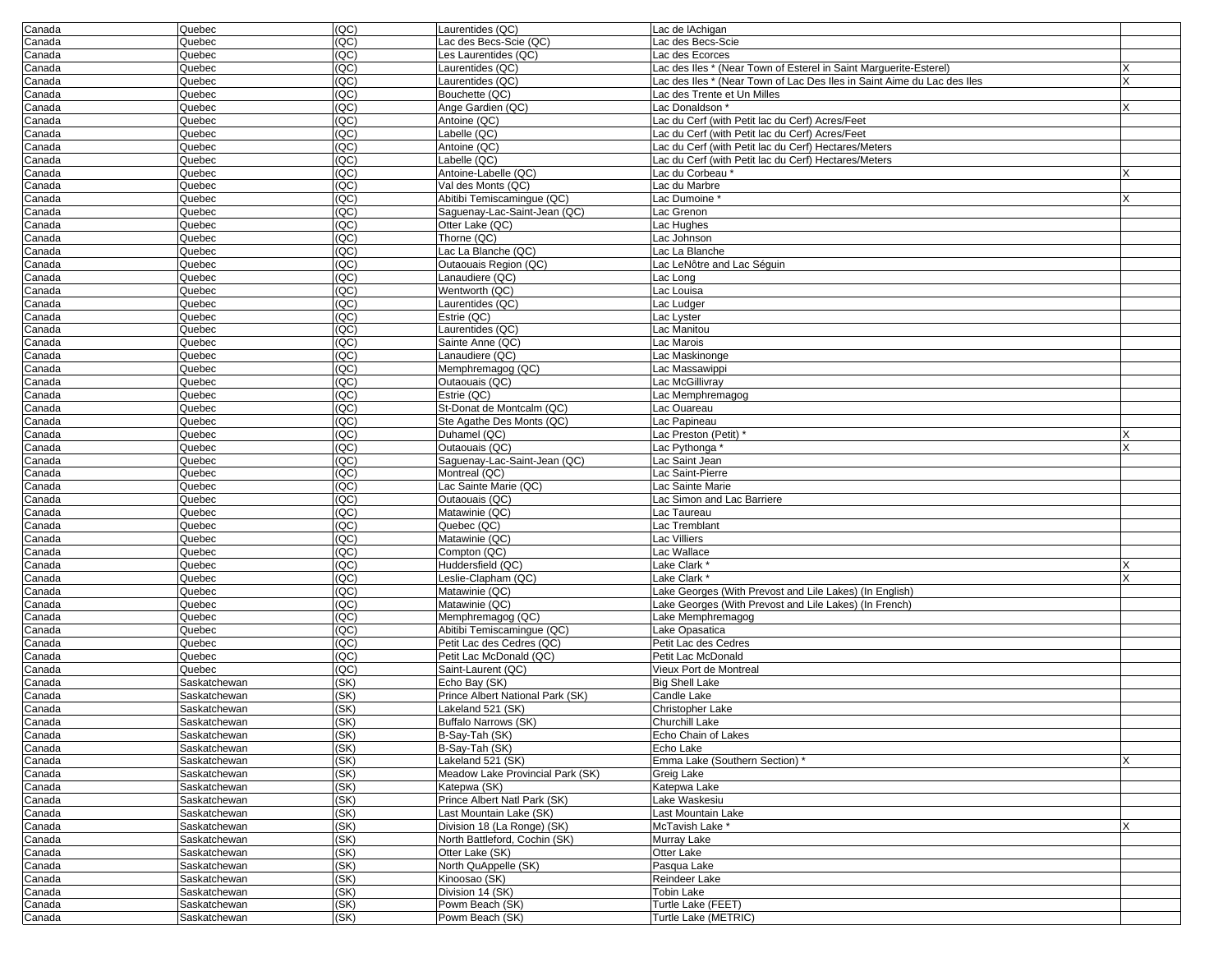| Canada | Quebec | (QC) | Laurentides (QC) | Lac de lAchigan | |
|---|---|---|---|---|---|
| Canada | Quebec | (QC) | Lac des Becs-Scie (QC) | Lac des Becs-Scie | |
| Canada | Quebec | (QC) | Les Laurentides (QC) | Lac des Ecorces | |
| Canada | Quebec | (QC) | Laurentides (QC) | Lac des Iles * (Near Town of Esterel in Saint Marguerite-Esterel) | X |
| Canada | Quebec | (QC) | Laurentides (QC) | Lac des Iles * (Near Town of Lac Des Iles in Saint Aime du Lac des Iles | X |
| Canada | Quebec | (QC) | Bouchette (QC) | Lac des Trente et Un Milles | |
| Canada | Quebec | (QC) | Ange Gardien (QC) | Lac Donaldson * | X |
| Canada | Quebec | (QC) | Antoine (QC) | Lac du Cerf (with Petit lac du Cerf) Acres/Feet | |
| Canada | Quebec | (QC) | Labelle (QC) | Lac du Cerf (with Petit lac du Cerf) Acres/Feet | |
| Canada | Quebec | (QC) | Antoine (QC) | Lac du Cerf (with Petit lac du Cerf) Hectares/Meters | |
| Canada | Quebec | (QC) | Labelle (QC) | Lac du Cerf (with Petit lac du Cerf) Hectares/Meters | |
| Canada | Quebec | (QC) | Antoine-Labelle (QC) | Lac du Corbeau * | X |
| Canada | Quebec | (QC) | Val des Monts (QC) | Lac du Marbre | |
| Canada | Quebec | (QC) | Abitibi Temiscamingue (QC) | Lac Dumoine * | X |
| Canada | Quebec | (QC) | Saguenay-Lac-Saint-Jean (QC) | Lac Grenon | |
| Canada | Quebec | (QC) | Otter Lake (QC) | Lac Hughes | |
| Canada | Quebec | (QC) | Thorne (QC) | Lac Johnson | |
| Canada | Quebec | (QC) | Lac La Blanche (QC) | Lac La Blanche | |
| Canada | Quebec | (QC) | Outaouais Region (QC) | Lac LeNôtre and Lac Séguin | |
| Canada | Quebec | (QC) | Lanaudiere (QC) | Lac Long | |
| Canada | Quebec | (QC) | Wentworth (QC) | Lac Louisa | |
| Canada | Quebec | (QC) | Laurentides (QC) | Lac Ludger | |
| Canada | Quebec | (QC) | Estrie (QC) | Lac Lyster | |
| Canada | Quebec | (QC) | Laurentides (QC) | Lac Manitou | |
| Canada | Quebec | (QC) | Sainte Anne (QC) | Lac Marois | |
| Canada | Quebec | (QC) | Lanaudiere (QC) | Lac Maskinonge | |
| Canada | Quebec | (QC) | Memphremagog (QC) | Lac Massawippi | |
| Canada | Quebec | (QC) | Outaouais (QC) | Lac McGillivray | |
| Canada | Quebec | (QC) | Estrie (QC) | Lac Memphremagog | |
| Canada | Quebec | (QC) | St-Donat de Montcalm (QC) | Lac Ouareau | |
| Canada | Quebec | (QC) | Ste Agathe Des Monts (QC) | Lac Papineau | |
| Canada | Quebec | (QC) | Duhamel (QC) | Lac Preston (Petit) * | X |
| Canada | Quebec | (QC) | Outaouais (QC) | Lac Pythonga * | X |
| Canada | Quebec | (QC) | Saguenay-Lac-Saint-Jean (QC) | Lac Saint Jean | |
| Canada | Quebec | (QC) | Montreal (QC) | Lac Saint-Pierre | |
| Canada | Quebec | (QC) | Lac Sainte Marie (QC) | Lac Sainte Marie | |
| Canada | Quebec | (QC) | Outaouais (QC) | Lac Simon and Lac Barriere | |
| Canada | Quebec | (QC) | Matawinie (QC) | Lac Taureau | |
| Canada | Quebec | (QC) | Quebec (QC) | Lac Tremblant | |
| Canada | Quebec | (QC) | Matawinie (QC) | Lac Villiers | |
| Canada | Quebec | (QC) | Compton (QC) | Lac Wallace | |
| Canada | Quebec | (QC) | Huddersfield (QC) | Lake Clark * | X |
| Canada | Quebec | (QC) | Leslie-Clapham (QC) | Lake Clark * | X |
| Canada | Quebec | (QC) | Matawinie (QC) | Lake Georges (With Prevost and Lile Lakes) (In English) | |
| Canada | Quebec | (QC) | Matawinie (QC) | Lake Georges (With Prevost and Lile Lakes) (In French) | |
| Canada | Quebec | (QC) | Memphremagog (QC) | Lake Memphremagog | |
| Canada | Quebec | (QC) | Abitibi Temiscamingue (QC) | Lake Opasatica | |
| Canada | Quebec | (QC) | Petit Lac des Cedres (QC) | Petit Lac des Cedres | |
| Canada | Quebec | (QC) | Petit Lac McDonald (QC) | Petit Lac McDonald | |
| Canada | Quebec | (QC) | Saint-Laurent (QC) | Vieux Port de Montreal | |
| Canada | Saskatchewan | (SK) | Echo Bay (SK) | Big Shell Lake | |
| Canada | Saskatchewan | (SK) | Prince Albert National Park (SK) | Candle Lake | |
| Canada | Saskatchewan | (SK) | Lakeland 521 (SK) | Christopher Lake | |
| Canada | Saskatchewan | (SK) | Buffalo Narrows (SK) | Churchill Lake | |
| Canada | Saskatchewan | (SK) | B-Say-Tah (SK) | Echo Chain of Lakes | |
| Canada | Saskatchewan | (SK) | B-Say-Tah (SK) | Echo Lake | |
| Canada | Saskatchewan | (SK) | Lakeland 521 (SK) | Emma Lake (Southern Section) * | X |
| Canada | Saskatchewan | (SK) | Meadow Lake Provincial Park (SK) | Greig Lake | |
| Canada | Saskatchewan | (SK) | Katepwa (SK) | Katepwa Lake | |
| Canada | Saskatchewan | (SK) | Prince Albert Natl Park (SK) | Lake Waskesiu | |
| Canada | Saskatchewan | (SK) | Last Mountain Lake (SK) | Last Mountain Lake | |
| Canada | Saskatchewan | (SK) | Division 18 (La Ronge) (SK) | McTavish Lake * | X |
| Canada | Saskatchewan | (SK) | North Battleford, Cochin (SK) | Murray Lake | |
| Canada | Saskatchewan | (SK) | Otter Lake (SK) | Otter Lake | |
| Canada | Saskatchewan | (SK) | North QuAppelle (SK) | Pasqua Lake | |
| Canada | Saskatchewan | (SK) | Kinoosao (SK) | Reindeer Lake | |
| Canada | Saskatchewan | (SK) | Division 14 (SK) | Tobin Lake | |
| Canada | Saskatchewan | (SK) | Powm Beach (SK) | Turtle Lake (FEET) | |
| Canada | Saskatchewan | (SK) | Powm Beach (SK) | Turtle Lake (METRIC) | |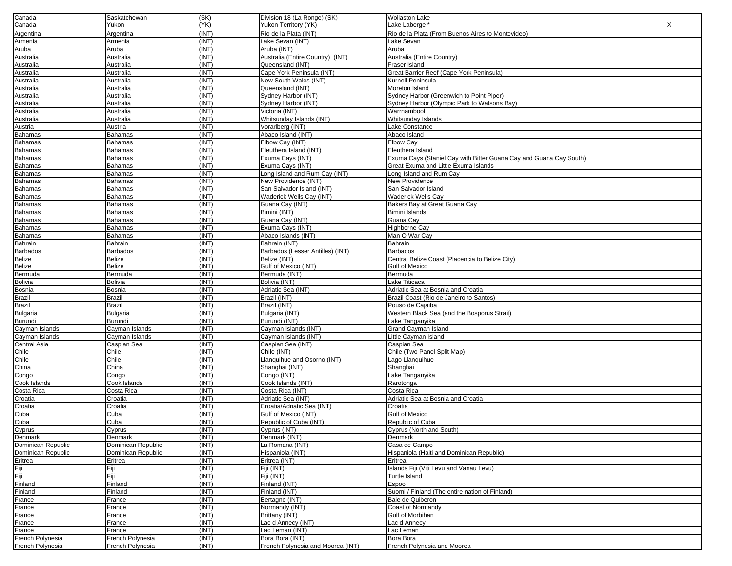| Canada | Saskatchewan | (SK) | Division 18 (La Ronge) (SK) | Wollaston Lake | |
|---|---|---|---|---|---|
| Canada | Yukon | (YK) | Yukon Territory (YK) | Lake Laberge * | X |
| Argentina | Argentina | (INT) | Rio de la Plata (INT) | Rio de la Plata (From Buenos Aires to Montevideo) | |
| Armenia | Armenia | (INT) | Lake Sevan (INT) | Lake Sevan | |
| Aruba | Aruba | (INT) | Aruba (INT) | Aruba | |
| Australia | Australia | (INT) | Australia (Entire Country) (INT) | Australia (Entire Country) | |
| Australia | Australia | (INT) | Queensland (INT) | Fraser Island | |
| Australia | Australia | (INT) | Cape York Peninsula (INT) | Great Barrier Reef (Cape York Peninsula) | |
| Australia | Australia | (INT) | New South Wales (INT) | Kurnell Peninsula | |
| Australia | Australia | (INT) | Queensland (INT) | Moreton Island | |
| Australia | Australia | (INT) | Sydney Harbor (INT) | Sydney Harbor (Greenwich to Point Piper) | |
| Australia | Australia | (INT) | Sydney Harbor (INT) | Sydney Harbor (Olympic Park to Watsons Bay) | |
| Australia | Australia | (INT) | Victoria (INT) | Warrnambool | |
| Australia | Australia | (INT) | Whitsunday Islands (INT) | Whitsunday Islands | |
| Austria | Austria | (INT) | Vorarlberg (INT) | Lake Constance | |
| Bahamas | Bahamas | (INT) | Abaco Island (INT) | Abaco Island | |
| Bahamas | Bahamas | (INT) | Elbow Cay (INT) | Elbow Cay | |
| Bahamas | Bahamas | (INT) | Eleuthera Island (INT) | Eleuthera Island | |
| Bahamas | Bahamas | (INT) | Exuma Cays (INT) | Exuma Cays (Staniel Cay with Bitter Guana Cay and Guana Cay South) | |
| Bahamas | Bahamas | (INT) | Exuma Cays (INT) | Great Exuma and Little Exuma Islands | |
| Bahamas | Bahamas | (INT) | Long Island and Rum Cay (INT) | Long Island and Rum Cay | |
| Bahamas | Bahamas | (INT) | New Providence (INT) | New Providence | |
| Bahamas | Bahamas | (INT) | San Salvador Island (INT) | San Salvador Island | |
| Bahamas | Bahamas | (INT) | Waderick Wells Cay (INT) | Waderick Wells Cay | |
| Bahamas | Bahamas | (INT) | Guana Cay (INT) | Bakers Bay at Great Guana Cay | |
| Bahamas | Bahamas | (INT) | Bimini (INT) | Bimini Islands | |
| Bahamas | Bahamas | (INT) | Guana Cay (INT) | Guana Cay | |
| Bahamas | Bahamas | (INT) | Exuma Cays (INT) | Highborne Cay | |
| Bahamas | Bahamas | (INT) | Abaco Islands (INT) | Man O War Cay | |
| Bahrain | Bahrain | (INT) | Bahrain (INT) | Bahrain | |
| Barbados | Barbados | (INT) | Barbados (Lesser Antilles) (INT) | Barbados | |
| Belize | Belize | (INT) | Belize (INT) | Central Belize Coast (Placencia to Belize City) | |
| Belize | Belize | (INT) | Gulf of Mexico (INT) | Gulf of Mexico | |
| Bermuda | Bermuda | (INT) | Bermuda (INT) | Bermuda | |
| Bolivia | Bolivia | (INT) | Bolivia (INT) | Lake Titicaca | |
| Bosnia | Bosnia | (INT) | Adriatic Sea (INT) | Adriatic Sea at Bosnia and Croatia | |
| Brazil | Brazil | (INT) | Brazil (INT) | Brazil Coast (Rio de Janeiro to Santos) | |
| Brazil | Brazil | (INT) | Brazil (INT) | Pouso de Cajaiba | |
| Bulgaria | Bulgaria | (INT) | Bulgaria (INT) | Western Black Sea (and the Bosporus Strait) | |
| Burundi | Burundi | (INT) | Burundi (INT) | Lake Tanganyika | |
| Cayman Islands | Cayman Islands | (INT) | Cayman Islands (INT) | Grand Cayman Island | |
| Cayman Islands | Cayman Islands | (INT) | Cayman Islands (INT) | Little Cayman Island | |
| Central Asia | Caspian Sea | (INT) | Caspian Sea (INT) | Caspian Sea | |
| Chile | Chile | (INT) | Chile (INT) | Chile (Two Panel Split Map) | |
| Chile | Chile | (INT) | Llanquihue and Osorno (INT) | Lago Llanquihue | |
| China | China | (INT) | Shanghai (INT) | Shanghai | |
| Congo | Congo | (INT) | Congo (INT) | Lake Tanganyika | |
| Cook Islands | Cook Islands | (INT) | Cook Islands (INT) | Rarotonga | |
| Costa Rica | Costa Rica | (INT) | Costa Rica (INT) | Costa Rica | |
| Croatia | Croatia | (INT) | Adriatic Sea (INT) | Adriatic Sea at Bosnia and Croatia | |
| Croatia | Croatia | (INT) | Croatia/Adriatic Sea (INT) | Croatia | |
| Cuba | Cuba | (INT) | Gulf of Mexico (INT) | Gulf of Mexico | |
| Cuba | Cuba | (INT) | Republic of Cuba (INT) | Republic of Cuba | |
| Cyprus | Cyprus | (INT) | Cyprus (INT) | Cyprus (North and South) | |
| Denmark | Denmark | (INT) | Denmark (INT) | Denmark | |
| Dominican Republic | Dominican Republic | (INT) | La Romana (INT) | Casa de Campo | |
| Dominican Republic | Dominican Republic | (INT) | Hispaniola (INT) | Hispaniola (Haiti and Dominican Republic) | |
| Eritrea | Eritrea | (INT) | Eritrea (INT) | Eritrea | |
| Fiji | Fiji | (INT) | Fiji (INT) | Islands Fiji (Viti Levu and Vanau Levu) | |
| Fiji | Fiji | (INT) | Fiji (INT) | Turtle Island | |
| Finland | Finland | (INT) | Finland (INT) | Espoo | |
| Finland | Finland | (INT) | Finland (INT) | Suomi / Finland (The entire nation of Finland) | |
| France | France | (INT) | Bertagne (INT) | Baie de Quiberon | |
| France | France | (INT) | Normandy (INT) | Coast of Normandy | |
| France | France | (INT) | Brittany (INT) | Gulf of Morbihan | |
| France | France | (INT) | Lac d Annecy (INT) | Lac d Annecy | |
| France | France | (INT) | Lac Leman (INT) | Lac Leman | |
| French Polynesia | French Polynesia | (INT) | Bora Bora (INT) | Bora Bora | |
| French Polynesia | French Polynesia | (INT) | French Polynesia and Moorea (INT) | French Polynesia and Moorea | |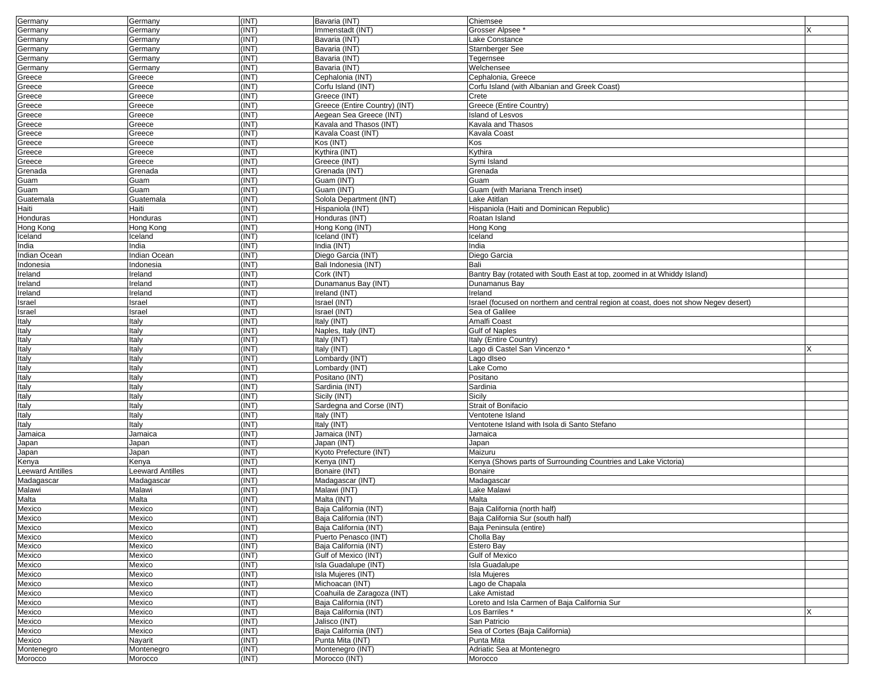| | | | | | |
|---|---|---|---|---|---|
| Germany | Germany | (INT) | Bavaria (INT) | Chiemsee | |
| Germany | Germany | (INT) | Immenstadt (INT) | Grosser Alpsee * | X |
| Germany | Germany | (INT) | Bavaria (INT) | Lake Constance | |
| Germany | Germany | (INT) | Bavaria (INT) | Starnberger See | |
| Germany | Germany | (INT) | Bavaria (INT) | Tegernsee | |
| Germany | Germany | (INT) | Bavaria (INT) | Welchensee | |
| Greece | Greece | (INT) | Cephalonia (INT) | Cephalonia, Greece | |
| Greece | Greece | (INT) | Corfu Island (INT) | Corfu Island (with Albanian and Greek Coast) | |
| Greece | Greece | (INT) | Greece (INT) | Crete | |
| Greece | Greece | (INT) | Greece (Entire Country) (INT) | Greece (Entire Country) | |
| Greece | Greece | (INT) | Aegean Sea Greece (INT) | Island of Lesvos | |
| Greece | Greece | (INT) | Kavala and Thasos (INT) | Kavala and Thasos | |
| Greece | Greece | (INT) | Kavala Coast (INT) | Kavala Coast | |
| Greece | Greece | (INT) | Kos (INT) | Kos | |
| Greece | Greece | (INT) | Kythira (INT) | Kythira | |
| Greece | Greece | (INT) | Greece (INT) | Symi Island | |
| Grenada | Grenada | (INT) | Grenada (INT) | Grenada | |
| Guam | Guam | (INT) | Guam (INT) | Guam | |
| Guam | Guam | (INT) | Guam (INT) | Guam (with Mariana Trench inset) | |
| Guatemala | Guatemala | (INT) | Solola Department (INT) | Lake Atitlan | |
| Haiti | Haiti | (INT) | Hispaniola (INT) | Hispaniola (Haiti and Dominican Republic) | |
| Honduras | Honduras | (INT) | Honduras (INT) | Roatan Island | |
| Hong Kong | Hong Kong | (INT) | Hong Kong (INT) | Hong Kong | |
| Iceland | Iceland | (INT) | Iceland (INT) | Iceland | |
| India | India | (INT) | India (INT) | India | |
| Indian Ocean | Indian Ocean | (INT) | Diego Garcia (INT) | Diego Garcia | |
| Indonesia | Indonesia | (INT) | Bali Indonesia (INT) | Bali | |
| Ireland | Ireland | (INT) | Cork (INT) | Bantry Bay (rotated with South East at top, zoomed in at Whiddy Island) | |
| Ireland | Ireland | (INT) | Dunamanus Bay (INT) | Dunamanus Bay | |
| Ireland | Ireland | (INT) | Ireland (INT) | Ireland | |
| Israel | Israel | (INT) | Israel (INT) | Israel (focused on northern and central region at coast, does not show Negev desert) | |
| Israel | Israel | (INT) | Israel (INT) | Sea of Galilee | |
| Italy | Italy | (INT) | Italy (INT) | Amalfi Coast | |
| Italy | Italy | (INT) | Naples, Italy (INT) | Gulf of Naples | |
| Italy | Italy | (INT) | Italy (INT) | Italy (Entire Country) | |
| Italy | Italy | (INT) | Italy (INT) | Lago di Castel San Vincenzo * | X |
| Italy | Italy | (INT) | Lombardy (INT) | Lago dIseo | |
| Italy | Italy | (INT) | Lombardy (INT) | Lake Como | |
| Italy | Italy | (INT) | Positano (INT) | Positano | |
| Italy | Italy | (INT) | Sardinia (INT) | Sardinia | |
| Italy | Italy | (INT) | Sicily (INT) | Sicily | |
| Italy | Italy | (INT) | Sardegna and Corse (INT) | Strait of Bonifacio | |
| Italy | Italy | (INT) | Italy (INT) | Ventotene Island | |
| Italy | Italy | (INT) | Italy (INT) | Ventotene Island with Isola di Santo Stefano | |
| Jamaica | Jamaica | (INT) | Jamaica (INT) | Jamaica | |
| Japan | Japan | (INT) | Japan (INT) | Japan | |
| Japan | Japan | (INT) | Kyoto Prefecture (INT) | Maizuru | |
| Kenya | Kenya | (INT) | Kenya (INT) | Kenya (Shows parts of Surrounding Countries and Lake Victoria) | |
| Leeward Antilles | Leeward Antilles | (INT) | Bonaire (INT) | Bonaire | |
| Madagascar | Madagascar | (INT) | Madagascar (INT) | Madagascar | |
| Malawi | Malawi | (INT) | Malawi (INT) | Lake Malawi | |
| Malta | Malta | (INT) | Malta (INT) | Malta | |
| Mexico | Mexico | (INT) | Baja California (INT) | Baja California (north half) | |
| Mexico | Mexico | (INT) | Baja California (INT) | Baja California Sur (south half) | |
| Mexico | Mexico | (INT) | Baja California (INT) | Baja Peninsula (entire) | |
| Mexico | Mexico | (INT) | Puerto Penasco (INT) | Cholla Bay | |
| Mexico | Mexico | (INT) | Baja California (INT) | Estero Bay | |
| Mexico | Mexico | (INT) | Gulf of Mexico (INT) | Gulf of Mexico | |
| Mexico | Mexico | (INT) | Isla Guadalupe (INT) | Isla Guadalupe | |
| Mexico | Mexico | (INT) | Isla Mujeres (INT) | Isla Mujeres | |
| Mexico | Mexico | (INT) | Michoacan (INT) | Lago de Chapala | |
| Mexico | Mexico | (INT) | Coahuila de Zaragoza (INT) | Lake Amistad | |
| Mexico | Mexico | (INT) | Baja California (INT) | Loreto and Isla Carmen of Baja California Sur | |
| Mexico | Mexico | (INT) | Baja California (INT) | Los Barriles * | X |
| Mexico | Mexico | (INT) | Jalisco (INT) | San Patricio | |
| Mexico | Mexico | (INT) | Baja California (INT) | Sea of Cortes (Baja California) | |
| Mexico | Nayarit | (INT) | Punta Mita (INT) | Punta Mita | |
| Montenegro | Montenegro | (INT) | Montenegro (INT) | Adriatic Sea at Montenegro | |
| Morocco | Morocco | (INT) | Morocco (INT) | Morocco | |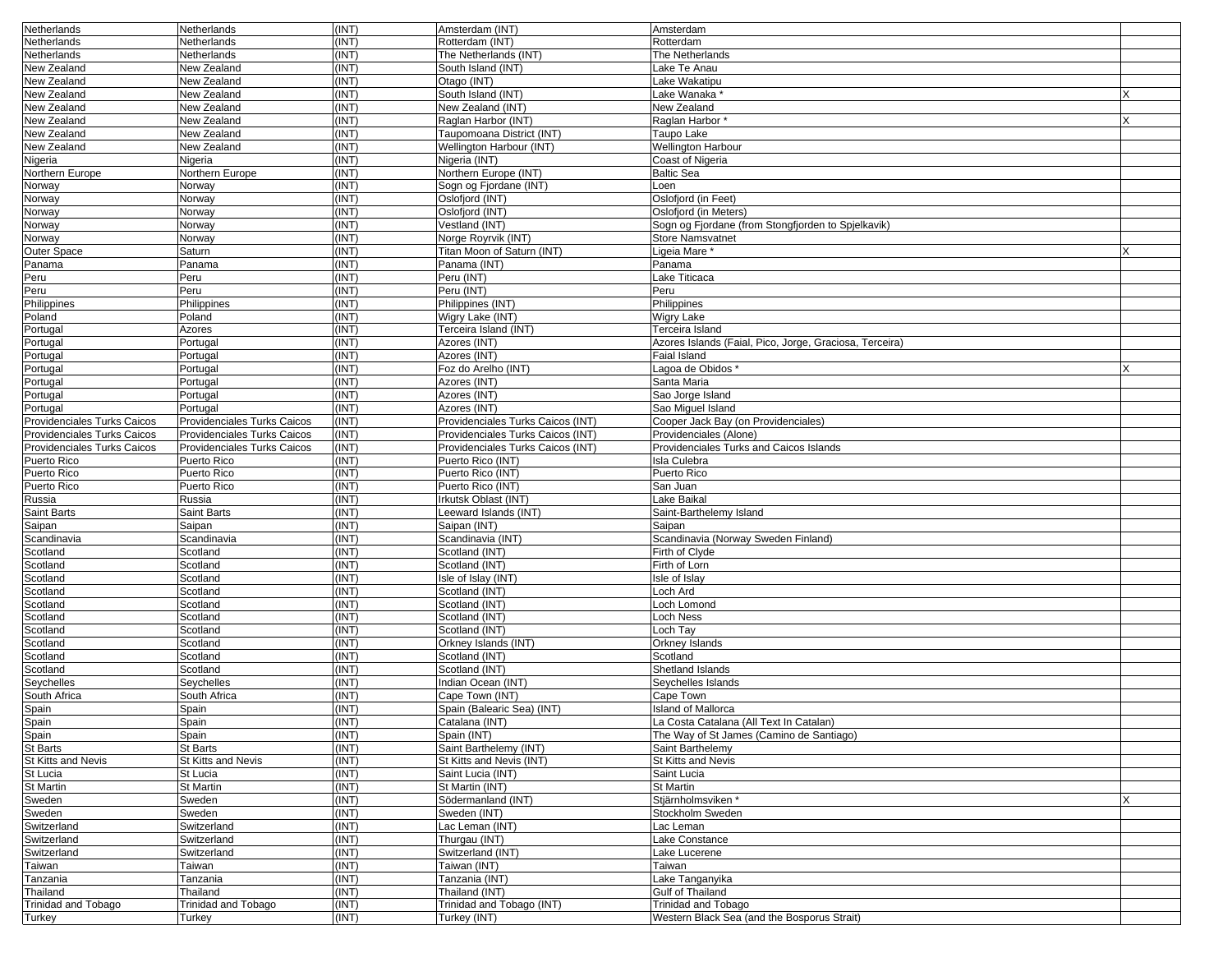| Netherlands | Netherlands | (INT) | Amsterdam (INT) | Amsterdam | |
|---|---|---|---|---|---|
| Netherlands | Netherlands | (INT) | Rotterdam (INT) | Rotterdam | |
| Netherlands | Netherlands | (INT) | The Netherlands (INT) | The Netherlands | |
| New Zealand | New Zealand | (INT) | South Island (INT) | Lake Te Anau | |
| New Zealand | New Zealand | (INT) | Otago (INT) | Lake Wakatipu | |
| New Zealand | New Zealand | (INT) | South Island (INT) | Lake Wanaka * | X |
| New Zealand | New Zealand | (INT) | New Zealand (INT) | New Zealand | |
| New Zealand | New Zealand | (INT) | Raglan Harbor (INT) | Raglan Harbor * | X |
| New Zealand | New Zealand | (INT) | Taupomoana District (INT) | Taupo Lake | |
| New Zealand | New Zealand | (INT) | Wellington Harbour (INT) | Wellington Harbour | |
| Nigeria | Nigeria | (INT) | Nigeria (INT) | Coast of Nigeria | |
| Northern Europe | Northern Europe | (INT) | Northern Europe (INT) | Baltic Sea | |
| Norway | Norway | (INT) | Sogn og Fjordane (INT) | Loen | |
| Norway | Norway | (INT) | Oslofjord (INT) | Oslofjord (in Feet) | |
| Norway | Norway | (INT) | Oslofjord (INT) | Oslofjord (in Meters) | |
| Norway | Norway | (INT) | Vestland (INT) | Sogn og Fjordane (from Stongfjorden to Spjelkavik) | |
| Norway | Norway | (INT) | Norge Royrvik (INT) | Store Namsvatnet | |
| Outer Space | Saturn | (INT) | Titan Moon of Saturn (INT) | Ligeia Mare * | X |
| Panama | Panama | (INT) | Panama (INT) | Panama | |
| Peru | Peru | (INT) | Peru (INT) | Lake Titicaca | |
| Peru | Peru | (INT) | Peru (INT) | Peru | |
| Philippines | Philippines | (INT) | Philippines (INT) | Philippines | |
| Poland | Poland | (INT) | Wigry Lake (INT) | Wigry Lake | |
| Portugal | Azores | (INT) | Terceira Island (INT) | Terceira Island | |
| Portugal | Portugal | (INT) | Azores (INT) | Azores Islands (Faial, Pico, Jorge, Graciosa, Terceira) | |
| Portugal | Portugal | (INT) | Azores (INT) | Faial Island | |
| Portugal | Portugal | (INT) | Foz do Arelho (INT) | Lagoa de Obidos * | X |
| Portugal | Portugal | (INT) | Azores (INT) | Santa Maria | |
| Portugal | Portugal | (INT) | Azores (INT) | Sao Jorge Island | |
| Portugal | Portugal | (INT) | Azores (INT) | Sao Miguel Island | |
| Providenciales Turks Caicos | Providenciales Turks Caicos | (INT) | Providenciales Turks Caicos (INT) | Cooper Jack Bay (on Providenciales) | |
| Providenciales Turks Caicos | Providenciales Turks Caicos | (INT) | Providenciales Turks Caicos (INT) | Providenciales (Alone) | |
| Providenciales Turks Caicos | Providenciales Turks Caicos | (INT) | Providenciales Turks Caicos (INT) | Providenciales Turks and Caicos Islands | |
| Puerto Rico | Puerto Rico | (INT) | Puerto Rico (INT) | Isla Culebra | |
| Puerto Rico | Puerto Rico | (INT) | Puerto Rico (INT) | Puerto Rico | |
| Puerto Rico | Puerto Rico | (INT) | Puerto Rico (INT) | San Juan | |
| Russia | Russia | (INT) | Irkutsk Oblast (INT) | Lake Baikal | |
| Saint Barts | Saint Barts | (INT) | Leeward Islands (INT) | Saint-Barthelemy Island | |
| Saipan | Saipan | (INT) | Saipan (INT) | Saipan | |
| Scandinavia | Scandinavia | (INT) | Scandinavia (INT) | Scandinavia (Norway Sweden Finland) | |
| Scotland | Scotland | (INT) | Scotland (INT) | Firth of Clyde | |
| Scotland | Scotland | (INT) | Scotland (INT) | Firth of Lorn | |
| Scotland | Scotland | (INT) | Isle of Islay (INT) | Isle of Islay | |
| Scotland | Scotland | (INT) | Scotland (INT) | Loch Ard | |
| Scotland | Scotland | (INT) | Scotland (INT) | Loch Lomond | |
| Scotland | Scotland | (INT) | Scotland (INT) | Loch Ness | |
| Scotland | Scotland | (INT) | Scotland (INT) | Loch Tay | |
| Scotland | Scotland | (INT) | Orkney Islands (INT) | Orkney Islands | |
| Scotland | Scotland | (INT) | Scotland (INT) | Scotland | |
| Scotland | Scotland | (INT) | Scotland (INT) | Shetland Islands | |
| Seychelles | Seychelles | (INT) | Indian Ocean (INT) | Seychelles Islands | |
| South Africa | South Africa | (INT) | Cape Town (INT) | Cape Town | |
| Spain | Spain | (INT) | Spain (Balearic Sea) (INT) | Island of Mallorca | |
| Spain | Spain | (INT) | Catalana (INT) | La Costa Catalana (All Text In Catalan) | |
| Spain | Spain | (INT) | Spain (INT) | The Way of St James (Camino de Santiago) | |
| St Barts | St Barts | (INT) | Saint Barthelemy (INT) | Saint Barthelemy | |
| St Kitts and Nevis | St Kitts and Nevis | (INT) | St Kitts and Nevis (INT) | St Kitts and Nevis | |
| St Lucia | St Lucia | (INT) | Saint Lucia (INT) | Saint Lucia | |
| St Martin | St Martin | (INT) | St Martin (INT) | St Martin | |
| Sweden | Sweden | (INT) | Södermanland (INT) | Stjärnholmsviken * | X |
| Sweden | Sweden | (INT) | Sweden (INT) | Stockholm Sweden | |
| Switzerland | Switzerland | (INT) | Lac Leman (INT) | Lac Leman | |
| Switzerland | Switzerland | (INT) | Thurgau (INT) | Lake Constance | |
| Switzerland | Switzerland | (INT) | Switzerland (INT) | Lake Lucerene | |
| Taiwan | Taiwan | (INT) | Taiwan (INT) | Taiwan | |
| Tanzania | Tanzania | (INT) | Tanzania (INT) | Lake Tanganyika | |
| Thailand | Thailand | (INT) | Thailand (INT) | Gulf of Thailand | |
| Trinidad and Tobago | Trinidad and Tobago | (INT) | Trinidad and Tobago (INT) | Trinidad and Tobago | |
| Turkey | Turkey | (INT) | Turkey (INT) | Western Black Sea (and the Bosporus Strait) | |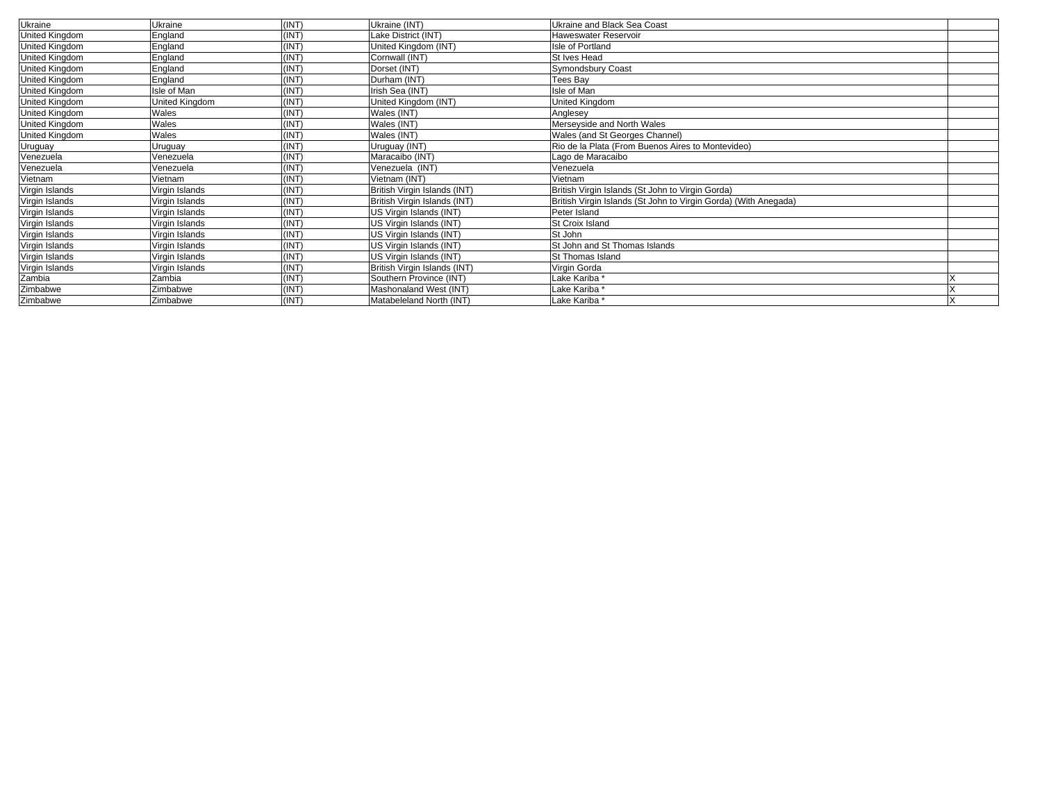| | | | | | |
|---|---|---|---|---|---|
| Ukraine | Ukraine | (INT) | Ukraine (INT) | Ukraine and Black Sea Coast | |
| United Kingdom | England | (INT) | Lake District (INT) | Haweswater Reservoir | |
| United Kingdom | England | (INT) | United Kingdom (INT) | Isle of Portland | |
| United Kingdom | England | (INT) | Cornwall (INT) | St Ives Head | |
| United Kingdom | England | (INT) | Dorset (INT) | Symondsbury Coast | |
| United Kingdom | England | (INT) | Durham (INT) | Tees Bay | |
| United Kingdom | Isle of Man | (INT) | Irish Sea (INT) | Isle of Man | |
| United Kingdom | United Kingdom | (INT) | United Kingdom (INT) | United Kingdom | |
| United Kingdom | Wales | (INT) | Wales (INT) | Anglesey | |
| United Kingdom | Wales | (INT) | Wales (INT) | Merseyside and North Wales | |
| United Kingdom | Wales | (INT) | Wales (INT) | Wales (and St Georges Channel) | |
| Uruguay | Uruguay | (INT) | Uruguay (INT) | Rio de la Plata (From Buenos Aires to Montevideo) | |
| Venezuela | Venezuela | (INT) | Maracaibo (INT) | Lago de Maracaibo | |
| Venezuela | Venezuela | (INT) | Venezuela (INT) | Venezuela | |
| Vietnam | Vietnam | (INT) | Vietnam (INT) | Vietnam | |
| Virgin Islands | Virgin Islands | (INT) | British Virgin Islands (INT) | British Virgin Islands (St John to Virgin Gorda) | |
| Virgin Islands | Virgin Islands | (INT) | British Virgin Islands (INT) | British Virgin Islands (St John to Virgin Gorda) (With Anegada) | |
| Virgin Islands | Virgin Islands | (INT) | US Virgin Islands (INT) | Peter Island | |
| Virgin Islands | Virgin Islands | (INT) | US Virgin Islands (INT) | St Croix Island | |
| Virgin Islands | Virgin Islands | (INT) | US Virgin Islands (INT) | St John | |
| Virgin Islands | Virgin Islands | (INT) | US Virgin Islands (INT) | St John and St Thomas Islands | |
| Virgin Islands | Virgin Islands | (INT) | US Virgin Islands (INT) | St Thomas Island | |
| Virgin Islands | Virgin Islands | (INT) | British Virgin Islands (INT) | Virgin Gorda | |
| Zambia | Zambia | (INT) | Southern Province (INT) | Lake Kariba * | X |
| Zimbabwe | Zimbabwe | (INT) | Mashonaland West (INT) | Lake Kariba * | X |
| Zimbabwe | Zimbabwe | (INT) | Matabeleland North (INT) | Lake Kariba * | X |